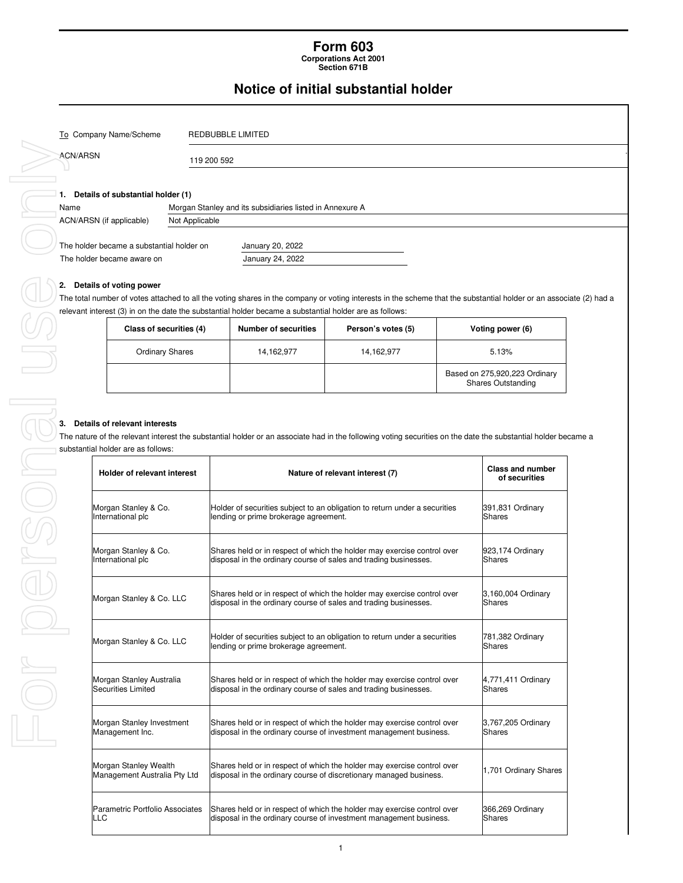# Form 603

**Corporations Act 2001**
**Section 671B**

## Notice of initial substantial holder

To Company Name/Scheme: REDBUBBLE LIMITED

ACN/ARSN: 119 200 592

### 1. Details of substantial holder (1)

Name: Morgan Stanley and its subsidiaries listed in Annexure A

ACN/ARSN (if applicable): Not Applicable

The holder became a substantial holder on: January 20, 2022

The holder became aware on: January 24, 2022

### 2. Details of voting power

The total number of votes attached to all the voting shares in the company or voting interests in the scheme that the substantial holder or an associate (2) had a relevant interest (3) in on the date the substantial holder became a substantial holder are as follows:

| Class of securities (4) | Number of securities | Person's votes (5) | Voting power (6) |
|---|---|---|---|
| Ordinary Shares | 14,162,977 | 14,162,977 | 5.13% |
| | | | Based on 275,920,223 Ordinary Shares Outstanding |

### 3. Details of relevant interests

The nature of the relevant interest the substantial holder or an associate had in the following voting securities on the date the substantial holder became a substantial holder are as follows:

| Holder of relevant interest | Nature of relevant interest (7) | Class and number of securities |
|---|---|---|
| Morgan Stanley & Co. International plc | Holder of securities subject to an obligation to return under a securities lending or prime brokerage agreement. | 391,831 Ordinary Shares |
| Morgan Stanley & Co. International plc | Shares held or in respect of which the holder may exercise control over disposal in the ordinary course of sales and trading businesses. | 923,174 Ordinary Shares |
| Morgan Stanley & Co. LLC | Shares held or in respect of which the holder may exercise control over disposal in the ordinary course of sales and trading businesses. | 3,160,004 Ordinary Shares |
| Morgan Stanley & Co. LLC | Holder of securities subject to an obligation to return under a securities lending or prime brokerage agreement. | 781,382 Ordinary Shares |
| Morgan Stanley Australia Securities Limited | Shares held or in respect of which the holder may exercise control over disposal in the ordinary course of sales and trading businesses. | 4,771,411 Ordinary Shares |
| Morgan Stanley Investment Management Inc. | Shares held or in respect of which the holder may exercise control over disposal in the ordinary course of investment management business. | 3,767,205 Ordinary Shares |
| Morgan Stanley Wealth Management Australia Pty Ltd | Shares held or in respect of which the holder may exercise control over disposal in the ordinary course of discretionary managed business. | 1,701 Ordinary Shares |
| Parametric Portfolio Associates LLC | Shares held or in respect of which the holder may exercise control over disposal in the ordinary course of investment management business. | 366,269 Ordinary Shares |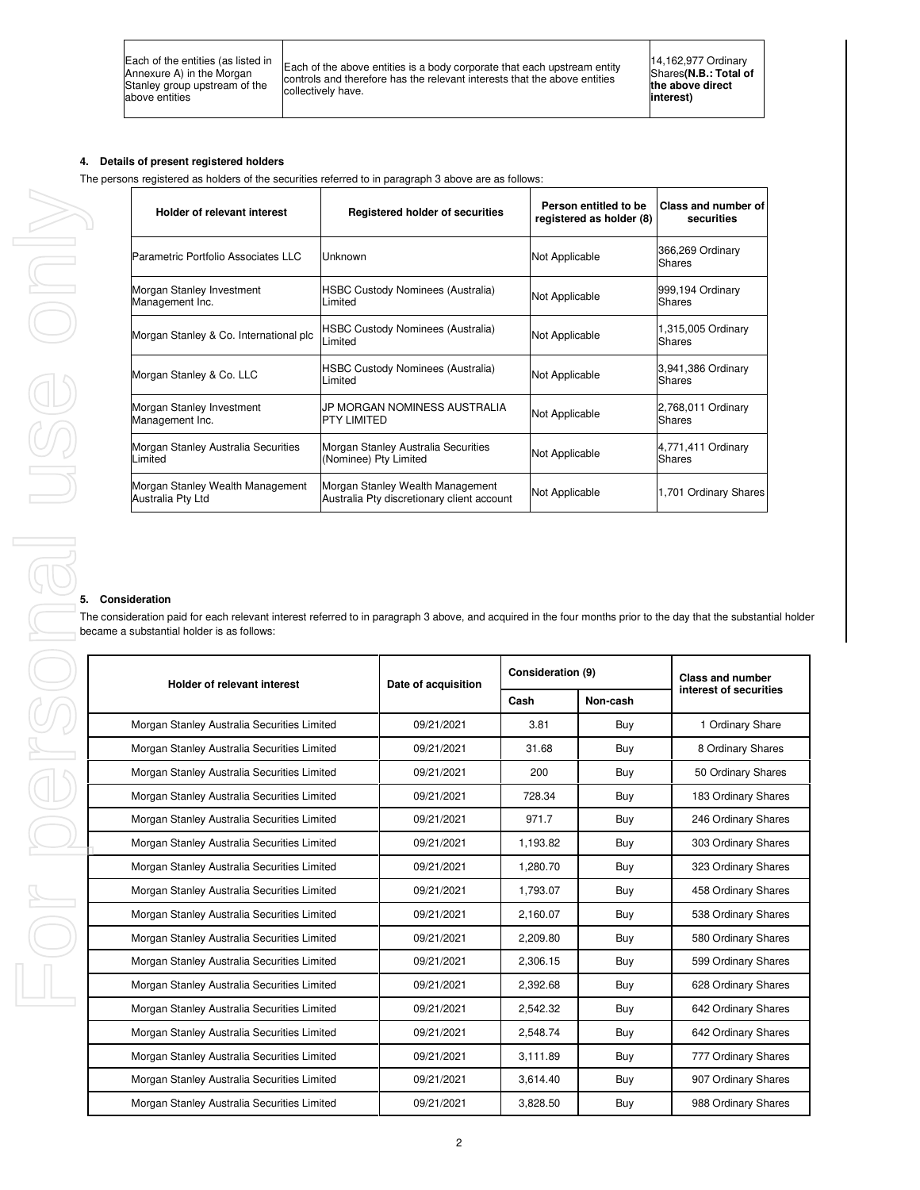| Each of the entities (as listed in Annexure A) in the Morgan Stanley group upstream of the above entities | Each of the above entities is a body corporate that each upstream entity controls and therefore has the relevant interests that the above entities collectively have. | 14,162,977 Ordinary Shares**(N.B.: Total of the above direct interest)** |
|---|---|---|

#### 4. Details of present registered holders

The persons registered as holders of the securities referred to in paragraph 3 above are as follows:

| Holder of relevant interest | Registered holder of securities | Person entitled to be registered as holder (8) | Class and number of securities |
|---|---|---|---|
| Parametric Portfolio Associates LLC | Unknown | Not Applicable | 366,269 Ordinary Shares |
| Morgan Stanley Investment Management Inc. | HSBC Custody Nominees (Australia) Limited | Not Applicable | 999,194 Ordinary Shares |
| Morgan Stanley & Co. International plc | HSBC Custody Nominees (Australia) Limited | Not Applicable | 1,315,005 Ordinary Shares |
| Morgan Stanley & Co. LLC | HSBC Custody Nominees (Australia) Limited | Not Applicable | 3,941,386 Ordinary Shares |
| Morgan Stanley Investment Management Inc. | JP MORGAN NOMINESS AUSTRALIA PTY LIMITED | Not Applicable | 2,768,011 Ordinary Shares |
| Morgan Stanley Australia Securities Limited | Morgan Stanley Australia Securities (Nominee) Pty Limited | Not Applicable | 4,771,411 Ordinary Shares |
| Morgan Stanley Wealth Management Australia Pty Ltd | Morgan Stanley Wealth Management Australia Pty discretionary client account | Not Applicable | 1,701 Ordinary Shares |

#### 5. Consideration

The consideration paid for each relevant interest referred to in paragraph 3 above, and acquired in the four months prior to the day that the substantial holder became a substantial holder is as follows:

| Holder of relevant interest | Date of acquisition | Consideration (9) | | Class and number interest of securities |
|---|---|---|---|---|
| | | Cash | Non-cash | |
| Morgan Stanley Australia Securities Limited | 09/21/2021 | 3.81 | Buy | 1 Ordinary Share |
| Morgan Stanley Australia Securities Limited | 09/21/2021 | 31.68 | Buy | 8 Ordinary Shares |
| Morgan Stanley Australia Securities Limited | 09/21/2021 | 200 | Buy | 50 Ordinary Shares |
| Morgan Stanley Australia Securities Limited | 09/21/2021 | 728.34 | Buy | 183 Ordinary Shares |
| Morgan Stanley Australia Securities Limited | 09/21/2021 | 971.7 | Buy | 246 Ordinary Shares |
| Morgan Stanley Australia Securities Limited | 09/21/2021 | 1,193.82 | Buy | 303 Ordinary Shares |
| Morgan Stanley Australia Securities Limited | 09/21/2021 | 1,280.70 | Buy | 323 Ordinary Shares |
| Morgan Stanley Australia Securities Limited | 09/21/2021 | 1,793.07 | Buy | 458 Ordinary Shares |
| Morgan Stanley Australia Securities Limited | 09/21/2021 | 2,160.07 | Buy | 538 Ordinary Shares |
| Morgan Stanley Australia Securities Limited | 09/21/2021 | 2,209.80 | Buy | 580 Ordinary Shares |
| Morgan Stanley Australia Securities Limited | 09/21/2021 | 2,306.15 | Buy | 599 Ordinary Shares |
| Morgan Stanley Australia Securities Limited | 09/21/2021 | 2,392.68 | Buy | 628 Ordinary Shares |
| Morgan Stanley Australia Securities Limited | 09/21/2021 | 2,542.32 | Buy | 642 Ordinary Shares |
| Morgan Stanley Australia Securities Limited | 09/21/2021 | 2,548.74 | Buy | 642 Ordinary Shares |
| Morgan Stanley Australia Securities Limited | 09/21/2021 | 3,111.89 | Buy | 777 Ordinary Shares |
| Morgan Stanley Australia Securities Limited | 09/21/2021 | 3,614.40 | Buy | 907 Ordinary Shares |
| Morgan Stanley Australia Securities Limited | 09/21/2021 | 3,828.50 | Buy | 988 Ordinary Shares |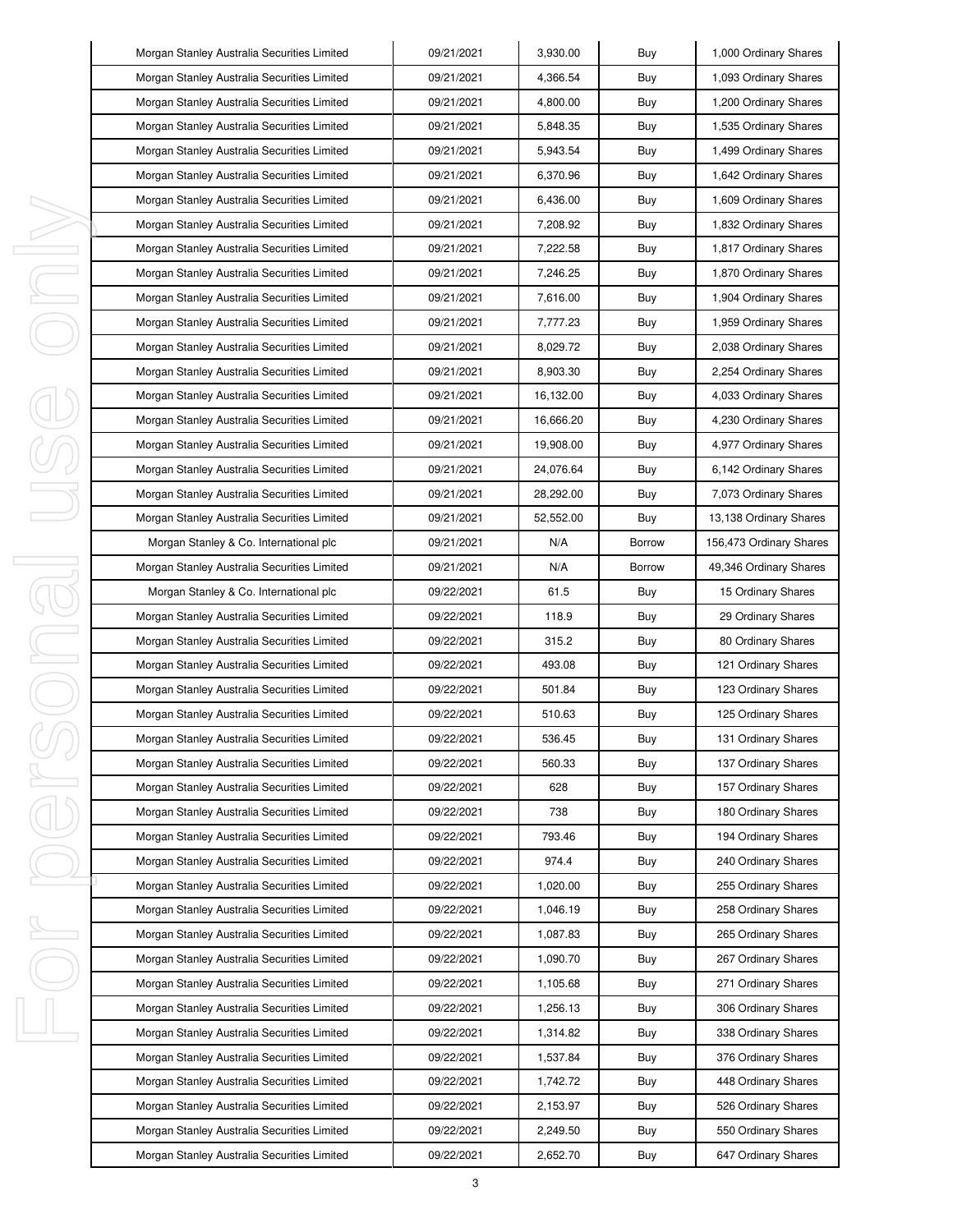| Morgan Stanley Australia Securities Limited | 09/21/2021 | 3,930.00 | Buy | 1,000 Ordinary Shares |
|---|---|---|---|---|
| Morgan Stanley Australia Securities Limited | 09/21/2021 | 4,366.54 | Buy | 1,093 Ordinary Shares |
| Morgan Stanley Australia Securities Limited | 09/21/2021 | 4,800.00 | Buy | 1,200 Ordinary Shares |
| Morgan Stanley Australia Securities Limited | 09/21/2021 | 5,848.35 | Buy | 1,535 Ordinary Shares |
| Morgan Stanley Australia Securities Limited | 09/21/2021 | 5,943.54 | Buy | 1,499 Ordinary Shares |
| Morgan Stanley Australia Securities Limited | 09/21/2021 | 6,370.96 | Buy | 1,642 Ordinary Shares |
| Morgan Stanley Australia Securities Limited | 09/21/2021 | 6,436.00 | Buy | 1,609 Ordinary Shares |
| Morgan Stanley Australia Securities Limited | 09/21/2021 | 7,208.92 | Buy | 1,832 Ordinary Shares |
| Morgan Stanley Australia Securities Limited | 09/21/2021 | 7,222.58 | Buy | 1,817 Ordinary Shares |
| Morgan Stanley Australia Securities Limited | 09/21/2021 | 7,246.25 | Buy | 1,870 Ordinary Shares |
| Morgan Stanley Australia Securities Limited | 09/21/2021 | 7,616.00 | Buy | 1,904 Ordinary Shares |
| Morgan Stanley Australia Securities Limited | 09/21/2021 | 7,777.23 | Buy | 1,959 Ordinary Shares |
| Morgan Stanley Australia Securities Limited | 09/21/2021 | 8,029.72 | Buy | 2,038 Ordinary Shares |
| Morgan Stanley Australia Securities Limited | 09/21/2021 | 8,903.30 | Buy | 2,254 Ordinary Shares |
| Morgan Stanley Australia Securities Limited | 09/21/2021 | 16,132.00 | Buy | 4,033 Ordinary Shares |
| Morgan Stanley Australia Securities Limited | 09/21/2021 | 16,666.20 | Buy | 4,230 Ordinary Shares |
| Morgan Stanley Australia Securities Limited | 09/21/2021 | 19,908.00 | Buy | 4,977 Ordinary Shares |
| Morgan Stanley Australia Securities Limited | 09/21/2021 | 24,076.64 | Buy | 6,142 Ordinary Shares |
| Morgan Stanley Australia Securities Limited | 09/21/2021 | 28,292.00 | Buy | 7,073 Ordinary Shares |
| Morgan Stanley Australia Securities Limited | 09/21/2021 | 52,552.00 | Buy | 13,138 Ordinary Shares |
| Morgan Stanley & Co. International plc | 09/21/2021 | N/A | Borrow | 156,473 Ordinary Shares |
| Morgan Stanley Australia Securities Limited | 09/21/2021 | N/A | Borrow | 49,346 Ordinary Shares |
| Morgan Stanley & Co. International plc | 09/22/2021 | 61.5 | Buy | 15 Ordinary Shares |
| Morgan Stanley Australia Securities Limited | 09/22/2021 | 118.9 | Buy | 29 Ordinary Shares |
| Morgan Stanley Australia Securities Limited | 09/22/2021 | 315.2 | Buy | 80 Ordinary Shares |
| Morgan Stanley Australia Securities Limited | 09/22/2021 | 493.08 | Buy | 121 Ordinary Shares |
| Morgan Stanley Australia Securities Limited | 09/22/2021 | 501.84 | Buy | 123 Ordinary Shares |
| Morgan Stanley Australia Securities Limited | 09/22/2021 | 510.63 | Buy | 125 Ordinary Shares |
| Morgan Stanley Australia Securities Limited | 09/22/2021 | 536.45 | Buy | 131 Ordinary Shares |
| Morgan Stanley Australia Securities Limited | 09/22/2021 | 560.33 | Buy | 137 Ordinary Shares |
| Morgan Stanley Australia Securities Limited | 09/22/2021 | 628 | Buy | 157 Ordinary Shares |
| Morgan Stanley Australia Securities Limited | 09/22/2021 | 738 | Buy | 180 Ordinary Shares |
| Morgan Stanley Australia Securities Limited | 09/22/2021 | 793.46 | Buy | 194 Ordinary Shares |
| Morgan Stanley Australia Securities Limited | 09/22/2021 | 974.4 | Buy | 240 Ordinary Shares |
| Morgan Stanley Australia Securities Limited | 09/22/2021 | 1,020.00 | Buy | 255 Ordinary Shares |
| Morgan Stanley Australia Securities Limited | 09/22/2021 | 1,046.19 | Buy | 258 Ordinary Shares |
| Morgan Stanley Australia Securities Limited | 09/22/2021 | 1,087.83 | Buy | 265 Ordinary Shares |
| Morgan Stanley Australia Securities Limited | 09/22/2021 | 1,090.70 | Buy | 267 Ordinary Shares |
| Morgan Stanley Australia Securities Limited | 09/22/2021 | 1,105.68 | Buy | 271 Ordinary Shares |
| Morgan Stanley Australia Securities Limited | 09/22/2021 | 1,256.13 | Buy | 306 Ordinary Shares |
| Morgan Stanley Australia Securities Limited | 09/22/2021 | 1,314.82 | Buy | 338 Ordinary Shares |
| Morgan Stanley Australia Securities Limited | 09/22/2021 | 1,537.84 | Buy | 376 Ordinary Shares |
| Morgan Stanley Australia Securities Limited | 09/22/2021 | 1,742.72 | Buy | 448 Ordinary Shares |
| Morgan Stanley Australia Securities Limited | 09/22/2021 | 2,153.97 | Buy | 526 Ordinary Shares |
| Morgan Stanley Australia Securities Limited | 09/22/2021 | 2,249.50 | Buy | 550 Ordinary Shares |
| Morgan Stanley Australia Securities Limited | 09/22/2021 | 2,652.70 | Buy | 647 Ordinary Shares |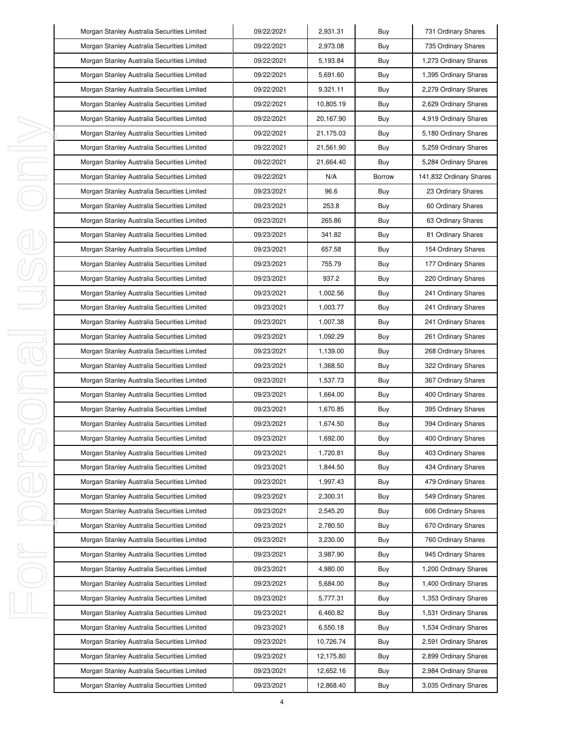| Morgan Stanley Australia Securities Limited | 09/22/2021 | 2,931.31 | Buy | 731 Ordinary Shares |
|---|---|---|---|---|
| Morgan Stanley Australia Securities Limited | 09/22/2021 | 2,973.08 | Buy | 735 Ordinary Shares |
| Morgan Stanley Australia Securities Limited | 09/22/2021 | 5,193.84 | Buy | 1,273 Ordinary Shares |
| Morgan Stanley Australia Securities Limited | 09/22/2021 | 5,691.60 | Buy | 1,395 Ordinary Shares |
| Morgan Stanley Australia Securities Limited | 09/22/2021 | 9,321.11 | Buy | 2,279 Ordinary Shares |
| Morgan Stanley Australia Securities Limited | 09/22/2021 | 10,805.19 | Buy | 2,629 Ordinary Shares |
| Morgan Stanley Australia Securities Limited | 09/22/2021 | 20,167.90 | Buy | 4,919 Ordinary Shares |
| Morgan Stanley Australia Securities Limited | 09/22/2021 | 21,175.03 | Buy | 5,180 Ordinary Shares |
| Morgan Stanley Australia Securities Limited | 09/22/2021 | 21,561.90 | Buy | 5,259 Ordinary Shares |
| Morgan Stanley Australia Securities Limited | 09/22/2021 | 21,664.40 | Buy | 5,284 Ordinary Shares |
| Morgan Stanley Australia Securities Limited | 09/22/2021 | N/A | Borrow | 141,832 Ordinary Shares |
| Morgan Stanley Australia Securities Limited | 09/23/2021 | 96.6 | Buy | 23 Ordinary Shares |
| Morgan Stanley Australia Securities Limited | 09/23/2021 | 253.8 | Buy | 60 Ordinary Shares |
| Morgan Stanley Australia Securities Limited | 09/23/2021 | 265.86 | Buy | 63 Ordinary Shares |
| Morgan Stanley Australia Securities Limited | 09/23/2021 | 341.82 | Buy | 81 Ordinary Shares |
| Morgan Stanley Australia Securities Limited | 09/23/2021 | 657.58 | Buy | 154 Ordinary Shares |
| Morgan Stanley Australia Securities Limited | 09/23/2021 | 755.79 | Buy | 177 Ordinary Shares |
| Morgan Stanley Australia Securities Limited | 09/23/2021 | 937.2 | Buy | 220 Ordinary Shares |
| Morgan Stanley Australia Securities Limited | 09/23/2021 | 1,002.56 | Buy | 241 Ordinary Shares |
| Morgan Stanley Australia Securities Limited | 09/23/2021 | 1,003.77 | Buy | 241 Ordinary Shares |
| Morgan Stanley Australia Securities Limited | 09/23/2021 | 1,007.38 | Buy | 241 Ordinary Shares |
| Morgan Stanley Australia Securities Limited | 09/23/2021 | 1,092.29 | Buy | 261 Ordinary Shares |
| Morgan Stanley Australia Securities Limited | 09/23/2021 | 1,139.00 | Buy | 268 Ordinary Shares |
| Morgan Stanley Australia Securities Limited | 09/23/2021 | 1,368.50 | Buy | 322 Ordinary Shares |
| Morgan Stanley Australia Securities Limited | 09/23/2021 | 1,537.73 | Buy | 367 Ordinary Shares |
| Morgan Stanley Australia Securities Limited | 09/23/2021 | 1,664.00 | Buy | 400 Ordinary Shares |
| Morgan Stanley Australia Securities Limited | 09/23/2021 | 1,670.85 | Buy | 395 Ordinary Shares |
| Morgan Stanley Australia Securities Limited | 09/23/2021 | 1,674.50 | Buy | 394 Ordinary Shares |
| Morgan Stanley Australia Securities Limited | 09/23/2021 | 1,692.00 | Buy | 400 Ordinary Shares |
| Morgan Stanley Australia Securities Limited | 09/23/2021 | 1,720.81 | Buy | 403 Ordinary Shares |
| Morgan Stanley Australia Securities Limited | 09/23/2021 | 1,844.50 | Buy | 434 Ordinary Shares |
| Morgan Stanley Australia Securities Limited | 09/23/2021 | 1,997.43 | Buy | 479 Ordinary Shares |
| Morgan Stanley Australia Securities Limited | 09/23/2021 | 2,300.31 | Buy | 549 Ordinary Shares |
| Morgan Stanley Australia Securities Limited | 09/23/2021 | 2,545.20 | Buy | 606 Ordinary Shares |
| Morgan Stanley Australia Securities Limited | 09/23/2021 | 2,780.50 | Buy | 670 Ordinary Shares |
| Morgan Stanley Australia Securities Limited | 09/23/2021 | 3,230.00 | Buy | 760 Ordinary Shares |
| Morgan Stanley Australia Securities Limited | 09/23/2021 | 3,987.90 | Buy | 945 Ordinary Shares |
| Morgan Stanley Australia Securities Limited | 09/23/2021 | 4,980.00 | Buy | 1,200 Ordinary Shares |
| Morgan Stanley Australia Securities Limited | 09/23/2021 | 5,684.00 | Buy | 1,400 Ordinary Shares |
| Morgan Stanley Australia Securities Limited | 09/23/2021 | 5,777.31 | Buy | 1,353 Ordinary Shares |
| Morgan Stanley Australia Securities Limited | 09/23/2021 | 6,460.82 | Buy | 1,531 Ordinary Shares |
| Morgan Stanley Australia Securities Limited | 09/23/2021 | 6,550.18 | Buy | 1,534 Ordinary Shares |
| Morgan Stanley Australia Securities Limited | 09/23/2021 | 10,726.74 | Buy | 2,591 Ordinary Shares |
| Morgan Stanley Australia Securities Limited | 09/23/2021 | 12,175.80 | Buy | 2,899 Ordinary Shares |
| Morgan Stanley Australia Securities Limited | 09/23/2021 | 12,652.16 | Buy | 2,984 Ordinary Shares |
| Morgan Stanley Australia Securities Limited | 09/23/2021 | 12,868.40 | Buy | 3,035 Ordinary Shares |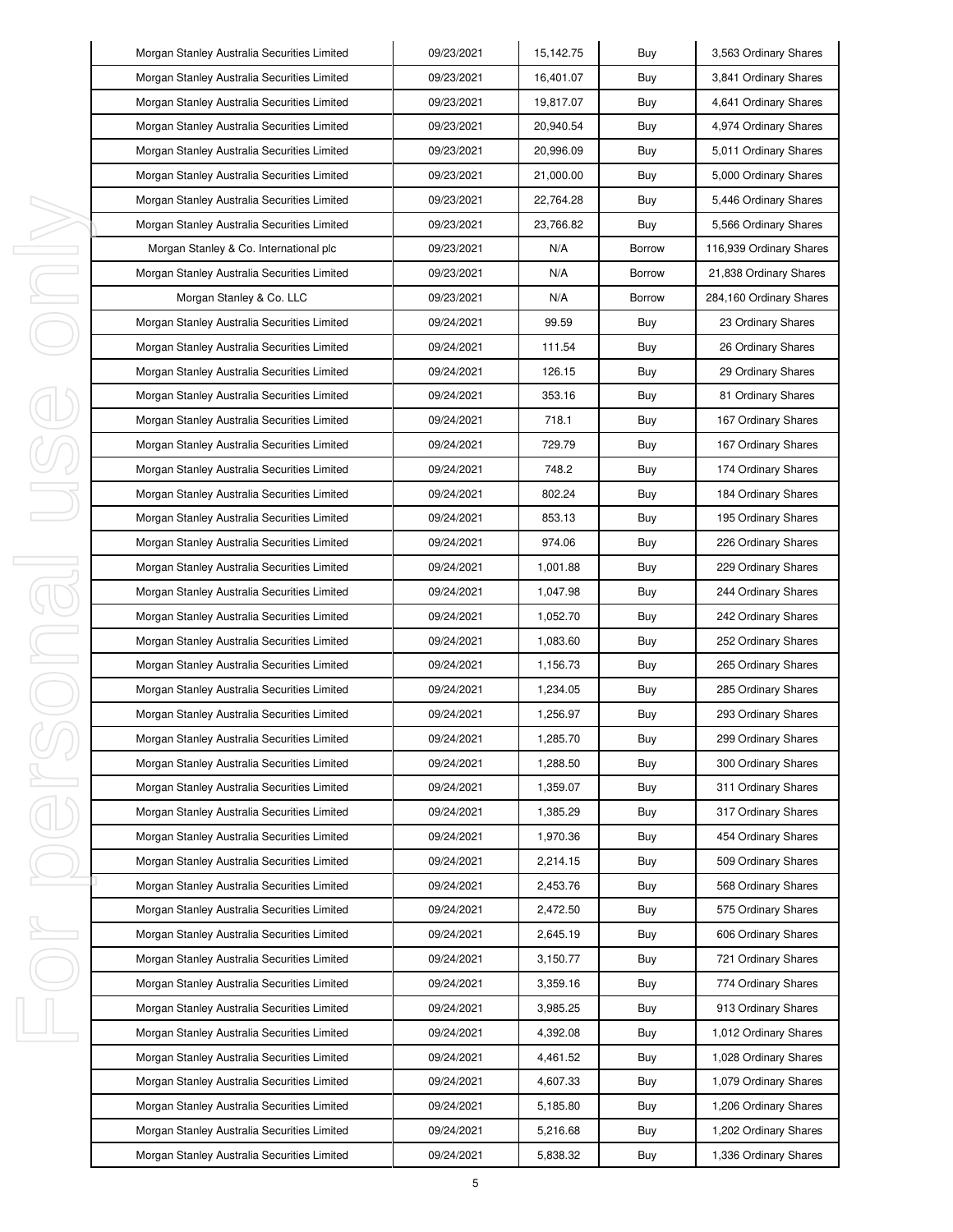| | | | | |
|---|---|---|---|---|
| Morgan Stanley Australia Securities Limited | 09/23/2021 | 15,142.75 | Buy | 3,563 Ordinary Shares |
| Morgan Stanley Australia Securities Limited | 09/23/2021 | 16,401.07 | Buy | 3,841 Ordinary Shares |
| Morgan Stanley Australia Securities Limited | 09/23/2021 | 19,817.07 | Buy | 4,641 Ordinary Shares |
| Morgan Stanley Australia Securities Limited | 09/23/2021 | 20,940.54 | Buy | 4,974 Ordinary Shares |
| Morgan Stanley Australia Securities Limited | 09/23/2021 | 20,996.09 | Buy | 5,011 Ordinary Shares |
| Morgan Stanley Australia Securities Limited | 09/23/2021 | 21,000.00 | Buy | 5,000 Ordinary Shares |
| Morgan Stanley Australia Securities Limited | 09/23/2021 | 22,764.28 | Buy | 5,446 Ordinary Shares |
| Morgan Stanley Australia Securities Limited | 09/23/2021 | 23,766.82 | Buy | 5,566 Ordinary Shares |
| Morgan Stanley & Co. International plc | 09/23/2021 | N/A | Borrow | 116,939 Ordinary Shares |
| Morgan Stanley Australia Securities Limited | 09/23/2021 | N/A | Borrow | 21,838 Ordinary Shares |
| Morgan Stanley & Co. LLC | 09/23/2021 | N/A | Borrow | 284,160 Ordinary Shares |
| Morgan Stanley Australia Securities Limited | 09/24/2021 | 99.59 | Buy | 23 Ordinary Shares |
| Morgan Stanley Australia Securities Limited | 09/24/2021 | 111.54 | Buy | 26 Ordinary Shares |
| Morgan Stanley Australia Securities Limited | 09/24/2021 | 126.15 | Buy | 29 Ordinary Shares |
| Morgan Stanley Australia Securities Limited | 09/24/2021 | 353.16 | Buy | 81 Ordinary Shares |
| Morgan Stanley Australia Securities Limited | 09/24/2021 | 718.1 | Buy | 167 Ordinary Shares |
| Morgan Stanley Australia Securities Limited | 09/24/2021 | 729.79 | Buy | 167 Ordinary Shares |
| Morgan Stanley Australia Securities Limited | 09/24/2021 | 748.2 | Buy | 174 Ordinary Shares |
| Morgan Stanley Australia Securities Limited | 09/24/2021 | 802.24 | Buy | 184 Ordinary Shares |
| Morgan Stanley Australia Securities Limited | 09/24/2021 | 853.13 | Buy | 195 Ordinary Shares |
| Morgan Stanley Australia Securities Limited | 09/24/2021 | 974.06 | Buy | 226 Ordinary Shares |
| Morgan Stanley Australia Securities Limited | 09/24/2021 | 1,001.88 | Buy | 229 Ordinary Shares |
| Morgan Stanley Australia Securities Limited | 09/24/2021 | 1,047.98 | Buy | 244 Ordinary Shares |
| Morgan Stanley Australia Securities Limited | 09/24/2021 | 1,052.70 | Buy | 242 Ordinary Shares |
| Morgan Stanley Australia Securities Limited | 09/24/2021 | 1,083.60 | Buy | 252 Ordinary Shares |
| Morgan Stanley Australia Securities Limited | 09/24/2021 | 1,156.73 | Buy | 265 Ordinary Shares |
| Morgan Stanley Australia Securities Limited | 09/24/2021 | 1,234.05 | Buy | 285 Ordinary Shares |
| Morgan Stanley Australia Securities Limited | 09/24/2021 | 1,256.97 | Buy | 293 Ordinary Shares |
| Morgan Stanley Australia Securities Limited | 09/24/2021 | 1,285.70 | Buy | 299 Ordinary Shares |
| Morgan Stanley Australia Securities Limited | 09/24/2021 | 1,288.50 | Buy | 300 Ordinary Shares |
| Morgan Stanley Australia Securities Limited | 09/24/2021 | 1,359.07 | Buy | 311 Ordinary Shares |
| Morgan Stanley Australia Securities Limited | 09/24/2021 | 1,385.29 | Buy | 317 Ordinary Shares |
| Morgan Stanley Australia Securities Limited | 09/24/2021 | 1,970.36 | Buy | 454 Ordinary Shares |
| Morgan Stanley Australia Securities Limited | 09/24/2021 | 2,214.15 | Buy | 509 Ordinary Shares |
| Morgan Stanley Australia Securities Limited | 09/24/2021 | 2,453.76 | Buy | 568 Ordinary Shares |
| Morgan Stanley Australia Securities Limited | 09/24/2021 | 2,472.50 | Buy | 575 Ordinary Shares |
| Morgan Stanley Australia Securities Limited | 09/24/2021 | 2,645.19 | Buy | 606 Ordinary Shares |
| Morgan Stanley Australia Securities Limited | 09/24/2021 | 3,150.77 | Buy | 721 Ordinary Shares |
| Morgan Stanley Australia Securities Limited | 09/24/2021 | 3,359.16 | Buy | 774 Ordinary Shares |
| Morgan Stanley Australia Securities Limited | 09/24/2021 | 3,985.25 | Buy | 913 Ordinary Shares |
| Morgan Stanley Australia Securities Limited | 09/24/2021 | 4,392.08 | Buy | 1,012 Ordinary Shares |
| Morgan Stanley Australia Securities Limited | 09/24/2021 | 4,461.52 | Buy | 1,028 Ordinary Shares |
| Morgan Stanley Australia Securities Limited | 09/24/2021 | 4,607.33 | Buy | 1,079 Ordinary Shares |
| Morgan Stanley Australia Securities Limited | 09/24/2021 | 5,185.80 | Buy | 1,206 Ordinary Shares |
| Morgan Stanley Australia Securities Limited | 09/24/2021 | 5,216.68 | Buy | 1,202 Ordinary Shares |
| Morgan Stanley Australia Securities Limited | 09/24/2021 | 5,838.32 | Buy | 1,336 Ordinary Shares |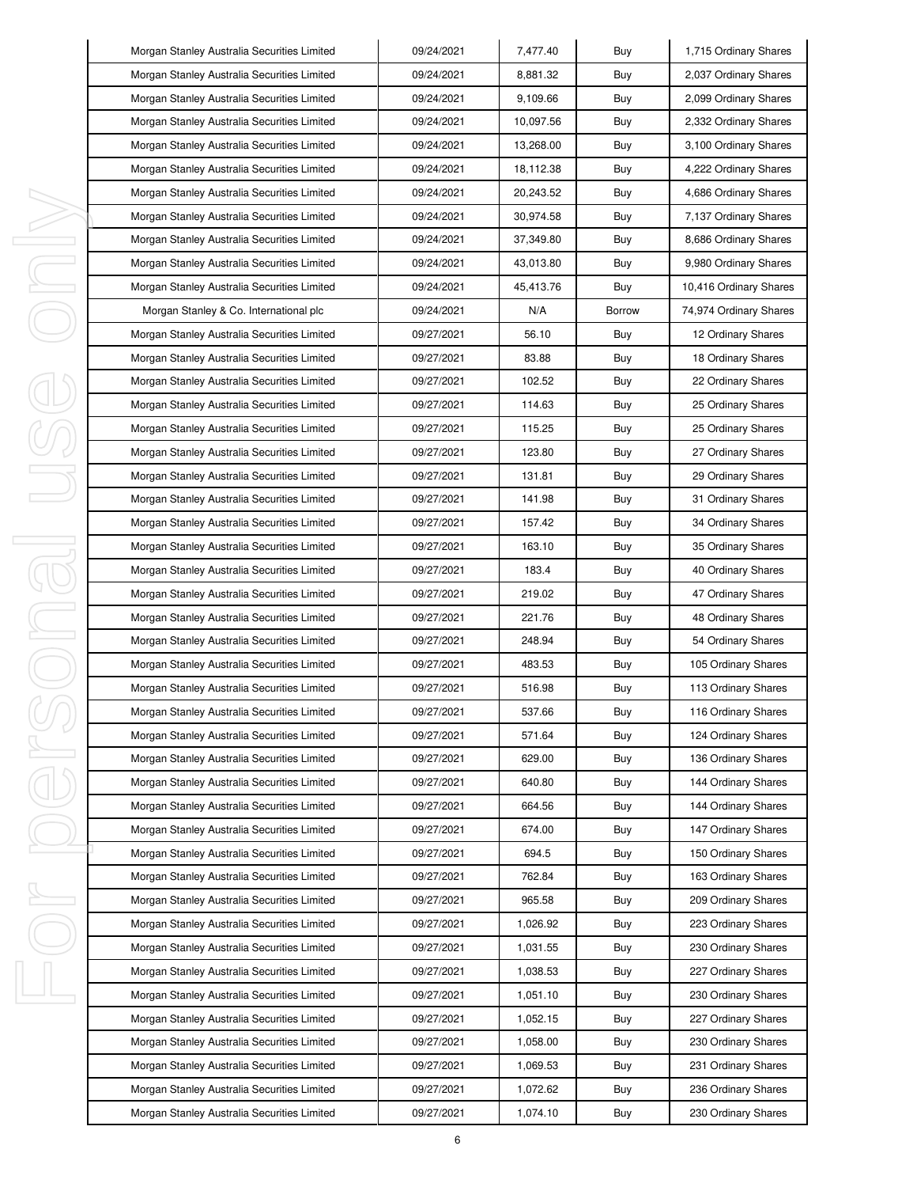| Morgan Stanley Australia Securities Limited | 09/24/2021 | 7,477.40 | Buy | 1,715 Ordinary Shares |
|---|---|---|---|---|
| Morgan Stanley Australia Securities Limited | 09/24/2021 | 8,881.32 | Buy | 2,037 Ordinary Shares |
| Morgan Stanley Australia Securities Limited | 09/24/2021 | 9,109.66 | Buy | 2,099 Ordinary Shares |
| Morgan Stanley Australia Securities Limited | 09/24/2021 | 10,097.56 | Buy | 2,332 Ordinary Shares |
| Morgan Stanley Australia Securities Limited | 09/24/2021 | 13,268.00 | Buy | 3,100 Ordinary Shares |
| Morgan Stanley Australia Securities Limited | 09/24/2021 | 18,112.38 | Buy | 4,222 Ordinary Shares |
| Morgan Stanley Australia Securities Limited | 09/24/2021 | 20,243.52 | Buy | 4,686 Ordinary Shares |
| Morgan Stanley Australia Securities Limited | 09/24/2021 | 30,974.58 | Buy | 7,137 Ordinary Shares |
| Morgan Stanley Australia Securities Limited | 09/24/2021 | 37,349.80 | Buy | 8,686 Ordinary Shares |
| Morgan Stanley Australia Securities Limited | 09/24/2021 | 43,013.80 | Buy | 9,980 Ordinary Shares |
| Morgan Stanley Australia Securities Limited | 09/24/2021 | 45,413.76 | Buy | 10,416 Ordinary Shares |
| Morgan Stanley & Co. International plc | 09/24/2021 | N/A | Borrow | 74,974 Ordinary Shares |
| Morgan Stanley Australia Securities Limited | 09/27/2021 | 56.10 | Buy | 12 Ordinary Shares |
| Morgan Stanley Australia Securities Limited | 09/27/2021 | 83.88 | Buy | 18 Ordinary Shares |
| Morgan Stanley Australia Securities Limited | 09/27/2021 | 102.52 | Buy | 22 Ordinary Shares |
| Morgan Stanley Australia Securities Limited | 09/27/2021 | 114.63 | Buy | 25 Ordinary Shares |
| Morgan Stanley Australia Securities Limited | 09/27/2021 | 115.25 | Buy | 25 Ordinary Shares |
| Morgan Stanley Australia Securities Limited | 09/27/2021 | 123.80 | Buy | 27 Ordinary Shares |
| Morgan Stanley Australia Securities Limited | 09/27/2021 | 131.81 | Buy | 29 Ordinary Shares |
| Morgan Stanley Australia Securities Limited | 09/27/2021 | 141.98 | Buy | 31 Ordinary Shares |
| Morgan Stanley Australia Securities Limited | 09/27/2021 | 157.42 | Buy | 34 Ordinary Shares |
| Morgan Stanley Australia Securities Limited | 09/27/2021 | 163.10 | Buy | 35 Ordinary Shares |
| Morgan Stanley Australia Securities Limited | 09/27/2021 | 183.4 | Buy | 40 Ordinary Shares |
| Morgan Stanley Australia Securities Limited | 09/27/2021 | 219.02 | Buy | 47 Ordinary Shares |
| Morgan Stanley Australia Securities Limited | 09/27/2021 | 221.76 | Buy | 48 Ordinary Shares |
| Morgan Stanley Australia Securities Limited | 09/27/2021 | 248.94 | Buy | 54 Ordinary Shares |
| Morgan Stanley Australia Securities Limited | 09/27/2021 | 483.53 | Buy | 105 Ordinary Shares |
| Morgan Stanley Australia Securities Limited | 09/27/2021 | 516.98 | Buy | 113 Ordinary Shares |
| Morgan Stanley Australia Securities Limited | 09/27/2021 | 537.66 | Buy | 116 Ordinary Shares |
| Morgan Stanley Australia Securities Limited | 09/27/2021 | 571.64 | Buy | 124 Ordinary Shares |
| Morgan Stanley Australia Securities Limited | 09/27/2021 | 629.00 | Buy | 136 Ordinary Shares |
| Morgan Stanley Australia Securities Limited | 09/27/2021 | 640.80 | Buy | 144 Ordinary Shares |
| Morgan Stanley Australia Securities Limited | 09/27/2021 | 664.56 | Buy | 144 Ordinary Shares |
| Morgan Stanley Australia Securities Limited | 09/27/2021 | 674.00 | Buy | 147 Ordinary Shares |
| Morgan Stanley Australia Securities Limited | 09/27/2021 | 694.5 | Buy | 150 Ordinary Shares |
| Morgan Stanley Australia Securities Limited | 09/27/2021 | 762.84 | Buy | 163 Ordinary Shares |
| Morgan Stanley Australia Securities Limited | 09/27/2021 | 965.58 | Buy | 209 Ordinary Shares |
| Morgan Stanley Australia Securities Limited | 09/27/2021 | 1,026.92 | Buy | 223 Ordinary Shares |
| Morgan Stanley Australia Securities Limited | 09/27/2021 | 1,031.55 | Buy | 230 Ordinary Shares |
| Morgan Stanley Australia Securities Limited | 09/27/2021 | 1,038.53 | Buy | 227 Ordinary Shares |
| Morgan Stanley Australia Securities Limited | 09/27/2021 | 1,051.10 | Buy | 230 Ordinary Shares |
| Morgan Stanley Australia Securities Limited | 09/27/2021 | 1,052.15 | Buy | 227 Ordinary Shares |
| Morgan Stanley Australia Securities Limited | 09/27/2021 | 1,058.00 | Buy | 230 Ordinary Shares |
| Morgan Stanley Australia Securities Limited | 09/27/2021 | 1,069.53 | Buy | 231 Ordinary Shares |
| Morgan Stanley Australia Securities Limited | 09/27/2021 | 1,072.62 | Buy | 236 Ordinary Shares |
| Morgan Stanley Australia Securities Limited | 09/27/2021 | 1,074.10 | Buy | 230 Ordinary Shares |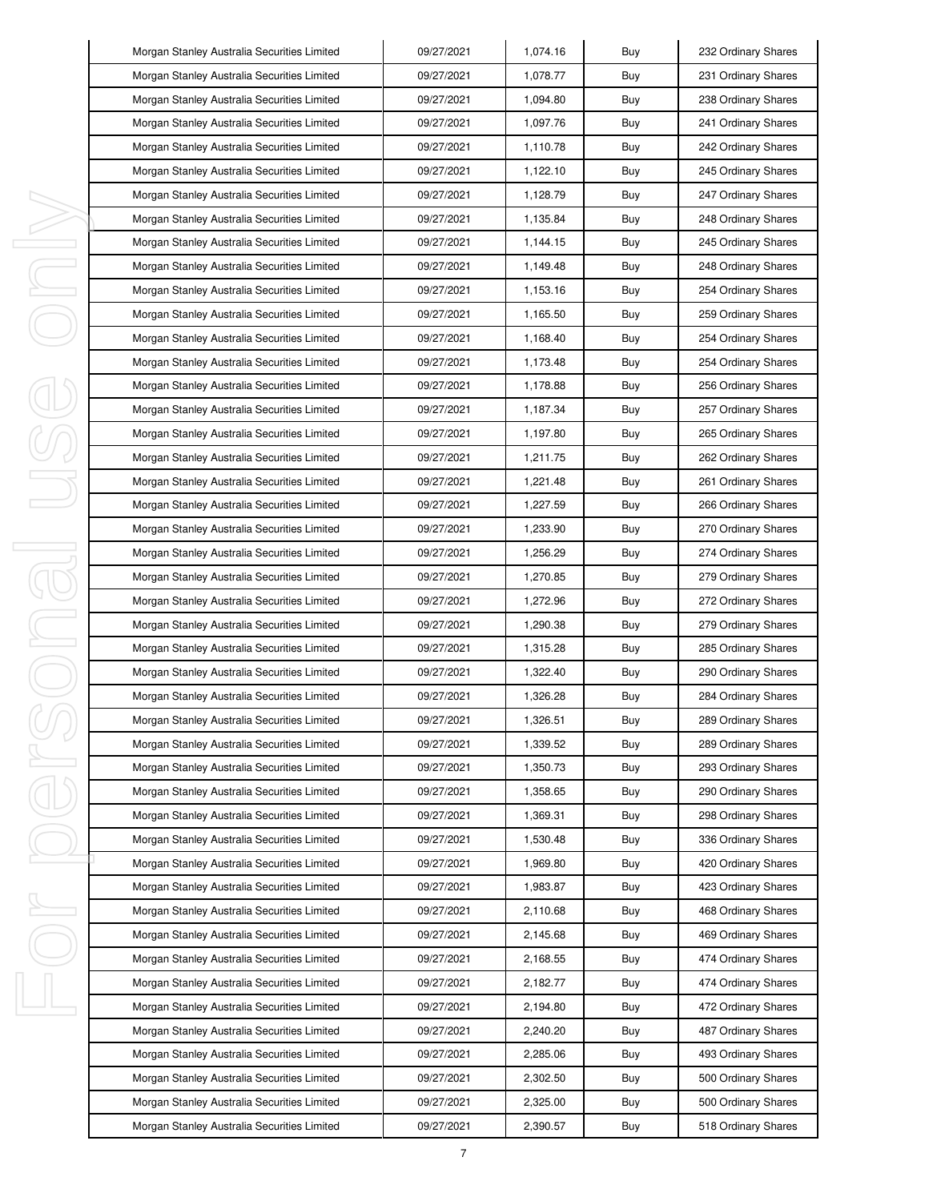| Morgan Stanley Australia Securities Limited | 09/27/2021 | 1,074.16 | Buy | 232 Ordinary Shares |
|---|---|---|---|---|
| Morgan Stanley Australia Securities Limited | 09/27/2021 | 1,078.77 | Buy | 231 Ordinary Shares |
| Morgan Stanley Australia Securities Limited | 09/27/2021 | 1,094.80 | Buy | 238 Ordinary Shares |
| Morgan Stanley Australia Securities Limited | 09/27/2021 | 1,097.76 | Buy | 241 Ordinary Shares |
| Morgan Stanley Australia Securities Limited | 09/27/2021 | 1,110.78 | Buy | 242 Ordinary Shares |
| Morgan Stanley Australia Securities Limited | 09/27/2021 | 1,122.10 | Buy | 245 Ordinary Shares |
| Morgan Stanley Australia Securities Limited | 09/27/2021 | 1,128.79 | Buy | 247 Ordinary Shares |
| Morgan Stanley Australia Securities Limited | 09/27/2021 | 1,135.84 | Buy | 248 Ordinary Shares |
| Morgan Stanley Australia Securities Limited | 09/27/2021 | 1,144.15 | Buy | 245 Ordinary Shares |
| Morgan Stanley Australia Securities Limited | 09/27/2021 | 1,149.48 | Buy | 248 Ordinary Shares |
| Morgan Stanley Australia Securities Limited | 09/27/2021 | 1,153.16 | Buy | 254 Ordinary Shares |
| Morgan Stanley Australia Securities Limited | 09/27/2021 | 1,165.50 | Buy | 259 Ordinary Shares |
| Morgan Stanley Australia Securities Limited | 09/27/2021 | 1,168.40 | Buy | 254 Ordinary Shares |
| Morgan Stanley Australia Securities Limited | 09/27/2021 | 1,173.48 | Buy | 254 Ordinary Shares |
| Morgan Stanley Australia Securities Limited | 09/27/2021 | 1,178.88 | Buy | 256 Ordinary Shares |
| Morgan Stanley Australia Securities Limited | 09/27/2021 | 1,187.34 | Buy | 257 Ordinary Shares |
| Morgan Stanley Australia Securities Limited | 09/27/2021 | 1,197.80 | Buy | 265 Ordinary Shares |
| Morgan Stanley Australia Securities Limited | 09/27/2021 | 1,211.75 | Buy | 262 Ordinary Shares |
| Morgan Stanley Australia Securities Limited | 09/27/2021 | 1,221.48 | Buy | 261 Ordinary Shares |
| Morgan Stanley Australia Securities Limited | 09/27/2021 | 1,227.59 | Buy | 266 Ordinary Shares |
| Morgan Stanley Australia Securities Limited | 09/27/2021 | 1,233.90 | Buy | 270 Ordinary Shares |
| Morgan Stanley Australia Securities Limited | 09/27/2021 | 1,256.29 | Buy | 274 Ordinary Shares |
| Morgan Stanley Australia Securities Limited | 09/27/2021 | 1,270.85 | Buy | 279 Ordinary Shares |
| Morgan Stanley Australia Securities Limited | 09/27/2021 | 1,272.96 | Buy | 272 Ordinary Shares |
| Morgan Stanley Australia Securities Limited | 09/27/2021 | 1,290.38 | Buy | 279 Ordinary Shares |
| Morgan Stanley Australia Securities Limited | 09/27/2021 | 1,315.28 | Buy | 285 Ordinary Shares |
| Morgan Stanley Australia Securities Limited | 09/27/2021 | 1,322.40 | Buy | 290 Ordinary Shares |
| Morgan Stanley Australia Securities Limited | 09/27/2021 | 1,326.28 | Buy | 284 Ordinary Shares |
| Morgan Stanley Australia Securities Limited | 09/27/2021 | 1,326.51 | Buy | 289 Ordinary Shares |
| Morgan Stanley Australia Securities Limited | 09/27/2021 | 1,339.52 | Buy | 289 Ordinary Shares |
| Morgan Stanley Australia Securities Limited | 09/27/2021 | 1,350.73 | Buy | 293 Ordinary Shares |
| Morgan Stanley Australia Securities Limited | 09/27/2021 | 1,358.65 | Buy | 290 Ordinary Shares |
| Morgan Stanley Australia Securities Limited | 09/27/2021 | 1,369.31 | Buy | 298 Ordinary Shares |
| Morgan Stanley Australia Securities Limited | 09/27/2021 | 1,530.48 | Buy | 336 Ordinary Shares |
| Morgan Stanley Australia Securities Limited | 09/27/2021 | 1,969.80 | Buy | 420 Ordinary Shares |
| Morgan Stanley Australia Securities Limited | 09/27/2021 | 1,983.87 | Buy | 423 Ordinary Shares |
| Morgan Stanley Australia Securities Limited | 09/27/2021 | 2,110.68 | Buy | 468 Ordinary Shares |
| Morgan Stanley Australia Securities Limited | 09/27/2021 | 2,145.68 | Buy | 469 Ordinary Shares |
| Morgan Stanley Australia Securities Limited | 09/27/2021 | 2,168.55 | Buy | 474 Ordinary Shares |
| Morgan Stanley Australia Securities Limited | 09/27/2021 | 2,182.77 | Buy | 474 Ordinary Shares |
| Morgan Stanley Australia Securities Limited | 09/27/2021 | 2,194.80 | Buy | 472 Ordinary Shares |
| Morgan Stanley Australia Securities Limited | 09/27/2021 | 2,240.20 | Buy | 487 Ordinary Shares |
| Morgan Stanley Australia Securities Limited | 09/27/2021 | 2,285.06 | Buy | 493 Ordinary Shares |
| Morgan Stanley Australia Securities Limited | 09/27/2021 | 2,302.50 | Buy | 500 Ordinary Shares |
| Morgan Stanley Australia Securities Limited | 09/27/2021 | 2,325.00 | Buy | 500 Ordinary Shares |
| Morgan Stanley Australia Securities Limited | 09/27/2021 | 2,390.57 | Buy | 518 Ordinary Shares |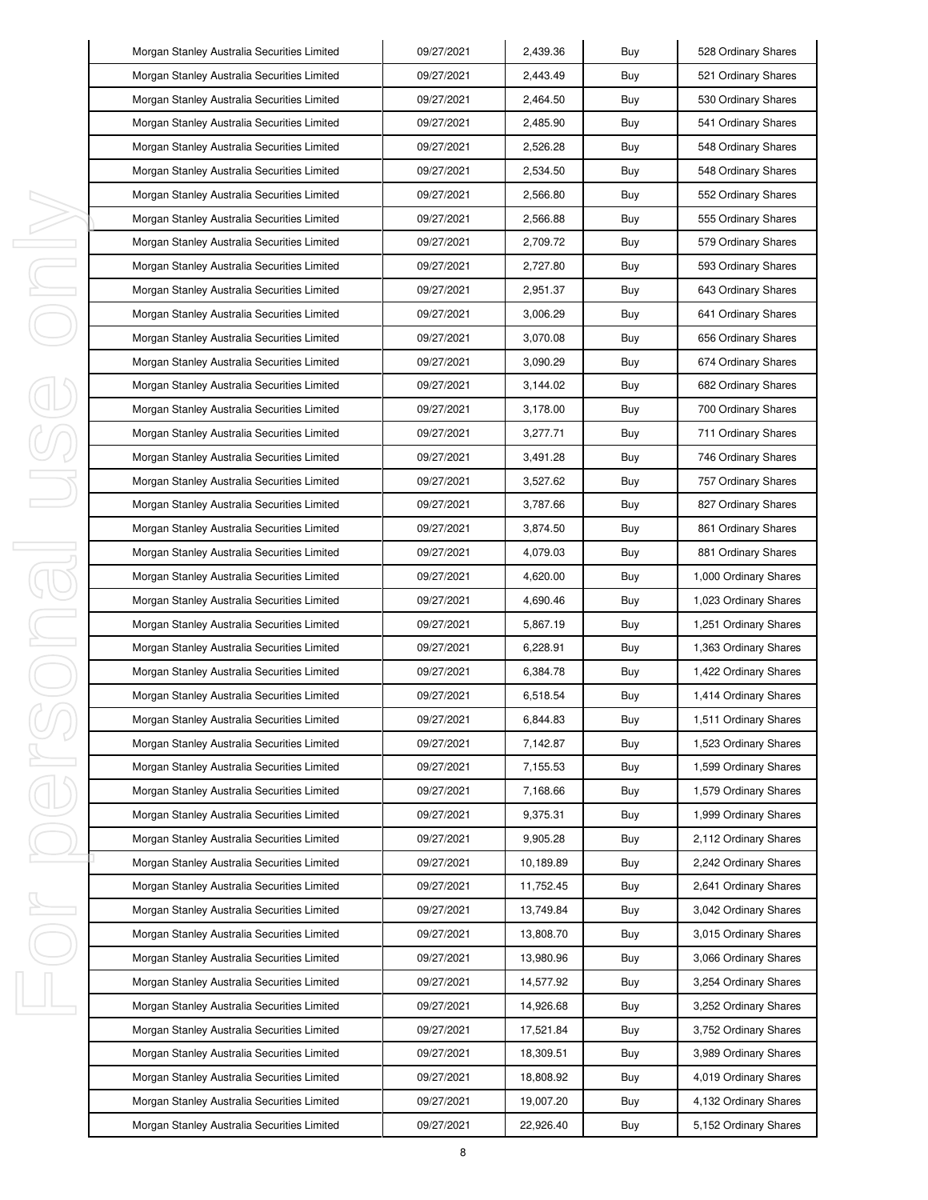| Morgan Stanley Australia Securities Limited | 09/27/2021 | 2,439.36 | Buy | 528 Ordinary Shares |
|---|---|---|---|---|
| Morgan Stanley Australia Securities Limited | 09/27/2021 | 2,443.49 | Buy | 521 Ordinary Shares |
| Morgan Stanley Australia Securities Limited | 09/27/2021 | 2,464.50 | Buy | 530 Ordinary Shares |
| Morgan Stanley Australia Securities Limited | 09/27/2021 | 2,485.90 | Buy | 541 Ordinary Shares |
| Morgan Stanley Australia Securities Limited | 09/27/2021 | 2,526.28 | Buy | 548 Ordinary Shares |
| Morgan Stanley Australia Securities Limited | 09/27/2021 | 2,534.50 | Buy | 548 Ordinary Shares |
| Morgan Stanley Australia Securities Limited | 09/27/2021 | 2,566.80 | Buy | 552 Ordinary Shares |
| Morgan Stanley Australia Securities Limited | 09/27/2021 | 2,566.88 | Buy | 555 Ordinary Shares |
| Morgan Stanley Australia Securities Limited | 09/27/2021 | 2,709.72 | Buy | 579 Ordinary Shares |
| Morgan Stanley Australia Securities Limited | 09/27/2021 | 2,727.80 | Buy | 593 Ordinary Shares |
| Morgan Stanley Australia Securities Limited | 09/27/2021 | 2,951.37 | Buy | 643 Ordinary Shares |
| Morgan Stanley Australia Securities Limited | 09/27/2021 | 3,006.29 | Buy | 641 Ordinary Shares |
| Morgan Stanley Australia Securities Limited | 09/27/2021 | 3,070.08 | Buy | 656 Ordinary Shares |
| Morgan Stanley Australia Securities Limited | 09/27/2021 | 3,090.29 | Buy | 674 Ordinary Shares |
| Morgan Stanley Australia Securities Limited | 09/27/2021 | 3,144.02 | Buy | 682 Ordinary Shares |
| Morgan Stanley Australia Securities Limited | 09/27/2021 | 3,178.00 | Buy | 700 Ordinary Shares |
| Morgan Stanley Australia Securities Limited | 09/27/2021 | 3,277.71 | Buy | 711 Ordinary Shares |
| Morgan Stanley Australia Securities Limited | 09/27/2021 | 3,491.28 | Buy | 746 Ordinary Shares |
| Morgan Stanley Australia Securities Limited | 09/27/2021 | 3,527.62 | Buy | 757 Ordinary Shares |
| Morgan Stanley Australia Securities Limited | 09/27/2021 | 3,787.66 | Buy | 827 Ordinary Shares |
| Morgan Stanley Australia Securities Limited | 09/27/2021 | 3,874.50 | Buy | 861 Ordinary Shares |
| Morgan Stanley Australia Securities Limited | 09/27/2021 | 4,079.03 | Buy | 881 Ordinary Shares |
| Morgan Stanley Australia Securities Limited | 09/27/2021 | 4,620.00 | Buy | 1,000 Ordinary Shares |
| Morgan Stanley Australia Securities Limited | 09/27/2021 | 4,690.46 | Buy | 1,023 Ordinary Shares |
| Morgan Stanley Australia Securities Limited | 09/27/2021 | 5,867.19 | Buy | 1,251 Ordinary Shares |
| Morgan Stanley Australia Securities Limited | 09/27/2021 | 6,228.91 | Buy | 1,363 Ordinary Shares |
| Morgan Stanley Australia Securities Limited | 09/27/2021 | 6,384.78 | Buy | 1,422 Ordinary Shares |
| Morgan Stanley Australia Securities Limited | 09/27/2021 | 6,518.54 | Buy | 1,414 Ordinary Shares |
| Morgan Stanley Australia Securities Limited | 09/27/2021 | 6,844.83 | Buy | 1,511 Ordinary Shares |
| Morgan Stanley Australia Securities Limited | 09/27/2021 | 7,142.87 | Buy | 1,523 Ordinary Shares |
| Morgan Stanley Australia Securities Limited | 09/27/2021 | 7,155.53 | Buy | 1,599 Ordinary Shares |
| Morgan Stanley Australia Securities Limited | 09/27/2021 | 7,168.66 | Buy | 1,579 Ordinary Shares |
| Morgan Stanley Australia Securities Limited | 09/27/2021 | 9,375.31 | Buy | 1,999 Ordinary Shares |
| Morgan Stanley Australia Securities Limited | 09/27/2021 | 9,905.28 | Buy | 2,112 Ordinary Shares |
| Morgan Stanley Australia Securities Limited | 09/27/2021 | 10,189.89 | Buy | 2,242 Ordinary Shares |
| Morgan Stanley Australia Securities Limited | 09/27/2021 | 11,752.45 | Buy | 2,641 Ordinary Shares |
| Morgan Stanley Australia Securities Limited | 09/27/2021 | 13,749.84 | Buy | 3,042 Ordinary Shares |
| Morgan Stanley Australia Securities Limited | 09/27/2021 | 13,808.70 | Buy | 3,015 Ordinary Shares |
| Morgan Stanley Australia Securities Limited | 09/27/2021 | 13,980.96 | Buy | 3,066 Ordinary Shares |
| Morgan Stanley Australia Securities Limited | 09/27/2021 | 14,577.92 | Buy | 3,254 Ordinary Shares |
| Morgan Stanley Australia Securities Limited | 09/27/2021 | 14,926.68 | Buy | 3,252 Ordinary Shares |
| Morgan Stanley Australia Securities Limited | 09/27/2021 | 17,521.84 | Buy | 3,752 Ordinary Shares |
| Morgan Stanley Australia Securities Limited | 09/27/2021 | 18,309.51 | Buy | 3,989 Ordinary Shares |
| Morgan Stanley Australia Securities Limited | 09/27/2021 | 18,808.92 | Buy | 4,019 Ordinary Shares |
| Morgan Stanley Australia Securities Limited | 09/27/2021 | 19,007.20 | Buy | 4,132 Ordinary Shares |
| Morgan Stanley Australia Securities Limited | 09/27/2021 | 22,926.40 | Buy | 5,152 Ordinary Shares |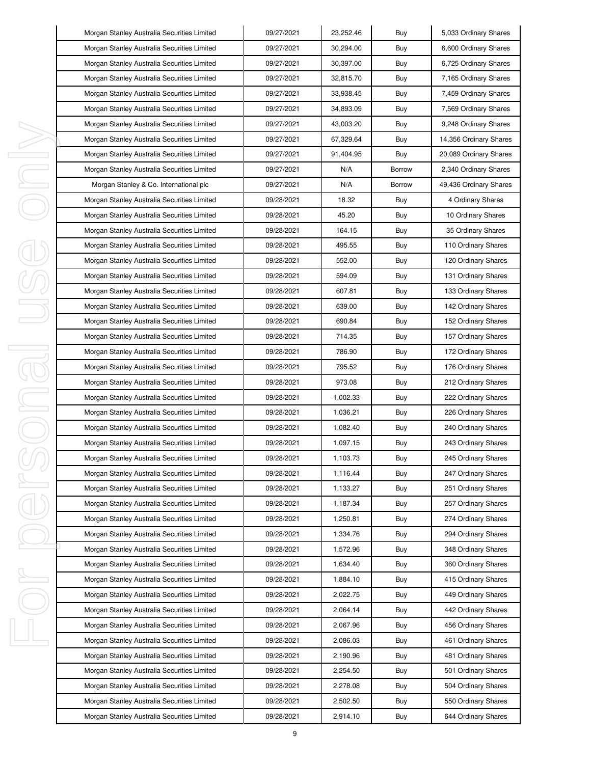| Morgan Stanley Australia Securities Limited | 09/27/2021 | 23,252.46 | Buy | 5,033 Ordinary Shares |
|---|---|---|---|---|
| Morgan Stanley Australia Securities Limited | 09/27/2021 | 30,294.00 | Buy | 6,600 Ordinary Shares |
| Morgan Stanley Australia Securities Limited | 09/27/2021 | 30,397.00 | Buy | 6,725 Ordinary Shares |
| Morgan Stanley Australia Securities Limited | 09/27/2021 | 32,815.70 | Buy | 7,165 Ordinary Shares |
| Morgan Stanley Australia Securities Limited | 09/27/2021 | 33,938.45 | Buy | 7,459 Ordinary Shares |
| Morgan Stanley Australia Securities Limited | 09/27/2021 | 34,893.09 | Buy | 7,569 Ordinary Shares |
| Morgan Stanley Australia Securities Limited | 09/27/2021 | 43,003.20 | Buy | 9,248 Ordinary Shares |
| Morgan Stanley Australia Securities Limited | 09/27/2021 | 67,329.64 | Buy | 14,356 Ordinary Shares |
| Morgan Stanley Australia Securities Limited | 09/27/2021 | 91,404.95 | Buy | 20,089 Ordinary Shares |
| Morgan Stanley Australia Securities Limited | 09/27/2021 | N/A | Borrow | 2,340 Ordinary Shares |
| Morgan Stanley & Co. International plc | 09/27/2021 | N/A | Borrow | 49,436 Ordinary Shares |
| Morgan Stanley Australia Securities Limited | 09/28/2021 | 18.32 | Buy | 4 Ordinary Shares |
| Morgan Stanley Australia Securities Limited | 09/28/2021 | 45.20 | Buy | 10 Ordinary Shares |
| Morgan Stanley Australia Securities Limited | 09/28/2021 | 164.15 | Buy | 35 Ordinary Shares |
| Morgan Stanley Australia Securities Limited | 09/28/2021 | 495.55 | Buy | 110 Ordinary Shares |
| Morgan Stanley Australia Securities Limited | 09/28/2021 | 552.00 | Buy | 120 Ordinary Shares |
| Morgan Stanley Australia Securities Limited | 09/28/2021 | 594.09 | Buy | 131 Ordinary Shares |
| Morgan Stanley Australia Securities Limited | 09/28/2021 | 607.81 | Buy | 133 Ordinary Shares |
| Morgan Stanley Australia Securities Limited | 09/28/2021 | 639.00 | Buy | 142 Ordinary Shares |
| Morgan Stanley Australia Securities Limited | 09/28/2021 | 690.84 | Buy | 152 Ordinary Shares |
| Morgan Stanley Australia Securities Limited | 09/28/2021 | 714.35 | Buy | 157 Ordinary Shares |
| Morgan Stanley Australia Securities Limited | 09/28/2021 | 786.90 | Buy | 172 Ordinary Shares |
| Morgan Stanley Australia Securities Limited | 09/28/2021 | 795.52 | Buy | 176 Ordinary Shares |
| Morgan Stanley Australia Securities Limited | 09/28/2021 | 973.08 | Buy | 212 Ordinary Shares |
| Morgan Stanley Australia Securities Limited | 09/28/2021 | 1,002.33 | Buy | 222 Ordinary Shares |
| Morgan Stanley Australia Securities Limited | 09/28/2021 | 1,036.21 | Buy | 226 Ordinary Shares |
| Morgan Stanley Australia Securities Limited | 09/28/2021 | 1,082.40 | Buy | 240 Ordinary Shares |
| Morgan Stanley Australia Securities Limited | 09/28/2021 | 1,097.15 | Buy | 243 Ordinary Shares |
| Morgan Stanley Australia Securities Limited | 09/28/2021 | 1,103.73 | Buy | 245 Ordinary Shares |
| Morgan Stanley Australia Securities Limited | 09/28/2021 | 1,116.44 | Buy | 247 Ordinary Shares |
| Morgan Stanley Australia Securities Limited | 09/28/2021 | 1,133.27 | Buy | 251 Ordinary Shares |
| Morgan Stanley Australia Securities Limited | 09/28/2021 | 1,187.34 | Buy | 257 Ordinary Shares |
| Morgan Stanley Australia Securities Limited | 09/28/2021 | 1,250.81 | Buy | 274 Ordinary Shares |
| Morgan Stanley Australia Securities Limited | 09/28/2021 | 1,334.76 | Buy | 294 Ordinary Shares |
| Morgan Stanley Australia Securities Limited | 09/28/2021 | 1,572.96 | Buy | 348 Ordinary Shares |
| Morgan Stanley Australia Securities Limited | 09/28/2021 | 1,634.40 | Buy | 360 Ordinary Shares |
| Morgan Stanley Australia Securities Limited | 09/28/2021 | 1,884.10 | Buy | 415 Ordinary Shares |
| Morgan Stanley Australia Securities Limited | 09/28/2021 | 2,022.75 | Buy | 449 Ordinary Shares |
| Morgan Stanley Australia Securities Limited | 09/28/2021 | 2,064.14 | Buy | 442 Ordinary Shares |
| Morgan Stanley Australia Securities Limited | 09/28/2021 | 2,067.96 | Buy | 456 Ordinary Shares |
| Morgan Stanley Australia Securities Limited | 09/28/2021 | 2,086.03 | Buy | 461 Ordinary Shares |
| Morgan Stanley Australia Securities Limited | 09/28/2021 | 2,190.96 | Buy | 481 Ordinary Shares |
| Morgan Stanley Australia Securities Limited | 09/28/2021 | 2,254.50 | Buy | 501 Ordinary Shares |
| Morgan Stanley Australia Securities Limited | 09/28/2021 | 2,278.08 | Buy | 504 Ordinary Shares |
| Morgan Stanley Australia Securities Limited | 09/28/2021 | 2,502.50 | Buy | 550 Ordinary Shares |
| Morgan Stanley Australia Securities Limited | 09/28/2021 | 2,914.10 | Buy | 644 Ordinary Shares |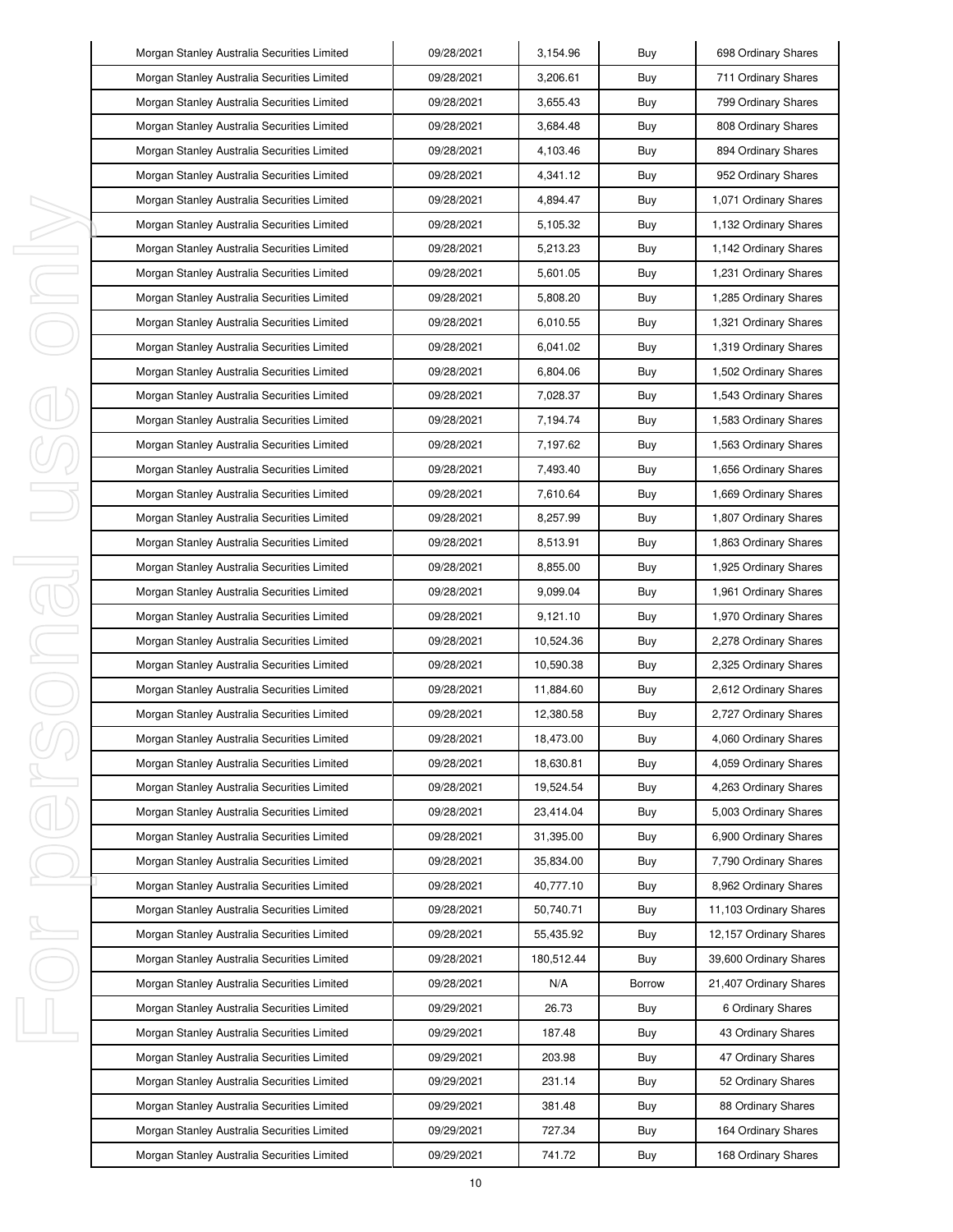| Morgan Stanley Australia Securities Limited | 09/28/2021 | 3,154.96 | Buy | 698 Ordinary Shares |
|---|---|---|---|---|
| Morgan Stanley Australia Securities Limited | 09/28/2021 | 3,206.61 | Buy | 711 Ordinary Shares |
| Morgan Stanley Australia Securities Limited | 09/28/2021 | 3,655.43 | Buy | 799 Ordinary Shares |
| Morgan Stanley Australia Securities Limited | 09/28/2021 | 3,684.48 | Buy | 808 Ordinary Shares |
| Morgan Stanley Australia Securities Limited | 09/28/2021 | 4,103.46 | Buy | 894 Ordinary Shares |
| Morgan Stanley Australia Securities Limited | 09/28/2021 | 4,341.12 | Buy | 952 Ordinary Shares |
| Morgan Stanley Australia Securities Limited | 09/28/2021 | 4,894.47 | Buy | 1,071 Ordinary Shares |
| Morgan Stanley Australia Securities Limited | 09/28/2021 | 5,105.32 | Buy | 1,132 Ordinary Shares |
| Morgan Stanley Australia Securities Limited | 09/28/2021 | 5,213.23 | Buy | 1,142 Ordinary Shares |
| Morgan Stanley Australia Securities Limited | 09/28/2021 | 5,601.05 | Buy | 1,231 Ordinary Shares |
| Morgan Stanley Australia Securities Limited | 09/28/2021 | 5,808.20 | Buy | 1,285 Ordinary Shares |
| Morgan Stanley Australia Securities Limited | 09/28/2021 | 6,010.55 | Buy | 1,321 Ordinary Shares |
| Morgan Stanley Australia Securities Limited | 09/28/2021 | 6,041.02 | Buy | 1,319 Ordinary Shares |
| Morgan Stanley Australia Securities Limited | 09/28/2021 | 6,804.06 | Buy | 1,502 Ordinary Shares |
| Morgan Stanley Australia Securities Limited | 09/28/2021 | 7,028.37 | Buy | 1,543 Ordinary Shares |
| Morgan Stanley Australia Securities Limited | 09/28/2021 | 7,194.74 | Buy | 1,583 Ordinary Shares |
| Morgan Stanley Australia Securities Limited | 09/28/2021 | 7,197.62 | Buy | 1,563 Ordinary Shares |
| Morgan Stanley Australia Securities Limited | 09/28/2021 | 7,493.40 | Buy | 1,656 Ordinary Shares |
| Morgan Stanley Australia Securities Limited | 09/28/2021 | 7,610.64 | Buy | 1,669 Ordinary Shares |
| Morgan Stanley Australia Securities Limited | 09/28/2021 | 8,257.99 | Buy | 1,807 Ordinary Shares |
| Morgan Stanley Australia Securities Limited | 09/28/2021 | 8,513.91 | Buy | 1,863 Ordinary Shares |
| Morgan Stanley Australia Securities Limited | 09/28/2021 | 8,855.00 | Buy | 1,925 Ordinary Shares |
| Morgan Stanley Australia Securities Limited | 09/28/2021 | 9,099.04 | Buy | 1,961 Ordinary Shares |
| Morgan Stanley Australia Securities Limited | 09/28/2021 | 9,121.10 | Buy | 1,970 Ordinary Shares |
| Morgan Stanley Australia Securities Limited | 09/28/2021 | 10,524.36 | Buy | 2,278 Ordinary Shares |
| Morgan Stanley Australia Securities Limited | 09/28/2021 | 10,590.38 | Buy | 2,325 Ordinary Shares |
| Morgan Stanley Australia Securities Limited | 09/28/2021 | 11,884.60 | Buy | 2,612 Ordinary Shares |
| Morgan Stanley Australia Securities Limited | 09/28/2021 | 12,380.58 | Buy | 2,727 Ordinary Shares |
| Morgan Stanley Australia Securities Limited | 09/28/2021 | 18,473.00 | Buy | 4,060 Ordinary Shares |
| Morgan Stanley Australia Securities Limited | 09/28/2021 | 18,630.81 | Buy | 4,059 Ordinary Shares |
| Morgan Stanley Australia Securities Limited | 09/28/2021 | 19,524.54 | Buy | 4,263 Ordinary Shares |
| Morgan Stanley Australia Securities Limited | 09/28/2021 | 23,414.04 | Buy | 5,003 Ordinary Shares |
| Morgan Stanley Australia Securities Limited | 09/28/2021 | 31,395.00 | Buy | 6,900 Ordinary Shares |
| Morgan Stanley Australia Securities Limited | 09/28/2021 | 35,834.00 | Buy | 7,790 Ordinary Shares |
| Morgan Stanley Australia Securities Limited | 09/28/2021 | 40,777.10 | Buy | 8,962 Ordinary Shares |
| Morgan Stanley Australia Securities Limited | 09/28/2021 | 50,740.71 | Buy | 11,103 Ordinary Shares |
| Morgan Stanley Australia Securities Limited | 09/28/2021 | 55,435.92 | Buy | 12,157 Ordinary Shares |
| Morgan Stanley Australia Securities Limited | 09/28/2021 | 180,512.44 | Buy | 39,600 Ordinary Shares |
| Morgan Stanley Australia Securities Limited | 09/28/2021 | N/A | Borrow | 21,407 Ordinary Shares |
| Morgan Stanley Australia Securities Limited | 09/29/2021 | 26.73 | Buy | 6 Ordinary Shares |
| Morgan Stanley Australia Securities Limited | 09/29/2021 | 187.48 | Buy | 43 Ordinary Shares |
| Morgan Stanley Australia Securities Limited | 09/29/2021 | 203.98 | Buy | 47 Ordinary Shares |
| Morgan Stanley Australia Securities Limited | 09/29/2021 | 231.14 | Buy | 52 Ordinary Shares |
| Morgan Stanley Australia Securities Limited | 09/29/2021 | 381.48 | Buy | 88 Ordinary Shares |
| Morgan Stanley Australia Securities Limited | 09/29/2021 | 727.34 | Buy | 164 Ordinary Shares |
| Morgan Stanley Australia Securities Limited | 09/29/2021 | 741.72 | Buy | 168 Ordinary Shares |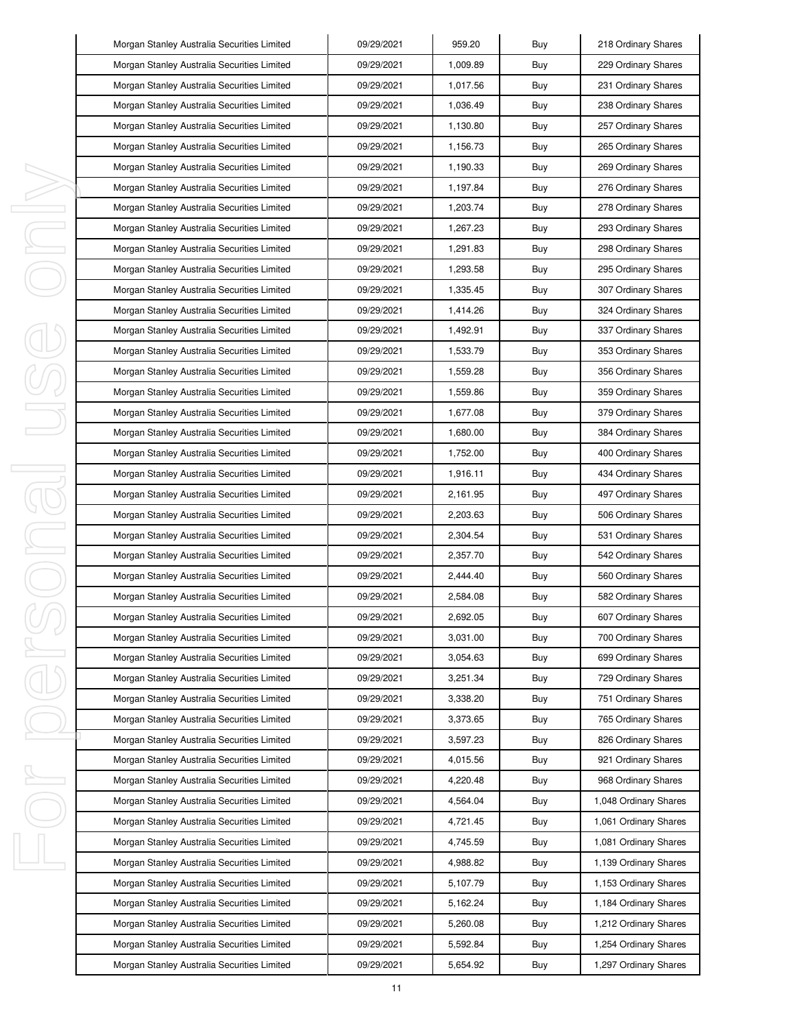| Morgan Stanley Australia Securities Limited | 09/29/2021 | 959.20 | Buy | 218 Ordinary Shares |
|---|---|---|---|---|
| Morgan Stanley Australia Securities Limited | 09/29/2021 | 1,009.89 | Buy | 229 Ordinary Shares |
| Morgan Stanley Australia Securities Limited | 09/29/2021 | 1,017.56 | Buy | 231 Ordinary Shares |
| Morgan Stanley Australia Securities Limited | 09/29/2021 | 1,036.49 | Buy | 238 Ordinary Shares |
| Morgan Stanley Australia Securities Limited | 09/29/2021 | 1,130.80 | Buy | 257 Ordinary Shares |
| Morgan Stanley Australia Securities Limited | 09/29/2021 | 1,156.73 | Buy | 265 Ordinary Shares |
| Morgan Stanley Australia Securities Limited | 09/29/2021 | 1,190.33 | Buy | 269 Ordinary Shares |
| Morgan Stanley Australia Securities Limited | 09/29/2021 | 1,197.84 | Buy | 276 Ordinary Shares |
| Morgan Stanley Australia Securities Limited | 09/29/2021 | 1,203.74 | Buy | 278 Ordinary Shares |
| Morgan Stanley Australia Securities Limited | 09/29/2021 | 1,267.23 | Buy | 293 Ordinary Shares |
| Morgan Stanley Australia Securities Limited | 09/29/2021 | 1,291.83 | Buy | 298 Ordinary Shares |
| Morgan Stanley Australia Securities Limited | 09/29/2021 | 1,293.58 | Buy | 295 Ordinary Shares |
| Morgan Stanley Australia Securities Limited | 09/29/2021 | 1,335.45 | Buy | 307 Ordinary Shares |
| Morgan Stanley Australia Securities Limited | 09/29/2021 | 1,414.26 | Buy | 324 Ordinary Shares |
| Morgan Stanley Australia Securities Limited | 09/29/2021 | 1,492.91 | Buy | 337 Ordinary Shares |
| Morgan Stanley Australia Securities Limited | 09/29/2021 | 1,533.79 | Buy | 353 Ordinary Shares |
| Morgan Stanley Australia Securities Limited | 09/29/2021 | 1,559.28 | Buy | 356 Ordinary Shares |
| Morgan Stanley Australia Securities Limited | 09/29/2021 | 1,559.86 | Buy | 359 Ordinary Shares |
| Morgan Stanley Australia Securities Limited | 09/29/2021 | 1,677.08 | Buy | 379 Ordinary Shares |
| Morgan Stanley Australia Securities Limited | 09/29/2021 | 1,680.00 | Buy | 384 Ordinary Shares |
| Morgan Stanley Australia Securities Limited | 09/29/2021 | 1,752.00 | Buy | 400 Ordinary Shares |
| Morgan Stanley Australia Securities Limited | 09/29/2021 | 1,916.11 | Buy | 434 Ordinary Shares |
| Morgan Stanley Australia Securities Limited | 09/29/2021 | 2,161.95 | Buy | 497 Ordinary Shares |
| Morgan Stanley Australia Securities Limited | 09/29/2021 | 2,203.63 | Buy | 506 Ordinary Shares |
| Morgan Stanley Australia Securities Limited | 09/29/2021 | 2,304.54 | Buy | 531 Ordinary Shares |
| Morgan Stanley Australia Securities Limited | 09/29/2021 | 2,357.70 | Buy | 542 Ordinary Shares |
| Morgan Stanley Australia Securities Limited | 09/29/2021 | 2,444.40 | Buy | 560 Ordinary Shares |
| Morgan Stanley Australia Securities Limited | 09/29/2021 | 2,584.08 | Buy | 582 Ordinary Shares |
| Morgan Stanley Australia Securities Limited | 09/29/2021 | 2,692.05 | Buy | 607 Ordinary Shares |
| Morgan Stanley Australia Securities Limited | 09/29/2021 | 3,031.00 | Buy | 700 Ordinary Shares |
| Morgan Stanley Australia Securities Limited | 09/29/2021 | 3,054.63 | Buy | 699 Ordinary Shares |
| Morgan Stanley Australia Securities Limited | 09/29/2021 | 3,251.34 | Buy | 729 Ordinary Shares |
| Morgan Stanley Australia Securities Limited | 09/29/2021 | 3,338.20 | Buy | 751 Ordinary Shares |
| Morgan Stanley Australia Securities Limited | 09/29/2021 | 3,373.65 | Buy | 765 Ordinary Shares |
| Morgan Stanley Australia Securities Limited | 09/29/2021 | 3,597.23 | Buy | 826 Ordinary Shares |
| Morgan Stanley Australia Securities Limited | 09/29/2021 | 4,015.56 | Buy | 921 Ordinary Shares |
| Morgan Stanley Australia Securities Limited | 09/29/2021 | 4,220.48 | Buy | 968 Ordinary Shares |
| Morgan Stanley Australia Securities Limited | 09/29/2021 | 4,564.04 | Buy | 1,048 Ordinary Shares |
| Morgan Stanley Australia Securities Limited | 09/29/2021 | 4,721.45 | Buy | 1,061 Ordinary Shares |
| Morgan Stanley Australia Securities Limited | 09/29/2021 | 4,745.59 | Buy | 1,081 Ordinary Shares |
| Morgan Stanley Australia Securities Limited | 09/29/2021 | 4,988.82 | Buy | 1,139 Ordinary Shares |
| Morgan Stanley Australia Securities Limited | 09/29/2021 | 5,107.79 | Buy | 1,153 Ordinary Shares |
| Morgan Stanley Australia Securities Limited | 09/29/2021 | 5,162.24 | Buy | 1,184 Ordinary Shares |
| Morgan Stanley Australia Securities Limited | 09/29/2021 | 5,260.08 | Buy | 1,212 Ordinary Shares |
| Morgan Stanley Australia Securities Limited | 09/29/2021 | 5,592.84 | Buy | 1,254 Ordinary Shares |
| Morgan Stanley Australia Securities Limited | 09/29/2021 | 5,654.92 | Buy | 1,297 Ordinary Shares |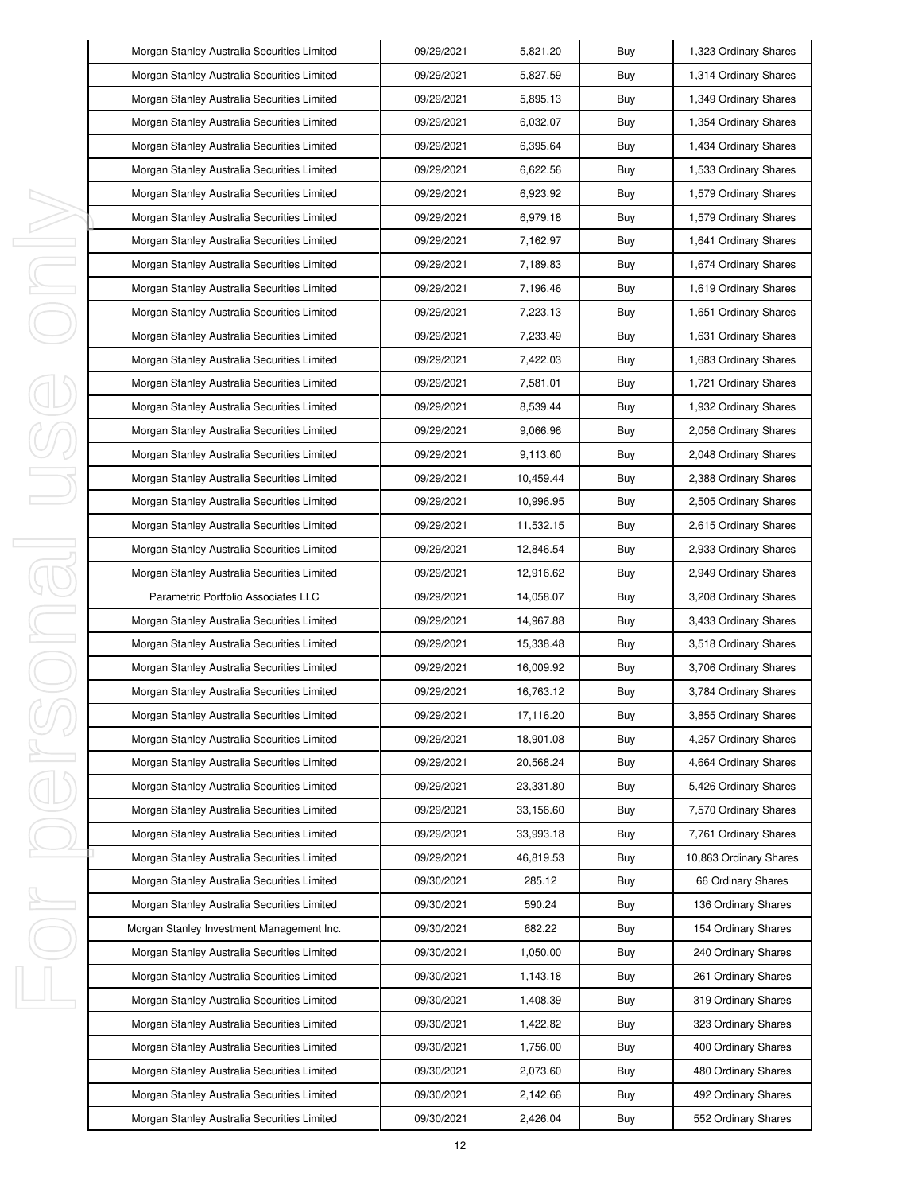| Morgan Stanley Australia Securities Limited | 09/29/2021 | 5,821.20 | Buy | 1,323 Ordinary Shares |
|---|---|---|---|---|
| Morgan Stanley Australia Securities Limited | 09/29/2021 | 5,827.59 | Buy | 1,314 Ordinary Shares |
| Morgan Stanley Australia Securities Limited | 09/29/2021 | 5,895.13 | Buy | 1,349 Ordinary Shares |
| Morgan Stanley Australia Securities Limited | 09/29/2021 | 6,032.07 | Buy | 1,354 Ordinary Shares |
| Morgan Stanley Australia Securities Limited | 09/29/2021 | 6,395.64 | Buy | 1,434 Ordinary Shares |
| Morgan Stanley Australia Securities Limited | 09/29/2021 | 6,622.56 | Buy | 1,533 Ordinary Shares |
| Morgan Stanley Australia Securities Limited | 09/29/2021 | 6,923.92 | Buy | 1,579 Ordinary Shares |
| Morgan Stanley Australia Securities Limited | 09/29/2021 | 6,979.18 | Buy | 1,579 Ordinary Shares |
| Morgan Stanley Australia Securities Limited | 09/29/2021 | 7,162.97 | Buy | 1,641 Ordinary Shares |
| Morgan Stanley Australia Securities Limited | 09/29/2021 | 7,189.83 | Buy | 1,674 Ordinary Shares |
| Morgan Stanley Australia Securities Limited | 09/29/2021 | 7,196.46 | Buy | 1,619 Ordinary Shares |
| Morgan Stanley Australia Securities Limited | 09/29/2021 | 7,223.13 | Buy | 1,651 Ordinary Shares |
| Morgan Stanley Australia Securities Limited | 09/29/2021 | 7,233.49 | Buy | 1,631 Ordinary Shares |
| Morgan Stanley Australia Securities Limited | 09/29/2021 | 7,422.03 | Buy | 1,683 Ordinary Shares |
| Morgan Stanley Australia Securities Limited | 09/29/2021 | 7,581.01 | Buy | 1,721 Ordinary Shares |
| Morgan Stanley Australia Securities Limited | 09/29/2021 | 8,539.44 | Buy | 1,932 Ordinary Shares |
| Morgan Stanley Australia Securities Limited | 09/29/2021 | 9,066.96 | Buy | 2,056 Ordinary Shares |
| Morgan Stanley Australia Securities Limited | 09/29/2021 | 9,113.60 | Buy | 2,048 Ordinary Shares |
| Morgan Stanley Australia Securities Limited | 09/29/2021 | 10,459.44 | Buy | 2,388 Ordinary Shares |
| Morgan Stanley Australia Securities Limited | 09/29/2021 | 10,996.95 | Buy | 2,505 Ordinary Shares |
| Morgan Stanley Australia Securities Limited | 09/29/2021 | 11,532.15 | Buy | 2,615 Ordinary Shares |
| Morgan Stanley Australia Securities Limited | 09/29/2021 | 12,846.54 | Buy | 2,933 Ordinary Shares |
| Morgan Stanley Australia Securities Limited | 09/29/2021 | 12,916.62 | Buy | 2,949 Ordinary Shares |
| Parametric Portfolio Associates LLC | 09/29/2021 | 14,058.07 | Buy | 3,208 Ordinary Shares |
| Morgan Stanley Australia Securities Limited | 09/29/2021 | 14,967.88 | Buy | 3,433 Ordinary Shares |
| Morgan Stanley Australia Securities Limited | 09/29/2021 | 15,338.48 | Buy | 3,518 Ordinary Shares |
| Morgan Stanley Australia Securities Limited | 09/29/2021 | 16,009.92 | Buy | 3,706 Ordinary Shares |
| Morgan Stanley Australia Securities Limited | 09/29/2021 | 16,763.12 | Buy | 3,784 Ordinary Shares |
| Morgan Stanley Australia Securities Limited | 09/29/2021 | 17,116.20 | Buy | 3,855 Ordinary Shares |
| Morgan Stanley Australia Securities Limited | 09/29/2021 | 18,901.08 | Buy | 4,257 Ordinary Shares |
| Morgan Stanley Australia Securities Limited | 09/29/2021 | 20,568.24 | Buy | 4,664 Ordinary Shares |
| Morgan Stanley Australia Securities Limited | 09/29/2021 | 23,331.80 | Buy | 5,426 Ordinary Shares |
| Morgan Stanley Australia Securities Limited | 09/29/2021 | 33,156.60 | Buy | 7,570 Ordinary Shares |
| Morgan Stanley Australia Securities Limited | 09/29/2021 | 33,993.18 | Buy | 7,761 Ordinary Shares |
| Morgan Stanley Australia Securities Limited | 09/29/2021 | 46,819.53 | Buy | 10,863 Ordinary Shares |
| Morgan Stanley Australia Securities Limited | 09/30/2021 | 285.12 | Buy | 66 Ordinary Shares |
| Morgan Stanley Australia Securities Limited | 09/30/2021 | 590.24 | Buy | 136 Ordinary Shares |
| Morgan Stanley Investment Management Inc. | 09/30/2021 | 682.22 | Buy | 154 Ordinary Shares |
| Morgan Stanley Australia Securities Limited | 09/30/2021 | 1,050.00 | Buy | 240 Ordinary Shares |
| Morgan Stanley Australia Securities Limited | 09/30/2021 | 1,143.18 | Buy | 261 Ordinary Shares |
| Morgan Stanley Australia Securities Limited | 09/30/2021 | 1,408.39 | Buy | 319 Ordinary Shares |
| Morgan Stanley Australia Securities Limited | 09/30/2021 | 1,422.82 | Buy | 323 Ordinary Shares |
| Morgan Stanley Australia Securities Limited | 09/30/2021 | 1,756.00 | Buy | 400 Ordinary Shares |
| Morgan Stanley Australia Securities Limited | 09/30/2021 | 2,073.60 | Buy | 480 Ordinary Shares |
| Morgan Stanley Australia Securities Limited | 09/30/2021 | 2,142.66 | Buy | 492 Ordinary Shares |
| Morgan Stanley Australia Securities Limited | 09/30/2021 | 2,426.04 | Buy | 552 Ordinary Shares |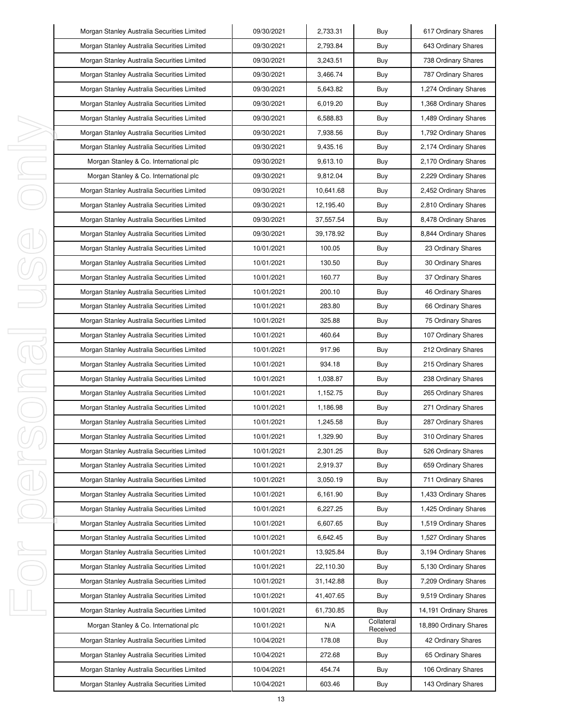| Morgan Stanley Australia Securities Limited | 09/30/2021 | 2,733.31 | Buy | 617 Ordinary Shares |
|---|---|---|---|---|
| Morgan Stanley Australia Securities Limited | 09/30/2021 | 2,793.84 | Buy | 643 Ordinary Shares |
| Morgan Stanley Australia Securities Limited | 09/30/2021 | 3,243.51 | Buy | 738 Ordinary Shares |
| Morgan Stanley Australia Securities Limited | 09/30/2021 | 3,466.74 | Buy | 787 Ordinary Shares |
| Morgan Stanley Australia Securities Limited | 09/30/2021 | 5,643.82 | Buy | 1,274 Ordinary Shares |
| Morgan Stanley Australia Securities Limited | 09/30/2021 | 6,019.20 | Buy | 1,368 Ordinary Shares |
| Morgan Stanley Australia Securities Limited | 09/30/2021 | 6,588.83 | Buy | 1,489 Ordinary Shares |
| Morgan Stanley Australia Securities Limited | 09/30/2021 | 7,938.56 | Buy | 1,792 Ordinary Shares |
| Morgan Stanley Australia Securities Limited | 09/30/2021 | 9,435.16 | Buy | 2,174 Ordinary Shares |
| Morgan Stanley & Co. International plc | 09/30/2021 | 9,613.10 | Buy | 2,170 Ordinary Shares |
| Morgan Stanley & Co. International plc | 09/30/2021 | 9,812.04 | Buy | 2,229 Ordinary Shares |
| Morgan Stanley Australia Securities Limited | 09/30/2021 | 10,641.68 | Buy | 2,452 Ordinary Shares |
| Morgan Stanley Australia Securities Limited | 09/30/2021 | 12,195.40 | Buy | 2,810 Ordinary Shares |
| Morgan Stanley Australia Securities Limited | 09/30/2021 | 37,557.54 | Buy | 8,478 Ordinary Shares |
| Morgan Stanley Australia Securities Limited | 09/30/2021 | 39,178.92 | Buy | 8,844 Ordinary Shares |
| Morgan Stanley Australia Securities Limited | 10/01/2021 | 100.05 | Buy | 23 Ordinary Shares |
| Morgan Stanley Australia Securities Limited | 10/01/2021 | 130.50 | Buy | 30 Ordinary Shares |
| Morgan Stanley Australia Securities Limited | 10/01/2021 | 160.77 | Buy | 37 Ordinary Shares |
| Morgan Stanley Australia Securities Limited | 10/01/2021 | 200.10 | Buy | 46 Ordinary Shares |
| Morgan Stanley Australia Securities Limited | 10/01/2021 | 283.80 | Buy | 66 Ordinary Shares |
| Morgan Stanley Australia Securities Limited | 10/01/2021 | 325.88 | Buy | 75 Ordinary Shares |
| Morgan Stanley Australia Securities Limited | 10/01/2021 | 460.64 | Buy | 107 Ordinary Shares |
| Morgan Stanley Australia Securities Limited | 10/01/2021 | 917.96 | Buy | 212 Ordinary Shares |
| Morgan Stanley Australia Securities Limited | 10/01/2021 | 934.18 | Buy | 215 Ordinary Shares |
| Morgan Stanley Australia Securities Limited | 10/01/2021 | 1,038.87 | Buy | 238 Ordinary Shares |
| Morgan Stanley Australia Securities Limited | 10/01/2021 | 1,152.75 | Buy | 265 Ordinary Shares |
| Morgan Stanley Australia Securities Limited | 10/01/2021 | 1,186.98 | Buy | 271 Ordinary Shares |
| Morgan Stanley Australia Securities Limited | 10/01/2021 | 1,245.58 | Buy | 287 Ordinary Shares |
| Morgan Stanley Australia Securities Limited | 10/01/2021 | 1,329.90 | Buy | 310 Ordinary Shares |
| Morgan Stanley Australia Securities Limited | 10/01/2021 | 2,301.25 | Buy | 526 Ordinary Shares |
| Morgan Stanley Australia Securities Limited | 10/01/2021 | 2,919.37 | Buy | 659 Ordinary Shares |
| Morgan Stanley Australia Securities Limited | 10/01/2021 | 3,050.19 | Buy | 711 Ordinary Shares |
| Morgan Stanley Australia Securities Limited | 10/01/2021 | 6,161.90 | Buy | 1,433 Ordinary Shares |
| Morgan Stanley Australia Securities Limited | 10/01/2021 | 6,227.25 | Buy | 1,425 Ordinary Shares |
| Morgan Stanley Australia Securities Limited | 10/01/2021 | 6,607.65 | Buy | 1,519 Ordinary Shares |
| Morgan Stanley Australia Securities Limited | 10/01/2021 | 6,642.45 | Buy | 1,527 Ordinary Shares |
| Morgan Stanley Australia Securities Limited | 10/01/2021 | 13,925.84 | Buy | 3,194 Ordinary Shares |
| Morgan Stanley Australia Securities Limited | 10/01/2021 | 22,110.30 | Buy | 5,130 Ordinary Shares |
| Morgan Stanley Australia Securities Limited | 10/01/2021 | 31,142.88 | Buy | 7,209 Ordinary Shares |
| Morgan Stanley Australia Securities Limited | 10/01/2021 | 41,407.65 | Buy | 9,519 Ordinary Shares |
| Morgan Stanley Australia Securities Limited | 10/01/2021 | 61,730.85 | Buy | 14,191 Ordinary Shares |
| Morgan Stanley & Co. International plc | 10/01/2021 | N/A | Collateral Received | 18,890 Ordinary Shares |
| Morgan Stanley Australia Securities Limited | 10/04/2021 | 178.08 | Buy | 42 Ordinary Shares |
| Morgan Stanley Australia Securities Limited | 10/04/2021 | 272.68 | Buy | 65 Ordinary Shares |
| Morgan Stanley Australia Securities Limited | 10/04/2021 | 454.74 | Buy | 106 Ordinary Shares |
| Morgan Stanley Australia Securities Limited | 10/04/2021 | 603.46 | Buy | 143 Ordinary Shares |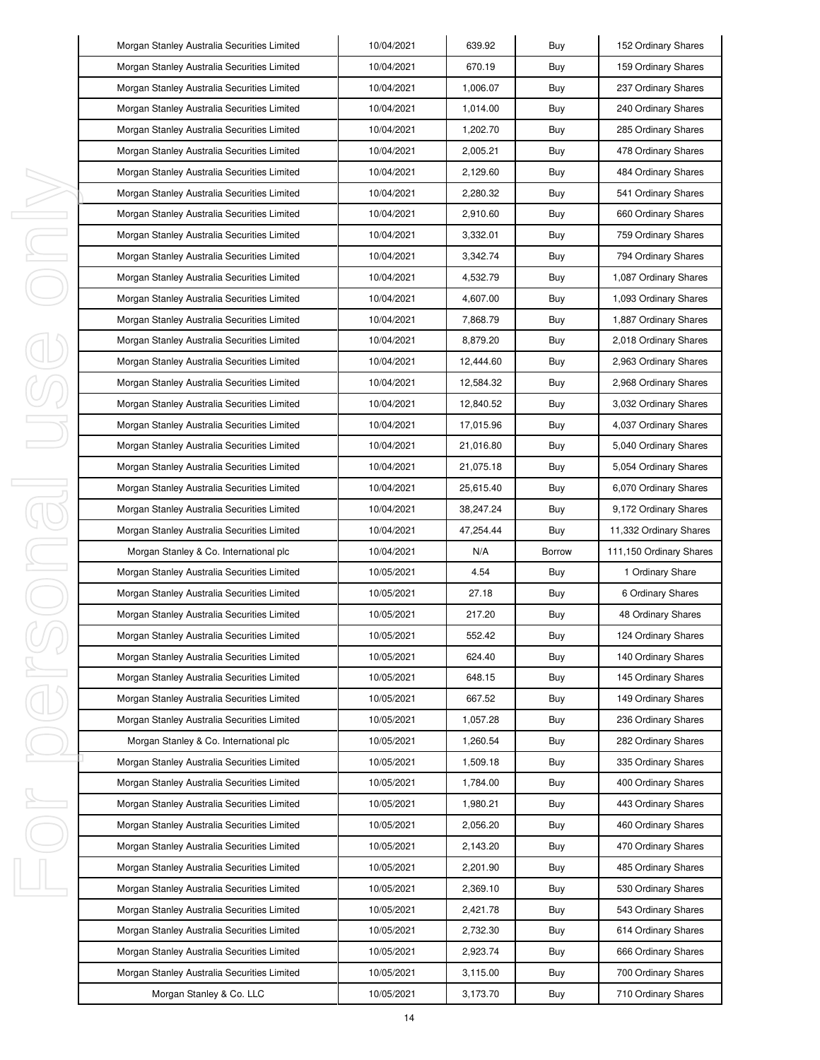| Morgan Stanley Australia Securities Limited | 10/04/2021 | 639.92 | Buy | 152 Ordinary Shares |
|---|---|---|---|---|
| Morgan Stanley Australia Securities Limited | 10/04/2021 | 670.19 | Buy | 159 Ordinary Shares |
| Morgan Stanley Australia Securities Limited | 10/04/2021 | 1,006.07 | Buy | 237 Ordinary Shares |
| Morgan Stanley Australia Securities Limited | 10/04/2021 | 1,014.00 | Buy | 240 Ordinary Shares |
| Morgan Stanley Australia Securities Limited | 10/04/2021 | 1,202.70 | Buy | 285 Ordinary Shares |
| Morgan Stanley Australia Securities Limited | 10/04/2021 | 2,005.21 | Buy | 478 Ordinary Shares |
| Morgan Stanley Australia Securities Limited | 10/04/2021 | 2,129.60 | Buy | 484 Ordinary Shares |
| Morgan Stanley Australia Securities Limited | 10/04/2021 | 2,280.32 | Buy | 541 Ordinary Shares |
| Morgan Stanley Australia Securities Limited | 10/04/2021 | 2,910.60 | Buy | 660 Ordinary Shares |
| Morgan Stanley Australia Securities Limited | 10/04/2021 | 3,332.01 | Buy | 759 Ordinary Shares |
| Morgan Stanley Australia Securities Limited | 10/04/2021 | 3,342.74 | Buy | 794 Ordinary Shares |
| Morgan Stanley Australia Securities Limited | 10/04/2021 | 4,532.79 | Buy | 1,087 Ordinary Shares |
| Morgan Stanley Australia Securities Limited | 10/04/2021 | 4,607.00 | Buy | 1,093 Ordinary Shares |
| Morgan Stanley Australia Securities Limited | 10/04/2021 | 7,868.79 | Buy | 1,887 Ordinary Shares |
| Morgan Stanley Australia Securities Limited | 10/04/2021 | 8,879.20 | Buy | 2,018 Ordinary Shares |
| Morgan Stanley Australia Securities Limited | 10/04/2021 | 12,444.60 | Buy | 2,963 Ordinary Shares |
| Morgan Stanley Australia Securities Limited | 10/04/2021 | 12,584.32 | Buy | 2,968 Ordinary Shares |
| Morgan Stanley Australia Securities Limited | 10/04/2021 | 12,840.52 | Buy | 3,032 Ordinary Shares |
| Morgan Stanley Australia Securities Limited | 10/04/2021 | 17,015.96 | Buy | 4,037 Ordinary Shares |
| Morgan Stanley Australia Securities Limited | 10/04/2021 | 21,016.80 | Buy | 5,040 Ordinary Shares |
| Morgan Stanley Australia Securities Limited | 10/04/2021 | 21,075.18 | Buy | 5,054 Ordinary Shares |
| Morgan Stanley Australia Securities Limited | 10/04/2021 | 25,615.40 | Buy | 6,070 Ordinary Shares |
| Morgan Stanley Australia Securities Limited | 10/04/2021 | 38,247.24 | Buy | 9,172 Ordinary Shares |
| Morgan Stanley Australia Securities Limited | 10/04/2021 | 47,254.44 | Buy | 11,332 Ordinary Shares |
| Morgan Stanley & Co. International plc | 10/04/2021 | N/A | Borrow | 111,150 Ordinary Shares |
| Morgan Stanley Australia Securities Limited | 10/05/2021 | 4.54 | Buy | 1 Ordinary Share |
| Morgan Stanley Australia Securities Limited | 10/05/2021 | 27.18 | Buy | 6 Ordinary Shares |
| Morgan Stanley Australia Securities Limited | 10/05/2021 | 217.20 | Buy | 48 Ordinary Shares |
| Morgan Stanley Australia Securities Limited | 10/05/2021 | 552.42 | Buy | 124 Ordinary Shares |
| Morgan Stanley Australia Securities Limited | 10/05/2021 | 624.40 | Buy | 140 Ordinary Shares |
| Morgan Stanley Australia Securities Limited | 10/05/2021 | 648.15 | Buy | 145 Ordinary Shares |
| Morgan Stanley Australia Securities Limited | 10/05/2021 | 667.52 | Buy | 149 Ordinary Shares |
| Morgan Stanley Australia Securities Limited | 10/05/2021 | 1,057.28 | Buy | 236 Ordinary Shares |
| Morgan Stanley & Co. International plc | 10/05/2021 | 1,260.54 | Buy | 282 Ordinary Shares |
| Morgan Stanley Australia Securities Limited | 10/05/2021 | 1,509.18 | Buy | 335 Ordinary Shares |
| Morgan Stanley Australia Securities Limited | 10/05/2021 | 1,784.00 | Buy | 400 Ordinary Shares |
| Morgan Stanley Australia Securities Limited | 10/05/2021 | 1,980.21 | Buy | 443 Ordinary Shares |
| Morgan Stanley Australia Securities Limited | 10/05/2021 | 2,056.20 | Buy | 460 Ordinary Shares |
| Morgan Stanley Australia Securities Limited | 10/05/2021 | 2,143.20 | Buy | 470 Ordinary Shares |
| Morgan Stanley Australia Securities Limited | 10/05/2021 | 2,201.90 | Buy | 485 Ordinary Shares |
| Morgan Stanley Australia Securities Limited | 10/05/2021 | 2,369.10 | Buy | 530 Ordinary Shares |
| Morgan Stanley Australia Securities Limited | 10/05/2021 | 2,421.78 | Buy | 543 Ordinary Shares |
| Morgan Stanley Australia Securities Limited | 10/05/2021 | 2,732.30 | Buy | 614 Ordinary Shares |
| Morgan Stanley Australia Securities Limited | 10/05/2021 | 2,923.74 | Buy | 666 Ordinary Shares |
| Morgan Stanley Australia Securities Limited | 10/05/2021 | 3,115.00 | Buy | 700 Ordinary Shares |
| Morgan Stanley & Co. LLC | 10/05/2021 | 3,173.70 | Buy | 710 Ordinary Shares |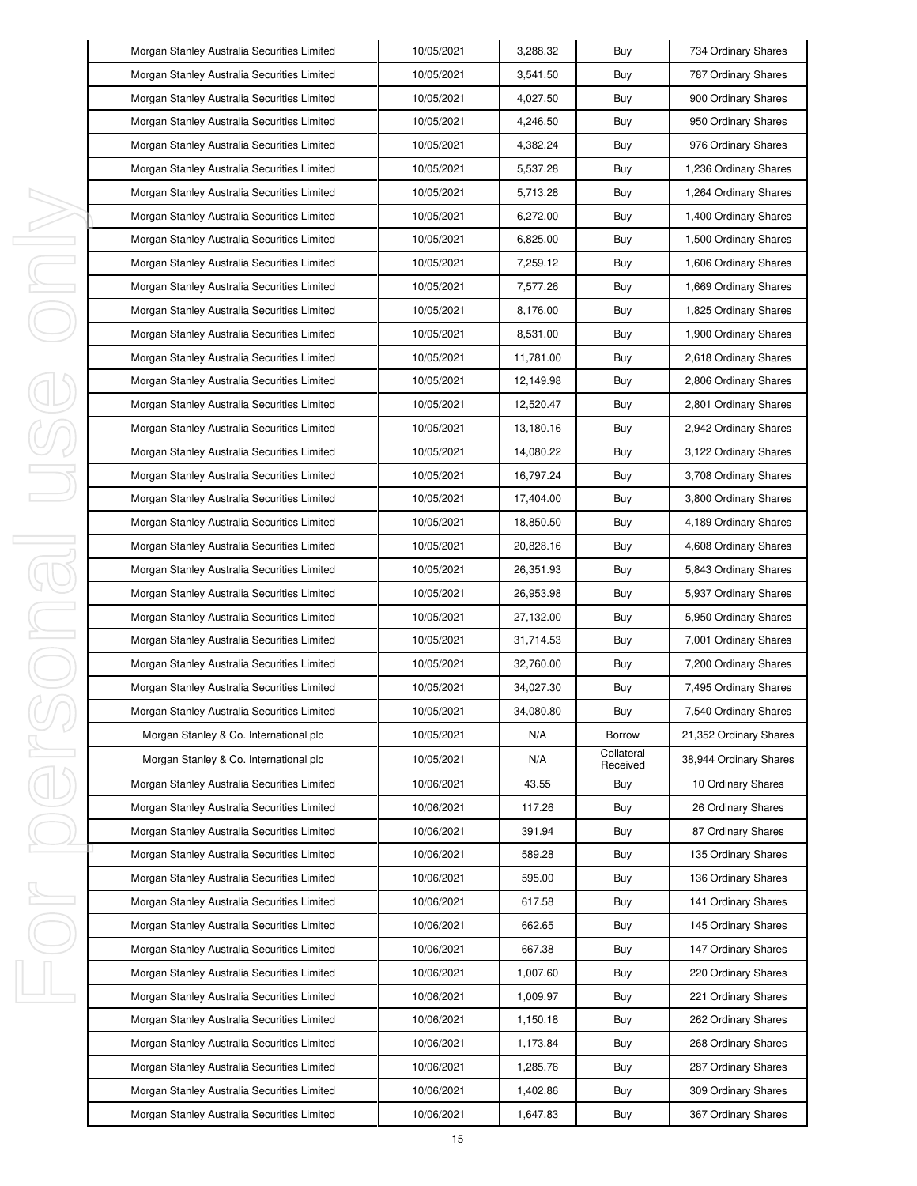| Morgan Stanley Australia Securities Limited | 10/05/2021 | 3,288.32 | Buy | 734 Ordinary Shares |
|---|---|---|---|---|
| Morgan Stanley Australia Securities Limited | 10/05/2021 | 3,541.50 | Buy | 787 Ordinary Shares |
| Morgan Stanley Australia Securities Limited | 10/05/2021 | 4,027.50 | Buy | 900 Ordinary Shares |
| Morgan Stanley Australia Securities Limited | 10/05/2021 | 4,246.50 | Buy | 950 Ordinary Shares |
| Morgan Stanley Australia Securities Limited | 10/05/2021 | 4,382.24 | Buy | 976 Ordinary Shares |
| Morgan Stanley Australia Securities Limited | 10/05/2021 | 5,537.28 | Buy | 1,236 Ordinary Shares |
| Morgan Stanley Australia Securities Limited | 10/05/2021 | 5,713.28 | Buy | 1,264 Ordinary Shares |
| Morgan Stanley Australia Securities Limited | 10/05/2021 | 6,272.00 | Buy | 1,400 Ordinary Shares |
| Morgan Stanley Australia Securities Limited | 10/05/2021 | 6,825.00 | Buy | 1,500 Ordinary Shares |
| Morgan Stanley Australia Securities Limited | 10/05/2021 | 7,259.12 | Buy | 1,606 Ordinary Shares |
| Morgan Stanley Australia Securities Limited | 10/05/2021 | 7,577.26 | Buy | 1,669 Ordinary Shares |
| Morgan Stanley Australia Securities Limited | 10/05/2021 | 8,176.00 | Buy | 1,825 Ordinary Shares |
| Morgan Stanley Australia Securities Limited | 10/05/2021 | 8,531.00 | Buy | 1,900 Ordinary Shares |
| Morgan Stanley Australia Securities Limited | 10/05/2021 | 11,781.00 | Buy | 2,618 Ordinary Shares |
| Morgan Stanley Australia Securities Limited | 10/05/2021 | 12,149.98 | Buy | 2,806 Ordinary Shares |
| Morgan Stanley Australia Securities Limited | 10/05/2021 | 12,520.47 | Buy | 2,801 Ordinary Shares |
| Morgan Stanley Australia Securities Limited | 10/05/2021 | 13,180.16 | Buy | 2,942 Ordinary Shares |
| Morgan Stanley Australia Securities Limited | 10/05/2021 | 14,080.22 | Buy | 3,122 Ordinary Shares |
| Morgan Stanley Australia Securities Limited | 10/05/2021 | 16,797.24 | Buy | 3,708 Ordinary Shares |
| Morgan Stanley Australia Securities Limited | 10/05/2021 | 17,404.00 | Buy | 3,800 Ordinary Shares |
| Morgan Stanley Australia Securities Limited | 10/05/2021 | 18,850.50 | Buy | 4,189 Ordinary Shares |
| Morgan Stanley Australia Securities Limited | 10/05/2021 | 20,828.16 | Buy | 4,608 Ordinary Shares |
| Morgan Stanley Australia Securities Limited | 10/05/2021 | 26,351.93 | Buy | 5,843 Ordinary Shares |
| Morgan Stanley Australia Securities Limited | 10/05/2021 | 26,953.98 | Buy | 5,937 Ordinary Shares |
| Morgan Stanley Australia Securities Limited | 10/05/2021 | 27,132.00 | Buy | 5,950 Ordinary Shares |
| Morgan Stanley Australia Securities Limited | 10/05/2021 | 31,714.53 | Buy | 7,001 Ordinary Shares |
| Morgan Stanley Australia Securities Limited | 10/05/2021 | 32,760.00 | Buy | 7,200 Ordinary Shares |
| Morgan Stanley Australia Securities Limited | 10/05/2021 | 34,027.30 | Buy | 7,495 Ordinary Shares |
| Morgan Stanley Australia Securities Limited | 10/05/2021 | 34,080.80 | Buy | 7,540 Ordinary Shares |
| Morgan Stanley & Co. International plc | 10/05/2021 | N/A | Borrow | 21,352 Ordinary Shares |
| Morgan Stanley & Co. International plc | 10/05/2021 | N/A | Collateral Received | 38,944 Ordinary Shares |
| Morgan Stanley Australia Securities Limited | 10/06/2021 | 43.55 | Buy | 10 Ordinary Shares |
| Morgan Stanley Australia Securities Limited | 10/06/2021 | 117.26 | Buy | 26 Ordinary Shares |
| Morgan Stanley Australia Securities Limited | 10/06/2021 | 391.94 | Buy | 87 Ordinary Shares |
| Morgan Stanley Australia Securities Limited | 10/06/2021 | 589.28 | Buy | 135 Ordinary Shares |
| Morgan Stanley Australia Securities Limited | 10/06/2021 | 595.00 | Buy | 136 Ordinary Shares |
| Morgan Stanley Australia Securities Limited | 10/06/2021 | 617.58 | Buy | 141 Ordinary Shares |
| Morgan Stanley Australia Securities Limited | 10/06/2021 | 662.65 | Buy | 145 Ordinary Shares |
| Morgan Stanley Australia Securities Limited | 10/06/2021 | 667.38 | Buy | 147 Ordinary Shares |
| Morgan Stanley Australia Securities Limited | 10/06/2021 | 1,007.60 | Buy | 220 Ordinary Shares |
| Morgan Stanley Australia Securities Limited | 10/06/2021 | 1,009.97 | Buy | 221 Ordinary Shares |
| Morgan Stanley Australia Securities Limited | 10/06/2021 | 1,150.18 | Buy | 262 Ordinary Shares |
| Morgan Stanley Australia Securities Limited | 10/06/2021 | 1,173.84 | Buy | 268 Ordinary Shares |
| Morgan Stanley Australia Securities Limited | 10/06/2021 | 1,285.76 | Buy | 287 Ordinary Shares |
| Morgan Stanley Australia Securities Limited | 10/06/2021 | 1,402.86 | Buy | 309 Ordinary Shares |
| Morgan Stanley Australia Securities Limited | 10/06/2021 | 1,647.83 | Buy | 367 Ordinary Shares |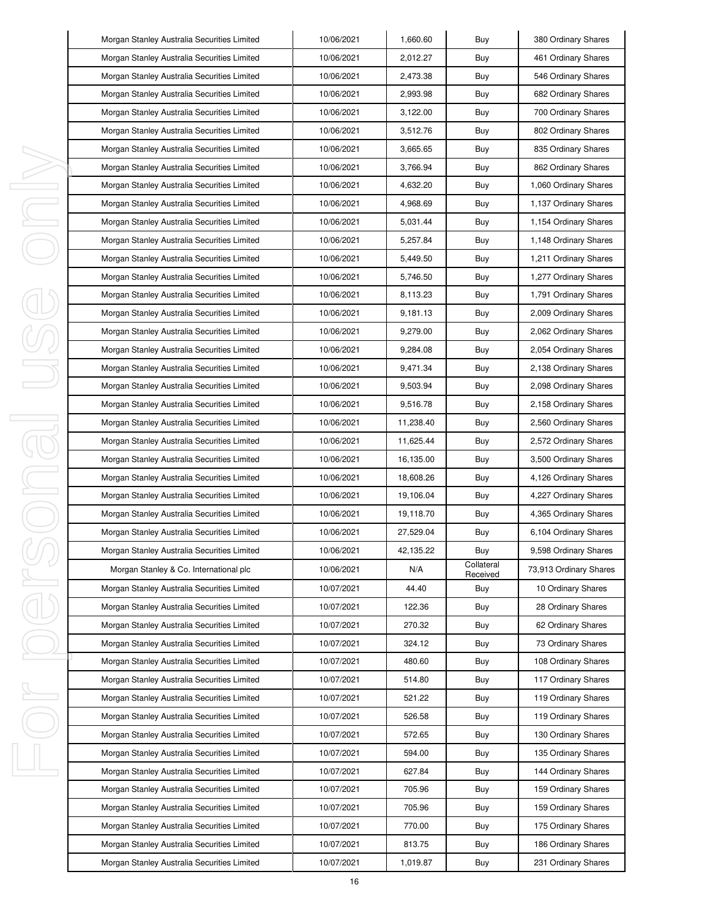| Morgan Stanley Australia Securities Limited | 10/06/2021 | 1,660.60 | Buy | 380 Ordinary Shares |
|---|---|---|---|---|
| Morgan Stanley Australia Securities Limited | 10/06/2021 | 2,012.27 | Buy | 461 Ordinary Shares |
| Morgan Stanley Australia Securities Limited | 10/06/2021 | 2,473.38 | Buy | 546 Ordinary Shares |
| Morgan Stanley Australia Securities Limited | 10/06/2021 | 2,993.98 | Buy | 682 Ordinary Shares |
| Morgan Stanley Australia Securities Limited | 10/06/2021 | 3,122.00 | Buy | 700 Ordinary Shares |
| Morgan Stanley Australia Securities Limited | 10/06/2021 | 3,512.76 | Buy | 802 Ordinary Shares |
| Morgan Stanley Australia Securities Limited | 10/06/2021 | 3,665.65 | Buy | 835 Ordinary Shares |
| Morgan Stanley Australia Securities Limited | 10/06/2021 | 3,766.94 | Buy | 862 Ordinary Shares |
| Morgan Stanley Australia Securities Limited | 10/06/2021 | 4,632.20 | Buy | 1,060 Ordinary Shares |
| Morgan Stanley Australia Securities Limited | 10/06/2021 | 4,968.69 | Buy | 1,137 Ordinary Shares |
| Morgan Stanley Australia Securities Limited | 10/06/2021 | 5,031.44 | Buy | 1,154 Ordinary Shares |
| Morgan Stanley Australia Securities Limited | 10/06/2021 | 5,257.84 | Buy | 1,148 Ordinary Shares |
| Morgan Stanley Australia Securities Limited | 10/06/2021 | 5,449.50 | Buy | 1,211 Ordinary Shares |
| Morgan Stanley Australia Securities Limited | 10/06/2021 | 5,746.50 | Buy | 1,277 Ordinary Shares |
| Morgan Stanley Australia Securities Limited | 10/06/2021 | 8,113.23 | Buy | 1,791 Ordinary Shares |
| Morgan Stanley Australia Securities Limited | 10/06/2021 | 9,181.13 | Buy | 2,009 Ordinary Shares |
| Morgan Stanley Australia Securities Limited | 10/06/2021 | 9,279.00 | Buy | 2,062 Ordinary Shares |
| Morgan Stanley Australia Securities Limited | 10/06/2021 | 9,284.08 | Buy | 2,054 Ordinary Shares |
| Morgan Stanley Australia Securities Limited | 10/06/2021 | 9,471.34 | Buy | 2,138 Ordinary Shares |
| Morgan Stanley Australia Securities Limited | 10/06/2021 | 9,503.94 | Buy | 2,098 Ordinary Shares |
| Morgan Stanley Australia Securities Limited | 10/06/2021 | 9,516.78 | Buy | 2,158 Ordinary Shares |
| Morgan Stanley Australia Securities Limited | 10/06/2021 | 11,238.40 | Buy | 2,560 Ordinary Shares |
| Morgan Stanley Australia Securities Limited | 10/06/2021 | 11,625.44 | Buy | 2,572 Ordinary Shares |
| Morgan Stanley Australia Securities Limited | 10/06/2021 | 16,135.00 | Buy | 3,500 Ordinary Shares |
| Morgan Stanley Australia Securities Limited | 10/06/2021 | 18,608.26 | Buy | 4,126 Ordinary Shares |
| Morgan Stanley Australia Securities Limited | 10/06/2021 | 19,106.04 | Buy | 4,227 Ordinary Shares |
| Morgan Stanley Australia Securities Limited | 10/06/2021 | 19,118.70 | Buy | 4,365 Ordinary Shares |
| Morgan Stanley Australia Securities Limited | 10/06/2021 | 27,529.04 | Buy | 6,104 Ordinary Shares |
| Morgan Stanley Australia Securities Limited | 10/06/2021 | 42,135.22 | Buy | 9,598 Ordinary Shares |
| Morgan Stanley & Co. International plc | 10/06/2021 | N/A | Collateral Received | 73,913 Ordinary Shares |
| Morgan Stanley Australia Securities Limited | 10/07/2021 | 44.40 | Buy | 10 Ordinary Shares |
| Morgan Stanley Australia Securities Limited | 10/07/2021 | 122.36 | Buy | 28 Ordinary Shares |
| Morgan Stanley Australia Securities Limited | 10/07/2021 | 270.32 | Buy | 62 Ordinary Shares |
| Morgan Stanley Australia Securities Limited | 10/07/2021 | 324.12 | Buy | 73 Ordinary Shares |
| Morgan Stanley Australia Securities Limited | 10/07/2021 | 480.60 | Buy | 108 Ordinary Shares |
| Morgan Stanley Australia Securities Limited | 10/07/2021 | 514.80 | Buy | 117 Ordinary Shares |
| Morgan Stanley Australia Securities Limited | 10/07/2021 | 521.22 | Buy | 119 Ordinary Shares |
| Morgan Stanley Australia Securities Limited | 10/07/2021 | 526.58 | Buy | 119 Ordinary Shares |
| Morgan Stanley Australia Securities Limited | 10/07/2021 | 572.65 | Buy | 130 Ordinary Shares |
| Morgan Stanley Australia Securities Limited | 10/07/2021 | 594.00 | Buy | 135 Ordinary Shares |
| Morgan Stanley Australia Securities Limited | 10/07/2021 | 627.84 | Buy | 144 Ordinary Shares |
| Morgan Stanley Australia Securities Limited | 10/07/2021 | 705.96 | Buy | 159 Ordinary Shares |
| Morgan Stanley Australia Securities Limited | 10/07/2021 | 705.96 | Buy | 159 Ordinary Shares |
| Morgan Stanley Australia Securities Limited | 10/07/2021 | 770.00 | Buy | 175 Ordinary Shares |
| Morgan Stanley Australia Securities Limited | 10/07/2021 | 813.75 | Buy | 186 Ordinary Shares |
| Morgan Stanley Australia Securities Limited | 10/07/2021 | 1,019.87 | Buy | 231 Ordinary Shares |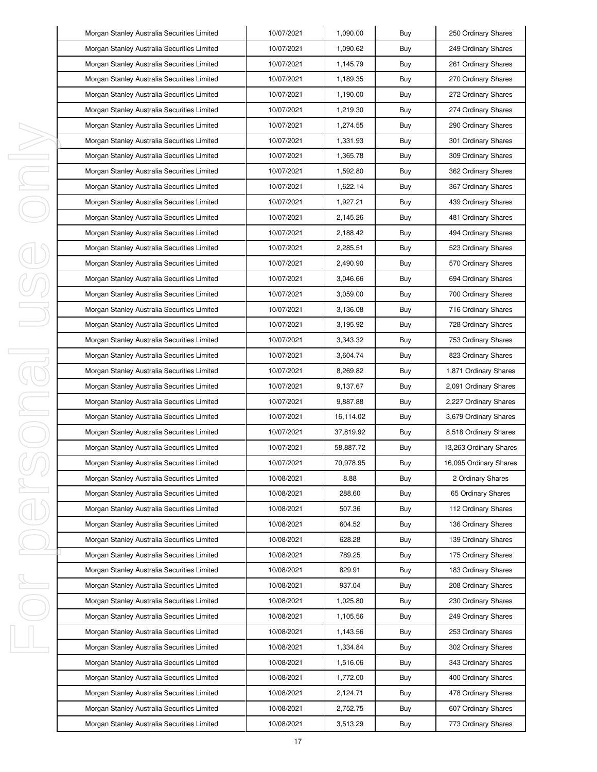| Morgan Stanley Australia Securities Limited | 10/07/2021 | 1,090.00 | Buy | 250 Ordinary Shares |
|---|---|---|---|---|
| Morgan Stanley Australia Securities Limited | 10/07/2021 | 1,090.62 | Buy | 249 Ordinary Shares |
| Morgan Stanley Australia Securities Limited | 10/07/2021 | 1,145.79 | Buy | 261 Ordinary Shares |
| Morgan Stanley Australia Securities Limited | 10/07/2021 | 1,189.35 | Buy | 270 Ordinary Shares |
| Morgan Stanley Australia Securities Limited | 10/07/2021 | 1,190.00 | Buy | 272 Ordinary Shares |
| Morgan Stanley Australia Securities Limited | 10/07/2021 | 1,219.30 | Buy | 274 Ordinary Shares |
| Morgan Stanley Australia Securities Limited | 10/07/2021 | 1,274.55 | Buy | 290 Ordinary Shares |
| Morgan Stanley Australia Securities Limited | 10/07/2021 | 1,331.93 | Buy | 301 Ordinary Shares |
| Morgan Stanley Australia Securities Limited | 10/07/2021 | 1,365.78 | Buy | 309 Ordinary Shares |
| Morgan Stanley Australia Securities Limited | 10/07/2021 | 1,592.80 | Buy | 362 Ordinary Shares |
| Morgan Stanley Australia Securities Limited | 10/07/2021 | 1,622.14 | Buy | 367 Ordinary Shares |
| Morgan Stanley Australia Securities Limited | 10/07/2021 | 1,927.21 | Buy | 439 Ordinary Shares |
| Morgan Stanley Australia Securities Limited | 10/07/2021 | 2,145.26 | Buy | 481 Ordinary Shares |
| Morgan Stanley Australia Securities Limited | 10/07/2021 | 2,188.42 | Buy | 494 Ordinary Shares |
| Morgan Stanley Australia Securities Limited | 10/07/2021 | 2,285.51 | Buy | 523 Ordinary Shares |
| Morgan Stanley Australia Securities Limited | 10/07/2021 | 2,490.90 | Buy | 570 Ordinary Shares |
| Morgan Stanley Australia Securities Limited | 10/07/2021 | 3,046.66 | Buy | 694 Ordinary Shares |
| Morgan Stanley Australia Securities Limited | 10/07/2021 | 3,059.00 | Buy | 700 Ordinary Shares |
| Morgan Stanley Australia Securities Limited | 10/07/2021 | 3,136.08 | Buy | 716 Ordinary Shares |
| Morgan Stanley Australia Securities Limited | 10/07/2021 | 3,195.92 | Buy | 728 Ordinary Shares |
| Morgan Stanley Australia Securities Limited | 10/07/2021 | 3,343.32 | Buy | 753 Ordinary Shares |
| Morgan Stanley Australia Securities Limited | 10/07/2021 | 3,604.74 | Buy | 823 Ordinary Shares |
| Morgan Stanley Australia Securities Limited | 10/07/2021 | 8,269.82 | Buy | 1,871 Ordinary Shares |
| Morgan Stanley Australia Securities Limited | 10/07/2021 | 9,137.67 | Buy | 2,091 Ordinary Shares |
| Morgan Stanley Australia Securities Limited | 10/07/2021 | 9,887.88 | Buy | 2,227 Ordinary Shares |
| Morgan Stanley Australia Securities Limited | 10/07/2021 | 16,114.02 | Buy | 3,679 Ordinary Shares |
| Morgan Stanley Australia Securities Limited | 10/07/2021 | 37,819.92 | Buy | 8,518 Ordinary Shares |
| Morgan Stanley Australia Securities Limited | 10/07/2021 | 58,887.72 | Buy | 13,263 Ordinary Shares |
| Morgan Stanley Australia Securities Limited | 10/07/2021 | 70,978.95 | Buy | 16,095 Ordinary Shares |
| Morgan Stanley Australia Securities Limited | 10/08/2021 | 8.88 | Buy | 2 Ordinary Shares |
| Morgan Stanley Australia Securities Limited | 10/08/2021 | 288.60 | Buy | 65 Ordinary Shares |
| Morgan Stanley Australia Securities Limited | 10/08/2021 | 507.36 | Buy | 112 Ordinary Shares |
| Morgan Stanley Australia Securities Limited | 10/08/2021 | 604.52 | Buy | 136 Ordinary Shares |
| Morgan Stanley Australia Securities Limited | 10/08/2021 | 628.28 | Buy | 139 Ordinary Shares |
| Morgan Stanley Australia Securities Limited | 10/08/2021 | 789.25 | Buy | 175 Ordinary Shares |
| Morgan Stanley Australia Securities Limited | 10/08/2021 | 829.91 | Buy | 183 Ordinary Shares |
| Morgan Stanley Australia Securities Limited | 10/08/2021 | 937.04 | Buy | 208 Ordinary Shares |
| Morgan Stanley Australia Securities Limited | 10/08/2021 | 1,025.80 | Buy | 230 Ordinary Shares |
| Morgan Stanley Australia Securities Limited | 10/08/2021 | 1,105.56 | Buy | 249 Ordinary Shares |
| Morgan Stanley Australia Securities Limited | 10/08/2021 | 1,143.56 | Buy | 253 Ordinary Shares |
| Morgan Stanley Australia Securities Limited | 10/08/2021 | 1,334.84 | Buy | 302 Ordinary Shares |
| Morgan Stanley Australia Securities Limited | 10/08/2021 | 1,516.06 | Buy | 343 Ordinary Shares |
| Morgan Stanley Australia Securities Limited | 10/08/2021 | 1,772.00 | Buy | 400 Ordinary Shares |
| Morgan Stanley Australia Securities Limited | 10/08/2021 | 2,124.71 | Buy | 478 Ordinary Shares |
| Morgan Stanley Australia Securities Limited | 10/08/2021 | 2,752.75 | Buy | 607 Ordinary Shares |
| Morgan Stanley Australia Securities Limited | 10/08/2021 | 3,513.29 | Buy | 773 Ordinary Shares |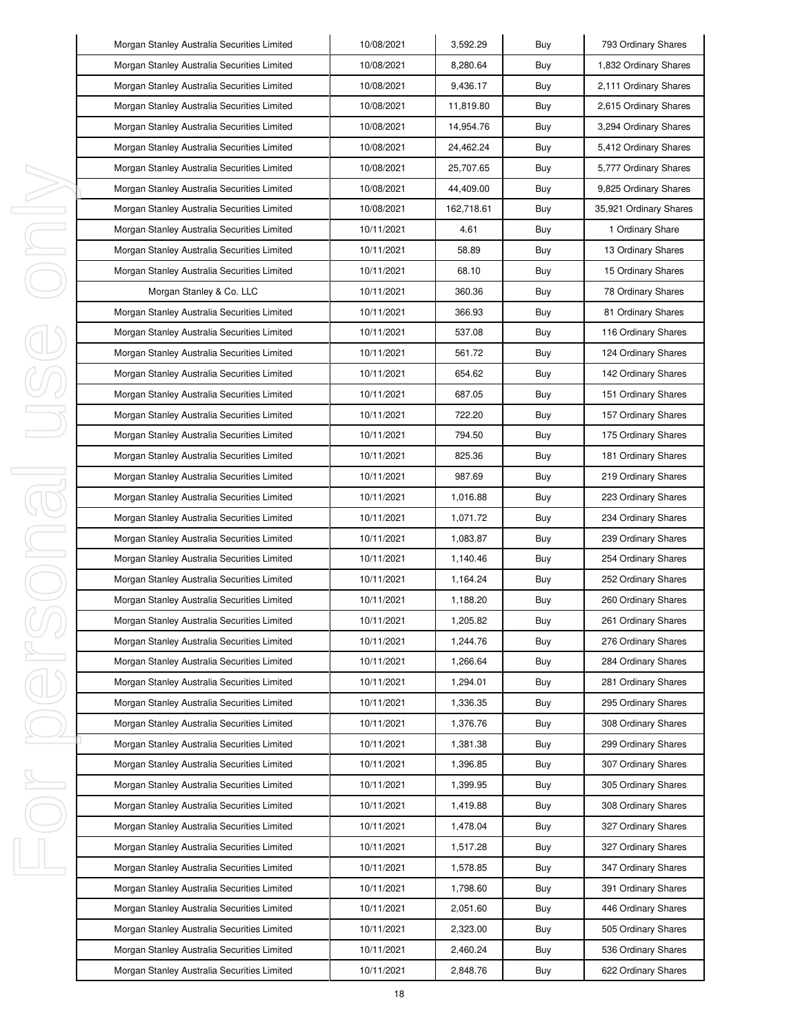| Morgan Stanley Australia Securities Limited | 10/08/2021 | 3,592.29 | Buy | 793 Ordinary Shares |
|---|---|---|---|---|
| Morgan Stanley Australia Securities Limited | 10/08/2021 | 8,280.64 | Buy | 1,832 Ordinary Shares |
| Morgan Stanley Australia Securities Limited | 10/08/2021 | 9,436.17 | Buy | 2,111 Ordinary Shares |
| Morgan Stanley Australia Securities Limited | 10/08/2021 | 11,819.80 | Buy | 2,615 Ordinary Shares |
| Morgan Stanley Australia Securities Limited | 10/08/2021 | 14,954.76 | Buy | 3,294 Ordinary Shares |
| Morgan Stanley Australia Securities Limited | 10/08/2021 | 24,462.24 | Buy | 5,412 Ordinary Shares |
| Morgan Stanley Australia Securities Limited | 10/08/2021 | 25,707.65 | Buy | 5,777 Ordinary Shares |
| Morgan Stanley Australia Securities Limited | 10/08/2021 | 44,409.00 | Buy | 9,825 Ordinary Shares |
| Morgan Stanley Australia Securities Limited | 10/08/2021 | 162,718.61 | Buy | 35,921 Ordinary Shares |
| Morgan Stanley Australia Securities Limited | 10/11/2021 | 4.61 | Buy | 1 Ordinary Share |
| Morgan Stanley Australia Securities Limited | 10/11/2021 | 58.89 | Buy | 13 Ordinary Shares |
| Morgan Stanley Australia Securities Limited | 10/11/2021 | 68.10 | Buy | 15 Ordinary Shares |
| Morgan Stanley & Co. LLC | 10/11/2021 | 360.36 | Buy | 78 Ordinary Shares |
| Morgan Stanley Australia Securities Limited | 10/11/2021 | 366.93 | Buy | 81 Ordinary Shares |
| Morgan Stanley Australia Securities Limited | 10/11/2021 | 537.08 | Buy | 116 Ordinary Shares |
| Morgan Stanley Australia Securities Limited | 10/11/2021 | 561.72 | Buy | 124 Ordinary Shares |
| Morgan Stanley Australia Securities Limited | 10/11/2021 | 654.62 | Buy | 142 Ordinary Shares |
| Morgan Stanley Australia Securities Limited | 10/11/2021 | 687.05 | Buy | 151 Ordinary Shares |
| Morgan Stanley Australia Securities Limited | 10/11/2021 | 722.20 | Buy | 157 Ordinary Shares |
| Morgan Stanley Australia Securities Limited | 10/11/2021 | 794.50 | Buy | 175 Ordinary Shares |
| Morgan Stanley Australia Securities Limited | 10/11/2021 | 825.36 | Buy | 181 Ordinary Shares |
| Morgan Stanley Australia Securities Limited | 10/11/2021 | 987.69 | Buy | 219 Ordinary Shares |
| Morgan Stanley Australia Securities Limited | 10/11/2021 | 1,016.88 | Buy | 223 Ordinary Shares |
| Morgan Stanley Australia Securities Limited | 10/11/2021 | 1,071.72 | Buy | 234 Ordinary Shares |
| Morgan Stanley Australia Securities Limited | 10/11/2021 | 1,083.87 | Buy | 239 Ordinary Shares |
| Morgan Stanley Australia Securities Limited | 10/11/2021 | 1,140.46 | Buy | 254 Ordinary Shares |
| Morgan Stanley Australia Securities Limited | 10/11/2021 | 1,164.24 | Buy | 252 Ordinary Shares |
| Morgan Stanley Australia Securities Limited | 10/11/2021 | 1,188.20 | Buy | 260 Ordinary Shares |
| Morgan Stanley Australia Securities Limited | 10/11/2021 | 1,205.82 | Buy | 261 Ordinary Shares |
| Morgan Stanley Australia Securities Limited | 10/11/2021 | 1,244.76 | Buy | 276 Ordinary Shares |
| Morgan Stanley Australia Securities Limited | 10/11/2021 | 1,266.64 | Buy | 284 Ordinary Shares |
| Morgan Stanley Australia Securities Limited | 10/11/2021 | 1,294.01 | Buy | 281 Ordinary Shares |
| Morgan Stanley Australia Securities Limited | 10/11/2021 | 1,336.35 | Buy | 295 Ordinary Shares |
| Morgan Stanley Australia Securities Limited | 10/11/2021 | 1,376.76 | Buy | 308 Ordinary Shares |
| Morgan Stanley Australia Securities Limited | 10/11/2021 | 1,381.38 | Buy | 299 Ordinary Shares |
| Morgan Stanley Australia Securities Limited | 10/11/2021 | 1,396.85 | Buy | 307 Ordinary Shares |
| Morgan Stanley Australia Securities Limited | 10/11/2021 | 1,399.95 | Buy | 305 Ordinary Shares |
| Morgan Stanley Australia Securities Limited | 10/11/2021 | 1,419.88 | Buy | 308 Ordinary Shares |
| Morgan Stanley Australia Securities Limited | 10/11/2021 | 1,478.04 | Buy | 327 Ordinary Shares |
| Morgan Stanley Australia Securities Limited | 10/11/2021 | 1,517.28 | Buy | 327 Ordinary Shares |
| Morgan Stanley Australia Securities Limited | 10/11/2021 | 1,578.85 | Buy | 347 Ordinary Shares |
| Morgan Stanley Australia Securities Limited | 10/11/2021 | 1,798.60 | Buy | 391 Ordinary Shares |
| Morgan Stanley Australia Securities Limited | 10/11/2021 | 2,051.60 | Buy | 446 Ordinary Shares |
| Morgan Stanley Australia Securities Limited | 10/11/2021 | 2,323.00 | Buy | 505 Ordinary Shares |
| Morgan Stanley Australia Securities Limited | 10/11/2021 | 2,460.24 | Buy | 536 Ordinary Shares |
| Morgan Stanley Australia Securities Limited | 10/11/2021 | 2,848.76 | Buy | 622 Ordinary Shares |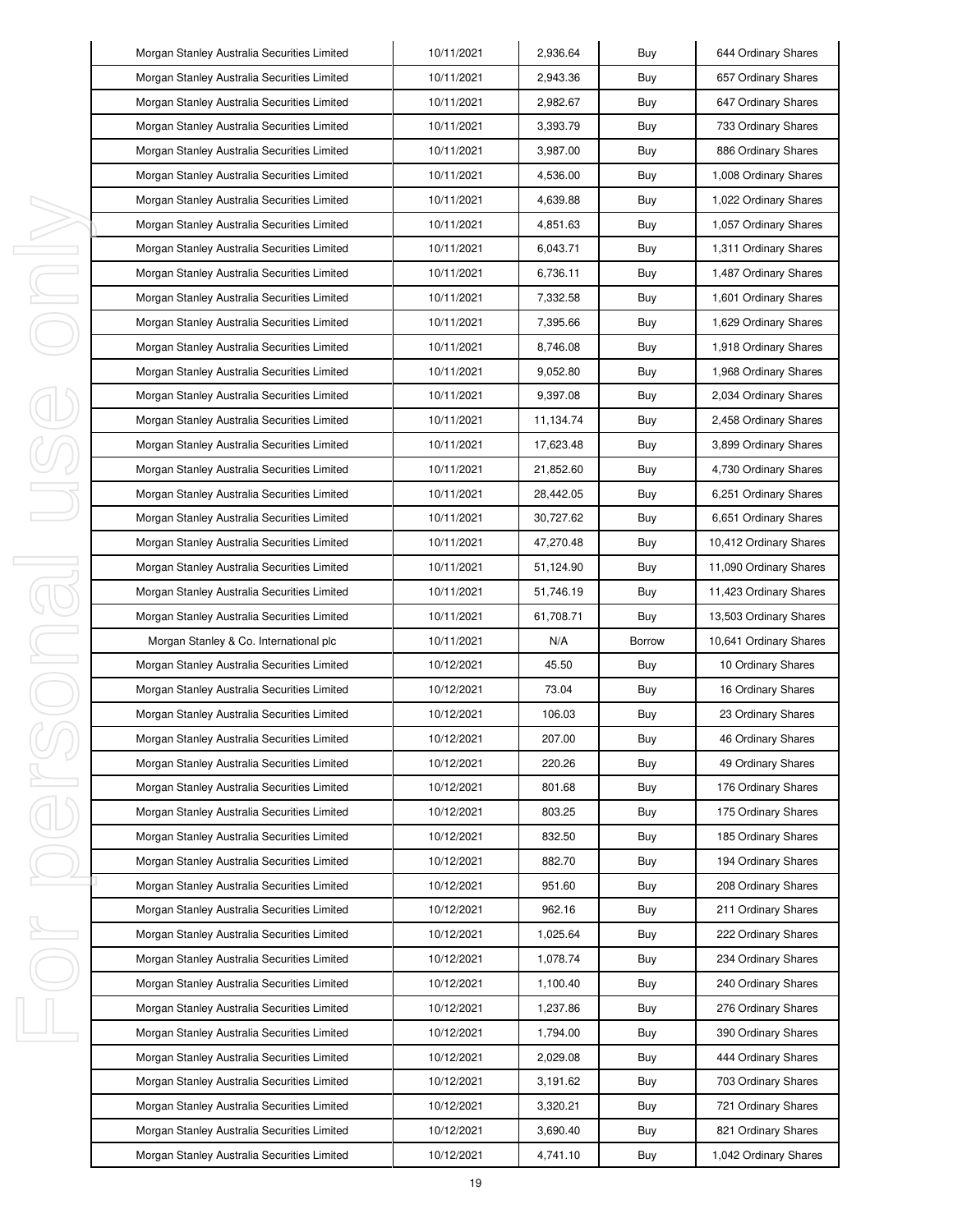| Morgan Stanley Australia Securities Limited | 10/11/2021 | 2,936.64 | Buy | 644 Ordinary Shares |
|---|---|---|---|---|
| Morgan Stanley Australia Securities Limited | 10/11/2021 | 2,943.36 | Buy | 657 Ordinary Shares |
| Morgan Stanley Australia Securities Limited | 10/11/2021 | 2,982.67 | Buy | 647 Ordinary Shares |
| Morgan Stanley Australia Securities Limited | 10/11/2021 | 3,393.79 | Buy | 733 Ordinary Shares |
| Morgan Stanley Australia Securities Limited | 10/11/2021 | 3,987.00 | Buy | 886 Ordinary Shares |
| Morgan Stanley Australia Securities Limited | 10/11/2021 | 4,536.00 | Buy | 1,008 Ordinary Shares |
| Morgan Stanley Australia Securities Limited | 10/11/2021 | 4,639.88 | Buy | 1,022 Ordinary Shares |
| Morgan Stanley Australia Securities Limited | 10/11/2021 | 4,851.63 | Buy | 1,057 Ordinary Shares |
| Morgan Stanley Australia Securities Limited | 10/11/2021 | 6,043.71 | Buy | 1,311 Ordinary Shares |
| Morgan Stanley Australia Securities Limited | 10/11/2021 | 6,736.11 | Buy | 1,487 Ordinary Shares |
| Morgan Stanley Australia Securities Limited | 10/11/2021 | 7,332.58 | Buy | 1,601 Ordinary Shares |
| Morgan Stanley Australia Securities Limited | 10/11/2021 | 7,395.66 | Buy | 1,629 Ordinary Shares |
| Morgan Stanley Australia Securities Limited | 10/11/2021 | 8,746.08 | Buy | 1,918 Ordinary Shares |
| Morgan Stanley Australia Securities Limited | 10/11/2021 | 9,052.80 | Buy | 1,968 Ordinary Shares |
| Morgan Stanley Australia Securities Limited | 10/11/2021 | 9,397.08 | Buy | 2,034 Ordinary Shares |
| Morgan Stanley Australia Securities Limited | 10/11/2021 | 11,134.74 | Buy | 2,458 Ordinary Shares |
| Morgan Stanley Australia Securities Limited | 10/11/2021 | 17,623.48 | Buy | 3,899 Ordinary Shares |
| Morgan Stanley Australia Securities Limited | 10/11/2021 | 21,852.60 | Buy | 4,730 Ordinary Shares |
| Morgan Stanley Australia Securities Limited | 10/11/2021 | 28,442.05 | Buy | 6,251 Ordinary Shares |
| Morgan Stanley Australia Securities Limited | 10/11/2021 | 30,727.62 | Buy | 6,651 Ordinary Shares |
| Morgan Stanley Australia Securities Limited | 10/11/2021 | 47,270.48 | Buy | 10,412 Ordinary Shares |
| Morgan Stanley Australia Securities Limited | 10/11/2021 | 51,124.90 | Buy | 11,090 Ordinary Shares |
| Morgan Stanley Australia Securities Limited | 10/11/2021 | 51,746.19 | Buy | 11,423 Ordinary Shares |
| Morgan Stanley Australia Securities Limited | 10/11/2021 | 61,708.71 | Buy | 13,503 Ordinary Shares |
| Morgan Stanley & Co. International plc | 10/11/2021 | N/A | Borrow | 10,641 Ordinary Shares |
| Morgan Stanley Australia Securities Limited | 10/12/2021 | 45.50 | Buy | 10 Ordinary Shares |
| Morgan Stanley Australia Securities Limited | 10/12/2021 | 73.04 | Buy | 16 Ordinary Shares |
| Morgan Stanley Australia Securities Limited | 10/12/2021 | 106.03 | Buy | 23 Ordinary Shares |
| Morgan Stanley Australia Securities Limited | 10/12/2021 | 207.00 | Buy | 46 Ordinary Shares |
| Morgan Stanley Australia Securities Limited | 10/12/2021 | 220.26 | Buy | 49 Ordinary Shares |
| Morgan Stanley Australia Securities Limited | 10/12/2021 | 801.68 | Buy | 176 Ordinary Shares |
| Morgan Stanley Australia Securities Limited | 10/12/2021 | 803.25 | Buy | 175 Ordinary Shares |
| Morgan Stanley Australia Securities Limited | 10/12/2021 | 832.50 | Buy | 185 Ordinary Shares |
| Morgan Stanley Australia Securities Limited | 10/12/2021 | 882.70 | Buy | 194 Ordinary Shares |
| Morgan Stanley Australia Securities Limited | 10/12/2021 | 951.60 | Buy | 208 Ordinary Shares |
| Morgan Stanley Australia Securities Limited | 10/12/2021 | 962.16 | Buy | 211 Ordinary Shares |
| Morgan Stanley Australia Securities Limited | 10/12/2021 | 1,025.64 | Buy | 222 Ordinary Shares |
| Morgan Stanley Australia Securities Limited | 10/12/2021 | 1,078.74 | Buy | 234 Ordinary Shares |
| Morgan Stanley Australia Securities Limited | 10/12/2021 | 1,100.40 | Buy | 240 Ordinary Shares |
| Morgan Stanley Australia Securities Limited | 10/12/2021 | 1,237.86 | Buy | 276 Ordinary Shares |
| Morgan Stanley Australia Securities Limited | 10/12/2021 | 1,794.00 | Buy | 390 Ordinary Shares |
| Morgan Stanley Australia Securities Limited | 10/12/2021 | 2,029.08 | Buy | 444 Ordinary Shares |
| Morgan Stanley Australia Securities Limited | 10/12/2021 | 3,191.62 | Buy | 703 Ordinary Shares |
| Morgan Stanley Australia Securities Limited | 10/12/2021 | 3,320.21 | Buy | 721 Ordinary Shares |
| Morgan Stanley Australia Securities Limited | 10/12/2021 | 3,690.40 | Buy | 821 Ordinary Shares |
| Morgan Stanley Australia Securities Limited | 10/12/2021 | 4,741.10 | Buy | 1,042 Ordinary Shares |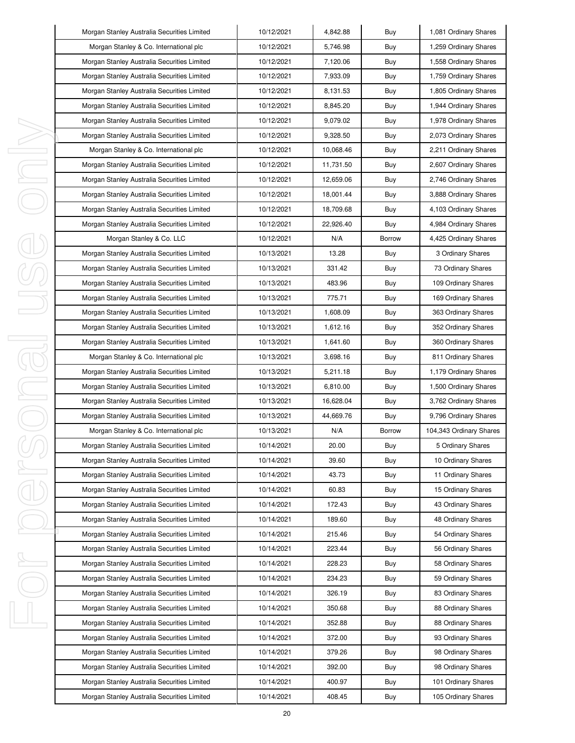| Morgan Stanley Australia Securities Limited | 10/12/2021 | 4,842.88 | Buy | 1,081 Ordinary Shares |
|---|---|---|---|---|
| Morgan Stanley & Co. International plc | 10/12/2021 | 5,746.98 | Buy | 1,259 Ordinary Shares |
| Morgan Stanley Australia Securities Limited | 10/12/2021 | 7,120.06 | Buy | 1,558 Ordinary Shares |
| Morgan Stanley Australia Securities Limited | 10/12/2021 | 7,933.09 | Buy | 1,759 Ordinary Shares |
| Morgan Stanley Australia Securities Limited | 10/12/2021 | 8,131.53 | Buy | 1,805 Ordinary Shares |
| Morgan Stanley Australia Securities Limited | 10/12/2021 | 8,845.20 | Buy | 1,944 Ordinary Shares |
| Morgan Stanley Australia Securities Limited | 10/12/2021 | 9,079.02 | Buy | 1,978 Ordinary Shares |
| Morgan Stanley Australia Securities Limited | 10/12/2021 | 9,328.50 | Buy | 2,073 Ordinary Shares |
| Morgan Stanley & Co. International plc | 10/12/2021 | 10,068.46 | Buy | 2,211 Ordinary Shares |
| Morgan Stanley Australia Securities Limited | 10/12/2021 | 11,731.50 | Buy | 2,607 Ordinary Shares |
| Morgan Stanley Australia Securities Limited | 10/12/2021 | 12,659.06 | Buy | 2,746 Ordinary Shares |
| Morgan Stanley Australia Securities Limited | 10/12/2021 | 18,001.44 | Buy | 3,888 Ordinary Shares |
| Morgan Stanley Australia Securities Limited | 10/12/2021 | 18,709.68 | Buy | 4,103 Ordinary Shares |
| Morgan Stanley Australia Securities Limited | 10/12/2021 | 22,926.40 | Buy | 4,984 Ordinary Shares |
| Morgan Stanley & Co. LLC | 10/12/2021 | N/A | Borrow | 4,425 Ordinary Shares |
| Morgan Stanley Australia Securities Limited | 10/13/2021 | 13.28 | Buy | 3 Ordinary Shares |
| Morgan Stanley Australia Securities Limited | 10/13/2021 | 331.42 | Buy | 73 Ordinary Shares |
| Morgan Stanley Australia Securities Limited | 10/13/2021 | 483.96 | Buy | 109 Ordinary Shares |
| Morgan Stanley Australia Securities Limited | 10/13/2021 | 775.71 | Buy | 169 Ordinary Shares |
| Morgan Stanley Australia Securities Limited | 10/13/2021 | 1,608.09 | Buy | 363 Ordinary Shares |
| Morgan Stanley Australia Securities Limited | 10/13/2021 | 1,612.16 | Buy | 352 Ordinary Shares |
| Morgan Stanley Australia Securities Limited | 10/13/2021 | 1,641.60 | Buy | 360 Ordinary Shares |
| Morgan Stanley & Co. International plc | 10/13/2021 | 3,698.16 | Buy | 811 Ordinary Shares |
| Morgan Stanley Australia Securities Limited | 10/13/2021 | 5,211.18 | Buy | 1,179 Ordinary Shares |
| Morgan Stanley Australia Securities Limited | 10/13/2021 | 6,810.00 | Buy | 1,500 Ordinary Shares |
| Morgan Stanley Australia Securities Limited | 10/13/2021 | 16,628.04 | Buy | 3,762 Ordinary Shares |
| Morgan Stanley Australia Securities Limited | 10/13/2021 | 44,669.76 | Buy | 9,796 Ordinary Shares |
| Morgan Stanley & Co. International plc | 10/13/2021 | N/A | Borrow | 104,343 Ordinary Shares |
| Morgan Stanley Australia Securities Limited | 10/14/2021 | 20.00 | Buy | 5 Ordinary Shares |
| Morgan Stanley Australia Securities Limited | 10/14/2021 | 39.60 | Buy | 10 Ordinary Shares |
| Morgan Stanley Australia Securities Limited | 10/14/2021 | 43.73 | Buy | 11 Ordinary Shares |
| Morgan Stanley Australia Securities Limited | 10/14/2021 | 60.83 | Buy | 15 Ordinary Shares |
| Morgan Stanley Australia Securities Limited | 10/14/2021 | 172.43 | Buy | 43 Ordinary Shares |
| Morgan Stanley Australia Securities Limited | 10/14/2021 | 189.60 | Buy | 48 Ordinary Shares |
| Morgan Stanley Australia Securities Limited | 10/14/2021 | 215.46 | Buy | 54 Ordinary Shares |
| Morgan Stanley Australia Securities Limited | 10/14/2021 | 223.44 | Buy | 56 Ordinary Shares |
| Morgan Stanley Australia Securities Limited | 10/14/2021 | 228.23 | Buy | 58 Ordinary Shares |
| Morgan Stanley Australia Securities Limited | 10/14/2021 | 234.23 | Buy | 59 Ordinary Shares |
| Morgan Stanley Australia Securities Limited | 10/14/2021 | 326.19 | Buy | 83 Ordinary Shares |
| Morgan Stanley Australia Securities Limited | 10/14/2021 | 350.68 | Buy | 88 Ordinary Shares |
| Morgan Stanley Australia Securities Limited | 10/14/2021 | 352.88 | Buy | 88 Ordinary Shares |
| Morgan Stanley Australia Securities Limited | 10/14/2021 | 372.00 | Buy | 93 Ordinary Shares |
| Morgan Stanley Australia Securities Limited | 10/14/2021 | 379.26 | Buy | 98 Ordinary Shares |
| Morgan Stanley Australia Securities Limited | 10/14/2021 | 392.00 | Buy | 98 Ordinary Shares |
| Morgan Stanley Australia Securities Limited | 10/14/2021 | 400.97 | Buy | 101 Ordinary Shares |
| Morgan Stanley Australia Securities Limited | 10/14/2021 | 408.45 | Buy | 105 Ordinary Shares |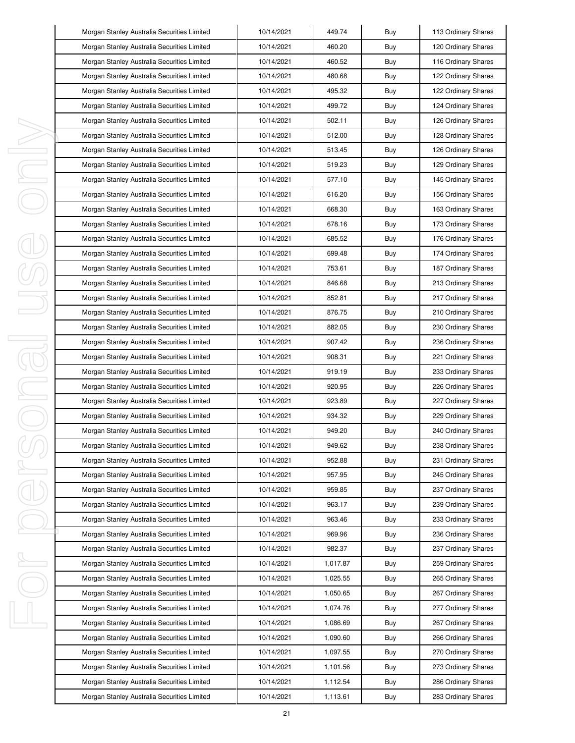| Morgan Stanley Australia Securities Limited | 10/14/2021 | 449.74 | Buy | 113 Ordinary Shares |
|---|---|---|---|---|
| Morgan Stanley Australia Securities Limited | 10/14/2021 | 460.20 | Buy | 120 Ordinary Shares |
| Morgan Stanley Australia Securities Limited | 10/14/2021 | 460.52 | Buy | 116 Ordinary Shares |
| Morgan Stanley Australia Securities Limited | 10/14/2021 | 480.68 | Buy | 122 Ordinary Shares |
| Morgan Stanley Australia Securities Limited | 10/14/2021 | 495.32 | Buy | 122 Ordinary Shares |
| Morgan Stanley Australia Securities Limited | 10/14/2021 | 499.72 | Buy | 124 Ordinary Shares |
| Morgan Stanley Australia Securities Limited | 10/14/2021 | 502.11 | Buy | 126 Ordinary Shares |
| Morgan Stanley Australia Securities Limited | 10/14/2021 | 512.00 | Buy | 128 Ordinary Shares |
| Morgan Stanley Australia Securities Limited | 10/14/2021 | 513.45 | Buy | 126 Ordinary Shares |
| Morgan Stanley Australia Securities Limited | 10/14/2021 | 519.23 | Buy | 129 Ordinary Shares |
| Morgan Stanley Australia Securities Limited | 10/14/2021 | 577.10 | Buy | 145 Ordinary Shares |
| Morgan Stanley Australia Securities Limited | 10/14/2021 | 616.20 | Buy | 156 Ordinary Shares |
| Morgan Stanley Australia Securities Limited | 10/14/2021 | 668.30 | Buy | 163 Ordinary Shares |
| Morgan Stanley Australia Securities Limited | 10/14/2021 | 678.16 | Buy | 173 Ordinary Shares |
| Morgan Stanley Australia Securities Limited | 10/14/2021 | 685.52 | Buy | 176 Ordinary Shares |
| Morgan Stanley Australia Securities Limited | 10/14/2021 | 699.48 | Buy | 174 Ordinary Shares |
| Morgan Stanley Australia Securities Limited | 10/14/2021 | 753.61 | Buy | 187 Ordinary Shares |
| Morgan Stanley Australia Securities Limited | 10/14/2021 | 846.68 | Buy | 213 Ordinary Shares |
| Morgan Stanley Australia Securities Limited | 10/14/2021 | 852.81 | Buy | 217 Ordinary Shares |
| Morgan Stanley Australia Securities Limited | 10/14/2021 | 876.75 | Buy | 210 Ordinary Shares |
| Morgan Stanley Australia Securities Limited | 10/14/2021 | 882.05 | Buy | 230 Ordinary Shares |
| Morgan Stanley Australia Securities Limited | 10/14/2021 | 907.42 | Buy | 236 Ordinary Shares |
| Morgan Stanley Australia Securities Limited | 10/14/2021 | 908.31 | Buy | 221 Ordinary Shares |
| Morgan Stanley Australia Securities Limited | 10/14/2021 | 919.19 | Buy | 233 Ordinary Shares |
| Morgan Stanley Australia Securities Limited | 10/14/2021 | 920.95 | Buy | 226 Ordinary Shares |
| Morgan Stanley Australia Securities Limited | 10/14/2021 | 923.89 | Buy | 227 Ordinary Shares |
| Morgan Stanley Australia Securities Limited | 10/14/2021 | 934.32 | Buy | 229 Ordinary Shares |
| Morgan Stanley Australia Securities Limited | 10/14/2021 | 949.20 | Buy | 240 Ordinary Shares |
| Morgan Stanley Australia Securities Limited | 10/14/2021 | 949.62 | Buy | 238 Ordinary Shares |
| Morgan Stanley Australia Securities Limited | 10/14/2021 | 952.88 | Buy | 231 Ordinary Shares |
| Morgan Stanley Australia Securities Limited | 10/14/2021 | 957.95 | Buy | 245 Ordinary Shares |
| Morgan Stanley Australia Securities Limited | 10/14/2021 | 959.85 | Buy | 237 Ordinary Shares |
| Morgan Stanley Australia Securities Limited | 10/14/2021 | 963.17 | Buy | 239 Ordinary Shares |
| Morgan Stanley Australia Securities Limited | 10/14/2021 | 963.46 | Buy | 233 Ordinary Shares |
| Morgan Stanley Australia Securities Limited | 10/14/2021 | 969.96 | Buy | 236 Ordinary Shares |
| Morgan Stanley Australia Securities Limited | 10/14/2021 | 982.37 | Buy | 237 Ordinary Shares |
| Morgan Stanley Australia Securities Limited | 10/14/2021 | 1,017.87 | Buy | 259 Ordinary Shares |
| Morgan Stanley Australia Securities Limited | 10/14/2021 | 1,025.55 | Buy | 265 Ordinary Shares |
| Morgan Stanley Australia Securities Limited | 10/14/2021 | 1,050.65 | Buy | 267 Ordinary Shares |
| Morgan Stanley Australia Securities Limited | 10/14/2021 | 1,074.76 | Buy | 277 Ordinary Shares |
| Morgan Stanley Australia Securities Limited | 10/14/2021 | 1,086.69 | Buy | 267 Ordinary Shares |
| Morgan Stanley Australia Securities Limited | 10/14/2021 | 1,090.60 | Buy | 266 Ordinary Shares |
| Morgan Stanley Australia Securities Limited | 10/14/2021 | 1,097.55 | Buy | 270 Ordinary Shares |
| Morgan Stanley Australia Securities Limited | 10/14/2021 | 1,101.56 | Buy | 273 Ordinary Shares |
| Morgan Stanley Australia Securities Limited | 10/14/2021 | 1,112.54 | Buy | 286 Ordinary Shares |
| Morgan Stanley Australia Securities Limited | 10/14/2021 | 1,113.61 | Buy | 283 Ordinary Shares |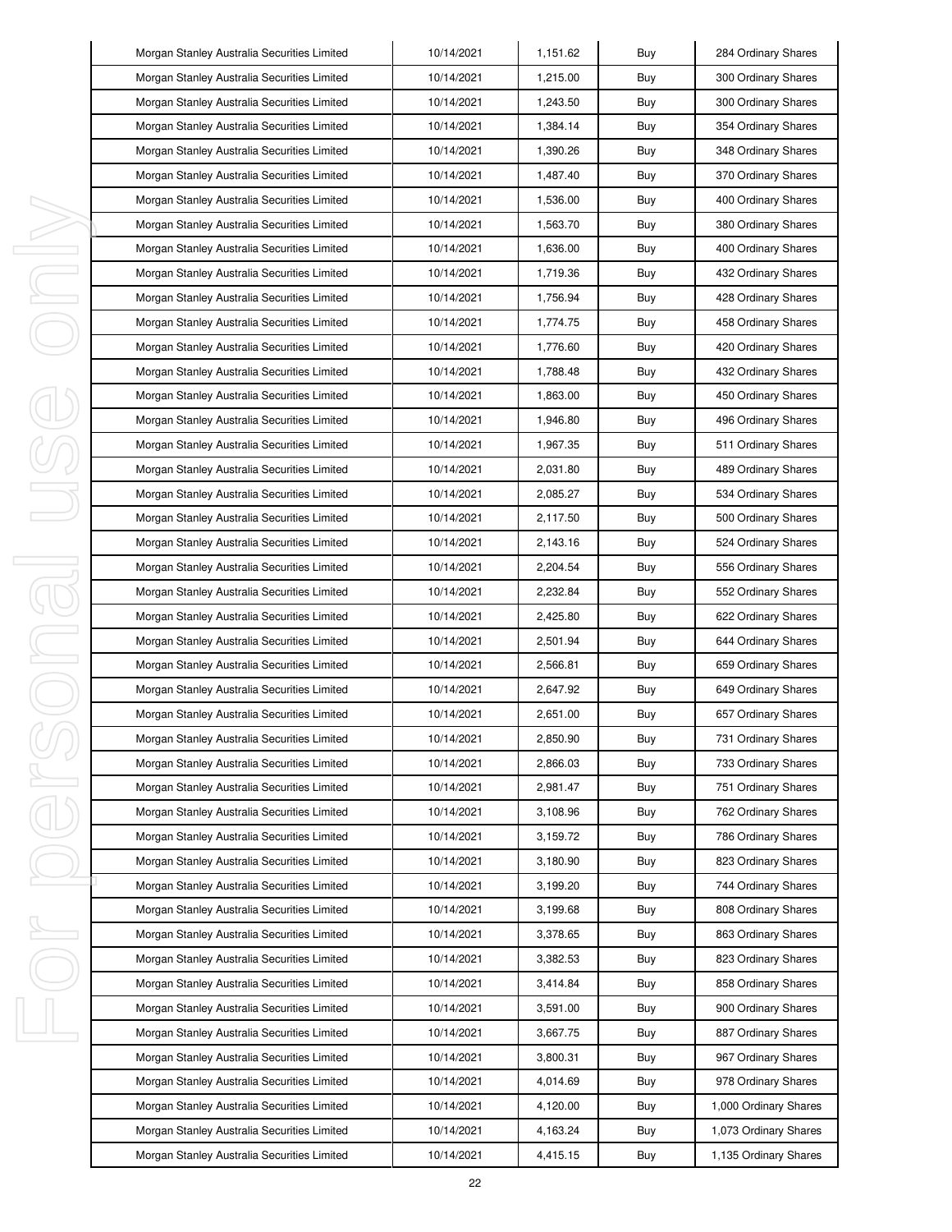| | | | | |
|---|---|---|---|---|
| Morgan Stanley Australia Securities Limited | 10/14/2021 | 1,151.62 | Buy | 284 Ordinary Shares |
| Morgan Stanley Australia Securities Limited | 10/14/2021 | 1,215.00 | Buy | 300 Ordinary Shares |
| Morgan Stanley Australia Securities Limited | 10/14/2021 | 1,243.50 | Buy | 300 Ordinary Shares |
| Morgan Stanley Australia Securities Limited | 10/14/2021 | 1,384.14 | Buy | 354 Ordinary Shares |
| Morgan Stanley Australia Securities Limited | 10/14/2021 | 1,390.26 | Buy | 348 Ordinary Shares |
| Morgan Stanley Australia Securities Limited | 10/14/2021 | 1,487.40 | Buy | 370 Ordinary Shares |
| Morgan Stanley Australia Securities Limited | 10/14/2021 | 1,536.00 | Buy | 400 Ordinary Shares |
| Morgan Stanley Australia Securities Limited | 10/14/2021 | 1,563.70 | Buy | 380 Ordinary Shares |
| Morgan Stanley Australia Securities Limited | 10/14/2021 | 1,636.00 | Buy | 400 Ordinary Shares |
| Morgan Stanley Australia Securities Limited | 10/14/2021 | 1,719.36 | Buy | 432 Ordinary Shares |
| Morgan Stanley Australia Securities Limited | 10/14/2021 | 1,756.94 | Buy | 428 Ordinary Shares |
| Morgan Stanley Australia Securities Limited | 10/14/2021 | 1,774.75 | Buy | 458 Ordinary Shares |
| Morgan Stanley Australia Securities Limited | 10/14/2021 | 1,776.60 | Buy | 420 Ordinary Shares |
| Morgan Stanley Australia Securities Limited | 10/14/2021 | 1,788.48 | Buy | 432 Ordinary Shares |
| Morgan Stanley Australia Securities Limited | 10/14/2021 | 1,863.00 | Buy | 450 Ordinary Shares |
| Morgan Stanley Australia Securities Limited | 10/14/2021 | 1,946.80 | Buy | 496 Ordinary Shares |
| Morgan Stanley Australia Securities Limited | 10/14/2021 | 1,967.35 | Buy | 511 Ordinary Shares |
| Morgan Stanley Australia Securities Limited | 10/14/2021 | 2,031.80 | Buy | 489 Ordinary Shares |
| Morgan Stanley Australia Securities Limited | 10/14/2021 | 2,085.27 | Buy | 534 Ordinary Shares |
| Morgan Stanley Australia Securities Limited | 10/14/2021 | 2,117.50 | Buy | 500 Ordinary Shares |
| Morgan Stanley Australia Securities Limited | 10/14/2021 | 2,143.16 | Buy | 524 Ordinary Shares |
| Morgan Stanley Australia Securities Limited | 10/14/2021 | 2,204.54 | Buy | 556 Ordinary Shares |
| Morgan Stanley Australia Securities Limited | 10/14/2021 | 2,232.84 | Buy | 552 Ordinary Shares |
| Morgan Stanley Australia Securities Limited | 10/14/2021 | 2,425.80 | Buy | 622 Ordinary Shares |
| Morgan Stanley Australia Securities Limited | 10/14/2021 | 2,501.94 | Buy | 644 Ordinary Shares |
| Morgan Stanley Australia Securities Limited | 10/14/2021 | 2,566.81 | Buy | 659 Ordinary Shares |
| Morgan Stanley Australia Securities Limited | 10/14/2021 | 2,647.92 | Buy | 649 Ordinary Shares |
| Morgan Stanley Australia Securities Limited | 10/14/2021 | 2,651.00 | Buy | 657 Ordinary Shares |
| Morgan Stanley Australia Securities Limited | 10/14/2021 | 2,850.90 | Buy | 731 Ordinary Shares |
| Morgan Stanley Australia Securities Limited | 10/14/2021 | 2,866.03 | Buy | 733 Ordinary Shares |
| Morgan Stanley Australia Securities Limited | 10/14/2021 | 2,981.47 | Buy | 751 Ordinary Shares |
| Morgan Stanley Australia Securities Limited | 10/14/2021 | 3,108.96 | Buy | 762 Ordinary Shares |
| Morgan Stanley Australia Securities Limited | 10/14/2021 | 3,159.72 | Buy | 786 Ordinary Shares |
| Morgan Stanley Australia Securities Limited | 10/14/2021 | 3,180.90 | Buy | 823 Ordinary Shares |
| Morgan Stanley Australia Securities Limited | 10/14/2021 | 3,199.20 | Buy | 744 Ordinary Shares |
| Morgan Stanley Australia Securities Limited | 10/14/2021 | 3,199.68 | Buy | 808 Ordinary Shares |
| Morgan Stanley Australia Securities Limited | 10/14/2021 | 3,378.65 | Buy | 863 Ordinary Shares |
| Morgan Stanley Australia Securities Limited | 10/14/2021 | 3,382.53 | Buy | 823 Ordinary Shares |
| Morgan Stanley Australia Securities Limited | 10/14/2021 | 3,414.84 | Buy | 858 Ordinary Shares |
| Morgan Stanley Australia Securities Limited | 10/14/2021 | 3,591.00 | Buy | 900 Ordinary Shares |
| Morgan Stanley Australia Securities Limited | 10/14/2021 | 3,667.75 | Buy | 887 Ordinary Shares |
| Morgan Stanley Australia Securities Limited | 10/14/2021 | 3,800.31 | Buy | 967 Ordinary Shares |
| Morgan Stanley Australia Securities Limited | 10/14/2021 | 4,014.69 | Buy | 978 Ordinary Shares |
| Morgan Stanley Australia Securities Limited | 10/14/2021 | 4,120.00 | Buy | 1,000 Ordinary Shares |
| Morgan Stanley Australia Securities Limited | 10/14/2021 | 4,163.24 | Buy | 1,073 Ordinary Shares |
| Morgan Stanley Australia Securities Limited | 10/14/2021 | 4,415.15 | Buy | 1,135 Ordinary Shares |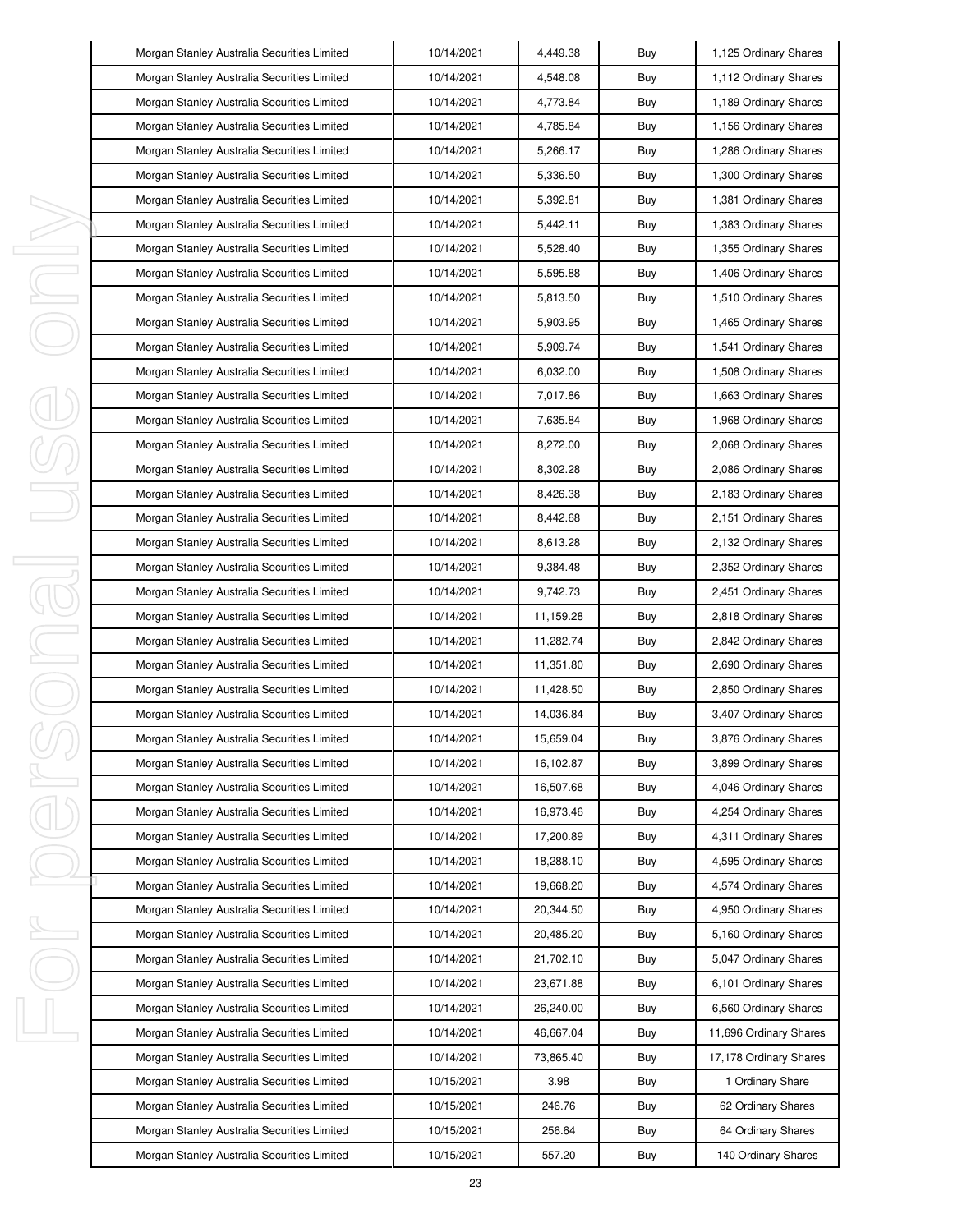| Morgan Stanley Australia Securities Limited | 10/14/2021 | 4,449.38 | Buy | 1,125 Ordinary Shares |
|---|---|---|---|---|
| Morgan Stanley Australia Securities Limited | 10/14/2021 | 4,548.08 | Buy | 1,112 Ordinary Shares |
| Morgan Stanley Australia Securities Limited | 10/14/2021 | 4,773.84 | Buy | 1,189 Ordinary Shares |
| Morgan Stanley Australia Securities Limited | 10/14/2021 | 4,785.84 | Buy | 1,156 Ordinary Shares |
| Morgan Stanley Australia Securities Limited | 10/14/2021 | 5,266.17 | Buy | 1,286 Ordinary Shares |
| Morgan Stanley Australia Securities Limited | 10/14/2021 | 5,336.50 | Buy | 1,300 Ordinary Shares |
| Morgan Stanley Australia Securities Limited | 10/14/2021 | 5,392.81 | Buy | 1,381 Ordinary Shares |
| Morgan Stanley Australia Securities Limited | 10/14/2021 | 5,442.11 | Buy | 1,383 Ordinary Shares |
| Morgan Stanley Australia Securities Limited | 10/14/2021 | 5,528.40 | Buy | 1,355 Ordinary Shares |
| Morgan Stanley Australia Securities Limited | 10/14/2021 | 5,595.88 | Buy | 1,406 Ordinary Shares |
| Morgan Stanley Australia Securities Limited | 10/14/2021 | 5,813.50 | Buy | 1,510 Ordinary Shares |
| Morgan Stanley Australia Securities Limited | 10/14/2021 | 5,903.95 | Buy | 1,465 Ordinary Shares |
| Morgan Stanley Australia Securities Limited | 10/14/2021 | 5,909.74 | Buy | 1,541 Ordinary Shares |
| Morgan Stanley Australia Securities Limited | 10/14/2021 | 6,032.00 | Buy | 1,508 Ordinary Shares |
| Morgan Stanley Australia Securities Limited | 10/14/2021 | 7,017.86 | Buy | 1,663 Ordinary Shares |
| Morgan Stanley Australia Securities Limited | 10/14/2021 | 7,635.84 | Buy | 1,968 Ordinary Shares |
| Morgan Stanley Australia Securities Limited | 10/14/2021 | 8,272.00 | Buy | 2,068 Ordinary Shares |
| Morgan Stanley Australia Securities Limited | 10/14/2021 | 8,302.28 | Buy | 2,086 Ordinary Shares |
| Morgan Stanley Australia Securities Limited | 10/14/2021 | 8,426.38 | Buy | 2,183 Ordinary Shares |
| Morgan Stanley Australia Securities Limited | 10/14/2021 | 8,442.68 | Buy | 2,151 Ordinary Shares |
| Morgan Stanley Australia Securities Limited | 10/14/2021 | 8,613.28 | Buy | 2,132 Ordinary Shares |
| Morgan Stanley Australia Securities Limited | 10/14/2021 | 9,384.48 | Buy | 2,352 Ordinary Shares |
| Morgan Stanley Australia Securities Limited | 10/14/2021 | 9,742.73 | Buy | 2,451 Ordinary Shares |
| Morgan Stanley Australia Securities Limited | 10/14/2021 | 11,159.28 | Buy | 2,818 Ordinary Shares |
| Morgan Stanley Australia Securities Limited | 10/14/2021 | 11,282.74 | Buy | 2,842 Ordinary Shares |
| Morgan Stanley Australia Securities Limited | 10/14/2021 | 11,351.80 | Buy | 2,690 Ordinary Shares |
| Morgan Stanley Australia Securities Limited | 10/14/2021 | 11,428.50 | Buy | 2,850 Ordinary Shares |
| Morgan Stanley Australia Securities Limited | 10/14/2021 | 14,036.84 | Buy | 3,407 Ordinary Shares |
| Morgan Stanley Australia Securities Limited | 10/14/2021 | 15,659.04 | Buy | 3,876 Ordinary Shares |
| Morgan Stanley Australia Securities Limited | 10/14/2021 | 16,102.87 | Buy | 3,899 Ordinary Shares |
| Morgan Stanley Australia Securities Limited | 10/14/2021 | 16,507.68 | Buy | 4,046 Ordinary Shares |
| Morgan Stanley Australia Securities Limited | 10/14/2021 | 16,973.46 | Buy | 4,254 Ordinary Shares |
| Morgan Stanley Australia Securities Limited | 10/14/2021 | 17,200.89 | Buy | 4,311 Ordinary Shares |
| Morgan Stanley Australia Securities Limited | 10/14/2021 | 18,288.10 | Buy | 4,595 Ordinary Shares |
| Morgan Stanley Australia Securities Limited | 10/14/2021 | 19,668.20 | Buy | 4,574 Ordinary Shares |
| Morgan Stanley Australia Securities Limited | 10/14/2021 | 20,344.50 | Buy | 4,950 Ordinary Shares |
| Morgan Stanley Australia Securities Limited | 10/14/2021 | 20,485.20 | Buy | 5,160 Ordinary Shares |
| Morgan Stanley Australia Securities Limited | 10/14/2021 | 21,702.10 | Buy | 5,047 Ordinary Shares |
| Morgan Stanley Australia Securities Limited | 10/14/2021 | 23,671.88 | Buy | 6,101 Ordinary Shares |
| Morgan Stanley Australia Securities Limited | 10/14/2021 | 26,240.00 | Buy | 6,560 Ordinary Shares |
| Morgan Stanley Australia Securities Limited | 10/14/2021 | 46,667.04 | Buy | 11,696 Ordinary Shares |
| Morgan Stanley Australia Securities Limited | 10/14/2021 | 73,865.40 | Buy | 17,178 Ordinary Shares |
| Morgan Stanley Australia Securities Limited | 10/15/2021 | 3.98 | Buy | 1 Ordinary Share |
| Morgan Stanley Australia Securities Limited | 10/15/2021 | 246.76 | Buy | 62 Ordinary Shares |
| Morgan Stanley Australia Securities Limited | 10/15/2021 | 256.64 | Buy | 64 Ordinary Shares |
| Morgan Stanley Australia Securities Limited | 10/15/2021 | 557.20 | Buy | 140 Ordinary Shares |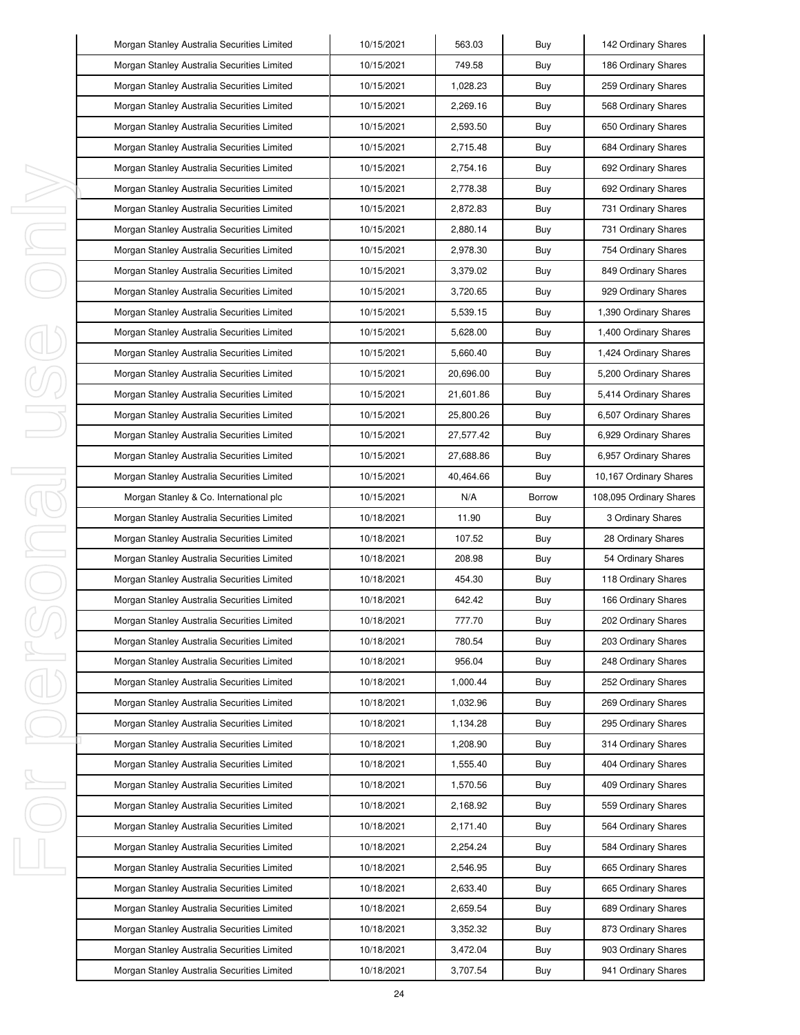| Morgan Stanley Australia Securities Limited | 10/15/2021 | 563.03 | Buy | 142 Ordinary Shares |
|---|---|---|---|---|
| Morgan Stanley Australia Securities Limited | 10/15/2021 | 749.58 | Buy | 186 Ordinary Shares |
| Morgan Stanley Australia Securities Limited | 10/15/2021 | 1,028.23 | Buy | 259 Ordinary Shares |
| Morgan Stanley Australia Securities Limited | 10/15/2021 | 2,269.16 | Buy | 568 Ordinary Shares |
| Morgan Stanley Australia Securities Limited | 10/15/2021 | 2,593.50 | Buy | 650 Ordinary Shares |
| Morgan Stanley Australia Securities Limited | 10/15/2021 | 2,715.48 | Buy | 684 Ordinary Shares |
| Morgan Stanley Australia Securities Limited | 10/15/2021 | 2,754.16 | Buy | 692 Ordinary Shares |
| Morgan Stanley Australia Securities Limited | 10/15/2021 | 2,778.38 | Buy | 692 Ordinary Shares |
| Morgan Stanley Australia Securities Limited | 10/15/2021 | 2,872.83 | Buy | 731 Ordinary Shares |
| Morgan Stanley Australia Securities Limited | 10/15/2021 | 2,880.14 | Buy | 731 Ordinary Shares |
| Morgan Stanley Australia Securities Limited | 10/15/2021 | 2,978.30 | Buy | 754 Ordinary Shares |
| Morgan Stanley Australia Securities Limited | 10/15/2021 | 3,379.02 | Buy | 849 Ordinary Shares |
| Morgan Stanley Australia Securities Limited | 10/15/2021 | 3,720.65 | Buy | 929 Ordinary Shares |
| Morgan Stanley Australia Securities Limited | 10/15/2021 | 5,539.15 | Buy | 1,390 Ordinary Shares |
| Morgan Stanley Australia Securities Limited | 10/15/2021 | 5,628.00 | Buy | 1,400 Ordinary Shares |
| Morgan Stanley Australia Securities Limited | 10/15/2021 | 5,660.40 | Buy | 1,424 Ordinary Shares |
| Morgan Stanley Australia Securities Limited | 10/15/2021 | 20,696.00 | Buy | 5,200 Ordinary Shares |
| Morgan Stanley Australia Securities Limited | 10/15/2021 | 21,601.86 | Buy | 5,414 Ordinary Shares |
| Morgan Stanley Australia Securities Limited | 10/15/2021 | 25,800.26 | Buy | 6,507 Ordinary Shares |
| Morgan Stanley Australia Securities Limited | 10/15/2021 | 27,577.42 | Buy | 6,929 Ordinary Shares |
| Morgan Stanley Australia Securities Limited | 10/15/2021 | 27,688.86 | Buy | 6,957 Ordinary Shares |
| Morgan Stanley Australia Securities Limited | 10/15/2021 | 40,464.66 | Buy | 10,167 Ordinary Shares |
| Morgan Stanley & Co. International plc | 10/15/2021 | N/A | Borrow | 108,095 Ordinary Shares |
| Morgan Stanley Australia Securities Limited | 10/18/2021 | 11.90 | Buy | 3 Ordinary Shares |
| Morgan Stanley Australia Securities Limited | 10/18/2021 | 107.52 | Buy | 28 Ordinary Shares |
| Morgan Stanley Australia Securities Limited | 10/18/2021 | 208.98 | Buy | 54 Ordinary Shares |
| Morgan Stanley Australia Securities Limited | 10/18/2021 | 454.30 | Buy | 118 Ordinary Shares |
| Morgan Stanley Australia Securities Limited | 10/18/2021 | 642.42 | Buy | 166 Ordinary Shares |
| Morgan Stanley Australia Securities Limited | 10/18/2021 | 777.70 | Buy | 202 Ordinary Shares |
| Morgan Stanley Australia Securities Limited | 10/18/2021 | 780.54 | Buy | 203 Ordinary Shares |
| Morgan Stanley Australia Securities Limited | 10/18/2021 | 956.04 | Buy | 248 Ordinary Shares |
| Morgan Stanley Australia Securities Limited | 10/18/2021 | 1,000.44 | Buy | 252 Ordinary Shares |
| Morgan Stanley Australia Securities Limited | 10/18/2021 | 1,032.96 | Buy | 269 Ordinary Shares |
| Morgan Stanley Australia Securities Limited | 10/18/2021 | 1,134.28 | Buy | 295 Ordinary Shares |
| Morgan Stanley Australia Securities Limited | 10/18/2021 | 1,208.90 | Buy | 314 Ordinary Shares |
| Morgan Stanley Australia Securities Limited | 10/18/2021 | 1,555.40 | Buy | 404 Ordinary Shares |
| Morgan Stanley Australia Securities Limited | 10/18/2021 | 1,570.56 | Buy | 409 Ordinary Shares |
| Morgan Stanley Australia Securities Limited | 10/18/2021 | 2,168.92 | Buy | 559 Ordinary Shares |
| Morgan Stanley Australia Securities Limited | 10/18/2021 | 2,171.40 | Buy | 564 Ordinary Shares |
| Morgan Stanley Australia Securities Limited | 10/18/2021 | 2,254.24 | Buy | 584 Ordinary Shares |
| Morgan Stanley Australia Securities Limited | 10/18/2021 | 2,546.95 | Buy | 665 Ordinary Shares |
| Morgan Stanley Australia Securities Limited | 10/18/2021 | 2,633.40 | Buy | 665 Ordinary Shares |
| Morgan Stanley Australia Securities Limited | 10/18/2021 | 2,659.54 | Buy | 689 Ordinary Shares |
| Morgan Stanley Australia Securities Limited | 10/18/2021 | 3,352.32 | Buy | 873 Ordinary Shares |
| Morgan Stanley Australia Securities Limited | 10/18/2021 | 3,472.04 | Buy | 903 Ordinary Shares |
| Morgan Stanley Australia Securities Limited | 10/18/2021 | 3,707.54 | Buy | 941 Ordinary Shares |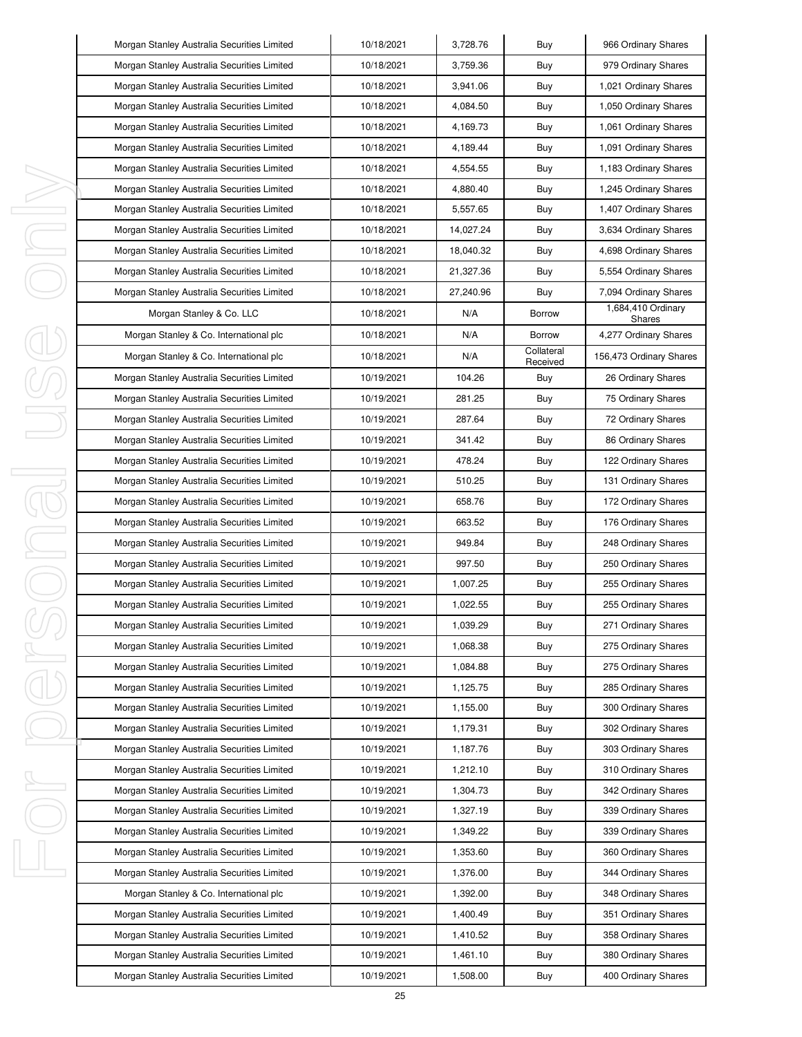| Morgan Stanley Australia Securities Limited | 10/18/2021 | 3,728.76 | Buy | 966 Ordinary Shares |
|---|---|---|---|---|
| Morgan Stanley Australia Securities Limited | 10/18/2021 | 3,759.36 | Buy | 979 Ordinary Shares |
| Morgan Stanley Australia Securities Limited | 10/18/2021 | 3,941.06 | Buy | 1,021 Ordinary Shares |
| Morgan Stanley Australia Securities Limited | 10/18/2021 | 4,084.50 | Buy | 1,050 Ordinary Shares |
| Morgan Stanley Australia Securities Limited | 10/18/2021 | 4,169.73 | Buy | 1,061 Ordinary Shares |
| Morgan Stanley Australia Securities Limited | 10/18/2021 | 4,189.44 | Buy | 1,091 Ordinary Shares |
| Morgan Stanley Australia Securities Limited | 10/18/2021 | 4,554.55 | Buy | 1,183 Ordinary Shares |
| Morgan Stanley Australia Securities Limited | 10/18/2021 | 4,880.40 | Buy | 1,245 Ordinary Shares |
| Morgan Stanley Australia Securities Limited | 10/18/2021 | 5,557.65 | Buy | 1,407 Ordinary Shares |
| Morgan Stanley Australia Securities Limited | 10/18/2021 | 14,027.24 | Buy | 3,634 Ordinary Shares |
| Morgan Stanley Australia Securities Limited | 10/18/2021 | 18,040.32 | Buy | 4,698 Ordinary Shares |
| Morgan Stanley Australia Securities Limited | 10/18/2021 | 21,327.36 | Buy | 5,554 Ordinary Shares |
| Morgan Stanley Australia Securities Limited | 10/18/2021 | 27,240.96 | Buy | 7,094 Ordinary Shares |
| Morgan Stanley & Co. LLC | 10/18/2021 | N/A | Borrow | 1,684,410 Ordinary Shares |
| Morgan Stanley & Co. International plc | 10/18/2021 | N/A | Borrow | 4,277 Ordinary Shares |
| Morgan Stanley & Co. International plc | 10/18/2021 | N/A | Collateral Received | 156,473 Ordinary Shares |
| Morgan Stanley Australia Securities Limited | 10/19/2021 | 104.26 | Buy | 26 Ordinary Shares |
| Morgan Stanley Australia Securities Limited | 10/19/2021 | 281.25 | Buy | 75 Ordinary Shares |
| Morgan Stanley Australia Securities Limited | 10/19/2021 | 287.64 | Buy | 72 Ordinary Shares |
| Morgan Stanley Australia Securities Limited | 10/19/2021 | 341.42 | Buy | 86 Ordinary Shares |
| Morgan Stanley Australia Securities Limited | 10/19/2021 | 478.24 | Buy | 122 Ordinary Shares |
| Morgan Stanley Australia Securities Limited | 10/19/2021 | 510.25 | Buy | 131 Ordinary Shares |
| Morgan Stanley Australia Securities Limited | 10/19/2021 | 658.76 | Buy | 172 Ordinary Shares |
| Morgan Stanley Australia Securities Limited | 10/19/2021 | 663.52 | Buy | 176 Ordinary Shares |
| Morgan Stanley Australia Securities Limited | 10/19/2021 | 949.84 | Buy | 248 Ordinary Shares |
| Morgan Stanley Australia Securities Limited | 10/19/2021 | 997.50 | Buy | 250 Ordinary Shares |
| Morgan Stanley Australia Securities Limited | 10/19/2021 | 1,007.25 | Buy | 255 Ordinary Shares |
| Morgan Stanley Australia Securities Limited | 10/19/2021 | 1,022.55 | Buy | 255 Ordinary Shares |
| Morgan Stanley Australia Securities Limited | 10/19/2021 | 1,039.29 | Buy | 271 Ordinary Shares |
| Morgan Stanley Australia Securities Limited | 10/19/2021 | 1,068.38 | Buy | 275 Ordinary Shares |
| Morgan Stanley Australia Securities Limited | 10/19/2021 | 1,084.88 | Buy | 275 Ordinary Shares |
| Morgan Stanley Australia Securities Limited | 10/19/2021 | 1,125.75 | Buy | 285 Ordinary Shares |
| Morgan Stanley Australia Securities Limited | 10/19/2021 | 1,155.00 | Buy | 300 Ordinary Shares |
| Morgan Stanley Australia Securities Limited | 10/19/2021 | 1,179.31 | Buy | 302 Ordinary Shares |
| Morgan Stanley Australia Securities Limited | 10/19/2021 | 1,187.76 | Buy | 303 Ordinary Shares |
| Morgan Stanley Australia Securities Limited | 10/19/2021 | 1,212.10 | Buy | 310 Ordinary Shares |
| Morgan Stanley Australia Securities Limited | 10/19/2021 | 1,304.73 | Buy | 342 Ordinary Shares |
| Morgan Stanley Australia Securities Limited | 10/19/2021 | 1,327.19 | Buy | 339 Ordinary Shares |
| Morgan Stanley Australia Securities Limited | 10/19/2021 | 1,349.22 | Buy | 339 Ordinary Shares |
| Morgan Stanley Australia Securities Limited | 10/19/2021 | 1,353.60 | Buy | 360 Ordinary Shares |
| Morgan Stanley Australia Securities Limited | 10/19/2021 | 1,376.00 | Buy | 344 Ordinary Shares |
| Morgan Stanley & Co. International plc | 10/19/2021 | 1,392.00 | Buy | 348 Ordinary Shares |
| Morgan Stanley Australia Securities Limited | 10/19/2021 | 1,400.49 | Buy | 351 Ordinary Shares |
| Morgan Stanley Australia Securities Limited | 10/19/2021 | 1,410.52 | Buy | 358 Ordinary Shares |
| Morgan Stanley Australia Securities Limited | 10/19/2021 | 1,461.10 | Buy | 380 Ordinary Shares |
| Morgan Stanley Australia Securities Limited | 10/19/2021 | 1,508.00 | Buy | 400 Ordinary Shares |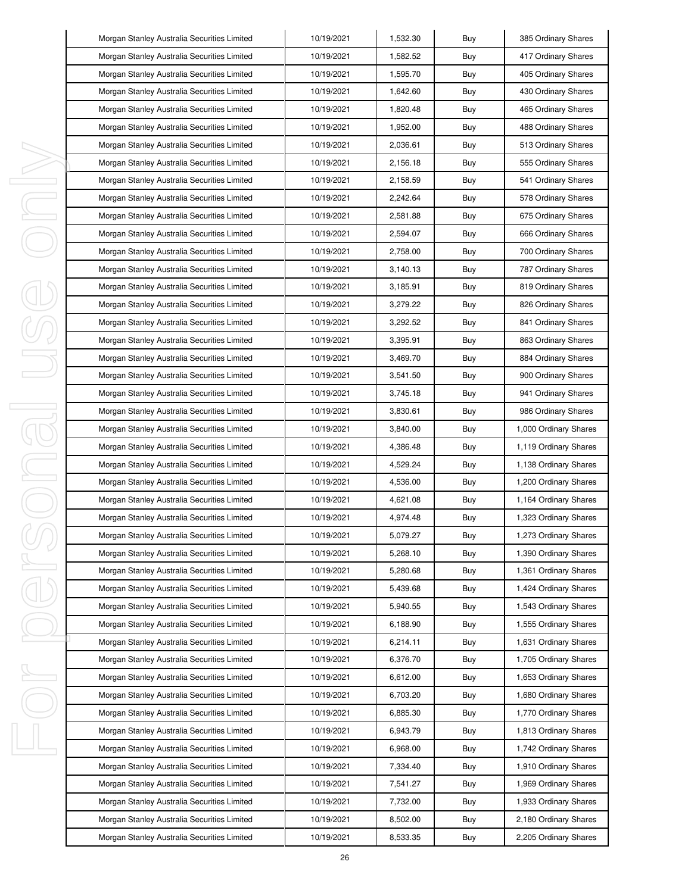| Morgan Stanley Australia Securities Limited | 10/19/2021 | 1,532.30 | Buy | 385 Ordinary Shares |
|---|---|---|---|---|
| Morgan Stanley Australia Securities Limited | 10/19/2021 | 1,582.52 | Buy | 417 Ordinary Shares |
| Morgan Stanley Australia Securities Limited | 10/19/2021 | 1,595.70 | Buy | 405 Ordinary Shares |
| Morgan Stanley Australia Securities Limited | 10/19/2021 | 1,642.60 | Buy | 430 Ordinary Shares |
| Morgan Stanley Australia Securities Limited | 10/19/2021 | 1,820.48 | Buy | 465 Ordinary Shares |
| Morgan Stanley Australia Securities Limited | 10/19/2021 | 1,952.00 | Buy | 488 Ordinary Shares |
| Morgan Stanley Australia Securities Limited | 10/19/2021 | 2,036.61 | Buy | 513 Ordinary Shares |
| Morgan Stanley Australia Securities Limited | 10/19/2021 | 2,156.18 | Buy | 555 Ordinary Shares |
| Morgan Stanley Australia Securities Limited | 10/19/2021 | 2,158.59 | Buy | 541 Ordinary Shares |
| Morgan Stanley Australia Securities Limited | 10/19/2021 | 2,242.64 | Buy | 578 Ordinary Shares |
| Morgan Stanley Australia Securities Limited | 10/19/2021 | 2,581.88 | Buy | 675 Ordinary Shares |
| Morgan Stanley Australia Securities Limited | 10/19/2021 | 2,594.07 | Buy | 666 Ordinary Shares |
| Morgan Stanley Australia Securities Limited | 10/19/2021 | 2,758.00 | Buy | 700 Ordinary Shares |
| Morgan Stanley Australia Securities Limited | 10/19/2021 | 3,140.13 | Buy | 787 Ordinary Shares |
| Morgan Stanley Australia Securities Limited | 10/19/2021 | 3,185.91 | Buy | 819 Ordinary Shares |
| Morgan Stanley Australia Securities Limited | 10/19/2021 | 3,279.22 | Buy | 826 Ordinary Shares |
| Morgan Stanley Australia Securities Limited | 10/19/2021 | 3,292.52 | Buy | 841 Ordinary Shares |
| Morgan Stanley Australia Securities Limited | 10/19/2021 | 3,395.91 | Buy | 863 Ordinary Shares |
| Morgan Stanley Australia Securities Limited | 10/19/2021 | 3,469.70 | Buy | 884 Ordinary Shares |
| Morgan Stanley Australia Securities Limited | 10/19/2021 | 3,541.50 | Buy | 900 Ordinary Shares |
| Morgan Stanley Australia Securities Limited | 10/19/2021 | 3,745.18 | Buy | 941 Ordinary Shares |
| Morgan Stanley Australia Securities Limited | 10/19/2021 | 3,830.61 | Buy | 986 Ordinary Shares |
| Morgan Stanley Australia Securities Limited | 10/19/2021 | 3,840.00 | Buy | 1,000 Ordinary Shares |
| Morgan Stanley Australia Securities Limited | 10/19/2021 | 4,386.48 | Buy | 1,119 Ordinary Shares |
| Morgan Stanley Australia Securities Limited | 10/19/2021 | 4,529.24 | Buy | 1,138 Ordinary Shares |
| Morgan Stanley Australia Securities Limited | 10/19/2021 | 4,536.00 | Buy | 1,200 Ordinary Shares |
| Morgan Stanley Australia Securities Limited | 10/19/2021 | 4,621.08 | Buy | 1,164 Ordinary Shares |
| Morgan Stanley Australia Securities Limited | 10/19/2021 | 4,974.48 | Buy | 1,323 Ordinary Shares |
| Morgan Stanley Australia Securities Limited | 10/19/2021 | 5,079.27 | Buy | 1,273 Ordinary Shares |
| Morgan Stanley Australia Securities Limited | 10/19/2021 | 5,268.10 | Buy | 1,390 Ordinary Shares |
| Morgan Stanley Australia Securities Limited | 10/19/2021 | 5,280.68 | Buy | 1,361 Ordinary Shares |
| Morgan Stanley Australia Securities Limited | 10/19/2021 | 5,439.68 | Buy | 1,424 Ordinary Shares |
| Morgan Stanley Australia Securities Limited | 10/19/2021 | 5,940.55 | Buy | 1,543 Ordinary Shares |
| Morgan Stanley Australia Securities Limited | 10/19/2021 | 6,188.90 | Buy | 1,555 Ordinary Shares |
| Morgan Stanley Australia Securities Limited | 10/19/2021 | 6,214.11 | Buy | 1,631 Ordinary Shares |
| Morgan Stanley Australia Securities Limited | 10/19/2021 | 6,376.70 | Buy | 1,705 Ordinary Shares |
| Morgan Stanley Australia Securities Limited | 10/19/2021 | 6,612.00 | Buy | 1,653 Ordinary Shares |
| Morgan Stanley Australia Securities Limited | 10/19/2021 | 6,703.20 | Buy | 1,680 Ordinary Shares |
| Morgan Stanley Australia Securities Limited | 10/19/2021 | 6,885.30 | Buy | 1,770 Ordinary Shares |
| Morgan Stanley Australia Securities Limited | 10/19/2021 | 6,943.79 | Buy | 1,813 Ordinary Shares |
| Morgan Stanley Australia Securities Limited | 10/19/2021 | 6,968.00 | Buy | 1,742 Ordinary Shares |
| Morgan Stanley Australia Securities Limited | 10/19/2021 | 7,334.40 | Buy | 1,910 Ordinary Shares |
| Morgan Stanley Australia Securities Limited | 10/19/2021 | 7,541.27 | Buy | 1,969 Ordinary Shares |
| Morgan Stanley Australia Securities Limited | 10/19/2021 | 7,732.00 | Buy | 1,933 Ordinary Shares |
| Morgan Stanley Australia Securities Limited | 10/19/2021 | 8,502.00 | Buy | 2,180 Ordinary Shares |
| Morgan Stanley Australia Securities Limited | 10/19/2021 | 8,533.35 | Buy | 2,205 Ordinary Shares |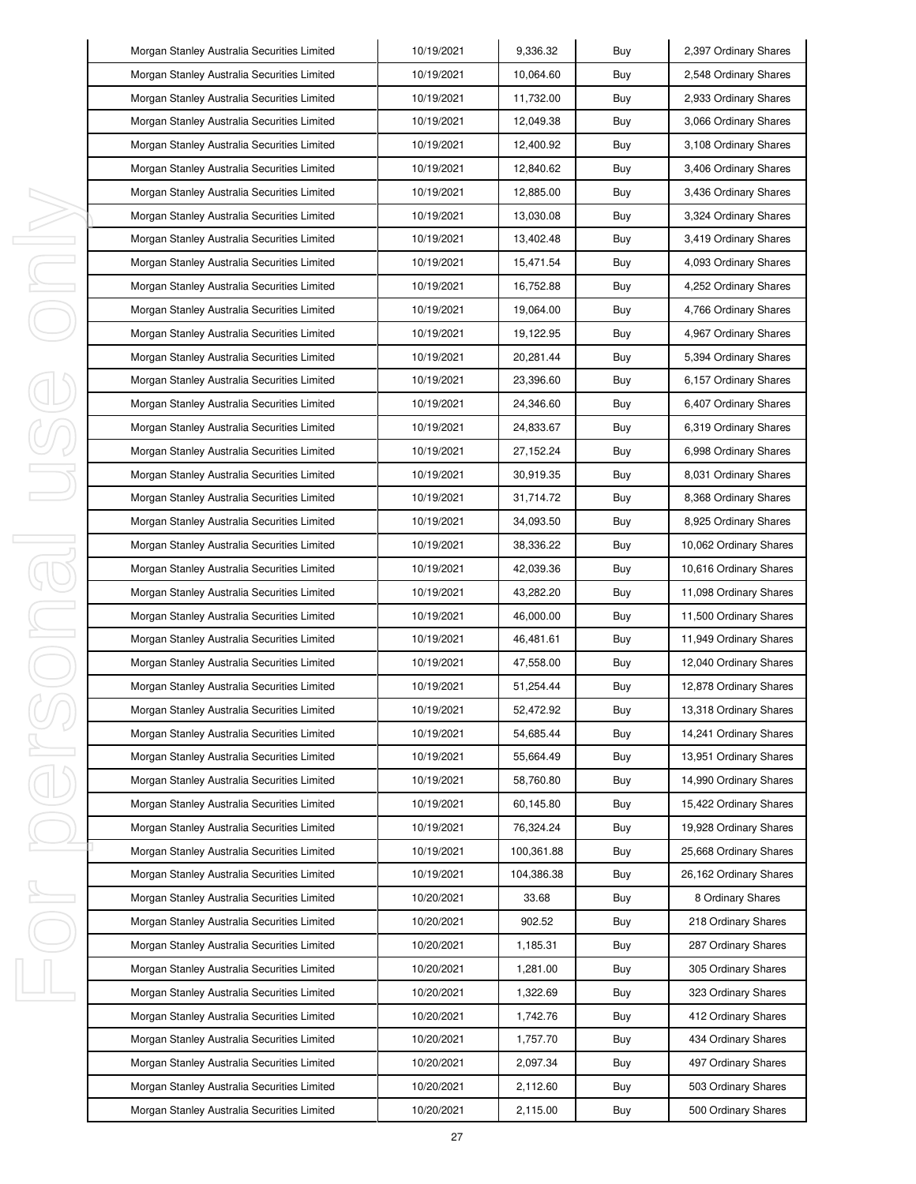| Morgan Stanley Australia Securities Limited | 10/19/2021 | 9,336.32 | Buy | 2,397 Ordinary Shares |
|---|---|---|---|---|
| Morgan Stanley Australia Securities Limited | 10/19/2021 | 10,064.60 | Buy | 2,548 Ordinary Shares |
| Morgan Stanley Australia Securities Limited | 10/19/2021 | 11,732.00 | Buy | 2,933 Ordinary Shares |
| Morgan Stanley Australia Securities Limited | 10/19/2021 | 12,049.38 | Buy | 3,066 Ordinary Shares |
| Morgan Stanley Australia Securities Limited | 10/19/2021 | 12,400.92 | Buy | 3,108 Ordinary Shares |
| Morgan Stanley Australia Securities Limited | 10/19/2021 | 12,840.62 | Buy | 3,406 Ordinary Shares |
| Morgan Stanley Australia Securities Limited | 10/19/2021 | 12,885.00 | Buy | 3,436 Ordinary Shares |
| Morgan Stanley Australia Securities Limited | 10/19/2021 | 13,030.08 | Buy | 3,324 Ordinary Shares |
| Morgan Stanley Australia Securities Limited | 10/19/2021 | 13,402.48 | Buy | 3,419 Ordinary Shares |
| Morgan Stanley Australia Securities Limited | 10/19/2021 | 15,471.54 | Buy | 4,093 Ordinary Shares |
| Morgan Stanley Australia Securities Limited | 10/19/2021 | 16,752.88 | Buy | 4,252 Ordinary Shares |
| Morgan Stanley Australia Securities Limited | 10/19/2021 | 19,064.00 | Buy | 4,766 Ordinary Shares |
| Morgan Stanley Australia Securities Limited | 10/19/2021 | 19,122.95 | Buy | 4,967 Ordinary Shares |
| Morgan Stanley Australia Securities Limited | 10/19/2021 | 20,281.44 | Buy | 5,394 Ordinary Shares |
| Morgan Stanley Australia Securities Limited | 10/19/2021 | 23,396.60 | Buy | 6,157 Ordinary Shares |
| Morgan Stanley Australia Securities Limited | 10/19/2021 | 24,346.60 | Buy | 6,407 Ordinary Shares |
| Morgan Stanley Australia Securities Limited | 10/19/2021 | 24,833.67 | Buy | 6,319 Ordinary Shares |
| Morgan Stanley Australia Securities Limited | 10/19/2021 | 27,152.24 | Buy | 6,998 Ordinary Shares |
| Morgan Stanley Australia Securities Limited | 10/19/2021 | 30,919.35 | Buy | 8,031 Ordinary Shares |
| Morgan Stanley Australia Securities Limited | 10/19/2021 | 31,714.72 | Buy | 8,368 Ordinary Shares |
| Morgan Stanley Australia Securities Limited | 10/19/2021 | 34,093.50 | Buy | 8,925 Ordinary Shares |
| Morgan Stanley Australia Securities Limited | 10/19/2021 | 38,336.22 | Buy | 10,062 Ordinary Shares |
| Morgan Stanley Australia Securities Limited | 10/19/2021 | 42,039.36 | Buy | 10,616 Ordinary Shares |
| Morgan Stanley Australia Securities Limited | 10/19/2021 | 43,282.20 | Buy | 11,098 Ordinary Shares |
| Morgan Stanley Australia Securities Limited | 10/19/2021 | 46,000.00 | Buy | 11,500 Ordinary Shares |
| Morgan Stanley Australia Securities Limited | 10/19/2021 | 46,481.61 | Buy | 11,949 Ordinary Shares |
| Morgan Stanley Australia Securities Limited | 10/19/2021 | 47,558.00 | Buy | 12,040 Ordinary Shares |
| Morgan Stanley Australia Securities Limited | 10/19/2021 | 51,254.44 | Buy | 12,878 Ordinary Shares |
| Morgan Stanley Australia Securities Limited | 10/19/2021 | 52,472.92 | Buy | 13,318 Ordinary Shares |
| Morgan Stanley Australia Securities Limited | 10/19/2021 | 54,685.44 | Buy | 14,241 Ordinary Shares |
| Morgan Stanley Australia Securities Limited | 10/19/2021 | 55,664.49 | Buy | 13,951 Ordinary Shares |
| Morgan Stanley Australia Securities Limited | 10/19/2021 | 58,760.80 | Buy | 14,990 Ordinary Shares |
| Morgan Stanley Australia Securities Limited | 10/19/2021 | 60,145.80 | Buy | 15,422 Ordinary Shares |
| Morgan Stanley Australia Securities Limited | 10/19/2021 | 76,324.24 | Buy | 19,928 Ordinary Shares |
| Morgan Stanley Australia Securities Limited | 10/19/2021 | 100,361.88 | Buy | 25,668 Ordinary Shares |
| Morgan Stanley Australia Securities Limited | 10/19/2021 | 104,386.38 | Buy | 26,162 Ordinary Shares |
| Morgan Stanley Australia Securities Limited | 10/20/2021 | 33.68 | Buy | 8 Ordinary Shares |
| Morgan Stanley Australia Securities Limited | 10/20/2021 | 902.52 | Buy | 218 Ordinary Shares |
| Morgan Stanley Australia Securities Limited | 10/20/2021 | 1,185.31 | Buy | 287 Ordinary Shares |
| Morgan Stanley Australia Securities Limited | 10/20/2021 | 1,281.00 | Buy | 305 Ordinary Shares |
| Morgan Stanley Australia Securities Limited | 10/20/2021 | 1,322.69 | Buy | 323 Ordinary Shares |
| Morgan Stanley Australia Securities Limited | 10/20/2021 | 1,742.76 | Buy | 412 Ordinary Shares |
| Morgan Stanley Australia Securities Limited | 10/20/2021 | 1,757.70 | Buy | 434 Ordinary Shares |
| Morgan Stanley Australia Securities Limited | 10/20/2021 | 2,097.34 | Buy | 497 Ordinary Shares |
| Morgan Stanley Australia Securities Limited | 10/20/2021 | 2,112.60 | Buy | 503 Ordinary Shares |
| Morgan Stanley Australia Securities Limited | 10/20/2021 | 2,115.00 | Buy | 500 Ordinary Shares |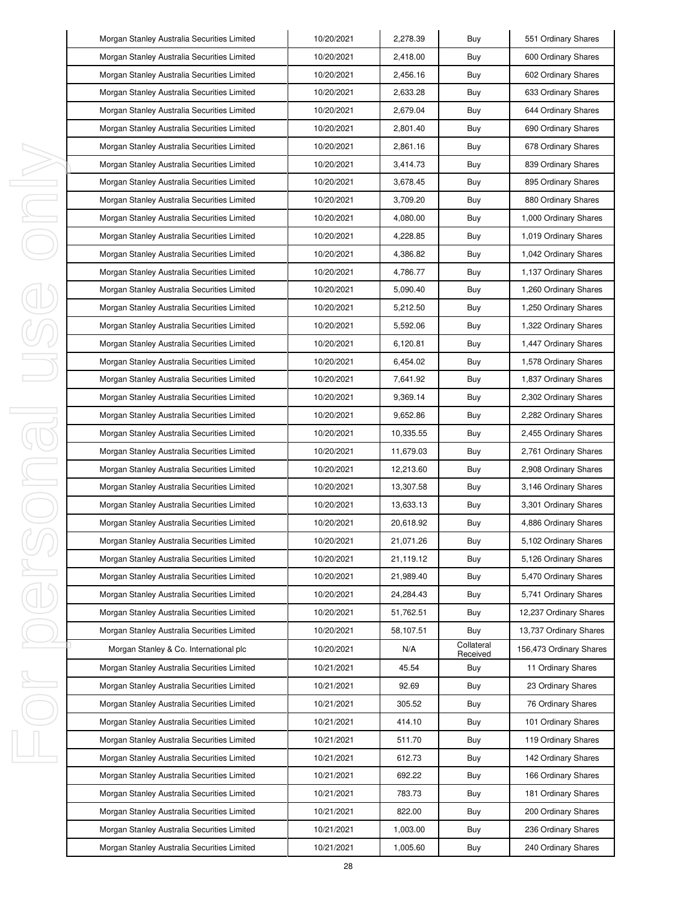| Morgan Stanley Australia Securities Limited | 10/20/2021 | 2,278.39 | Buy | 551 Ordinary Shares |
|---|---|---|---|---|
| Morgan Stanley Australia Securities Limited | 10/20/2021 | 2,418.00 | Buy | 600 Ordinary Shares |
| Morgan Stanley Australia Securities Limited | 10/20/2021 | 2,456.16 | Buy | 602 Ordinary Shares |
| Morgan Stanley Australia Securities Limited | 10/20/2021 | 2,633.28 | Buy | 633 Ordinary Shares |
| Morgan Stanley Australia Securities Limited | 10/20/2021 | 2,679.04 | Buy | 644 Ordinary Shares |
| Morgan Stanley Australia Securities Limited | 10/20/2021 | 2,801.40 | Buy | 690 Ordinary Shares |
| Morgan Stanley Australia Securities Limited | 10/20/2021 | 2,861.16 | Buy | 678 Ordinary Shares |
| Morgan Stanley Australia Securities Limited | 10/20/2021 | 3,414.73 | Buy | 839 Ordinary Shares |
| Morgan Stanley Australia Securities Limited | 10/20/2021 | 3,678.45 | Buy | 895 Ordinary Shares |
| Morgan Stanley Australia Securities Limited | 10/20/2021 | 3,709.20 | Buy | 880 Ordinary Shares |
| Morgan Stanley Australia Securities Limited | 10/20/2021 | 4,080.00 | Buy | 1,000 Ordinary Shares |
| Morgan Stanley Australia Securities Limited | 10/20/2021 | 4,228.85 | Buy | 1,019 Ordinary Shares |
| Morgan Stanley Australia Securities Limited | 10/20/2021 | 4,386.82 | Buy | 1,042 Ordinary Shares |
| Morgan Stanley Australia Securities Limited | 10/20/2021 | 4,786.77 | Buy | 1,137 Ordinary Shares |
| Morgan Stanley Australia Securities Limited | 10/20/2021 | 5,090.40 | Buy | 1,260 Ordinary Shares |
| Morgan Stanley Australia Securities Limited | 10/20/2021 | 5,212.50 | Buy | 1,250 Ordinary Shares |
| Morgan Stanley Australia Securities Limited | 10/20/2021 | 5,592.06 | Buy | 1,322 Ordinary Shares |
| Morgan Stanley Australia Securities Limited | 10/20/2021 | 6,120.81 | Buy | 1,447 Ordinary Shares |
| Morgan Stanley Australia Securities Limited | 10/20/2021 | 6,454.02 | Buy | 1,578 Ordinary Shares |
| Morgan Stanley Australia Securities Limited | 10/20/2021 | 7,641.92 | Buy | 1,837 Ordinary Shares |
| Morgan Stanley Australia Securities Limited | 10/20/2021 | 9,369.14 | Buy | 2,302 Ordinary Shares |
| Morgan Stanley Australia Securities Limited | 10/20/2021 | 9,652.86 | Buy | 2,282 Ordinary Shares |
| Morgan Stanley Australia Securities Limited | 10/20/2021 | 10,335.55 | Buy | 2,455 Ordinary Shares |
| Morgan Stanley Australia Securities Limited | 10/20/2021 | 11,679.03 | Buy | 2,761 Ordinary Shares |
| Morgan Stanley Australia Securities Limited | 10/20/2021 | 12,213.60 | Buy | 2,908 Ordinary Shares |
| Morgan Stanley Australia Securities Limited | 10/20/2021 | 13,307.58 | Buy | 3,146 Ordinary Shares |
| Morgan Stanley Australia Securities Limited | 10/20/2021 | 13,633.13 | Buy | 3,301 Ordinary Shares |
| Morgan Stanley Australia Securities Limited | 10/20/2021 | 20,618.92 | Buy | 4,886 Ordinary Shares |
| Morgan Stanley Australia Securities Limited | 10/20/2021 | 21,071.26 | Buy | 5,102 Ordinary Shares |
| Morgan Stanley Australia Securities Limited | 10/20/2021 | 21,119.12 | Buy | 5,126 Ordinary Shares |
| Morgan Stanley Australia Securities Limited | 10/20/2021 | 21,989.40 | Buy | 5,470 Ordinary Shares |
| Morgan Stanley Australia Securities Limited | 10/20/2021 | 24,284.43 | Buy | 5,741 Ordinary Shares |
| Morgan Stanley Australia Securities Limited | 10/20/2021 | 51,762.51 | Buy | 12,237 Ordinary Shares |
| Morgan Stanley Australia Securities Limited | 10/20/2021 | 58,107.51 | Buy | 13,737 Ordinary Shares |
| Morgan Stanley & Co. International plc | 10/20/2021 | N/A | Collateral Received | 156,473 Ordinary Shares |
| Morgan Stanley Australia Securities Limited | 10/21/2021 | 45.54 | Buy | 11 Ordinary Shares |
| Morgan Stanley Australia Securities Limited | 10/21/2021 | 92.69 | Buy | 23 Ordinary Shares |
| Morgan Stanley Australia Securities Limited | 10/21/2021 | 305.52 | Buy | 76 Ordinary Shares |
| Morgan Stanley Australia Securities Limited | 10/21/2021 | 414.10 | Buy | 101 Ordinary Shares |
| Morgan Stanley Australia Securities Limited | 10/21/2021 | 511.70 | Buy | 119 Ordinary Shares |
| Morgan Stanley Australia Securities Limited | 10/21/2021 | 612.73 | Buy | 142 Ordinary Shares |
| Morgan Stanley Australia Securities Limited | 10/21/2021 | 692.22 | Buy | 166 Ordinary Shares |
| Morgan Stanley Australia Securities Limited | 10/21/2021 | 783.73 | Buy | 181 Ordinary Shares |
| Morgan Stanley Australia Securities Limited | 10/21/2021 | 822.00 | Buy | 200 Ordinary Shares |
| Morgan Stanley Australia Securities Limited | 10/21/2021 | 1,003.00 | Buy | 236 Ordinary Shares |
| Morgan Stanley Australia Securities Limited | 10/21/2021 | 1,005.60 | Buy | 240 Ordinary Shares |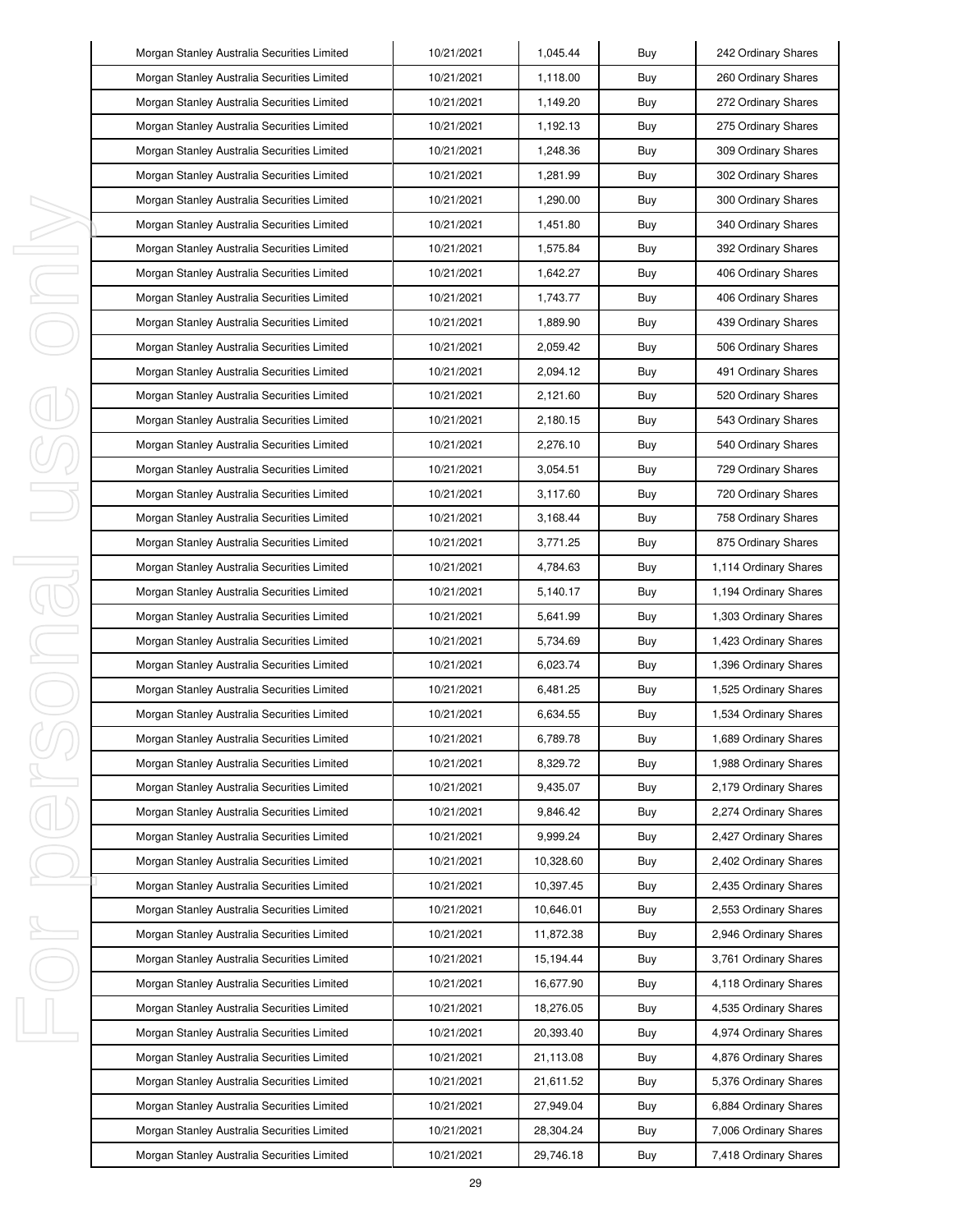| | | | | |
|---|---|---|---|---|
| Morgan Stanley Australia Securities Limited | 10/21/2021 | 1,045.44 | Buy | 242 Ordinary Shares |
| Morgan Stanley Australia Securities Limited | 10/21/2021 | 1,118.00 | Buy | 260 Ordinary Shares |
| Morgan Stanley Australia Securities Limited | 10/21/2021 | 1,149.20 | Buy | 272 Ordinary Shares |
| Morgan Stanley Australia Securities Limited | 10/21/2021 | 1,192.13 | Buy | 275 Ordinary Shares |
| Morgan Stanley Australia Securities Limited | 10/21/2021 | 1,248.36 | Buy | 309 Ordinary Shares |
| Morgan Stanley Australia Securities Limited | 10/21/2021 | 1,281.99 | Buy | 302 Ordinary Shares |
| Morgan Stanley Australia Securities Limited | 10/21/2021 | 1,290.00 | Buy | 300 Ordinary Shares |
| Morgan Stanley Australia Securities Limited | 10/21/2021 | 1,451.80 | Buy | 340 Ordinary Shares |
| Morgan Stanley Australia Securities Limited | 10/21/2021 | 1,575.84 | Buy | 392 Ordinary Shares |
| Morgan Stanley Australia Securities Limited | 10/21/2021 | 1,642.27 | Buy | 406 Ordinary Shares |
| Morgan Stanley Australia Securities Limited | 10/21/2021 | 1,743.77 | Buy | 406 Ordinary Shares |
| Morgan Stanley Australia Securities Limited | 10/21/2021 | 1,889.90 | Buy | 439 Ordinary Shares |
| Morgan Stanley Australia Securities Limited | 10/21/2021 | 2,059.42 | Buy | 506 Ordinary Shares |
| Morgan Stanley Australia Securities Limited | 10/21/2021 | 2,094.12 | Buy | 491 Ordinary Shares |
| Morgan Stanley Australia Securities Limited | 10/21/2021 | 2,121.60 | Buy | 520 Ordinary Shares |
| Morgan Stanley Australia Securities Limited | 10/21/2021 | 2,180.15 | Buy | 543 Ordinary Shares |
| Morgan Stanley Australia Securities Limited | 10/21/2021 | 2,276.10 | Buy | 540 Ordinary Shares |
| Morgan Stanley Australia Securities Limited | 10/21/2021 | 3,054.51 | Buy | 729 Ordinary Shares |
| Morgan Stanley Australia Securities Limited | 10/21/2021 | 3,117.60 | Buy | 720 Ordinary Shares |
| Morgan Stanley Australia Securities Limited | 10/21/2021 | 3,168.44 | Buy | 758 Ordinary Shares |
| Morgan Stanley Australia Securities Limited | 10/21/2021 | 3,771.25 | Buy | 875 Ordinary Shares |
| Morgan Stanley Australia Securities Limited | 10/21/2021 | 4,784.63 | Buy | 1,114 Ordinary Shares |
| Morgan Stanley Australia Securities Limited | 10/21/2021 | 5,140.17 | Buy | 1,194 Ordinary Shares |
| Morgan Stanley Australia Securities Limited | 10/21/2021 | 5,641.99 | Buy | 1,303 Ordinary Shares |
| Morgan Stanley Australia Securities Limited | 10/21/2021 | 5,734.69 | Buy | 1,423 Ordinary Shares |
| Morgan Stanley Australia Securities Limited | 10/21/2021 | 6,023.74 | Buy | 1,396 Ordinary Shares |
| Morgan Stanley Australia Securities Limited | 10/21/2021 | 6,481.25 | Buy | 1,525 Ordinary Shares |
| Morgan Stanley Australia Securities Limited | 10/21/2021 | 6,634.55 | Buy | 1,534 Ordinary Shares |
| Morgan Stanley Australia Securities Limited | 10/21/2021 | 6,789.78 | Buy | 1,689 Ordinary Shares |
| Morgan Stanley Australia Securities Limited | 10/21/2021 | 8,329.72 | Buy | 1,988 Ordinary Shares |
| Morgan Stanley Australia Securities Limited | 10/21/2021 | 9,435.07 | Buy | 2,179 Ordinary Shares |
| Morgan Stanley Australia Securities Limited | 10/21/2021 | 9,846.42 | Buy | 2,274 Ordinary Shares |
| Morgan Stanley Australia Securities Limited | 10/21/2021 | 9,999.24 | Buy | 2,427 Ordinary Shares |
| Morgan Stanley Australia Securities Limited | 10/21/2021 | 10,328.60 | Buy | 2,402 Ordinary Shares |
| Morgan Stanley Australia Securities Limited | 10/21/2021 | 10,397.45 | Buy | 2,435 Ordinary Shares |
| Morgan Stanley Australia Securities Limited | 10/21/2021 | 10,646.01 | Buy | 2,553 Ordinary Shares |
| Morgan Stanley Australia Securities Limited | 10/21/2021 | 11,872.38 | Buy | 2,946 Ordinary Shares |
| Morgan Stanley Australia Securities Limited | 10/21/2021 | 15,194.44 | Buy | 3,761 Ordinary Shares |
| Morgan Stanley Australia Securities Limited | 10/21/2021 | 16,677.90 | Buy | 4,118 Ordinary Shares |
| Morgan Stanley Australia Securities Limited | 10/21/2021 | 18,276.05 | Buy | 4,535 Ordinary Shares |
| Morgan Stanley Australia Securities Limited | 10/21/2021 | 20,393.40 | Buy | 4,974 Ordinary Shares |
| Morgan Stanley Australia Securities Limited | 10/21/2021 | 21,113.08 | Buy | 4,876 Ordinary Shares |
| Morgan Stanley Australia Securities Limited | 10/21/2021 | 21,611.52 | Buy | 5,376 Ordinary Shares |
| Morgan Stanley Australia Securities Limited | 10/21/2021 | 27,949.04 | Buy | 6,884 Ordinary Shares |
| Morgan Stanley Australia Securities Limited | 10/21/2021 | 28,304.24 | Buy | 7,006 Ordinary Shares |
| Morgan Stanley Australia Securities Limited | 10/21/2021 | 29,746.18 | Buy | 7,418 Ordinary Shares |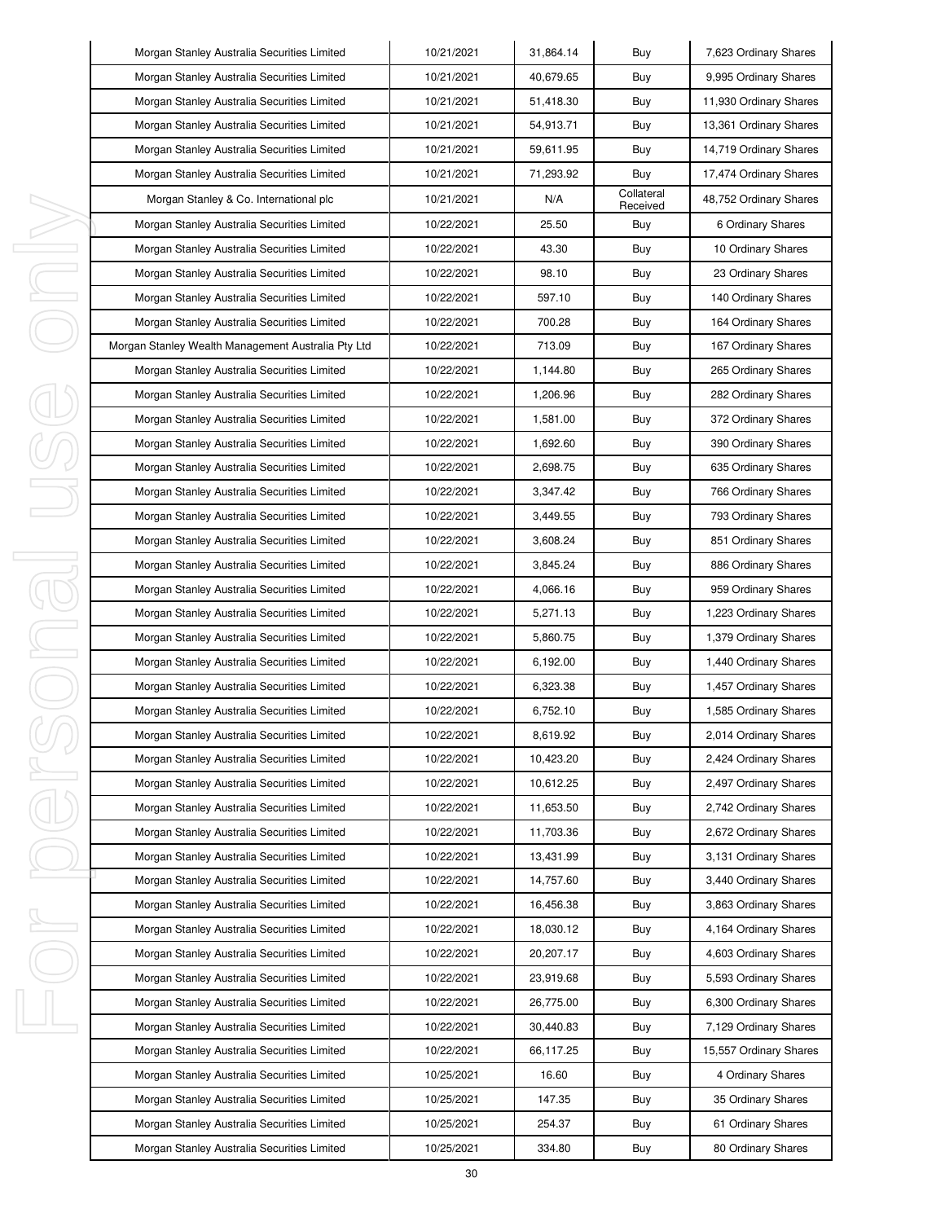| Morgan Stanley Australia Securities Limited | 10/21/2021 | 31,864.14 | Buy | 7,623 Ordinary Shares |
|---|---|---|---|---|
| Morgan Stanley Australia Securities Limited | 10/21/2021 | 40,679.65 | Buy | 9,995 Ordinary Shares |
| Morgan Stanley Australia Securities Limited | 10/21/2021 | 51,418.30 | Buy | 11,930 Ordinary Shares |
| Morgan Stanley Australia Securities Limited | 10/21/2021 | 54,913.71 | Buy | 13,361 Ordinary Shares |
| Morgan Stanley Australia Securities Limited | 10/21/2021 | 59,611.95 | Buy | 14,719 Ordinary Shares |
| Morgan Stanley Australia Securities Limited | 10/21/2021 | 71,293.92 | Buy | 17,474 Ordinary Shares |
| Morgan Stanley & Co. International plc | 10/21/2021 | N/A | Collateral Received | 48,752 Ordinary Shares |
| Morgan Stanley Australia Securities Limited | 10/22/2021 | 25.50 | Buy | 6 Ordinary Shares |
| Morgan Stanley Australia Securities Limited | 10/22/2021 | 43.30 | Buy | 10 Ordinary Shares |
| Morgan Stanley Australia Securities Limited | 10/22/2021 | 98.10 | Buy | 23 Ordinary Shares |
| Morgan Stanley Australia Securities Limited | 10/22/2021 | 597.10 | Buy | 140 Ordinary Shares |
| Morgan Stanley Australia Securities Limited | 10/22/2021 | 700.28 | Buy | 164 Ordinary Shares |
| Morgan Stanley Wealth Management Australia Pty Ltd | 10/22/2021 | 713.09 | Buy | 167 Ordinary Shares |
| Morgan Stanley Australia Securities Limited | 10/22/2021 | 1,144.80 | Buy | 265 Ordinary Shares |
| Morgan Stanley Australia Securities Limited | 10/22/2021 | 1,206.96 | Buy | 282 Ordinary Shares |
| Morgan Stanley Australia Securities Limited | 10/22/2021 | 1,581.00 | Buy | 372 Ordinary Shares |
| Morgan Stanley Australia Securities Limited | 10/22/2021 | 1,692.60 | Buy | 390 Ordinary Shares |
| Morgan Stanley Australia Securities Limited | 10/22/2021 | 2,698.75 | Buy | 635 Ordinary Shares |
| Morgan Stanley Australia Securities Limited | 10/22/2021 | 3,347.42 | Buy | 766 Ordinary Shares |
| Morgan Stanley Australia Securities Limited | 10/22/2021 | 3,449.55 | Buy | 793 Ordinary Shares |
| Morgan Stanley Australia Securities Limited | 10/22/2021 | 3,608.24 | Buy | 851 Ordinary Shares |
| Morgan Stanley Australia Securities Limited | 10/22/2021 | 3,845.24 | Buy | 886 Ordinary Shares |
| Morgan Stanley Australia Securities Limited | 10/22/2021 | 4,066.16 | Buy | 959 Ordinary Shares |
| Morgan Stanley Australia Securities Limited | 10/22/2021 | 5,271.13 | Buy | 1,223 Ordinary Shares |
| Morgan Stanley Australia Securities Limited | 10/22/2021 | 5,860.75 | Buy | 1,379 Ordinary Shares |
| Morgan Stanley Australia Securities Limited | 10/22/2021 | 6,192.00 | Buy | 1,440 Ordinary Shares |
| Morgan Stanley Australia Securities Limited | 10/22/2021 | 6,323.38 | Buy | 1,457 Ordinary Shares |
| Morgan Stanley Australia Securities Limited | 10/22/2021 | 6,752.10 | Buy | 1,585 Ordinary Shares |
| Morgan Stanley Australia Securities Limited | 10/22/2021 | 8,619.92 | Buy | 2,014 Ordinary Shares |
| Morgan Stanley Australia Securities Limited | 10/22/2021 | 10,423.20 | Buy | 2,424 Ordinary Shares |
| Morgan Stanley Australia Securities Limited | 10/22/2021 | 10,612.25 | Buy | 2,497 Ordinary Shares |
| Morgan Stanley Australia Securities Limited | 10/22/2021 | 11,653.50 | Buy | 2,742 Ordinary Shares |
| Morgan Stanley Australia Securities Limited | 10/22/2021 | 11,703.36 | Buy | 2,672 Ordinary Shares |
| Morgan Stanley Australia Securities Limited | 10/22/2021 | 13,431.99 | Buy | 3,131 Ordinary Shares |
| Morgan Stanley Australia Securities Limited | 10/22/2021 | 14,757.60 | Buy | 3,440 Ordinary Shares |
| Morgan Stanley Australia Securities Limited | 10/22/2021 | 16,456.38 | Buy | 3,863 Ordinary Shares |
| Morgan Stanley Australia Securities Limited | 10/22/2021 | 18,030.12 | Buy | 4,164 Ordinary Shares |
| Morgan Stanley Australia Securities Limited | 10/22/2021 | 20,207.17 | Buy | 4,603 Ordinary Shares |
| Morgan Stanley Australia Securities Limited | 10/22/2021 | 23,919.68 | Buy | 5,593 Ordinary Shares |
| Morgan Stanley Australia Securities Limited | 10/22/2021 | 26,775.00 | Buy | 6,300 Ordinary Shares |
| Morgan Stanley Australia Securities Limited | 10/22/2021 | 30,440.83 | Buy | 7,129 Ordinary Shares |
| Morgan Stanley Australia Securities Limited | 10/22/2021 | 66,117.25 | Buy | 15,557 Ordinary Shares |
| Morgan Stanley Australia Securities Limited | 10/25/2021 | 16.60 | Buy | 4 Ordinary Shares |
| Morgan Stanley Australia Securities Limited | 10/25/2021 | 147.35 | Buy | 35 Ordinary Shares |
| Morgan Stanley Australia Securities Limited | 10/25/2021 | 254.37 | Buy | 61 Ordinary Shares |
| Morgan Stanley Australia Securities Limited | 10/25/2021 | 334.80 | Buy | 80 Ordinary Shares |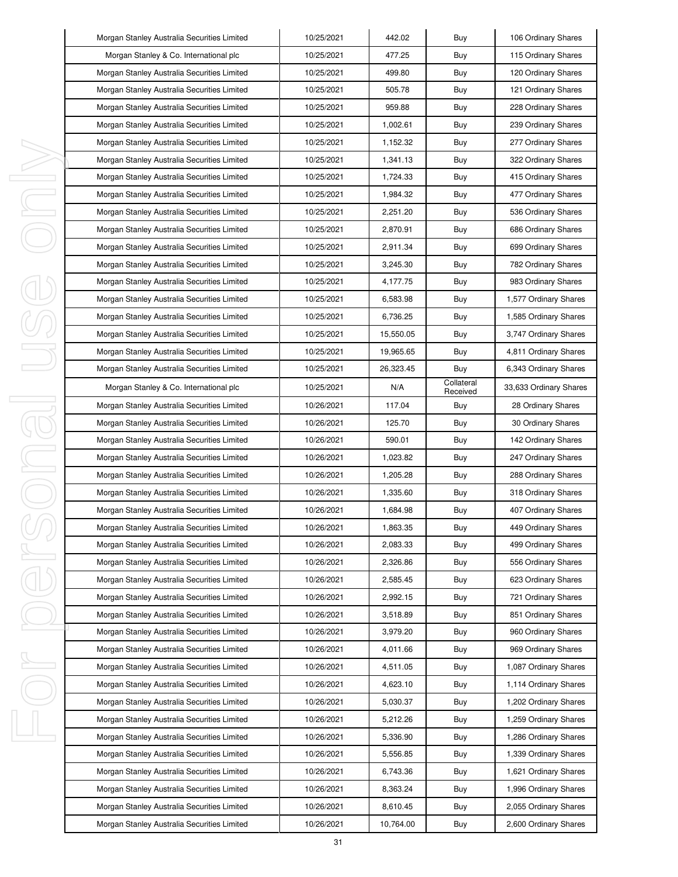| Morgan Stanley Australia Securities Limited | 10/25/2021 | 442.02 | Buy | 106 Ordinary Shares |
|---|---|---|---|---|
| Morgan Stanley & Co. International plc | 10/25/2021 | 477.25 | Buy | 115 Ordinary Shares |
| Morgan Stanley Australia Securities Limited | 10/25/2021 | 499.80 | Buy | 120 Ordinary Shares |
| Morgan Stanley Australia Securities Limited | 10/25/2021 | 505.78 | Buy | 121 Ordinary Shares |
| Morgan Stanley Australia Securities Limited | 10/25/2021 | 959.88 | Buy | 228 Ordinary Shares |
| Morgan Stanley Australia Securities Limited | 10/25/2021 | 1,002.61 | Buy | 239 Ordinary Shares |
| Morgan Stanley Australia Securities Limited | 10/25/2021 | 1,152.32 | Buy | 277 Ordinary Shares |
| Morgan Stanley Australia Securities Limited | 10/25/2021 | 1,341.13 | Buy | 322 Ordinary Shares |
| Morgan Stanley Australia Securities Limited | 10/25/2021 | 1,724.33 | Buy | 415 Ordinary Shares |
| Morgan Stanley Australia Securities Limited | 10/25/2021 | 1,984.32 | Buy | 477 Ordinary Shares |
| Morgan Stanley Australia Securities Limited | 10/25/2021 | 2,251.20 | Buy | 536 Ordinary Shares |
| Morgan Stanley Australia Securities Limited | 10/25/2021 | 2,870.91 | Buy | 686 Ordinary Shares |
| Morgan Stanley Australia Securities Limited | 10/25/2021 | 2,911.34 | Buy | 699 Ordinary Shares |
| Morgan Stanley Australia Securities Limited | 10/25/2021 | 3,245.30 | Buy | 782 Ordinary Shares |
| Morgan Stanley Australia Securities Limited | 10/25/2021 | 4,177.75 | Buy | 983 Ordinary Shares |
| Morgan Stanley Australia Securities Limited | 10/25/2021 | 6,583.98 | Buy | 1,577 Ordinary Shares |
| Morgan Stanley Australia Securities Limited | 10/25/2021 | 6,736.25 | Buy | 1,585 Ordinary Shares |
| Morgan Stanley Australia Securities Limited | 10/25/2021 | 15,550.05 | Buy | 3,747 Ordinary Shares |
| Morgan Stanley Australia Securities Limited | 10/25/2021 | 19,965.65 | Buy | 4,811 Ordinary Shares |
| Morgan Stanley Australia Securities Limited | 10/25/2021 | 26,323.45 | Buy | 6,343 Ordinary Shares |
| Morgan Stanley & Co. International plc | 10/25/2021 | N/A | Collateral Received | 33,633 Ordinary Shares |
| Morgan Stanley Australia Securities Limited | 10/26/2021 | 117.04 | Buy | 28 Ordinary Shares |
| Morgan Stanley Australia Securities Limited | 10/26/2021 | 125.70 | Buy | 30 Ordinary Shares |
| Morgan Stanley Australia Securities Limited | 10/26/2021 | 590.01 | Buy | 142 Ordinary Shares |
| Morgan Stanley Australia Securities Limited | 10/26/2021 | 1,023.82 | Buy | 247 Ordinary Shares |
| Morgan Stanley Australia Securities Limited | 10/26/2021 | 1,205.28 | Buy | 288 Ordinary Shares |
| Morgan Stanley Australia Securities Limited | 10/26/2021 | 1,335.60 | Buy | 318 Ordinary Shares |
| Morgan Stanley Australia Securities Limited | 10/26/2021 | 1,684.98 | Buy | 407 Ordinary Shares |
| Morgan Stanley Australia Securities Limited | 10/26/2021 | 1,863.35 | Buy | 449 Ordinary Shares |
| Morgan Stanley Australia Securities Limited | 10/26/2021 | 2,083.33 | Buy | 499 Ordinary Shares |
| Morgan Stanley Australia Securities Limited | 10/26/2021 | 2,326.86 | Buy | 556 Ordinary Shares |
| Morgan Stanley Australia Securities Limited | 10/26/2021 | 2,585.45 | Buy | 623 Ordinary Shares |
| Morgan Stanley Australia Securities Limited | 10/26/2021 | 2,992.15 | Buy | 721 Ordinary Shares |
| Morgan Stanley Australia Securities Limited | 10/26/2021 | 3,518.89 | Buy | 851 Ordinary Shares |
| Morgan Stanley Australia Securities Limited | 10/26/2021 | 3,979.20 | Buy | 960 Ordinary Shares |
| Morgan Stanley Australia Securities Limited | 10/26/2021 | 4,011.66 | Buy | 969 Ordinary Shares |
| Morgan Stanley Australia Securities Limited | 10/26/2021 | 4,511.05 | Buy | 1,087 Ordinary Shares |
| Morgan Stanley Australia Securities Limited | 10/26/2021 | 4,623.10 | Buy | 1,114 Ordinary Shares |
| Morgan Stanley Australia Securities Limited | 10/26/2021 | 5,030.37 | Buy | 1,202 Ordinary Shares |
| Morgan Stanley Australia Securities Limited | 10/26/2021 | 5,212.26 | Buy | 1,259 Ordinary Shares |
| Morgan Stanley Australia Securities Limited | 10/26/2021 | 5,336.90 | Buy | 1,286 Ordinary Shares |
| Morgan Stanley Australia Securities Limited | 10/26/2021 | 5,556.85 | Buy | 1,339 Ordinary Shares |
| Morgan Stanley Australia Securities Limited | 10/26/2021 | 6,743.36 | Buy | 1,621 Ordinary Shares |
| Morgan Stanley Australia Securities Limited | 10/26/2021 | 8,363.24 | Buy | 1,996 Ordinary Shares |
| Morgan Stanley Australia Securities Limited | 10/26/2021 | 8,610.45 | Buy | 2,055 Ordinary Shares |
| Morgan Stanley Australia Securities Limited | 10/26/2021 | 10,764.00 | Buy | 2,600 Ordinary Shares |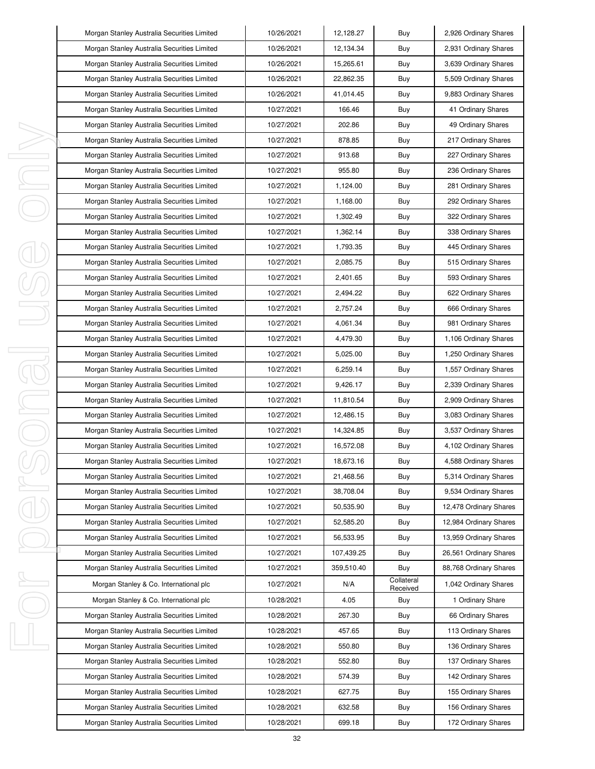| Morgan Stanley Australia Securities Limited | 10/26/2021 | 12,128.27 | Buy | 2,926 Ordinary Shares |
|---|---|---|---|---|
| Morgan Stanley Australia Securities Limited | 10/26/2021 | 12,134.34 | Buy | 2,931 Ordinary Shares |
| Morgan Stanley Australia Securities Limited | 10/26/2021 | 15,265.61 | Buy | 3,639 Ordinary Shares |
| Morgan Stanley Australia Securities Limited | 10/26/2021 | 22,862.35 | Buy | 5,509 Ordinary Shares |
| Morgan Stanley Australia Securities Limited | 10/26/2021 | 41,014.45 | Buy | 9,883 Ordinary Shares |
| Morgan Stanley Australia Securities Limited | 10/27/2021 | 166.46 | Buy | 41 Ordinary Shares |
| Morgan Stanley Australia Securities Limited | 10/27/2021 | 202.86 | Buy | 49 Ordinary Shares |
| Morgan Stanley Australia Securities Limited | 10/27/2021 | 878.85 | Buy | 217 Ordinary Shares |
| Morgan Stanley Australia Securities Limited | 10/27/2021 | 913.68 | Buy | 227 Ordinary Shares |
| Morgan Stanley Australia Securities Limited | 10/27/2021 | 955.80 | Buy | 236 Ordinary Shares |
| Morgan Stanley Australia Securities Limited | 10/27/2021 | 1,124.00 | Buy | 281 Ordinary Shares |
| Morgan Stanley Australia Securities Limited | 10/27/2021 | 1,168.00 | Buy | 292 Ordinary Shares |
| Morgan Stanley Australia Securities Limited | 10/27/2021 | 1,302.49 | Buy | 322 Ordinary Shares |
| Morgan Stanley Australia Securities Limited | 10/27/2021 | 1,362.14 | Buy | 338 Ordinary Shares |
| Morgan Stanley Australia Securities Limited | 10/27/2021 | 1,793.35 | Buy | 445 Ordinary Shares |
| Morgan Stanley Australia Securities Limited | 10/27/2021 | 2,085.75 | Buy | 515 Ordinary Shares |
| Morgan Stanley Australia Securities Limited | 10/27/2021 | 2,401.65 | Buy | 593 Ordinary Shares |
| Morgan Stanley Australia Securities Limited | 10/27/2021 | 2,494.22 | Buy | 622 Ordinary Shares |
| Morgan Stanley Australia Securities Limited | 10/27/2021 | 2,757.24 | Buy | 666 Ordinary Shares |
| Morgan Stanley Australia Securities Limited | 10/27/2021 | 4,061.34 | Buy | 981 Ordinary Shares |
| Morgan Stanley Australia Securities Limited | 10/27/2021 | 4,479.30 | Buy | 1,106 Ordinary Shares |
| Morgan Stanley Australia Securities Limited | 10/27/2021 | 5,025.00 | Buy | 1,250 Ordinary Shares |
| Morgan Stanley Australia Securities Limited | 10/27/2021 | 6,259.14 | Buy | 1,557 Ordinary Shares |
| Morgan Stanley Australia Securities Limited | 10/27/2021 | 9,426.17 | Buy | 2,339 Ordinary Shares |
| Morgan Stanley Australia Securities Limited | 10/27/2021 | 11,810.54 | Buy | 2,909 Ordinary Shares |
| Morgan Stanley Australia Securities Limited | 10/27/2021 | 12,486.15 | Buy | 3,083 Ordinary Shares |
| Morgan Stanley Australia Securities Limited | 10/27/2021 | 14,324.85 | Buy | 3,537 Ordinary Shares |
| Morgan Stanley Australia Securities Limited | 10/27/2021 | 16,572.08 | Buy | 4,102 Ordinary Shares |
| Morgan Stanley Australia Securities Limited | 10/27/2021 | 18,673.16 | Buy | 4,588 Ordinary Shares |
| Morgan Stanley Australia Securities Limited | 10/27/2021 | 21,468.56 | Buy | 5,314 Ordinary Shares |
| Morgan Stanley Australia Securities Limited | 10/27/2021 | 38,708.04 | Buy | 9,534 Ordinary Shares |
| Morgan Stanley Australia Securities Limited | 10/27/2021 | 50,535.90 | Buy | 12,478 Ordinary Shares |
| Morgan Stanley Australia Securities Limited | 10/27/2021 | 52,585.20 | Buy | 12,984 Ordinary Shares |
| Morgan Stanley Australia Securities Limited | 10/27/2021 | 56,533.95 | Buy | 13,959 Ordinary Shares |
| Morgan Stanley Australia Securities Limited | 10/27/2021 | 107,439.25 | Buy | 26,561 Ordinary Shares |
| Morgan Stanley Australia Securities Limited | 10/27/2021 | 359,510.40 | Buy | 88,768 Ordinary Shares |
| Morgan Stanley & Co. International plc | 10/27/2021 | N/A | Collateral Received | 1,042 Ordinary Shares |
| Morgan Stanley & Co. International plc | 10/28/2021 | 4.05 | Buy | 1 Ordinary Share |
| Morgan Stanley Australia Securities Limited | 10/28/2021 | 267.30 | Buy | 66 Ordinary Shares |
| Morgan Stanley Australia Securities Limited | 10/28/2021 | 457.65 | Buy | 113 Ordinary Shares |
| Morgan Stanley Australia Securities Limited | 10/28/2021 | 550.80 | Buy | 136 Ordinary Shares |
| Morgan Stanley Australia Securities Limited | 10/28/2021 | 552.80 | Buy | 137 Ordinary Shares |
| Morgan Stanley Australia Securities Limited | 10/28/2021 | 574.39 | Buy | 142 Ordinary Shares |
| Morgan Stanley Australia Securities Limited | 10/28/2021 | 627.75 | Buy | 155 Ordinary Shares |
| Morgan Stanley Australia Securities Limited | 10/28/2021 | 632.58 | Buy | 156 Ordinary Shares |
| Morgan Stanley Australia Securities Limited | 10/28/2021 | 699.18 | Buy | 172 Ordinary Shares |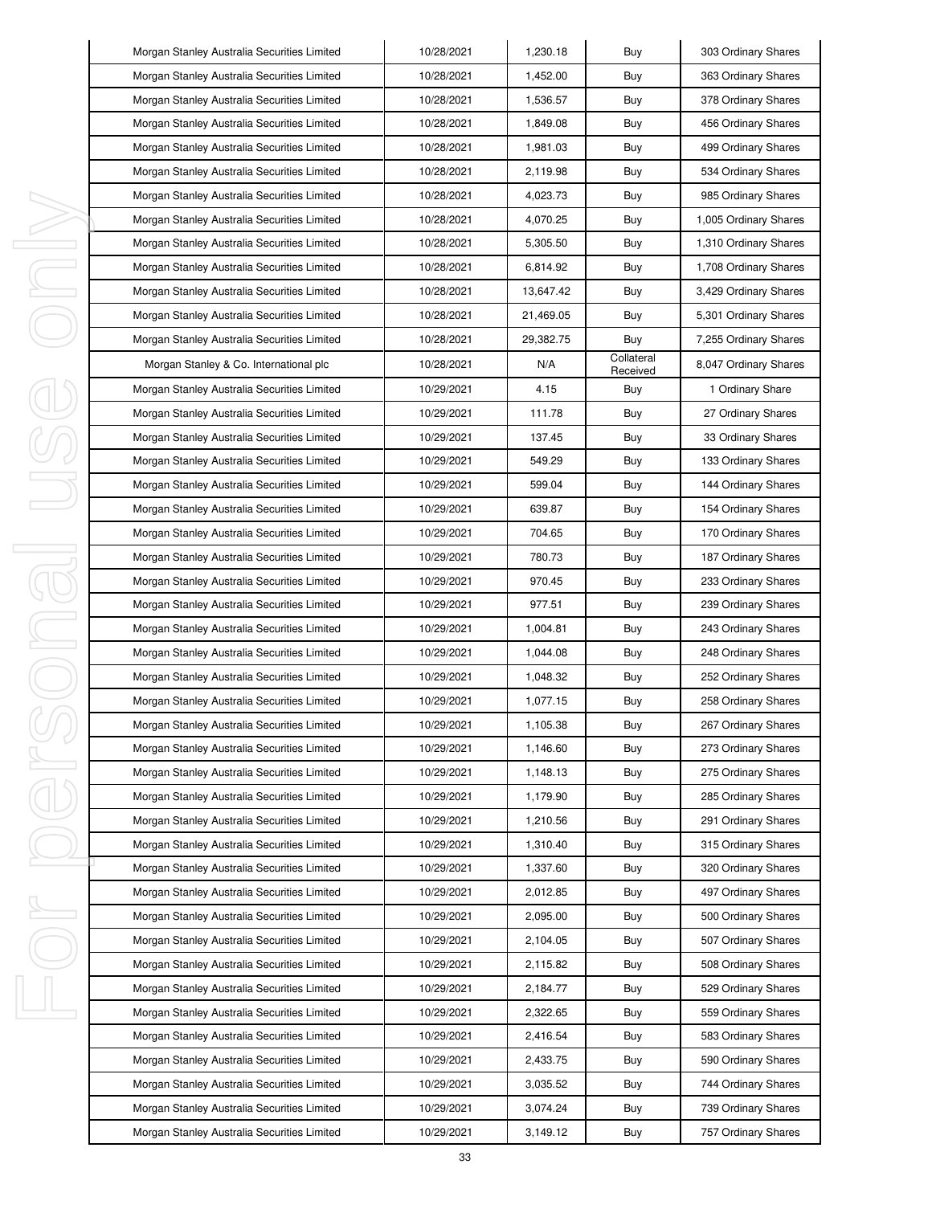| Morgan Stanley Australia Securities Limited | 10/28/2021 | 1,230.18 | Buy | 303 Ordinary Shares |
|---|---|---|---|---|
| Morgan Stanley Australia Securities Limited | 10/28/2021 | 1,452.00 | Buy | 363 Ordinary Shares |
| Morgan Stanley Australia Securities Limited | 10/28/2021 | 1,536.57 | Buy | 378 Ordinary Shares |
| Morgan Stanley Australia Securities Limited | 10/28/2021 | 1,849.08 | Buy | 456 Ordinary Shares |
| Morgan Stanley Australia Securities Limited | 10/28/2021 | 1,981.03 | Buy | 499 Ordinary Shares |
| Morgan Stanley Australia Securities Limited | 10/28/2021 | 2,119.98 | Buy | 534 Ordinary Shares |
| Morgan Stanley Australia Securities Limited | 10/28/2021 | 4,023.73 | Buy | 985 Ordinary Shares |
| Morgan Stanley Australia Securities Limited | 10/28/2021 | 4,070.25 | Buy | 1,005 Ordinary Shares |
| Morgan Stanley Australia Securities Limited | 10/28/2021 | 5,305.50 | Buy | 1,310 Ordinary Shares |
| Morgan Stanley Australia Securities Limited | 10/28/2021 | 6,814.92 | Buy | 1,708 Ordinary Shares |
| Morgan Stanley Australia Securities Limited | 10/28/2021 | 13,647.42 | Buy | 3,429 Ordinary Shares |
| Morgan Stanley Australia Securities Limited | 10/28/2021 | 21,469.05 | Buy | 5,301 Ordinary Shares |
| Morgan Stanley Australia Securities Limited | 10/28/2021 | 29,382.75 | Buy | 7,255 Ordinary Shares |
| Morgan Stanley & Co. International plc | 10/28/2021 | N/A | Collateral Received | 8,047 Ordinary Shares |
| Morgan Stanley Australia Securities Limited | 10/29/2021 | 4.15 | Buy | 1 Ordinary Share |
| Morgan Stanley Australia Securities Limited | 10/29/2021 | 111.78 | Buy | 27 Ordinary Shares |
| Morgan Stanley Australia Securities Limited | 10/29/2021 | 137.45 | Buy | 33 Ordinary Shares |
| Morgan Stanley Australia Securities Limited | 10/29/2021 | 549.29 | Buy | 133 Ordinary Shares |
| Morgan Stanley Australia Securities Limited | 10/29/2021 | 599.04 | Buy | 144 Ordinary Shares |
| Morgan Stanley Australia Securities Limited | 10/29/2021 | 639.87 | Buy | 154 Ordinary Shares |
| Morgan Stanley Australia Securities Limited | 10/29/2021 | 704.65 | Buy | 170 Ordinary Shares |
| Morgan Stanley Australia Securities Limited | 10/29/2021 | 780.73 | Buy | 187 Ordinary Shares |
| Morgan Stanley Australia Securities Limited | 10/29/2021 | 970.45 | Buy | 233 Ordinary Shares |
| Morgan Stanley Australia Securities Limited | 10/29/2021 | 977.51 | Buy | 239 Ordinary Shares |
| Morgan Stanley Australia Securities Limited | 10/29/2021 | 1,004.81 | Buy | 243 Ordinary Shares |
| Morgan Stanley Australia Securities Limited | 10/29/2021 | 1,044.08 | Buy | 248 Ordinary Shares |
| Morgan Stanley Australia Securities Limited | 10/29/2021 | 1,048.32 | Buy | 252 Ordinary Shares |
| Morgan Stanley Australia Securities Limited | 10/29/2021 | 1,077.15 | Buy | 258 Ordinary Shares |
| Morgan Stanley Australia Securities Limited | 10/29/2021 | 1,105.38 | Buy | 267 Ordinary Shares |
| Morgan Stanley Australia Securities Limited | 10/29/2021 | 1,146.60 | Buy | 273 Ordinary Shares |
| Morgan Stanley Australia Securities Limited | 10/29/2021 | 1,148.13 | Buy | 275 Ordinary Shares |
| Morgan Stanley Australia Securities Limited | 10/29/2021 | 1,179.90 | Buy | 285 Ordinary Shares |
| Morgan Stanley Australia Securities Limited | 10/29/2021 | 1,210.56 | Buy | 291 Ordinary Shares |
| Morgan Stanley Australia Securities Limited | 10/29/2021 | 1,310.40 | Buy | 315 Ordinary Shares |
| Morgan Stanley Australia Securities Limited | 10/29/2021 | 1,337.60 | Buy | 320 Ordinary Shares |
| Morgan Stanley Australia Securities Limited | 10/29/2021 | 2,012.85 | Buy | 497 Ordinary Shares |
| Morgan Stanley Australia Securities Limited | 10/29/2021 | 2,095.00 | Buy | 500 Ordinary Shares |
| Morgan Stanley Australia Securities Limited | 10/29/2021 | 2,104.05 | Buy | 507 Ordinary Shares |
| Morgan Stanley Australia Securities Limited | 10/29/2021 | 2,115.82 | Buy | 508 Ordinary Shares |
| Morgan Stanley Australia Securities Limited | 10/29/2021 | 2,184.77 | Buy | 529 Ordinary Shares |
| Morgan Stanley Australia Securities Limited | 10/29/2021 | 2,322.65 | Buy | 559 Ordinary Shares |
| Morgan Stanley Australia Securities Limited | 10/29/2021 | 2,416.54 | Buy | 583 Ordinary Shares |
| Morgan Stanley Australia Securities Limited | 10/29/2021 | 2,433.75 | Buy | 590 Ordinary Shares |
| Morgan Stanley Australia Securities Limited | 10/29/2021 | 3,035.52 | Buy | 744 Ordinary Shares |
| Morgan Stanley Australia Securities Limited | 10/29/2021 | 3,074.24 | Buy | 739 Ordinary Shares |
| Morgan Stanley Australia Securities Limited | 10/29/2021 | 3,149.12 | Buy | 757 Ordinary Shares |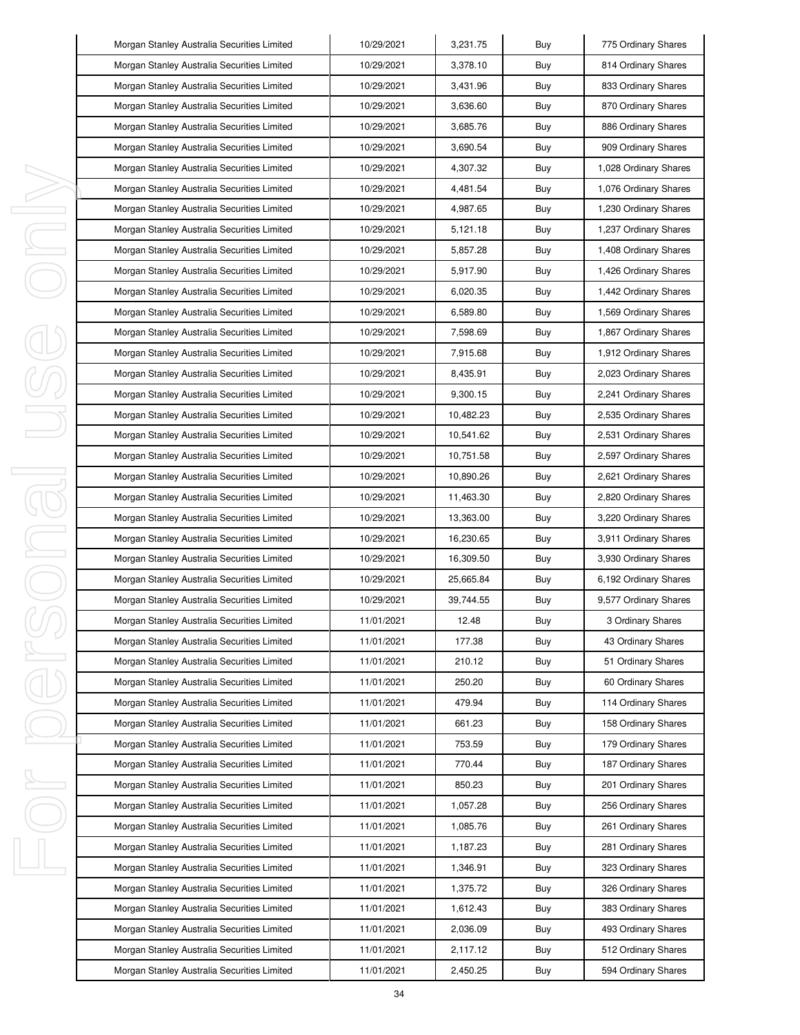| | | | | |
|---|---|---|---|---|
| Morgan Stanley Australia Securities Limited | 10/29/2021 | 3,231.75 | Buy | 775 Ordinary Shares |
| Morgan Stanley Australia Securities Limited | 10/29/2021 | 3,378.10 | Buy | 814 Ordinary Shares |
| Morgan Stanley Australia Securities Limited | 10/29/2021 | 3,431.96 | Buy | 833 Ordinary Shares |
| Morgan Stanley Australia Securities Limited | 10/29/2021 | 3,636.60 | Buy | 870 Ordinary Shares |
| Morgan Stanley Australia Securities Limited | 10/29/2021 | 3,685.76 | Buy | 886 Ordinary Shares |
| Morgan Stanley Australia Securities Limited | 10/29/2021 | 3,690.54 | Buy | 909 Ordinary Shares |
| Morgan Stanley Australia Securities Limited | 10/29/2021 | 4,307.32 | Buy | 1,028 Ordinary Shares |
| Morgan Stanley Australia Securities Limited | 10/29/2021 | 4,481.54 | Buy | 1,076 Ordinary Shares |
| Morgan Stanley Australia Securities Limited | 10/29/2021 | 4,987.65 | Buy | 1,230 Ordinary Shares |
| Morgan Stanley Australia Securities Limited | 10/29/2021 | 5,121.18 | Buy | 1,237 Ordinary Shares |
| Morgan Stanley Australia Securities Limited | 10/29/2021 | 5,857.28 | Buy | 1,408 Ordinary Shares |
| Morgan Stanley Australia Securities Limited | 10/29/2021 | 5,917.90 | Buy | 1,426 Ordinary Shares |
| Morgan Stanley Australia Securities Limited | 10/29/2021 | 6,020.35 | Buy | 1,442 Ordinary Shares |
| Morgan Stanley Australia Securities Limited | 10/29/2021 | 6,589.80 | Buy | 1,569 Ordinary Shares |
| Morgan Stanley Australia Securities Limited | 10/29/2021 | 7,598.69 | Buy | 1,867 Ordinary Shares |
| Morgan Stanley Australia Securities Limited | 10/29/2021 | 7,915.68 | Buy | 1,912 Ordinary Shares |
| Morgan Stanley Australia Securities Limited | 10/29/2021 | 8,435.91 | Buy | 2,023 Ordinary Shares |
| Morgan Stanley Australia Securities Limited | 10/29/2021 | 9,300.15 | Buy | 2,241 Ordinary Shares |
| Morgan Stanley Australia Securities Limited | 10/29/2021 | 10,482.23 | Buy | 2,535 Ordinary Shares |
| Morgan Stanley Australia Securities Limited | 10/29/2021 | 10,541.62 | Buy | 2,531 Ordinary Shares |
| Morgan Stanley Australia Securities Limited | 10/29/2021 | 10,751.58 | Buy | 2,597 Ordinary Shares |
| Morgan Stanley Australia Securities Limited | 10/29/2021 | 10,890.26 | Buy | 2,621 Ordinary Shares |
| Morgan Stanley Australia Securities Limited | 10/29/2021 | 11,463.30 | Buy | 2,820 Ordinary Shares |
| Morgan Stanley Australia Securities Limited | 10/29/2021 | 13,363.00 | Buy | 3,220 Ordinary Shares |
| Morgan Stanley Australia Securities Limited | 10/29/2021 | 16,230.65 | Buy | 3,911 Ordinary Shares |
| Morgan Stanley Australia Securities Limited | 10/29/2021 | 16,309.50 | Buy | 3,930 Ordinary Shares |
| Morgan Stanley Australia Securities Limited | 10/29/2021 | 25,665.84 | Buy | 6,192 Ordinary Shares |
| Morgan Stanley Australia Securities Limited | 10/29/2021 | 39,744.55 | Buy | 9,577 Ordinary Shares |
| Morgan Stanley Australia Securities Limited | 11/01/2021 | 12.48 | Buy | 3 Ordinary Shares |
| Morgan Stanley Australia Securities Limited | 11/01/2021 | 177.38 | Buy | 43 Ordinary Shares |
| Morgan Stanley Australia Securities Limited | 11/01/2021 | 210.12 | Buy | 51 Ordinary Shares |
| Morgan Stanley Australia Securities Limited | 11/01/2021 | 250.20 | Buy | 60 Ordinary Shares |
| Morgan Stanley Australia Securities Limited | 11/01/2021 | 479.94 | Buy | 114 Ordinary Shares |
| Morgan Stanley Australia Securities Limited | 11/01/2021 | 661.23 | Buy | 158 Ordinary Shares |
| Morgan Stanley Australia Securities Limited | 11/01/2021 | 753.59 | Buy | 179 Ordinary Shares |
| Morgan Stanley Australia Securities Limited | 11/01/2021 | 770.44 | Buy | 187 Ordinary Shares |
| Morgan Stanley Australia Securities Limited | 11/01/2021 | 850.23 | Buy | 201 Ordinary Shares |
| Morgan Stanley Australia Securities Limited | 11/01/2021 | 1,057.28 | Buy | 256 Ordinary Shares |
| Morgan Stanley Australia Securities Limited | 11/01/2021 | 1,085.76 | Buy | 261 Ordinary Shares |
| Morgan Stanley Australia Securities Limited | 11/01/2021 | 1,187.23 | Buy | 281 Ordinary Shares |
| Morgan Stanley Australia Securities Limited | 11/01/2021 | 1,346.91 | Buy | 323 Ordinary Shares |
| Morgan Stanley Australia Securities Limited | 11/01/2021 | 1,375.72 | Buy | 326 Ordinary Shares |
| Morgan Stanley Australia Securities Limited | 11/01/2021 | 1,612.43 | Buy | 383 Ordinary Shares |
| Morgan Stanley Australia Securities Limited | 11/01/2021 | 2,036.09 | Buy | 493 Ordinary Shares |
| Morgan Stanley Australia Securities Limited | 11/01/2021 | 2,117.12 | Buy | 512 Ordinary Shares |
| Morgan Stanley Australia Securities Limited | 11/01/2021 | 2,450.25 | Buy | 594 Ordinary Shares |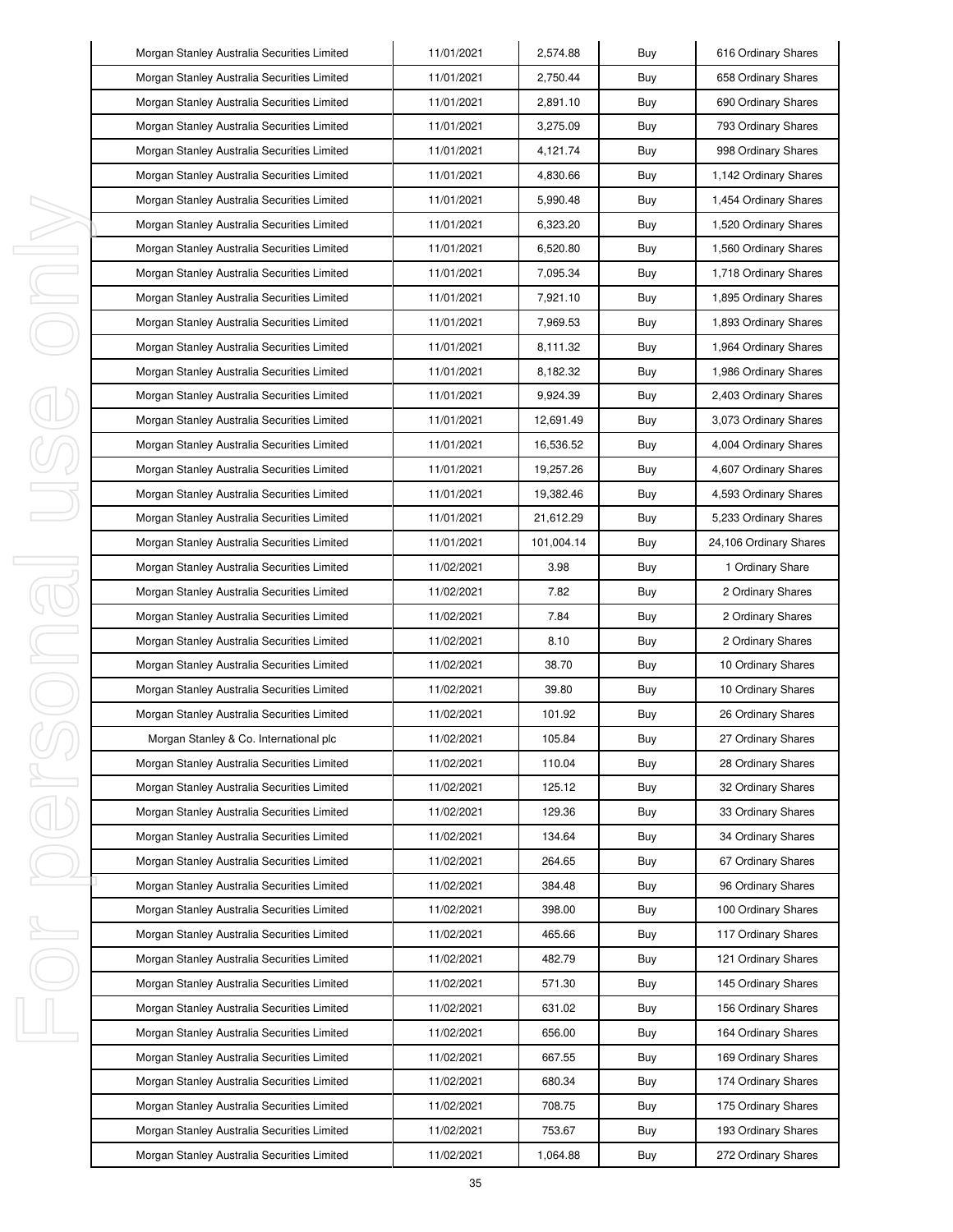| Morgan Stanley Australia Securities Limited | 11/01/2021 | 2,574.88 | Buy | 616 Ordinary Shares |
|---|---|---|---|---|
| Morgan Stanley Australia Securities Limited | 11/01/2021 | 2,750.44 | Buy | 658 Ordinary Shares |
| Morgan Stanley Australia Securities Limited | 11/01/2021 | 2,891.10 | Buy | 690 Ordinary Shares |
| Morgan Stanley Australia Securities Limited | 11/01/2021 | 3,275.09 | Buy | 793 Ordinary Shares |
| Morgan Stanley Australia Securities Limited | 11/01/2021 | 4,121.74 | Buy | 998 Ordinary Shares |
| Morgan Stanley Australia Securities Limited | 11/01/2021 | 4,830.66 | Buy | 1,142 Ordinary Shares |
| Morgan Stanley Australia Securities Limited | 11/01/2021 | 5,990.48 | Buy | 1,454 Ordinary Shares |
| Morgan Stanley Australia Securities Limited | 11/01/2021 | 6,323.20 | Buy | 1,520 Ordinary Shares |
| Morgan Stanley Australia Securities Limited | 11/01/2021 | 6,520.80 | Buy | 1,560 Ordinary Shares |
| Morgan Stanley Australia Securities Limited | 11/01/2021 | 7,095.34 | Buy | 1,718 Ordinary Shares |
| Morgan Stanley Australia Securities Limited | 11/01/2021 | 7,921.10 | Buy | 1,895 Ordinary Shares |
| Morgan Stanley Australia Securities Limited | 11/01/2021 | 7,969.53 | Buy | 1,893 Ordinary Shares |
| Morgan Stanley Australia Securities Limited | 11/01/2021 | 8,111.32 | Buy | 1,964 Ordinary Shares |
| Morgan Stanley Australia Securities Limited | 11/01/2021 | 8,182.32 | Buy | 1,986 Ordinary Shares |
| Morgan Stanley Australia Securities Limited | 11/01/2021 | 9,924.39 | Buy | 2,403 Ordinary Shares |
| Morgan Stanley Australia Securities Limited | 11/01/2021 | 12,691.49 | Buy | 3,073 Ordinary Shares |
| Morgan Stanley Australia Securities Limited | 11/01/2021 | 16,536.52 | Buy | 4,004 Ordinary Shares |
| Morgan Stanley Australia Securities Limited | 11/01/2021 | 19,257.26 | Buy | 4,607 Ordinary Shares |
| Morgan Stanley Australia Securities Limited | 11/01/2021 | 19,382.46 | Buy | 4,593 Ordinary Shares |
| Morgan Stanley Australia Securities Limited | 11/01/2021 | 21,612.29 | Buy | 5,233 Ordinary Shares |
| Morgan Stanley Australia Securities Limited | 11/01/2021 | 101,004.14 | Buy | 24,106 Ordinary Shares |
| Morgan Stanley Australia Securities Limited | 11/02/2021 | 3.98 | Buy | 1 Ordinary Share |
| Morgan Stanley Australia Securities Limited | 11/02/2021 | 7.82 | Buy | 2 Ordinary Shares |
| Morgan Stanley Australia Securities Limited | 11/02/2021 | 7.84 | Buy | 2 Ordinary Shares |
| Morgan Stanley Australia Securities Limited | 11/02/2021 | 8.10 | Buy | 2 Ordinary Shares |
| Morgan Stanley Australia Securities Limited | 11/02/2021 | 38.70 | Buy | 10 Ordinary Shares |
| Morgan Stanley Australia Securities Limited | 11/02/2021 | 39.80 | Buy | 10 Ordinary Shares |
| Morgan Stanley Australia Securities Limited | 11/02/2021 | 101.92 | Buy | 26 Ordinary Shares |
| Morgan Stanley & Co. International plc | 11/02/2021 | 105.84 | Buy | 27 Ordinary Shares |
| Morgan Stanley Australia Securities Limited | 11/02/2021 | 110.04 | Buy | 28 Ordinary Shares |
| Morgan Stanley Australia Securities Limited | 11/02/2021 | 125.12 | Buy | 32 Ordinary Shares |
| Morgan Stanley Australia Securities Limited | 11/02/2021 | 129.36 | Buy | 33 Ordinary Shares |
| Morgan Stanley Australia Securities Limited | 11/02/2021 | 134.64 | Buy | 34 Ordinary Shares |
| Morgan Stanley Australia Securities Limited | 11/02/2021 | 264.65 | Buy | 67 Ordinary Shares |
| Morgan Stanley Australia Securities Limited | 11/02/2021 | 384.48 | Buy | 96 Ordinary Shares |
| Morgan Stanley Australia Securities Limited | 11/02/2021 | 398.00 | Buy | 100 Ordinary Shares |
| Morgan Stanley Australia Securities Limited | 11/02/2021 | 465.66 | Buy | 117 Ordinary Shares |
| Morgan Stanley Australia Securities Limited | 11/02/2021 | 482.79 | Buy | 121 Ordinary Shares |
| Morgan Stanley Australia Securities Limited | 11/02/2021 | 571.30 | Buy | 145 Ordinary Shares |
| Morgan Stanley Australia Securities Limited | 11/02/2021 | 631.02 | Buy | 156 Ordinary Shares |
| Morgan Stanley Australia Securities Limited | 11/02/2021 | 656.00 | Buy | 164 Ordinary Shares |
| Morgan Stanley Australia Securities Limited | 11/02/2021 | 667.55 | Buy | 169 Ordinary Shares |
| Morgan Stanley Australia Securities Limited | 11/02/2021 | 680.34 | Buy | 174 Ordinary Shares |
| Morgan Stanley Australia Securities Limited | 11/02/2021 | 708.75 | Buy | 175 Ordinary Shares |
| Morgan Stanley Australia Securities Limited | 11/02/2021 | 753.67 | Buy | 193 Ordinary Shares |
| Morgan Stanley Australia Securities Limited | 11/02/2021 | 1,064.88 | Buy | 272 Ordinary Shares |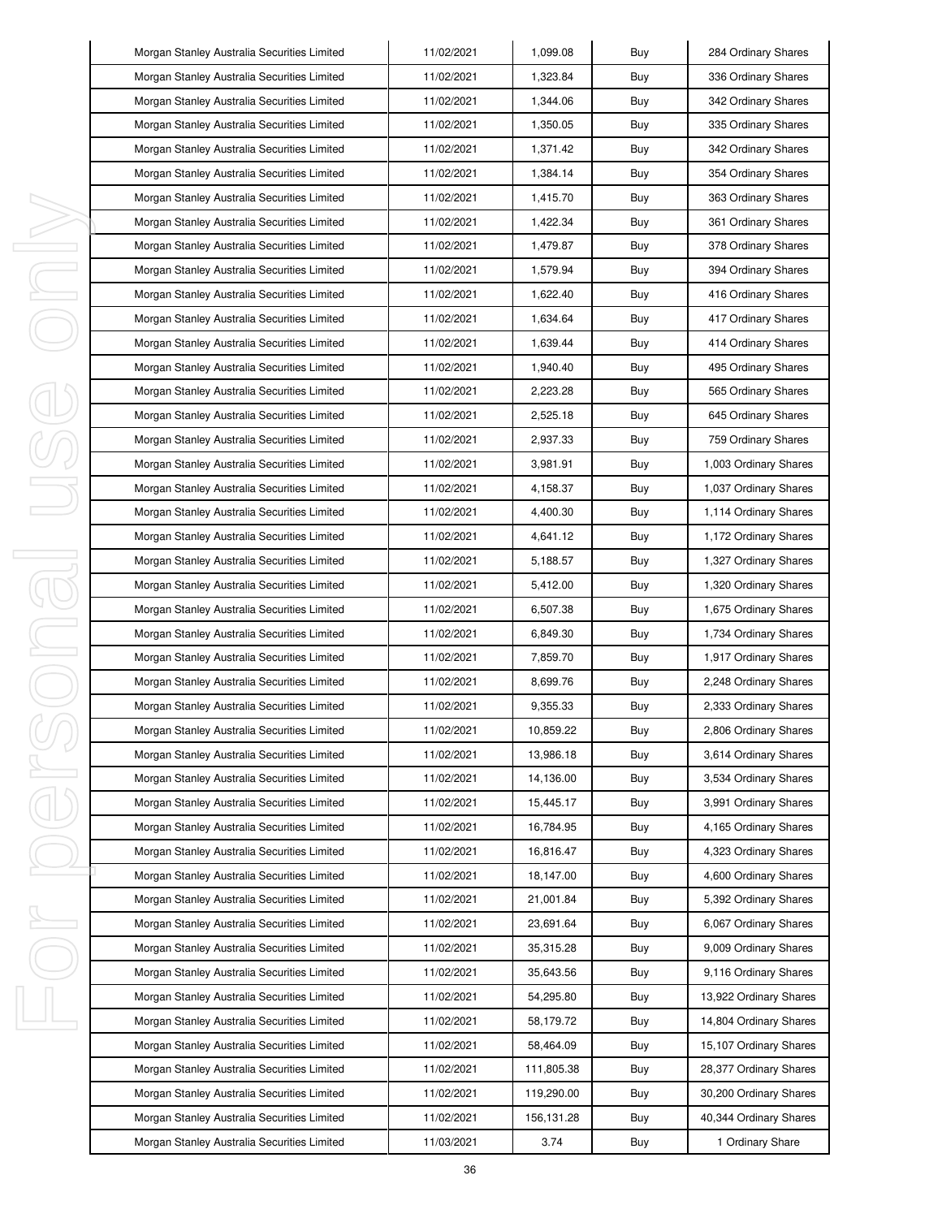| | | | | |
|---|---|---|---|---|
| Morgan Stanley Australia Securities Limited | 11/02/2021 | 1,099.08 | Buy | 284 Ordinary Shares |
| Morgan Stanley Australia Securities Limited | 11/02/2021 | 1,323.84 | Buy | 336 Ordinary Shares |
| Morgan Stanley Australia Securities Limited | 11/02/2021 | 1,344.06 | Buy | 342 Ordinary Shares |
| Morgan Stanley Australia Securities Limited | 11/02/2021 | 1,350.05 | Buy | 335 Ordinary Shares |
| Morgan Stanley Australia Securities Limited | 11/02/2021 | 1,371.42 | Buy | 342 Ordinary Shares |
| Morgan Stanley Australia Securities Limited | 11/02/2021 | 1,384.14 | Buy | 354 Ordinary Shares |
| Morgan Stanley Australia Securities Limited | 11/02/2021 | 1,415.70 | Buy | 363 Ordinary Shares |
| Morgan Stanley Australia Securities Limited | 11/02/2021 | 1,422.34 | Buy | 361 Ordinary Shares |
| Morgan Stanley Australia Securities Limited | 11/02/2021 | 1,479.87 | Buy | 378 Ordinary Shares |
| Morgan Stanley Australia Securities Limited | 11/02/2021 | 1,579.94 | Buy | 394 Ordinary Shares |
| Morgan Stanley Australia Securities Limited | 11/02/2021 | 1,622.40 | Buy | 416 Ordinary Shares |
| Morgan Stanley Australia Securities Limited | 11/02/2021 | 1,634.64 | Buy | 417 Ordinary Shares |
| Morgan Stanley Australia Securities Limited | 11/02/2021 | 1,639.44 | Buy | 414 Ordinary Shares |
| Morgan Stanley Australia Securities Limited | 11/02/2021 | 1,940.40 | Buy | 495 Ordinary Shares |
| Morgan Stanley Australia Securities Limited | 11/02/2021 | 2,223.28 | Buy | 565 Ordinary Shares |
| Morgan Stanley Australia Securities Limited | 11/02/2021 | 2,525.18 | Buy | 645 Ordinary Shares |
| Morgan Stanley Australia Securities Limited | 11/02/2021 | 2,937.33 | Buy | 759 Ordinary Shares |
| Morgan Stanley Australia Securities Limited | 11/02/2021 | 3,981.91 | Buy | 1,003 Ordinary Shares |
| Morgan Stanley Australia Securities Limited | 11/02/2021 | 4,158.37 | Buy | 1,037 Ordinary Shares |
| Morgan Stanley Australia Securities Limited | 11/02/2021 | 4,400.30 | Buy | 1,114 Ordinary Shares |
| Morgan Stanley Australia Securities Limited | 11/02/2021 | 4,641.12 | Buy | 1,172 Ordinary Shares |
| Morgan Stanley Australia Securities Limited | 11/02/2021 | 5,188.57 | Buy | 1,327 Ordinary Shares |
| Morgan Stanley Australia Securities Limited | 11/02/2021 | 5,412.00 | Buy | 1,320 Ordinary Shares |
| Morgan Stanley Australia Securities Limited | 11/02/2021 | 6,507.38 | Buy | 1,675 Ordinary Shares |
| Morgan Stanley Australia Securities Limited | 11/02/2021 | 6,849.30 | Buy | 1,734 Ordinary Shares |
| Morgan Stanley Australia Securities Limited | 11/02/2021 | 7,859.70 | Buy | 1,917 Ordinary Shares |
| Morgan Stanley Australia Securities Limited | 11/02/2021 | 8,699.76 | Buy | 2,248 Ordinary Shares |
| Morgan Stanley Australia Securities Limited | 11/02/2021 | 9,355.33 | Buy | 2,333 Ordinary Shares |
| Morgan Stanley Australia Securities Limited | 11/02/2021 | 10,859.22 | Buy | 2,806 Ordinary Shares |
| Morgan Stanley Australia Securities Limited | 11/02/2021 | 13,986.18 | Buy | 3,614 Ordinary Shares |
| Morgan Stanley Australia Securities Limited | 11/02/2021 | 14,136.00 | Buy | 3,534 Ordinary Shares |
| Morgan Stanley Australia Securities Limited | 11/02/2021 | 15,445.17 | Buy | 3,991 Ordinary Shares |
| Morgan Stanley Australia Securities Limited | 11/02/2021 | 16,784.95 | Buy | 4,165 Ordinary Shares |
| Morgan Stanley Australia Securities Limited | 11/02/2021 | 16,816.47 | Buy | 4,323 Ordinary Shares |
| Morgan Stanley Australia Securities Limited | 11/02/2021 | 18,147.00 | Buy | 4,600 Ordinary Shares |
| Morgan Stanley Australia Securities Limited | 11/02/2021 | 21,001.84 | Buy | 5,392 Ordinary Shares |
| Morgan Stanley Australia Securities Limited | 11/02/2021 | 23,691.64 | Buy | 6,067 Ordinary Shares |
| Morgan Stanley Australia Securities Limited | 11/02/2021 | 35,315.28 | Buy | 9,009 Ordinary Shares |
| Morgan Stanley Australia Securities Limited | 11/02/2021 | 35,643.56 | Buy | 9,116 Ordinary Shares |
| Morgan Stanley Australia Securities Limited | 11/02/2021 | 54,295.80 | Buy | 13,922 Ordinary Shares |
| Morgan Stanley Australia Securities Limited | 11/02/2021 | 58,179.72 | Buy | 14,804 Ordinary Shares |
| Morgan Stanley Australia Securities Limited | 11/02/2021 | 58,464.09 | Buy | 15,107 Ordinary Shares |
| Morgan Stanley Australia Securities Limited | 11/02/2021 | 111,805.38 | Buy | 28,377 Ordinary Shares |
| Morgan Stanley Australia Securities Limited | 11/02/2021 | 119,290.00 | Buy | 30,200 Ordinary Shares |
| Morgan Stanley Australia Securities Limited | 11/02/2021 | 156,131.28 | Buy | 40,344 Ordinary Shares |
| Morgan Stanley Australia Securities Limited | 11/03/2021 | 3.74 | Buy | 1 Ordinary Share |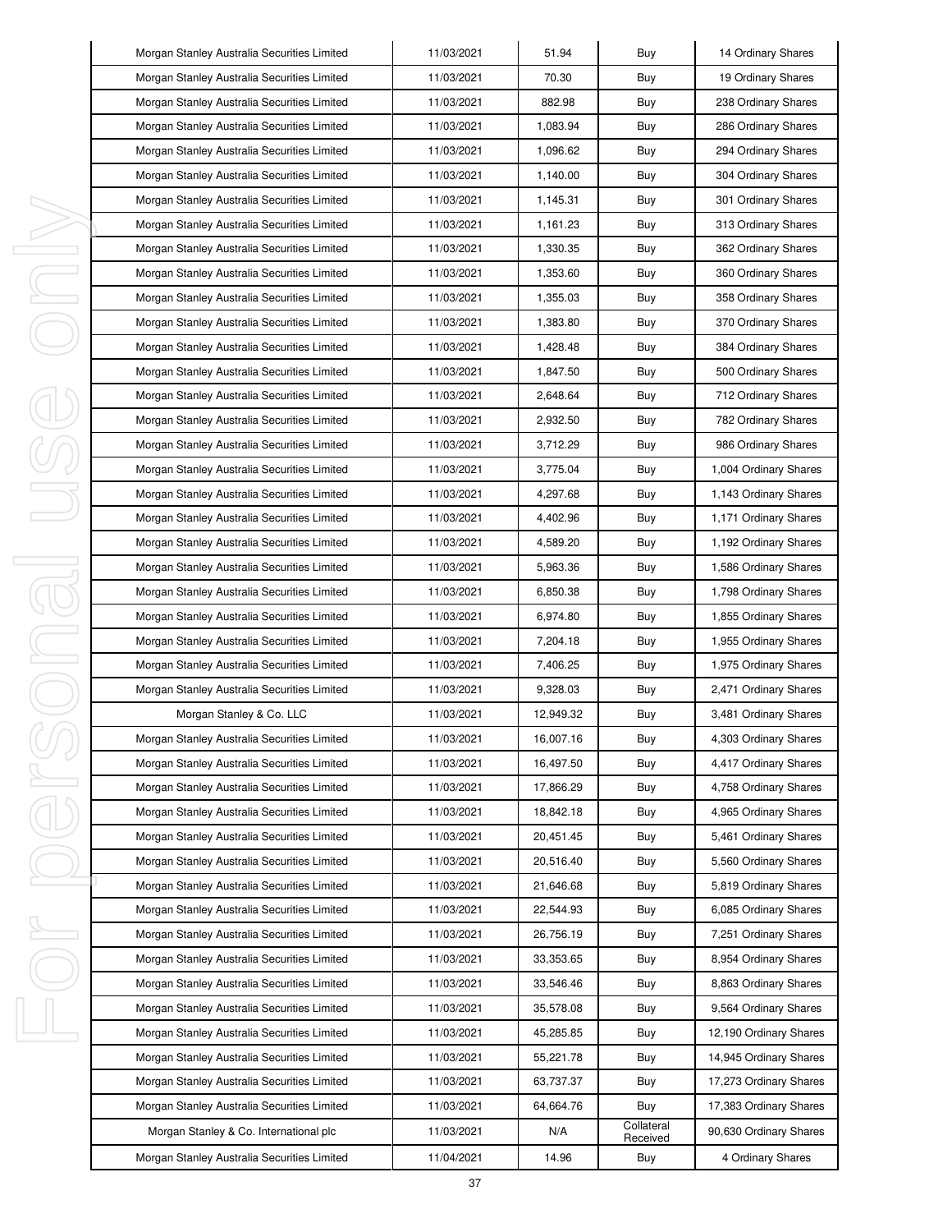| Morgan Stanley Australia Securities Limited | 11/03/2021 | 51.94 | Buy | 14 Ordinary Shares |
|---|---|---|---|---|
| Morgan Stanley Australia Securities Limited | 11/03/2021 | 70.30 | Buy | 19 Ordinary Shares |
| Morgan Stanley Australia Securities Limited | 11/03/2021 | 882.98 | Buy | 238 Ordinary Shares |
| Morgan Stanley Australia Securities Limited | 11/03/2021 | 1,083.94 | Buy | 286 Ordinary Shares |
| Morgan Stanley Australia Securities Limited | 11/03/2021 | 1,096.62 | Buy | 294 Ordinary Shares |
| Morgan Stanley Australia Securities Limited | 11/03/2021 | 1,140.00 | Buy | 304 Ordinary Shares |
| Morgan Stanley Australia Securities Limited | 11/03/2021 | 1,145.31 | Buy | 301 Ordinary Shares |
| Morgan Stanley Australia Securities Limited | 11/03/2021 | 1,161.23 | Buy | 313 Ordinary Shares |
| Morgan Stanley Australia Securities Limited | 11/03/2021 | 1,330.35 | Buy | 362 Ordinary Shares |
| Morgan Stanley Australia Securities Limited | 11/03/2021 | 1,353.60 | Buy | 360 Ordinary Shares |
| Morgan Stanley Australia Securities Limited | 11/03/2021 | 1,355.03 | Buy | 358 Ordinary Shares |
| Morgan Stanley Australia Securities Limited | 11/03/2021 | 1,383.80 | Buy | 370 Ordinary Shares |
| Morgan Stanley Australia Securities Limited | 11/03/2021 | 1,428.48 | Buy | 384 Ordinary Shares |
| Morgan Stanley Australia Securities Limited | 11/03/2021 | 1,847.50 | Buy | 500 Ordinary Shares |
| Morgan Stanley Australia Securities Limited | 11/03/2021 | 2,648.64 | Buy | 712 Ordinary Shares |
| Morgan Stanley Australia Securities Limited | 11/03/2021 | 2,932.50 | Buy | 782 Ordinary Shares |
| Morgan Stanley Australia Securities Limited | 11/03/2021 | 3,712.29 | Buy | 986 Ordinary Shares |
| Morgan Stanley Australia Securities Limited | 11/03/2021 | 3,775.04 | Buy | 1,004 Ordinary Shares |
| Morgan Stanley Australia Securities Limited | 11/03/2021 | 4,297.68 | Buy | 1,143 Ordinary Shares |
| Morgan Stanley Australia Securities Limited | 11/03/2021 | 4,402.96 | Buy | 1,171 Ordinary Shares |
| Morgan Stanley Australia Securities Limited | 11/03/2021 | 4,589.20 | Buy | 1,192 Ordinary Shares |
| Morgan Stanley Australia Securities Limited | 11/03/2021 | 5,963.36 | Buy | 1,586 Ordinary Shares |
| Morgan Stanley Australia Securities Limited | 11/03/2021 | 6,850.38 | Buy | 1,798 Ordinary Shares |
| Morgan Stanley Australia Securities Limited | 11/03/2021 | 6,974.80 | Buy | 1,855 Ordinary Shares |
| Morgan Stanley Australia Securities Limited | 11/03/2021 | 7,204.18 | Buy | 1,955 Ordinary Shares |
| Morgan Stanley Australia Securities Limited | 11/03/2021 | 7,406.25 | Buy | 1,975 Ordinary Shares |
| Morgan Stanley Australia Securities Limited | 11/03/2021 | 9,328.03 | Buy | 2,471 Ordinary Shares |
| Morgan Stanley & Co. LLC | 11/03/2021 | 12,949.32 | Buy | 3,481 Ordinary Shares |
| Morgan Stanley Australia Securities Limited | 11/03/2021 | 16,007.16 | Buy | 4,303 Ordinary Shares |
| Morgan Stanley Australia Securities Limited | 11/03/2021 | 16,497.50 | Buy | 4,417 Ordinary Shares |
| Morgan Stanley Australia Securities Limited | 11/03/2021 | 17,866.29 | Buy | 4,758 Ordinary Shares |
| Morgan Stanley Australia Securities Limited | 11/03/2021 | 18,842.18 | Buy | 4,965 Ordinary Shares |
| Morgan Stanley Australia Securities Limited | 11/03/2021 | 20,451.45 | Buy | 5,461 Ordinary Shares |
| Morgan Stanley Australia Securities Limited | 11/03/2021 | 20,516.40 | Buy | 5,560 Ordinary Shares |
| Morgan Stanley Australia Securities Limited | 11/03/2021 | 21,646.68 | Buy | 5,819 Ordinary Shares |
| Morgan Stanley Australia Securities Limited | 11/03/2021 | 22,544.93 | Buy | 6,085 Ordinary Shares |
| Morgan Stanley Australia Securities Limited | 11/03/2021 | 26,756.19 | Buy | 7,251 Ordinary Shares |
| Morgan Stanley Australia Securities Limited | 11/03/2021 | 33,353.65 | Buy | 8,954 Ordinary Shares |
| Morgan Stanley Australia Securities Limited | 11/03/2021 | 33,546.46 | Buy | 8,863 Ordinary Shares |
| Morgan Stanley Australia Securities Limited | 11/03/2021 | 35,578.08 | Buy | 9,564 Ordinary Shares |
| Morgan Stanley Australia Securities Limited | 11/03/2021 | 45,285.85 | Buy | 12,190 Ordinary Shares |
| Morgan Stanley Australia Securities Limited | 11/03/2021 | 55,221.78 | Buy | 14,945 Ordinary Shares |
| Morgan Stanley Australia Securities Limited | 11/03/2021 | 63,737.37 | Buy | 17,273 Ordinary Shares |
| Morgan Stanley Australia Securities Limited | 11/03/2021 | 64,664.76 | Buy | 17,383 Ordinary Shares |
| Morgan Stanley & Co. International plc | 11/03/2021 | N/A | Collateral Received | 90,630 Ordinary Shares |
| Morgan Stanley Australia Securities Limited | 11/04/2021 | 14.96 | Buy | 4 Ordinary Shares |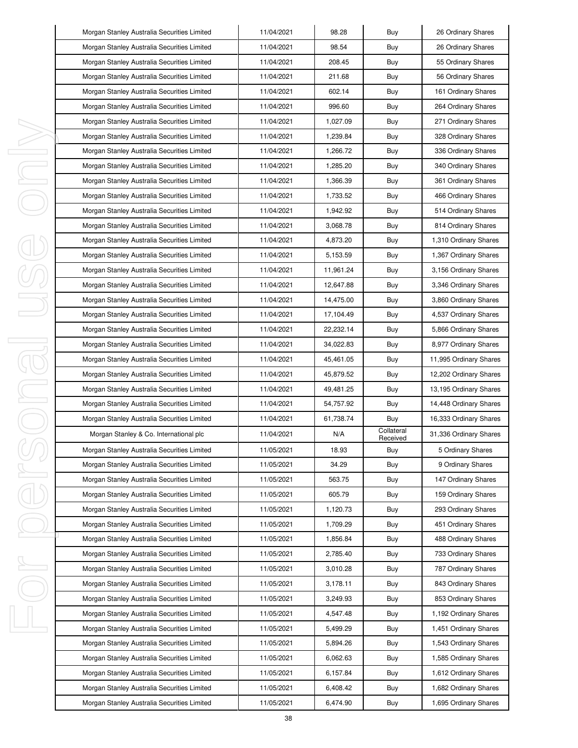| Morgan Stanley Australia Securities Limited | 11/04/2021 | 98.28 | Buy | 26 Ordinary Shares |
|---|---|---|---|---|
| Morgan Stanley Australia Securities Limited | 11/04/2021 | 98.54 | Buy | 26 Ordinary Shares |
| Morgan Stanley Australia Securities Limited | 11/04/2021 | 208.45 | Buy | 55 Ordinary Shares |
| Morgan Stanley Australia Securities Limited | 11/04/2021 | 211.68 | Buy | 56 Ordinary Shares |
| Morgan Stanley Australia Securities Limited | 11/04/2021 | 602.14 | Buy | 161 Ordinary Shares |
| Morgan Stanley Australia Securities Limited | 11/04/2021 | 996.60 | Buy | 264 Ordinary Shares |
| Morgan Stanley Australia Securities Limited | 11/04/2021 | 1,027.09 | Buy | 271 Ordinary Shares |
| Morgan Stanley Australia Securities Limited | 11/04/2021 | 1,239.84 | Buy | 328 Ordinary Shares |
| Morgan Stanley Australia Securities Limited | 11/04/2021 | 1,266.72 | Buy | 336 Ordinary Shares |
| Morgan Stanley Australia Securities Limited | 11/04/2021 | 1,285.20 | Buy | 340 Ordinary Shares |
| Morgan Stanley Australia Securities Limited | 11/04/2021 | 1,366.39 | Buy | 361 Ordinary Shares |
| Morgan Stanley Australia Securities Limited | 11/04/2021 | 1,733.52 | Buy | 466 Ordinary Shares |
| Morgan Stanley Australia Securities Limited | 11/04/2021 | 1,942.92 | Buy | 514 Ordinary Shares |
| Morgan Stanley Australia Securities Limited | 11/04/2021 | 3,068.78 | Buy | 814 Ordinary Shares |
| Morgan Stanley Australia Securities Limited | 11/04/2021 | 4,873.20 | Buy | 1,310 Ordinary Shares |
| Morgan Stanley Australia Securities Limited | 11/04/2021 | 5,153.59 | Buy | 1,367 Ordinary Shares |
| Morgan Stanley Australia Securities Limited | 11/04/2021 | 11,961.24 | Buy | 3,156 Ordinary Shares |
| Morgan Stanley Australia Securities Limited | 11/04/2021 | 12,647.88 | Buy | 3,346 Ordinary Shares |
| Morgan Stanley Australia Securities Limited | 11/04/2021 | 14,475.00 | Buy | 3,860 Ordinary Shares |
| Morgan Stanley Australia Securities Limited | 11/04/2021 | 17,104.49 | Buy | 4,537 Ordinary Shares |
| Morgan Stanley Australia Securities Limited | 11/04/2021 | 22,232.14 | Buy | 5,866 Ordinary Shares |
| Morgan Stanley Australia Securities Limited | 11/04/2021 | 34,022.83 | Buy | 8,977 Ordinary Shares |
| Morgan Stanley Australia Securities Limited | 11/04/2021 | 45,461.05 | Buy | 11,995 Ordinary Shares |
| Morgan Stanley Australia Securities Limited | 11/04/2021 | 45,879.52 | Buy | 12,202 Ordinary Shares |
| Morgan Stanley Australia Securities Limited | 11/04/2021 | 49,481.25 | Buy | 13,195 Ordinary Shares |
| Morgan Stanley Australia Securities Limited | 11/04/2021 | 54,757.92 | Buy | 14,448 Ordinary Shares |
| Morgan Stanley Australia Securities Limited | 11/04/2021 | 61,738.74 | Buy | 16,333 Ordinary Shares |
| Morgan Stanley & Co. International plc | 11/04/2021 | N/A | Collateral Received | 31,336 Ordinary Shares |
| Morgan Stanley Australia Securities Limited | 11/05/2021 | 18.93 | Buy | 5 Ordinary Shares |
| Morgan Stanley Australia Securities Limited | 11/05/2021 | 34.29 | Buy | 9 Ordinary Shares |
| Morgan Stanley Australia Securities Limited | 11/05/2021 | 563.75 | Buy | 147 Ordinary Shares |
| Morgan Stanley Australia Securities Limited | 11/05/2021 | 605.79 | Buy | 159 Ordinary Shares |
| Morgan Stanley Australia Securities Limited | 11/05/2021 | 1,120.73 | Buy | 293 Ordinary Shares |
| Morgan Stanley Australia Securities Limited | 11/05/2021 | 1,709.29 | Buy | 451 Ordinary Shares |
| Morgan Stanley Australia Securities Limited | 11/05/2021 | 1,856.84 | Buy | 488 Ordinary Shares |
| Morgan Stanley Australia Securities Limited | 11/05/2021 | 2,785.40 | Buy | 733 Ordinary Shares |
| Morgan Stanley Australia Securities Limited | 11/05/2021 | 3,010.28 | Buy | 787 Ordinary Shares |
| Morgan Stanley Australia Securities Limited | 11/05/2021 | 3,178.11 | Buy | 843 Ordinary Shares |
| Morgan Stanley Australia Securities Limited | 11/05/2021 | 3,249.93 | Buy | 853 Ordinary Shares |
| Morgan Stanley Australia Securities Limited | 11/05/2021 | 4,547.48 | Buy | 1,192 Ordinary Shares |
| Morgan Stanley Australia Securities Limited | 11/05/2021 | 5,499.29 | Buy | 1,451 Ordinary Shares |
| Morgan Stanley Australia Securities Limited | 11/05/2021 | 5,894.26 | Buy | 1,543 Ordinary Shares |
| Morgan Stanley Australia Securities Limited | 11/05/2021 | 6,062.63 | Buy | 1,585 Ordinary Shares |
| Morgan Stanley Australia Securities Limited | 11/05/2021 | 6,157.84 | Buy | 1,612 Ordinary Shares |
| Morgan Stanley Australia Securities Limited | 11/05/2021 | 6,408.42 | Buy | 1,682 Ordinary Shares |
| Morgan Stanley Australia Securities Limited | 11/05/2021 | 6,474.90 | Buy | 1,695 Ordinary Shares |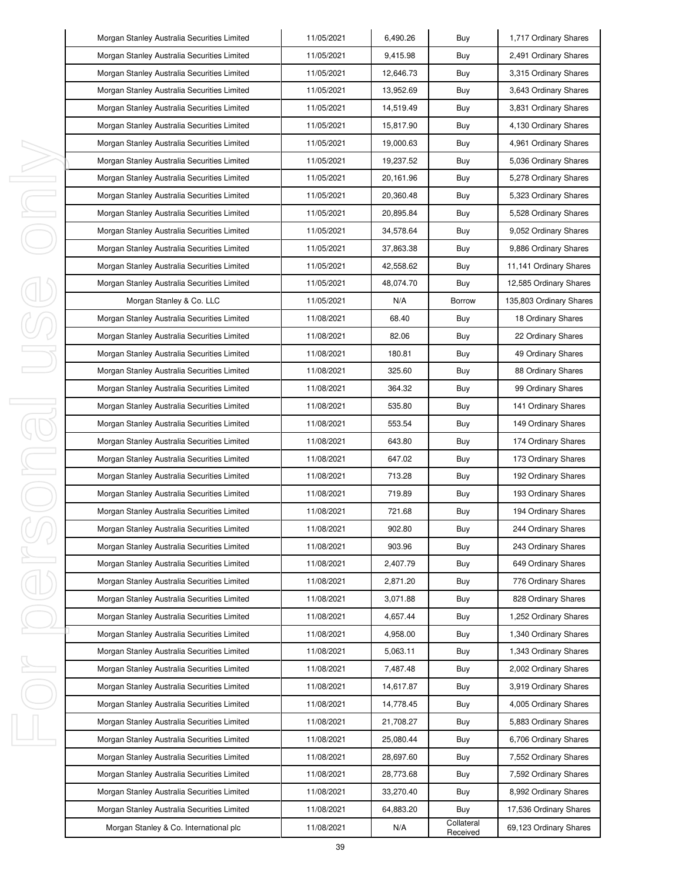| Morgan Stanley Australia Securities Limited | 11/05/2021 | 6,490.26 | Buy | 1,717 Ordinary Shares |
|---|---|---|---|---|
| Morgan Stanley Australia Securities Limited | 11/05/2021 | 9,415.98 | Buy | 2,491 Ordinary Shares |
| Morgan Stanley Australia Securities Limited | 11/05/2021 | 12,646.73 | Buy | 3,315 Ordinary Shares |
| Morgan Stanley Australia Securities Limited | 11/05/2021 | 13,952.69 | Buy | 3,643 Ordinary Shares |
| Morgan Stanley Australia Securities Limited | 11/05/2021 | 14,519.49 | Buy | 3,831 Ordinary Shares |
| Morgan Stanley Australia Securities Limited | 11/05/2021 | 15,817.90 | Buy | 4,130 Ordinary Shares |
| Morgan Stanley Australia Securities Limited | 11/05/2021 | 19,000.63 | Buy | 4,961 Ordinary Shares |
| Morgan Stanley Australia Securities Limited | 11/05/2021 | 19,237.52 | Buy | 5,036 Ordinary Shares |
| Morgan Stanley Australia Securities Limited | 11/05/2021 | 20,161.96 | Buy | 5,278 Ordinary Shares |
| Morgan Stanley Australia Securities Limited | 11/05/2021 | 20,360.48 | Buy | 5,323 Ordinary Shares |
| Morgan Stanley Australia Securities Limited | 11/05/2021 | 20,895.84 | Buy | 5,528 Ordinary Shares |
| Morgan Stanley Australia Securities Limited | 11/05/2021 | 34,578.64 | Buy | 9,052 Ordinary Shares |
| Morgan Stanley Australia Securities Limited | 11/05/2021 | 37,863.38 | Buy | 9,886 Ordinary Shares |
| Morgan Stanley Australia Securities Limited | 11/05/2021 | 42,558.62 | Buy | 11,141 Ordinary Shares |
| Morgan Stanley Australia Securities Limited | 11/05/2021 | 48,074.70 | Buy | 12,585 Ordinary Shares |
| Morgan Stanley & Co. LLC | 11/05/2021 | N/A | Borrow | 135,803 Ordinary Shares |
| Morgan Stanley Australia Securities Limited | 11/08/2021 | 68.40 | Buy | 18 Ordinary Shares |
| Morgan Stanley Australia Securities Limited | 11/08/2021 | 82.06 | Buy | 22 Ordinary Shares |
| Morgan Stanley Australia Securities Limited | 11/08/2021 | 180.81 | Buy | 49 Ordinary Shares |
| Morgan Stanley Australia Securities Limited | 11/08/2021 | 325.60 | Buy | 88 Ordinary Shares |
| Morgan Stanley Australia Securities Limited | 11/08/2021 | 364.32 | Buy | 99 Ordinary Shares |
| Morgan Stanley Australia Securities Limited | 11/08/2021 | 535.80 | Buy | 141 Ordinary Shares |
| Morgan Stanley Australia Securities Limited | 11/08/2021 | 553.54 | Buy | 149 Ordinary Shares |
| Morgan Stanley Australia Securities Limited | 11/08/2021 | 643.80 | Buy | 174 Ordinary Shares |
| Morgan Stanley Australia Securities Limited | 11/08/2021 | 647.02 | Buy | 173 Ordinary Shares |
| Morgan Stanley Australia Securities Limited | 11/08/2021 | 713.28 | Buy | 192 Ordinary Shares |
| Morgan Stanley Australia Securities Limited | 11/08/2021 | 719.89 | Buy | 193 Ordinary Shares |
| Morgan Stanley Australia Securities Limited | 11/08/2021 | 721.68 | Buy | 194 Ordinary Shares |
| Morgan Stanley Australia Securities Limited | 11/08/2021 | 902.80 | Buy | 244 Ordinary Shares |
| Morgan Stanley Australia Securities Limited | 11/08/2021 | 903.96 | Buy | 243 Ordinary Shares |
| Morgan Stanley Australia Securities Limited | 11/08/2021 | 2,407.79 | Buy | 649 Ordinary Shares |
| Morgan Stanley Australia Securities Limited | 11/08/2021 | 2,871.20 | Buy | 776 Ordinary Shares |
| Morgan Stanley Australia Securities Limited | 11/08/2021 | 3,071.88 | Buy | 828 Ordinary Shares |
| Morgan Stanley Australia Securities Limited | 11/08/2021 | 4,657.44 | Buy | 1,252 Ordinary Shares |
| Morgan Stanley Australia Securities Limited | 11/08/2021 | 4,958.00 | Buy | 1,340 Ordinary Shares |
| Morgan Stanley Australia Securities Limited | 11/08/2021 | 5,063.11 | Buy | 1,343 Ordinary Shares |
| Morgan Stanley Australia Securities Limited | 11/08/2021 | 7,487.48 | Buy | 2,002 Ordinary Shares |
| Morgan Stanley Australia Securities Limited | 11/08/2021 | 14,617.87 | Buy | 3,919 Ordinary Shares |
| Morgan Stanley Australia Securities Limited | 11/08/2021 | 14,778.45 | Buy | 4,005 Ordinary Shares |
| Morgan Stanley Australia Securities Limited | 11/08/2021 | 21,708.27 | Buy | 5,883 Ordinary Shares |
| Morgan Stanley Australia Securities Limited | 11/08/2021 | 25,080.44 | Buy | 6,706 Ordinary Shares |
| Morgan Stanley Australia Securities Limited | 11/08/2021 | 28,697.60 | Buy | 7,552 Ordinary Shares |
| Morgan Stanley Australia Securities Limited | 11/08/2021 | 28,773.68 | Buy | 7,592 Ordinary Shares |
| Morgan Stanley Australia Securities Limited | 11/08/2021 | 33,270.40 | Buy | 8,992 Ordinary Shares |
| Morgan Stanley Australia Securities Limited | 11/08/2021 | 64,883.20 | Buy | 17,536 Ordinary Shares |
| Morgan Stanley & Co. International plc | 11/08/2021 | N/A | Collateral Received | 69,123 Ordinary Shares |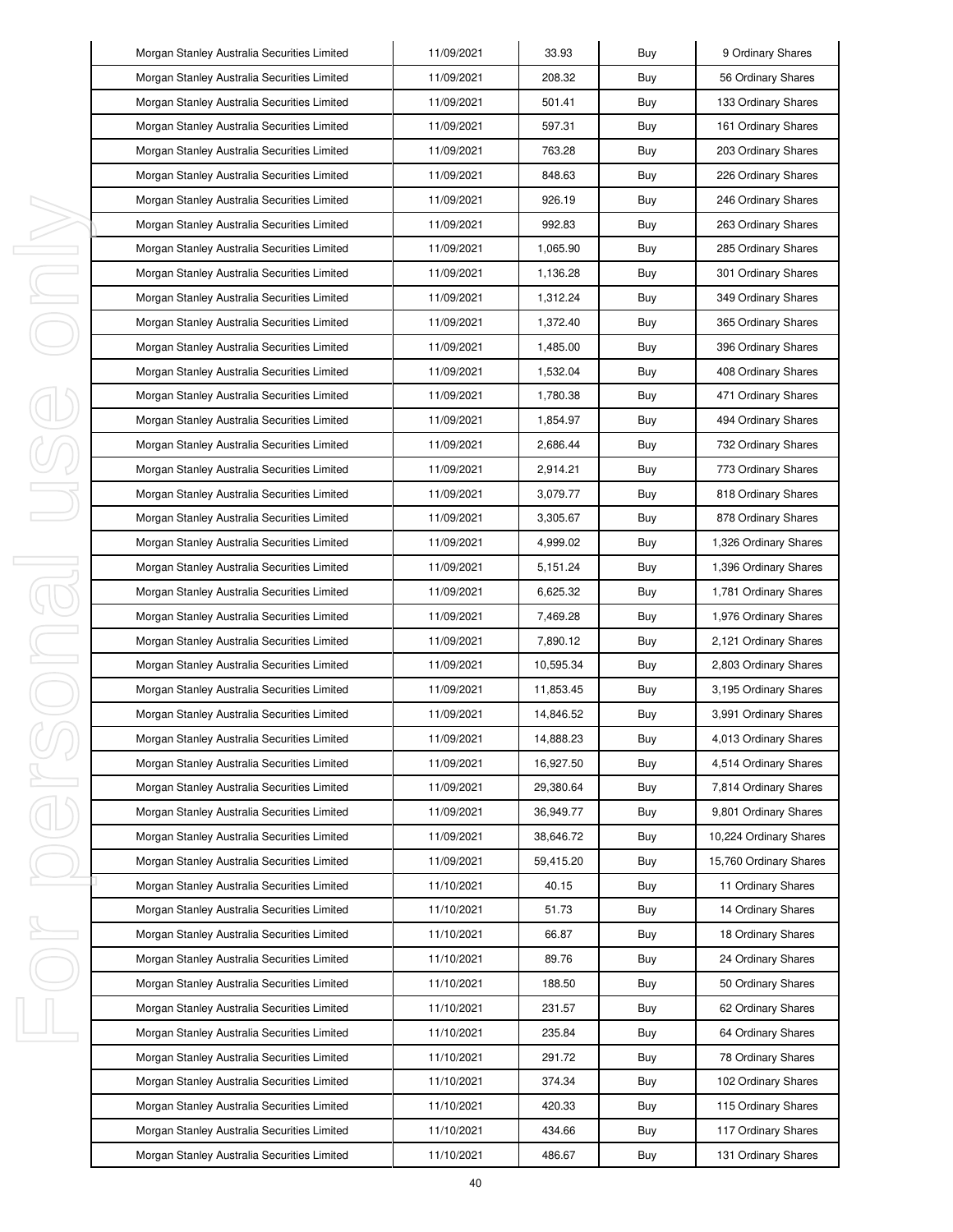| Morgan Stanley Australia Securities Limited | 11/09/2021 | 33.93 | Buy | 9 Ordinary Shares |
|---|---|---|---|---|
| Morgan Stanley Australia Securities Limited | 11/09/2021 | 208.32 | Buy | 56 Ordinary Shares |
| Morgan Stanley Australia Securities Limited | 11/09/2021 | 501.41 | Buy | 133 Ordinary Shares |
| Morgan Stanley Australia Securities Limited | 11/09/2021 | 597.31 | Buy | 161 Ordinary Shares |
| Morgan Stanley Australia Securities Limited | 11/09/2021 | 763.28 | Buy | 203 Ordinary Shares |
| Morgan Stanley Australia Securities Limited | 11/09/2021 | 848.63 | Buy | 226 Ordinary Shares |
| Morgan Stanley Australia Securities Limited | 11/09/2021 | 926.19 | Buy | 246 Ordinary Shares |
| Morgan Stanley Australia Securities Limited | 11/09/2021 | 992.83 | Buy | 263 Ordinary Shares |
| Morgan Stanley Australia Securities Limited | 11/09/2021 | 1,065.90 | Buy | 285 Ordinary Shares |
| Morgan Stanley Australia Securities Limited | 11/09/2021 | 1,136.28 | Buy | 301 Ordinary Shares |
| Morgan Stanley Australia Securities Limited | 11/09/2021 | 1,312.24 | Buy | 349 Ordinary Shares |
| Morgan Stanley Australia Securities Limited | 11/09/2021 | 1,372.40 | Buy | 365 Ordinary Shares |
| Morgan Stanley Australia Securities Limited | 11/09/2021 | 1,485.00 | Buy | 396 Ordinary Shares |
| Morgan Stanley Australia Securities Limited | 11/09/2021 | 1,532.04 | Buy | 408 Ordinary Shares |
| Morgan Stanley Australia Securities Limited | 11/09/2021 | 1,780.38 | Buy | 471 Ordinary Shares |
| Morgan Stanley Australia Securities Limited | 11/09/2021 | 1,854.97 | Buy | 494 Ordinary Shares |
| Morgan Stanley Australia Securities Limited | 11/09/2021 | 2,686.44 | Buy | 732 Ordinary Shares |
| Morgan Stanley Australia Securities Limited | 11/09/2021 | 2,914.21 | Buy | 773 Ordinary Shares |
| Morgan Stanley Australia Securities Limited | 11/09/2021 | 3,079.77 | Buy | 818 Ordinary Shares |
| Morgan Stanley Australia Securities Limited | 11/09/2021 | 3,305.67 | Buy | 878 Ordinary Shares |
| Morgan Stanley Australia Securities Limited | 11/09/2021 | 4,999.02 | Buy | 1,326 Ordinary Shares |
| Morgan Stanley Australia Securities Limited | 11/09/2021 | 5,151.24 | Buy | 1,396 Ordinary Shares |
| Morgan Stanley Australia Securities Limited | 11/09/2021 | 6,625.32 | Buy | 1,781 Ordinary Shares |
| Morgan Stanley Australia Securities Limited | 11/09/2021 | 7,469.28 | Buy | 1,976 Ordinary Shares |
| Morgan Stanley Australia Securities Limited | 11/09/2021 | 7,890.12 | Buy | 2,121 Ordinary Shares |
| Morgan Stanley Australia Securities Limited | 11/09/2021 | 10,595.34 | Buy | 2,803 Ordinary Shares |
| Morgan Stanley Australia Securities Limited | 11/09/2021 | 11,853.45 | Buy | 3,195 Ordinary Shares |
| Morgan Stanley Australia Securities Limited | 11/09/2021 | 14,846.52 | Buy | 3,991 Ordinary Shares |
| Morgan Stanley Australia Securities Limited | 11/09/2021 | 14,888.23 | Buy | 4,013 Ordinary Shares |
| Morgan Stanley Australia Securities Limited | 11/09/2021 | 16,927.50 | Buy | 4,514 Ordinary Shares |
| Morgan Stanley Australia Securities Limited | 11/09/2021 | 29,380.64 | Buy | 7,814 Ordinary Shares |
| Morgan Stanley Australia Securities Limited | 11/09/2021 | 36,949.77 | Buy | 9,801 Ordinary Shares |
| Morgan Stanley Australia Securities Limited | 11/09/2021 | 38,646.72 | Buy | 10,224 Ordinary Shares |
| Morgan Stanley Australia Securities Limited | 11/09/2021 | 59,415.20 | Buy | 15,760 Ordinary Shares |
| Morgan Stanley Australia Securities Limited | 11/10/2021 | 40.15 | Buy | 11 Ordinary Shares |
| Morgan Stanley Australia Securities Limited | 11/10/2021 | 51.73 | Buy | 14 Ordinary Shares |
| Morgan Stanley Australia Securities Limited | 11/10/2021 | 66.87 | Buy | 18 Ordinary Shares |
| Morgan Stanley Australia Securities Limited | 11/10/2021 | 89.76 | Buy | 24 Ordinary Shares |
| Morgan Stanley Australia Securities Limited | 11/10/2021 | 188.50 | Buy | 50 Ordinary Shares |
| Morgan Stanley Australia Securities Limited | 11/10/2021 | 231.57 | Buy | 62 Ordinary Shares |
| Morgan Stanley Australia Securities Limited | 11/10/2021 | 235.84 | Buy | 64 Ordinary Shares |
| Morgan Stanley Australia Securities Limited | 11/10/2021 | 291.72 | Buy | 78 Ordinary Shares |
| Morgan Stanley Australia Securities Limited | 11/10/2021 | 374.34 | Buy | 102 Ordinary Shares |
| Morgan Stanley Australia Securities Limited | 11/10/2021 | 420.33 | Buy | 115 Ordinary Shares |
| Morgan Stanley Australia Securities Limited | 11/10/2021 | 434.66 | Buy | 117 Ordinary Shares |
| Morgan Stanley Australia Securities Limited | 11/10/2021 | 486.67 | Buy | 131 Ordinary Shares |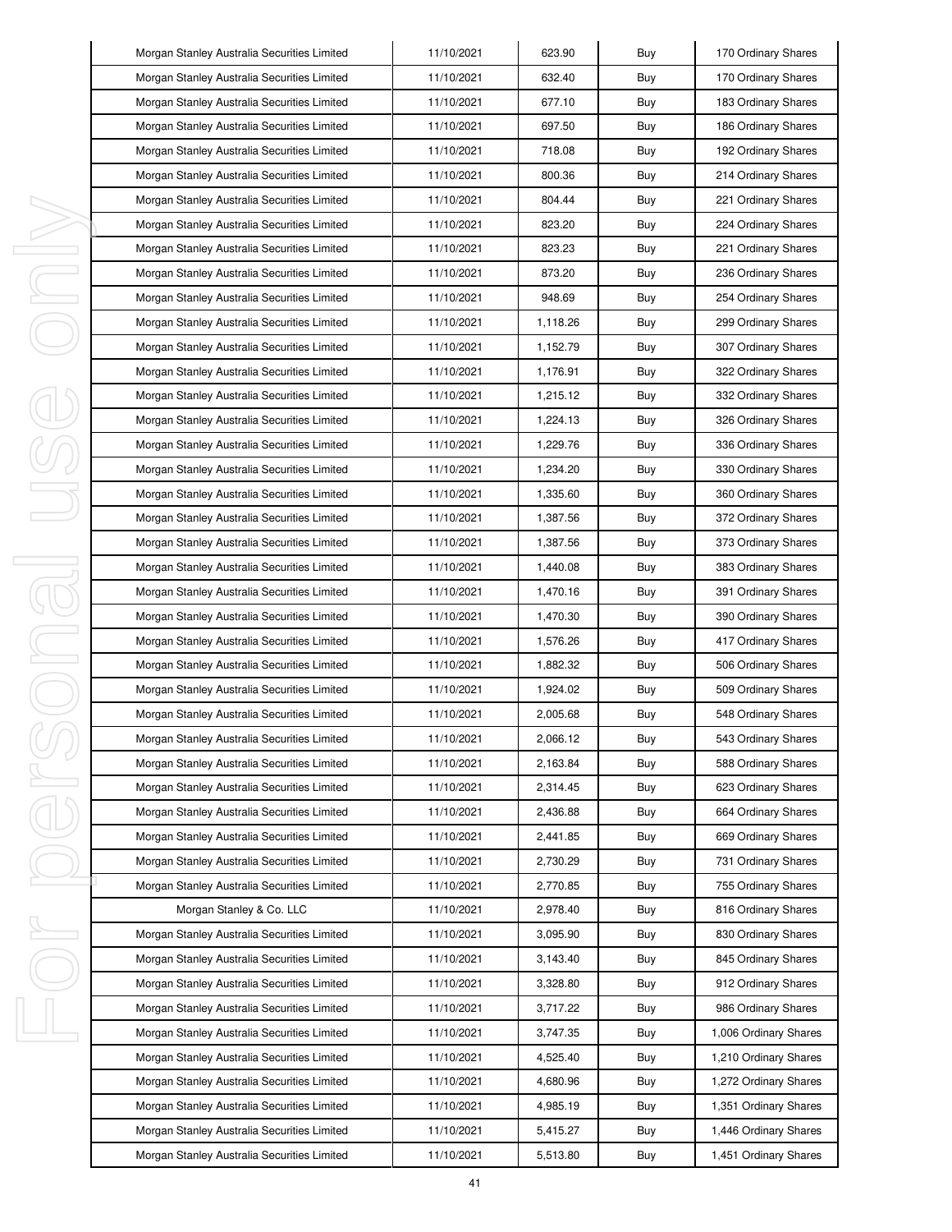| Morgan Stanley Australia Securities Limited | 11/10/2021 | 623.90 | Buy | 170 Ordinary Shares |
|---|---|---|---|---|
| Morgan Stanley Australia Securities Limited | 11/10/2021 | 632.40 | Buy | 170 Ordinary Shares |
| Morgan Stanley Australia Securities Limited | 11/10/2021 | 677.10 | Buy | 183 Ordinary Shares |
| Morgan Stanley Australia Securities Limited | 11/10/2021 | 697.50 | Buy | 186 Ordinary Shares |
| Morgan Stanley Australia Securities Limited | 11/10/2021 | 718.08 | Buy | 192 Ordinary Shares |
| Morgan Stanley Australia Securities Limited | 11/10/2021 | 800.36 | Buy | 214 Ordinary Shares |
| Morgan Stanley Australia Securities Limited | 11/10/2021 | 804.44 | Buy | 221 Ordinary Shares |
| Morgan Stanley Australia Securities Limited | 11/10/2021 | 823.20 | Buy | 224 Ordinary Shares |
| Morgan Stanley Australia Securities Limited | 11/10/2021 | 823.23 | Buy | 221 Ordinary Shares |
| Morgan Stanley Australia Securities Limited | 11/10/2021 | 873.20 | Buy | 236 Ordinary Shares |
| Morgan Stanley Australia Securities Limited | 11/10/2021 | 948.69 | Buy | 254 Ordinary Shares |
| Morgan Stanley Australia Securities Limited | 11/10/2021 | 1,118.26 | Buy | 299 Ordinary Shares |
| Morgan Stanley Australia Securities Limited | 11/10/2021 | 1,152.79 | Buy | 307 Ordinary Shares |
| Morgan Stanley Australia Securities Limited | 11/10/2021 | 1,176.91 | Buy | 322 Ordinary Shares |
| Morgan Stanley Australia Securities Limited | 11/10/2021 | 1,215.12 | Buy | 332 Ordinary Shares |
| Morgan Stanley Australia Securities Limited | 11/10/2021 | 1,224.13 | Buy | 326 Ordinary Shares |
| Morgan Stanley Australia Securities Limited | 11/10/2021 | 1,229.76 | Buy | 336 Ordinary Shares |
| Morgan Stanley Australia Securities Limited | 11/10/2021 | 1,234.20 | Buy | 330 Ordinary Shares |
| Morgan Stanley Australia Securities Limited | 11/10/2021 | 1,335.60 | Buy | 360 Ordinary Shares |
| Morgan Stanley Australia Securities Limited | 11/10/2021 | 1,387.56 | Buy | 372 Ordinary Shares |
| Morgan Stanley Australia Securities Limited | 11/10/2021 | 1,387.56 | Buy | 373 Ordinary Shares |
| Morgan Stanley Australia Securities Limited | 11/10/2021 | 1,440.08 | Buy | 383 Ordinary Shares |
| Morgan Stanley Australia Securities Limited | 11/10/2021 | 1,470.16 | Buy | 391 Ordinary Shares |
| Morgan Stanley Australia Securities Limited | 11/10/2021 | 1,470.30 | Buy | 390 Ordinary Shares |
| Morgan Stanley Australia Securities Limited | 11/10/2021 | 1,576.26 | Buy | 417 Ordinary Shares |
| Morgan Stanley Australia Securities Limited | 11/10/2021 | 1,882.32 | Buy | 506 Ordinary Shares |
| Morgan Stanley Australia Securities Limited | 11/10/2021 | 1,924.02 | Buy | 509 Ordinary Shares |
| Morgan Stanley Australia Securities Limited | 11/10/2021 | 2,005.68 | Buy | 548 Ordinary Shares |
| Morgan Stanley Australia Securities Limited | 11/10/2021 | 2,066.12 | Buy | 543 Ordinary Shares |
| Morgan Stanley Australia Securities Limited | 11/10/2021 | 2,163.84 | Buy | 588 Ordinary Shares |
| Morgan Stanley Australia Securities Limited | 11/10/2021 | 2,314.45 | Buy | 623 Ordinary Shares |
| Morgan Stanley Australia Securities Limited | 11/10/2021 | 2,436.88 | Buy | 664 Ordinary Shares |
| Morgan Stanley Australia Securities Limited | 11/10/2021 | 2,441.85 | Buy | 669 Ordinary Shares |
| Morgan Stanley Australia Securities Limited | 11/10/2021 | 2,730.29 | Buy | 731 Ordinary Shares |
| Morgan Stanley Australia Securities Limited | 11/10/2021 | 2,770.85 | Buy | 755 Ordinary Shares |
| Morgan Stanley & Co. LLC | 11/10/2021 | 2,978.40 | Buy | 816 Ordinary Shares |
| Morgan Stanley Australia Securities Limited | 11/10/2021 | 3,095.90 | Buy | 830 Ordinary Shares |
| Morgan Stanley Australia Securities Limited | 11/10/2021 | 3,143.40 | Buy | 845 Ordinary Shares |
| Morgan Stanley Australia Securities Limited | 11/10/2021 | 3,328.80 | Buy | 912 Ordinary Shares |
| Morgan Stanley Australia Securities Limited | 11/10/2021 | 3,717.22 | Buy | 986 Ordinary Shares |
| Morgan Stanley Australia Securities Limited | 11/10/2021 | 3,747.35 | Buy | 1,006 Ordinary Shares |
| Morgan Stanley Australia Securities Limited | 11/10/2021 | 4,525.40 | Buy | 1,210 Ordinary Shares |
| Morgan Stanley Australia Securities Limited | 11/10/2021 | 4,680.96 | Buy | 1,272 Ordinary Shares |
| Morgan Stanley Australia Securities Limited | 11/10/2021 | 4,985.19 | Buy | 1,351 Ordinary Shares |
| Morgan Stanley Australia Securities Limited | 11/10/2021 | 5,415.27 | Buy | 1,446 Ordinary Shares |
| Morgan Stanley Australia Securities Limited | 11/10/2021 | 5,513.80 | Buy | 1,451 Ordinary Shares |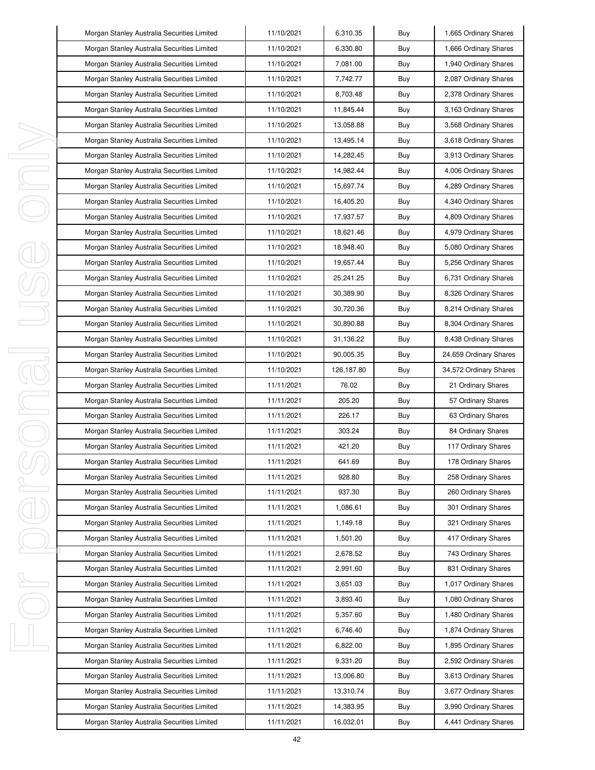| Morgan Stanley Australia Securities Limited | 11/10/2021 | 6,310.35 | Buy | 1,665 Ordinary Shares |
|---|---|---|---|---|
| Morgan Stanley Australia Securities Limited | 11/10/2021 | 6,330.80 | Buy | 1,666 Ordinary Shares |
| Morgan Stanley Australia Securities Limited | 11/10/2021 | 7,081.00 | Buy | 1,940 Ordinary Shares |
| Morgan Stanley Australia Securities Limited | 11/10/2021 | 7,742.77 | Buy | 2,087 Ordinary Shares |
| Morgan Stanley Australia Securities Limited | 11/10/2021 | 8,703.48 | Buy | 2,378 Ordinary Shares |
| Morgan Stanley Australia Securities Limited | 11/10/2021 | 11,845.44 | Buy | 3,163 Ordinary Shares |
| Morgan Stanley Australia Securities Limited | 11/10/2021 | 13,058.88 | Buy | 3,568 Ordinary Shares |
| Morgan Stanley Australia Securities Limited | 11/10/2021 | 13,495.14 | Buy | 3,618 Ordinary Shares |
| Morgan Stanley Australia Securities Limited | 11/10/2021 | 14,282.45 | Buy | 3,913 Ordinary Shares |
| Morgan Stanley Australia Securities Limited | 11/10/2021 | 14,982.44 | Buy | 4,006 Ordinary Shares |
| Morgan Stanley Australia Securities Limited | 11/10/2021 | 15,697.74 | Buy | 4,289 Ordinary Shares |
| Morgan Stanley Australia Securities Limited | 11/10/2021 | 16,405.20 | Buy | 4,340 Ordinary Shares |
| Morgan Stanley Australia Securities Limited | 11/10/2021 | 17,937.57 | Buy | 4,809 Ordinary Shares |
| Morgan Stanley Australia Securities Limited | 11/10/2021 | 18,621.46 | Buy | 4,979 Ordinary Shares |
| Morgan Stanley Australia Securities Limited | 11/10/2021 | 18,948.40 | Buy | 5,080 Ordinary Shares |
| Morgan Stanley Australia Securities Limited | 11/10/2021 | 19,657.44 | Buy | 5,256 Ordinary Shares |
| Morgan Stanley Australia Securities Limited | 11/10/2021 | 25,241.25 | Buy | 6,731 Ordinary Shares |
| Morgan Stanley Australia Securities Limited | 11/10/2021 | 30,389.90 | Buy | 8,326 Ordinary Shares |
| Morgan Stanley Australia Securities Limited | 11/10/2021 | 30,720.36 | Buy | 8,214 Ordinary Shares |
| Morgan Stanley Australia Securities Limited | 11/10/2021 | 30,890.88 | Buy | 8,304 Ordinary Shares |
| Morgan Stanley Australia Securities Limited | 11/10/2021 | 31,136.22 | Buy | 8,438 Ordinary Shares |
| Morgan Stanley Australia Securities Limited | 11/10/2021 | 90,005.35 | Buy | 24,659 Ordinary Shares |
| Morgan Stanley Australia Securities Limited | 11/10/2021 | 126,187.80 | Buy | 34,572 Ordinary Shares |
| Morgan Stanley Australia Securities Limited | 11/11/2021 | 76.02 | Buy | 21 Ordinary Shares |
| Morgan Stanley Australia Securities Limited | 11/11/2021 | 205.20 | Buy | 57 Ordinary Shares |
| Morgan Stanley Australia Securities Limited | 11/11/2021 | 226.17 | Buy | 63 Ordinary Shares |
| Morgan Stanley Australia Securities Limited | 11/11/2021 | 303.24 | Buy | 84 Ordinary Shares |
| Morgan Stanley Australia Securities Limited | 11/11/2021 | 421.20 | Buy | 117 Ordinary Shares |
| Morgan Stanley Australia Securities Limited | 11/11/2021 | 641.69 | Buy | 178 Ordinary Shares |
| Morgan Stanley Australia Securities Limited | 11/11/2021 | 928.80 | Buy | 258 Ordinary Shares |
| Morgan Stanley Australia Securities Limited | 11/11/2021 | 937.30 | Buy | 260 Ordinary Shares |
| Morgan Stanley Australia Securities Limited | 11/11/2021 | 1,086.61 | Buy | 301 Ordinary Shares |
| Morgan Stanley Australia Securities Limited | 11/11/2021 | 1,149.18 | Buy | 321 Ordinary Shares |
| Morgan Stanley Australia Securities Limited | 11/11/2021 | 1,501.20 | Buy | 417 Ordinary Shares |
| Morgan Stanley Australia Securities Limited | 11/11/2021 | 2,678.52 | Buy | 743 Ordinary Shares |
| Morgan Stanley Australia Securities Limited | 11/11/2021 | 2,991.60 | Buy | 831 Ordinary Shares |
| Morgan Stanley Australia Securities Limited | 11/11/2021 | 3,651.03 | Buy | 1,017 Ordinary Shares |
| Morgan Stanley Australia Securities Limited | 11/11/2021 | 3,893.40 | Buy | 1,080 Ordinary Shares |
| Morgan Stanley Australia Securities Limited | 11/11/2021 | 5,357.60 | Buy | 1,480 Ordinary Shares |
| Morgan Stanley Australia Securities Limited | 11/11/2021 | 6,746.40 | Buy | 1,874 Ordinary Shares |
| Morgan Stanley Australia Securities Limited | 11/11/2021 | 6,822.00 | Buy | 1,895 Ordinary Shares |
| Morgan Stanley Australia Securities Limited | 11/11/2021 | 9,331.20 | Buy | 2,592 Ordinary Shares |
| Morgan Stanley Australia Securities Limited | 11/11/2021 | 13,006.80 | Buy | 3,613 Ordinary Shares |
| Morgan Stanley Australia Securities Limited | 11/11/2021 | 13,310.74 | Buy | 3,677 Ordinary Shares |
| Morgan Stanley Australia Securities Limited | 11/11/2021 | 14,383.95 | Buy | 3,990 Ordinary Shares |
| Morgan Stanley Australia Securities Limited | 11/11/2021 | 16,032.01 | Buy | 4,441 Ordinary Shares |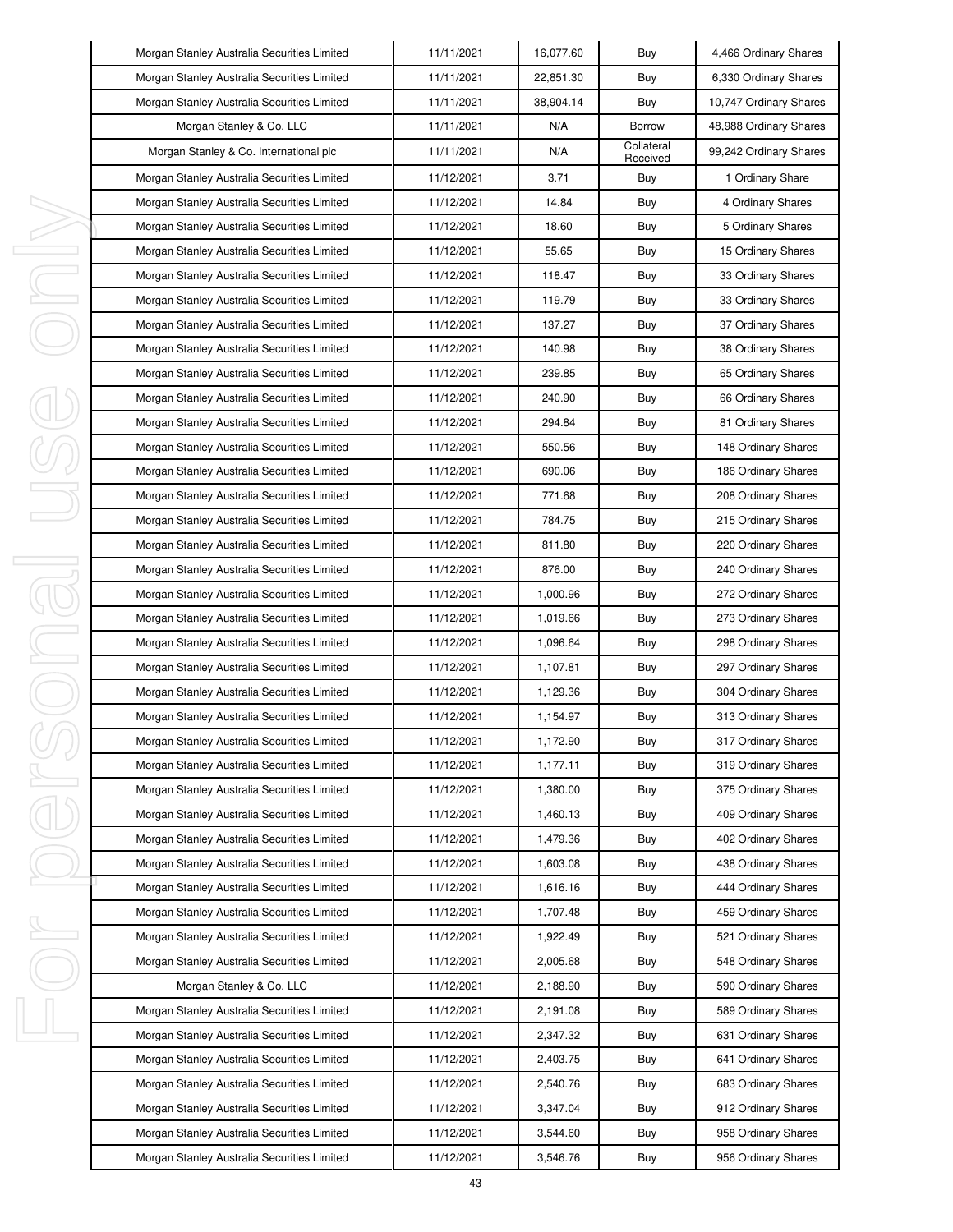| Morgan Stanley Australia Securities Limited | 11/11/2021 | 16,077.60 | Buy | 4,466 Ordinary Shares |
|---|---|---|---|---|
| Morgan Stanley Australia Securities Limited | 11/11/2021 | 22,851.30 | Buy | 6,330 Ordinary Shares |
| Morgan Stanley Australia Securities Limited | 11/11/2021 | 38,904.14 | Buy | 10,747 Ordinary Shares |
| Morgan Stanley & Co. LLC | 11/11/2021 | N/A | Borrow | 48,988 Ordinary Shares |
| Morgan Stanley & Co. International plc | 11/11/2021 | N/A | Collateral Received | 99,242 Ordinary Shares |
| Morgan Stanley Australia Securities Limited | 11/12/2021 | 3.71 | Buy | 1 Ordinary Share |
| Morgan Stanley Australia Securities Limited | 11/12/2021 | 14.84 | Buy | 4 Ordinary Shares |
| Morgan Stanley Australia Securities Limited | 11/12/2021 | 18.60 | Buy | 5 Ordinary Shares |
| Morgan Stanley Australia Securities Limited | 11/12/2021 | 55.65 | Buy | 15 Ordinary Shares |
| Morgan Stanley Australia Securities Limited | 11/12/2021 | 118.47 | Buy | 33 Ordinary Shares |
| Morgan Stanley Australia Securities Limited | 11/12/2021 | 119.79 | Buy | 33 Ordinary Shares |
| Morgan Stanley Australia Securities Limited | 11/12/2021 | 137.27 | Buy | 37 Ordinary Shares |
| Morgan Stanley Australia Securities Limited | 11/12/2021 | 140.98 | Buy | 38 Ordinary Shares |
| Morgan Stanley Australia Securities Limited | 11/12/2021 | 239.85 | Buy | 65 Ordinary Shares |
| Morgan Stanley Australia Securities Limited | 11/12/2021 | 240.90 | Buy | 66 Ordinary Shares |
| Morgan Stanley Australia Securities Limited | 11/12/2021 | 294.84 | Buy | 81 Ordinary Shares |
| Morgan Stanley Australia Securities Limited | 11/12/2021 | 550.56 | Buy | 148 Ordinary Shares |
| Morgan Stanley Australia Securities Limited | 11/12/2021 | 690.06 | Buy | 186 Ordinary Shares |
| Morgan Stanley Australia Securities Limited | 11/12/2021 | 771.68 | Buy | 208 Ordinary Shares |
| Morgan Stanley Australia Securities Limited | 11/12/2021 | 784.75 | Buy | 215 Ordinary Shares |
| Morgan Stanley Australia Securities Limited | 11/12/2021 | 811.80 | Buy | 220 Ordinary Shares |
| Morgan Stanley Australia Securities Limited | 11/12/2021 | 876.00 | Buy | 240 Ordinary Shares |
| Morgan Stanley Australia Securities Limited | 11/12/2021 | 1,000.96 | Buy | 272 Ordinary Shares |
| Morgan Stanley Australia Securities Limited | 11/12/2021 | 1,019.66 | Buy | 273 Ordinary Shares |
| Morgan Stanley Australia Securities Limited | 11/12/2021 | 1,096.64 | Buy | 298 Ordinary Shares |
| Morgan Stanley Australia Securities Limited | 11/12/2021 | 1,107.81 | Buy | 297 Ordinary Shares |
| Morgan Stanley Australia Securities Limited | 11/12/2021 | 1,129.36 | Buy | 304 Ordinary Shares |
| Morgan Stanley Australia Securities Limited | 11/12/2021 | 1,154.97 | Buy | 313 Ordinary Shares |
| Morgan Stanley Australia Securities Limited | 11/12/2021 | 1,172.90 | Buy | 317 Ordinary Shares |
| Morgan Stanley Australia Securities Limited | 11/12/2021 | 1,177.11 | Buy | 319 Ordinary Shares |
| Morgan Stanley Australia Securities Limited | 11/12/2021 | 1,380.00 | Buy | 375 Ordinary Shares |
| Morgan Stanley Australia Securities Limited | 11/12/2021 | 1,460.13 | Buy | 409 Ordinary Shares |
| Morgan Stanley Australia Securities Limited | 11/12/2021 | 1,479.36 | Buy | 402 Ordinary Shares |
| Morgan Stanley Australia Securities Limited | 11/12/2021 | 1,603.08 | Buy | 438 Ordinary Shares |
| Morgan Stanley Australia Securities Limited | 11/12/2021 | 1,616.16 | Buy | 444 Ordinary Shares |
| Morgan Stanley Australia Securities Limited | 11/12/2021 | 1,707.48 | Buy | 459 Ordinary Shares |
| Morgan Stanley Australia Securities Limited | 11/12/2021 | 1,922.49 | Buy | 521 Ordinary Shares |
| Morgan Stanley Australia Securities Limited | 11/12/2021 | 2,005.68 | Buy | 548 Ordinary Shares |
| Morgan Stanley & Co. LLC | 11/12/2021 | 2,188.90 | Buy | 590 Ordinary Shares |
| Morgan Stanley Australia Securities Limited | 11/12/2021 | 2,191.08 | Buy | 589 Ordinary Shares |
| Morgan Stanley Australia Securities Limited | 11/12/2021 | 2,347.32 | Buy | 631 Ordinary Shares |
| Morgan Stanley Australia Securities Limited | 11/12/2021 | 2,403.75 | Buy | 641 Ordinary Shares |
| Morgan Stanley Australia Securities Limited | 11/12/2021 | 2,540.76 | Buy | 683 Ordinary Shares |
| Morgan Stanley Australia Securities Limited | 11/12/2021 | 3,347.04 | Buy | 912 Ordinary Shares |
| Morgan Stanley Australia Securities Limited | 11/12/2021 | 3,544.60 | Buy | 958 Ordinary Shares |
| Morgan Stanley Australia Securities Limited | 11/12/2021 | 3,546.76 | Buy | 956 Ordinary Shares |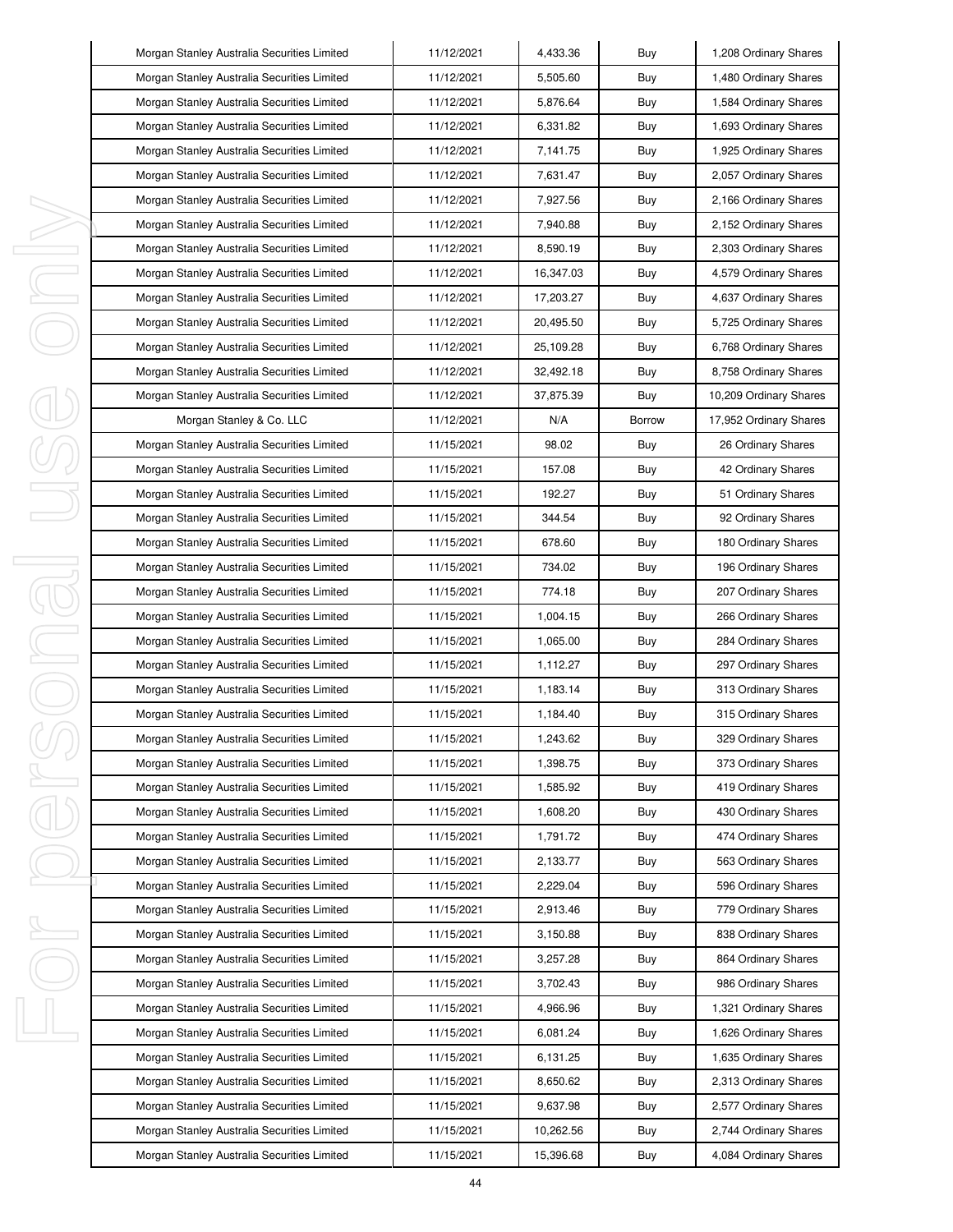| | | | | |
|---|---|---|---|---|
| Morgan Stanley Australia Securities Limited | 11/12/2021 | 4,433.36 | Buy | 1,208 Ordinary Shares |
| Morgan Stanley Australia Securities Limited | 11/12/2021 | 5,505.60 | Buy | 1,480 Ordinary Shares |
| Morgan Stanley Australia Securities Limited | 11/12/2021 | 5,876.64 | Buy | 1,584 Ordinary Shares |
| Morgan Stanley Australia Securities Limited | 11/12/2021 | 6,331.82 | Buy | 1,693 Ordinary Shares |
| Morgan Stanley Australia Securities Limited | 11/12/2021 | 7,141.75 | Buy | 1,925 Ordinary Shares |
| Morgan Stanley Australia Securities Limited | 11/12/2021 | 7,631.47 | Buy | 2,057 Ordinary Shares |
| Morgan Stanley Australia Securities Limited | 11/12/2021 | 7,927.56 | Buy | 2,166 Ordinary Shares |
| Morgan Stanley Australia Securities Limited | 11/12/2021 | 7,940.88 | Buy | 2,152 Ordinary Shares |
| Morgan Stanley Australia Securities Limited | 11/12/2021 | 8,590.19 | Buy | 2,303 Ordinary Shares |
| Morgan Stanley Australia Securities Limited | 11/12/2021 | 16,347.03 | Buy | 4,579 Ordinary Shares |
| Morgan Stanley Australia Securities Limited | 11/12/2021 | 17,203.27 | Buy | 4,637 Ordinary Shares |
| Morgan Stanley Australia Securities Limited | 11/12/2021 | 20,495.50 | Buy | 5,725 Ordinary Shares |
| Morgan Stanley Australia Securities Limited | 11/12/2021 | 25,109.28 | Buy | 6,768 Ordinary Shares |
| Morgan Stanley Australia Securities Limited | 11/12/2021 | 32,492.18 | Buy | 8,758 Ordinary Shares |
| Morgan Stanley Australia Securities Limited | 11/12/2021 | 37,875.39 | Buy | 10,209 Ordinary Shares |
| Morgan Stanley & Co. LLC | 11/12/2021 | N/A | Borrow | 17,952 Ordinary Shares |
| Morgan Stanley Australia Securities Limited | 11/15/2021 | 98.02 | Buy | 26 Ordinary Shares |
| Morgan Stanley Australia Securities Limited | 11/15/2021 | 157.08 | Buy | 42 Ordinary Shares |
| Morgan Stanley Australia Securities Limited | 11/15/2021 | 192.27 | Buy | 51 Ordinary Shares |
| Morgan Stanley Australia Securities Limited | 11/15/2021 | 344.54 | Buy | 92 Ordinary Shares |
| Morgan Stanley Australia Securities Limited | 11/15/2021 | 678.60 | Buy | 180 Ordinary Shares |
| Morgan Stanley Australia Securities Limited | 11/15/2021 | 734.02 | Buy | 196 Ordinary Shares |
| Morgan Stanley Australia Securities Limited | 11/15/2021 | 774.18 | Buy | 207 Ordinary Shares |
| Morgan Stanley Australia Securities Limited | 11/15/2021 | 1,004.15 | Buy | 266 Ordinary Shares |
| Morgan Stanley Australia Securities Limited | 11/15/2021 | 1,065.00 | Buy | 284 Ordinary Shares |
| Morgan Stanley Australia Securities Limited | 11/15/2021 | 1,112.27 | Buy | 297 Ordinary Shares |
| Morgan Stanley Australia Securities Limited | 11/15/2021 | 1,183.14 | Buy | 313 Ordinary Shares |
| Morgan Stanley Australia Securities Limited | 11/15/2021 | 1,184.40 | Buy | 315 Ordinary Shares |
| Morgan Stanley Australia Securities Limited | 11/15/2021 | 1,243.62 | Buy | 329 Ordinary Shares |
| Morgan Stanley Australia Securities Limited | 11/15/2021 | 1,398.75 | Buy | 373 Ordinary Shares |
| Morgan Stanley Australia Securities Limited | 11/15/2021 | 1,585.92 | Buy | 419 Ordinary Shares |
| Morgan Stanley Australia Securities Limited | 11/15/2021 | 1,608.20 | Buy | 430 Ordinary Shares |
| Morgan Stanley Australia Securities Limited | 11/15/2021 | 1,791.72 | Buy | 474 Ordinary Shares |
| Morgan Stanley Australia Securities Limited | 11/15/2021 | 2,133.77 | Buy | 563 Ordinary Shares |
| Morgan Stanley Australia Securities Limited | 11/15/2021 | 2,229.04 | Buy | 596 Ordinary Shares |
| Morgan Stanley Australia Securities Limited | 11/15/2021 | 2,913.46 | Buy | 779 Ordinary Shares |
| Morgan Stanley Australia Securities Limited | 11/15/2021 | 3,150.88 | Buy | 838 Ordinary Shares |
| Morgan Stanley Australia Securities Limited | 11/15/2021 | 3,257.28 | Buy | 864 Ordinary Shares |
| Morgan Stanley Australia Securities Limited | 11/15/2021 | 3,702.43 | Buy | 986 Ordinary Shares |
| Morgan Stanley Australia Securities Limited | 11/15/2021 | 4,966.96 | Buy | 1,321 Ordinary Shares |
| Morgan Stanley Australia Securities Limited | 11/15/2021 | 6,081.24 | Buy | 1,626 Ordinary Shares |
| Morgan Stanley Australia Securities Limited | 11/15/2021 | 6,131.25 | Buy | 1,635 Ordinary Shares |
| Morgan Stanley Australia Securities Limited | 11/15/2021 | 8,650.62 | Buy | 2,313 Ordinary Shares |
| Morgan Stanley Australia Securities Limited | 11/15/2021 | 9,637.98 | Buy | 2,577 Ordinary Shares |
| Morgan Stanley Australia Securities Limited | 11/15/2021 | 10,262.56 | Buy | 2,744 Ordinary Shares |
| Morgan Stanley Australia Securities Limited | 11/15/2021 | 15,396.68 | Buy | 4,084 Ordinary Shares |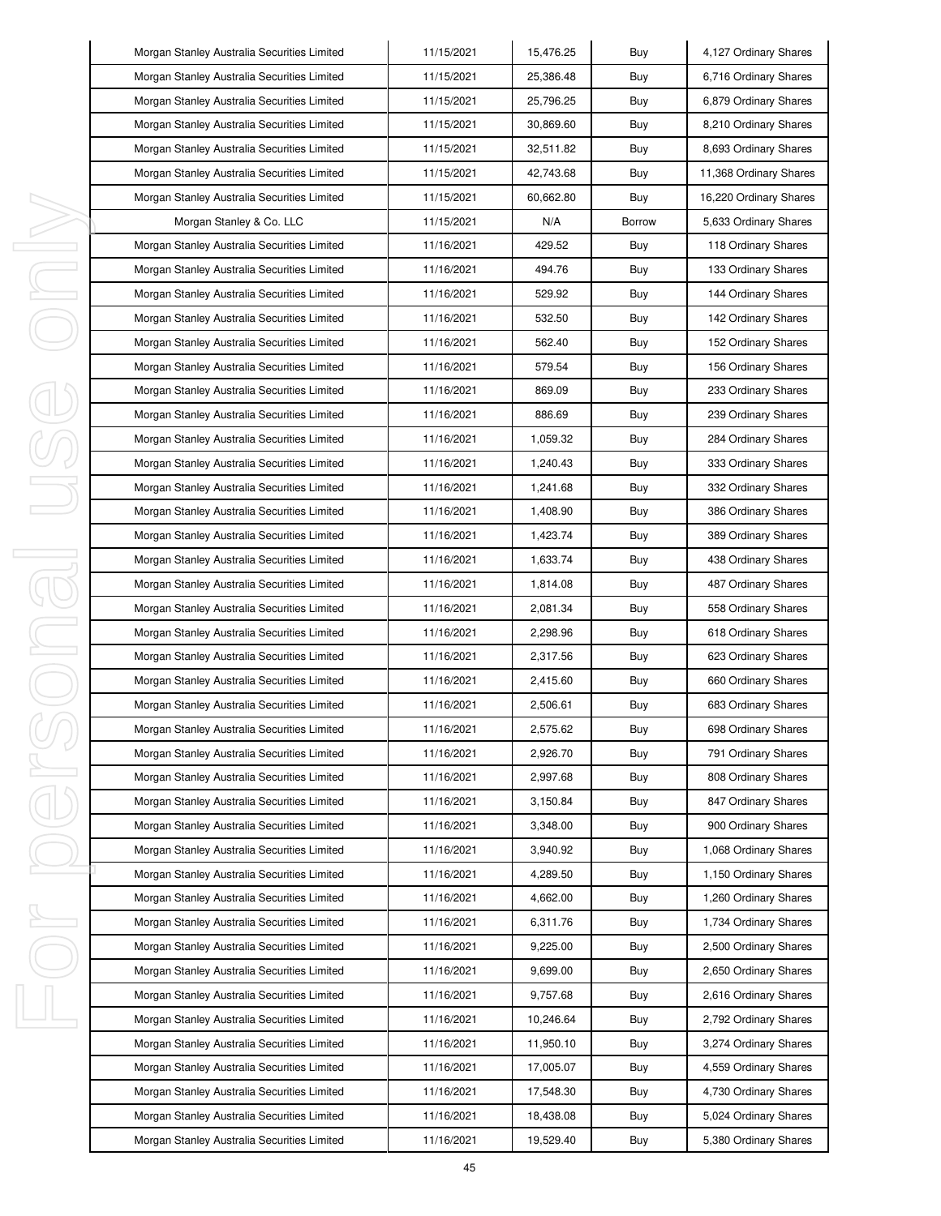| Morgan Stanley Australia Securities Limited | 11/15/2021 | 15,476.25 | Buy | 4,127 Ordinary Shares |
|---|---|---|---|---|
| Morgan Stanley Australia Securities Limited | 11/15/2021 | 25,386.48 | Buy | 6,716 Ordinary Shares |
| Morgan Stanley Australia Securities Limited | 11/15/2021 | 25,796.25 | Buy | 6,879 Ordinary Shares |
| Morgan Stanley Australia Securities Limited | 11/15/2021 | 30,869.60 | Buy | 8,210 Ordinary Shares |
| Morgan Stanley Australia Securities Limited | 11/15/2021 | 32,511.82 | Buy | 8,693 Ordinary Shares |
| Morgan Stanley Australia Securities Limited | 11/15/2021 | 42,743.68 | Buy | 11,368 Ordinary Shares |
| Morgan Stanley Australia Securities Limited | 11/15/2021 | 60,662.80 | Buy | 16,220 Ordinary Shares |
| Morgan Stanley & Co. LLC | 11/15/2021 | N/A | Borrow | 5,633 Ordinary Shares |
| Morgan Stanley Australia Securities Limited | 11/16/2021 | 429.52 | Buy | 118 Ordinary Shares |
| Morgan Stanley Australia Securities Limited | 11/16/2021 | 494.76 | Buy | 133 Ordinary Shares |
| Morgan Stanley Australia Securities Limited | 11/16/2021 | 529.92 | Buy | 144 Ordinary Shares |
| Morgan Stanley Australia Securities Limited | 11/16/2021 | 532.50 | Buy | 142 Ordinary Shares |
| Morgan Stanley Australia Securities Limited | 11/16/2021 | 562.40 | Buy | 152 Ordinary Shares |
| Morgan Stanley Australia Securities Limited | 11/16/2021 | 579.54 | Buy | 156 Ordinary Shares |
| Morgan Stanley Australia Securities Limited | 11/16/2021 | 869.09 | Buy | 233 Ordinary Shares |
| Morgan Stanley Australia Securities Limited | 11/16/2021 | 886.69 | Buy | 239 Ordinary Shares |
| Morgan Stanley Australia Securities Limited | 11/16/2021 | 1,059.32 | Buy | 284 Ordinary Shares |
| Morgan Stanley Australia Securities Limited | 11/16/2021 | 1,240.43 | Buy | 333 Ordinary Shares |
| Morgan Stanley Australia Securities Limited | 11/16/2021 | 1,241.68 | Buy | 332 Ordinary Shares |
| Morgan Stanley Australia Securities Limited | 11/16/2021 | 1,408.90 | Buy | 386 Ordinary Shares |
| Morgan Stanley Australia Securities Limited | 11/16/2021 | 1,423.74 | Buy | 389 Ordinary Shares |
| Morgan Stanley Australia Securities Limited | 11/16/2021 | 1,633.74 | Buy | 438 Ordinary Shares |
| Morgan Stanley Australia Securities Limited | 11/16/2021 | 1,814.08 | Buy | 487 Ordinary Shares |
| Morgan Stanley Australia Securities Limited | 11/16/2021 | 2,081.34 | Buy | 558 Ordinary Shares |
| Morgan Stanley Australia Securities Limited | 11/16/2021 | 2,298.96 | Buy | 618 Ordinary Shares |
| Morgan Stanley Australia Securities Limited | 11/16/2021 | 2,317.56 | Buy | 623 Ordinary Shares |
| Morgan Stanley Australia Securities Limited | 11/16/2021 | 2,415.60 | Buy | 660 Ordinary Shares |
| Morgan Stanley Australia Securities Limited | 11/16/2021 | 2,506.61 | Buy | 683 Ordinary Shares |
| Morgan Stanley Australia Securities Limited | 11/16/2021 | 2,575.62 | Buy | 698 Ordinary Shares |
| Morgan Stanley Australia Securities Limited | 11/16/2021 | 2,926.70 | Buy | 791 Ordinary Shares |
| Morgan Stanley Australia Securities Limited | 11/16/2021 | 2,997.68 | Buy | 808 Ordinary Shares |
| Morgan Stanley Australia Securities Limited | 11/16/2021 | 3,150.84 | Buy | 847 Ordinary Shares |
| Morgan Stanley Australia Securities Limited | 11/16/2021 | 3,348.00 | Buy | 900 Ordinary Shares |
| Morgan Stanley Australia Securities Limited | 11/16/2021 | 3,940.92 | Buy | 1,068 Ordinary Shares |
| Morgan Stanley Australia Securities Limited | 11/16/2021 | 4,289.50 | Buy | 1,150 Ordinary Shares |
| Morgan Stanley Australia Securities Limited | 11/16/2021 | 4,662.00 | Buy | 1,260 Ordinary Shares |
| Morgan Stanley Australia Securities Limited | 11/16/2021 | 6,311.76 | Buy | 1,734 Ordinary Shares |
| Morgan Stanley Australia Securities Limited | 11/16/2021 | 9,225.00 | Buy | 2,500 Ordinary Shares |
| Morgan Stanley Australia Securities Limited | 11/16/2021 | 9,699.00 | Buy | 2,650 Ordinary Shares |
| Morgan Stanley Australia Securities Limited | 11/16/2021 | 9,757.68 | Buy | 2,616 Ordinary Shares |
| Morgan Stanley Australia Securities Limited | 11/16/2021 | 10,246.64 | Buy | 2,792 Ordinary Shares |
| Morgan Stanley Australia Securities Limited | 11/16/2021 | 11,950.10 | Buy | 3,274 Ordinary Shares |
| Morgan Stanley Australia Securities Limited | 11/16/2021 | 17,005.07 | Buy | 4,559 Ordinary Shares |
| Morgan Stanley Australia Securities Limited | 11/16/2021 | 17,548.30 | Buy | 4,730 Ordinary Shares |
| Morgan Stanley Australia Securities Limited | 11/16/2021 | 18,438.08 | Buy | 5,024 Ordinary Shares |
| Morgan Stanley Australia Securities Limited | 11/16/2021 | 19,529.40 | Buy | 5,380 Ordinary Shares |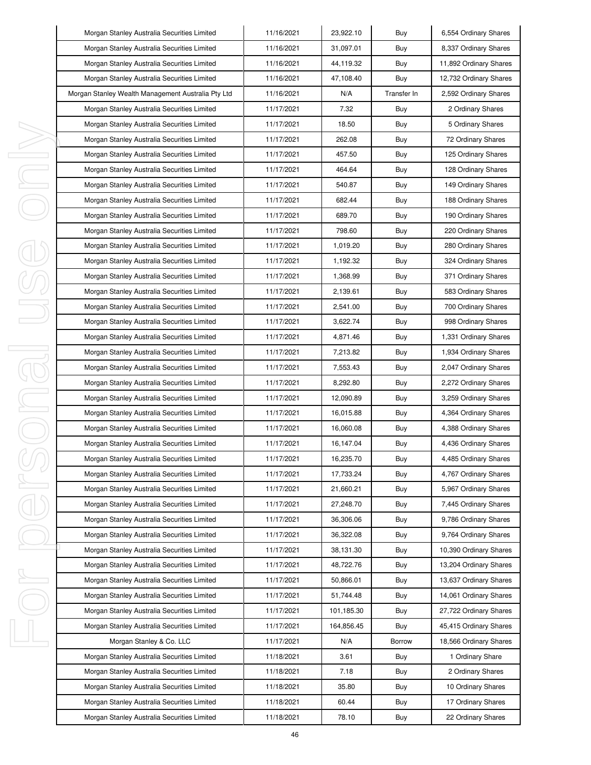| Morgan Stanley Australia Securities Limited | 11/16/2021 | 23,922.10 | Buy | 6,554 Ordinary Shares |
|---|---|---|---|---|
| Morgan Stanley Australia Securities Limited | 11/16/2021 | 31,097.01 | Buy | 8,337 Ordinary Shares |
| Morgan Stanley Australia Securities Limited | 11/16/2021 | 44,119.32 | Buy | 11,892 Ordinary Shares |
| Morgan Stanley Australia Securities Limited | 11/16/2021 | 47,108.40 | Buy | 12,732 Ordinary Shares |
| Morgan Stanley Wealth Management Australia Pty Ltd | 11/16/2021 | N/A | Transfer In | 2,592 Ordinary Shares |
| Morgan Stanley Australia Securities Limited | 11/17/2021 | 7.32 | Buy | 2 Ordinary Shares |
| Morgan Stanley Australia Securities Limited | 11/17/2021 | 18.50 | Buy | 5 Ordinary Shares |
| Morgan Stanley Australia Securities Limited | 11/17/2021 | 262.08 | Buy | 72 Ordinary Shares |
| Morgan Stanley Australia Securities Limited | 11/17/2021 | 457.50 | Buy | 125 Ordinary Shares |
| Morgan Stanley Australia Securities Limited | 11/17/2021 | 464.64 | Buy | 128 Ordinary Shares |
| Morgan Stanley Australia Securities Limited | 11/17/2021 | 540.87 | Buy | 149 Ordinary Shares |
| Morgan Stanley Australia Securities Limited | 11/17/2021 | 682.44 | Buy | 188 Ordinary Shares |
| Morgan Stanley Australia Securities Limited | 11/17/2021 | 689.70 | Buy | 190 Ordinary Shares |
| Morgan Stanley Australia Securities Limited | 11/17/2021 | 798.60 | Buy | 220 Ordinary Shares |
| Morgan Stanley Australia Securities Limited | 11/17/2021 | 1,019.20 | Buy | 280 Ordinary Shares |
| Morgan Stanley Australia Securities Limited | 11/17/2021 | 1,192.32 | Buy | 324 Ordinary Shares |
| Morgan Stanley Australia Securities Limited | 11/17/2021 | 1,368.99 | Buy | 371 Ordinary Shares |
| Morgan Stanley Australia Securities Limited | 11/17/2021 | 2,139.61 | Buy | 583 Ordinary Shares |
| Morgan Stanley Australia Securities Limited | 11/17/2021 | 2,541.00 | Buy | 700 Ordinary Shares |
| Morgan Stanley Australia Securities Limited | 11/17/2021 | 3,622.74 | Buy | 998 Ordinary Shares |
| Morgan Stanley Australia Securities Limited | 11/17/2021 | 4,871.46 | Buy | 1,331 Ordinary Shares |
| Morgan Stanley Australia Securities Limited | 11/17/2021 | 7,213.82 | Buy | 1,934 Ordinary Shares |
| Morgan Stanley Australia Securities Limited | 11/17/2021 | 7,553.43 | Buy | 2,047 Ordinary Shares |
| Morgan Stanley Australia Securities Limited | 11/17/2021 | 8,292.80 | Buy | 2,272 Ordinary Shares |
| Morgan Stanley Australia Securities Limited | 11/17/2021 | 12,090.89 | Buy | 3,259 Ordinary Shares |
| Morgan Stanley Australia Securities Limited | 11/17/2021 | 16,015.88 | Buy | 4,364 Ordinary Shares |
| Morgan Stanley Australia Securities Limited | 11/17/2021 | 16,060.08 | Buy | 4,388 Ordinary Shares |
| Morgan Stanley Australia Securities Limited | 11/17/2021 | 16,147.04 | Buy | 4,436 Ordinary Shares |
| Morgan Stanley Australia Securities Limited | 11/17/2021 | 16,235.70 | Buy | 4,485 Ordinary Shares |
| Morgan Stanley Australia Securities Limited | 11/17/2021 | 17,733.24 | Buy | 4,767 Ordinary Shares |
| Morgan Stanley Australia Securities Limited | 11/17/2021 | 21,660.21 | Buy | 5,967 Ordinary Shares |
| Morgan Stanley Australia Securities Limited | 11/17/2021 | 27,248.70 | Buy | 7,445 Ordinary Shares |
| Morgan Stanley Australia Securities Limited | 11/17/2021 | 36,306.06 | Buy | 9,786 Ordinary Shares |
| Morgan Stanley Australia Securities Limited | 11/17/2021 | 36,322.08 | Buy | 9,764 Ordinary Shares |
| Morgan Stanley Australia Securities Limited | 11/17/2021 | 38,131.30 | Buy | 10,390 Ordinary Shares |
| Morgan Stanley Australia Securities Limited | 11/17/2021 | 48,722.76 | Buy | 13,204 Ordinary Shares |
| Morgan Stanley Australia Securities Limited | 11/17/2021 | 50,866.01 | Buy | 13,637 Ordinary Shares |
| Morgan Stanley Australia Securities Limited | 11/17/2021 | 51,744.48 | Buy | 14,061 Ordinary Shares |
| Morgan Stanley Australia Securities Limited | 11/17/2021 | 101,185.30 | Buy | 27,722 Ordinary Shares |
| Morgan Stanley Australia Securities Limited | 11/17/2021 | 164,856.45 | Buy | 45,415 Ordinary Shares |
| Morgan Stanley & Co. LLC | 11/17/2021 | N/A | Borrow | 18,566 Ordinary Shares |
| Morgan Stanley Australia Securities Limited | 11/18/2021 | 3.61 | Buy | 1 Ordinary Share |
| Morgan Stanley Australia Securities Limited | 11/18/2021 | 7.18 | Buy | 2 Ordinary Shares |
| Morgan Stanley Australia Securities Limited | 11/18/2021 | 35.80 | Buy | 10 Ordinary Shares |
| Morgan Stanley Australia Securities Limited | 11/18/2021 | 60.44 | Buy | 17 Ordinary Shares |
| Morgan Stanley Australia Securities Limited | 11/18/2021 | 78.10 | Buy | 22 Ordinary Shares |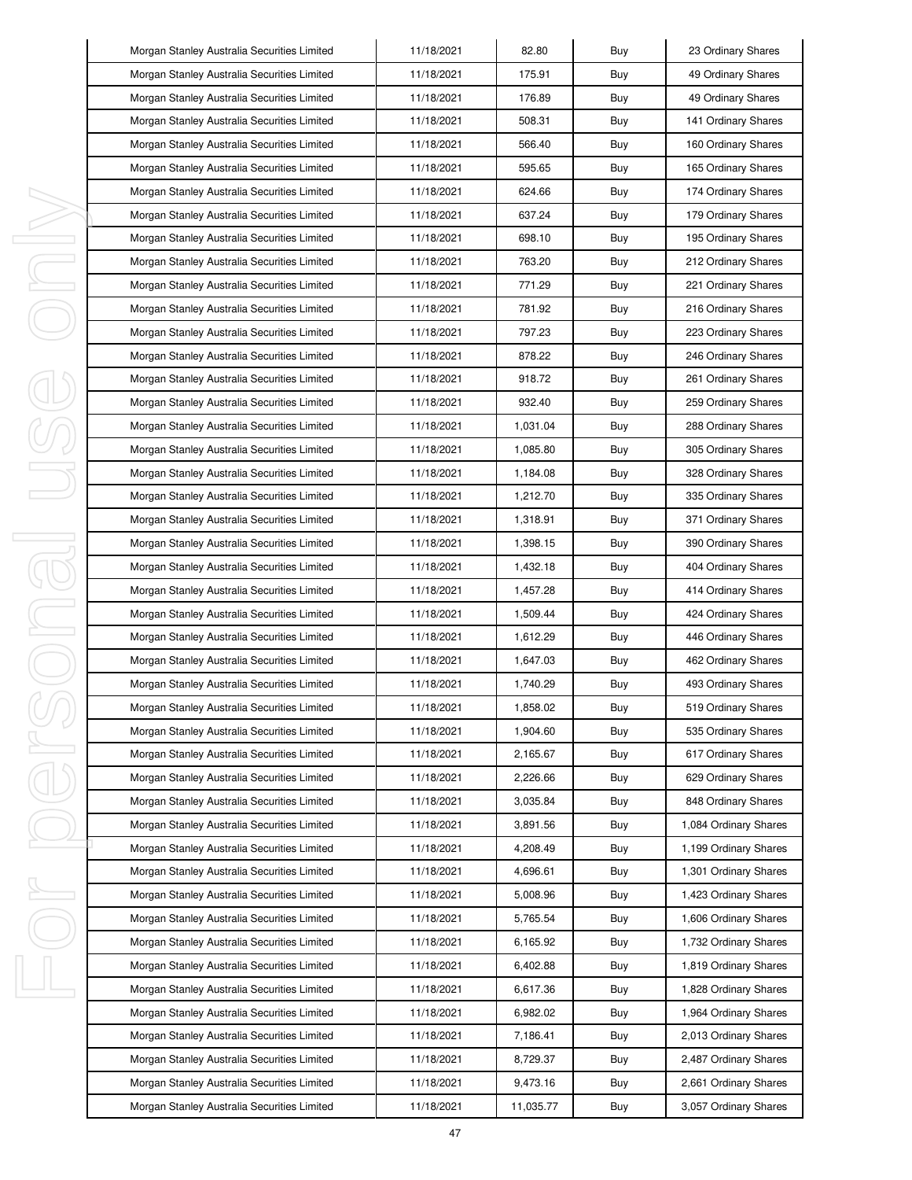| Morgan Stanley Australia Securities Limited | 11/18/2021 | 82.80 | Buy | 23 Ordinary Shares |
|---|---|---|---|---|
| Morgan Stanley Australia Securities Limited | 11/18/2021 | 175.91 | Buy | 49 Ordinary Shares |
| Morgan Stanley Australia Securities Limited | 11/18/2021 | 176.89 | Buy | 49 Ordinary Shares |
| Morgan Stanley Australia Securities Limited | 11/18/2021 | 508.31 | Buy | 141 Ordinary Shares |
| Morgan Stanley Australia Securities Limited | 11/18/2021 | 566.40 | Buy | 160 Ordinary Shares |
| Morgan Stanley Australia Securities Limited | 11/18/2021 | 595.65 | Buy | 165 Ordinary Shares |
| Morgan Stanley Australia Securities Limited | 11/18/2021 | 624.66 | Buy | 174 Ordinary Shares |
| Morgan Stanley Australia Securities Limited | 11/18/2021 | 637.24 | Buy | 179 Ordinary Shares |
| Morgan Stanley Australia Securities Limited | 11/18/2021 | 698.10 | Buy | 195 Ordinary Shares |
| Morgan Stanley Australia Securities Limited | 11/18/2021 | 763.20 | Buy | 212 Ordinary Shares |
| Morgan Stanley Australia Securities Limited | 11/18/2021 | 771.29 | Buy | 221 Ordinary Shares |
| Morgan Stanley Australia Securities Limited | 11/18/2021 | 781.92 | Buy | 216 Ordinary Shares |
| Morgan Stanley Australia Securities Limited | 11/18/2021 | 797.23 | Buy | 223 Ordinary Shares |
| Morgan Stanley Australia Securities Limited | 11/18/2021 | 878.22 | Buy | 246 Ordinary Shares |
| Morgan Stanley Australia Securities Limited | 11/18/2021 | 918.72 | Buy | 261 Ordinary Shares |
| Morgan Stanley Australia Securities Limited | 11/18/2021 | 932.40 | Buy | 259 Ordinary Shares |
| Morgan Stanley Australia Securities Limited | 11/18/2021 | 1,031.04 | Buy | 288 Ordinary Shares |
| Morgan Stanley Australia Securities Limited | 11/18/2021 | 1,085.80 | Buy | 305 Ordinary Shares |
| Morgan Stanley Australia Securities Limited | 11/18/2021 | 1,184.08 | Buy | 328 Ordinary Shares |
| Morgan Stanley Australia Securities Limited | 11/18/2021 | 1,212.70 | Buy | 335 Ordinary Shares |
| Morgan Stanley Australia Securities Limited | 11/18/2021 | 1,318.91 | Buy | 371 Ordinary Shares |
| Morgan Stanley Australia Securities Limited | 11/18/2021 | 1,398.15 | Buy | 390 Ordinary Shares |
| Morgan Stanley Australia Securities Limited | 11/18/2021 | 1,432.18 | Buy | 404 Ordinary Shares |
| Morgan Stanley Australia Securities Limited | 11/18/2021 | 1,457.28 | Buy | 414 Ordinary Shares |
| Morgan Stanley Australia Securities Limited | 11/18/2021 | 1,509.44 | Buy | 424 Ordinary Shares |
| Morgan Stanley Australia Securities Limited | 11/18/2021 | 1,612.29 | Buy | 446 Ordinary Shares |
| Morgan Stanley Australia Securities Limited | 11/18/2021 | 1,647.03 | Buy | 462 Ordinary Shares |
| Morgan Stanley Australia Securities Limited | 11/18/2021 | 1,740.29 | Buy | 493 Ordinary Shares |
| Morgan Stanley Australia Securities Limited | 11/18/2021 | 1,858.02 | Buy | 519 Ordinary Shares |
| Morgan Stanley Australia Securities Limited | 11/18/2021 | 1,904.60 | Buy | 535 Ordinary Shares |
| Morgan Stanley Australia Securities Limited | 11/18/2021 | 2,165.67 | Buy | 617 Ordinary Shares |
| Morgan Stanley Australia Securities Limited | 11/18/2021 | 2,226.66 | Buy | 629 Ordinary Shares |
| Morgan Stanley Australia Securities Limited | 11/18/2021 | 3,035.84 | Buy | 848 Ordinary Shares |
| Morgan Stanley Australia Securities Limited | 11/18/2021 | 3,891.56 | Buy | 1,084 Ordinary Shares |
| Morgan Stanley Australia Securities Limited | 11/18/2021 | 4,208.49 | Buy | 1,199 Ordinary Shares |
| Morgan Stanley Australia Securities Limited | 11/18/2021 | 4,696.61 | Buy | 1,301 Ordinary Shares |
| Morgan Stanley Australia Securities Limited | 11/18/2021 | 5,008.96 | Buy | 1,423 Ordinary Shares |
| Morgan Stanley Australia Securities Limited | 11/18/2021 | 5,765.54 | Buy | 1,606 Ordinary Shares |
| Morgan Stanley Australia Securities Limited | 11/18/2021 | 6,165.92 | Buy | 1,732 Ordinary Shares |
| Morgan Stanley Australia Securities Limited | 11/18/2021 | 6,402.88 | Buy | 1,819 Ordinary Shares |
| Morgan Stanley Australia Securities Limited | 11/18/2021 | 6,617.36 | Buy | 1,828 Ordinary Shares |
| Morgan Stanley Australia Securities Limited | 11/18/2021 | 6,982.02 | Buy | 1,964 Ordinary Shares |
| Morgan Stanley Australia Securities Limited | 11/18/2021 | 7,186.41 | Buy | 2,013 Ordinary Shares |
| Morgan Stanley Australia Securities Limited | 11/18/2021 | 8,729.37 | Buy | 2,487 Ordinary Shares |
| Morgan Stanley Australia Securities Limited | 11/18/2021 | 9,473.16 | Buy | 2,661 Ordinary Shares |
| Morgan Stanley Australia Securities Limited | 11/18/2021 | 11,035.77 | Buy | 3,057 Ordinary Shares |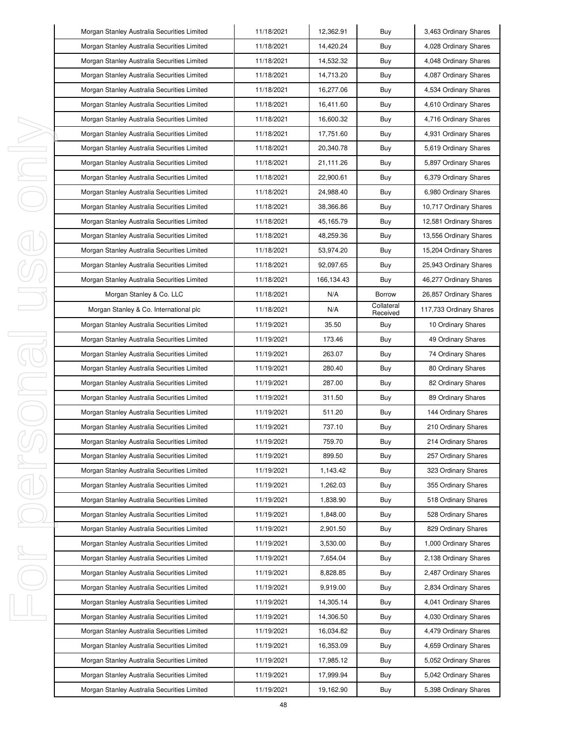| Morgan Stanley Australia Securities Limited | 11/18/2021 | 12,362.91 | Buy | 3,463 Ordinary Shares |
|---|---|---|---|---|
| Morgan Stanley Australia Securities Limited | 11/18/2021 | 14,420.24 | Buy | 4,028 Ordinary Shares |
| Morgan Stanley Australia Securities Limited | 11/18/2021 | 14,532.32 | Buy | 4,048 Ordinary Shares |
| Morgan Stanley Australia Securities Limited | 11/18/2021 | 14,713.20 | Buy | 4,087 Ordinary Shares |
| Morgan Stanley Australia Securities Limited | 11/18/2021 | 16,277.06 | Buy | 4,534 Ordinary Shares |
| Morgan Stanley Australia Securities Limited | 11/18/2021 | 16,411.60 | Buy | 4,610 Ordinary Shares |
| Morgan Stanley Australia Securities Limited | 11/18/2021 | 16,600.32 | Buy | 4,716 Ordinary Shares |
| Morgan Stanley Australia Securities Limited | 11/18/2021 | 17,751.60 | Buy | 4,931 Ordinary Shares |
| Morgan Stanley Australia Securities Limited | 11/18/2021 | 20,340.78 | Buy | 5,619 Ordinary Shares |
| Morgan Stanley Australia Securities Limited | 11/18/2021 | 21,111.26 | Buy | 5,897 Ordinary Shares |
| Morgan Stanley Australia Securities Limited | 11/18/2021 | 22,900.61 | Buy | 6,379 Ordinary Shares |
| Morgan Stanley Australia Securities Limited | 11/18/2021 | 24,988.40 | Buy | 6,980 Ordinary Shares |
| Morgan Stanley Australia Securities Limited | 11/18/2021 | 38,366.86 | Buy | 10,717 Ordinary Shares |
| Morgan Stanley Australia Securities Limited | 11/18/2021 | 45,165.79 | Buy | 12,581 Ordinary Shares |
| Morgan Stanley Australia Securities Limited | 11/18/2021 | 48,259.36 | Buy | 13,556 Ordinary Shares |
| Morgan Stanley Australia Securities Limited | 11/18/2021 | 53,974.20 | Buy | 15,204 Ordinary Shares |
| Morgan Stanley Australia Securities Limited | 11/18/2021 | 92,097.65 | Buy | 25,943 Ordinary Shares |
| Morgan Stanley Australia Securities Limited | 11/18/2021 | 166,134.43 | Buy | 46,277 Ordinary Shares |
| Morgan Stanley & Co. LLC | 11/18/2021 | N/A | Borrow | 26,857 Ordinary Shares |
| Morgan Stanley & Co. International plc | 11/18/2021 | N/A | Collateral Received | 117,733 Ordinary Shares |
| Morgan Stanley Australia Securities Limited | 11/19/2021 | 35.50 | Buy | 10 Ordinary Shares |
| Morgan Stanley Australia Securities Limited | 11/19/2021 | 173.46 | Buy | 49 Ordinary Shares |
| Morgan Stanley Australia Securities Limited | 11/19/2021 | 263.07 | Buy | 74 Ordinary Shares |
| Morgan Stanley Australia Securities Limited | 11/19/2021 | 280.40 | Buy | 80 Ordinary Shares |
| Morgan Stanley Australia Securities Limited | 11/19/2021 | 287.00 | Buy | 82 Ordinary Shares |
| Morgan Stanley Australia Securities Limited | 11/19/2021 | 311.50 | Buy | 89 Ordinary Shares |
| Morgan Stanley Australia Securities Limited | 11/19/2021 | 511.20 | Buy | 144 Ordinary Shares |
| Morgan Stanley Australia Securities Limited | 11/19/2021 | 737.10 | Buy | 210 Ordinary Shares |
| Morgan Stanley Australia Securities Limited | 11/19/2021 | 759.70 | Buy | 214 Ordinary Shares |
| Morgan Stanley Australia Securities Limited | 11/19/2021 | 899.50 | Buy | 257 Ordinary Shares |
| Morgan Stanley Australia Securities Limited | 11/19/2021 | 1,143.42 | Buy | 323 Ordinary Shares |
| Morgan Stanley Australia Securities Limited | 11/19/2021 | 1,262.03 | Buy | 355 Ordinary Shares |
| Morgan Stanley Australia Securities Limited | 11/19/2021 | 1,838.90 | Buy | 518 Ordinary Shares |
| Morgan Stanley Australia Securities Limited | 11/19/2021 | 1,848.00 | Buy | 528 Ordinary Shares |
| Morgan Stanley Australia Securities Limited | 11/19/2021 | 2,901.50 | Buy | 829 Ordinary Shares |
| Morgan Stanley Australia Securities Limited | 11/19/2021 | 3,530.00 | Buy | 1,000 Ordinary Shares |
| Morgan Stanley Australia Securities Limited | 11/19/2021 | 7,654.04 | Buy | 2,138 Ordinary Shares |
| Morgan Stanley Australia Securities Limited | 11/19/2021 | 8,828.85 | Buy | 2,487 Ordinary Shares |
| Morgan Stanley Australia Securities Limited | 11/19/2021 | 9,919.00 | Buy | 2,834 Ordinary Shares |
| Morgan Stanley Australia Securities Limited | 11/19/2021 | 14,305.14 | Buy | 4,041 Ordinary Shares |
| Morgan Stanley Australia Securities Limited | 11/19/2021 | 14,306.50 | Buy | 4,030 Ordinary Shares |
| Morgan Stanley Australia Securities Limited | 11/19/2021 | 16,034.82 | Buy | 4,479 Ordinary Shares |
| Morgan Stanley Australia Securities Limited | 11/19/2021 | 16,353.09 | Buy | 4,659 Ordinary Shares |
| Morgan Stanley Australia Securities Limited | 11/19/2021 | 17,985.12 | Buy | 5,052 Ordinary Shares |
| Morgan Stanley Australia Securities Limited | 11/19/2021 | 17,999.94 | Buy | 5,042 Ordinary Shares |
| Morgan Stanley Australia Securities Limited | 11/19/2021 | 19,162.90 | Buy | 5,398 Ordinary Shares |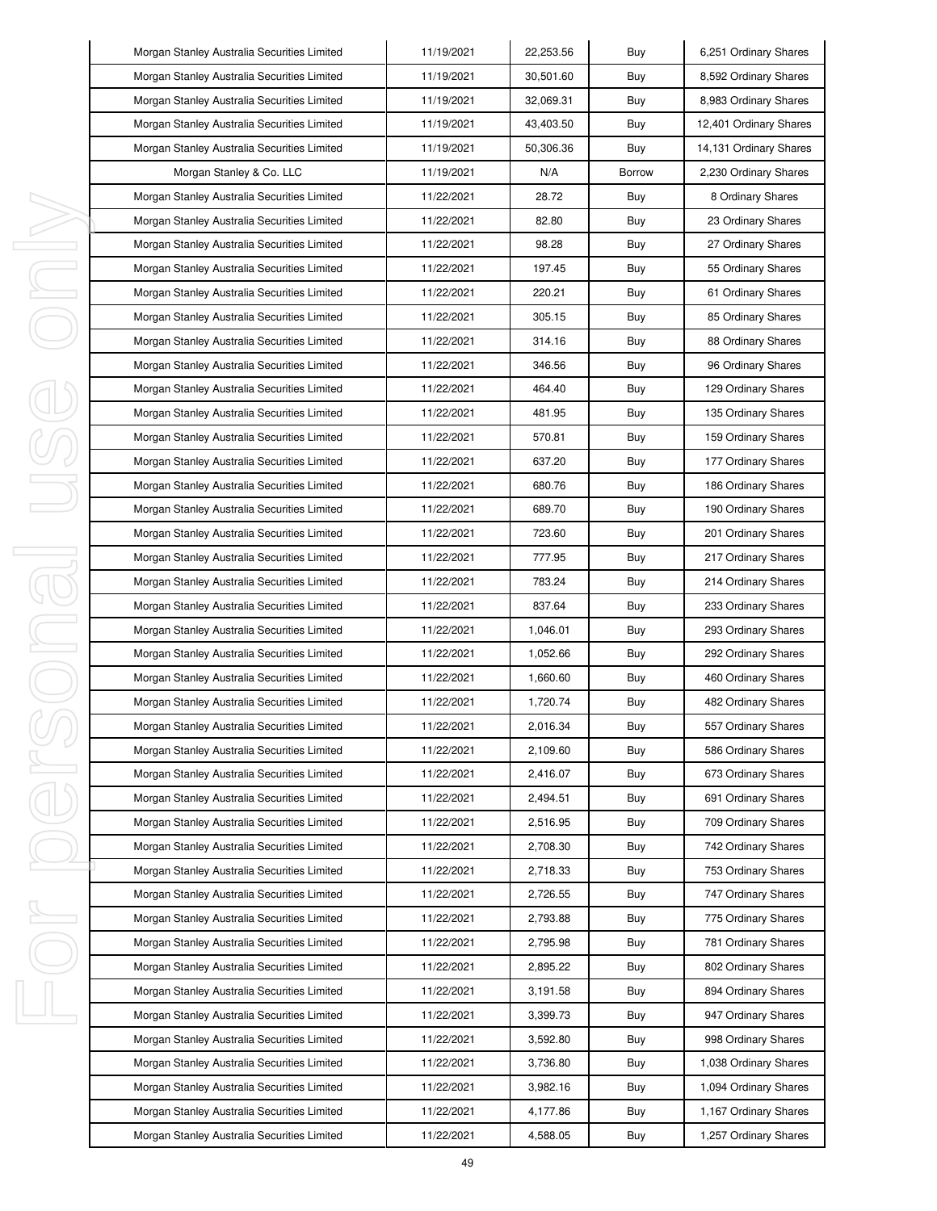| Morgan Stanley Australia Securities Limited | 11/19/2021 | 22,253.56 | Buy | 6,251 Ordinary Shares |
|---|---|---|---|---|
| Morgan Stanley Australia Securities Limited | 11/19/2021 | 30,501.60 | Buy | 8,592 Ordinary Shares |
| Morgan Stanley Australia Securities Limited | 11/19/2021 | 32,069.31 | Buy | 8,983 Ordinary Shares |
| Morgan Stanley Australia Securities Limited | 11/19/2021 | 43,403.50 | Buy | 12,401 Ordinary Shares |
| Morgan Stanley Australia Securities Limited | 11/19/2021 | 50,306.36 | Buy | 14,131 Ordinary Shares |
| Morgan Stanley & Co. LLC | 11/19/2021 | N/A | Borrow | 2,230 Ordinary Shares |
| Morgan Stanley Australia Securities Limited | 11/22/2021 | 28.72 | Buy | 8 Ordinary Shares |
| Morgan Stanley Australia Securities Limited | 11/22/2021 | 82.80 | Buy | 23 Ordinary Shares |
| Morgan Stanley Australia Securities Limited | 11/22/2021 | 98.28 | Buy | 27 Ordinary Shares |
| Morgan Stanley Australia Securities Limited | 11/22/2021 | 197.45 | Buy | 55 Ordinary Shares |
| Morgan Stanley Australia Securities Limited | 11/22/2021 | 220.21 | Buy | 61 Ordinary Shares |
| Morgan Stanley Australia Securities Limited | 11/22/2021 | 305.15 | Buy | 85 Ordinary Shares |
| Morgan Stanley Australia Securities Limited | 11/22/2021 | 314.16 | Buy | 88 Ordinary Shares |
| Morgan Stanley Australia Securities Limited | 11/22/2021 | 346.56 | Buy | 96 Ordinary Shares |
| Morgan Stanley Australia Securities Limited | 11/22/2021 | 464.40 | Buy | 129 Ordinary Shares |
| Morgan Stanley Australia Securities Limited | 11/22/2021 | 481.95 | Buy | 135 Ordinary Shares |
| Morgan Stanley Australia Securities Limited | 11/22/2021 | 570.81 | Buy | 159 Ordinary Shares |
| Morgan Stanley Australia Securities Limited | 11/22/2021 | 637.20 | Buy | 177 Ordinary Shares |
| Morgan Stanley Australia Securities Limited | 11/22/2021 | 680.76 | Buy | 186 Ordinary Shares |
| Morgan Stanley Australia Securities Limited | 11/22/2021 | 689.70 | Buy | 190 Ordinary Shares |
| Morgan Stanley Australia Securities Limited | 11/22/2021 | 723.60 | Buy | 201 Ordinary Shares |
| Morgan Stanley Australia Securities Limited | 11/22/2021 | 777.95 | Buy | 217 Ordinary Shares |
| Morgan Stanley Australia Securities Limited | 11/22/2021 | 783.24 | Buy | 214 Ordinary Shares |
| Morgan Stanley Australia Securities Limited | 11/22/2021 | 837.64 | Buy | 233 Ordinary Shares |
| Morgan Stanley Australia Securities Limited | 11/22/2021 | 1,046.01 | Buy | 293 Ordinary Shares |
| Morgan Stanley Australia Securities Limited | 11/22/2021 | 1,052.66 | Buy | 292 Ordinary Shares |
| Morgan Stanley Australia Securities Limited | 11/22/2021 | 1,660.60 | Buy | 460 Ordinary Shares |
| Morgan Stanley Australia Securities Limited | 11/22/2021 | 1,720.74 | Buy | 482 Ordinary Shares |
| Morgan Stanley Australia Securities Limited | 11/22/2021 | 2,016.34 | Buy | 557 Ordinary Shares |
| Morgan Stanley Australia Securities Limited | 11/22/2021 | 2,109.60 | Buy | 586 Ordinary Shares |
| Morgan Stanley Australia Securities Limited | 11/22/2021 | 2,416.07 | Buy | 673 Ordinary Shares |
| Morgan Stanley Australia Securities Limited | 11/22/2021 | 2,494.51 | Buy | 691 Ordinary Shares |
| Morgan Stanley Australia Securities Limited | 11/22/2021 | 2,516.95 | Buy | 709 Ordinary Shares |
| Morgan Stanley Australia Securities Limited | 11/22/2021 | 2,708.30 | Buy | 742 Ordinary Shares |
| Morgan Stanley Australia Securities Limited | 11/22/2021 | 2,718.33 | Buy | 753 Ordinary Shares |
| Morgan Stanley Australia Securities Limited | 11/22/2021 | 2,726.55 | Buy | 747 Ordinary Shares |
| Morgan Stanley Australia Securities Limited | 11/22/2021 | 2,793.88 | Buy | 775 Ordinary Shares |
| Morgan Stanley Australia Securities Limited | 11/22/2021 | 2,795.98 | Buy | 781 Ordinary Shares |
| Morgan Stanley Australia Securities Limited | 11/22/2021 | 2,895.22 | Buy | 802 Ordinary Shares |
| Morgan Stanley Australia Securities Limited | 11/22/2021 | 3,191.58 | Buy | 894 Ordinary Shares |
| Morgan Stanley Australia Securities Limited | 11/22/2021 | 3,399.73 | Buy | 947 Ordinary Shares |
| Morgan Stanley Australia Securities Limited | 11/22/2021 | 3,592.80 | Buy | 998 Ordinary Shares |
| Morgan Stanley Australia Securities Limited | 11/22/2021 | 3,736.80 | Buy | 1,038 Ordinary Shares |
| Morgan Stanley Australia Securities Limited | 11/22/2021 | 3,982.16 | Buy | 1,094 Ordinary Shares |
| Morgan Stanley Australia Securities Limited | 11/22/2021 | 4,177.86 | Buy | 1,167 Ordinary Shares |
| Morgan Stanley Australia Securities Limited | 11/22/2021 | 4,588.05 | Buy | 1,257 Ordinary Shares |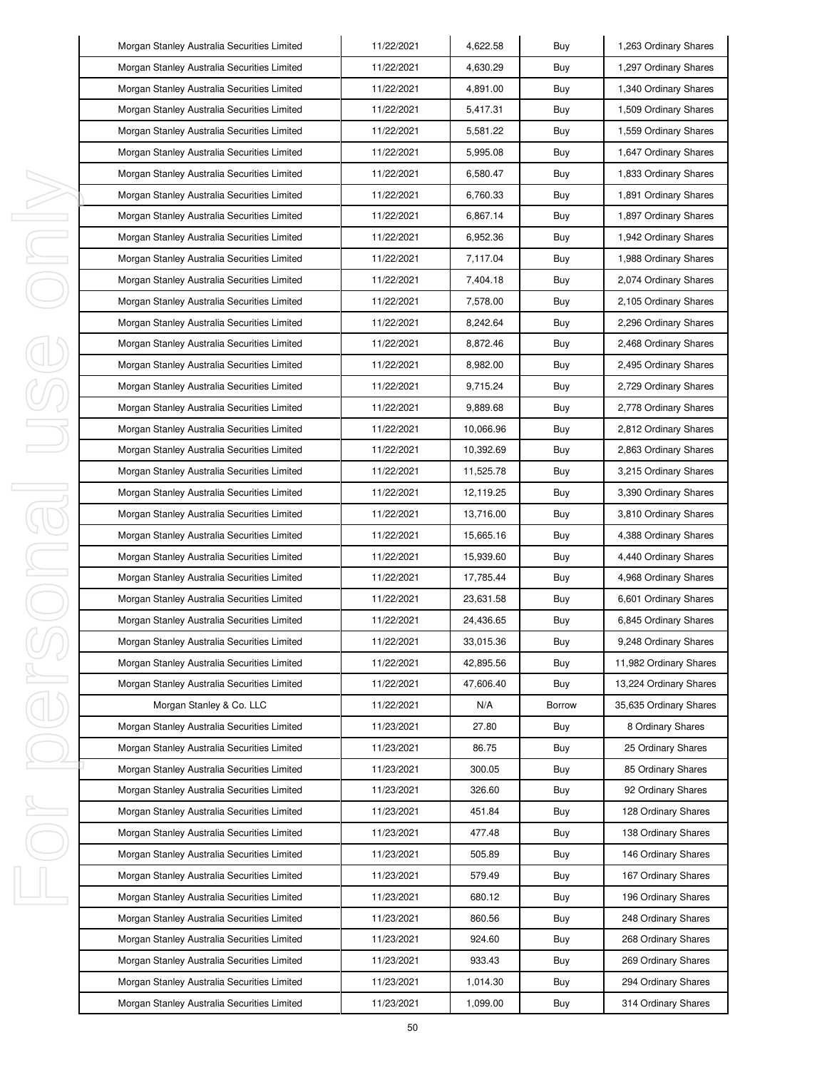| | | | | |
|---|---|---|---|---|
| Morgan Stanley Australia Securities Limited | 11/22/2021 | 4,622.58 | Buy | 1,263 Ordinary Shares |
| Morgan Stanley Australia Securities Limited | 11/22/2021 | 4,630.29 | Buy | 1,297 Ordinary Shares |
| Morgan Stanley Australia Securities Limited | 11/22/2021 | 4,891.00 | Buy | 1,340 Ordinary Shares |
| Morgan Stanley Australia Securities Limited | 11/22/2021 | 5,417.31 | Buy | 1,509 Ordinary Shares |
| Morgan Stanley Australia Securities Limited | 11/22/2021 | 5,581.22 | Buy | 1,559 Ordinary Shares |
| Morgan Stanley Australia Securities Limited | 11/22/2021 | 5,995.08 | Buy | 1,647 Ordinary Shares |
| Morgan Stanley Australia Securities Limited | 11/22/2021 | 6,580.47 | Buy | 1,833 Ordinary Shares |
| Morgan Stanley Australia Securities Limited | 11/22/2021 | 6,760.33 | Buy | 1,891 Ordinary Shares |
| Morgan Stanley Australia Securities Limited | 11/22/2021 | 6,867.14 | Buy | 1,897 Ordinary Shares |
| Morgan Stanley Australia Securities Limited | 11/22/2021 | 6,952.36 | Buy | 1,942 Ordinary Shares |
| Morgan Stanley Australia Securities Limited | 11/22/2021 | 7,117.04 | Buy | 1,988 Ordinary Shares |
| Morgan Stanley Australia Securities Limited | 11/22/2021 | 7,404.18 | Buy | 2,074 Ordinary Shares |
| Morgan Stanley Australia Securities Limited | 11/22/2021 | 7,578.00 | Buy | 2,105 Ordinary Shares |
| Morgan Stanley Australia Securities Limited | 11/22/2021 | 8,242.64 | Buy | 2,296 Ordinary Shares |
| Morgan Stanley Australia Securities Limited | 11/22/2021 | 8,872.46 | Buy | 2,468 Ordinary Shares |
| Morgan Stanley Australia Securities Limited | 11/22/2021 | 8,982.00 | Buy | 2,495 Ordinary Shares |
| Morgan Stanley Australia Securities Limited | 11/22/2021 | 9,715.24 | Buy | 2,729 Ordinary Shares |
| Morgan Stanley Australia Securities Limited | 11/22/2021 | 9,889.68 | Buy | 2,778 Ordinary Shares |
| Morgan Stanley Australia Securities Limited | 11/22/2021 | 10,066.96 | Buy | 2,812 Ordinary Shares |
| Morgan Stanley Australia Securities Limited | 11/22/2021 | 10,392.69 | Buy | 2,863 Ordinary Shares |
| Morgan Stanley Australia Securities Limited | 11/22/2021 | 11,525.78 | Buy | 3,215 Ordinary Shares |
| Morgan Stanley Australia Securities Limited | 11/22/2021 | 12,119.25 | Buy | 3,390 Ordinary Shares |
| Morgan Stanley Australia Securities Limited | 11/22/2021 | 13,716.00 | Buy | 3,810 Ordinary Shares |
| Morgan Stanley Australia Securities Limited | 11/22/2021 | 15,665.16 | Buy | 4,388 Ordinary Shares |
| Morgan Stanley Australia Securities Limited | 11/22/2021 | 15,939.60 | Buy | 4,440 Ordinary Shares |
| Morgan Stanley Australia Securities Limited | 11/22/2021 | 17,785.44 | Buy | 4,968 Ordinary Shares |
| Morgan Stanley Australia Securities Limited | 11/22/2021 | 23,631.58 | Buy | 6,601 Ordinary Shares |
| Morgan Stanley Australia Securities Limited | 11/22/2021 | 24,436.65 | Buy | 6,845 Ordinary Shares |
| Morgan Stanley Australia Securities Limited | 11/22/2021 | 33,015.36 | Buy | 9,248 Ordinary Shares |
| Morgan Stanley Australia Securities Limited | 11/22/2021 | 42,895.56 | Buy | 11,982 Ordinary Shares |
| Morgan Stanley Australia Securities Limited | 11/22/2021 | 47,606.40 | Buy | 13,224 Ordinary Shares |
| Morgan Stanley & Co. LLC | 11/22/2021 | N/A | Borrow | 35,635 Ordinary Shares |
| Morgan Stanley Australia Securities Limited | 11/23/2021 | 27.80 | Buy | 8 Ordinary Shares |
| Morgan Stanley Australia Securities Limited | 11/23/2021 | 86.75 | Buy | 25 Ordinary Shares |
| Morgan Stanley Australia Securities Limited | 11/23/2021 | 300.05 | Buy | 85 Ordinary Shares |
| Morgan Stanley Australia Securities Limited | 11/23/2021 | 326.60 | Buy | 92 Ordinary Shares |
| Morgan Stanley Australia Securities Limited | 11/23/2021 | 451.84 | Buy | 128 Ordinary Shares |
| Morgan Stanley Australia Securities Limited | 11/23/2021 | 477.48 | Buy | 138 Ordinary Shares |
| Morgan Stanley Australia Securities Limited | 11/23/2021 | 505.89 | Buy | 146 Ordinary Shares |
| Morgan Stanley Australia Securities Limited | 11/23/2021 | 579.49 | Buy | 167 Ordinary Shares |
| Morgan Stanley Australia Securities Limited | 11/23/2021 | 680.12 | Buy | 196 Ordinary Shares |
| Morgan Stanley Australia Securities Limited | 11/23/2021 | 860.56 | Buy | 248 Ordinary Shares |
| Morgan Stanley Australia Securities Limited | 11/23/2021 | 924.60 | Buy | 268 Ordinary Shares |
| Morgan Stanley Australia Securities Limited | 11/23/2021 | 933.43 | Buy | 269 Ordinary Shares |
| Morgan Stanley Australia Securities Limited | 11/23/2021 | 1,014.30 | Buy | 294 Ordinary Shares |
| Morgan Stanley Australia Securities Limited | 11/23/2021 | 1,099.00 | Buy | 314 Ordinary Shares |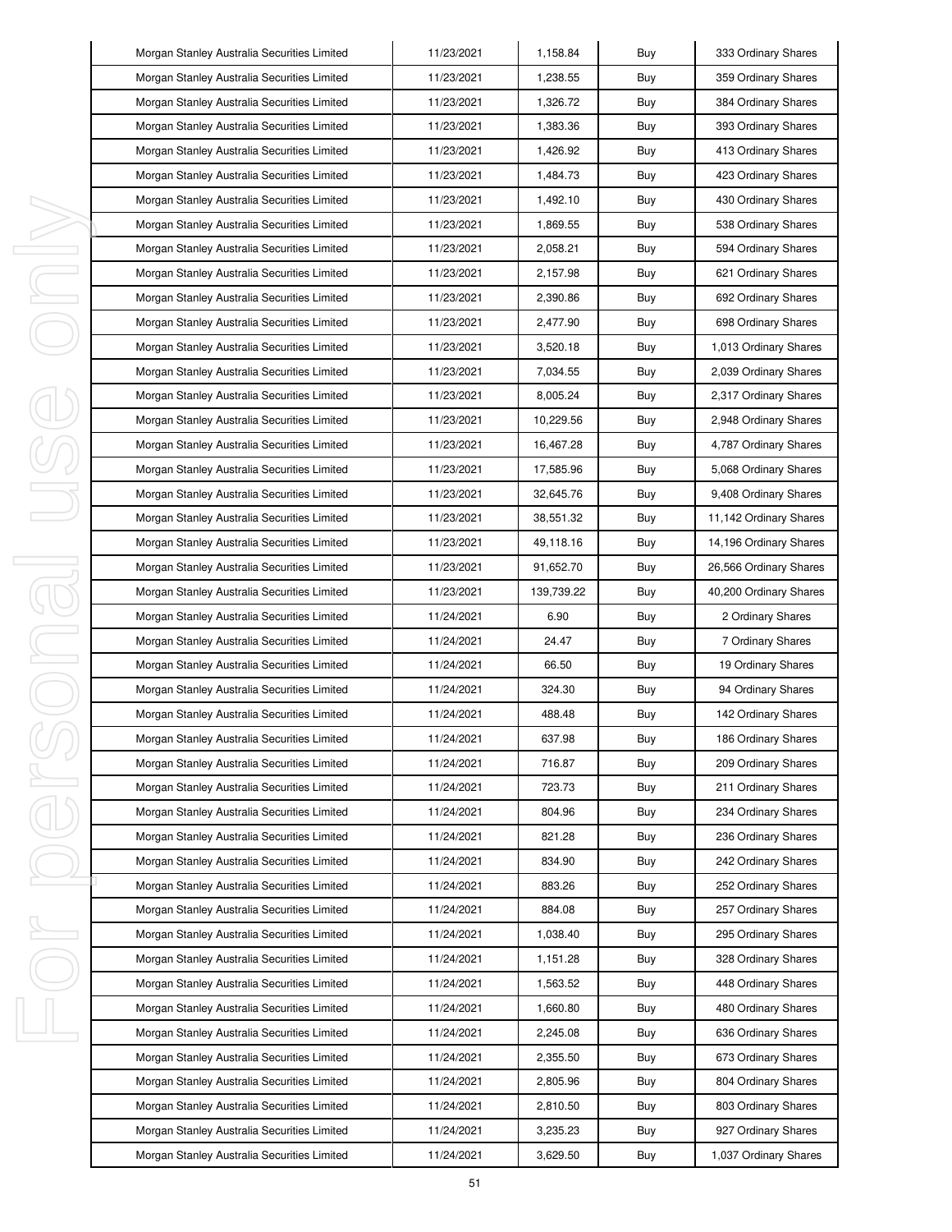| Morgan Stanley Australia Securities Limited | 11/23/2021 | 1,158.84 | Buy | 333 Ordinary Shares |
|---|---|---|---|---|
| Morgan Stanley Australia Securities Limited | 11/23/2021 | 1,238.55 | Buy | 359 Ordinary Shares |
| Morgan Stanley Australia Securities Limited | 11/23/2021 | 1,326.72 | Buy | 384 Ordinary Shares |
| Morgan Stanley Australia Securities Limited | 11/23/2021 | 1,383.36 | Buy | 393 Ordinary Shares |
| Morgan Stanley Australia Securities Limited | 11/23/2021 | 1,426.92 | Buy | 413 Ordinary Shares |
| Morgan Stanley Australia Securities Limited | 11/23/2021 | 1,484.73 | Buy | 423 Ordinary Shares |
| Morgan Stanley Australia Securities Limited | 11/23/2021 | 1,492.10 | Buy | 430 Ordinary Shares |
| Morgan Stanley Australia Securities Limited | 11/23/2021 | 1,869.55 | Buy | 538 Ordinary Shares |
| Morgan Stanley Australia Securities Limited | 11/23/2021 | 2,058.21 | Buy | 594 Ordinary Shares |
| Morgan Stanley Australia Securities Limited | 11/23/2021 | 2,157.98 | Buy | 621 Ordinary Shares |
| Morgan Stanley Australia Securities Limited | 11/23/2021 | 2,390.86 | Buy | 692 Ordinary Shares |
| Morgan Stanley Australia Securities Limited | 11/23/2021 | 2,477.90 | Buy | 698 Ordinary Shares |
| Morgan Stanley Australia Securities Limited | 11/23/2021 | 3,520.18 | Buy | 1,013 Ordinary Shares |
| Morgan Stanley Australia Securities Limited | 11/23/2021 | 7,034.55 | Buy | 2,039 Ordinary Shares |
| Morgan Stanley Australia Securities Limited | 11/23/2021 | 8,005.24 | Buy | 2,317 Ordinary Shares |
| Morgan Stanley Australia Securities Limited | 11/23/2021 | 10,229.56 | Buy | 2,948 Ordinary Shares |
| Morgan Stanley Australia Securities Limited | 11/23/2021 | 16,467.28 | Buy | 4,787 Ordinary Shares |
| Morgan Stanley Australia Securities Limited | 11/23/2021 | 17,585.96 | Buy | 5,068 Ordinary Shares |
| Morgan Stanley Australia Securities Limited | 11/23/2021 | 32,645.76 | Buy | 9,408 Ordinary Shares |
| Morgan Stanley Australia Securities Limited | 11/23/2021 | 38,551.32 | Buy | 11,142 Ordinary Shares |
| Morgan Stanley Australia Securities Limited | 11/23/2021 | 49,118.16 | Buy | 14,196 Ordinary Shares |
| Morgan Stanley Australia Securities Limited | 11/23/2021 | 91,652.70 | Buy | 26,566 Ordinary Shares |
| Morgan Stanley Australia Securities Limited | 11/23/2021 | 139,739.22 | Buy | 40,200 Ordinary Shares |
| Morgan Stanley Australia Securities Limited | 11/24/2021 | 6.90 | Buy | 2 Ordinary Shares |
| Morgan Stanley Australia Securities Limited | 11/24/2021 | 24.47 | Buy | 7 Ordinary Shares |
| Morgan Stanley Australia Securities Limited | 11/24/2021 | 66.50 | Buy | 19 Ordinary Shares |
| Morgan Stanley Australia Securities Limited | 11/24/2021 | 324.30 | Buy | 94 Ordinary Shares |
| Morgan Stanley Australia Securities Limited | 11/24/2021 | 488.48 | Buy | 142 Ordinary Shares |
| Morgan Stanley Australia Securities Limited | 11/24/2021 | 637.98 | Buy | 186 Ordinary Shares |
| Morgan Stanley Australia Securities Limited | 11/24/2021 | 716.87 | Buy | 209 Ordinary Shares |
| Morgan Stanley Australia Securities Limited | 11/24/2021 | 723.73 | Buy | 211 Ordinary Shares |
| Morgan Stanley Australia Securities Limited | 11/24/2021 | 804.96 | Buy | 234 Ordinary Shares |
| Morgan Stanley Australia Securities Limited | 11/24/2021 | 821.28 | Buy | 236 Ordinary Shares |
| Morgan Stanley Australia Securities Limited | 11/24/2021 | 834.90 | Buy | 242 Ordinary Shares |
| Morgan Stanley Australia Securities Limited | 11/24/2021 | 883.26 | Buy | 252 Ordinary Shares |
| Morgan Stanley Australia Securities Limited | 11/24/2021 | 884.08 | Buy | 257 Ordinary Shares |
| Morgan Stanley Australia Securities Limited | 11/24/2021 | 1,038.40 | Buy | 295 Ordinary Shares |
| Morgan Stanley Australia Securities Limited | 11/24/2021 | 1,151.28 | Buy | 328 Ordinary Shares |
| Morgan Stanley Australia Securities Limited | 11/24/2021 | 1,563.52 | Buy | 448 Ordinary Shares |
| Morgan Stanley Australia Securities Limited | 11/24/2021 | 1,660.80 | Buy | 480 Ordinary Shares |
| Morgan Stanley Australia Securities Limited | 11/24/2021 | 2,245.08 | Buy | 636 Ordinary Shares |
| Morgan Stanley Australia Securities Limited | 11/24/2021 | 2,355.50 | Buy | 673 Ordinary Shares |
| Morgan Stanley Australia Securities Limited | 11/24/2021 | 2,805.96 | Buy | 804 Ordinary Shares |
| Morgan Stanley Australia Securities Limited | 11/24/2021 | 2,810.50 | Buy | 803 Ordinary Shares |
| Morgan Stanley Australia Securities Limited | 11/24/2021 | 3,235.23 | Buy | 927 Ordinary Shares |
| Morgan Stanley Australia Securities Limited | 11/24/2021 | 3,629.50 | Buy | 1,037 Ordinary Shares |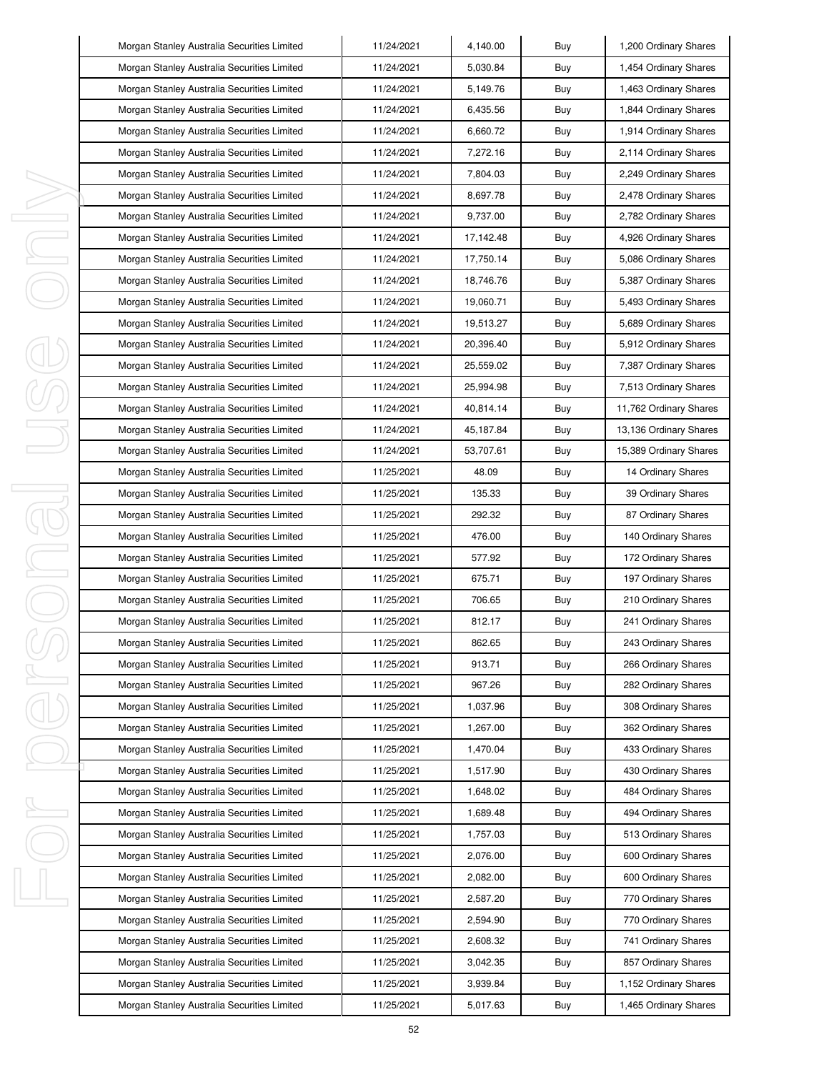| Morgan Stanley Australia Securities Limited | 11/24/2021 | 4,140.00 | Buy | 1,200 Ordinary Shares |
|---|---|---|---|---|
| Morgan Stanley Australia Securities Limited | 11/24/2021 | 5,030.84 | Buy | 1,454 Ordinary Shares |
| Morgan Stanley Australia Securities Limited | 11/24/2021 | 5,149.76 | Buy | 1,463 Ordinary Shares |
| Morgan Stanley Australia Securities Limited | 11/24/2021 | 6,435.56 | Buy | 1,844 Ordinary Shares |
| Morgan Stanley Australia Securities Limited | 11/24/2021 | 6,660.72 | Buy | 1,914 Ordinary Shares |
| Morgan Stanley Australia Securities Limited | 11/24/2021 | 7,272.16 | Buy | 2,114 Ordinary Shares |
| Morgan Stanley Australia Securities Limited | 11/24/2021 | 7,804.03 | Buy | 2,249 Ordinary Shares |
| Morgan Stanley Australia Securities Limited | 11/24/2021 | 8,697.78 | Buy | 2,478 Ordinary Shares |
| Morgan Stanley Australia Securities Limited | 11/24/2021 | 9,737.00 | Buy | 2,782 Ordinary Shares |
| Morgan Stanley Australia Securities Limited | 11/24/2021 | 17,142.48 | Buy | 4,926 Ordinary Shares |
| Morgan Stanley Australia Securities Limited | 11/24/2021 | 17,750.14 | Buy | 5,086 Ordinary Shares |
| Morgan Stanley Australia Securities Limited | 11/24/2021 | 18,746.76 | Buy | 5,387 Ordinary Shares |
| Morgan Stanley Australia Securities Limited | 11/24/2021 | 19,060.71 | Buy | 5,493 Ordinary Shares |
| Morgan Stanley Australia Securities Limited | 11/24/2021 | 19,513.27 | Buy | 5,689 Ordinary Shares |
| Morgan Stanley Australia Securities Limited | 11/24/2021 | 20,396.40 | Buy | 5,912 Ordinary Shares |
| Morgan Stanley Australia Securities Limited | 11/24/2021 | 25,559.02 | Buy | 7,387 Ordinary Shares |
| Morgan Stanley Australia Securities Limited | 11/24/2021 | 25,994.98 | Buy | 7,513 Ordinary Shares |
| Morgan Stanley Australia Securities Limited | 11/24/2021 | 40,814.14 | Buy | 11,762 Ordinary Shares |
| Morgan Stanley Australia Securities Limited | 11/24/2021 | 45,187.84 | Buy | 13,136 Ordinary Shares |
| Morgan Stanley Australia Securities Limited | 11/24/2021 | 53,707.61 | Buy | 15,389 Ordinary Shares |
| Morgan Stanley Australia Securities Limited | 11/25/2021 | 48.09 | Buy | 14 Ordinary Shares |
| Morgan Stanley Australia Securities Limited | 11/25/2021 | 135.33 | Buy | 39 Ordinary Shares |
| Morgan Stanley Australia Securities Limited | 11/25/2021 | 292.32 | Buy | 87 Ordinary Shares |
| Morgan Stanley Australia Securities Limited | 11/25/2021 | 476.00 | Buy | 140 Ordinary Shares |
| Morgan Stanley Australia Securities Limited | 11/25/2021 | 577.92 | Buy | 172 Ordinary Shares |
| Morgan Stanley Australia Securities Limited | 11/25/2021 | 675.71 | Buy | 197 Ordinary Shares |
| Morgan Stanley Australia Securities Limited | 11/25/2021 | 706.65 | Buy | 210 Ordinary Shares |
| Morgan Stanley Australia Securities Limited | 11/25/2021 | 812.17 | Buy | 241 Ordinary Shares |
| Morgan Stanley Australia Securities Limited | 11/25/2021 | 862.65 | Buy | 243 Ordinary Shares |
| Morgan Stanley Australia Securities Limited | 11/25/2021 | 913.71 | Buy | 266 Ordinary Shares |
| Morgan Stanley Australia Securities Limited | 11/25/2021 | 967.26 | Buy | 282 Ordinary Shares |
| Morgan Stanley Australia Securities Limited | 11/25/2021 | 1,037.96 | Buy | 308 Ordinary Shares |
| Morgan Stanley Australia Securities Limited | 11/25/2021 | 1,267.00 | Buy | 362 Ordinary Shares |
| Morgan Stanley Australia Securities Limited | 11/25/2021 | 1,470.04 | Buy | 433 Ordinary Shares |
| Morgan Stanley Australia Securities Limited | 11/25/2021 | 1,517.90 | Buy | 430 Ordinary Shares |
| Morgan Stanley Australia Securities Limited | 11/25/2021 | 1,648.02 | Buy | 484 Ordinary Shares |
| Morgan Stanley Australia Securities Limited | 11/25/2021 | 1,689.48 | Buy | 494 Ordinary Shares |
| Morgan Stanley Australia Securities Limited | 11/25/2021 | 1,757.03 | Buy | 513 Ordinary Shares |
| Morgan Stanley Australia Securities Limited | 11/25/2021 | 2,076.00 | Buy | 600 Ordinary Shares |
| Morgan Stanley Australia Securities Limited | 11/25/2021 | 2,082.00 | Buy | 600 Ordinary Shares |
| Morgan Stanley Australia Securities Limited | 11/25/2021 | 2,587.20 | Buy | 770 Ordinary Shares |
| Morgan Stanley Australia Securities Limited | 11/25/2021 | 2,594.90 | Buy | 770 Ordinary Shares |
| Morgan Stanley Australia Securities Limited | 11/25/2021 | 2,608.32 | Buy | 741 Ordinary Shares |
| Morgan Stanley Australia Securities Limited | 11/25/2021 | 3,042.35 | Buy | 857 Ordinary Shares |
| Morgan Stanley Australia Securities Limited | 11/25/2021 | 3,939.84 | Buy | 1,152 Ordinary Shares |
| Morgan Stanley Australia Securities Limited | 11/25/2021 | 5,017.63 | Buy | 1,465 Ordinary Shares |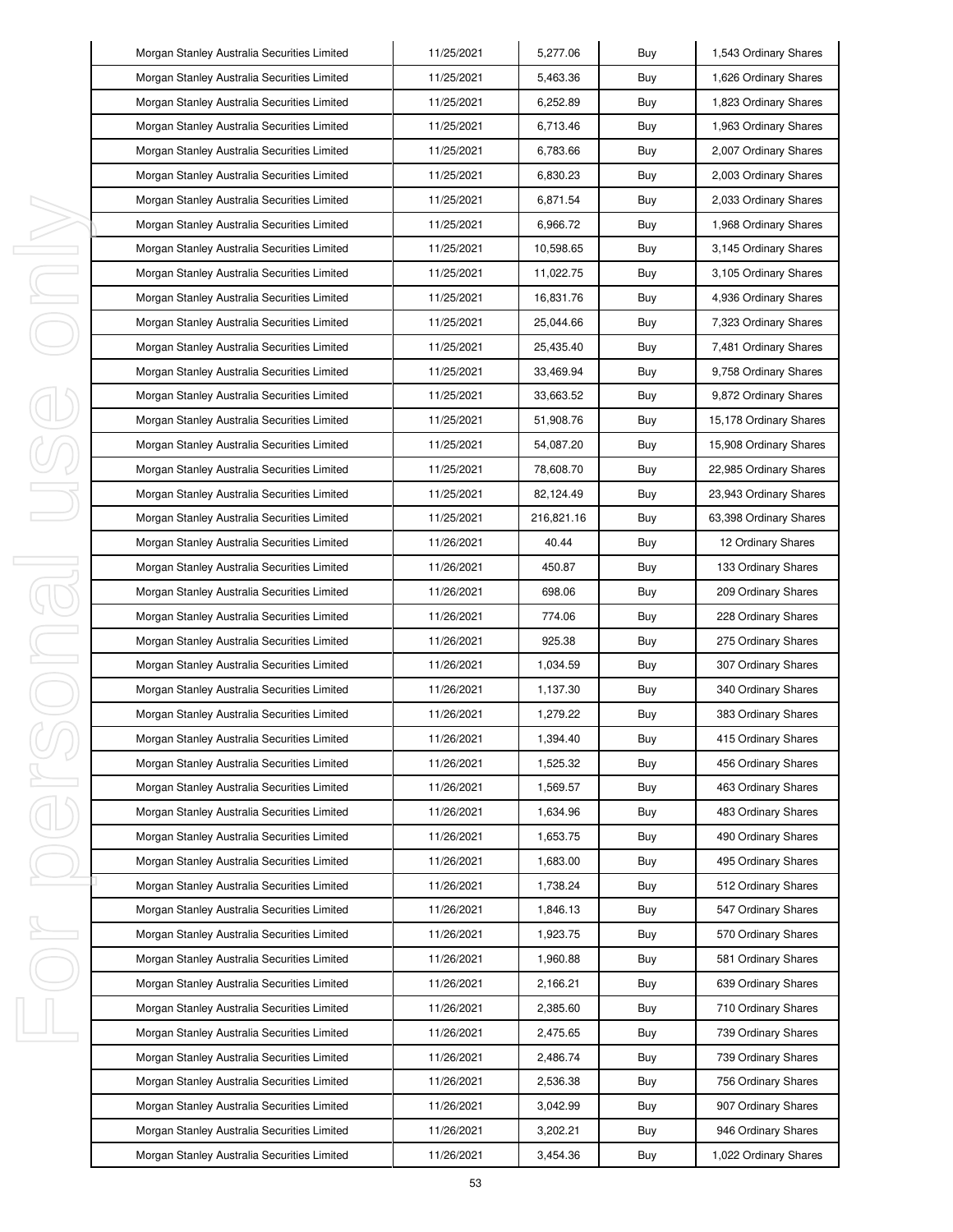| Morgan Stanley Australia Securities Limited | 11/25/2021 | 5,277.06 | Buy | 1,543 Ordinary Shares |
|---|---|---|---|---|
| Morgan Stanley Australia Securities Limited | 11/25/2021 | 5,463.36 | Buy | 1,626 Ordinary Shares |
| Morgan Stanley Australia Securities Limited | 11/25/2021 | 6,252.89 | Buy | 1,823 Ordinary Shares |
| Morgan Stanley Australia Securities Limited | 11/25/2021 | 6,713.46 | Buy | 1,963 Ordinary Shares |
| Morgan Stanley Australia Securities Limited | 11/25/2021 | 6,783.66 | Buy | 2,007 Ordinary Shares |
| Morgan Stanley Australia Securities Limited | 11/25/2021 | 6,830.23 | Buy | 2,003 Ordinary Shares |
| Morgan Stanley Australia Securities Limited | 11/25/2021 | 6,871.54 | Buy | 2,033 Ordinary Shares |
| Morgan Stanley Australia Securities Limited | 11/25/2021 | 6,966.72 | Buy | 1,968 Ordinary Shares |
| Morgan Stanley Australia Securities Limited | 11/25/2021 | 10,598.65 | Buy | 3,145 Ordinary Shares |
| Morgan Stanley Australia Securities Limited | 11/25/2021 | 11,022.75 | Buy | 3,105 Ordinary Shares |
| Morgan Stanley Australia Securities Limited | 11/25/2021 | 16,831.76 | Buy | 4,936 Ordinary Shares |
| Morgan Stanley Australia Securities Limited | 11/25/2021 | 25,044.66 | Buy | 7,323 Ordinary Shares |
| Morgan Stanley Australia Securities Limited | 11/25/2021 | 25,435.40 | Buy | 7,481 Ordinary Shares |
| Morgan Stanley Australia Securities Limited | 11/25/2021 | 33,469.94 | Buy | 9,758 Ordinary Shares |
| Morgan Stanley Australia Securities Limited | 11/25/2021 | 33,663.52 | Buy | 9,872 Ordinary Shares |
| Morgan Stanley Australia Securities Limited | 11/25/2021 | 51,908.76 | Buy | 15,178 Ordinary Shares |
| Morgan Stanley Australia Securities Limited | 11/25/2021 | 54,087.20 | Buy | 15,908 Ordinary Shares |
| Morgan Stanley Australia Securities Limited | 11/25/2021 | 78,608.70 | Buy | 22,985 Ordinary Shares |
| Morgan Stanley Australia Securities Limited | 11/25/2021 | 82,124.49 | Buy | 23,943 Ordinary Shares |
| Morgan Stanley Australia Securities Limited | 11/25/2021 | 216,821.16 | Buy | 63,398 Ordinary Shares |
| Morgan Stanley Australia Securities Limited | 11/26/2021 | 40.44 | Buy | 12 Ordinary Shares |
| Morgan Stanley Australia Securities Limited | 11/26/2021 | 450.87 | Buy | 133 Ordinary Shares |
| Morgan Stanley Australia Securities Limited | 11/26/2021 | 698.06 | Buy | 209 Ordinary Shares |
| Morgan Stanley Australia Securities Limited | 11/26/2021 | 774.06 | Buy | 228 Ordinary Shares |
| Morgan Stanley Australia Securities Limited | 11/26/2021 | 925.38 | Buy | 275 Ordinary Shares |
| Morgan Stanley Australia Securities Limited | 11/26/2021 | 1,034.59 | Buy | 307 Ordinary Shares |
| Morgan Stanley Australia Securities Limited | 11/26/2021 | 1,137.30 | Buy | 340 Ordinary Shares |
| Morgan Stanley Australia Securities Limited | 11/26/2021 | 1,279.22 | Buy | 383 Ordinary Shares |
| Morgan Stanley Australia Securities Limited | 11/26/2021 | 1,394.40 | Buy | 415 Ordinary Shares |
| Morgan Stanley Australia Securities Limited | 11/26/2021 | 1,525.32 | Buy | 456 Ordinary Shares |
| Morgan Stanley Australia Securities Limited | 11/26/2021 | 1,569.57 | Buy | 463 Ordinary Shares |
| Morgan Stanley Australia Securities Limited | 11/26/2021 | 1,634.96 | Buy | 483 Ordinary Shares |
| Morgan Stanley Australia Securities Limited | 11/26/2021 | 1,653.75 | Buy | 490 Ordinary Shares |
| Morgan Stanley Australia Securities Limited | 11/26/2021 | 1,683.00 | Buy | 495 Ordinary Shares |
| Morgan Stanley Australia Securities Limited | 11/26/2021 | 1,738.24 | Buy | 512 Ordinary Shares |
| Morgan Stanley Australia Securities Limited | 11/26/2021 | 1,846.13 | Buy | 547 Ordinary Shares |
| Morgan Stanley Australia Securities Limited | 11/26/2021 | 1,923.75 | Buy | 570 Ordinary Shares |
| Morgan Stanley Australia Securities Limited | 11/26/2021 | 1,960.88 | Buy | 581 Ordinary Shares |
| Morgan Stanley Australia Securities Limited | 11/26/2021 | 2,166.21 | Buy | 639 Ordinary Shares |
| Morgan Stanley Australia Securities Limited | 11/26/2021 | 2,385.60 | Buy | 710 Ordinary Shares |
| Morgan Stanley Australia Securities Limited | 11/26/2021 | 2,475.65 | Buy | 739 Ordinary Shares |
| Morgan Stanley Australia Securities Limited | 11/26/2021 | 2,486.74 | Buy | 739 Ordinary Shares |
| Morgan Stanley Australia Securities Limited | 11/26/2021 | 2,536.38 | Buy | 756 Ordinary Shares |
| Morgan Stanley Australia Securities Limited | 11/26/2021 | 3,042.99 | Buy | 907 Ordinary Shares |
| Morgan Stanley Australia Securities Limited | 11/26/2021 | 3,202.21 | Buy | 946 Ordinary Shares |
| Morgan Stanley Australia Securities Limited | 11/26/2021 | 3,454.36 | Buy | 1,022 Ordinary Shares |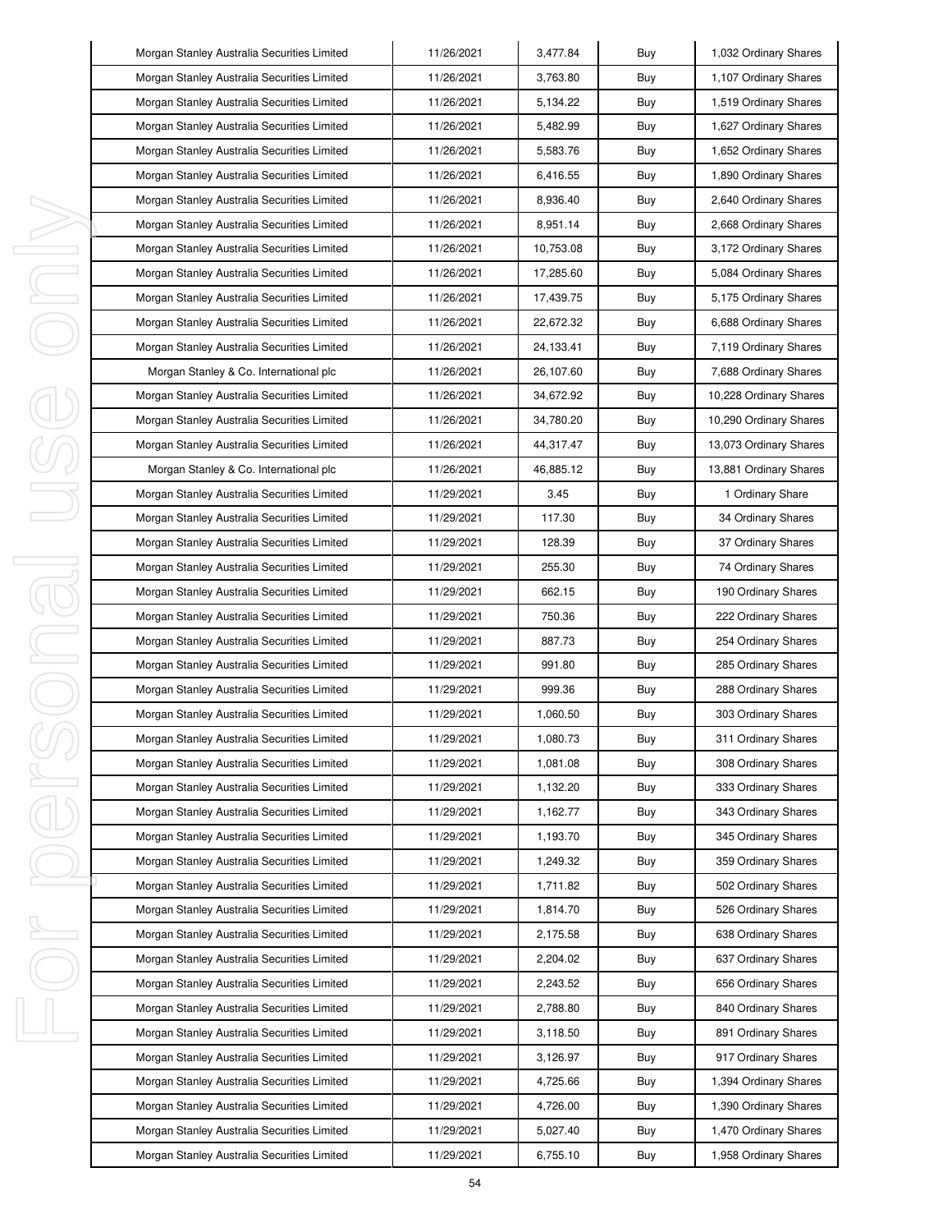| Morgan Stanley Australia Securities Limited | 11/26/2021 | 3,477.84 | Buy | 1,032 Ordinary Shares |
|---|---|---|---|---|
| Morgan Stanley Australia Securities Limited | 11/26/2021 | 3,763.80 | Buy | 1,107 Ordinary Shares |
| Morgan Stanley Australia Securities Limited | 11/26/2021 | 5,134.22 | Buy | 1,519 Ordinary Shares |
| Morgan Stanley Australia Securities Limited | 11/26/2021 | 5,482.99 | Buy | 1,627 Ordinary Shares |
| Morgan Stanley Australia Securities Limited | 11/26/2021 | 5,583.76 | Buy | 1,652 Ordinary Shares |
| Morgan Stanley Australia Securities Limited | 11/26/2021 | 6,416.55 | Buy | 1,890 Ordinary Shares |
| Morgan Stanley Australia Securities Limited | 11/26/2021 | 8,936.40 | Buy | 2,640 Ordinary Shares |
| Morgan Stanley Australia Securities Limited | 11/26/2021 | 8,951.14 | Buy | 2,668 Ordinary Shares |
| Morgan Stanley Australia Securities Limited | 11/26/2021 | 10,753.08 | Buy | 3,172 Ordinary Shares |
| Morgan Stanley Australia Securities Limited | 11/26/2021 | 17,285.60 | Buy | 5,084 Ordinary Shares |
| Morgan Stanley Australia Securities Limited | 11/26/2021 | 17,439.75 | Buy | 5,175 Ordinary Shares |
| Morgan Stanley Australia Securities Limited | 11/26/2021 | 22,672.32 | Buy | 6,688 Ordinary Shares |
| Morgan Stanley Australia Securities Limited | 11/26/2021 | 24,133.41 | Buy | 7,119 Ordinary Shares |
| Morgan Stanley & Co. International plc | 11/26/2021 | 26,107.60 | Buy | 7,688 Ordinary Shares |
| Morgan Stanley Australia Securities Limited | 11/26/2021 | 34,672.92 | Buy | 10,228 Ordinary Shares |
| Morgan Stanley Australia Securities Limited | 11/26/2021 | 34,780.20 | Buy | 10,290 Ordinary Shares |
| Morgan Stanley Australia Securities Limited | 11/26/2021 | 44,317.47 | Buy | 13,073 Ordinary Shares |
| Morgan Stanley & Co. International plc | 11/26/2021 | 46,885.12 | Buy | 13,881 Ordinary Shares |
| Morgan Stanley Australia Securities Limited | 11/29/2021 | 3.45 | Buy | 1 Ordinary Share |
| Morgan Stanley Australia Securities Limited | 11/29/2021 | 117.30 | Buy | 34 Ordinary Shares |
| Morgan Stanley Australia Securities Limited | 11/29/2021 | 128.39 | Buy | 37 Ordinary Shares |
| Morgan Stanley Australia Securities Limited | 11/29/2021 | 255.30 | Buy | 74 Ordinary Shares |
| Morgan Stanley Australia Securities Limited | 11/29/2021 | 662.15 | Buy | 190 Ordinary Shares |
| Morgan Stanley Australia Securities Limited | 11/29/2021 | 750.36 | Buy | 222 Ordinary Shares |
| Morgan Stanley Australia Securities Limited | 11/29/2021 | 887.73 | Buy | 254 Ordinary Shares |
| Morgan Stanley Australia Securities Limited | 11/29/2021 | 991.80 | Buy | 285 Ordinary Shares |
| Morgan Stanley Australia Securities Limited | 11/29/2021 | 999.36 | Buy | 288 Ordinary Shares |
| Morgan Stanley Australia Securities Limited | 11/29/2021 | 1,060.50 | Buy | 303 Ordinary Shares |
| Morgan Stanley Australia Securities Limited | 11/29/2021 | 1,080.73 | Buy | 311 Ordinary Shares |
| Morgan Stanley Australia Securities Limited | 11/29/2021 | 1,081.08 | Buy | 308 Ordinary Shares |
| Morgan Stanley Australia Securities Limited | 11/29/2021 | 1,132.20 | Buy | 333 Ordinary Shares |
| Morgan Stanley Australia Securities Limited | 11/29/2021 | 1,162.77 | Buy | 343 Ordinary Shares |
| Morgan Stanley Australia Securities Limited | 11/29/2021 | 1,193.70 | Buy | 345 Ordinary Shares |
| Morgan Stanley Australia Securities Limited | 11/29/2021 | 1,249.32 | Buy | 359 Ordinary Shares |
| Morgan Stanley Australia Securities Limited | 11/29/2021 | 1,711.82 | Buy | 502 Ordinary Shares |
| Morgan Stanley Australia Securities Limited | 11/29/2021 | 1,814.70 | Buy | 526 Ordinary Shares |
| Morgan Stanley Australia Securities Limited | 11/29/2021 | 2,175.58 | Buy | 638 Ordinary Shares |
| Morgan Stanley Australia Securities Limited | 11/29/2021 | 2,204.02 | Buy | 637 Ordinary Shares |
| Morgan Stanley Australia Securities Limited | 11/29/2021 | 2,243.52 | Buy | 656 Ordinary Shares |
| Morgan Stanley Australia Securities Limited | 11/29/2021 | 2,788.80 | Buy | 840 Ordinary Shares |
| Morgan Stanley Australia Securities Limited | 11/29/2021 | 3,118.50 | Buy | 891 Ordinary Shares |
| Morgan Stanley Australia Securities Limited | 11/29/2021 | 3,126.97 | Buy | 917 Ordinary Shares |
| Morgan Stanley Australia Securities Limited | 11/29/2021 | 4,725.66 | Buy | 1,394 Ordinary Shares |
| Morgan Stanley Australia Securities Limited | 11/29/2021 | 4,726.00 | Buy | 1,390 Ordinary Shares |
| Morgan Stanley Australia Securities Limited | 11/29/2021 | 5,027.40 | Buy | 1,470 Ordinary Shares |
| Morgan Stanley Australia Securities Limited | 11/29/2021 | 6,755.10 | Buy | 1,958 Ordinary Shares |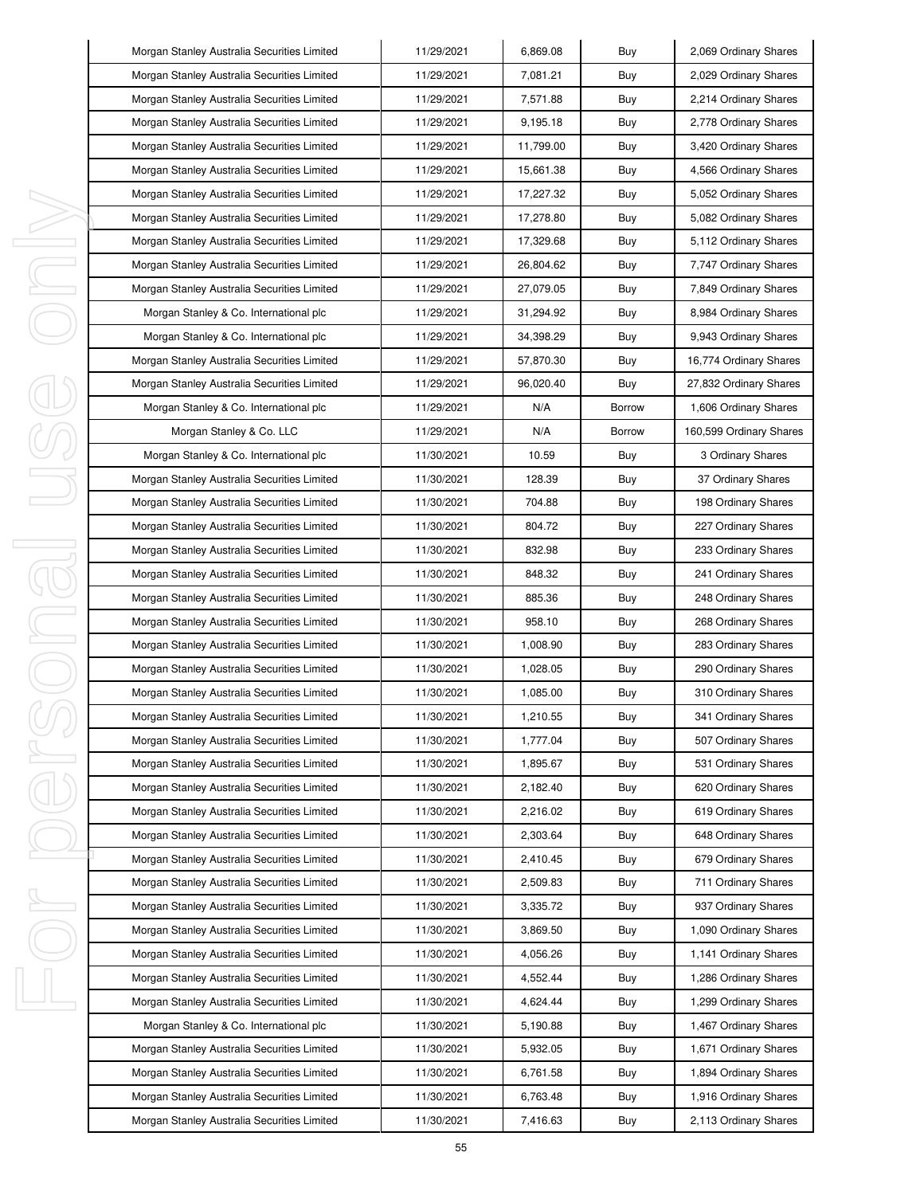| Morgan Stanley Australia Securities Limited | 11/29/2021 | 6,869.08 | Buy | 2,069 Ordinary Shares |
|---|---|---|---|---|
| Morgan Stanley Australia Securities Limited | 11/29/2021 | 7,081.21 | Buy | 2,029 Ordinary Shares |
| Morgan Stanley Australia Securities Limited | 11/29/2021 | 7,571.88 | Buy | 2,214 Ordinary Shares |
| Morgan Stanley Australia Securities Limited | 11/29/2021 | 9,195.18 | Buy | 2,778 Ordinary Shares |
| Morgan Stanley Australia Securities Limited | 11/29/2021 | 11,799.00 | Buy | 3,420 Ordinary Shares |
| Morgan Stanley Australia Securities Limited | 11/29/2021 | 15,661.38 | Buy | 4,566 Ordinary Shares |
| Morgan Stanley Australia Securities Limited | 11/29/2021 | 17,227.32 | Buy | 5,052 Ordinary Shares |
| Morgan Stanley Australia Securities Limited | 11/29/2021 | 17,278.80 | Buy | 5,082 Ordinary Shares |
| Morgan Stanley Australia Securities Limited | 11/29/2021 | 17,329.68 | Buy | 5,112 Ordinary Shares |
| Morgan Stanley Australia Securities Limited | 11/29/2021 | 26,804.62 | Buy | 7,747 Ordinary Shares |
| Morgan Stanley Australia Securities Limited | 11/29/2021 | 27,079.05 | Buy | 7,849 Ordinary Shares |
| Morgan Stanley & Co. International plc | 11/29/2021 | 31,294.92 | Buy | 8,984 Ordinary Shares |
| Morgan Stanley & Co. International plc | 11/29/2021 | 34,398.29 | Buy | 9,943 Ordinary Shares |
| Morgan Stanley Australia Securities Limited | 11/29/2021 | 57,870.30 | Buy | 16,774 Ordinary Shares |
| Morgan Stanley Australia Securities Limited | 11/29/2021 | 96,020.40 | Buy | 27,832 Ordinary Shares |
| Morgan Stanley & Co. International plc | 11/29/2021 | N/A | Borrow | 1,606 Ordinary Shares |
| Morgan Stanley & Co. LLC | 11/29/2021 | N/A | Borrow | 160,599 Ordinary Shares |
| Morgan Stanley & Co. International plc | 11/30/2021 | 10.59 | Buy | 3 Ordinary Shares |
| Morgan Stanley Australia Securities Limited | 11/30/2021 | 128.39 | Buy | 37 Ordinary Shares |
| Morgan Stanley Australia Securities Limited | 11/30/2021 | 704.88 | Buy | 198 Ordinary Shares |
| Morgan Stanley Australia Securities Limited | 11/30/2021 | 804.72 | Buy | 227 Ordinary Shares |
| Morgan Stanley Australia Securities Limited | 11/30/2021 | 832.98 | Buy | 233 Ordinary Shares |
| Morgan Stanley Australia Securities Limited | 11/30/2021 | 848.32 | Buy | 241 Ordinary Shares |
| Morgan Stanley Australia Securities Limited | 11/30/2021 | 885.36 | Buy | 248 Ordinary Shares |
| Morgan Stanley Australia Securities Limited | 11/30/2021 | 958.10 | Buy | 268 Ordinary Shares |
| Morgan Stanley Australia Securities Limited | 11/30/2021 | 1,008.90 | Buy | 283 Ordinary Shares |
| Morgan Stanley Australia Securities Limited | 11/30/2021 | 1,028.05 | Buy | 290 Ordinary Shares |
| Morgan Stanley Australia Securities Limited | 11/30/2021 | 1,085.00 | Buy | 310 Ordinary Shares |
| Morgan Stanley Australia Securities Limited | 11/30/2021 | 1,210.55 | Buy | 341 Ordinary Shares |
| Morgan Stanley Australia Securities Limited | 11/30/2021 | 1,777.04 | Buy | 507 Ordinary Shares |
| Morgan Stanley Australia Securities Limited | 11/30/2021 | 1,895.67 | Buy | 531 Ordinary Shares |
| Morgan Stanley Australia Securities Limited | 11/30/2021 | 2,182.40 | Buy | 620 Ordinary Shares |
| Morgan Stanley Australia Securities Limited | 11/30/2021 | 2,216.02 | Buy | 619 Ordinary Shares |
| Morgan Stanley Australia Securities Limited | 11/30/2021 | 2,303.64 | Buy | 648 Ordinary Shares |
| Morgan Stanley Australia Securities Limited | 11/30/2021 | 2,410.45 | Buy | 679 Ordinary Shares |
| Morgan Stanley Australia Securities Limited | 11/30/2021 | 2,509.83 | Buy | 711 Ordinary Shares |
| Morgan Stanley Australia Securities Limited | 11/30/2021 | 3,335.72 | Buy | 937 Ordinary Shares |
| Morgan Stanley Australia Securities Limited | 11/30/2021 | 3,869.50 | Buy | 1,090 Ordinary Shares |
| Morgan Stanley Australia Securities Limited | 11/30/2021 | 4,056.26 | Buy | 1,141 Ordinary Shares |
| Morgan Stanley Australia Securities Limited | 11/30/2021 | 4,552.44 | Buy | 1,286 Ordinary Shares |
| Morgan Stanley Australia Securities Limited | 11/30/2021 | 4,624.44 | Buy | 1,299 Ordinary Shares |
| Morgan Stanley & Co. International plc | 11/30/2021 | 5,190.88 | Buy | 1,467 Ordinary Shares |
| Morgan Stanley Australia Securities Limited | 11/30/2021 | 5,932.05 | Buy | 1,671 Ordinary Shares |
| Morgan Stanley Australia Securities Limited | 11/30/2021 | 6,761.58 | Buy | 1,894 Ordinary Shares |
| Morgan Stanley Australia Securities Limited | 11/30/2021 | 6,763.48 | Buy | 1,916 Ordinary Shares |
| Morgan Stanley Australia Securities Limited | 11/30/2021 | 7,416.63 | Buy | 2,113 Ordinary Shares |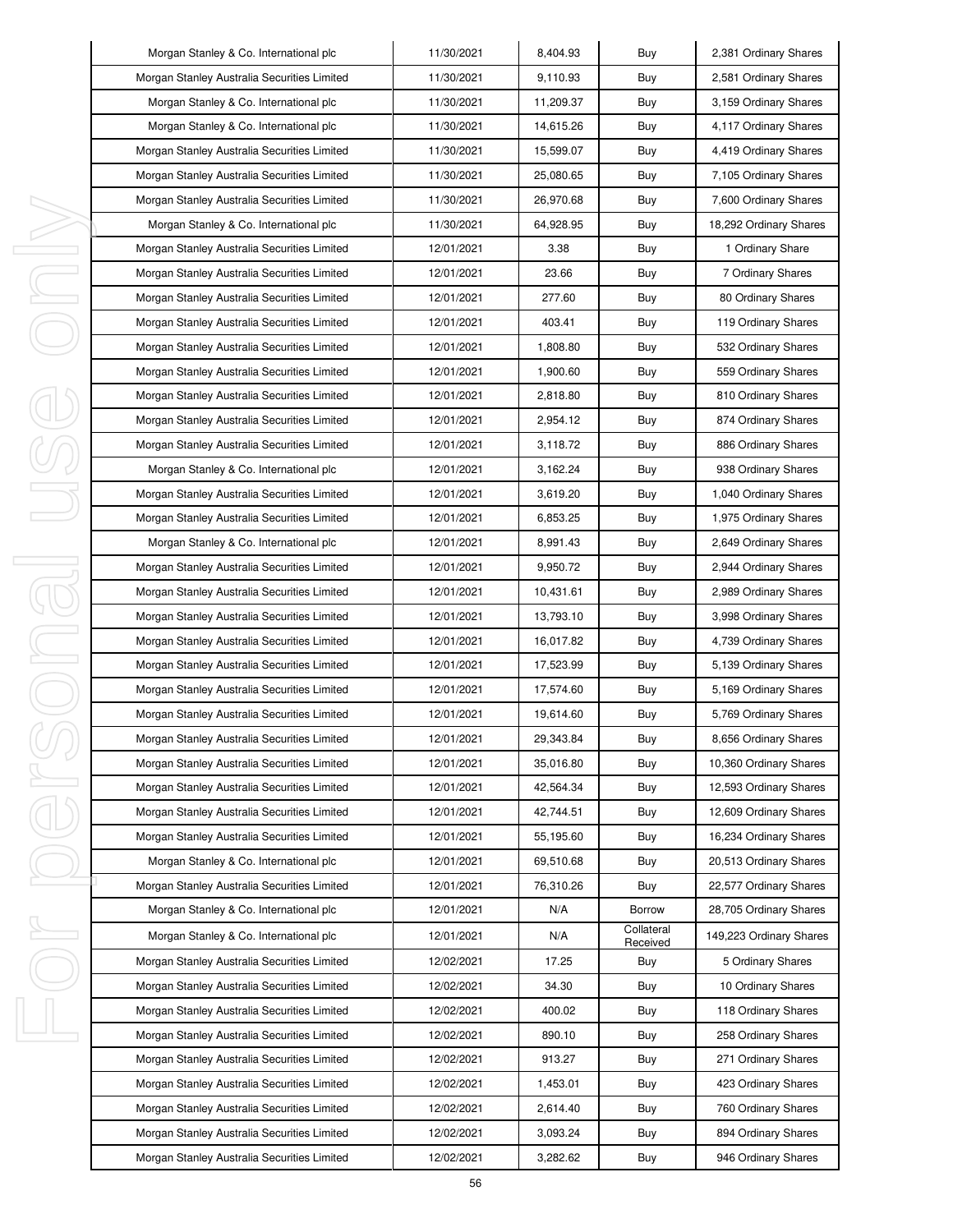| | | | | |
|---|---|---|---|---|
| Morgan Stanley & Co. International plc | 11/30/2021 | 8,404.93 | Buy | 2,381 Ordinary Shares |
| Morgan Stanley Australia Securities Limited | 11/30/2021 | 9,110.93 | Buy | 2,581 Ordinary Shares |
| Morgan Stanley & Co. International plc | 11/30/2021 | 11,209.37 | Buy | 3,159 Ordinary Shares |
| Morgan Stanley & Co. International plc | 11/30/2021 | 14,615.26 | Buy | 4,117 Ordinary Shares |
| Morgan Stanley Australia Securities Limited | 11/30/2021 | 15,599.07 | Buy | 4,419 Ordinary Shares |
| Morgan Stanley Australia Securities Limited | 11/30/2021 | 25,080.65 | Buy | 7,105 Ordinary Shares |
| Morgan Stanley Australia Securities Limited | 11/30/2021 | 26,970.68 | Buy | 7,600 Ordinary Shares |
| Morgan Stanley & Co. International plc | 11/30/2021 | 64,928.95 | Buy | 18,292 Ordinary Shares |
| Morgan Stanley Australia Securities Limited | 12/01/2021 | 3.38 | Buy | 1 Ordinary Share |
| Morgan Stanley Australia Securities Limited | 12/01/2021 | 23.66 | Buy | 7 Ordinary Shares |
| Morgan Stanley Australia Securities Limited | 12/01/2021 | 277.60 | Buy | 80 Ordinary Shares |
| Morgan Stanley Australia Securities Limited | 12/01/2021 | 403.41 | Buy | 119 Ordinary Shares |
| Morgan Stanley Australia Securities Limited | 12/01/2021 | 1,808.80 | Buy | 532 Ordinary Shares |
| Morgan Stanley Australia Securities Limited | 12/01/2021 | 1,900.60 | Buy | 559 Ordinary Shares |
| Morgan Stanley Australia Securities Limited | 12/01/2021 | 2,818.80 | Buy | 810 Ordinary Shares |
| Morgan Stanley Australia Securities Limited | 12/01/2021 | 2,954.12 | Buy | 874 Ordinary Shares |
| Morgan Stanley Australia Securities Limited | 12/01/2021 | 3,118.72 | Buy | 886 Ordinary Shares |
| Morgan Stanley & Co. International plc | 12/01/2021 | 3,162.24 | Buy | 938 Ordinary Shares |
| Morgan Stanley Australia Securities Limited | 12/01/2021 | 3,619.20 | Buy | 1,040 Ordinary Shares |
| Morgan Stanley Australia Securities Limited | 12/01/2021 | 6,853.25 | Buy | 1,975 Ordinary Shares |
| Morgan Stanley & Co. International plc | 12/01/2021 | 8,991.43 | Buy | 2,649 Ordinary Shares |
| Morgan Stanley Australia Securities Limited | 12/01/2021 | 9,950.72 | Buy | 2,944 Ordinary Shares |
| Morgan Stanley Australia Securities Limited | 12/01/2021 | 10,431.61 | Buy | 2,989 Ordinary Shares |
| Morgan Stanley Australia Securities Limited | 12/01/2021 | 13,793.10 | Buy | 3,998 Ordinary Shares |
| Morgan Stanley Australia Securities Limited | 12/01/2021 | 16,017.82 | Buy | 4,739 Ordinary Shares |
| Morgan Stanley Australia Securities Limited | 12/01/2021 | 17,523.99 | Buy | 5,139 Ordinary Shares |
| Morgan Stanley Australia Securities Limited | 12/01/2021 | 17,574.60 | Buy | 5,169 Ordinary Shares |
| Morgan Stanley Australia Securities Limited | 12/01/2021 | 19,614.60 | Buy | 5,769 Ordinary Shares |
| Morgan Stanley Australia Securities Limited | 12/01/2021 | 29,343.84 | Buy | 8,656 Ordinary Shares |
| Morgan Stanley Australia Securities Limited | 12/01/2021 | 35,016.80 | Buy | 10,360 Ordinary Shares |
| Morgan Stanley Australia Securities Limited | 12/01/2021 | 42,564.34 | Buy | 12,593 Ordinary Shares |
| Morgan Stanley Australia Securities Limited | 12/01/2021 | 42,744.51 | Buy | 12,609 Ordinary Shares |
| Morgan Stanley Australia Securities Limited | 12/01/2021 | 55,195.60 | Buy | 16,234 Ordinary Shares |
| Morgan Stanley & Co. International plc | 12/01/2021 | 69,510.68 | Buy | 20,513 Ordinary Shares |
| Morgan Stanley Australia Securities Limited | 12/01/2021 | 76,310.26 | Buy | 22,577 Ordinary Shares |
| Morgan Stanley & Co. International plc | 12/01/2021 | N/A | Borrow | 28,705 Ordinary Shares |
| Morgan Stanley & Co. International plc | 12/01/2021 | N/A | Collateral Received | 149,223 Ordinary Shares |
| Morgan Stanley Australia Securities Limited | 12/02/2021 | 17.25 | Buy | 5 Ordinary Shares |
| Morgan Stanley Australia Securities Limited | 12/02/2021 | 34.30 | Buy | 10 Ordinary Shares |
| Morgan Stanley Australia Securities Limited | 12/02/2021 | 400.02 | Buy | 118 Ordinary Shares |
| Morgan Stanley Australia Securities Limited | 12/02/2021 | 890.10 | Buy | 258 Ordinary Shares |
| Morgan Stanley Australia Securities Limited | 12/02/2021 | 913.27 | Buy | 271 Ordinary Shares |
| Morgan Stanley Australia Securities Limited | 12/02/2021 | 1,453.01 | Buy | 423 Ordinary Shares |
| Morgan Stanley Australia Securities Limited | 12/02/2021 | 2,614.40 | Buy | 760 Ordinary Shares |
| Morgan Stanley Australia Securities Limited | 12/02/2021 | 3,093.24 | Buy | 894 Ordinary Shares |
| Morgan Stanley Australia Securities Limited | 12/02/2021 | 3,282.62 | Buy | 946 Ordinary Shares |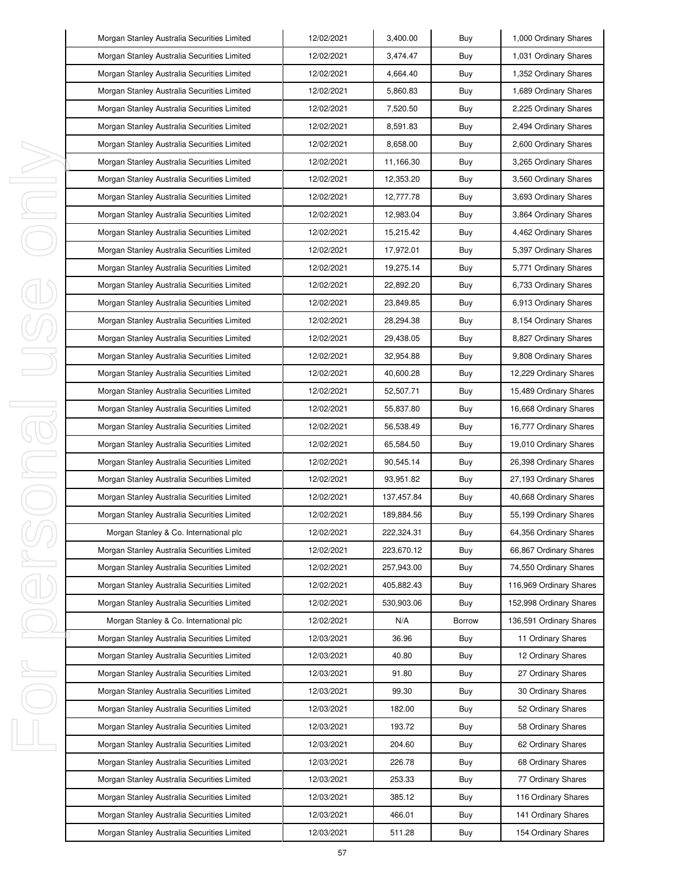| | | | | |
|---|---|---|---|---|
| Morgan Stanley Australia Securities Limited | 12/02/2021 | 3,400.00 | Buy | 1,000 Ordinary Shares |
| Morgan Stanley Australia Securities Limited | 12/02/2021 | 3,474.47 | Buy | 1,031 Ordinary Shares |
| Morgan Stanley Australia Securities Limited | 12/02/2021 | 4,664.40 | Buy | 1,352 Ordinary Shares |
| Morgan Stanley Australia Securities Limited | 12/02/2021 | 5,860.83 | Buy | 1,689 Ordinary Shares |
| Morgan Stanley Australia Securities Limited | 12/02/2021 | 7,520.50 | Buy | 2,225 Ordinary Shares |
| Morgan Stanley Australia Securities Limited | 12/02/2021 | 8,591.83 | Buy | 2,494 Ordinary Shares |
| Morgan Stanley Australia Securities Limited | 12/02/2021 | 8,658.00 | Buy | 2,600 Ordinary Shares |
| Morgan Stanley Australia Securities Limited | 12/02/2021 | 11,166.30 | Buy | 3,265 Ordinary Shares |
| Morgan Stanley Australia Securities Limited | 12/02/2021 | 12,353.20 | Buy | 3,560 Ordinary Shares |
| Morgan Stanley Australia Securities Limited | 12/02/2021 | 12,777.78 | Buy | 3,693 Ordinary Shares |
| Morgan Stanley Australia Securities Limited | 12/02/2021 | 12,983.04 | Buy | 3,864 Ordinary Shares |
| Morgan Stanley Australia Securities Limited | 12/02/2021 | 15,215.42 | Buy | 4,462 Ordinary Shares |
| Morgan Stanley Australia Securities Limited | 12/02/2021 | 17,972.01 | Buy | 5,397 Ordinary Shares |
| Morgan Stanley Australia Securities Limited | 12/02/2021 | 19,275.14 | Buy | 5,771 Ordinary Shares |
| Morgan Stanley Australia Securities Limited | 12/02/2021 | 22,892.20 | Buy | 6,733 Ordinary Shares |
| Morgan Stanley Australia Securities Limited | 12/02/2021 | 23,849.85 | Buy | 6,913 Ordinary Shares |
| Morgan Stanley Australia Securities Limited | 12/02/2021 | 28,294.38 | Buy | 8,154 Ordinary Shares |
| Morgan Stanley Australia Securities Limited | 12/02/2021 | 29,438.05 | Buy | 8,827 Ordinary Shares |
| Morgan Stanley Australia Securities Limited | 12/02/2021 | 32,954.88 | Buy | 9,808 Ordinary Shares |
| Morgan Stanley Australia Securities Limited | 12/02/2021 | 40,600.28 | Buy | 12,229 Ordinary Shares |
| Morgan Stanley Australia Securities Limited | 12/02/2021 | 52,507.71 | Buy | 15,489 Ordinary Shares |
| Morgan Stanley Australia Securities Limited | 12/02/2021 | 55,837.80 | Buy | 16,668 Ordinary Shares |
| Morgan Stanley Australia Securities Limited | 12/02/2021 | 56,538.49 | Buy | 16,777 Ordinary Shares |
| Morgan Stanley Australia Securities Limited | 12/02/2021 | 65,584.50 | Buy | 19,010 Ordinary Shares |
| Morgan Stanley Australia Securities Limited | 12/02/2021 | 90,545.14 | Buy | 26,398 Ordinary Shares |
| Morgan Stanley Australia Securities Limited | 12/02/2021 | 93,951.82 | Buy | 27,193 Ordinary Shares |
| Morgan Stanley Australia Securities Limited | 12/02/2021 | 137,457.84 | Buy | 40,668 Ordinary Shares |
| Morgan Stanley Australia Securities Limited | 12/02/2021 | 189,884.56 | Buy | 55,199 Ordinary Shares |
| Morgan Stanley & Co. International plc | 12/02/2021 | 222,324.31 | Buy | 64,356 Ordinary Shares |
| Morgan Stanley Australia Securities Limited | 12/02/2021 | 223,670.12 | Buy | 66,867 Ordinary Shares |
| Morgan Stanley Australia Securities Limited | 12/02/2021 | 257,943.00 | Buy | 74,550 Ordinary Shares |
| Morgan Stanley Australia Securities Limited | 12/02/2021 | 405,882.43 | Buy | 116,969 Ordinary Shares |
| Morgan Stanley Australia Securities Limited | 12/02/2021 | 530,903.06 | Buy | 152,998 Ordinary Shares |
| Morgan Stanley & Co. International plc | 12/02/2021 | N/A | Borrow | 136,591 Ordinary Shares |
| Morgan Stanley Australia Securities Limited | 12/03/2021 | 36.96 | Buy | 11 Ordinary Shares |
| Morgan Stanley Australia Securities Limited | 12/03/2021 | 40.80 | Buy | 12 Ordinary Shares |
| Morgan Stanley Australia Securities Limited | 12/03/2021 | 91.80 | Buy | 27 Ordinary Shares |
| Morgan Stanley Australia Securities Limited | 12/03/2021 | 99.30 | Buy | 30 Ordinary Shares |
| Morgan Stanley Australia Securities Limited | 12/03/2021 | 182.00 | Buy | 52 Ordinary Shares |
| Morgan Stanley Australia Securities Limited | 12/03/2021 | 193.72 | Buy | 58 Ordinary Shares |
| Morgan Stanley Australia Securities Limited | 12/03/2021 | 204.60 | Buy | 62 Ordinary Shares |
| Morgan Stanley Australia Securities Limited | 12/03/2021 | 226.78 | Buy | 68 Ordinary Shares |
| Morgan Stanley Australia Securities Limited | 12/03/2021 | 253.33 | Buy | 77 Ordinary Shares |
| Morgan Stanley Australia Securities Limited | 12/03/2021 | 385.12 | Buy | 116 Ordinary Shares |
| Morgan Stanley Australia Securities Limited | 12/03/2021 | 466.01 | Buy | 141 Ordinary Shares |
| Morgan Stanley Australia Securities Limited | 12/03/2021 | 511.28 | Buy | 154 Ordinary Shares |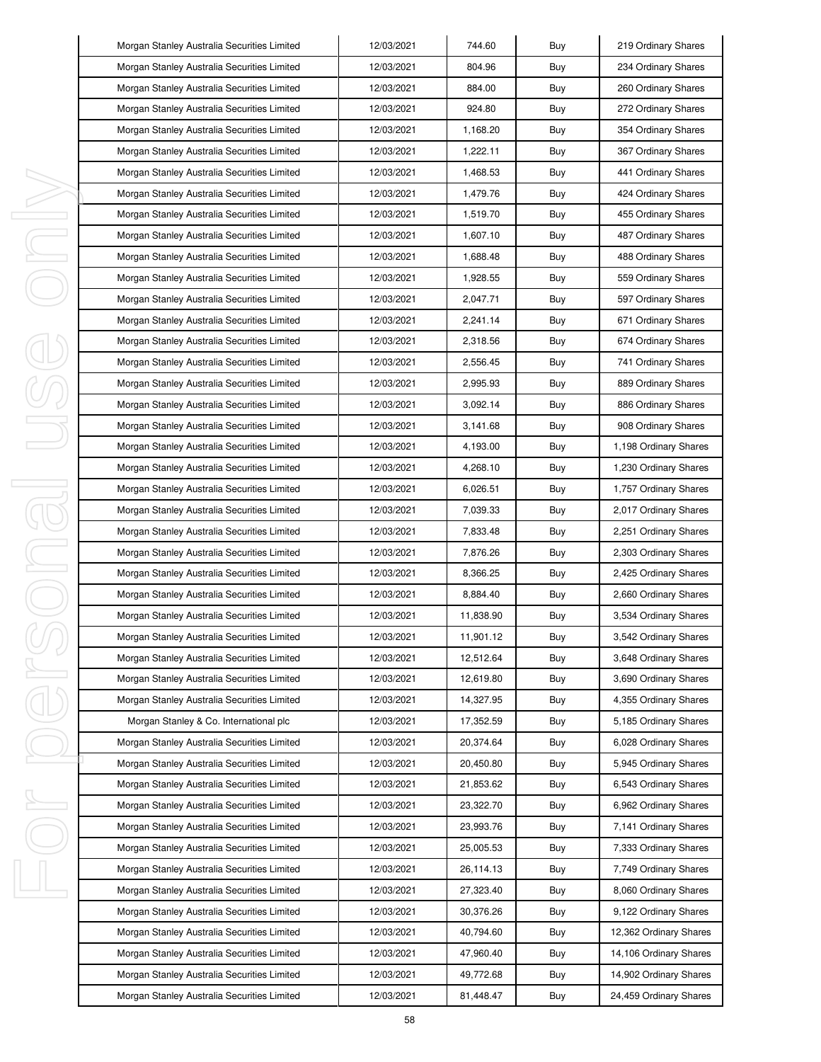| Morgan Stanley Australia Securities Limited | 12/03/2021 | 744.60 | Buy | 219 Ordinary Shares |
|---|---|---|---|---|
| Morgan Stanley Australia Securities Limited | 12/03/2021 | 804.96 | Buy | 234 Ordinary Shares |
| Morgan Stanley Australia Securities Limited | 12/03/2021 | 884.00 | Buy | 260 Ordinary Shares |
| Morgan Stanley Australia Securities Limited | 12/03/2021 | 924.80 | Buy | 272 Ordinary Shares |
| Morgan Stanley Australia Securities Limited | 12/03/2021 | 1,168.20 | Buy | 354 Ordinary Shares |
| Morgan Stanley Australia Securities Limited | 12/03/2021 | 1,222.11 | Buy | 367 Ordinary Shares |
| Morgan Stanley Australia Securities Limited | 12/03/2021 | 1,468.53 | Buy | 441 Ordinary Shares |
| Morgan Stanley Australia Securities Limited | 12/03/2021 | 1,479.76 | Buy | 424 Ordinary Shares |
| Morgan Stanley Australia Securities Limited | 12/03/2021 | 1,519.70 | Buy | 455 Ordinary Shares |
| Morgan Stanley Australia Securities Limited | 12/03/2021 | 1,607.10 | Buy | 487 Ordinary Shares |
| Morgan Stanley Australia Securities Limited | 12/03/2021 | 1,688.48 | Buy | 488 Ordinary Shares |
| Morgan Stanley Australia Securities Limited | 12/03/2021 | 1,928.55 | Buy | 559 Ordinary Shares |
| Morgan Stanley Australia Securities Limited | 12/03/2021 | 2,047.71 | Buy | 597 Ordinary Shares |
| Morgan Stanley Australia Securities Limited | 12/03/2021 | 2,241.14 | Buy | 671 Ordinary Shares |
| Morgan Stanley Australia Securities Limited | 12/03/2021 | 2,318.56 | Buy | 674 Ordinary Shares |
| Morgan Stanley Australia Securities Limited | 12/03/2021 | 2,556.45 | Buy | 741 Ordinary Shares |
| Morgan Stanley Australia Securities Limited | 12/03/2021 | 2,995.93 | Buy | 889 Ordinary Shares |
| Morgan Stanley Australia Securities Limited | 12/03/2021 | 3,092.14 | Buy | 886 Ordinary Shares |
| Morgan Stanley Australia Securities Limited | 12/03/2021 | 3,141.68 | Buy | 908 Ordinary Shares |
| Morgan Stanley Australia Securities Limited | 12/03/2021 | 4,193.00 | Buy | 1,198 Ordinary Shares |
| Morgan Stanley Australia Securities Limited | 12/03/2021 | 4,268.10 | Buy | 1,230 Ordinary Shares |
| Morgan Stanley Australia Securities Limited | 12/03/2021 | 6,026.51 | Buy | 1,757 Ordinary Shares |
| Morgan Stanley Australia Securities Limited | 12/03/2021 | 7,039.33 | Buy | 2,017 Ordinary Shares |
| Morgan Stanley Australia Securities Limited | 12/03/2021 | 7,833.48 | Buy | 2,251 Ordinary Shares |
| Morgan Stanley Australia Securities Limited | 12/03/2021 | 7,876.26 | Buy | 2,303 Ordinary Shares |
| Morgan Stanley Australia Securities Limited | 12/03/2021 | 8,366.25 | Buy | 2,425 Ordinary Shares |
| Morgan Stanley Australia Securities Limited | 12/03/2021 | 8,884.40 | Buy | 2,660 Ordinary Shares |
| Morgan Stanley Australia Securities Limited | 12/03/2021 | 11,838.90 | Buy | 3,534 Ordinary Shares |
| Morgan Stanley Australia Securities Limited | 12/03/2021 | 11,901.12 | Buy | 3,542 Ordinary Shares |
| Morgan Stanley Australia Securities Limited | 12/03/2021 | 12,512.64 | Buy | 3,648 Ordinary Shares |
| Morgan Stanley Australia Securities Limited | 12/03/2021 | 12,619.80 | Buy | 3,690 Ordinary Shares |
| Morgan Stanley Australia Securities Limited | 12/03/2021 | 14,327.95 | Buy | 4,355 Ordinary Shares |
| Morgan Stanley & Co. International plc | 12/03/2021 | 17,352.59 | Buy | 5,185 Ordinary Shares |
| Morgan Stanley Australia Securities Limited | 12/03/2021 | 20,374.64 | Buy | 6,028 Ordinary Shares |
| Morgan Stanley Australia Securities Limited | 12/03/2021 | 20,450.80 | Buy | 5,945 Ordinary Shares |
| Morgan Stanley Australia Securities Limited | 12/03/2021 | 21,853.62 | Buy | 6,543 Ordinary Shares |
| Morgan Stanley Australia Securities Limited | 12/03/2021 | 23,322.70 | Buy | 6,962 Ordinary Shares |
| Morgan Stanley Australia Securities Limited | 12/03/2021 | 23,993.76 | Buy | 7,141 Ordinary Shares |
| Morgan Stanley Australia Securities Limited | 12/03/2021 | 25,005.53 | Buy | 7,333 Ordinary Shares |
| Morgan Stanley Australia Securities Limited | 12/03/2021 | 26,114.13 | Buy | 7,749 Ordinary Shares |
| Morgan Stanley Australia Securities Limited | 12/03/2021 | 27,323.40 | Buy | 8,060 Ordinary Shares |
| Morgan Stanley Australia Securities Limited | 12/03/2021 | 30,376.26 | Buy | 9,122 Ordinary Shares |
| Morgan Stanley Australia Securities Limited | 12/03/2021 | 40,794.60 | Buy | 12,362 Ordinary Shares |
| Morgan Stanley Australia Securities Limited | 12/03/2021 | 47,960.40 | Buy | 14,106 Ordinary Shares |
| Morgan Stanley Australia Securities Limited | 12/03/2021 | 49,772.68 | Buy | 14,902 Ordinary Shares |
| Morgan Stanley Australia Securities Limited | 12/03/2021 | 81,448.47 | Buy | 24,459 Ordinary Shares |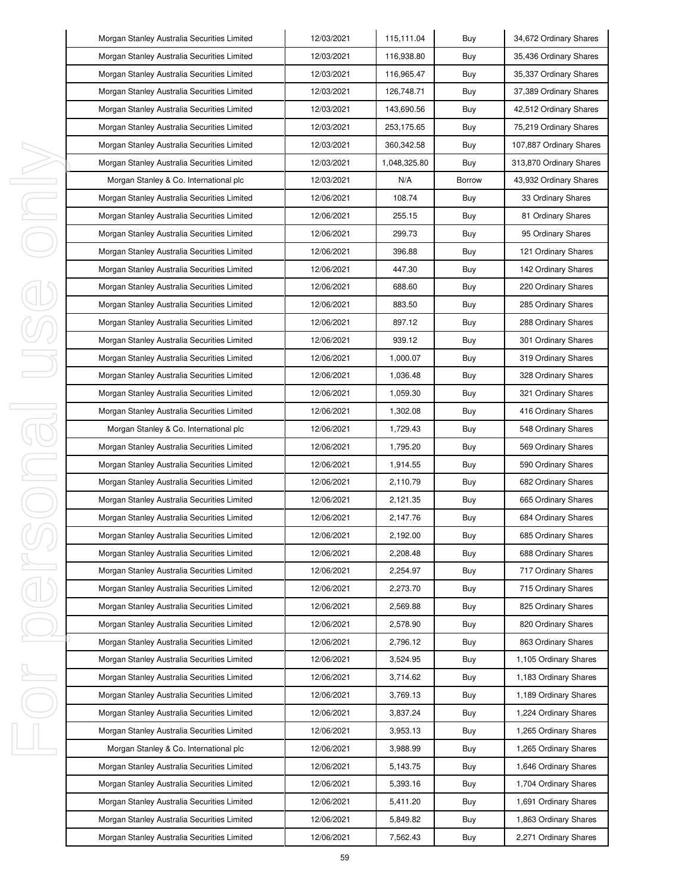| Morgan Stanley Australia Securities Limited | 12/03/2021 | 115,111.04 | Buy | 34,672 Ordinary Shares |
|---|---|---|---|---|
| Morgan Stanley Australia Securities Limited | 12/03/2021 | 116,938.80 | Buy | 35,436 Ordinary Shares |
| Morgan Stanley Australia Securities Limited | 12/03/2021 | 116,965.47 | Buy | 35,337 Ordinary Shares |
| Morgan Stanley Australia Securities Limited | 12/03/2021 | 126,748.71 | Buy | 37,389 Ordinary Shares |
| Morgan Stanley Australia Securities Limited | 12/03/2021 | 143,690.56 | Buy | 42,512 Ordinary Shares |
| Morgan Stanley Australia Securities Limited | 12/03/2021 | 253,175.65 | Buy | 75,219 Ordinary Shares |
| Morgan Stanley Australia Securities Limited | 12/03/2021 | 360,342.58 | Buy | 107,887 Ordinary Shares |
| Morgan Stanley Australia Securities Limited | 12/03/2021 | 1,048,325.80 | Buy | 313,870 Ordinary Shares |
| Morgan Stanley & Co. International plc | 12/03/2021 | N/A | Borrow | 43,932 Ordinary Shares |
| Morgan Stanley Australia Securities Limited | 12/06/2021 | 108.74 | Buy | 33 Ordinary Shares |
| Morgan Stanley Australia Securities Limited | 12/06/2021 | 255.15 | Buy | 81 Ordinary Shares |
| Morgan Stanley Australia Securities Limited | 12/06/2021 | 299.73 | Buy | 95 Ordinary Shares |
| Morgan Stanley Australia Securities Limited | 12/06/2021 | 396.88 | Buy | 121 Ordinary Shares |
| Morgan Stanley Australia Securities Limited | 12/06/2021 | 447.30 | Buy | 142 Ordinary Shares |
| Morgan Stanley Australia Securities Limited | 12/06/2021 | 688.60 | Buy | 220 Ordinary Shares |
| Morgan Stanley Australia Securities Limited | 12/06/2021 | 883.50 | Buy | 285 Ordinary Shares |
| Morgan Stanley Australia Securities Limited | 12/06/2021 | 897.12 | Buy | 288 Ordinary Shares |
| Morgan Stanley Australia Securities Limited | 12/06/2021 | 939.12 | Buy | 301 Ordinary Shares |
| Morgan Stanley Australia Securities Limited | 12/06/2021 | 1,000.07 | Buy | 319 Ordinary Shares |
| Morgan Stanley Australia Securities Limited | 12/06/2021 | 1,036.48 | Buy | 328 Ordinary Shares |
| Morgan Stanley Australia Securities Limited | 12/06/2021 | 1,059.30 | Buy | 321 Ordinary Shares |
| Morgan Stanley Australia Securities Limited | 12/06/2021 | 1,302.08 | Buy | 416 Ordinary Shares |
| Morgan Stanley & Co. International plc | 12/06/2021 | 1,729.43 | Buy | 548 Ordinary Shares |
| Morgan Stanley Australia Securities Limited | 12/06/2021 | 1,795.20 | Buy | 569 Ordinary Shares |
| Morgan Stanley Australia Securities Limited | 12/06/2021 | 1,914.55 | Buy | 590 Ordinary Shares |
| Morgan Stanley Australia Securities Limited | 12/06/2021 | 2,110.79 | Buy | 682 Ordinary Shares |
| Morgan Stanley Australia Securities Limited | 12/06/2021 | 2,121.35 | Buy | 665 Ordinary Shares |
| Morgan Stanley Australia Securities Limited | 12/06/2021 | 2,147.76 | Buy | 684 Ordinary Shares |
| Morgan Stanley Australia Securities Limited | 12/06/2021 | 2,192.00 | Buy | 685 Ordinary Shares |
| Morgan Stanley Australia Securities Limited | 12/06/2021 | 2,208.48 | Buy | 688 Ordinary Shares |
| Morgan Stanley Australia Securities Limited | 12/06/2021 | 2,254.97 | Buy | 717 Ordinary Shares |
| Morgan Stanley Australia Securities Limited | 12/06/2021 | 2,273.70 | Buy | 715 Ordinary Shares |
| Morgan Stanley Australia Securities Limited | 12/06/2021 | 2,569.88 | Buy | 825 Ordinary Shares |
| Morgan Stanley Australia Securities Limited | 12/06/2021 | 2,578.90 | Buy | 820 Ordinary Shares |
| Morgan Stanley Australia Securities Limited | 12/06/2021 | 2,796.12 | Buy | 863 Ordinary Shares |
| Morgan Stanley Australia Securities Limited | 12/06/2021 | 3,524.95 | Buy | 1,105 Ordinary Shares |
| Morgan Stanley Australia Securities Limited | 12/06/2021 | 3,714.62 | Buy | 1,183 Ordinary Shares |
| Morgan Stanley Australia Securities Limited | 12/06/2021 | 3,769.13 | Buy | 1,189 Ordinary Shares |
| Morgan Stanley Australia Securities Limited | 12/06/2021 | 3,837.24 | Buy | 1,224 Ordinary Shares |
| Morgan Stanley Australia Securities Limited | 12/06/2021 | 3,953.13 | Buy | 1,265 Ordinary Shares |
| Morgan Stanley & Co. International plc | 12/06/2021 | 3,988.99 | Buy | 1,265 Ordinary Shares |
| Morgan Stanley Australia Securities Limited | 12/06/2021 | 5,143.75 | Buy | 1,646 Ordinary Shares |
| Morgan Stanley Australia Securities Limited | 12/06/2021 | 5,393.16 | Buy | 1,704 Ordinary Shares |
| Morgan Stanley Australia Securities Limited | 12/06/2021 | 5,411.20 | Buy | 1,691 Ordinary Shares |
| Morgan Stanley Australia Securities Limited | 12/06/2021 | 5,849.82 | Buy | 1,863 Ordinary Shares |
| Morgan Stanley Australia Securities Limited | 12/06/2021 | 7,562.43 | Buy | 2,271 Ordinary Shares |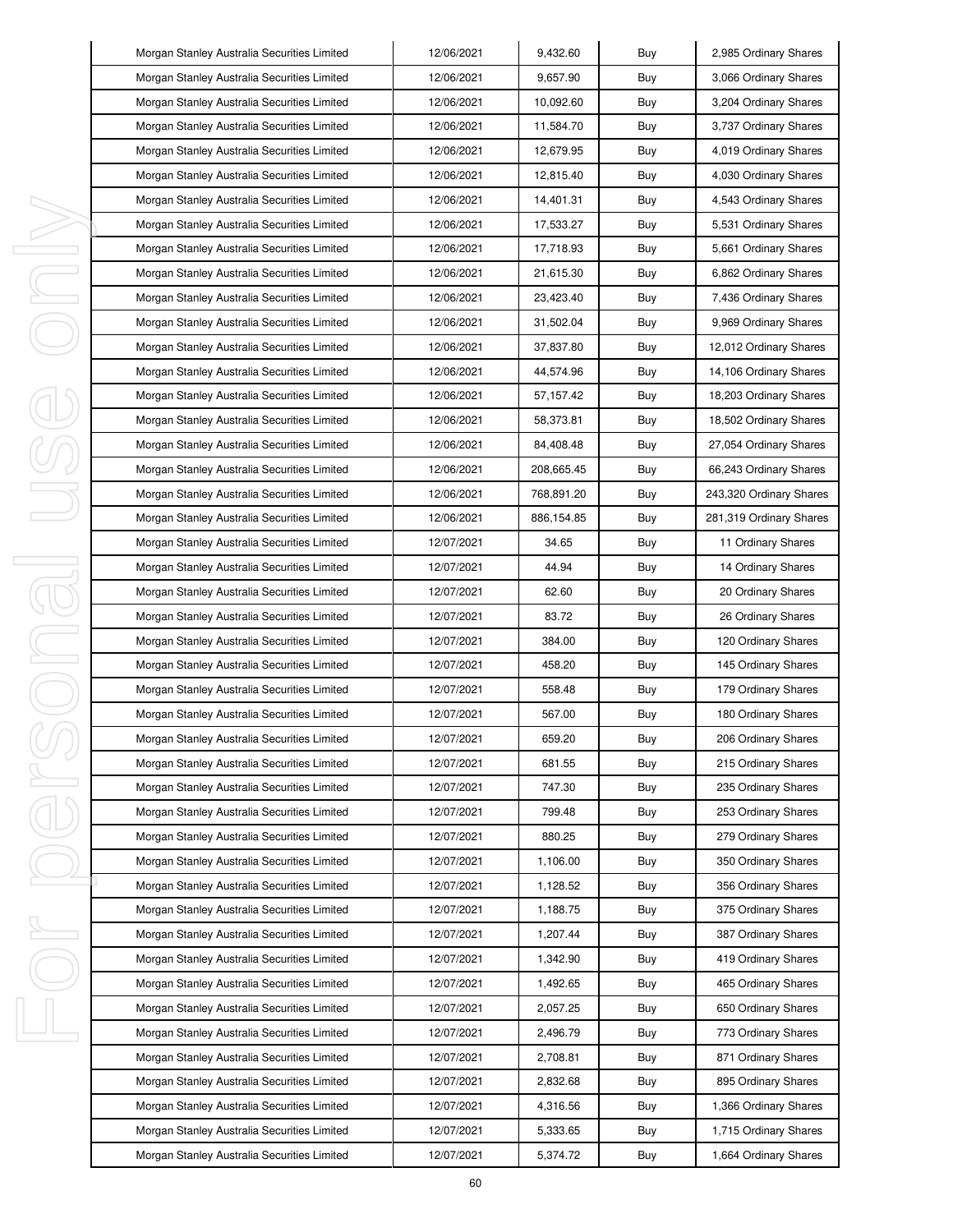| Morgan Stanley Australia Securities Limited | 12/06/2021 | 9,432.60 | Buy | 2,985 Ordinary Shares |
|---|---|---|---|---|
| Morgan Stanley Australia Securities Limited | 12/06/2021 | 9,657.90 | Buy | 3,066 Ordinary Shares |
| Morgan Stanley Australia Securities Limited | 12/06/2021 | 10,092.60 | Buy | 3,204 Ordinary Shares |
| Morgan Stanley Australia Securities Limited | 12/06/2021 | 11,584.70 | Buy | 3,737 Ordinary Shares |
| Morgan Stanley Australia Securities Limited | 12/06/2021 | 12,679.95 | Buy | 4,019 Ordinary Shares |
| Morgan Stanley Australia Securities Limited | 12/06/2021 | 12,815.40 | Buy | 4,030 Ordinary Shares |
| Morgan Stanley Australia Securities Limited | 12/06/2021 | 14,401.31 | Buy | 4,543 Ordinary Shares |
| Morgan Stanley Australia Securities Limited | 12/06/2021 | 17,533.27 | Buy | 5,531 Ordinary Shares |
| Morgan Stanley Australia Securities Limited | 12/06/2021 | 17,718.93 | Buy | 5,661 Ordinary Shares |
| Morgan Stanley Australia Securities Limited | 12/06/2021 | 21,615.30 | Buy | 6,862 Ordinary Shares |
| Morgan Stanley Australia Securities Limited | 12/06/2021 | 23,423.40 | Buy | 7,436 Ordinary Shares |
| Morgan Stanley Australia Securities Limited | 12/06/2021 | 31,502.04 | Buy | 9,969 Ordinary Shares |
| Morgan Stanley Australia Securities Limited | 12/06/2021 | 37,837.80 | Buy | 12,012 Ordinary Shares |
| Morgan Stanley Australia Securities Limited | 12/06/2021 | 44,574.96 | Buy | 14,106 Ordinary Shares |
| Morgan Stanley Australia Securities Limited | 12/06/2021 | 57,157.42 | Buy | 18,203 Ordinary Shares |
| Morgan Stanley Australia Securities Limited | 12/06/2021 | 58,373.81 | Buy | 18,502 Ordinary Shares |
| Morgan Stanley Australia Securities Limited | 12/06/2021 | 84,408.48 | Buy | 27,054 Ordinary Shares |
| Morgan Stanley Australia Securities Limited | 12/06/2021 | 208,665.45 | Buy | 66,243 Ordinary Shares |
| Morgan Stanley Australia Securities Limited | 12/06/2021 | 768,891.20 | Buy | 243,320 Ordinary Shares |
| Morgan Stanley Australia Securities Limited | 12/06/2021 | 886,154.85 | Buy | 281,319 Ordinary Shares |
| Morgan Stanley Australia Securities Limited | 12/07/2021 | 34.65 | Buy | 11 Ordinary Shares |
| Morgan Stanley Australia Securities Limited | 12/07/2021 | 44.94 | Buy | 14 Ordinary Shares |
| Morgan Stanley Australia Securities Limited | 12/07/2021 | 62.60 | Buy | 20 Ordinary Shares |
| Morgan Stanley Australia Securities Limited | 12/07/2021 | 83.72 | Buy | 26 Ordinary Shares |
| Morgan Stanley Australia Securities Limited | 12/07/2021 | 384.00 | Buy | 120 Ordinary Shares |
| Morgan Stanley Australia Securities Limited | 12/07/2021 | 458.20 | Buy | 145 Ordinary Shares |
| Morgan Stanley Australia Securities Limited | 12/07/2021 | 558.48 | Buy | 179 Ordinary Shares |
| Morgan Stanley Australia Securities Limited | 12/07/2021 | 567.00 | Buy | 180 Ordinary Shares |
| Morgan Stanley Australia Securities Limited | 12/07/2021 | 659.20 | Buy | 206 Ordinary Shares |
| Morgan Stanley Australia Securities Limited | 12/07/2021 | 681.55 | Buy | 215 Ordinary Shares |
| Morgan Stanley Australia Securities Limited | 12/07/2021 | 747.30 | Buy | 235 Ordinary Shares |
| Morgan Stanley Australia Securities Limited | 12/07/2021 | 799.48 | Buy | 253 Ordinary Shares |
| Morgan Stanley Australia Securities Limited | 12/07/2021 | 880.25 | Buy | 279 Ordinary Shares |
| Morgan Stanley Australia Securities Limited | 12/07/2021 | 1,106.00 | Buy | 350 Ordinary Shares |
| Morgan Stanley Australia Securities Limited | 12/07/2021 | 1,128.52 | Buy | 356 Ordinary Shares |
| Morgan Stanley Australia Securities Limited | 12/07/2021 | 1,188.75 | Buy | 375 Ordinary Shares |
| Morgan Stanley Australia Securities Limited | 12/07/2021 | 1,207.44 | Buy | 387 Ordinary Shares |
| Morgan Stanley Australia Securities Limited | 12/07/2021 | 1,342.90 | Buy | 419 Ordinary Shares |
| Morgan Stanley Australia Securities Limited | 12/07/2021 | 1,492.65 | Buy | 465 Ordinary Shares |
| Morgan Stanley Australia Securities Limited | 12/07/2021 | 2,057.25 | Buy | 650 Ordinary Shares |
| Morgan Stanley Australia Securities Limited | 12/07/2021 | 2,496.79 | Buy | 773 Ordinary Shares |
| Morgan Stanley Australia Securities Limited | 12/07/2021 | 2,708.81 | Buy | 871 Ordinary Shares |
| Morgan Stanley Australia Securities Limited | 12/07/2021 | 2,832.68 | Buy | 895 Ordinary Shares |
| Morgan Stanley Australia Securities Limited | 12/07/2021 | 4,316.56 | Buy | 1,366 Ordinary Shares |
| Morgan Stanley Australia Securities Limited | 12/07/2021 | 5,333.65 | Buy | 1,715 Ordinary Shares |
| Morgan Stanley Australia Securities Limited | 12/07/2021 | 5,374.72 | Buy | 1,664 Ordinary Shares |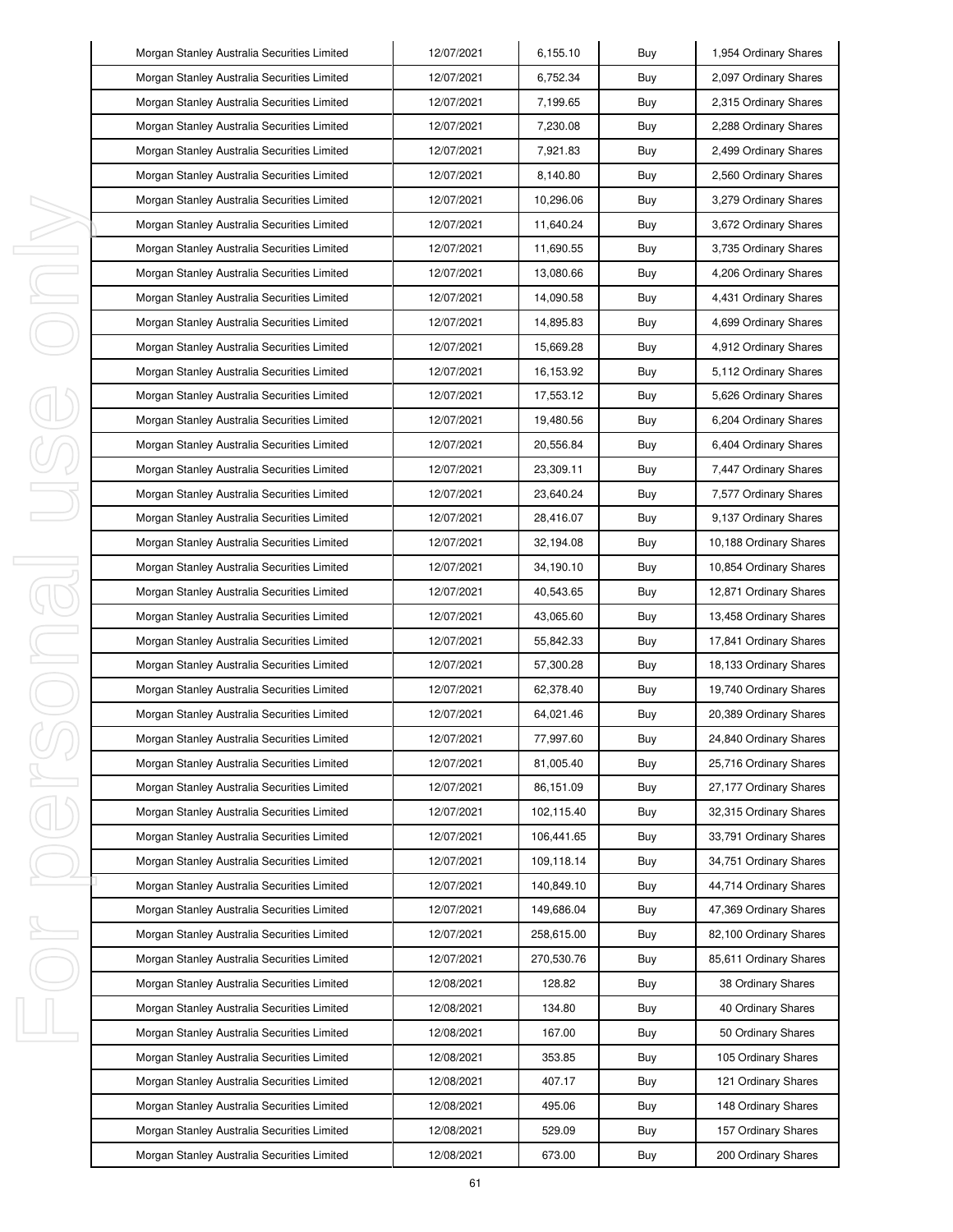| Morgan Stanley Australia Securities Limited | 12/07/2021 | 6,155.10 | Buy | 1,954 Ordinary Shares |
|---|---|---|---|---|
| Morgan Stanley Australia Securities Limited | 12/07/2021 | 6,752.34 | Buy | 2,097 Ordinary Shares |
| Morgan Stanley Australia Securities Limited | 12/07/2021 | 7,199.65 | Buy | 2,315 Ordinary Shares |
| Morgan Stanley Australia Securities Limited | 12/07/2021 | 7,230.08 | Buy | 2,288 Ordinary Shares |
| Morgan Stanley Australia Securities Limited | 12/07/2021 | 7,921.83 | Buy | 2,499 Ordinary Shares |
| Morgan Stanley Australia Securities Limited | 12/07/2021 | 8,140.80 | Buy | 2,560 Ordinary Shares |
| Morgan Stanley Australia Securities Limited | 12/07/2021 | 10,296.06 | Buy | 3,279 Ordinary Shares |
| Morgan Stanley Australia Securities Limited | 12/07/2021 | 11,640.24 | Buy | 3,672 Ordinary Shares |
| Morgan Stanley Australia Securities Limited | 12/07/2021 | 11,690.55 | Buy | 3,735 Ordinary Shares |
| Morgan Stanley Australia Securities Limited | 12/07/2021 | 13,080.66 | Buy | 4,206 Ordinary Shares |
| Morgan Stanley Australia Securities Limited | 12/07/2021 | 14,090.58 | Buy | 4,431 Ordinary Shares |
| Morgan Stanley Australia Securities Limited | 12/07/2021 | 14,895.83 | Buy | 4,699 Ordinary Shares |
| Morgan Stanley Australia Securities Limited | 12/07/2021 | 15,669.28 | Buy | 4,912 Ordinary Shares |
| Morgan Stanley Australia Securities Limited | 12/07/2021 | 16,153.92 | Buy | 5,112 Ordinary Shares |
| Morgan Stanley Australia Securities Limited | 12/07/2021 | 17,553.12 | Buy | 5,626 Ordinary Shares |
| Morgan Stanley Australia Securities Limited | 12/07/2021 | 19,480.56 | Buy | 6,204 Ordinary Shares |
| Morgan Stanley Australia Securities Limited | 12/07/2021 | 20,556.84 | Buy | 6,404 Ordinary Shares |
| Morgan Stanley Australia Securities Limited | 12/07/2021 | 23,309.11 | Buy | 7,447 Ordinary Shares |
| Morgan Stanley Australia Securities Limited | 12/07/2021 | 23,640.24 | Buy | 7,577 Ordinary Shares |
| Morgan Stanley Australia Securities Limited | 12/07/2021 | 28,416.07 | Buy | 9,137 Ordinary Shares |
| Morgan Stanley Australia Securities Limited | 12/07/2021 | 32,194.08 | Buy | 10,188 Ordinary Shares |
| Morgan Stanley Australia Securities Limited | 12/07/2021 | 34,190.10 | Buy | 10,854 Ordinary Shares |
| Morgan Stanley Australia Securities Limited | 12/07/2021 | 40,543.65 | Buy | 12,871 Ordinary Shares |
| Morgan Stanley Australia Securities Limited | 12/07/2021 | 43,065.60 | Buy | 13,458 Ordinary Shares |
| Morgan Stanley Australia Securities Limited | 12/07/2021 | 55,842.33 | Buy | 17,841 Ordinary Shares |
| Morgan Stanley Australia Securities Limited | 12/07/2021 | 57,300.28 | Buy | 18,133 Ordinary Shares |
| Morgan Stanley Australia Securities Limited | 12/07/2021 | 62,378.40 | Buy | 19,740 Ordinary Shares |
| Morgan Stanley Australia Securities Limited | 12/07/2021 | 64,021.46 | Buy | 20,389 Ordinary Shares |
| Morgan Stanley Australia Securities Limited | 12/07/2021 | 77,997.60 | Buy | 24,840 Ordinary Shares |
| Morgan Stanley Australia Securities Limited | 12/07/2021 | 81,005.40 | Buy | 25,716 Ordinary Shares |
| Morgan Stanley Australia Securities Limited | 12/07/2021 | 86,151.09 | Buy | 27,177 Ordinary Shares |
| Morgan Stanley Australia Securities Limited | 12/07/2021 | 102,115.40 | Buy | 32,315 Ordinary Shares |
| Morgan Stanley Australia Securities Limited | 12/07/2021 | 106,441.65 | Buy | 33,791 Ordinary Shares |
| Morgan Stanley Australia Securities Limited | 12/07/2021 | 109,118.14 | Buy | 34,751 Ordinary Shares |
| Morgan Stanley Australia Securities Limited | 12/07/2021 | 140,849.10 | Buy | 44,714 Ordinary Shares |
| Morgan Stanley Australia Securities Limited | 12/07/2021 | 149,686.04 | Buy | 47,369 Ordinary Shares |
| Morgan Stanley Australia Securities Limited | 12/07/2021 | 258,615.00 | Buy | 82,100 Ordinary Shares |
| Morgan Stanley Australia Securities Limited | 12/07/2021 | 270,530.76 | Buy | 85,611 Ordinary Shares |
| Morgan Stanley Australia Securities Limited | 12/08/2021 | 128.82 | Buy | 38 Ordinary Shares |
| Morgan Stanley Australia Securities Limited | 12/08/2021 | 134.80 | Buy | 40 Ordinary Shares |
| Morgan Stanley Australia Securities Limited | 12/08/2021 | 167.00 | Buy | 50 Ordinary Shares |
| Morgan Stanley Australia Securities Limited | 12/08/2021 | 353.85 | Buy | 105 Ordinary Shares |
| Morgan Stanley Australia Securities Limited | 12/08/2021 | 407.17 | Buy | 121 Ordinary Shares |
| Morgan Stanley Australia Securities Limited | 12/08/2021 | 495.06 | Buy | 148 Ordinary Shares |
| Morgan Stanley Australia Securities Limited | 12/08/2021 | 529.09 | Buy | 157 Ordinary Shares |
| Morgan Stanley Australia Securities Limited | 12/08/2021 | 673.00 | Buy | 200 Ordinary Shares |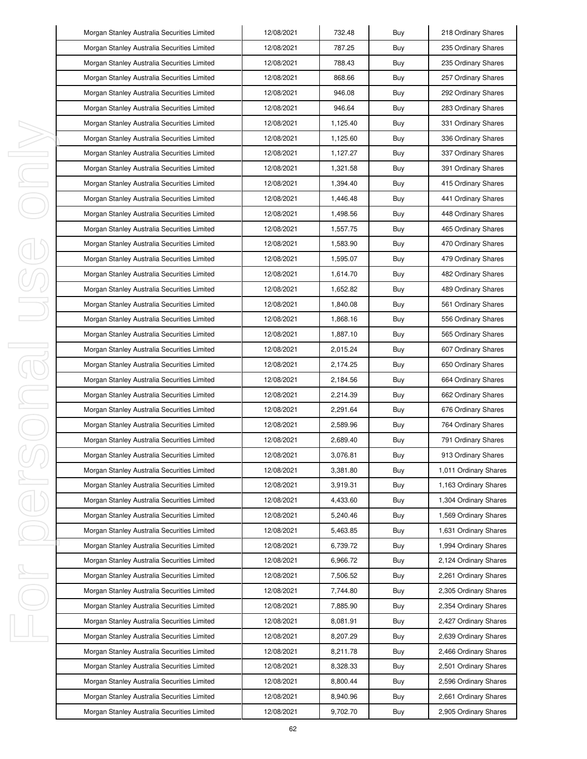| Morgan Stanley Australia Securities Limited | 12/08/2021 | 732.48 | Buy | 218 Ordinary Shares |
|---|---|---|---|---|
| Morgan Stanley Australia Securities Limited | 12/08/2021 | 787.25 | Buy | 235 Ordinary Shares |
| Morgan Stanley Australia Securities Limited | 12/08/2021 | 788.43 | Buy | 235 Ordinary Shares |
| Morgan Stanley Australia Securities Limited | 12/08/2021 | 868.66 | Buy | 257 Ordinary Shares |
| Morgan Stanley Australia Securities Limited | 12/08/2021 | 946.08 | Buy | 292 Ordinary Shares |
| Morgan Stanley Australia Securities Limited | 12/08/2021 | 946.64 | Buy | 283 Ordinary Shares |
| Morgan Stanley Australia Securities Limited | 12/08/2021 | 1,125.40 | Buy | 331 Ordinary Shares |
| Morgan Stanley Australia Securities Limited | 12/08/2021 | 1,125.60 | Buy | 336 Ordinary Shares |
| Morgan Stanley Australia Securities Limited | 12/08/2021 | 1,127.27 | Buy | 337 Ordinary Shares |
| Morgan Stanley Australia Securities Limited | 12/08/2021 | 1,321.58 | Buy | 391 Ordinary Shares |
| Morgan Stanley Australia Securities Limited | 12/08/2021 | 1,394.40 | Buy | 415 Ordinary Shares |
| Morgan Stanley Australia Securities Limited | 12/08/2021 | 1,446.48 | Buy | 441 Ordinary Shares |
| Morgan Stanley Australia Securities Limited | 12/08/2021 | 1,498.56 | Buy | 448 Ordinary Shares |
| Morgan Stanley Australia Securities Limited | 12/08/2021 | 1,557.75 | Buy | 465 Ordinary Shares |
| Morgan Stanley Australia Securities Limited | 12/08/2021 | 1,583.90 | Buy | 470 Ordinary Shares |
| Morgan Stanley Australia Securities Limited | 12/08/2021 | 1,595.07 | Buy | 479 Ordinary Shares |
| Morgan Stanley Australia Securities Limited | 12/08/2021 | 1,614.70 | Buy | 482 Ordinary Shares |
| Morgan Stanley Australia Securities Limited | 12/08/2021 | 1,652.82 | Buy | 489 Ordinary Shares |
| Morgan Stanley Australia Securities Limited | 12/08/2021 | 1,840.08 | Buy | 561 Ordinary Shares |
| Morgan Stanley Australia Securities Limited | 12/08/2021 | 1,868.16 | Buy | 556 Ordinary Shares |
| Morgan Stanley Australia Securities Limited | 12/08/2021 | 1,887.10 | Buy | 565 Ordinary Shares |
| Morgan Stanley Australia Securities Limited | 12/08/2021 | 2,015.24 | Buy | 607 Ordinary Shares |
| Morgan Stanley Australia Securities Limited | 12/08/2021 | 2,174.25 | Buy | 650 Ordinary Shares |
| Morgan Stanley Australia Securities Limited | 12/08/2021 | 2,184.56 | Buy | 664 Ordinary Shares |
| Morgan Stanley Australia Securities Limited | 12/08/2021 | 2,214.39 | Buy | 662 Ordinary Shares |
| Morgan Stanley Australia Securities Limited | 12/08/2021 | 2,291.64 | Buy | 676 Ordinary Shares |
| Morgan Stanley Australia Securities Limited | 12/08/2021 | 2,589.96 | Buy | 764 Ordinary Shares |
| Morgan Stanley Australia Securities Limited | 12/08/2021 | 2,689.40 | Buy | 791 Ordinary Shares |
| Morgan Stanley Australia Securities Limited | 12/08/2021 | 3,076.81 | Buy | 913 Ordinary Shares |
| Morgan Stanley Australia Securities Limited | 12/08/2021 | 3,381.80 | Buy | 1,011 Ordinary Shares |
| Morgan Stanley Australia Securities Limited | 12/08/2021 | 3,919.31 | Buy | 1,163 Ordinary Shares |
| Morgan Stanley Australia Securities Limited | 12/08/2021 | 4,433.60 | Buy | 1,304 Ordinary Shares |
| Morgan Stanley Australia Securities Limited | 12/08/2021 | 5,240.46 | Buy | 1,569 Ordinary Shares |
| Morgan Stanley Australia Securities Limited | 12/08/2021 | 5,463.85 | Buy | 1,631 Ordinary Shares |
| Morgan Stanley Australia Securities Limited | 12/08/2021 | 6,739.72 | Buy | 1,994 Ordinary Shares |
| Morgan Stanley Australia Securities Limited | 12/08/2021 | 6,966.72 | Buy | 2,124 Ordinary Shares |
| Morgan Stanley Australia Securities Limited | 12/08/2021 | 7,506.52 | Buy | 2,261 Ordinary Shares |
| Morgan Stanley Australia Securities Limited | 12/08/2021 | 7,744.80 | Buy | 2,305 Ordinary Shares |
| Morgan Stanley Australia Securities Limited | 12/08/2021 | 7,885.90 | Buy | 2,354 Ordinary Shares |
| Morgan Stanley Australia Securities Limited | 12/08/2021 | 8,081.91 | Buy | 2,427 Ordinary Shares |
| Morgan Stanley Australia Securities Limited | 12/08/2021 | 8,207.29 | Buy | 2,639 Ordinary Shares |
| Morgan Stanley Australia Securities Limited | 12/08/2021 | 8,211.78 | Buy | 2,466 Ordinary Shares |
| Morgan Stanley Australia Securities Limited | 12/08/2021 | 8,328.33 | Buy | 2,501 Ordinary Shares |
| Morgan Stanley Australia Securities Limited | 12/08/2021 | 8,800.44 | Buy | 2,596 Ordinary Shares |
| Morgan Stanley Australia Securities Limited | 12/08/2021 | 8,940.96 | Buy | 2,661 Ordinary Shares |
| Morgan Stanley Australia Securities Limited | 12/08/2021 | 9,702.70 | Buy | 2,905 Ordinary Shares |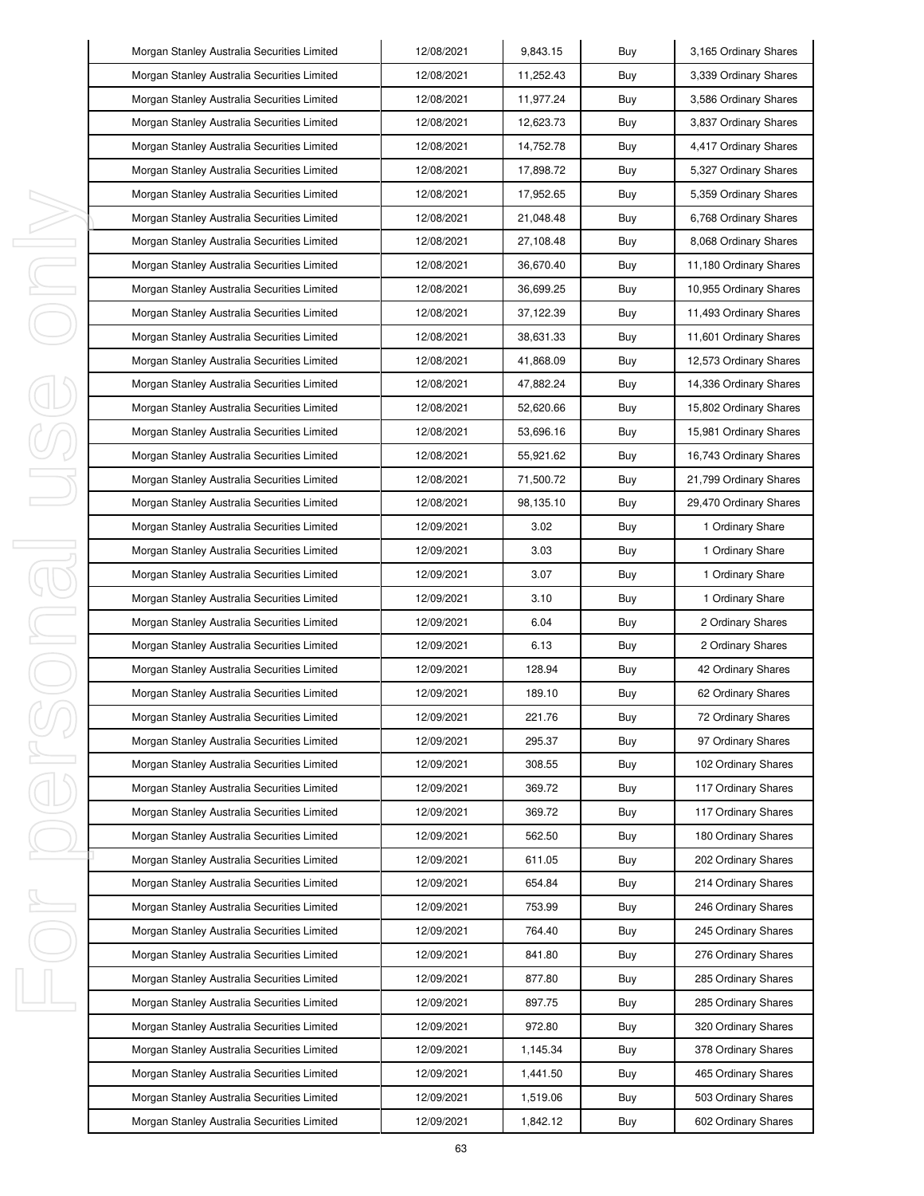| Morgan Stanley Australia Securities Limited | 12/08/2021 | 9,843.15 | Buy | 3,165 Ordinary Shares |
|---|---|---|---|---|
| Morgan Stanley Australia Securities Limited | 12/08/2021 | 11,252.43 | Buy | 3,339 Ordinary Shares |
| Morgan Stanley Australia Securities Limited | 12/08/2021 | 11,977.24 | Buy | 3,586 Ordinary Shares |
| Morgan Stanley Australia Securities Limited | 12/08/2021 | 12,623.73 | Buy | 3,837 Ordinary Shares |
| Morgan Stanley Australia Securities Limited | 12/08/2021 | 14,752.78 | Buy | 4,417 Ordinary Shares |
| Morgan Stanley Australia Securities Limited | 12/08/2021 | 17,898.72 | Buy | 5,327 Ordinary Shares |
| Morgan Stanley Australia Securities Limited | 12/08/2021 | 17,952.65 | Buy | 5,359 Ordinary Shares |
| Morgan Stanley Australia Securities Limited | 12/08/2021 | 21,048.48 | Buy | 6,768 Ordinary Shares |
| Morgan Stanley Australia Securities Limited | 12/08/2021 | 27,108.48 | Buy | 8,068 Ordinary Shares |
| Morgan Stanley Australia Securities Limited | 12/08/2021 | 36,670.40 | Buy | 11,180 Ordinary Shares |
| Morgan Stanley Australia Securities Limited | 12/08/2021 | 36,699.25 | Buy | 10,955 Ordinary Shares |
| Morgan Stanley Australia Securities Limited | 12/08/2021 | 37,122.39 | Buy | 11,493 Ordinary Shares |
| Morgan Stanley Australia Securities Limited | 12/08/2021 | 38,631.33 | Buy | 11,601 Ordinary Shares |
| Morgan Stanley Australia Securities Limited | 12/08/2021 | 41,868.09 | Buy | 12,573 Ordinary Shares |
| Morgan Stanley Australia Securities Limited | 12/08/2021 | 47,882.24 | Buy | 14,336 Ordinary Shares |
| Morgan Stanley Australia Securities Limited | 12/08/2021 | 52,620.66 | Buy | 15,802 Ordinary Shares |
| Morgan Stanley Australia Securities Limited | 12/08/2021 | 53,696.16 | Buy | 15,981 Ordinary Shares |
| Morgan Stanley Australia Securities Limited | 12/08/2021 | 55,921.62 | Buy | 16,743 Ordinary Shares |
| Morgan Stanley Australia Securities Limited | 12/08/2021 | 71,500.72 | Buy | 21,799 Ordinary Shares |
| Morgan Stanley Australia Securities Limited | 12/08/2021 | 98,135.10 | Buy | 29,470 Ordinary Shares |
| Morgan Stanley Australia Securities Limited | 12/09/2021 | 3.02 | Buy | 1 Ordinary Share |
| Morgan Stanley Australia Securities Limited | 12/09/2021 | 3.03 | Buy | 1 Ordinary Share |
| Morgan Stanley Australia Securities Limited | 12/09/2021 | 3.07 | Buy | 1 Ordinary Share |
| Morgan Stanley Australia Securities Limited | 12/09/2021 | 3.10 | Buy | 1 Ordinary Share |
| Morgan Stanley Australia Securities Limited | 12/09/2021 | 6.04 | Buy | 2 Ordinary Shares |
| Morgan Stanley Australia Securities Limited | 12/09/2021 | 6.13 | Buy | 2 Ordinary Shares |
| Morgan Stanley Australia Securities Limited | 12/09/2021 | 128.94 | Buy | 42 Ordinary Shares |
| Morgan Stanley Australia Securities Limited | 12/09/2021 | 189.10 | Buy | 62 Ordinary Shares |
| Morgan Stanley Australia Securities Limited | 12/09/2021 | 221.76 | Buy | 72 Ordinary Shares |
| Morgan Stanley Australia Securities Limited | 12/09/2021 | 295.37 | Buy | 97 Ordinary Shares |
| Morgan Stanley Australia Securities Limited | 12/09/2021 | 308.55 | Buy | 102 Ordinary Shares |
| Morgan Stanley Australia Securities Limited | 12/09/2021 | 369.72 | Buy | 117 Ordinary Shares |
| Morgan Stanley Australia Securities Limited | 12/09/2021 | 369.72 | Buy | 117 Ordinary Shares |
| Morgan Stanley Australia Securities Limited | 12/09/2021 | 562.50 | Buy | 180 Ordinary Shares |
| Morgan Stanley Australia Securities Limited | 12/09/2021 | 611.05 | Buy | 202 Ordinary Shares |
| Morgan Stanley Australia Securities Limited | 12/09/2021 | 654.84 | Buy | 214 Ordinary Shares |
| Morgan Stanley Australia Securities Limited | 12/09/2021 | 753.99 | Buy | 246 Ordinary Shares |
| Morgan Stanley Australia Securities Limited | 12/09/2021 | 764.40 | Buy | 245 Ordinary Shares |
| Morgan Stanley Australia Securities Limited | 12/09/2021 | 841.80 | Buy | 276 Ordinary Shares |
| Morgan Stanley Australia Securities Limited | 12/09/2021 | 877.80 | Buy | 285 Ordinary Shares |
| Morgan Stanley Australia Securities Limited | 12/09/2021 | 897.75 | Buy | 285 Ordinary Shares |
| Morgan Stanley Australia Securities Limited | 12/09/2021 | 972.80 | Buy | 320 Ordinary Shares |
| Morgan Stanley Australia Securities Limited | 12/09/2021 | 1,145.34 | Buy | 378 Ordinary Shares |
| Morgan Stanley Australia Securities Limited | 12/09/2021 | 1,441.50 | Buy | 465 Ordinary Shares |
| Morgan Stanley Australia Securities Limited | 12/09/2021 | 1,519.06 | Buy | 503 Ordinary Shares |
| Morgan Stanley Australia Securities Limited | 12/09/2021 | 1,842.12 | Buy | 602 Ordinary Shares |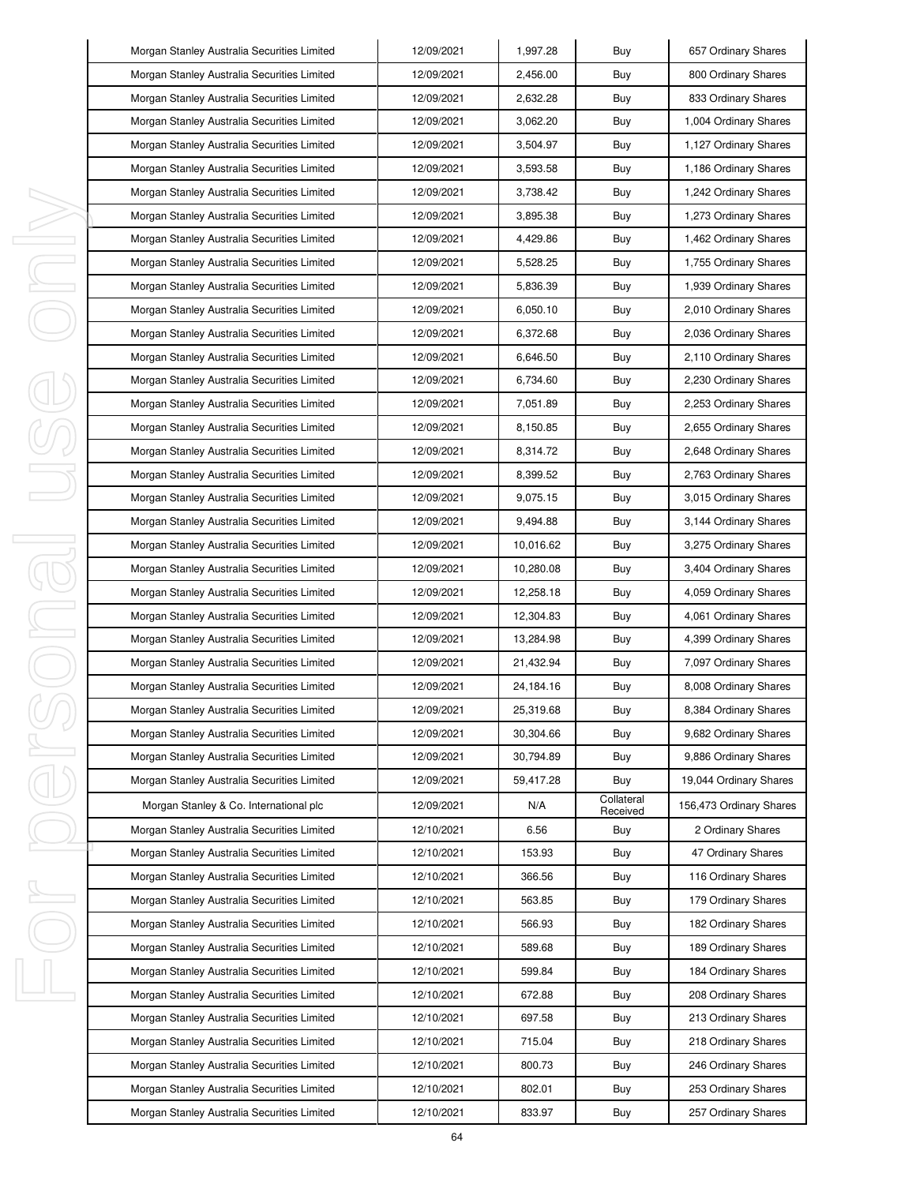| Morgan Stanley Australia Securities Limited | 12/09/2021 | 1,997.28 | Buy | 657 Ordinary Shares |
|---|---|---|---|---|
| Morgan Stanley Australia Securities Limited | 12/09/2021 | 2,456.00 | Buy | 800 Ordinary Shares |
| Morgan Stanley Australia Securities Limited | 12/09/2021 | 2,632.28 | Buy | 833 Ordinary Shares |
| Morgan Stanley Australia Securities Limited | 12/09/2021 | 3,062.20 | Buy | 1,004 Ordinary Shares |
| Morgan Stanley Australia Securities Limited | 12/09/2021 | 3,504.97 | Buy | 1,127 Ordinary Shares |
| Morgan Stanley Australia Securities Limited | 12/09/2021 | 3,593.58 | Buy | 1,186 Ordinary Shares |
| Morgan Stanley Australia Securities Limited | 12/09/2021 | 3,738.42 | Buy | 1,242 Ordinary Shares |
| Morgan Stanley Australia Securities Limited | 12/09/2021 | 3,895.38 | Buy | 1,273 Ordinary Shares |
| Morgan Stanley Australia Securities Limited | 12/09/2021 | 4,429.86 | Buy | 1,462 Ordinary Shares |
| Morgan Stanley Australia Securities Limited | 12/09/2021 | 5,528.25 | Buy | 1,755 Ordinary Shares |
| Morgan Stanley Australia Securities Limited | 12/09/2021 | 5,836.39 | Buy | 1,939 Ordinary Shares |
| Morgan Stanley Australia Securities Limited | 12/09/2021 | 6,050.10 | Buy | 2,010 Ordinary Shares |
| Morgan Stanley Australia Securities Limited | 12/09/2021 | 6,372.68 | Buy | 2,036 Ordinary Shares |
| Morgan Stanley Australia Securities Limited | 12/09/2021 | 6,646.50 | Buy | 2,110 Ordinary Shares |
| Morgan Stanley Australia Securities Limited | 12/09/2021 | 6,734.60 | Buy | 2,230 Ordinary Shares |
| Morgan Stanley Australia Securities Limited | 12/09/2021 | 7,051.89 | Buy | 2,253 Ordinary Shares |
| Morgan Stanley Australia Securities Limited | 12/09/2021 | 8,150.85 | Buy | 2,655 Ordinary Shares |
| Morgan Stanley Australia Securities Limited | 12/09/2021 | 8,314.72 | Buy | 2,648 Ordinary Shares |
| Morgan Stanley Australia Securities Limited | 12/09/2021 | 8,399.52 | Buy | 2,763 Ordinary Shares |
| Morgan Stanley Australia Securities Limited | 12/09/2021 | 9,075.15 | Buy | 3,015 Ordinary Shares |
| Morgan Stanley Australia Securities Limited | 12/09/2021 | 9,494.88 | Buy | 3,144 Ordinary Shares |
| Morgan Stanley Australia Securities Limited | 12/09/2021 | 10,016.62 | Buy | 3,275 Ordinary Shares |
| Morgan Stanley Australia Securities Limited | 12/09/2021 | 10,280.08 | Buy | 3,404 Ordinary Shares |
| Morgan Stanley Australia Securities Limited | 12/09/2021 | 12,258.18 | Buy | 4,059 Ordinary Shares |
| Morgan Stanley Australia Securities Limited | 12/09/2021 | 12,304.83 | Buy | 4,061 Ordinary Shares |
| Morgan Stanley Australia Securities Limited | 12/09/2021 | 13,284.98 | Buy | 4,399 Ordinary Shares |
| Morgan Stanley Australia Securities Limited | 12/09/2021 | 21,432.94 | Buy | 7,097 Ordinary Shares |
| Morgan Stanley Australia Securities Limited | 12/09/2021 | 24,184.16 | Buy | 8,008 Ordinary Shares |
| Morgan Stanley Australia Securities Limited | 12/09/2021 | 25,319.68 | Buy | 8,384 Ordinary Shares |
| Morgan Stanley Australia Securities Limited | 12/09/2021 | 30,304.66 | Buy | 9,682 Ordinary Shares |
| Morgan Stanley Australia Securities Limited | 12/09/2021 | 30,794.89 | Buy | 9,886 Ordinary Shares |
| Morgan Stanley Australia Securities Limited | 12/09/2021 | 59,417.28 | Buy | 19,044 Ordinary Shares |
| Morgan Stanley & Co. International plc | 12/09/2021 | N/A | Collateral Received | 156,473 Ordinary Shares |
| Morgan Stanley Australia Securities Limited | 12/10/2021 | 6.56 | Buy | 2 Ordinary Shares |
| Morgan Stanley Australia Securities Limited | 12/10/2021 | 153.93 | Buy | 47 Ordinary Shares |
| Morgan Stanley Australia Securities Limited | 12/10/2021 | 366.56 | Buy | 116 Ordinary Shares |
| Morgan Stanley Australia Securities Limited | 12/10/2021 | 563.85 | Buy | 179 Ordinary Shares |
| Morgan Stanley Australia Securities Limited | 12/10/2021 | 566.93 | Buy | 182 Ordinary Shares |
| Morgan Stanley Australia Securities Limited | 12/10/2021 | 589.68 | Buy | 189 Ordinary Shares |
| Morgan Stanley Australia Securities Limited | 12/10/2021 | 599.84 | Buy | 184 Ordinary Shares |
| Morgan Stanley Australia Securities Limited | 12/10/2021 | 672.88 | Buy | 208 Ordinary Shares |
| Morgan Stanley Australia Securities Limited | 12/10/2021 | 697.58 | Buy | 213 Ordinary Shares |
| Morgan Stanley Australia Securities Limited | 12/10/2021 | 715.04 | Buy | 218 Ordinary Shares |
| Morgan Stanley Australia Securities Limited | 12/10/2021 | 800.73 | Buy | 246 Ordinary Shares |
| Morgan Stanley Australia Securities Limited | 12/10/2021 | 802.01 | Buy | 253 Ordinary Shares |
| Morgan Stanley Australia Securities Limited | 12/10/2021 | 833.97 | Buy | 257 Ordinary Shares |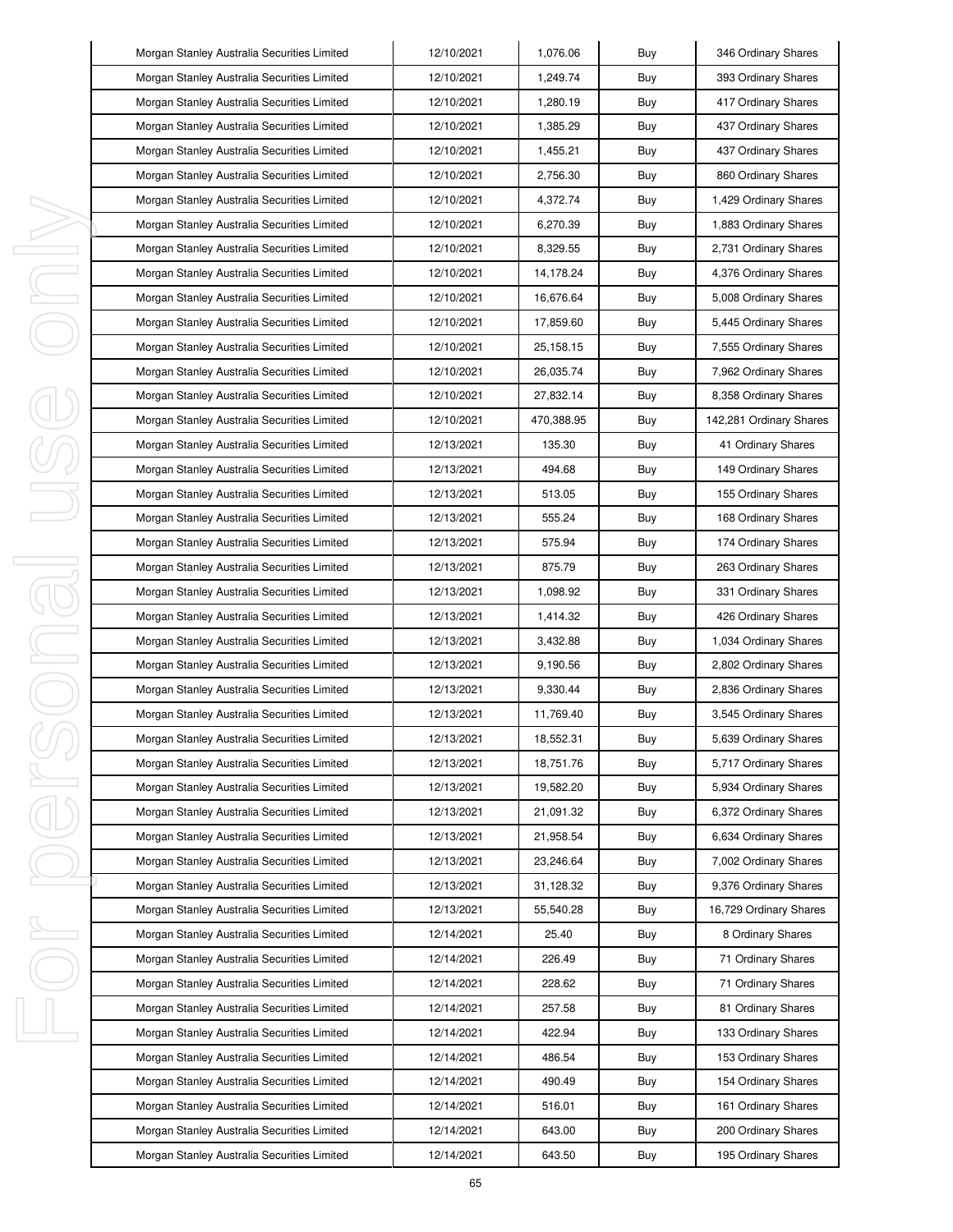| Morgan Stanley Australia Securities Limited | 12/10/2021 | 1,076.06 | Buy | 346 Ordinary Shares |
|---|---|---|---|---|
| Morgan Stanley Australia Securities Limited | 12/10/2021 | 1,249.74 | Buy | 393 Ordinary Shares |
| Morgan Stanley Australia Securities Limited | 12/10/2021 | 1,280.19 | Buy | 417 Ordinary Shares |
| Morgan Stanley Australia Securities Limited | 12/10/2021 | 1,385.29 | Buy | 437 Ordinary Shares |
| Morgan Stanley Australia Securities Limited | 12/10/2021 | 1,455.21 | Buy | 437 Ordinary Shares |
| Morgan Stanley Australia Securities Limited | 12/10/2021 | 2,756.30 | Buy | 860 Ordinary Shares |
| Morgan Stanley Australia Securities Limited | 12/10/2021 | 4,372.74 | Buy | 1,429 Ordinary Shares |
| Morgan Stanley Australia Securities Limited | 12/10/2021 | 6,270.39 | Buy | 1,883 Ordinary Shares |
| Morgan Stanley Australia Securities Limited | 12/10/2021 | 8,329.55 | Buy | 2,731 Ordinary Shares |
| Morgan Stanley Australia Securities Limited | 12/10/2021 | 14,178.24 | Buy | 4,376 Ordinary Shares |
| Morgan Stanley Australia Securities Limited | 12/10/2021 | 16,676.64 | Buy | 5,008 Ordinary Shares |
| Morgan Stanley Australia Securities Limited | 12/10/2021 | 17,859.60 | Buy | 5,445 Ordinary Shares |
| Morgan Stanley Australia Securities Limited | 12/10/2021 | 25,158.15 | Buy | 7,555 Ordinary Shares |
| Morgan Stanley Australia Securities Limited | 12/10/2021 | 26,035.74 | Buy | 7,962 Ordinary Shares |
| Morgan Stanley Australia Securities Limited | 12/10/2021 | 27,832.14 | Buy | 8,358 Ordinary Shares |
| Morgan Stanley Australia Securities Limited | 12/10/2021 | 470,388.95 | Buy | 142,281 Ordinary Shares |
| Morgan Stanley Australia Securities Limited | 12/13/2021 | 135.30 | Buy | 41 Ordinary Shares |
| Morgan Stanley Australia Securities Limited | 12/13/2021 | 494.68 | Buy | 149 Ordinary Shares |
| Morgan Stanley Australia Securities Limited | 12/13/2021 | 513.05 | Buy | 155 Ordinary Shares |
| Morgan Stanley Australia Securities Limited | 12/13/2021 | 555.24 | Buy | 168 Ordinary Shares |
| Morgan Stanley Australia Securities Limited | 12/13/2021 | 575.94 | Buy | 174 Ordinary Shares |
| Morgan Stanley Australia Securities Limited | 12/13/2021 | 875.79 | Buy | 263 Ordinary Shares |
| Morgan Stanley Australia Securities Limited | 12/13/2021 | 1,098.92 | Buy | 331 Ordinary Shares |
| Morgan Stanley Australia Securities Limited | 12/13/2021 | 1,414.32 | Buy | 426 Ordinary Shares |
| Morgan Stanley Australia Securities Limited | 12/13/2021 | 3,432.88 | Buy | 1,034 Ordinary Shares |
| Morgan Stanley Australia Securities Limited | 12/13/2021 | 9,190.56 | Buy | 2,802 Ordinary Shares |
| Morgan Stanley Australia Securities Limited | 12/13/2021 | 9,330.44 | Buy | 2,836 Ordinary Shares |
| Morgan Stanley Australia Securities Limited | 12/13/2021 | 11,769.40 | Buy | 3,545 Ordinary Shares |
| Morgan Stanley Australia Securities Limited | 12/13/2021 | 18,552.31 | Buy | 5,639 Ordinary Shares |
| Morgan Stanley Australia Securities Limited | 12/13/2021 | 18,751.76 | Buy | 5,717 Ordinary Shares |
| Morgan Stanley Australia Securities Limited | 12/13/2021 | 19,582.20 | Buy | 5,934 Ordinary Shares |
| Morgan Stanley Australia Securities Limited | 12/13/2021 | 21,091.32 | Buy | 6,372 Ordinary Shares |
| Morgan Stanley Australia Securities Limited | 12/13/2021 | 21,958.54 | Buy | 6,634 Ordinary Shares |
| Morgan Stanley Australia Securities Limited | 12/13/2021 | 23,246.64 | Buy | 7,002 Ordinary Shares |
| Morgan Stanley Australia Securities Limited | 12/13/2021 | 31,128.32 | Buy | 9,376 Ordinary Shares |
| Morgan Stanley Australia Securities Limited | 12/13/2021 | 55,540.28 | Buy | 16,729 Ordinary Shares |
| Morgan Stanley Australia Securities Limited | 12/14/2021 | 25.40 | Buy | 8 Ordinary Shares |
| Morgan Stanley Australia Securities Limited | 12/14/2021 | 226.49 | Buy | 71 Ordinary Shares |
| Morgan Stanley Australia Securities Limited | 12/14/2021 | 228.62 | Buy | 71 Ordinary Shares |
| Morgan Stanley Australia Securities Limited | 12/14/2021 | 257.58 | Buy | 81 Ordinary Shares |
| Morgan Stanley Australia Securities Limited | 12/14/2021 | 422.94 | Buy | 133 Ordinary Shares |
| Morgan Stanley Australia Securities Limited | 12/14/2021 | 486.54 | Buy | 153 Ordinary Shares |
| Morgan Stanley Australia Securities Limited | 12/14/2021 | 490.49 | Buy | 154 Ordinary Shares |
| Morgan Stanley Australia Securities Limited | 12/14/2021 | 516.01 | Buy | 161 Ordinary Shares |
| Morgan Stanley Australia Securities Limited | 12/14/2021 | 643.00 | Buy | 200 Ordinary Shares |
| Morgan Stanley Australia Securities Limited | 12/14/2021 | 643.50 | Buy | 195 Ordinary Shares |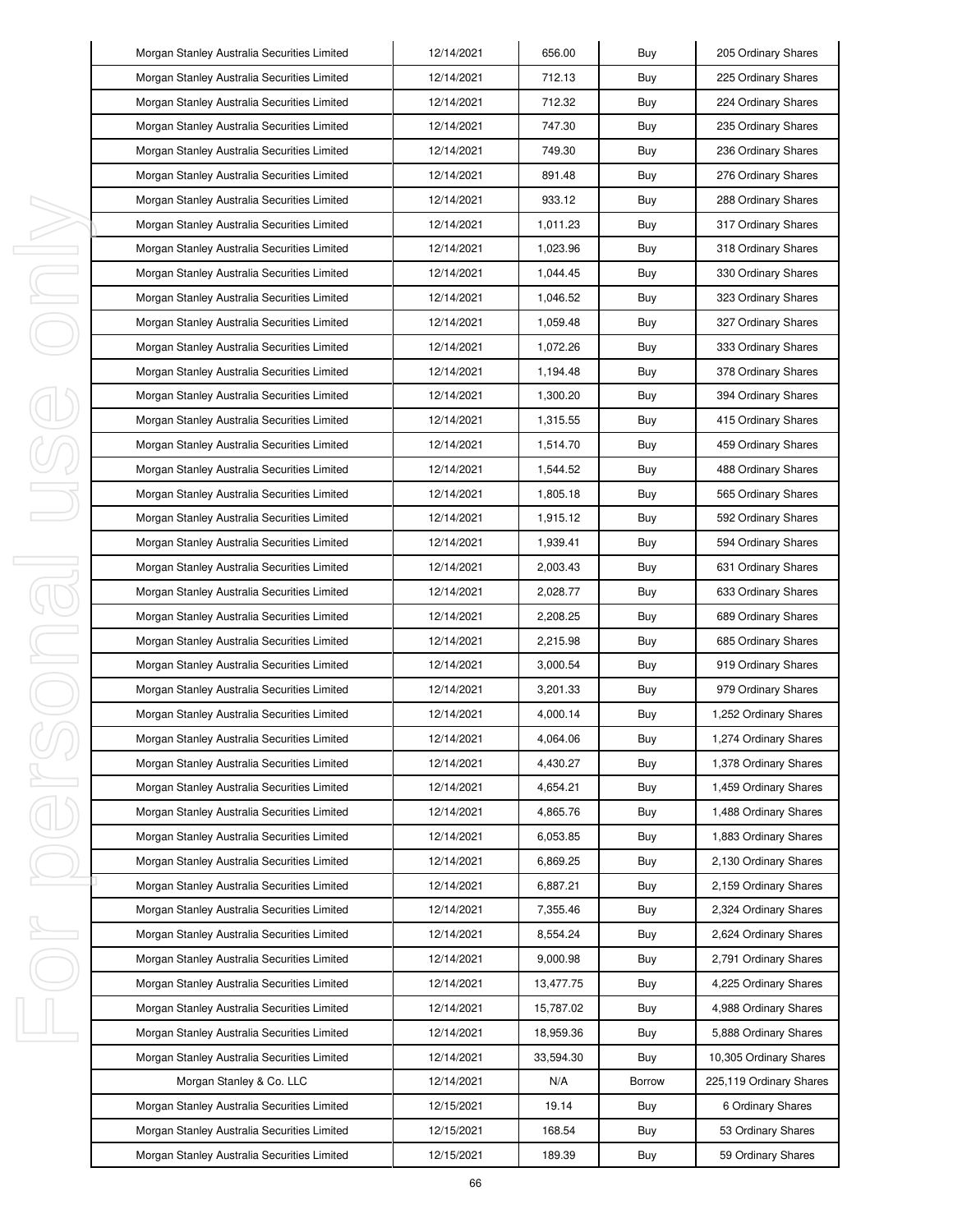| Morgan Stanley Australia Securities Limited | 12/14/2021 | 656.00 | Buy | 205 Ordinary Shares |
|---|---|---|---|---|
| Morgan Stanley Australia Securities Limited | 12/14/2021 | 712.13 | Buy | 225 Ordinary Shares |
| Morgan Stanley Australia Securities Limited | 12/14/2021 | 712.32 | Buy | 224 Ordinary Shares |
| Morgan Stanley Australia Securities Limited | 12/14/2021 | 747.30 | Buy | 235 Ordinary Shares |
| Morgan Stanley Australia Securities Limited | 12/14/2021 | 749.30 | Buy | 236 Ordinary Shares |
| Morgan Stanley Australia Securities Limited | 12/14/2021 | 891.48 | Buy | 276 Ordinary Shares |
| Morgan Stanley Australia Securities Limited | 12/14/2021 | 933.12 | Buy | 288 Ordinary Shares |
| Morgan Stanley Australia Securities Limited | 12/14/2021 | 1,011.23 | Buy | 317 Ordinary Shares |
| Morgan Stanley Australia Securities Limited | 12/14/2021 | 1,023.96 | Buy | 318 Ordinary Shares |
| Morgan Stanley Australia Securities Limited | 12/14/2021 | 1,044.45 | Buy | 330 Ordinary Shares |
| Morgan Stanley Australia Securities Limited | 12/14/2021 | 1,046.52 | Buy | 323 Ordinary Shares |
| Morgan Stanley Australia Securities Limited | 12/14/2021 | 1,059.48 | Buy | 327 Ordinary Shares |
| Morgan Stanley Australia Securities Limited | 12/14/2021 | 1,072.26 | Buy | 333 Ordinary Shares |
| Morgan Stanley Australia Securities Limited | 12/14/2021 | 1,194.48 | Buy | 378 Ordinary Shares |
| Morgan Stanley Australia Securities Limited | 12/14/2021 | 1,300.20 | Buy | 394 Ordinary Shares |
| Morgan Stanley Australia Securities Limited | 12/14/2021 | 1,315.55 | Buy | 415 Ordinary Shares |
| Morgan Stanley Australia Securities Limited | 12/14/2021 | 1,514.70 | Buy | 459 Ordinary Shares |
| Morgan Stanley Australia Securities Limited | 12/14/2021 | 1,544.52 | Buy | 488 Ordinary Shares |
| Morgan Stanley Australia Securities Limited | 12/14/2021 | 1,805.18 | Buy | 565 Ordinary Shares |
| Morgan Stanley Australia Securities Limited | 12/14/2021 | 1,915.12 | Buy | 592 Ordinary Shares |
| Morgan Stanley Australia Securities Limited | 12/14/2021 | 1,939.41 | Buy | 594 Ordinary Shares |
| Morgan Stanley Australia Securities Limited | 12/14/2021 | 2,003.43 | Buy | 631 Ordinary Shares |
| Morgan Stanley Australia Securities Limited | 12/14/2021 | 2,028.77 | Buy | 633 Ordinary Shares |
| Morgan Stanley Australia Securities Limited | 12/14/2021 | 2,208.25 | Buy | 689 Ordinary Shares |
| Morgan Stanley Australia Securities Limited | 12/14/2021 | 2,215.98 | Buy | 685 Ordinary Shares |
| Morgan Stanley Australia Securities Limited | 12/14/2021 | 3,000.54 | Buy | 919 Ordinary Shares |
| Morgan Stanley Australia Securities Limited | 12/14/2021 | 3,201.33 | Buy | 979 Ordinary Shares |
| Morgan Stanley Australia Securities Limited | 12/14/2021 | 4,000.14 | Buy | 1,252 Ordinary Shares |
| Morgan Stanley Australia Securities Limited | 12/14/2021 | 4,064.06 | Buy | 1,274 Ordinary Shares |
| Morgan Stanley Australia Securities Limited | 12/14/2021 | 4,430.27 | Buy | 1,378 Ordinary Shares |
| Morgan Stanley Australia Securities Limited | 12/14/2021 | 4,654.21 | Buy | 1,459 Ordinary Shares |
| Morgan Stanley Australia Securities Limited | 12/14/2021 | 4,865.76 | Buy | 1,488 Ordinary Shares |
| Morgan Stanley Australia Securities Limited | 12/14/2021 | 6,053.85 | Buy | 1,883 Ordinary Shares |
| Morgan Stanley Australia Securities Limited | 12/14/2021 | 6,869.25 | Buy | 2,130 Ordinary Shares |
| Morgan Stanley Australia Securities Limited | 12/14/2021 | 6,887.21 | Buy | 2,159 Ordinary Shares |
| Morgan Stanley Australia Securities Limited | 12/14/2021 | 7,355.46 | Buy | 2,324 Ordinary Shares |
| Morgan Stanley Australia Securities Limited | 12/14/2021 | 8,554.24 | Buy | 2,624 Ordinary Shares |
| Morgan Stanley Australia Securities Limited | 12/14/2021 | 9,000.98 | Buy | 2,791 Ordinary Shares |
| Morgan Stanley Australia Securities Limited | 12/14/2021 | 13,477.75 | Buy | 4,225 Ordinary Shares |
| Morgan Stanley Australia Securities Limited | 12/14/2021 | 15,787.02 | Buy | 4,988 Ordinary Shares |
| Morgan Stanley Australia Securities Limited | 12/14/2021 | 18,959.36 | Buy | 5,888 Ordinary Shares |
| Morgan Stanley Australia Securities Limited | 12/14/2021 | 33,594.30 | Buy | 10,305 Ordinary Shares |
| Morgan Stanley & Co. LLC | 12/14/2021 | N/A | Borrow | 225,119 Ordinary Shares |
| Morgan Stanley Australia Securities Limited | 12/15/2021 | 19.14 | Buy | 6 Ordinary Shares |
| Morgan Stanley Australia Securities Limited | 12/15/2021 | 168.54 | Buy | 53 Ordinary Shares |
| Morgan Stanley Australia Securities Limited | 12/15/2021 | 189.39 | Buy | 59 Ordinary Shares |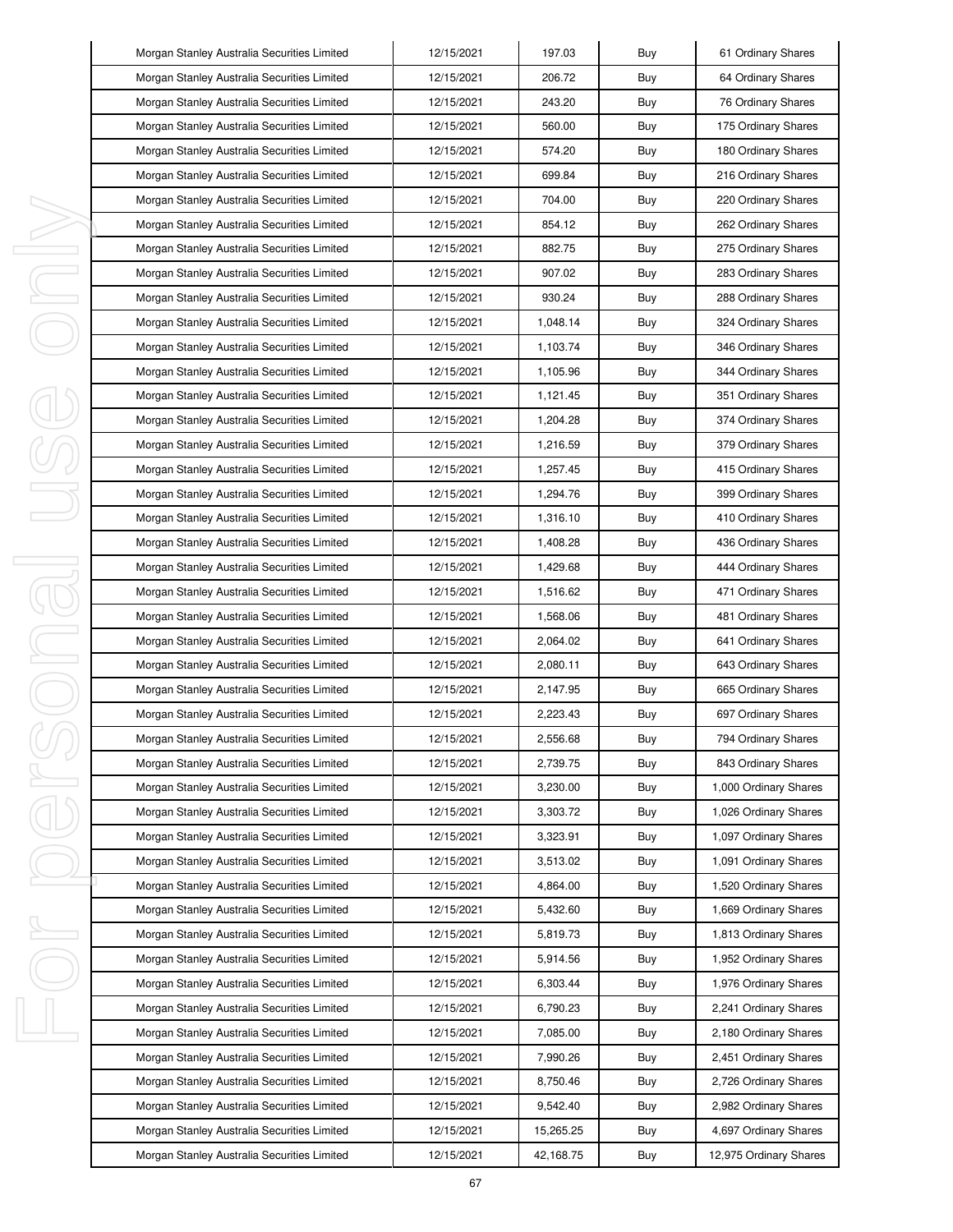| Morgan Stanley Australia Securities Limited | 12/15/2021 | 197.03 | Buy | 61 Ordinary Shares |
|---|---|---|---|---|
| Morgan Stanley Australia Securities Limited | 12/15/2021 | 206.72 | Buy | 64 Ordinary Shares |
| Morgan Stanley Australia Securities Limited | 12/15/2021 | 243.20 | Buy | 76 Ordinary Shares |
| Morgan Stanley Australia Securities Limited | 12/15/2021 | 560.00 | Buy | 175 Ordinary Shares |
| Morgan Stanley Australia Securities Limited | 12/15/2021 | 574.20 | Buy | 180 Ordinary Shares |
| Morgan Stanley Australia Securities Limited | 12/15/2021 | 699.84 | Buy | 216 Ordinary Shares |
| Morgan Stanley Australia Securities Limited | 12/15/2021 | 704.00 | Buy | 220 Ordinary Shares |
| Morgan Stanley Australia Securities Limited | 12/15/2021 | 854.12 | Buy | 262 Ordinary Shares |
| Morgan Stanley Australia Securities Limited | 12/15/2021 | 882.75 | Buy | 275 Ordinary Shares |
| Morgan Stanley Australia Securities Limited | 12/15/2021 | 907.02 | Buy | 283 Ordinary Shares |
| Morgan Stanley Australia Securities Limited | 12/15/2021 | 930.24 | Buy | 288 Ordinary Shares |
| Morgan Stanley Australia Securities Limited | 12/15/2021 | 1,048.14 | Buy | 324 Ordinary Shares |
| Morgan Stanley Australia Securities Limited | 12/15/2021 | 1,103.74 | Buy | 346 Ordinary Shares |
| Morgan Stanley Australia Securities Limited | 12/15/2021 | 1,105.96 | Buy | 344 Ordinary Shares |
| Morgan Stanley Australia Securities Limited | 12/15/2021 | 1,121.45 | Buy | 351 Ordinary Shares |
| Morgan Stanley Australia Securities Limited | 12/15/2021 | 1,204.28 | Buy | 374 Ordinary Shares |
| Morgan Stanley Australia Securities Limited | 12/15/2021 | 1,216.59 | Buy | 379 Ordinary Shares |
| Morgan Stanley Australia Securities Limited | 12/15/2021 | 1,257.45 | Buy | 415 Ordinary Shares |
| Morgan Stanley Australia Securities Limited | 12/15/2021 | 1,294.76 | Buy | 399 Ordinary Shares |
| Morgan Stanley Australia Securities Limited | 12/15/2021 | 1,316.10 | Buy | 410 Ordinary Shares |
| Morgan Stanley Australia Securities Limited | 12/15/2021 | 1,408.28 | Buy | 436 Ordinary Shares |
| Morgan Stanley Australia Securities Limited | 12/15/2021 | 1,429.68 | Buy | 444 Ordinary Shares |
| Morgan Stanley Australia Securities Limited | 12/15/2021 | 1,516.62 | Buy | 471 Ordinary Shares |
| Morgan Stanley Australia Securities Limited | 12/15/2021 | 1,568.06 | Buy | 481 Ordinary Shares |
| Morgan Stanley Australia Securities Limited | 12/15/2021 | 2,064.02 | Buy | 641 Ordinary Shares |
| Morgan Stanley Australia Securities Limited | 12/15/2021 | 2,080.11 | Buy | 643 Ordinary Shares |
| Morgan Stanley Australia Securities Limited | 12/15/2021 | 2,147.95 | Buy | 665 Ordinary Shares |
| Morgan Stanley Australia Securities Limited | 12/15/2021 | 2,223.43 | Buy | 697 Ordinary Shares |
| Morgan Stanley Australia Securities Limited | 12/15/2021 | 2,556.68 | Buy | 794 Ordinary Shares |
| Morgan Stanley Australia Securities Limited | 12/15/2021 | 2,739.75 | Buy | 843 Ordinary Shares |
| Morgan Stanley Australia Securities Limited | 12/15/2021 | 3,230.00 | Buy | 1,000 Ordinary Shares |
| Morgan Stanley Australia Securities Limited | 12/15/2021 | 3,303.72 | Buy | 1,026 Ordinary Shares |
| Morgan Stanley Australia Securities Limited | 12/15/2021 | 3,323.91 | Buy | 1,097 Ordinary Shares |
| Morgan Stanley Australia Securities Limited | 12/15/2021 | 3,513.02 | Buy | 1,091 Ordinary Shares |
| Morgan Stanley Australia Securities Limited | 12/15/2021 | 4,864.00 | Buy | 1,520 Ordinary Shares |
| Morgan Stanley Australia Securities Limited | 12/15/2021 | 5,432.60 | Buy | 1,669 Ordinary Shares |
| Morgan Stanley Australia Securities Limited | 12/15/2021 | 5,819.73 | Buy | 1,813 Ordinary Shares |
| Morgan Stanley Australia Securities Limited | 12/15/2021 | 5,914.56 | Buy | 1,952 Ordinary Shares |
| Morgan Stanley Australia Securities Limited | 12/15/2021 | 6,303.44 | Buy | 1,976 Ordinary Shares |
| Morgan Stanley Australia Securities Limited | 12/15/2021 | 6,790.23 | Buy | 2,241 Ordinary Shares |
| Morgan Stanley Australia Securities Limited | 12/15/2021 | 7,085.00 | Buy | 2,180 Ordinary Shares |
| Morgan Stanley Australia Securities Limited | 12/15/2021 | 7,990.26 | Buy | 2,451 Ordinary Shares |
| Morgan Stanley Australia Securities Limited | 12/15/2021 | 8,750.46 | Buy | 2,726 Ordinary Shares |
| Morgan Stanley Australia Securities Limited | 12/15/2021 | 9,542.40 | Buy | 2,982 Ordinary Shares |
| Morgan Stanley Australia Securities Limited | 12/15/2021 | 15,265.25 | Buy | 4,697 Ordinary Shares |
| Morgan Stanley Australia Securities Limited | 12/15/2021 | 42,168.75 | Buy | 12,975 Ordinary Shares |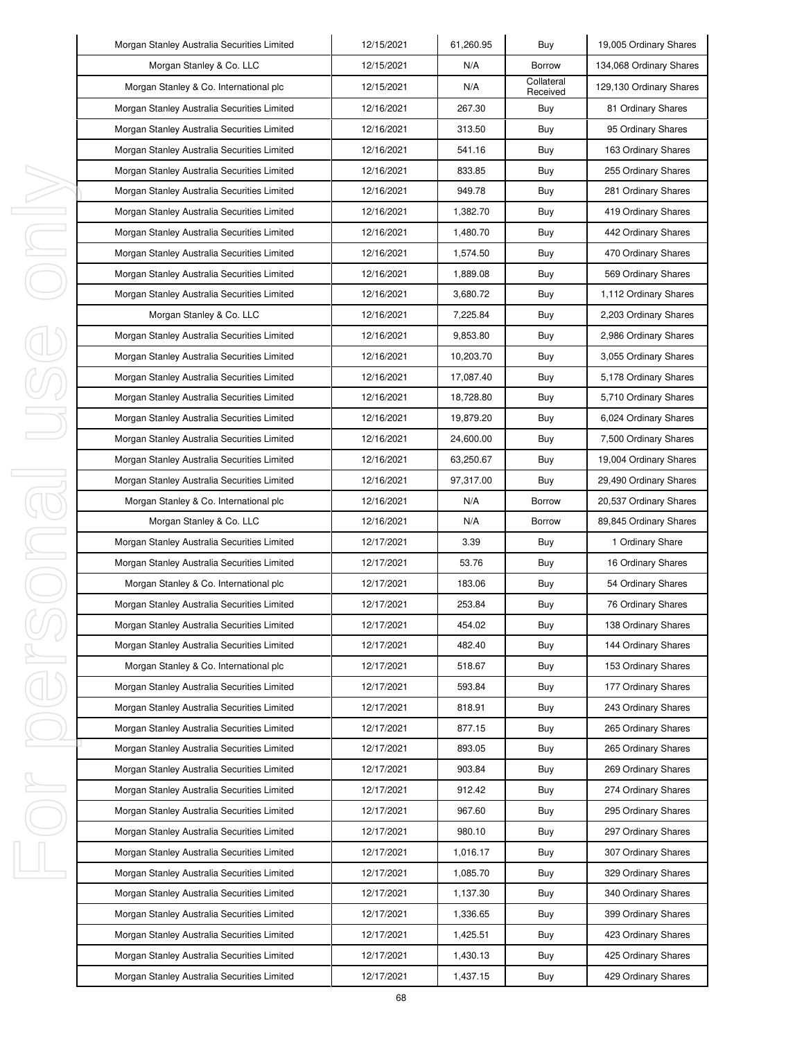| Morgan Stanley Australia Securities Limited | 12/15/2021 | 61,260.95 | Buy | 19,005 Ordinary Shares |
|---|---|---|---|---|
| Morgan Stanley & Co. LLC | 12/15/2021 | N/A | Borrow | 134,068 Ordinary Shares |
| Morgan Stanley & Co. International plc | 12/15/2021 | N/A | Collateral Received | 129,130 Ordinary Shares |
| Morgan Stanley Australia Securities Limited | 12/16/2021 | 267.30 | Buy | 81 Ordinary Shares |
| Morgan Stanley Australia Securities Limited | 12/16/2021 | 313.50 | Buy | 95 Ordinary Shares |
| Morgan Stanley Australia Securities Limited | 12/16/2021 | 541.16 | Buy | 163 Ordinary Shares |
| Morgan Stanley Australia Securities Limited | 12/16/2021 | 833.85 | Buy | 255 Ordinary Shares |
| Morgan Stanley Australia Securities Limited | 12/16/2021 | 949.78 | Buy | 281 Ordinary Shares |
| Morgan Stanley Australia Securities Limited | 12/16/2021 | 1,382.70 | Buy | 419 Ordinary Shares |
| Morgan Stanley Australia Securities Limited | 12/16/2021 | 1,480.70 | Buy | 442 Ordinary Shares |
| Morgan Stanley Australia Securities Limited | 12/16/2021 | 1,574.50 | Buy | 470 Ordinary Shares |
| Morgan Stanley Australia Securities Limited | 12/16/2021 | 1,889.08 | Buy | 569 Ordinary Shares |
| Morgan Stanley Australia Securities Limited | 12/16/2021 | 3,680.72 | Buy | 1,112 Ordinary Shares |
| Morgan Stanley & Co. LLC | 12/16/2021 | 7,225.84 | Buy | 2,203 Ordinary Shares |
| Morgan Stanley Australia Securities Limited | 12/16/2021 | 9,853.80 | Buy | 2,986 Ordinary Shares |
| Morgan Stanley Australia Securities Limited | 12/16/2021 | 10,203.70 | Buy | 3,055 Ordinary Shares |
| Morgan Stanley Australia Securities Limited | 12/16/2021 | 17,087.40 | Buy | 5,178 Ordinary Shares |
| Morgan Stanley Australia Securities Limited | 12/16/2021 | 18,728.80 | Buy | 5,710 Ordinary Shares |
| Morgan Stanley Australia Securities Limited | 12/16/2021 | 19,879.20 | Buy | 6,024 Ordinary Shares |
| Morgan Stanley Australia Securities Limited | 12/16/2021 | 24,600.00 | Buy | 7,500 Ordinary Shares |
| Morgan Stanley Australia Securities Limited | 12/16/2021 | 63,250.67 | Buy | 19,004 Ordinary Shares |
| Morgan Stanley Australia Securities Limited | 12/16/2021 | 97,317.00 | Buy | 29,490 Ordinary Shares |
| Morgan Stanley & Co. International plc | 12/16/2021 | N/A | Borrow | 20,537 Ordinary Shares |
| Morgan Stanley & Co. LLC | 12/16/2021 | N/A | Borrow | 89,845 Ordinary Shares |
| Morgan Stanley Australia Securities Limited | 12/17/2021 | 3.39 | Buy | 1 Ordinary Share |
| Morgan Stanley Australia Securities Limited | 12/17/2021 | 53.76 | Buy | 16 Ordinary Shares |
| Morgan Stanley & Co. International plc | 12/17/2021 | 183.06 | Buy | 54 Ordinary Shares |
| Morgan Stanley Australia Securities Limited | 12/17/2021 | 253.84 | Buy | 76 Ordinary Shares |
| Morgan Stanley Australia Securities Limited | 12/17/2021 | 454.02 | Buy | 138 Ordinary Shares |
| Morgan Stanley Australia Securities Limited | 12/17/2021 | 482.40 | Buy | 144 Ordinary Shares |
| Morgan Stanley & Co. International plc | 12/17/2021 | 518.67 | Buy | 153 Ordinary Shares |
| Morgan Stanley Australia Securities Limited | 12/17/2021 | 593.84 | Buy | 177 Ordinary Shares |
| Morgan Stanley Australia Securities Limited | 12/17/2021 | 818.91 | Buy | 243 Ordinary Shares |
| Morgan Stanley Australia Securities Limited | 12/17/2021 | 877.15 | Buy | 265 Ordinary Shares |
| Morgan Stanley Australia Securities Limited | 12/17/2021 | 893.05 | Buy | 265 Ordinary Shares |
| Morgan Stanley Australia Securities Limited | 12/17/2021 | 903.84 | Buy | 269 Ordinary Shares |
| Morgan Stanley Australia Securities Limited | 12/17/2021 | 912.42 | Buy | 274 Ordinary Shares |
| Morgan Stanley Australia Securities Limited | 12/17/2021 | 967.60 | Buy | 295 Ordinary Shares |
| Morgan Stanley Australia Securities Limited | 12/17/2021 | 980.10 | Buy | 297 Ordinary Shares |
| Morgan Stanley Australia Securities Limited | 12/17/2021 | 1,016.17 | Buy | 307 Ordinary Shares |
| Morgan Stanley Australia Securities Limited | 12/17/2021 | 1,085.70 | Buy | 329 Ordinary Shares |
| Morgan Stanley Australia Securities Limited | 12/17/2021 | 1,137.30 | Buy | 340 Ordinary Shares |
| Morgan Stanley Australia Securities Limited | 12/17/2021 | 1,336.65 | Buy | 399 Ordinary Shares |
| Morgan Stanley Australia Securities Limited | 12/17/2021 | 1,425.51 | Buy | 423 Ordinary Shares |
| Morgan Stanley Australia Securities Limited | 12/17/2021 | 1,430.13 | Buy | 425 Ordinary Shares |
| Morgan Stanley Australia Securities Limited | 12/17/2021 | 1,437.15 | Buy | 429 Ordinary Shares |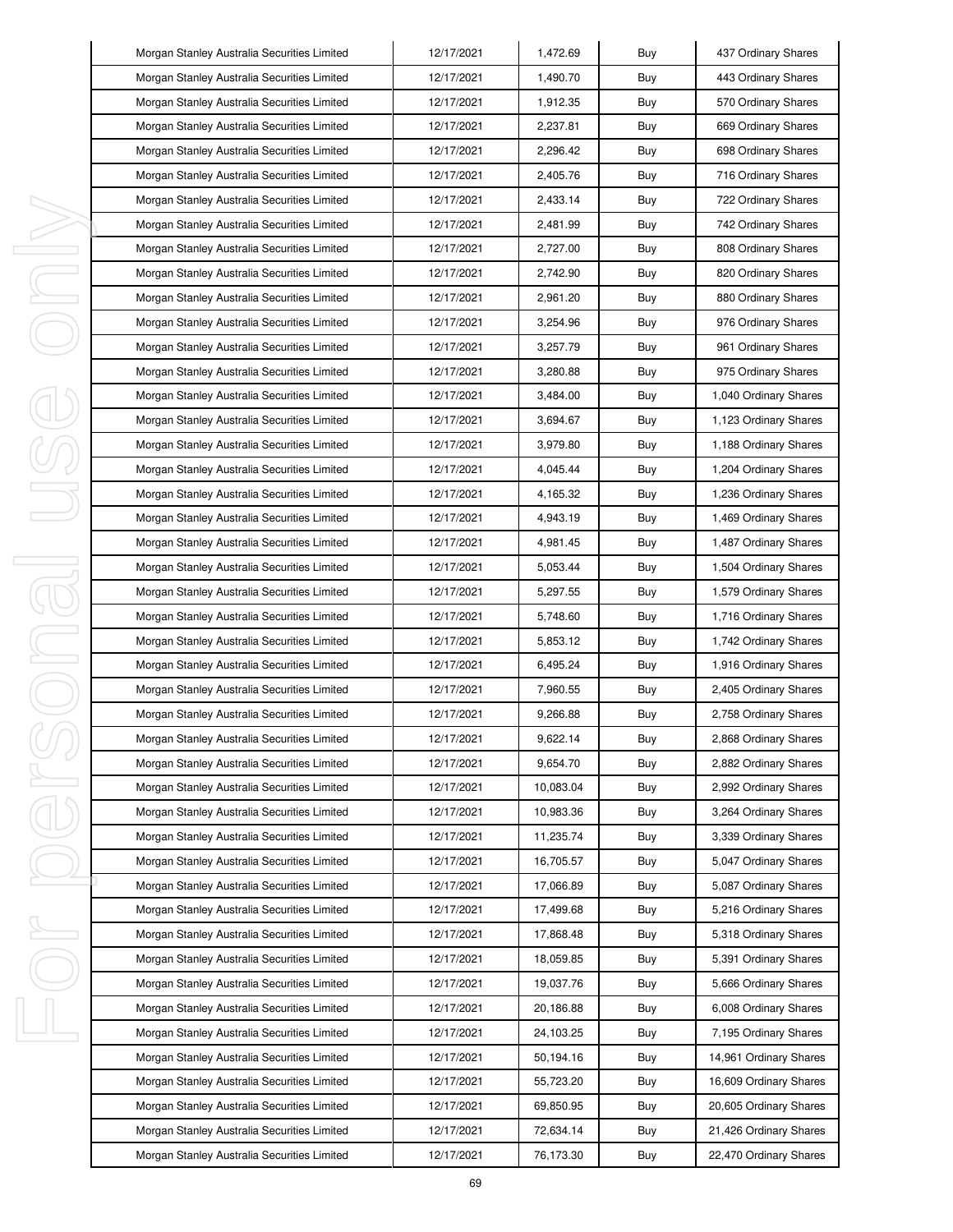| Morgan Stanley Australia Securities Limited | 12/17/2021 | 1,472.69 | Buy | 437 Ordinary Shares |
|---|---|---|---|---|
| Morgan Stanley Australia Securities Limited | 12/17/2021 | 1,490.70 | Buy | 443 Ordinary Shares |
| Morgan Stanley Australia Securities Limited | 12/17/2021 | 1,912.35 | Buy | 570 Ordinary Shares |
| Morgan Stanley Australia Securities Limited | 12/17/2021 | 2,237.81 | Buy | 669 Ordinary Shares |
| Morgan Stanley Australia Securities Limited | 12/17/2021 | 2,296.42 | Buy | 698 Ordinary Shares |
| Morgan Stanley Australia Securities Limited | 12/17/2021 | 2,405.76 | Buy | 716 Ordinary Shares |
| Morgan Stanley Australia Securities Limited | 12/17/2021 | 2,433.14 | Buy | 722 Ordinary Shares |
| Morgan Stanley Australia Securities Limited | 12/17/2021 | 2,481.99 | Buy | 742 Ordinary Shares |
| Morgan Stanley Australia Securities Limited | 12/17/2021 | 2,727.00 | Buy | 808 Ordinary Shares |
| Morgan Stanley Australia Securities Limited | 12/17/2021 | 2,742.90 | Buy | 820 Ordinary Shares |
| Morgan Stanley Australia Securities Limited | 12/17/2021 | 2,961.20 | Buy | 880 Ordinary Shares |
| Morgan Stanley Australia Securities Limited | 12/17/2021 | 3,254.96 | Buy | 976 Ordinary Shares |
| Morgan Stanley Australia Securities Limited | 12/17/2021 | 3,257.79 | Buy | 961 Ordinary Shares |
| Morgan Stanley Australia Securities Limited | 12/17/2021 | 3,280.88 | Buy | 975 Ordinary Shares |
| Morgan Stanley Australia Securities Limited | 12/17/2021 | 3,484.00 | Buy | 1,040 Ordinary Shares |
| Morgan Stanley Australia Securities Limited | 12/17/2021 | 3,694.67 | Buy | 1,123 Ordinary Shares |
| Morgan Stanley Australia Securities Limited | 12/17/2021 | 3,979.80 | Buy | 1,188 Ordinary Shares |
| Morgan Stanley Australia Securities Limited | 12/17/2021 | 4,045.44 | Buy | 1,204 Ordinary Shares |
| Morgan Stanley Australia Securities Limited | 12/17/2021 | 4,165.32 | Buy | 1,236 Ordinary Shares |
| Morgan Stanley Australia Securities Limited | 12/17/2021 | 4,943.19 | Buy | 1,469 Ordinary Shares |
| Morgan Stanley Australia Securities Limited | 12/17/2021 | 4,981.45 | Buy | 1,487 Ordinary Shares |
| Morgan Stanley Australia Securities Limited | 12/17/2021 | 5,053.44 | Buy | 1,504 Ordinary Shares |
| Morgan Stanley Australia Securities Limited | 12/17/2021 | 5,297.55 | Buy | 1,579 Ordinary Shares |
| Morgan Stanley Australia Securities Limited | 12/17/2021 | 5,748.60 | Buy | 1,716 Ordinary Shares |
| Morgan Stanley Australia Securities Limited | 12/17/2021 | 5,853.12 | Buy | 1,742 Ordinary Shares |
| Morgan Stanley Australia Securities Limited | 12/17/2021 | 6,495.24 | Buy | 1,916 Ordinary Shares |
| Morgan Stanley Australia Securities Limited | 12/17/2021 | 7,960.55 | Buy | 2,405 Ordinary Shares |
| Morgan Stanley Australia Securities Limited | 12/17/2021 | 9,266.88 | Buy | 2,758 Ordinary Shares |
| Morgan Stanley Australia Securities Limited | 12/17/2021 | 9,622.14 | Buy | 2,868 Ordinary Shares |
| Morgan Stanley Australia Securities Limited | 12/17/2021 | 9,654.70 | Buy | 2,882 Ordinary Shares |
| Morgan Stanley Australia Securities Limited | 12/17/2021 | 10,083.04 | Buy | 2,992 Ordinary Shares |
| Morgan Stanley Australia Securities Limited | 12/17/2021 | 10,983.36 | Buy | 3,264 Ordinary Shares |
| Morgan Stanley Australia Securities Limited | 12/17/2021 | 11,235.74 | Buy | 3,339 Ordinary Shares |
| Morgan Stanley Australia Securities Limited | 12/17/2021 | 16,705.57 | Buy | 5,047 Ordinary Shares |
| Morgan Stanley Australia Securities Limited | 12/17/2021 | 17,066.89 | Buy | 5,087 Ordinary Shares |
| Morgan Stanley Australia Securities Limited | 12/17/2021 | 17,499.68 | Buy | 5,216 Ordinary Shares |
| Morgan Stanley Australia Securities Limited | 12/17/2021 | 17,868.48 | Buy | 5,318 Ordinary Shares |
| Morgan Stanley Australia Securities Limited | 12/17/2021 | 18,059.85 | Buy | 5,391 Ordinary Shares |
| Morgan Stanley Australia Securities Limited | 12/17/2021 | 19,037.76 | Buy | 5,666 Ordinary Shares |
| Morgan Stanley Australia Securities Limited | 12/17/2021 | 20,186.88 | Buy | 6,008 Ordinary Shares |
| Morgan Stanley Australia Securities Limited | 12/17/2021 | 24,103.25 | Buy | 7,195 Ordinary Shares |
| Morgan Stanley Australia Securities Limited | 12/17/2021 | 50,194.16 | Buy | 14,961 Ordinary Shares |
| Morgan Stanley Australia Securities Limited | 12/17/2021 | 55,723.20 | Buy | 16,609 Ordinary Shares |
| Morgan Stanley Australia Securities Limited | 12/17/2021 | 69,850.95 | Buy | 20,605 Ordinary Shares |
| Morgan Stanley Australia Securities Limited | 12/17/2021 | 72,634.14 | Buy | 21,426 Ordinary Shares |
| Morgan Stanley Australia Securities Limited | 12/17/2021 | 76,173.30 | Buy | 22,470 Ordinary Shares |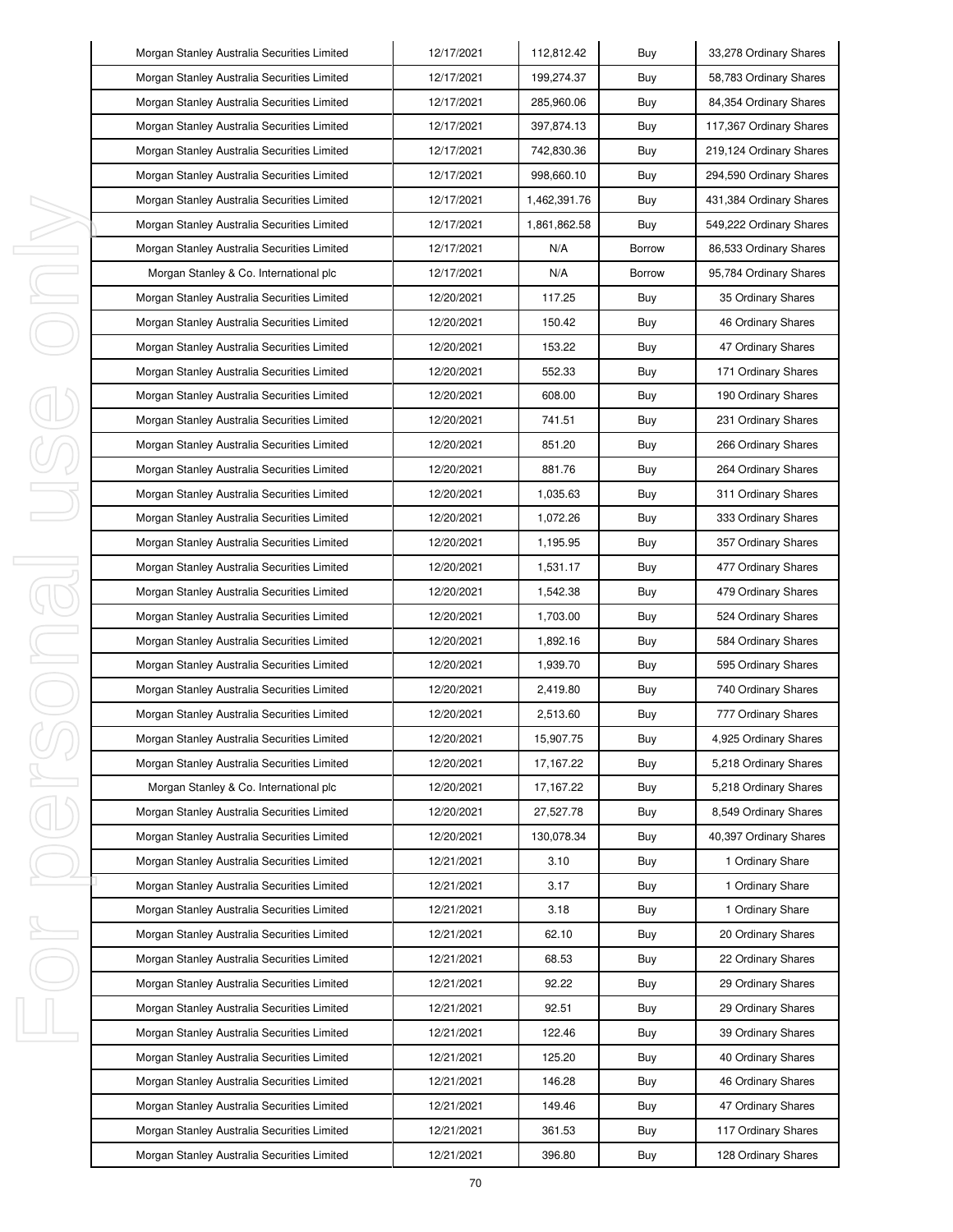| Morgan Stanley Australia Securities Limited | 12/17/2021 | 112,812.42 | Buy | 33,278 Ordinary Shares |
|---|---|---|---|---|
| Morgan Stanley Australia Securities Limited | 12/17/2021 | 199,274.37 | Buy | 58,783 Ordinary Shares |
| Morgan Stanley Australia Securities Limited | 12/17/2021 | 285,960.06 | Buy | 84,354 Ordinary Shares |
| Morgan Stanley Australia Securities Limited | 12/17/2021 | 397,874.13 | Buy | 117,367 Ordinary Shares |
| Morgan Stanley Australia Securities Limited | 12/17/2021 | 742,830.36 | Buy | 219,124 Ordinary Shares |
| Morgan Stanley Australia Securities Limited | 12/17/2021 | 998,660.10 | Buy | 294,590 Ordinary Shares |
| Morgan Stanley Australia Securities Limited | 12/17/2021 | 1,462,391.76 | Buy | 431,384 Ordinary Shares |
| Morgan Stanley Australia Securities Limited | 12/17/2021 | 1,861,862.58 | Buy | 549,222 Ordinary Shares |
| Morgan Stanley Australia Securities Limited | 12/17/2021 | N/A | Borrow | 86,533 Ordinary Shares |
| Morgan Stanley & Co. International plc | 12/17/2021 | N/A | Borrow | 95,784 Ordinary Shares |
| Morgan Stanley Australia Securities Limited | 12/20/2021 | 117.25 | Buy | 35 Ordinary Shares |
| Morgan Stanley Australia Securities Limited | 12/20/2021 | 150.42 | Buy | 46 Ordinary Shares |
| Morgan Stanley Australia Securities Limited | 12/20/2021 | 153.22 | Buy | 47 Ordinary Shares |
| Morgan Stanley Australia Securities Limited | 12/20/2021 | 552.33 | Buy | 171 Ordinary Shares |
| Morgan Stanley Australia Securities Limited | 12/20/2021 | 608.00 | Buy | 190 Ordinary Shares |
| Morgan Stanley Australia Securities Limited | 12/20/2021 | 741.51 | Buy | 231 Ordinary Shares |
| Morgan Stanley Australia Securities Limited | 12/20/2021 | 851.20 | Buy | 266 Ordinary Shares |
| Morgan Stanley Australia Securities Limited | 12/20/2021 | 881.76 | Buy | 264 Ordinary Shares |
| Morgan Stanley Australia Securities Limited | 12/20/2021 | 1,035.63 | Buy | 311 Ordinary Shares |
| Morgan Stanley Australia Securities Limited | 12/20/2021 | 1,072.26 | Buy | 333 Ordinary Shares |
| Morgan Stanley Australia Securities Limited | 12/20/2021 | 1,195.95 | Buy | 357 Ordinary Shares |
| Morgan Stanley Australia Securities Limited | 12/20/2021 | 1,531.17 | Buy | 477 Ordinary Shares |
| Morgan Stanley Australia Securities Limited | 12/20/2021 | 1,542.38 | Buy | 479 Ordinary Shares |
| Morgan Stanley Australia Securities Limited | 12/20/2021 | 1,703.00 | Buy | 524 Ordinary Shares |
| Morgan Stanley Australia Securities Limited | 12/20/2021 | 1,892.16 | Buy | 584 Ordinary Shares |
| Morgan Stanley Australia Securities Limited | 12/20/2021 | 1,939.70 | Buy | 595 Ordinary Shares |
| Morgan Stanley Australia Securities Limited | 12/20/2021 | 2,419.80 | Buy | 740 Ordinary Shares |
| Morgan Stanley Australia Securities Limited | 12/20/2021 | 2,513.60 | Buy | 777 Ordinary Shares |
| Morgan Stanley Australia Securities Limited | 12/20/2021 | 15,907.75 | Buy | 4,925 Ordinary Shares |
| Morgan Stanley Australia Securities Limited | 12/20/2021 | 17,167.22 | Buy | 5,218 Ordinary Shares |
| Morgan Stanley & Co. International plc | 12/20/2021 | 17,167.22 | Buy | 5,218 Ordinary Shares |
| Morgan Stanley Australia Securities Limited | 12/20/2021 | 27,527.78 | Buy | 8,549 Ordinary Shares |
| Morgan Stanley Australia Securities Limited | 12/20/2021 | 130,078.34 | Buy | 40,397 Ordinary Shares |
| Morgan Stanley Australia Securities Limited | 12/21/2021 | 3.10 | Buy | 1 Ordinary Share |
| Morgan Stanley Australia Securities Limited | 12/21/2021 | 3.17 | Buy | 1 Ordinary Share |
| Morgan Stanley Australia Securities Limited | 12/21/2021 | 3.18 | Buy | 1 Ordinary Share |
| Morgan Stanley Australia Securities Limited | 12/21/2021 | 62.10 | Buy | 20 Ordinary Shares |
| Morgan Stanley Australia Securities Limited | 12/21/2021 | 68.53 | Buy | 22 Ordinary Shares |
| Morgan Stanley Australia Securities Limited | 12/21/2021 | 92.22 | Buy | 29 Ordinary Shares |
| Morgan Stanley Australia Securities Limited | 12/21/2021 | 92.51 | Buy | 29 Ordinary Shares |
| Morgan Stanley Australia Securities Limited | 12/21/2021 | 122.46 | Buy | 39 Ordinary Shares |
| Morgan Stanley Australia Securities Limited | 12/21/2021 | 125.20 | Buy | 40 Ordinary Shares |
| Morgan Stanley Australia Securities Limited | 12/21/2021 | 146.28 | Buy | 46 Ordinary Shares |
| Morgan Stanley Australia Securities Limited | 12/21/2021 | 149.46 | Buy | 47 Ordinary Shares |
| Morgan Stanley Australia Securities Limited | 12/21/2021 | 361.53 | Buy | 117 Ordinary Shares |
| Morgan Stanley Australia Securities Limited | 12/21/2021 | 396.80 | Buy | 128 Ordinary Shares |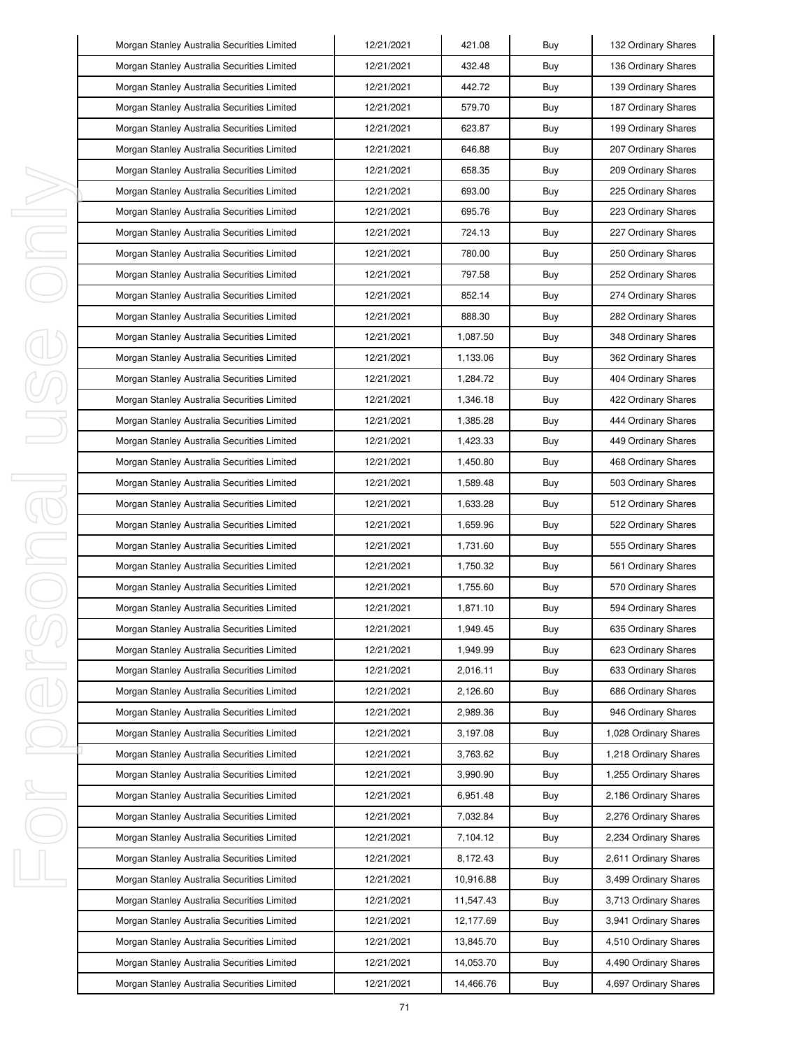| Morgan Stanley Australia Securities Limited | 12/21/2021 | 421.08 | Buy | 132 Ordinary Shares |
|---|---|---|---|---|
| Morgan Stanley Australia Securities Limited | 12/21/2021 | 432.48 | Buy | 136 Ordinary Shares |
| Morgan Stanley Australia Securities Limited | 12/21/2021 | 442.72 | Buy | 139 Ordinary Shares |
| Morgan Stanley Australia Securities Limited | 12/21/2021 | 579.70 | Buy | 187 Ordinary Shares |
| Morgan Stanley Australia Securities Limited | 12/21/2021 | 623.87 | Buy | 199 Ordinary Shares |
| Morgan Stanley Australia Securities Limited | 12/21/2021 | 646.88 | Buy | 207 Ordinary Shares |
| Morgan Stanley Australia Securities Limited | 12/21/2021 | 658.35 | Buy | 209 Ordinary Shares |
| Morgan Stanley Australia Securities Limited | 12/21/2021 | 693.00 | Buy | 225 Ordinary Shares |
| Morgan Stanley Australia Securities Limited | 12/21/2021 | 695.76 | Buy | 223 Ordinary Shares |
| Morgan Stanley Australia Securities Limited | 12/21/2021 | 724.13 | Buy | 227 Ordinary Shares |
| Morgan Stanley Australia Securities Limited | 12/21/2021 | 780.00 | Buy | 250 Ordinary Shares |
| Morgan Stanley Australia Securities Limited | 12/21/2021 | 797.58 | Buy | 252 Ordinary Shares |
| Morgan Stanley Australia Securities Limited | 12/21/2021 | 852.14 | Buy | 274 Ordinary Shares |
| Morgan Stanley Australia Securities Limited | 12/21/2021 | 888.30 | Buy | 282 Ordinary Shares |
| Morgan Stanley Australia Securities Limited | 12/21/2021 | 1,087.50 | Buy | 348 Ordinary Shares |
| Morgan Stanley Australia Securities Limited | 12/21/2021 | 1,133.06 | Buy | 362 Ordinary Shares |
| Morgan Stanley Australia Securities Limited | 12/21/2021 | 1,284.72 | Buy | 404 Ordinary Shares |
| Morgan Stanley Australia Securities Limited | 12/21/2021 | 1,346.18 | Buy | 422 Ordinary Shares |
| Morgan Stanley Australia Securities Limited | 12/21/2021 | 1,385.28 | Buy | 444 Ordinary Shares |
| Morgan Stanley Australia Securities Limited | 12/21/2021 | 1,423.33 | Buy | 449 Ordinary Shares |
| Morgan Stanley Australia Securities Limited | 12/21/2021 | 1,450.80 | Buy | 468 Ordinary Shares |
| Morgan Stanley Australia Securities Limited | 12/21/2021 | 1,589.48 | Buy | 503 Ordinary Shares |
| Morgan Stanley Australia Securities Limited | 12/21/2021 | 1,633.28 | Buy | 512 Ordinary Shares |
| Morgan Stanley Australia Securities Limited | 12/21/2021 | 1,659.96 | Buy | 522 Ordinary Shares |
| Morgan Stanley Australia Securities Limited | 12/21/2021 | 1,731.60 | Buy | 555 Ordinary Shares |
| Morgan Stanley Australia Securities Limited | 12/21/2021 | 1,750.32 | Buy | 561 Ordinary Shares |
| Morgan Stanley Australia Securities Limited | 12/21/2021 | 1,755.60 | Buy | 570 Ordinary Shares |
| Morgan Stanley Australia Securities Limited | 12/21/2021 | 1,871.10 | Buy | 594 Ordinary Shares |
| Morgan Stanley Australia Securities Limited | 12/21/2021 | 1,949.45 | Buy | 635 Ordinary Shares |
| Morgan Stanley Australia Securities Limited | 12/21/2021 | 1,949.99 | Buy | 623 Ordinary Shares |
| Morgan Stanley Australia Securities Limited | 12/21/2021 | 2,016.11 | Buy | 633 Ordinary Shares |
| Morgan Stanley Australia Securities Limited | 12/21/2021 | 2,126.60 | Buy | 686 Ordinary Shares |
| Morgan Stanley Australia Securities Limited | 12/21/2021 | 2,989.36 | Buy | 946 Ordinary Shares |
| Morgan Stanley Australia Securities Limited | 12/21/2021 | 3,197.08 | Buy | 1,028 Ordinary Shares |
| Morgan Stanley Australia Securities Limited | 12/21/2021 | 3,763.62 | Buy | 1,218 Ordinary Shares |
| Morgan Stanley Australia Securities Limited | 12/21/2021 | 3,990.90 | Buy | 1,255 Ordinary Shares |
| Morgan Stanley Australia Securities Limited | 12/21/2021 | 6,951.48 | Buy | 2,186 Ordinary Shares |
| Morgan Stanley Australia Securities Limited | 12/21/2021 | 7,032.84 | Buy | 2,276 Ordinary Shares |
| Morgan Stanley Australia Securities Limited | 12/21/2021 | 7,104.12 | Buy | 2,234 Ordinary Shares |
| Morgan Stanley Australia Securities Limited | 12/21/2021 | 8,172.43 | Buy | 2,611 Ordinary Shares |
| Morgan Stanley Australia Securities Limited | 12/21/2021 | 10,916.88 | Buy | 3,499 Ordinary Shares |
| Morgan Stanley Australia Securities Limited | 12/21/2021 | 11,547.43 | Buy | 3,713 Ordinary Shares |
| Morgan Stanley Australia Securities Limited | 12/21/2021 | 12,177.69 | Buy | 3,941 Ordinary Shares |
| Morgan Stanley Australia Securities Limited | 12/21/2021 | 13,845.70 | Buy | 4,510 Ordinary Shares |
| Morgan Stanley Australia Securities Limited | 12/21/2021 | 14,053.70 | Buy | 4,490 Ordinary Shares |
| Morgan Stanley Australia Securities Limited | 12/21/2021 | 14,466.76 | Buy | 4,697 Ordinary Shares |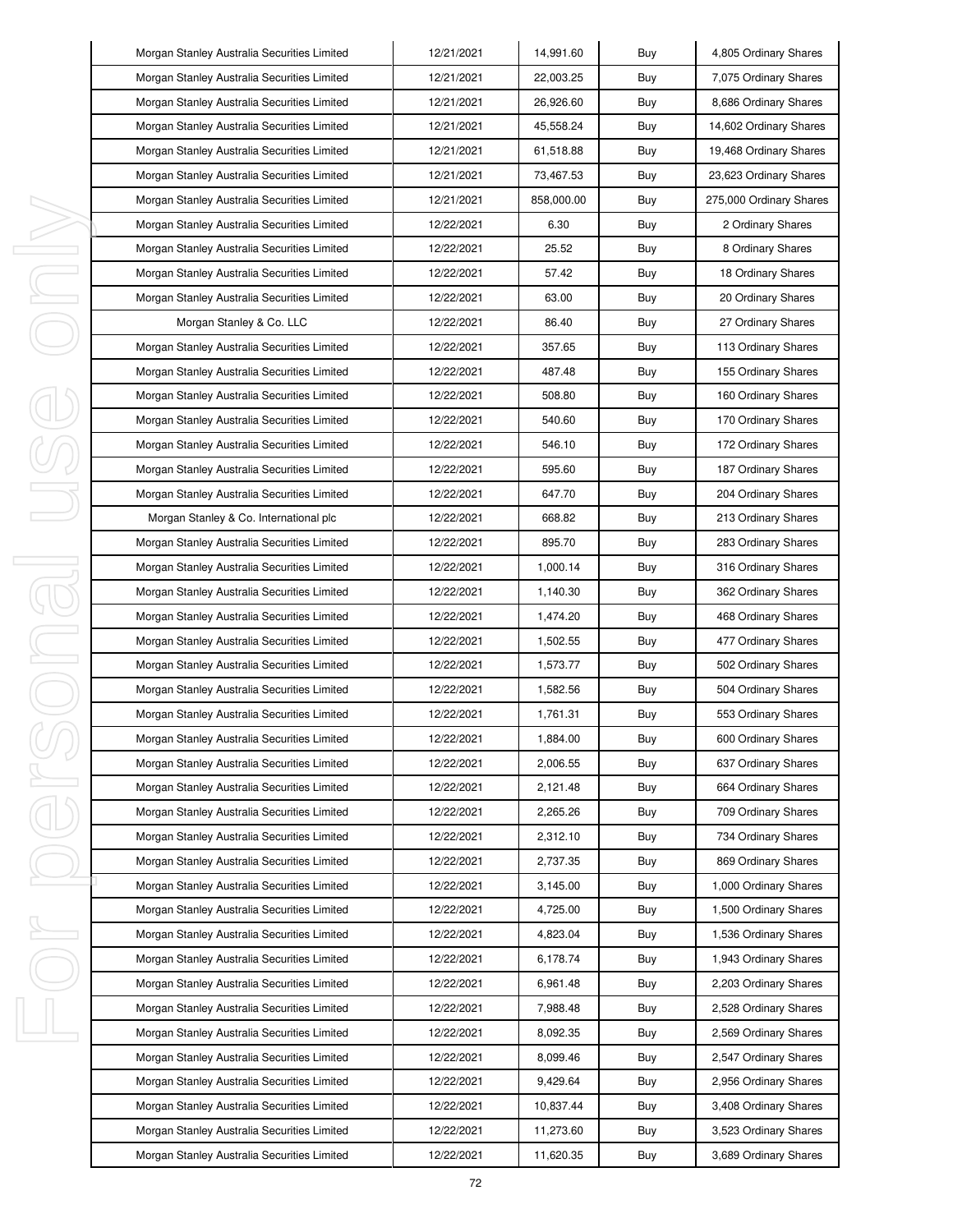| Morgan Stanley Australia Securities Limited | 12/21/2021 | 14,991.60 | Buy | 4,805 Ordinary Shares |
|---|---|---|---|---|
| Morgan Stanley Australia Securities Limited | 12/21/2021 | 22,003.25 | Buy | 7,075 Ordinary Shares |
| Morgan Stanley Australia Securities Limited | 12/21/2021 | 26,926.60 | Buy | 8,686 Ordinary Shares |
| Morgan Stanley Australia Securities Limited | 12/21/2021 | 45,558.24 | Buy | 14,602 Ordinary Shares |
| Morgan Stanley Australia Securities Limited | 12/21/2021 | 61,518.88 | Buy | 19,468 Ordinary Shares |
| Morgan Stanley Australia Securities Limited | 12/21/2021 | 73,467.53 | Buy | 23,623 Ordinary Shares |
| Morgan Stanley Australia Securities Limited | 12/21/2021 | 858,000.00 | Buy | 275,000 Ordinary Shares |
| Morgan Stanley Australia Securities Limited | 12/22/2021 | 6.30 | Buy | 2 Ordinary Shares |
| Morgan Stanley Australia Securities Limited | 12/22/2021 | 25.52 | Buy | 8 Ordinary Shares |
| Morgan Stanley Australia Securities Limited | 12/22/2021 | 57.42 | Buy | 18 Ordinary Shares |
| Morgan Stanley Australia Securities Limited | 12/22/2021 | 63.00 | Buy | 20 Ordinary Shares |
| Morgan Stanley & Co. LLC | 12/22/2021 | 86.40 | Buy | 27 Ordinary Shares |
| Morgan Stanley Australia Securities Limited | 12/22/2021 | 357.65 | Buy | 113 Ordinary Shares |
| Morgan Stanley Australia Securities Limited | 12/22/2021 | 487.48 | Buy | 155 Ordinary Shares |
| Morgan Stanley Australia Securities Limited | 12/22/2021 | 508.80 | Buy | 160 Ordinary Shares |
| Morgan Stanley Australia Securities Limited | 12/22/2021 | 540.60 | Buy | 170 Ordinary Shares |
| Morgan Stanley Australia Securities Limited | 12/22/2021 | 546.10 | Buy | 172 Ordinary Shares |
| Morgan Stanley Australia Securities Limited | 12/22/2021 | 595.60 | Buy | 187 Ordinary Shares |
| Morgan Stanley Australia Securities Limited | 12/22/2021 | 647.70 | Buy | 204 Ordinary Shares |
| Morgan Stanley & Co. International plc | 12/22/2021 | 668.82 | Buy | 213 Ordinary Shares |
| Morgan Stanley Australia Securities Limited | 12/22/2021 | 895.70 | Buy | 283 Ordinary Shares |
| Morgan Stanley Australia Securities Limited | 12/22/2021 | 1,000.14 | Buy | 316 Ordinary Shares |
| Morgan Stanley Australia Securities Limited | 12/22/2021 | 1,140.30 | Buy | 362 Ordinary Shares |
| Morgan Stanley Australia Securities Limited | 12/22/2021 | 1,474.20 | Buy | 468 Ordinary Shares |
| Morgan Stanley Australia Securities Limited | 12/22/2021 | 1,502.55 | Buy | 477 Ordinary Shares |
| Morgan Stanley Australia Securities Limited | 12/22/2021 | 1,573.77 | Buy | 502 Ordinary Shares |
| Morgan Stanley Australia Securities Limited | 12/22/2021 | 1,582.56 | Buy | 504 Ordinary Shares |
| Morgan Stanley Australia Securities Limited | 12/22/2021 | 1,761.31 | Buy | 553 Ordinary Shares |
| Morgan Stanley Australia Securities Limited | 12/22/2021 | 1,884.00 | Buy | 600 Ordinary Shares |
| Morgan Stanley Australia Securities Limited | 12/22/2021 | 2,006.55 | Buy | 637 Ordinary Shares |
| Morgan Stanley Australia Securities Limited | 12/22/2021 | 2,121.48 | Buy | 664 Ordinary Shares |
| Morgan Stanley Australia Securities Limited | 12/22/2021 | 2,265.26 | Buy | 709 Ordinary Shares |
| Morgan Stanley Australia Securities Limited | 12/22/2021 | 2,312.10 | Buy | 734 Ordinary Shares |
| Morgan Stanley Australia Securities Limited | 12/22/2021 | 2,737.35 | Buy | 869 Ordinary Shares |
| Morgan Stanley Australia Securities Limited | 12/22/2021 | 3,145.00 | Buy | 1,000 Ordinary Shares |
| Morgan Stanley Australia Securities Limited | 12/22/2021 | 4,725.00 | Buy | 1,500 Ordinary Shares |
| Morgan Stanley Australia Securities Limited | 12/22/2021 | 4,823.04 | Buy | 1,536 Ordinary Shares |
| Morgan Stanley Australia Securities Limited | 12/22/2021 | 6,178.74 | Buy | 1,943 Ordinary Shares |
| Morgan Stanley Australia Securities Limited | 12/22/2021 | 6,961.48 | Buy | 2,203 Ordinary Shares |
| Morgan Stanley Australia Securities Limited | 12/22/2021 | 7,988.48 | Buy | 2,528 Ordinary Shares |
| Morgan Stanley Australia Securities Limited | 12/22/2021 | 8,092.35 | Buy | 2,569 Ordinary Shares |
| Morgan Stanley Australia Securities Limited | 12/22/2021 | 8,099.46 | Buy | 2,547 Ordinary Shares |
| Morgan Stanley Australia Securities Limited | 12/22/2021 | 9,429.64 | Buy | 2,956 Ordinary Shares |
| Morgan Stanley Australia Securities Limited | 12/22/2021 | 10,837.44 | Buy | 3,408 Ordinary Shares |
| Morgan Stanley Australia Securities Limited | 12/22/2021 | 11,273.60 | Buy | 3,523 Ordinary Shares |
| Morgan Stanley Australia Securities Limited | 12/22/2021 | 11,620.35 | Buy | 3,689 Ordinary Shares |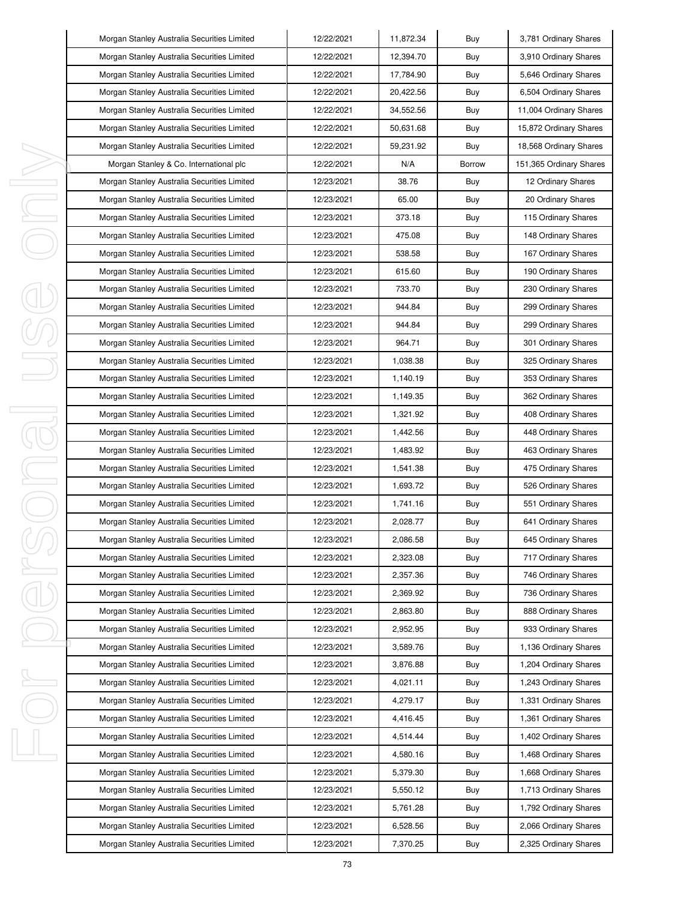| Morgan Stanley Australia Securities Limited | 12/22/2021 | 11,872.34 | Buy | 3,781 Ordinary Shares |
|---|---|---|---|---|
| Morgan Stanley Australia Securities Limited | 12/22/2021 | 12,394.70 | Buy | 3,910 Ordinary Shares |
| Morgan Stanley Australia Securities Limited | 12/22/2021 | 17,784.90 | Buy | 5,646 Ordinary Shares |
| Morgan Stanley Australia Securities Limited | 12/22/2021 | 20,422.56 | Buy | 6,504 Ordinary Shares |
| Morgan Stanley Australia Securities Limited | 12/22/2021 | 34,552.56 | Buy | 11,004 Ordinary Shares |
| Morgan Stanley Australia Securities Limited | 12/22/2021 | 50,631.68 | Buy | 15,872 Ordinary Shares |
| Morgan Stanley Australia Securities Limited | 12/22/2021 | 59,231.92 | Buy | 18,568 Ordinary Shares |
| Morgan Stanley & Co. International plc | 12/22/2021 | N/A | Borrow | 151,365 Ordinary Shares |
| Morgan Stanley Australia Securities Limited | 12/23/2021 | 38.76 | Buy | 12 Ordinary Shares |
| Morgan Stanley Australia Securities Limited | 12/23/2021 | 65.00 | Buy | 20 Ordinary Shares |
| Morgan Stanley Australia Securities Limited | 12/23/2021 | 373.18 | Buy | 115 Ordinary Shares |
| Morgan Stanley Australia Securities Limited | 12/23/2021 | 475.08 | Buy | 148 Ordinary Shares |
| Morgan Stanley Australia Securities Limited | 12/23/2021 | 538.58 | Buy | 167 Ordinary Shares |
| Morgan Stanley Australia Securities Limited | 12/23/2021 | 615.60 | Buy | 190 Ordinary Shares |
| Morgan Stanley Australia Securities Limited | 12/23/2021 | 733.70 | Buy | 230 Ordinary Shares |
| Morgan Stanley Australia Securities Limited | 12/23/2021 | 944.84 | Buy | 299 Ordinary Shares |
| Morgan Stanley Australia Securities Limited | 12/23/2021 | 944.84 | Buy | 299 Ordinary Shares |
| Morgan Stanley Australia Securities Limited | 12/23/2021 | 964.71 | Buy | 301 Ordinary Shares |
| Morgan Stanley Australia Securities Limited | 12/23/2021 | 1,038.38 | Buy | 325 Ordinary Shares |
| Morgan Stanley Australia Securities Limited | 12/23/2021 | 1,140.19 | Buy | 353 Ordinary Shares |
| Morgan Stanley Australia Securities Limited | 12/23/2021 | 1,149.35 | Buy | 362 Ordinary Shares |
| Morgan Stanley Australia Securities Limited | 12/23/2021 | 1,321.92 | Buy | 408 Ordinary Shares |
| Morgan Stanley Australia Securities Limited | 12/23/2021 | 1,442.56 | Buy | 448 Ordinary Shares |
| Morgan Stanley Australia Securities Limited | 12/23/2021 | 1,483.92 | Buy | 463 Ordinary Shares |
| Morgan Stanley Australia Securities Limited | 12/23/2021 | 1,541.38 | Buy | 475 Ordinary Shares |
| Morgan Stanley Australia Securities Limited | 12/23/2021 | 1,693.72 | Buy | 526 Ordinary Shares |
| Morgan Stanley Australia Securities Limited | 12/23/2021 | 1,741.16 | Buy | 551 Ordinary Shares |
| Morgan Stanley Australia Securities Limited | 12/23/2021 | 2,028.77 | Buy | 641 Ordinary Shares |
| Morgan Stanley Australia Securities Limited | 12/23/2021 | 2,086.58 | Buy | 645 Ordinary Shares |
| Morgan Stanley Australia Securities Limited | 12/23/2021 | 2,323.08 | Buy | 717 Ordinary Shares |
| Morgan Stanley Australia Securities Limited | 12/23/2021 | 2,357.36 | Buy | 746 Ordinary Shares |
| Morgan Stanley Australia Securities Limited | 12/23/2021 | 2,369.92 | Buy | 736 Ordinary Shares |
| Morgan Stanley Australia Securities Limited | 12/23/2021 | 2,863.80 | Buy | 888 Ordinary Shares |
| Morgan Stanley Australia Securities Limited | 12/23/2021 | 2,952.95 | Buy | 933 Ordinary Shares |
| Morgan Stanley Australia Securities Limited | 12/23/2021 | 3,589.76 | Buy | 1,136 Ordinary Shares |
| Morgan Stanley Australia Securities Limited | 12/23/2021 | 3,876.88 | Buy | 1,204 Ordinary Shares |
| Morgan Stanley Australia Securities Limited | 12/23/2021 | 4,021.11 | Buy | 1,243 Ordinary Shares |
| Morgan Stanley Australia Securities Limited | 12/23/2021 | 4,279.17 | Buy | 1,331 Ordinary Shares |
| Morgan Stanley Australia Securities Limited | 12/23/2021 | 4,416.45 | Buy | 1,361 Ordinary Shares |
| Morgan Stanley Australia Securities Limited | 12/23/2021 | 4,514.44 | Buy | 1,402 Ordinary Shares |
| Morgan Stanley Australia Securities Limited | 12/23/2021 | 4,580.16 | Buy | 1,468 Ordinary Shares |
| Morgan Stanley Australia Securities Limited | 12/23/2021 | 5,379.30 | Buy | 1,668 Ordinary Shares |
| Morgan Stanley Australia Securities Limited | 12/23/2021 | 5,550.12 | Buy | 1,713 Ordinary Shares |
| Morgan Stanley Australia Securities Limited | 12/23/2021 | 5,761.28 | Buy | 1,792 Ordinary Shares |
| Morgan Stanley Australia Securities Limited | 12/23/2021 | 6,528.56 | Buy | 2,066 Ordinary Shares |
| Morgan Stanley Australia Securities Limited | 12/23/2021 | 7,370.25 | Buy | 2,325 Ordinary Shares |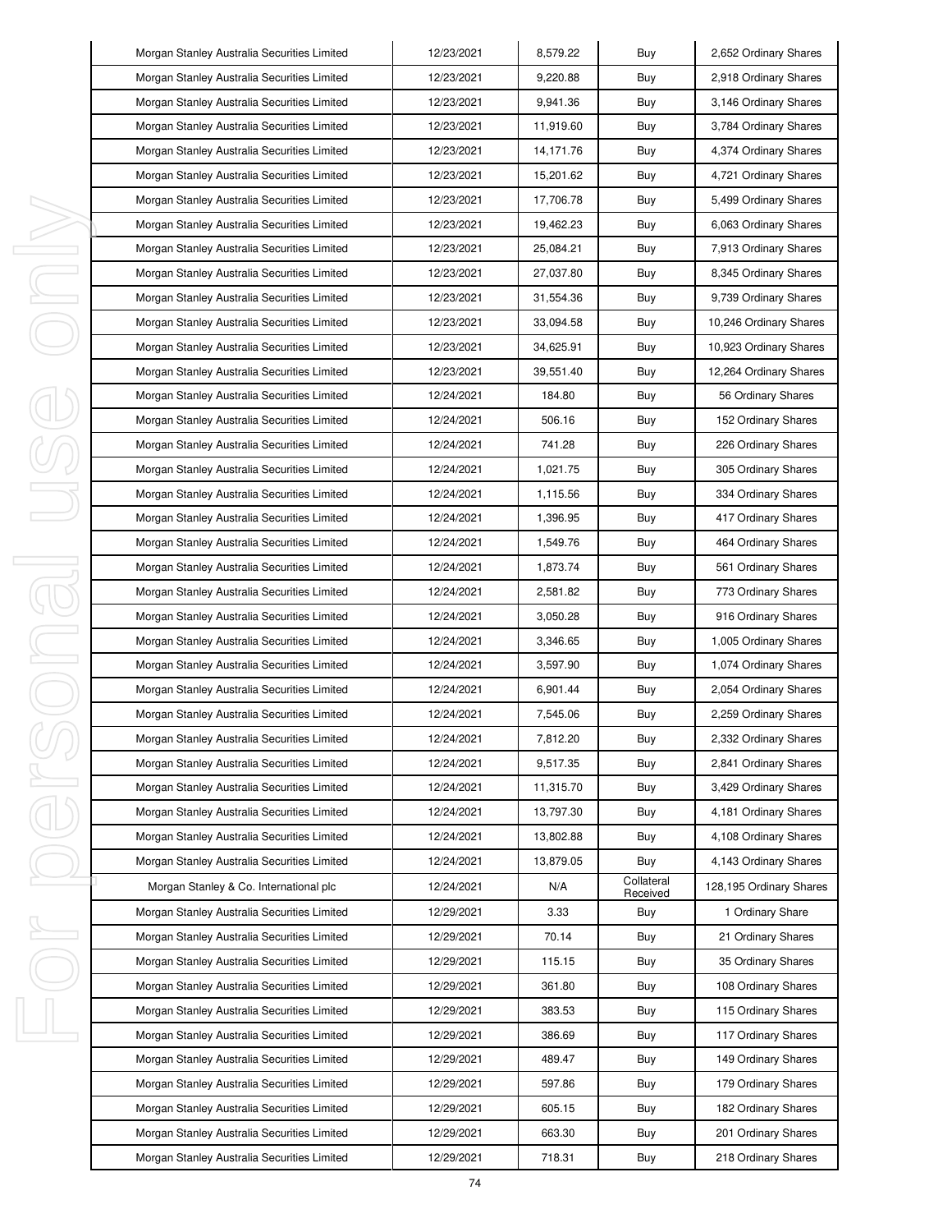| Morgan Stanley Australia Securities Limited | 12/23/2021 | 8,579.22 | Buy | 2,652 Ordinary Shares |
|---|---|---|---|---|
| Morgan Stanley Australia Securities Limited | 12/23/2021 | 9,220.88 | Buy | 2,918 Ordinary Shares |
| Morgan Stanley Australia Securities Limited | 12/23/2021 | 9,941.36 | Buy | 3,146 Ordinary Shares |
| Morgan Stanley Australia Securities Limited | 12/23/2021 | 11,919.60 | Buy | 3,784 Ordinary Shares |
| Morgan Stanley Australia Securities Limited | 12/23/2021 | 14,171.76 | Buy | 4,374 Ordinary Shares |
| Morgan Stanley Australia Securities Limited | 12/23/2021 | 15,201.62 | Buy | 4,721 Ordinary Shares |
| Morgan Stanley Australia Securities Limited | 12/23/2021 | 17,706.78 | Buy | 5,499 Ordinary Shares |
| Morgan Stanley Australia Securities Limited | 12/23/2021 | 19,462.23 | Buy | 6,063 Ordinary Shares |
| Morgan Stanley Australia Securities Limited | 12/23/2021 | 25,084.21 | Buy | 7,913 Ordinary Shares |
| Morgan Stanley Australia Securities Limited | 12/23/2021 | 27,037.80 | Buy | 8,345 Ordinary Shares |
| Morgan Stanley Australia Securities Limited | 12/23/2021 | 31,554.36 | Buy | 9,739 Ordinary Shares |
| Morgan Stanley Australia Securities Limited | 12/23/2021 | 33,094.58 | Buy | 10,246 Ordinary Shares |
| Morgan Stanley Australia Securities Limited | 12/23/2021 | 34,625.91 | Buy | 10,923 Ordinary Shares |
| Morgan Stanley Australia Securities Limited | 12/23/2021 | 39,551.40 | Buy | 12,264 Ordinary Shares |
| Morgan Stanley Australia Securities Limited | 12/24/2021 | 184.80 | Buy | 56 Ordinary Shares |
| Morgan Stanley Australia Securities Limited | 12/24/2021 | 506.16 | Buy | 152 Ordinary Shares |
| Morgan Stanley Australia Securities Limited | 12/24/2021 | 741.28 | Buy | 226 Ordinary Shares |
| Morgan Stanley Australia Securities Limited | 12/24/2021 | 1,021.75 | Buy | 305 Ordinary Shares |
| Morgan Stanley Australia Securities Limited | 12/24/2021 | 1,115.56 | Buy | 334 Ordinary Shares |
| Morgan Stanley Australia Securities Limited | 12/24/2021 | 1,396.95 | Buy | 417 Ordinary Shares |
| Morgan Stanley Australia Securities Limited | 12/24/2021 | 1,549.76 | Buy | 464 Ordinary Shares |
| Morgan Stanley Australia Securities Limited | 12/24/2021 | 1,873.74 | Buy | 561 Ordinary Shares |
| Morgan Stanley Australia Securities Limited | 12/24/2021 | 2,581.82 | Buy | 773 Ordinary Shares |
| Morgan Stanley Australia Securities Limited | 12/24/2021 | 3,050.28 | Buy | 916 Ordinary Shares |
| Morgan Stanley Australia Securities Limited | 12/24/2021 | 3,346.65 | Buy | 1,005 Ordinary Shares |
| Morgan Stanley Australia Securities Limited | 12/24/2021 | 3,597.90 | Buy | 1,074 Ordinary Shares |
| Morgan Stanley Australia Securities Limited | 12/24/2021 | 6,901.44 | Buy | 2,054 Ordinary Shares |
| Morgan Stanley Australia Securities Limited | 12/24/2021 | 7,545.06 | Buy | 2,259 Ordinary Shares |
| Morgan Stanley Australia Securities Limited | 12/24/2021 | 7,812.20 | Buy | 2,332 Ordinary Shares |
| Morgan Stanley Australia Securities Limited | 12/24/2021 | 9,517.35 | Buy | 2,841 Ordinary Shares |
| Morgan Stanley Australia Securities Limited | 12/24/2021 | 11,315.70 | Buy | 3,429 Ordinary Shares |
| Morgan Stanley Australia Securities Limited | 12/24/2021 | 13,797.30 | Buy | 4,181 Ordinary Shares |
| Morgan Stanley Australia Securities Limited | 12/24/2021 | 13,802.88 | Buy | 4,108 Ordinary Shares |
| Morgan Stanley Australia Securities Limited | 12/24/2021 | 13,879.05 | Buy | 4,143 Ordinary Shares |
| Morgan Stanley & Co. International plc | 12/24/2021 | N/A | Collateral Received | 128,195 Ordinary Shares |
| Morgan Stanley Australia Securities Limited | 12/29/2021 | 3.33 | Buy | 1 Ordinary Share |
| Morgan Stanley Australia Securities Limited | 12/29/2021 | 70.14 | Buy | 21 Ordinary Shares |
| Morgan Stanley Australia Securities Limited | 12/29/2021 | 115.15 | Buy | 35 Ordinary Shares |
| Morgan Stanley Australia Securities Limited | 12/29/2021 | 361.80 | Buy | 108 Ordinary Shares |
| Morgan Stanley Australia Securities Limited | 12/29/2021 | 383.53 | Buy | 115 Ordinary Shares |
| Morgan Stanley Australia Securities Limited | 12/29/2021 | 386.69 | Buy | 117 Ordinary Shares |
| Morgan Stanley Australia Securities Limited | 12/29/2021 | 489.47 | Buy | 149 Ordinary Shares |
| Morgan Stanley Australia Securities Limited | 12/29/2021 | 597.86 | Buy | 179 Ordinary Shares |
| Morgan Stanley Australia Securities Limited | 12/29/2021 | 605.15 | Buy | 182 Ordinary Shares |
| Morgan Stanley Australia Securities Limited | 12/29/2021 | 663.30 | Buy | 201 Ordinary Shares |
| Morgan Stanley Australia Securities Limited | 12/29/2021 | 718.31 | Buy | 218 Ordinary Shares |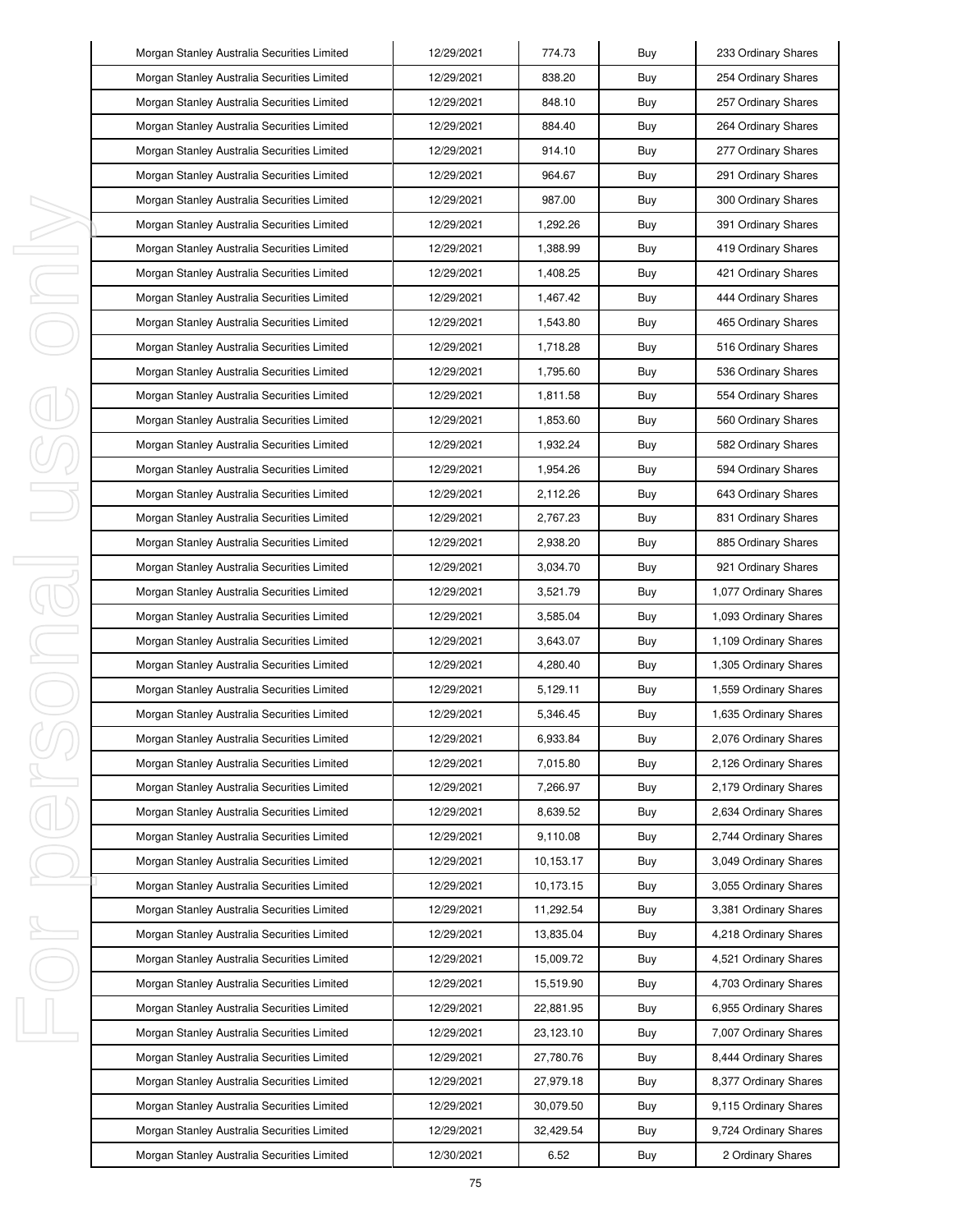| Morgan Stanley Australia Securities Limited | 12/29/2021 | 774.73 | Buy | 233 Ordinary Shares |
|---|---|---|---|---|
| Morgan Stanley Australia Securities Limited | 12/29/2021 | 838.20 | Buy | 254 Ordinary Shares |
| Morgan Stanley Australia Securities Limited | 12/29/2021 | 848.10 | Buy | 257 Ordinary Shares |
| Morgan Stanley Australia Securities Limited | 12/29/2021 | 884.40 | Buy | 264 Ordinary Shares |
| Morgan Stanley Australia Securities Limited | 12/29/2021 | 914.10 | Buy | 277 Ordinary Shares |
| Morgan Stanley Australia Securities Limited | 12/29/2021 | 964.67 | Buy | 291 Ordinary Shares |
| Morgan Stanley Australia Securities Limited | 12/29/2021 | 987.00 | Buy | 300 Ordinary Shares |
| Morgan Stanley Australia Securities Limited | 12/29/2021 | 1,292.26 | Buy | 391 Ordinary Shares |
| Morgan Stanley Australia Securities Limited | 12/29/2021 | 1,388.99 | Buy | 419 Ordinary Shares |
| Morgan Stanley Australia Securities Limited | 12/29/2021 | 1,408.25 | Buy | 421 Ordinary Shares |
| Morgan Stanley Australia Securities Limited | 12/29/2021 | 1,467.42 | Buy | 444 Ordinary Shares |
| Morgan Stanley Australia Securities Limited | 12/29/2021 | 1,543.80 | Buy | 465 Ordinary Shares |
| Morgan Stanley Australia Securities Limited | 12/29/2021 | 1,718.28 | Buy | 516 Ordinary Shares |
| Morgan Stanley Australia Securities Limited | 12/29/2021 | 1,795.60 | Buy | 536 Ordinary Shares |
| Morgan Stanley Australia Securities Limited | 12/29/2021 | 1,811.58 | Buy | 554 Ordinary Shares |
| Morgan Stanley Australia Securities Limited | 12/29/2021 | 1,853.60 | Buy | 560 Ordinary Shares |
| Morgan Stanley Australia Securities Limited | 12/29/2021 | 1,932.24 | Buy | 582 Ordinary Shares |
| Morgan Stanley Australia Securities Limited | 12/29/2021 | 1,954.26 | Buy | 594 Ordinary Shares |
| Morgan Stanley Australia Securities Limited | 12/29/2021 | 2,112.26 | Buy | 643 Ordinary Shares |
| Morgan Stanley Australia Securities Limited | 12/29/2021 | 2,767.23 | Buy | 831 Ordinary Shares |
| Morgan Stanley Australia Securities Limited | 12/29/2021 | 2,938.20 | Buy | 885 Ordinary Shares |
| Morgan Stanley Australia Securities Limited | 12/29/2021 | 3,034.70 | Buy | 921 Ordinary Shares |
| Morgan Stanley Australia Securities Limited | 12/29/2021 | 3,521.79 | Buy | 1,077 Ordinary Shares |
| Morgan Stanley Australia Securities Limited | 12/29/2021 | 3,585.04 | Buy | 1,093 Ordinary Shares |
| Morgan Stanley Australia Securities Limited | 12/29/2021 | 3,643.07 | Buy | 1,109 Ordinary Shares |
| Morgan Stanley Australia Securities Limited | 12/29/2021 | 4,280.40 | Buy | 1,305 Ordinary Shares |
| Morgan Stanley Australia Securities Limited | 12/29/2021 | 5,129.11 | Buy | 1,559 Ordinary Shares |
| Morgan Stanley Australia Securities Limited | 12/29/2021 | 5,346.45 | Buy | 1,635 Ordinary Shares |
| Morgan Stanley Australia Securities Limited | 12/29/2021 | 6,933.84 | Buy | 2,076 Ordinary Shares |
| Morgan Stanley Australia Securities Limited | 12/29/2021 | 7,015.80 | Buy | 2,126 Ordinary Shares |
| Morgan Stanley Australia Securities Limited | 12/29/2021 | 7,266.97 | Buy | 2,179 Ordinary Shares |
| Morgan Stanley Australia Securities Limited | 12/29/2021 | 8,639.52 | Buy | 2,634 Ordinary Shares |
| Morgan Stanley Australia Securities Limited | 12/29/2021 | 9,110.08 | Buy | 2,744 Ordinary Shares |
| Morgan Stanley Australia Securities Limited | 12/29/2021 | 10,153.17 | Buy | 3,049 Ordinary Shares |
| Morgan Stanley Australia Securities Limited | 12/29/2021 | 10,173.15 | Buy | 3,055 Ordinary Shares |
| Morgan Stanley Australia Securities Limited | 12/29/2021 | 11,292.54 | Buy | 3,381 Ordinary Shares |
| Morgan Stanley Australia Securities Limited | 12/29/2021 | 13,835.04 | Buy | 4,218 Ordinary Shares |
| Morgan Stanley Australia Securities Limited | 12/29/2021 | 15,009.72 | Buy | 4,521 Ordinary Shares |
| Morgan Stanley Australia Securities Limited | 12/29/2021 | 15,519.90 | Buy | 4,703 Ordinary Shares |
| Morgan Stanley Australia Securities Limited | 12/29/2021 | 22,881.95 | Buy | 6,955 Ordinary Shares |
| Morgan Stanley Australia Securities Limited | 12/29/2021 | 23,123.10 | Buy | 7,007 Ordinary Shares |
| Morgan Stanley Australia Securities Limited | 12/29/2021 | 27,780.76 | Buy | 8,444 Ordinary Shares |
| Morgan Stanley Australia Securities Limited | 12/29/2021 | 27,979.18 | Buy | 8,377 Ordinary Shares |
| Morgan Stanley Australia Securities Limited | 12/29/2021 | 30,079.50 | Buy | 9,115 Ordinary Shares |
| Morgan Stanley Australia Securities Limited | 12/29/2021 | 32,429.54 | Buy | 9,724 Ordinary Shares |
| Morgan Stanley Australia Securities Limited | 12/30/2021 | 6.52 | Buy | 2 Ordinary Shares |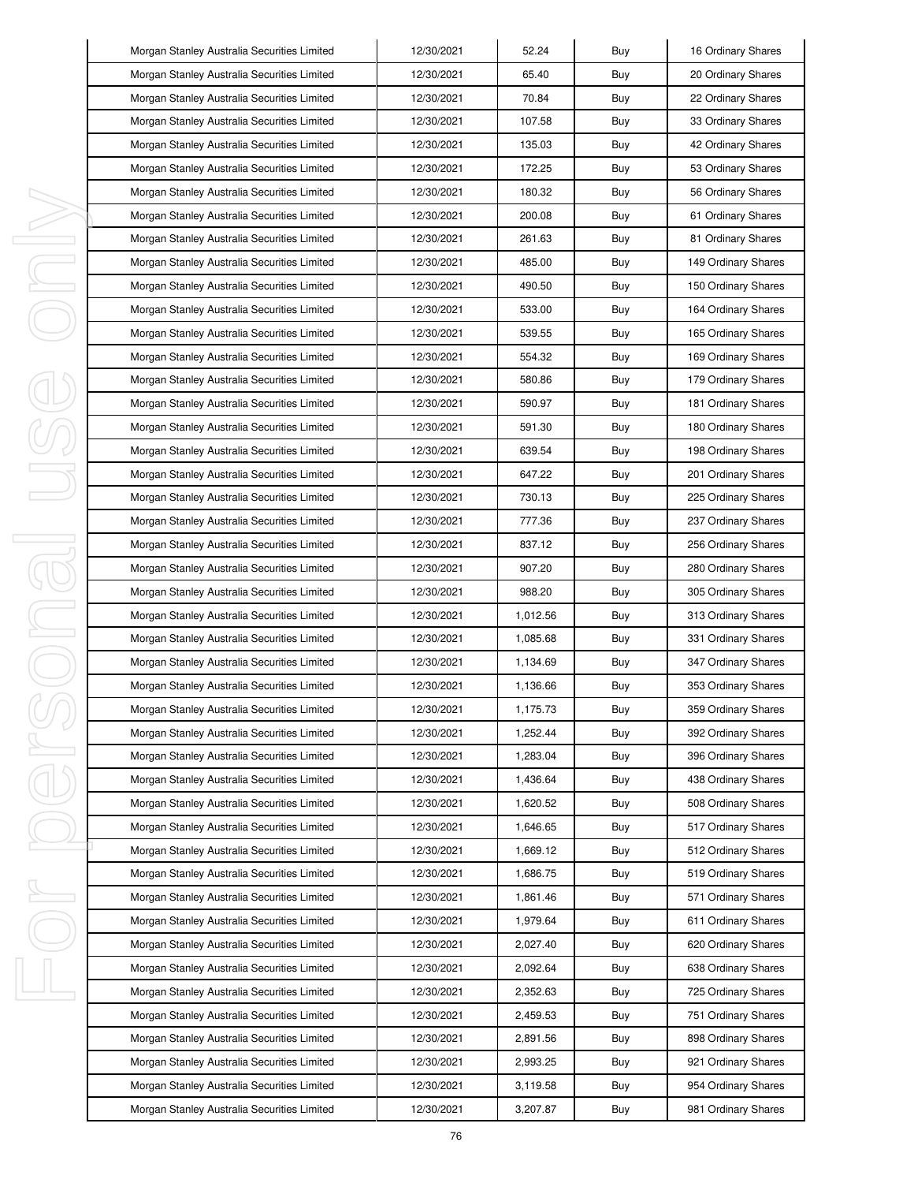| | | | | |
|---|---|---|---|---|
| Morgan Stanley Australia Securities Limited | 12/30/2021 | 52.24 | Buy | 16 Ordinary Shares |
| Morgan Stanley Australia Securities Limited | 12/30/2021 | 65.40 | Buy | 20 Ordinary Shares |
| Morgan Stanley Australia Securities Limited | 12/30/2021 | 70.84 | Buy | 22 Ordinary Shares |
| Morgan Stanley Australia Securities Limited | 12/30/2021 | 107.58 | Buy | 33 Ordinary Shares |
| Morgan Stanley Australia Securities Limited | 12/30/2021 | 135.03 | Buy | 42 Ordinary Shares |
| Morgan Stanley Australia Securities Limited | 12/30/2021 | 172.25 | Buy | 53 Ordinary Shares |
| Morgan Stanley Australia Securities Limited | 12/30/2021 | 180.32 | Buy | 56 Ordinary Shares |
| Morgan Stanley Australia Securities Limited | 12/30/2021 | 200.08 | Buy | 61 Ordinary Shares |
| Morgan Stanley Australia Securities Limited | 12/30/2021 | 261.63 | Buy | 81 Ordinary Shares |
| Morgan Stanley Australia Securities Limited | 12/30/2021 | 485.00 | Buy | 149 Ordinary Shares |
| Morgan Stanley Australia Securities Limited | 12/30/2021 | 490.50 | Buy | 150 Ordinary Shares |
| Morgan Stanley Australia Securities Limited | 12/30/2021 | 533.00 | Buy | 164 Ordinary Shares |
| Morgan Stanley Australia Securities Limited | 12/30/2021 | 539.55 | Buy | 165 Ordinary Shares |
| Morgan Stanley Australia Securities Limited | 12/30/2021 | 554.32 | Buy | 169 Ordinary Shares |
| Morgan Stanley Australia Securities Limited | 12/30/2021 | 580.86 | Buy | 179 Ordinary Shares |
| Morgan Stanley Australia Securities Limited | 12/30/2021 | 590.97 | Buy | 181 Ordinary Shares |
| Morgan Stanley Australia Securities Limited | 12/30/2021 | 591.30 | Buy | 180 Ordinary Shares |
| Morgan Stanley Australia Securities Limited | 12/30/2021 | 639.54 | Buy | 198 Ordinary Shares |
| Morgan Stanley Australia Securities Limited | 12/30/2021 | 647.22 | Buy | 201 Ordinary Shares |
| Morgan Stanley Australia Securities Limited | 12/30/2021 | 730.13 | Buy | 225 Ordinary Shares |
| Morgan Stanley Australia Securities Limited | 12/30/2021 | 777.36 | Buy | 237 Ordinary Shares |
| Morgan Stanley Australia Securities Limited | 12/30/2021 | 837.12 | Buy | 256 Ordinary Shares |
| Morgan Stanley Australia Securities Limited | 12/30/2021 | 907.20 | Buy | 280 Ordinary Shares |
| Morgan Stanley Australia Securities Limited | 12/30/2021 | 988.20 | Buy | 305 Ordinary Shares |
| Morgan Stanley Australia Securities Limited | 12/30/2021 | 1,012.56 | Buy | 313 Ordinary Shares |
| Morgan Stanley Australia Securities Limited | 12/30/2021 | 1,085.68 | Buy | 331 Ordinary Shares |
| Morgan Stanley Australia Securities Limited | 12/30/2021 | 1,134.69 | Buy | 347 Ordinary Shares |
| Morgan Stanley Australia Securities Limited | 12/30/2021 | 1,136.66 | Buy | 353 Ordinary Shares |
| Morgan Stanley Australia Securities Limited | 12/30/2021 | 1,175.73 | Buy | 359 Ordinary Shares |
| Morgan Stanley Australia Securities Limited | 12/30/2021 | 1,252.44 | Buy | 392 Ordinary Shares |
| Morgan Stanley Australia Securities Limited | 12/30/2021 | 1,283.04 | Buy | 396 Ordinary Shares |
| Morgan Stanley Australia Securities Limited | 12/30/2021 | 1,436.64 | Buy | 438 Ordinary Shares |
| Morgan Stanley Australia Securities Limited | 12/30/2021 | 1,620.52 | Buy | 508 Ordinary Shares |
| Morgan Stanley Australia Securities Limited | 12/30/2021 | 1,646.65 | Buy | 517 Ordinary Shares |
| Morgan Stanley Australia Securities Limited | 12/30/2021 | 1,669.12 | Buy | 512 Ordinary Shares |
| Morgan Stanley Australia Securities Limited | 12/30/2021 | 1,686.75 | Buy | 519 Ordinary Shares |
| Morgan Stanley Australia Securities Limited | 12/30/2021 | 1,861.46 | Buy | 571 Ordinary Shares |
| Morgan Stanley Australia Securities Limited | 12/30/2021 | 1,979.64 | Buy | 611 Ordinary Shares |
| Morgan Stanley Australia Securities Limited | 12/30/2021 | 2,027.40 | Buy | 620 Ordinary Shares |
| Morgan Stanley Australia Securities Limited | 12/30/2021 | 2,092.64 | Buy | 638 Ordinary Shares |
| Morgan Stanley Australia Securities Limited | 12/30/2021 | 2,352.63 | Buy | 725 Ordinary Shares |
| Morgan Stanley Australia Securities Limited | 12/30/2021 | 2,459.53 | Buy | 751 Ordinary Shares |
| Morgan Stanley Australia Securities Limited | 12/30/2021 | 2,891.56 | Buy | 898 Ordinary Shares |
| Morgan Stanley Australia Securities Limited | 12/30/2021 | 2,993.25 | Buy | 921 Ordinary Shares |
| Morgan Stanley Australia Securities Limited | 12/30/2021 | 3,119.58 | Buy | 954 Ordinary Shares |
| Morgan Stanley Australia Securities Limited | 12/30/2021 | 3,207.87 | Buy | 981 Ordinary Shares |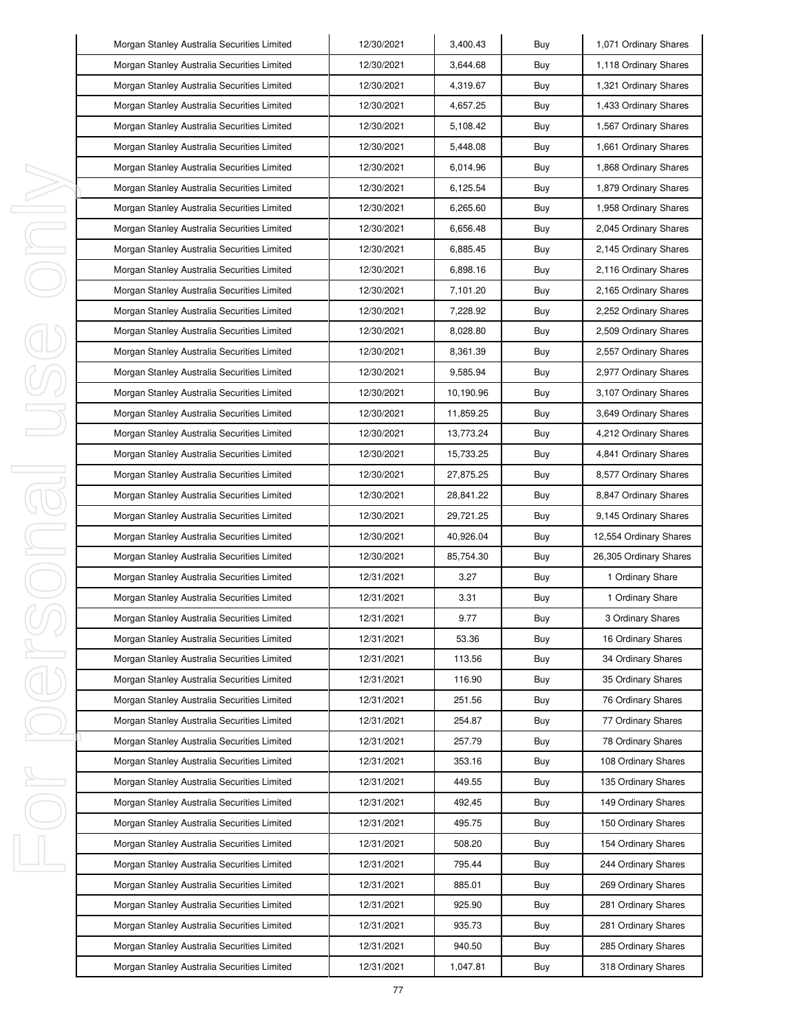| | | | | |
|---|---|---|---|---|
| Morgan Stanley Australia Securities Limited | 12/30/2021 | 3,400.43 | Buy | 1,071 Ordinary Shares |
| Morgan Stanley Australia Securities Limited | 12/30/2021 | 3,644.68 | Buy | 1,118 Ordinary Shares |
| Morgan Stanley Australia Securities Limited | 12/30/2021 | 4,319.67 | Buy | 1,321 Ordinary Shares |
| Morgan Stanley Australia Securities Limited | 12/30/2021 | 4,657.25 | Buy | 1,433 Ordinary Shares |
| Morgan Stanley Australia Securities Limited | 12/30/2021 | 5,108.42 | Buy | 1,567 Ordinary Shares |
| Morgan Stanley Australia Securities Limited | 12/30/2021 | 5,448.08 | Buy | 1,661 Ordinary Shares |
| Morgan Stanley Australia Securities Limited | 12/30/2021 | 6,014.96 | Buy | 1,868 Ordinary Shares |
| Morgan Stanley Australia Securities Limited | 12/30/2021 | 6,125.54 | Buy | 1,879 Ordinary Shares |
| Morgan Stanley Australia Securities Limited | 12/30/2021 | 6,265.60 | Buy | 1,958 Ordinary Shares |
| Morgan Stanley Australia Securities Limited | 12/30/2021 | 6,656.48 | Buy | 2,045 Ordinary Shares |
| Morgan Stanley Australia Securities Limited | 12/30/2021 | 6,885.45 | Buy | 2,145 Ordinary Shares |
| Morgan Stanley Australia Securities Limited | 12/30/2021 | 6,898.16 | Buy | 2,116 Ordinary Shares |
| Morgan Stanley Australia Securities Limited | 12/30/2021 | 7,101.20 | Buy | 2,165 Ordinary Shares |
| Morgan Stanley Australia Securities Limited | 12/30/2021 | 7,228.92 | Buy | 2,252 Ordinary Shares |
| Morgan Stanley Australia Securities Limited | 12/30/2021 | 8,028.80 | Buy | 2,509 Ordinary Shares |
| Morgan Stanley Australia Securities Limited | 12/30/2021 | 8,361.39 | Buy | 2,557 Ordinary Shares |
| Morgan Stanley Australia Securities Limited | 12/30/2021 | 9,585.94 | Buy | 2,977 Ordinary Shares |
| Morgan Stanley Australia Securities Limited | 12/30/2021 | 10,190.96 | Buy | 3,107 Ordinary Shares |
| Morgan Stanley Australia Securities Limited | 12/30/2021 | 11,859.25 | Buy | 3,649 Ordinary Shares |
| Morgan Stanley Australia Securities Limited | 12/30/2021 | 13,773.24 | Buy | 4,212 Ordinary Shares |
| Morgan Stanley Australia Securities Limited | 12/30/2021 | 15,733.25 | Buy | 4,841 Ordinary Shares |
| Morgan Stanley Australia Securities Limited | 12/30/2021 | 27,875.25 | Buy | 8,577 Ordinary Shares |
| Morgan Stanley Australia Securities Limited | 12/30/2021 | 28,841.22 | Buy | 8,847 Ordinary Shares |
| Morgan Stanley Australia Securities Limited | 12/30/2021 | 29,721.25 | Buy | 9,145 Ordinary Shares |
| Morgan Stanley Australia Securities Limited | 12/30/2021 | 40,926.04 | Buy | 12,554 Ordinary Shares |
| Morgan Stanley Australia Securities Limited | 12/30/2021 | 85,754.30 | Buy | 26,305 Ordinary Shares |
| Morgan Stanley Australia Securities Limited | 12/31/2021 | 3.27 | Buy | 1 Ordinary Share |
| Morgan Stanley Australia Securities Limited | 12/31/2021 | 3.31 | Buy | 1 Ordinary Share |
| Morgan Stanley Australia Securities Limited | 12/31/2021 | 9.77 | Buy | 3 Ordinary Shares |
| Morgan Stanley Australia Securities Limited | 12/31/2021 | 53.36 | Buy | 16 Ordinary Shares |
| Morgan Stanley Australia Securities Limited | 12/31/2021 | 113.56 | Buy | 34 Ordinary Shares |
| Morgan Stanley Australia Securities Limited | 12/31/2021 | 116.90 | Buy | 35 Ordinary Shares |
| Morgan Stanley Australia Securities Limited | 12/31/2021 | 251.56 | Buy | 76 Ordinary Shares |
| Morgan Stanley Australia Securities Limited | 12/31/2021 | 254.87 | Buy | 77 Ordinary Shares |
| Morgan Stanley Australia Securities Limited | 12/31/2021 | 257.79 | Buy | 78 Ordinary Shares |
| Morgan Stanley Australia Securities Limited | 12/31/2021 | 353.16 | Buy | 108 Ordinary Shares |
| Morgan Stanley Australia Securities Limited | 12/31/2021 | 449.55 | Buy | 135 Ordinary Shares |
| Morgan Stanley Australia Securities Limited | 12/31/2021 | 492.45 | Buy | 149 Ordinary Shares |
| Morgan Stanley Australia Securities Limited | 12/31/2021 | 495.75 | Buy | 150 Ordinary Shares |
| Morgan Stanley Australia Securities Limited | 12/31/2021 | 508.20 | Buy | 154 Ordinary Shares |
| Morgan Stanley Australia Securities Limited | 12/31/2021 | 795.44 | Buy | 244 Ordinary Shares |
| Morgan Stanley Australia Securities Limited | 12/31/2021 | 885.01 | Buy | 269 Ordinary Shares |
| Morgan Stanley Australia Securities Limited | 12/31/2021 | 925.90 | Buy | 281 Ordinary Shares |
| Morgan Stanley Australia Securities Limited | 12/31/2021 | 935.73 | Buy | 281 Ordinary Shares |
| Morgan Stanley Australia Securities Limited | 12/31/2021 | 940.50 | Buy | 285 Ordinary Shares |
| Morgan Stanley Australia Securities Limited | 12/31/2021 | 1,047.81 | Buy | 318 Ordinary Shares |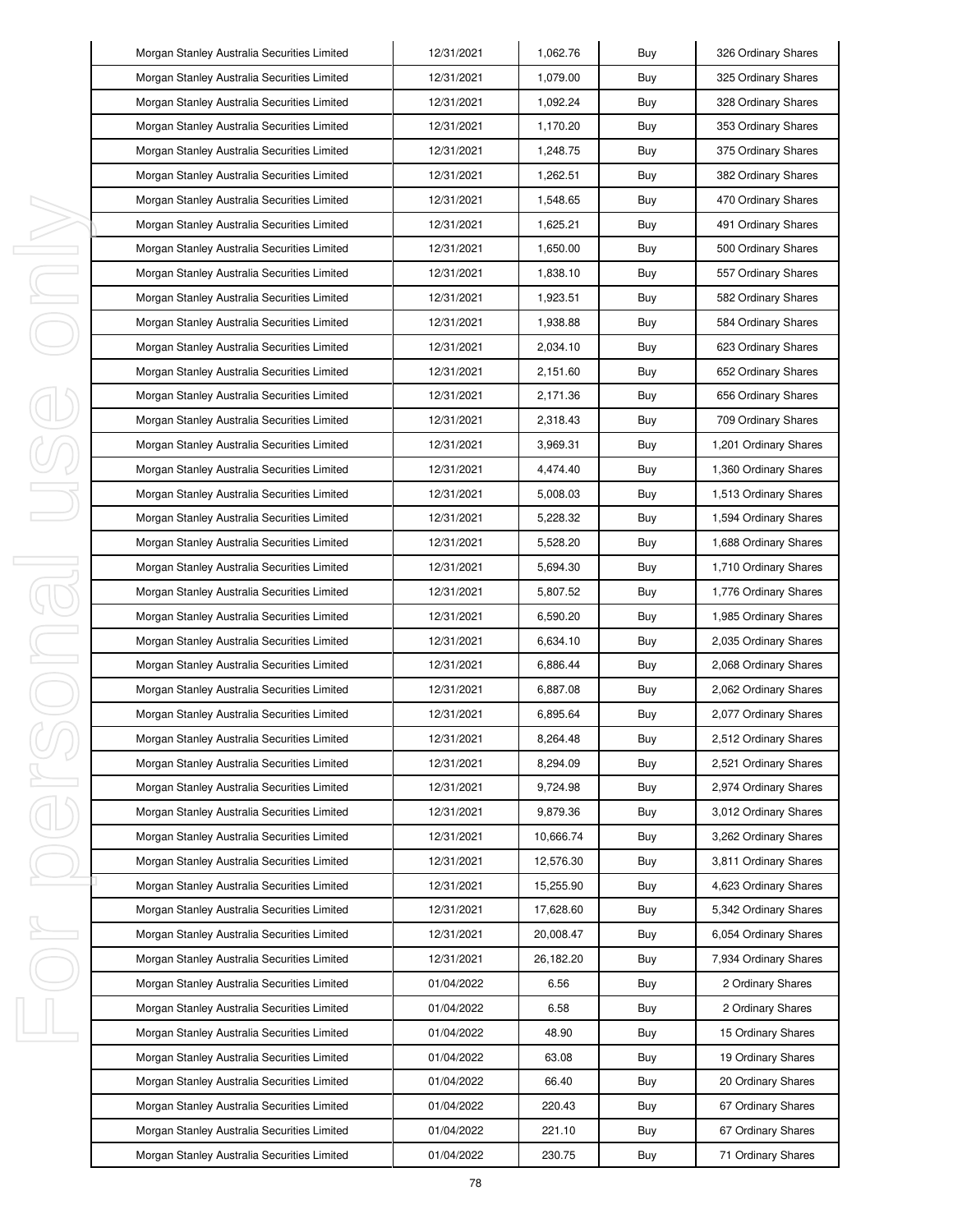| Morgan Stanley Australia Securities Limited | 12/31/2021 | 1,062.76 | Buy | 326 Ordinary Shares |
|---|---|---|---|---|
| Morgan Stanley Australia Securities Limited | 12/31/2021 | 1,079.00 | Buy | 325 Ordinary Shares |
| Morgan Stanley Australia Securities Limited | 12/31/2021 | 1,092.24 | Buy | 328 Ordinary Shares |
| Morgan Stanley Australia Securities Limited | 12/31/2021 | 1,170.20 | Buy | 353 Ordinary Shares |
| Morgan Stanley Australia Securities Limited | 12/31/2021 | 1,248.75 | Buy | 375 Ordinary Shares |
| Morgan Stanley Australia Securities Limited | 12/31/2021 | 1,262.51 | Buy | 382 Ordinary Shares |
| Morgan Stanley Australia Securities Limited | 12/31/2021 | 1,548.65 | Buy | 470 Ordinary Shares |
| Morgan Stanley Australia Securities Limited | 12/31/2021 | 1,625.21 | Buy | 491 Ordinary Shares |
| Morgan Stanley Australia Securities Limited | 12/31/2021 | 1,650.00 | Buy | 500 Ordinary Shares |
| Morgan Stanley Australia Securities Limited | 12/31/2021 | 1,838.10 | Buy | 557 Ordinary Shares |
| Morgan Stanley Australia Securities Limited | 12/31/2021 | 1,923.51 | Buy | 582 Ordinary Shares |
| Morgan Stanley Australia Securities Limited | 12/31/2021 | 1,938.88 | Buy | 584 Ordinary Shares |
| Morgan Stanley Australia Securities Limited | 12/31/2021 | 2,034.10 | Buy | 623 Ordinary Shares |
| Morgan Stanley Australia Securities Limited | 12/31/2021 | 2,151.60 | Buy | 652 Ordinary Shares |
| Morgan Stanley Australia Securities Limited | 12/31/2021 | 2,171.36 | Buy | 656 Ordinary Shares |
| Morgan Stanley Australia Securities Limited | 12/31/2021 | 2,318.43 | Buy | 709 Ordinary Shares |
| Morgan Stanley Australia Securities Limited | 12/31/2021 | 3,969.31 | Buy | 1,201 Ordinary Shares |
| Morgan Stanley Australia Securities Limited | 12/31/2021 | 4,474.40 | Buy | 1,360 Ordinary Shares |
| Morgan Stanley Australia Securities Limited | 12/31/2021 | 5,008.03 | Buy | 1,513 Ordinary Shares |
| Morgan Stanley Australia Securities Limited | 12/31/2021 | 5,228.32 | Buy | 1,594 Ordinary Shares |
| Morgan Stanley Australia Securities Limited | 12/31/2021 | 5,528.20 | Buy | 1,688 Ordinary Shares |
| Morgan Stanley Australia Securities Limited | 12/31/2021 | 5,694.30 | Buy | 1,710 Ordinary Shares |
| Morgan Stanley Australia Securities Limited | 12/31/2021 | 5,807.52 | Buy | 1,776 Ordinary Shares |
| Morgan Stanley Australia Securities Limited | 12/31/2021 | 6,590.20 | Buy | 1,985 Ordinary Shares |
| Morgan Stanley Australia Securities Limited | 12/31/2021 | 6,634.10 | Buy | 2,035 Ordinary Shares |
| Morgan Stanley Australia Securities Limited | 12/31/2021 | 6,886.44 | Buy | 2,068 Ordinary Shares |
| Morgan Stanley Australia Securities Limited | 12/31/2021 | 6,887.08 | Buy | 2,062 Ordinary Shares |
| Morgan Stanley Australia Securities Limited | 12/31/2021 | 6,895.64 | Buy | 2,077 Ordinary Shares |
| Morgan Stanley Australia Securities Limited | 12/31/2021 | 8,264.48 | Buy | 2,512 Ordinary Shares |
| Morgan Stanley Australia Securities Limited | 12/31/2021 | 8,294.09 | Buy | 2,521 Ordinary Shares |
| Morgan Stanley Australia Securities Limited | 12/31/2021 | 9,724.98 | Buy | 2,974 Ordinary Shares |
| Morgan Stanley Australia Securities Limited | 12/31/2021 | 9,879.36 | Buy | 3,012 Ordinary Shares |
| Morgan Stanley Australia Securities Limited | 12/31/2021 | 10,666.74 | Buy | 3,262 Ordinary Shares |
| Morgan Stanley Australia Securities Limited | 12/31/2021 | 12,576.30 | Buy | 3,811 Ordinary Shares |
| Morgan Stanley Australia Securities Limited | 12/31/2021 | 15,255.90 | Buy | 4,623 Ordinary Shares |
| Morgan Stanley Australia Securities Limited | 12/31/2021 | 17,628.60 | Buy | 5,342 Ordinary Shares |
| Morgan Stanley Australia Securities Limited | 12/31/2021 | 20,008.47 | Buy | 6,054 Ordinary Shares |
| Morgan Stanley Australia Securities Limited | 12/31/2021 | 26,182.20 | Buy | 7,934 Ordinary Shares |
| Morgan Stanley Australia Securities Limited | 01/04/2022 | 6.56 | Buy | 2 Ordinary Shares |
| Morgan Stanley Australia Securities Limited | 01/04/2022 | 6.58 | Buy | 2 Ordinary Shares |
| Morgan Stanley Australia Securities Limited | 01/04/2022 | 48.90 | Buy | 15 Ordinary Shares |
| Morgan Stanley Australia Securities Limited | 01/04/2022 | 63.08 | Buy | 19 Ordinary Shares |
| Morgan Stanley Australia Securities Limited | 01/04/2022 | 66.40 | Buy | 20 Ordinary Shares |
| Morgan Stanley Australia Securities Limited | 01/04/2022 | 220.43 | Buy | 67 Ordinary Shares |
| Morgan Stanley Australia Securities Limited | 01/04/2022 | 221.10 | Buy | 67 Ordinary Shares |
| Morgan Stanley Australia Securities Limited | 01/04/2022 | 230.75 | Buy | 71 Ordinary Shares |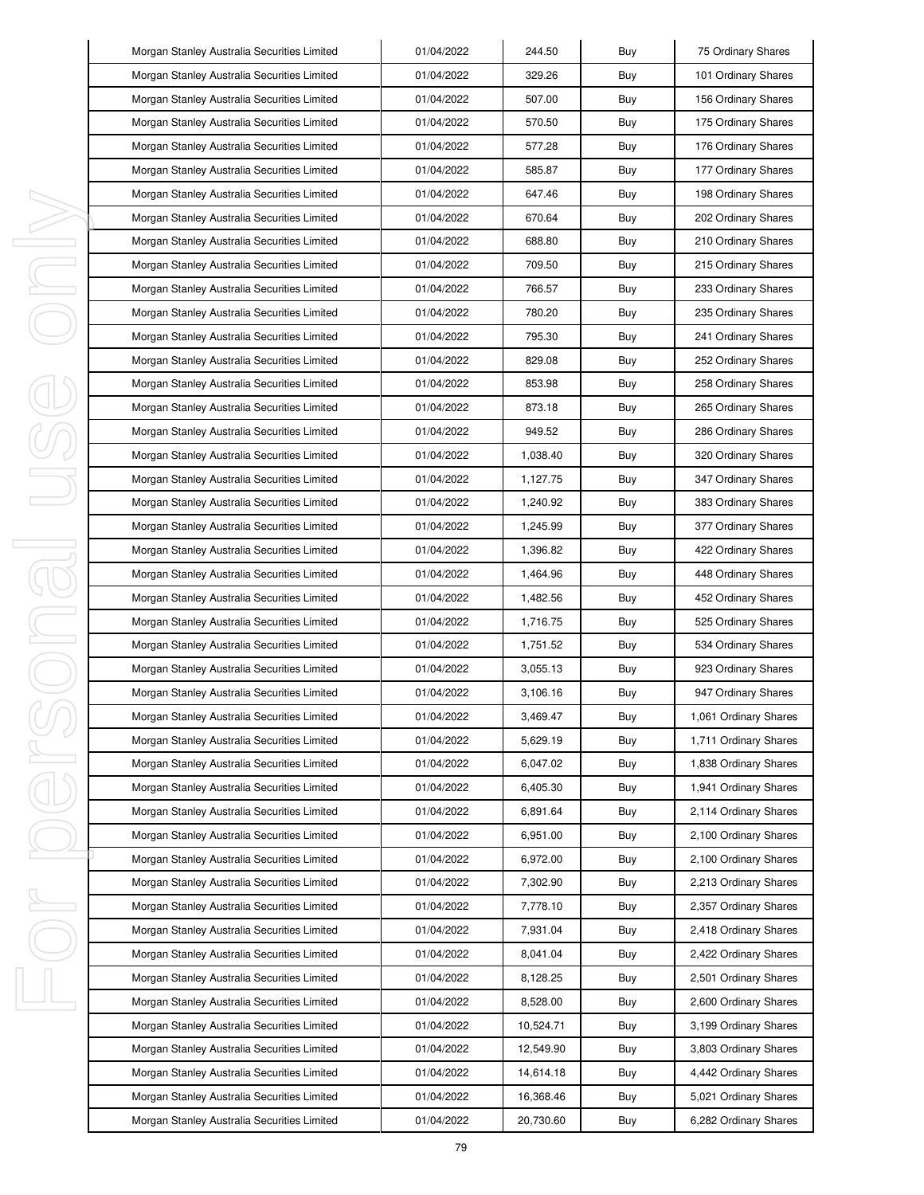| Morgan Stanley Australia Securities Limited | 01/04/2022 | 244.50 | Buy | 75 Ordinary Shares |
|---|---|---|---|---|
| Morgan Stanley Australia Securities Limited | 01/04/2022 | 329.26 | Buy | 101 Ordinary Shares |
| Morgan Stanley Australia Securities Limited | 01/04/2022 | 507.00 | Buy | 156 Ordinary Shares |
| Morgan Stanley Australia Securities Limited | 01/04/2022 | 570.50 | Buy | 175 Ordinary Shares |
| Morgan Stanley Australia Securities Limited | 01/04/2022 | 577.28 | Buy | 176 Ordinary Shares |
| Morgan Stanley Australia Securities Limited | 01/04/2022 | 585.87 | Buy | 177 Ordinary Shares |
| Morgan Stanley Australia Securities Limited | 01/04/2022 | 647.46 | Buy | 198 Ordinary Shares |
| Morgan Stanley Australia Securities Limited | 01/04/2022 | 670.64 | Buy | 202 Ordinary Shares |
| Morgan Stanley Australia Securities Limited | 01/04/2022 | 688.80 | Buy | 210 Ordinary Shares |
| Morgan Stanley Australia Securities Limited | 01/04/2022 | 709.50 | Buy | 215 Ordinary Shares |
| Morgan Stanley Australia Securities Limited | 01/04/2022 | 766.57 | Buy | 233 Ordinary Shares |
| Morgan Stanley Australia Securities Limited | 01/04/2022 | 780.20 | Buy | 235 Ordinary Shares |
| Morgan Stanley Australia Securities Limited | 01/04/2022 | 795.30 | Buy | 241 Ordinary Shares |
| Morgan Stanley Australia Securities Limited | 01/04/2022 | 829.08 | Buy | 252 Ordinary Shares |
| Morgan Stanley Australia Securities Limited | 01/04/2022 | 853.98 | Buy | 258 Ordinary Shares |
| Morgan Stanley Australia Securities Limited | 01/04/2022 | 873.18 | Buy | 265 Ordinary Shares |
| Morgan Stanley Australia Securities Limited | 01/04/2022 | 949.52 | Buy | 286 Ordinary Shares |
| Morgan Stanley Australia Securities Limited | 01/04/2022 | 1,038.40 | Buy | 320 Ordinary Shares |
| Morgan Stanley Australia Securities Limited | 01/04/2022 | 1,127.75 | Buy | 347 Ordinary Shares |
| Morgan Stanley Australia Securities Limited | 01/04/2022 | 1,240.92 | Buy | 383 Ordinary Shares |
| Morgan Stanley Australia Securities Limited | 01/04/2022 | 1,245.99 | Buy | 377 Ordinary Shares |
| Morgan Stanley Australia Securities Limited | 01/04/2022 | 1,396.82 | Buy | 422 Ordinary Shares |
| Morgan Stanley Australia Securities Limited | 01/04/2022 | 1,464.96 | Buy | 448 Ordinary Shares |
| Morgan Stanley Australia Securities Limited | 01/04/2022 | 1,482.56 | Buy | 452 Ordinary Shares |
| Morgan Stanley Australia Securities Limited | 01/04/2022 | 1,716.75 | Buy | 525 Ordinary Shares |
| Morgan Stanley Australia Securities Limited | 01/04/2022 | 1,751.52 | Buy | 534 Ordinary Shares |
| Morgan Stanley Australia Securities Limited | 01/04/2022 | 3,055.13 | Buy | 923 Ordinary Shares |
| Morgan Stanley Australia Securities Limited | 01/04/2022 | 3,106.16 | Buy | 947 Ordinary Shares |
| Morgan Stanley Australia Securities Limited | 01/04/2022 | 3,469.47 | Buy | 1,061 Ordinary Shares |
| Morgan Stanley Australia Securities Limited | 01/04/2022 | 5,629.19 | Buy | 1,711 Ordinary Shares |
| Morgan Stanley Australia Securities Limited | 01/04/2022 | 6,047.02 | Buy | 1,838 Ordinary Shares |
| Morgan Stanley Australia Securities Limited | 01/04/2022 | 6,405.30 | Buy | 1,941 Ordinary Shares |
| Morgan Stanley Australia Securities Limited | 01/04/2022 | 6,891.64 | Buy | 2,114 Ordinary Shares |
| Morgan Stanley Australia Securities Limited | 01/04/2022 | 6,951.00 | Buy | 2,100 Ordinary Shares |
| Morgan Stanley Australia Securities Limited | 01/04/2022 | 6,972.00 | Buy | 2,100 Ordinary Shares |
| Morgan Stanley Australia Securities Limited | 01/04/2022 | 7,302.90 | Buy | 2,213 Ordinary Shares |
| Morgan Stanley Australia Securities Limited | 01/04/2022 | 7,778.10 | Buy | 2,357 Ordinary Shares |
| Morgan Stanley Australia Securities Limited | 01/04/2022 | 7,931.04 | Buy | 2,418 Ordinary Shares |
| Morgan Stanley Australia Securities Limited | 01/04/2022 | 8,041.04 | Buy | 2,422 Ordinary Shares |
| Morgan Stanley Australia Securities Limited | 01/04/2022 | 8,128.25 | Buy | 2,501 Ordinary Shares |
| Morgan Stanley Australia Securities Limited | 01/04/2022 | 8,528.00 | Buy | 2,600 Ordinary Shares |
| Morgan Stanley Australia Securities Limited | 01/04/2022 | 10,524.71 | Buy | 3,199 Ordinary Shares |
| Morgan Stanley Australia Securities Limited | 01/04/2022 | 12,549.90 | Buy | 3,803 Ordinary Shares |
| Morgan Stanley Australia Securities Limited | 01/04/2022 | 14,614.18 | Buy | 4,442 Ordinary Shares |
| Morgan Stanley Australia Securities Limited | 01/04/2022 | 16,368.46 | Buy | 5,021 Ordinary Shares |
| Morgan Stanley Australia Securities Limited | 01/04/2022 | 20,730.60 | Buy | 6,282 Ordinary Shares |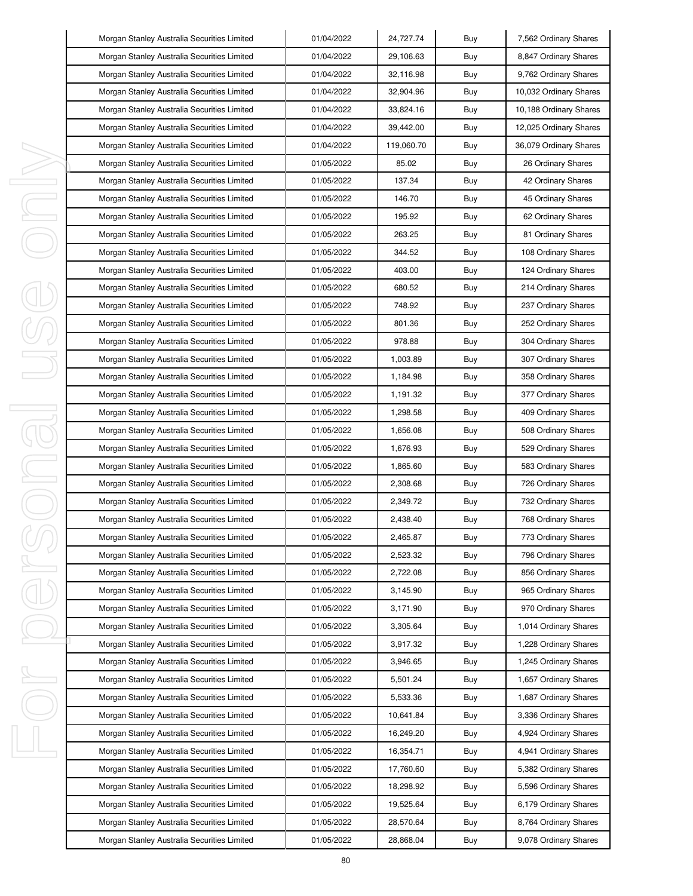| Morgan Stanley Australia Securities Limited | 01/04/2022 | 24,727.74 | Buy | 7,562 Ordinary Shares |
|---|---|---|---|---|
| Morgan Stanley Australia Securities Limited | 01/04/2022 | 29,106.63 | Buy | 8,847 Ordinary Shares |
| Morgan Stanley Australia Securities Limited | 01/04/2022 | 32,116.98 | Buy | 9,762 Ordinary Shares |
| Morgan Stanley Australia Securities Limited | 01/04/2022 | 32,904.96 | Buy | 10,032 Ordinary Shares |
| Morgan Stanley Australia Securities Limited | 01/04/2022 | 33,824.16 | Buy | 10,188 Ordinary Shares |
| Morgan Stanley Australia Securities Limited | 01/04/2022 | 39,442.00 | Buy | 12,025 Ordinary Shares |
| Morgan Stanley Australia Securities Limited | 01/04/2022 | 119,060.70 | Buy | 36,079 Ordinary Shares |
| Morgan Stanley Australia Securities Limited | 01/05/2022 | 85.02 | Buy | 26 Ordinary Shares |
| Morgan Stanley Australia Securities Limited | 01/05/2022 | 137.34 | Buy | 42 Ordinary Shares |
| Morgan Stanley Australia Securities Limited | 01/05/2022 | 146.70 | Buy | 45 Ordinary Shares |
| Morgan Stanley Australia Securities Limited | 01/05/2022 | 195.92 | Buy | 62 Ordinary Shares |
| Morgan Stanley Australia Securities Limited | 01/05/2022 | 263.25 | Buy | 81 Ordinary Shares |
| Morgan Stanley Australia Securities Limited | 01/05/2022 | 344.52 | Buy | 108 Ordinary Shares |
| Morgan Stanley Australia Securities Limited | 01/05/2022 | 403.00 | Buy | 124 Ordinary Shares |
| Morgan Stanley Australia Securities Limited | 01/05/2022 | 680.52 | Buy | 214 Ordinary Shares |
| Morgan Stanley Australia Securities Limited | 01/05/2022 | 748.92 | Buy | 237 Ordinary Shares |
| Morgan Stanley Australia Securities Limited | 01/05/2022 | 801.36 | Buy | 252 Ordinary Shares |
| Morgan Stanley Australia Securities Limited | 01/05/2022 | 978.88 | Buy | 304 Ordinary Shares |
| Morgan Stanley Australia Securities Limited | 01/05/2022 | 1,003.89 | Buy | 307 Ordinary Shares |
| Morgan Stanley Australia Securities Limited | 01/05/2022 | 1,184.98 | Buy | 358 Ordinary Shares |
| Morgan Stanley Australia Securities Limited | 01/05/2022 | 1,191.32 | Buy | 377 Ordinary Shares |
| Morgan Stanley Australia Securities Limited | 01/05/2022 | 1,298.58 | Buy | 409 Ordinary Shares |
| Morgan Stanley Australia Securities Limited | 01/05/2022 | 1,656.08 | Buy | 508 Ordinary Shares |
| Morgan Stanley Australia Securities Limited | 01/05/2022 | 1,676.93 | Buy | 529 Ordinary Shares |
| Morgan Stanley Australia Securities Limited | 01/05/2022 | 1,865.60 | Buy | 583 Ordinary Shares |
| Morgan Stanley Australia Securities Limited | 01/05/2022 | 2,308.68 | Buy | 726 Ordinary Shares |
| Morgan Stanley Australia Securities Limited | 01/05/2022 | 2,349.72 | Buy | 732 Ordinary Shares |
| Morgan Stanley Australia Securities Limited | 01/05/2022 | 2,438.40 | Buy | 768 Ordinary Shares |
| Morgan Stanley Australia Securities Limited | 01/05/2022 | 2,465.87 | Buy | 773 Ordinary Shares |
| Morgan Stanley Australia Securities Limited | 01/05/2022 | 2,523.32 | Buy | 796 Ordinary Shares |
| Morgan Stanley Australia Securities Limited | 01/05/2022 | 2,722.08 | Buy | 856 Ordinary Shares |
| Morgan Stanley Australia Securities Limited | 01/05/2022 | 3,145.90 | Buy | 965 Ordinary Shares |
| Morgan Stanley Australia Securities Limited | 01/05/2022 | 3,171.90 | Buy | 970 Ordinary Shares |
| Morgan Stanley Australia Securities Limited | 01/05/2022 | 3,305.64 | Buy | 1,014 Ordinary Shares |
| Morgan Stanley Australia Securities Limited | 01/05/2022 | 3,917.32 | Buy | 1,228 Ordinary Shares |
| Morgan Stanley Australia Securities Limited | 01/05/2022 | 3,946.65 | Buy | 1,245 Ordinary Shares |
| Morgan Stanley Australia Securities Limited | 01/05/2022 | 5,501.24 | Buy | 1,657 Ordinary Shares |
| Morgan Stanley Australia Securities Limited | 01/05/2022 | 5,533.36 | Buy | 1,687 Ordinary Shares |
| Morgan Stanley Australia Securities Limited | 01/05/2022 | 10,641.84 | Buy | 3,336 Ordinary Shares |
| Morgan Stanley Australia Securities Limited | 01/05/2022 | 16,249.20 | Buy | 4,924 Ordinary Shares |
| Morgan Stanley Australia Securities Limited | 01/05/2022 | 16,354.71 | Buy | 4,941 Ordinary Shares |
| Morgan Stanley Australia Securities Limited | 01/05/2022 | 17,760.60 | Buy | 5,382 Ordinary Shares |
| Morgan Stanley Australia Securities Limited | 01/05/2022 | 18,298.92 | Buy | 5,596 Ordinary Shares |
| Morgan Stanley Australia Securities Limited | 01/05/2022 | 19,525.64 | Buy | 6,179 Ordinary Shares |
| Morgan Stanley Australia Securities Limited | 01/05/2022 | 28,570.64 | Buy | 8,764 Ordinary Shares |
| Morgan Stanley Australia Securities Limited | 01/05/2022 | 28,868.04 | Buy | 9,078 Ordinary Shares |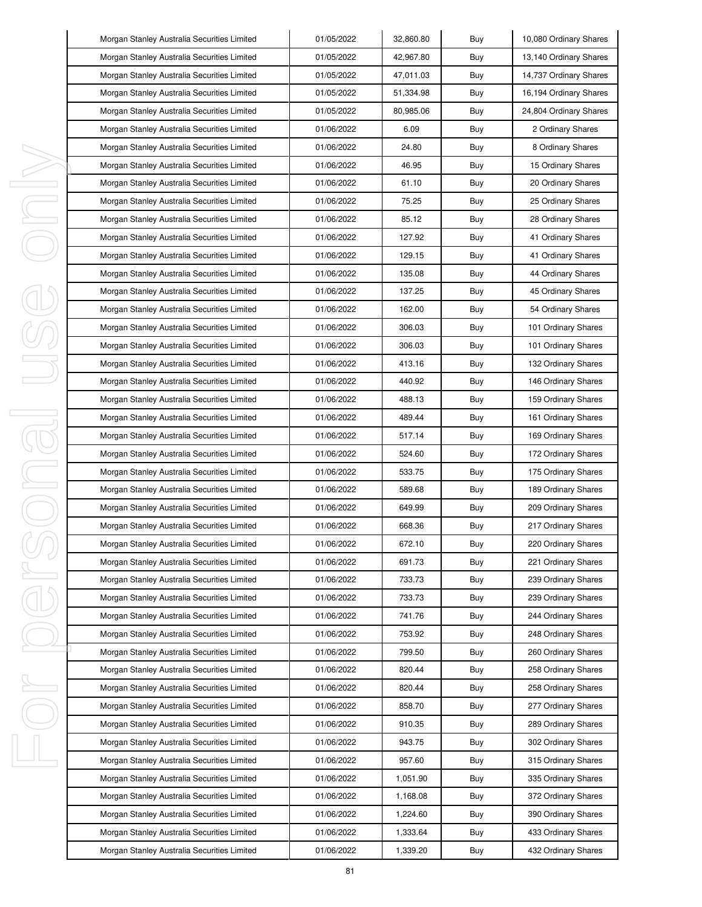| Morgan Stanley Australia Securities Limited | 01/05/2022 | 32,860.80 | Buy | 10,080 Ordinary Shares |
|---|---|---|---|---|
| Morgan Stanley Australia Securities Limited | 01/05/2022 | 42,967.80 | Buy | 13,140 Ordinary Shares |
| Morgan Stanley Australia Securities Limited | 01/05/2022 | 47,011.03 | Buy | 14,737 Ordinary Shares |
| Morgan Stanley Australia Securities Limited | 01/05/2022 | 51,334.98 | Buy | 16,194 Ordinary Shares |
| Morgan Stanley Australia Securities Limited | 01/05/2022 | 80,985.06 | Buy | 24,804 Ordinary Shares |
| Morgan Stanley Australia Securities Limited | 01/06/2022 | 6.09 | Buy | 2 Ordinary Shares |
| Morgan Stanley Australia Securities Limited | 01/06/2022 | 24.80 | Buy | 8 Ordinary Shares |
| Morgan Stanley Australia Securities Limited | 01/06/2022 | 46.95 | Buy | 15 Ordinary Shares |
| Morgan Stanley Australia Securities Limited | 01/06/2022 | 61.10 | Buy | 20 Ordinary Shares |
| Morgan Stanley Australia Securities Limited | 01/06/2022 | 75.25 | Buy | 25 Ordinary Shares |
| Morgan Stanley Australia Securities Limited | 01/06/2022 | 85.12 | Buy | 28 Ordinary Shares |
| Morgan Stanley Australia Securities Limited | 01/06/2022 | 127.92 | Buy | 41 Ordinary Shares |
| Morgan Stanley Australia Securities Limited | 01/06/2022 | 129.15 | Buy | 41 Ordinary Shares |
| Morgan Stanley Australia Securities Limited | 01/06/2022 | 135.08 | Buy | 44 Ordinary Shares |
| Morgan Stanley Australia Securities Limited | 01/06/2022 | 137.25 | Buy | 45 Ordinary Shares |
| Morgan Stanley Australia Securities Limited | 01/06/2022 | 162.00 | Buy | 54 Ordinary Shares |
| Morgan Stanley Australia Securities Limited | 01/06/2022 | 306.03 | Buy | 101 Ordinary Shares |
| Morgan Stanley Australia Securities Limited | 01/06/2022 | 306.03 | Buy | 101 Ordinary Shares |
| Morgan Stanley Australia Securities Limited | 01/06/2022 | 413.16 | Buy | 132 Ordinary Shares |
| Morgan Stanley Australia Securities Limited | 01/06/2022 | 440.92 | Buy | 146 Ordinary Shares |
| Morgan Stanley Australia Securities Limited | 01/06/2022 | 488.13 | Buy | 159 Ordinary Shares |
| Morgan Stanley Australia Securities Limited | 01/06/2022 | 489.44 | Buy | 161 Ordinary Shares |
| Morgan Stanley Australia Securities Limited | 01/06/2022 | 517.14 | Buy | 169 Ordinary Shares |
| Morgan Stanley Australia Securities Limited | 01/06/2022 | 524.60 | Buy | 172 Ordinary Shares |
| Morgan Stanley Australia Securities Limited | 01/06/2022 | 533.75 | Buy | 175 Ordinary Shares |
| Morgan Stanley Australia Securities Limited | 01/06/2022 | 589.68 | Buy | 189 Ordinary Shares |
| Morgan Stanley Australia Securities Limited | 01/06/2022 | 649.99 | Buy | 209 Ordinary Shares |
| Morgan Stanley Australia Securities Limited | 01/06/2022 | 668.36 | Buy | 217 Ordinary Shares |
| Morgan Stanley Australia Securities Limited | 01/06/2022 | 672.10 | Buy | 220 Ordinary Shares |
| Morgan Stanley Australia Securities Limited | 01/06/2022 | 691.73 | Buy | 221 Ordinary Shares |
| Morgan Stanley Australia Securities Limited | 01/06/2022 | 733.73 | Buy | 239 Ordinary Shares |
| Morgan Stanley Australia Securities Limited | 01/06/2022 | 733.73 | Buy | 239 Ordinary Shares |
| Morgan Stanley Australia Securities Limited | 01/06/2022 | 741.76 | Buy | 244 Ordinary Shares |
| Morgan Stanley Australia Securities Limited | 01/06/2022 | 753.92 | Buy | 248 Ordinary Shares |
| Morgan Stanley Australia Securities Limited | 01/06/2022 | 799.50 | Buy | 260 Ordinary Shares |
| Morgan Stanley Australia Securities Limited | 01/06/2022 | 820.44 | Buy | 258 Ordinary Shares |
| Morgan Stanley Australia Securities Limited | 01/06/2022 | 820.44 | Buy | 258 Ordinary Shares |
| Morgan Stanley Australia Securities Limited | 01/06/2022 | 858.70 | Buy | 277 Ordinary Shares |
| Morgan Stanley Australia Securities Limited | 01/06/2022 | 910.35 | Buy | 289 Ordinary Shares |
| Morgan Stanley Australia Securities Limited | 01/06/2022 | 943.75 | Buy | 302 Ordinary Shares |
| Morgan Stanley Australia Securities Limited | 01/06/2022 | 957.60 | Buy | 315 Ordinary Shares |
| Morgan Stanley Australia Securities Limited | 01/06/2022 | 1,051.90 | Buy | 335 Ordinary Shares |
| Morgan Stanley Australia Securities Limited | 01/06/2022 | 1,168.08 | Buy | 372 Ordinary Shares |
| Morgan Stanley Australia Securities Limited | 01/06/2022 | 1,224.60 | Buy | 390 Ordinary Shares |
| Morgan Stanley Australia Securities Limited | 01/06/2022 | 1,333.64 | Buy | 433 Ordinary Shares |
| Morgan Stanley Australia Securities Limited | 01/06/2022 | 1,339.20 | Buy | 432 Ordinary Shares |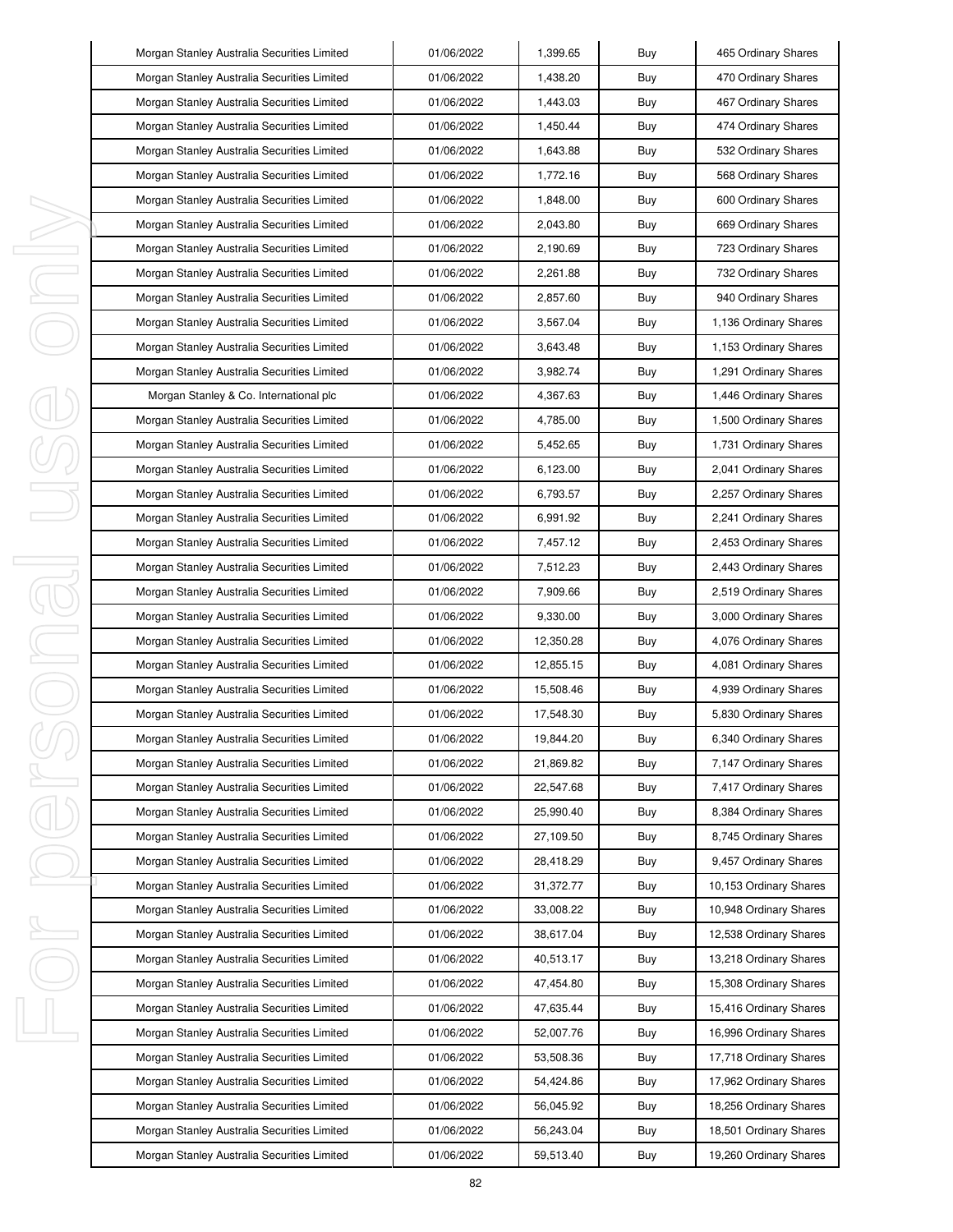| Morgan Stanley Australia Securities Limited | 01/06/2022 | 1,399.65 | Buy | 465 Ordinary Shares |
|---|---|---|---|---|
| Morgan Stanley Australia Securities Limited | 01/06/2022 | 1,438.20 | Buy | 470 Ordinary Shares |
| Morgan Stanley Australia Securities Limited | 01/06/2022 | 1,443.03 | Buy | 467 Ordinary Shares |
| Morgan Stanley Australia Securities Limited | 01/06/2022 | 1,450.44 | Buy | 474 Ordinary Shares |
| Morgan Stanley Australia Securities Limited | 01/06/2022 | 1,643.88 | Buy | 532 Ordinary Shares |
| Morgan Stanley Australia Securities Limited | 01/06/2022 | 1,772.16 | Buy | 568 Ordinary Shares |
| Morgan Stanley Australia Securities Limited | 01/06/2022 | 1,848.00 | Buy | 600 Ordinary Shares |
| Morgan Stanley Australia Securities Limited | 01/06/2022 | 2,043.80 | Buy | 669 Ordinary Shares |
| Morgan Stanley Australia Securities Limited | 01/06/2022 | 2,190.69 | Buy | 723 Ordinary Shares |
| Morgan Stanley Australia Securities Limited | 01/06/2022 | 2,261.88 | Buy | 732 Ordinary Shares |
| Morgan Stanley Australia Securities Limited | 01/06/2022 | 2,857.60 | Buy | 940 Ordinary Shares |
| Morgan Stanley Australia Securities Limited | 01/06/2022 | 3,567.04 | Buy | 1,136 Ordinary Shares |
| Morgan Stanley Australia Securities Limited | 01/06/2022 | 3,643.48 | Buy | 1,153 Ordinary Shares |
| Morgan Stanley Australia Securities Limited | 01/06/2022 | 3,982.74 | Buy | 1,291 Ordinary Shares |
| Morgan Stanley & Co. International plc | 01/06/2022 | 4,367.63 | Buy | 1,446 Ordinary Shares |
| Morgan Stanley Australia Securities Limited | 01/06/2022 | 4,785.00 | Buy | 1,500 Ordinary Shares |
| Morgan Stanley Australia Securities Limited | 01/06/2022 | 5,452.65 | Buy | 1,731 Ordinary Shares |
| Morgan Stanley Australia Securities Limited | 01/06/2022 | 6,123.00 | Buy | 2,041 Ordinary Shares |
| Morgan Stanley Australia Securities Limited | 01/06/2022 | 6,793.57 | Buy | 2,257 Ordinary Shares |
| Morgan Stanley Australia Securities Limited | 01/06/2022 | 6,991.92 | Buy | 2,241 Ordinary Shares |
| Morgan Stanley Australia Securities Limited | 01/06/2022 | 7,457.12 | Buy | 2,453 Ordinary Shares |
| Morgan Stanley Australia Securities Limited | 01/06/2022 | 7,512.23 | Buy | 2,443 Ordinary Shares |
| Morgan Stanley Australia Securities Limited | 01/06/2022 | 7,909.66 | Buy | 2,519 Ordinary Shares |
| Morgan Stanley Australia Securities Limited | 01/06/2022 | 9,330.00 | Buy | 3,000 Ordinary Shares |
| Morgan Stanley Australia Securities Limited | 01/06/2022 | 12,350.28 | Buy | 4,076 Ordinary Shares |
| Morgan Stanley Australia Securities Limited | 01/06/2022 | 12,855.15 | Buy | 4,081 Ordinary Shares |
| Morgan Stanley Australia Securities Limited | 01/06/2022 | 15,508.46 | Buy | 4,939 Ordinary Shares |
| Morgan Stanley Australia Securities Limited | 01/06/2022 | 17,548.30 | Buy | 5,830 Ordinary Shares |
| Morgan Stanley Australia Securities Limited | 01/06/2022 | 19,844.20 | Buy | 6,340 Ordinary Shares |
| Morgan Stanley Australia Securities Limited | 01/06/2022 | 21,869.82 | Buy | 7,147 Ordinary Shares |
| Morgan Stanley Australia Securities Limited | 01/06/2022 | 22,547.68 | Buy | 7,417 Ordinary Shares |
| Morgan Stanley Australia Securities Limited | 01/06/2022 | 25,990.40 | Buy | 8,384 Ordinary Shares |
| Morgan Stanley Australia Securities Limited | 01/06/2022 | 27,109.50 | Buy | 8,745 Ordinary Shares |
| Morgan Stanley Australia Securities Limited | 01/06/2022 | 28,418.29 | Buy | 9,457 Ordinary Shares |
| Morgan Stanley Australia Securities Limited | 01/06/2022 | 31,372.77 | Buy | 10,153 Ordinary Shares |
| Morgan Stanley Australia Securities Limited | 01/06/2022 | 33,008.22 | Buy | 10,948 Ordinary Shares |
| Morgan Stanley Australia Securities Limited | 01/06/2022 | 38,617.04 | Buy | 12,538 Ordinary Shares |
| Morgan Stanley Australia Securities Limited | 01/06/2022 | 40,513.17 | Buy | 13,218 Ordinary Shares |
| Morgan Stanley Australia Securities Limited | 01/06/2022 | 47,454.80 | Buy | 15,308 Ordinary Shares |
| Morgan Stanley Australia Securities Limited | 01/06/2022 | 47,635.44 | Buy | 15,416 Ordinary Shares |
| Morgan Stanley Australia Securities Limited | 01/06/2022 | 52,007.76 | Buy | 16,996 Ordinary Shares |
| Morgan Stanley Australia Securities Limited | 01/06/2022 | 53,508.36 | Buy | 17,718 Ordinary Shares |
| Morgan Stanley Australia Securities Limited | 01/06/2022 | 54,424.86 | Buy | 17,962 Ordinary Shares |
| Morgan Stanley Australia Securities Limited | 01/06/2022 | 56,045.92 | Buy | 18,256 Ordinary Shares |
| Morgan Stanley Australia Securities Limited | 01/06/2022 | 56,243.04 | Buy | 18,501 Ordinary Shares |
| Morgan Stanley Australia Securities Limited | 01/06/2022 | 59,513.40 | Buy | 19,260 Ordinary Shares |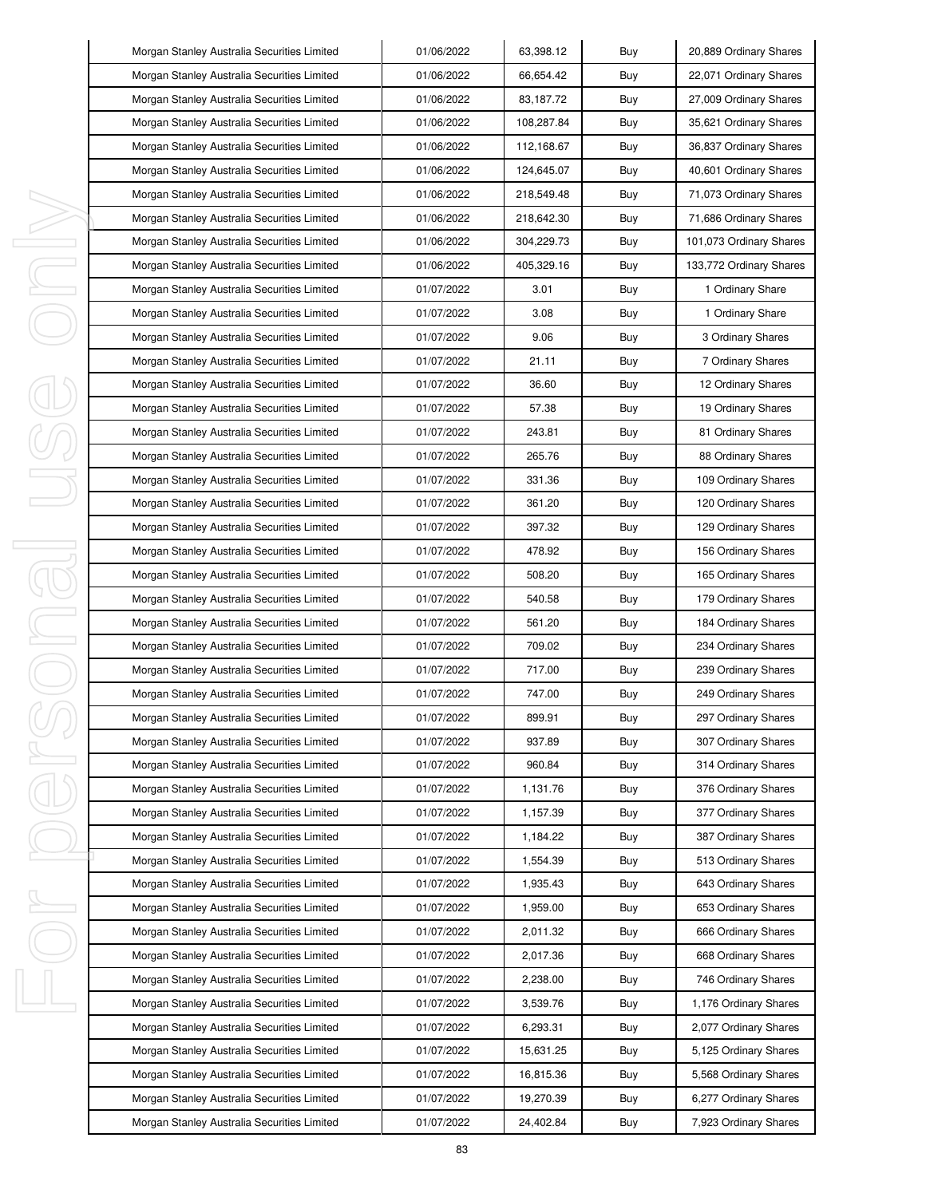| Morgan Stanley Australia Securities Limited | 01/06/2022 | 63,398.12 | Buy | 20,889 Ordinary Shares |
|---|---|---|---|---|
| Morgan Stanley Australia Securities Limited | 01/06/2022 | 66,654.42 | Buy | 22,071 Ordinary Shares |
| Morgan Stanley Australia Securities Limited | 01/06/2022 | 83,187.72 | Buy | 27,009 Ordinary Shares |
| Morgan Stanley Australia Securities Limited | 01/06/2022 | 108,287.84 | Buy | 35,621 Ordinary Shares |
| Morgan Stanley Australia Securities Limited | 01/06/2022 | 112,168.67 | Buy | 36,837 Ordinary Shares |
| Morgan Stanley Australia Securities Limited | 01/06/2022 | 124,645.07 | Buy | 40,601 Ordinary Shares |
| Morgan Stanley Australia Securities Limited | 01/06/2022 | 218,549.48 | Buy | 71,073 Ordinary Shares |
| Morgan Stanley Australia Securities Limited | 01/06/2022 | 218,642.30 | Buy | 71,686 Ordinary Shares |
| Morgan Stanley Australia Securities Limited | 01/06/2022 | 304,229.73 | Buy | 101,073 Ordinary Shares |
| Morgan Stanley Australia Securities Limited | 01/06/2022 | 405,329.16 | Buy | 133,772 Ordinary Shares |
| Morgan Stanley Australia Securities Limited | 01/07/2022 | 3.01 | Buy | 1 Ordinary Share |
| Morgan Stanley Australia Securities Limited | 01/07/2022 | 3.08 | Buy | 1 Ordinary Share |
| Morgan Stanley Australia Securities Limited | 01/07/2022 | 9.06 | Buy | 3 Ordinary Shares |
| Morgan Stanley Australia Securities Limited | 01/07/2022 | 21.11 | Buy | 7 Ordinary Shares |
| Morgan Stanley Australia Securities Limited | 01/07/2022 | 36.60 | Buy | 12 Ordinary Shares |
| Morgan Stanley Australia Securities Limited | 01/07/2022 | 57.38 | Buy | 19 Ordinary Shares |
| Morgan Stanley Australia Securities Limited | 01/07/2022 | 243.81 | Buy | 81 Ordinary Shares |
| Morgan Stanley Australia Securities Limited | 01/07/2022 | 265.76 | Buy | 88 Ordinary Shares |
| Morgan Stanley Australia Securities Limited | 01/07/2022 | 331.36 | Buy | 109 Ordinary Shares |
| Morgan Stanley Australia Securities Limited | 01/07/2022 | 361.20 | Buy | 120 Ordinary Shares |
| Morgan Stanley Australia Securities Limited | 01/07/2022 | 397.32 | Buy | 129 Ordinary Shares |
| Morgan Stanley Australia Securities Limited | 01/07/2022 | 478.92 | Buy | 156 Ordinary Shares |
| Morgan Stanley Australia Securities Limited | 01/07/2022 | 508.20 | Buy | 165 Ordinary Shares |
| Morgan Stanley Australia Securities Limited | 01/07/2022 | 540.58 | Buy | 179 Ordinary Shares |
| Morgan Stanley Australia Securities Limited | 01/07/2022 | 561.20 | Buy | 184 Ordinary Shares |
| Morgan Stanley Australia Securities Limited | 01/07/2022 | 709.02 | Buy | 234 Ordinary Shares |
| Morgan Stanley Australia Securities Limited | 01/07/2022 | 717.00 | Buy | 239 Ordinary Shares |
| Morgan Stanley Australia Securities Limited | 01/07/2022 | 747.00 | Buy | 249 Ordinary Shares |
| Morgan Stanley Australia Securities Limited | 01/07/2022 | 899.91 | Buy | 297 Ordinary Shares |
| Morgan Stanley Australia Securities Limited | 01/07/2022 | 937.89 | Buy | 307 Ordinary Shares |
| Morgan Stanley Australia Securities Limited | 01/07/2022 | 960.84 | Buy | 314 Ordinary Shares |
| Morgan Stanley Australia Securities Limited | 01/07/2022 | 1,131.76 | Buy | 376 Ordinary Shares |
| Morgan Stanley Australia Securities Limited | 01/07/2022 | 1,157.39 | Buy | 377 Ordinary Shares |
| Morgan Stanley Australia Securities Limited | 01/07/2022 | 1,184.22 | Buy | 387 Ordinary Shares |
| Morgan Stanley Australia Securities Limited | 01/07/2022 | 1,554.39 | Buy | 513 Ordinary Shares |
| Morgan Stanley Australia Securities Limited | 01/07/2022 | 1,935.43 | Buy | 643 Ordinary Shares |
| Morgan Stanley Australia Securities Limited | 01/07/2022 | 1,959.00 | Buy | 653 Ordinary Shares |
| Morgan Stanley Australia Securities Limited | 01/07/2022 | 2,011.32 | Buy | 666 Ordinary Shares |
| Morgan Stanley Australia Securities Limited | 01/07/2022 | 2,017.36 | Buy | 668 Ordinary Shares |
| Morgan Stanley Australia Securities Limited | 01/07/2022 | 2,238.00 | Buy | 746 Ordinary Shares |
| Morgan Stanley Australia Securities Limited | 01/07/2022 | 3,539.76 | Buy | 1,176 Ordinary Shares |
| Morgan Stanley Australia Securities Limited | 01/07/2022 | 6,293.31 | Buy | 2,077 Ordinary Shares |
| Morgan Stanley Australia Securities Limited | 01/07/2022 | 15,631.25 | Buy | 5,125 Ordinary Shares |
| Morgan Stanley Australia Securities Limited | 01/07/2022 | 16,815.36 | Buy | 5,568 Ordinary Shares |
| Morgan Stanley Australia Securities Limited | 01/07/2022 | 19,270.39 | Buy | 6,277 Ordinary Shares |
| Morgan Stanley Australia Securities Limited | 01/07/2022 | 24,402.84 | Buy | 7,923 Ordinary Shares |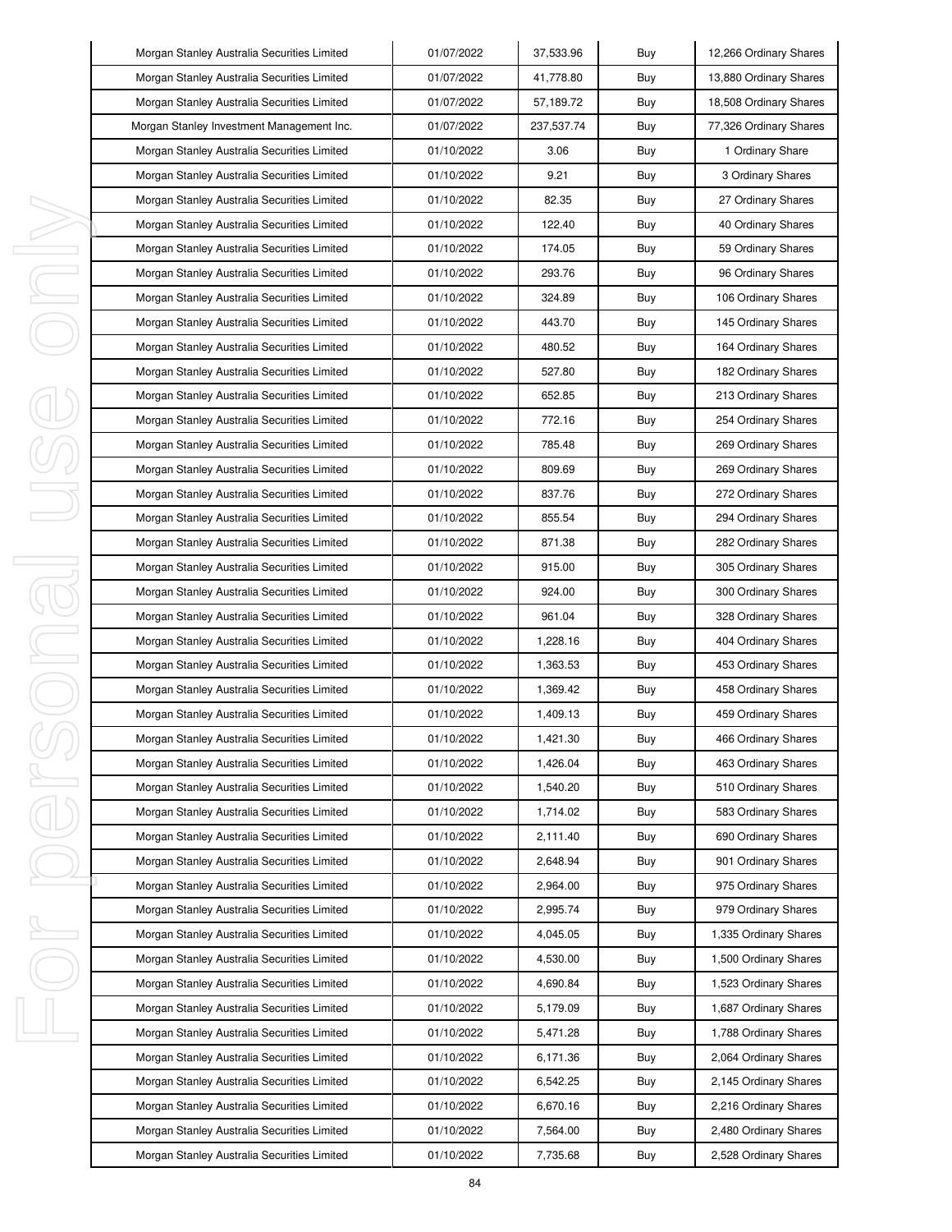| Morgan Stanley Australia Securities Limited | 01/07/2022 | 37,533.96 | Buy | 12,266 Ordinary Shares |
|---|---|---|---|---|
| Morgan Stanley Australia Securities Limited | 01/07/2022 | 41,778.80 | Buy | 13,880 Ordinary Shares |
| Morgan Stanley Australia Securities Limited | 01/07/2022 | 57,189.72 | Buy | 18,508 Ordinary Shares |
| Morgan Stanley Investment Management Inc. | 01/07/2022 | 237,537.74 | Buy | 77,326 Ordinary Shares |
| Morgan Stanley Australia Securities Limited | 01/10/2022 | 3.06 | Buy | 1 Ordinary Share |
| Morgan Stanley Australia Securities Limited | 01/10/2022 | 9.21 | Buy | 3 Ordinary Shares |
| Morgan Stanley Australia Securities Limited | 01/10/2022 | 82.35 | Buy | 27 Ordinary Shares |
| Morgan Stanley Australia Securities Limited | 01/10/2022 | 122.40 | Buy | 40 Ordinary Shares |
| Morgan Stanley Australia Securities Limited | 01/10/2022 | 174.05 | Buy | 59 Ordinary Shares |
| Morgan Stanley Australia Securities Limited | 01/10/2022 | 293.76 | Buy | 96 Ordinary Shares |
| Morgan Stanley Australia Securities Limited | 01/10/2022 | 324.89 | Buy | 106 Ordinary Shares |
| Morgan Stanley Australia Securities Limited | 01/10/2022 | 443.70 | Buy | 145 Ordinary Shares |
| Morgan Stanley Australia Securities Limited | 01/10/2022 | 480.52 | Buy | 164 Ordinary Shares |
| Morgan Stanley Australia Securities Limited | 01/10/2022 | 527.80 | Buy | 182 Ordinary Shares |
| Morgan Stanley Australia Securities Limited | 01/10/2022 | 652.85 | Buy | 213 Ordinary Shares |
| Morgan Stanley Australia Securities Limited | 01/10/2022 | 772.16 | Buy | 254 Ordinary Shares |
| Morgan Stanley Australia Securities Limited | 01/10/2022 | 785.48 | Buy | 269 Ordinary Shares |
| Morgan Stanley Australia Securities Limited | 01/10/2022 | 809.69 | Buy | 269 Ordinary Shares |
| Morgan Stanley Australia Securities Limited | 01/10/2022 | 837.76 | Buy | 272 Ordinary Shares |
| Morgan Stanley Australia Securities Limited | 01/10/2022 | 855.54 | Buy | 294 Ordinary Shares |
| Morgan Stanley Australia Securities Limited | 01/10/2022 | 871.38 | Buy | 282 Ordinary Shares |
| Morgan Stanley Australia Securities Limited | 01/10/2022 | 915.00 | Buy | 305 Ordinary Shares |
| Morgan Stanley Australia Securities Limited | 01/10/2022 | 924.00 | Buy | 300 Ordinary Shares |
| Morgan Stanley Australia Securities Limited | 01/10/2022 | 961.04 | Buy | 328 Ordinary Shares |
| Morgan Stanley Australia Securities Limited | 01/10/2022 | 1,228.16 | Buy | 404 Ordinary Shares |
| Morgan Stanley Australia Securities Limited | 01/10/2022 | 1,363.53 | Buy | 453 Ordinary Shares |
| Morgan Stanley Australia Securities Limited | 01/10/2022 | 1,369.42 | Buy | 458 Ordinary Shares |
| Morgan Stanley Australia Securities Limited | 01/10/2022 | 1,409.13 | Buy | 459 Ordinary Shares |
| Morgan Stanley Australia Securities Limited | 01/10/2022 | 1,421.30 | Buy | 466 Ordinary Shares |
| Morgan Stanley Australia Securities Limited | 01/10/2022 | 1,426.04 | Buy | 463 Ordinary Shares |
| Morgan Stanley Australia Securities Limited | 01/10/2022 | 1,540.20 | Buy | 510 Ordinary Shares |
| Morgan Stanley Australia Securities Limited | 01/10/2022 | 1,714.02 | Buy | 583 Ordinary Shares |
| Morgan Stanley Australia Securities Limited | 01/10/2022 | 2,111.40 | Buy | 690 Ordinary Shares |
| Morgan Stanley Australia Securities Limited | 01/10/2022 | 2,648.94 | Buy | 901 Ordinary Shares |
| Morgan Stanley Australia Securities Limited | 01/10/2022 | 2,964.00 | Buy | 975 Ordinary Shares |
| Morgan Stanley Australia Securities Limited | 01/10/2022 | 2,995.74 | Buy | 979 Ordinary Shares |
| Morgan Stanley Australia Securities Limited | 01/10/2022 | 4,045.05 | Buy | 1,335 Ordinary Shares |
| Morgan Stanley Australia Securities Limited | 01/10/2022 | 4,530.00 | Buy | 1,500 Ordinary Shares |
| Morgan Stanley Australia Securities Limited | 01/10/2022 | 4,690.84 | Buy | 1,523 Ordinary Shares |
| Morgan Stanley Australia Securities Limited | 01/10/2022 | 5,179.09 | Buy | 1,687 Ordinary Shares |
| Morgan Stanley Australia Securities Limited | 01/10/2022 | 5,471.28 | Buy | 1,788 Ordinary Shares |
| Morgan Stanley Australia Securities Limited | 01/10/2022 | 6,171.36 | Buy | 2,064 Ordinary Shares |
| Morgan Stanley Australia Securities Limited | 01/10/2022 | 6,542.25 | Buy | 2,145 Ordinary Shares |
| Morgan Stanley Australia Securities Limited | 01/10/2022 | 6,670.16 | Buy | 2,216 Ordinary Shares |
| Morgan Stanley Australia Securities Limited | 01/10/2022 | 7,564.00 | Buy | 2,480 Ordinary Shares |
| Morgan Stanley Australia Securities Limited | 01/10/2022 | 7,735.68 | Buy | 2,528 Ordinary Shares |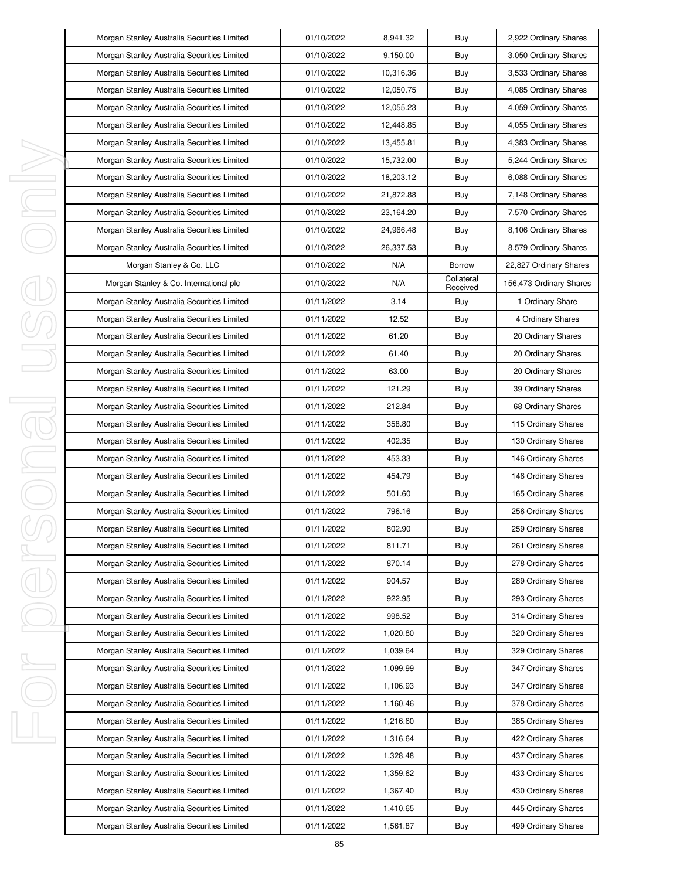| Morgan Stanley Australia Securities Limited | 01/10/2022 | 8,941.32 | Buy | 2,922 Ordinary Shares |
|---|---|---|---|---|
| Morgan Stanley Australia Securities Limited | 01/10/2022 | 9,150.00 | Buy | 3,050 Ordinary Shares |
| Morgan Stanley Australia Securities Limited | 01/10/2022 | 10,316.36 | Buy | 3,533 Ordinary Shares |
| Morgan Stanley Australia Securities Limited | 01/10/2022 | 12,050.75 | Buy | 4,085 Ordinary Shares |
| Morgan Stanley Australia Securities Limited | 01/10/2022 | 12,055.23 | Buy | 4,059 Ordinary Shares |
| Morgan Stanley Australia Securities Limited | 01/10/2022 | 12,448.85 | Buy | 4,055 Ordinary Shares |
| Morgan Stanley Australia Securities Limited | 01/10/2022 | 13,455.81 | Buy | 4,383 Ordinary Shares |
| Morgan Stanley Australia Securities Limited | 01/10/2022 | 15,732.00 | Buy | 5,244 Ordinary Shares |
| Morgan Stanley Australia Securities Limited | 01/10/2022 | 18,203.12 | Buy | 6,088 Ordinary Shares |
| Morgan Stanley Australia Securities Limited | 01/10/2022 | 21,872.88 | Buy | 7,148 Ordinary Shares |
| Morgan Stanley Australia Securities Limited | 01/10/2022 | 23,164.20 | Buy | 7,570 Ordinary Shares |
| Morgan Stanley Australia Securities Limited | 01/10/2022 | 24,966.48 | Buy | 8,106 Ordinary Shares |
| Morgan Stanley Australia Securities Limited | 01/10/2022 | 26,337.53 | Buy | 8,579 Ordinary Shares |
| Morgan Stanley & Co. LLC | 01/10/2022 | N/A | Borrow | 22,827 Ordinary Shares |
| Morgan Stanley & Co. International plc | 01/10/2022 | N/A | Collateral Received | 156,473 Ordinary Shares |
| Morgan Stanley Australia Securities Limited | 01/11/2022 | 3.14 | Buy | 1 Ordinary Share |
| Morgan Stanley Australia Securities Limited | 01/11/2022 | 12.52 | Buy | 4 Ordinary Shares |
| Morgan Stanley Australia Securities Limited | 01/11/2022 | 61.20 | Buy | 20 Ordinary Shares |
| Morgan Stanley Australia Securities Limited | 01/11/2022 | 61.40 | Buy | 20 Ordinary Shares |
| Morgan Stanley Australia Securities Limited | 01/11/2022 | 63.00 | Buy | 20 Ordinary Shares |
| Morgan Stanley Australia Securities Limited | 01/11/2022 | 121.29 | Buy | 39 Ordinary Shares |
| Morgan Stanley Australia Securities Limited | 01/11/2022 | 212.84 | Buy | 68 Ordinary Shares |
| Morgan Stanley Australia Securities Limited | 01/11/2022 | 358.80 | Buy | 115 Ordinary Shares |
| Morgan Stanley Australia Securities Limited | 01/11/2022 | 402.35 | Buy | 130 Ordinary Shares |
| Morgan Stanley Australia Securities Limited | 01/11/2022 | 453.33 | Buy | 146 Ordinary Shares |
| Morgan Stanley Australia Securities Limited | 01/11/2022 | 454.79 | Buy | 146 Ordinary Shares |
| Morgan Stanley Australia Securities Limited | 01/11/2022 | 501.60 | Buy | 165 Ordinary Shares |
| Morgan Stanley Australia Securities Limited | 01/11/2022 | 796.16 | Buy | 256 Ordinary Shares |
| Morgan Stanley Australia Securities Limited | 01/11/2022 | 802.90 | Buy | 259 Ordinary Shares |
| Morgan Stanley Australia Securities Limited | 01/11/2022 | 811.71 | Buy | 261 Ordinary Shares |
| Morgan Stanley Australia Securities Limited | 01/11/2022 | 870.14 | Buy | 278 Ordinary Shares |
| Morgan Stanley Australia Securities Limited | 01/11/2022 | 904.57 | Buy | 289 Ordinary Shares |
| Morgan Stanley Australia Securities Limited | 01/11/2022 | 922.95 | Buy | 293 Ordinary Shares |
| Morgan Stanley Australia Securities Limited | 01/11/2022 | 998.52 | Buy | 314 Ordinary Shares |
| Morgan Stanley Australia Securities Limited | 01/11/2022 | 1,020.80 | Buy | 320 Ordinary Shares |
| Morgan Stanley Australia Securities Limited | 01/11/2022 | 1,039.64 | Buy | 329 Ordinary Shares |
| Morgan Stanley Australia Securities Limited | 01/11/2022 | 1,099.99 | Buy | 347 Ordinary Shares |
| Morgan Stanley Australia Securities Limited | 01/11/2022 | 1,106.93 | Buy | 347 Ordinary Shares |
| Morgan Stanley Australia Securities Limited | 01/11/2022 | 1,160.46 | Buy | 378 Ordinary Shares |
| Morgan Stanley Australia Securities Limited | 01/11/2022 | 1,216.60 | Buy | 385 Ordinary Shares |
| Morgan Stanley Australia Securities Limited | 01/11/2022 | 1,316.64 | Buy | 422 Ordinary Shares |
| Morgan Stanley Australia Securities Limited | 01/11/2022 | 1,328.48 | Buy | 437 Ordinary Shares |
| Morgan Stanley Australia Securities Limited | 01/11/2022 | 1,359.62 | Buy | 433 Ordinary Shares |
| Morgan Stanley Australia Securities Limited | 01/11/2022 | 1,367.40 | Buy | 430 Ordinary Shares |
| Morgan Stanley Australia Securities Limited | 01/11/2022 | 1,410.65 | Buy | 445 Ordinary Shares |
| Morgan Stanley Australia Securities Limited | 01/11/2022 | 1,561.87 | Buy | 499 Ordinary Shares |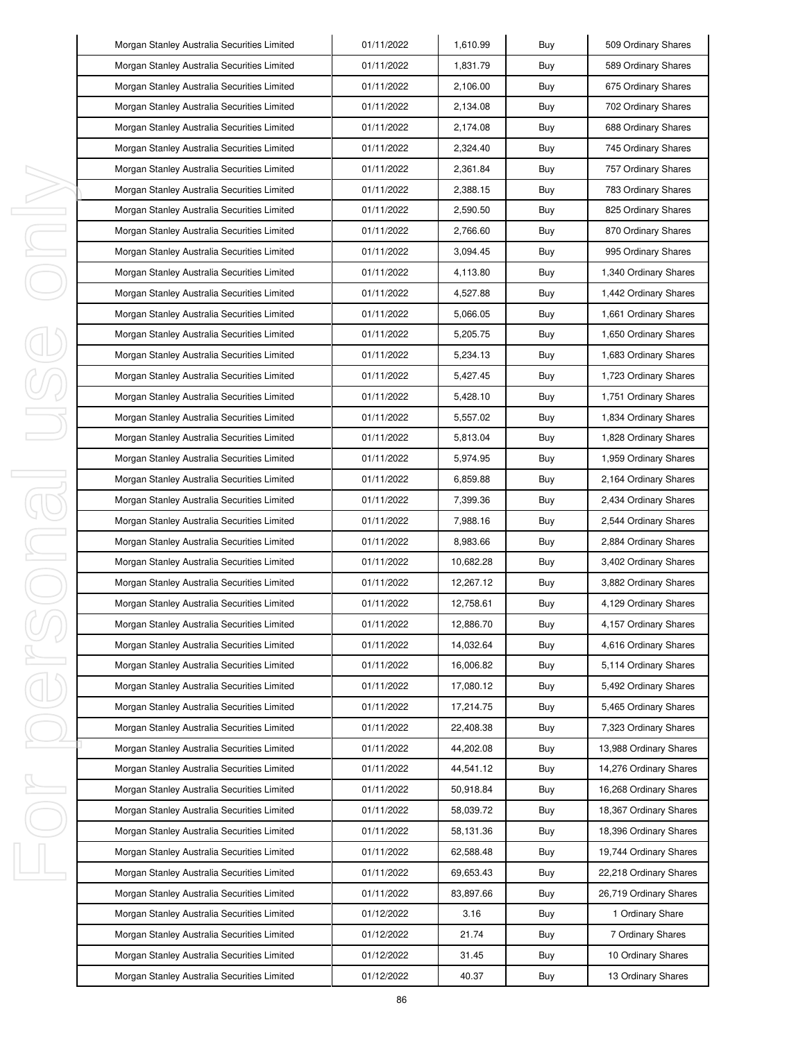| | | | | |
|---|---|---|---|---|
| Morgan Stanley Australia Securities Limited | 01/11/2022 | 1,610.99 | Buy | 509 Ordinary Shares |
| Morgan Stanley Australia Securities Limited | 01/11/2022 | 1,831.79 | Buy | 589 Ordinary Shares |
| Morgan Stanley Australia Securities Limited | 01/11/2022 | 2,106.00 | Buy | 675 Ordinary Shares |
| Morgan Stanley Australia Securities Limited | 01/11/2022 | 2,134.08 | Buy | 702 Ordinary Shares |
| Morgan Stanley Australia Securities Limited | 01/11/2022 | 2,174.08 | Buy | 688 Ordinary Shares |
| Morgan Stanley Australia Securities Limited | 01/11/2022 | 2,324.40 | Buy | 745 Ordinary Shares |
| Morgan Stanley Australia Securities Limited | 01/11/2022 | 2,361.84 | Buy | 757 Ordinary Shares |
| Morgan Stanley Australia Securities Limited | 01/11/2022 | 2,388.15 | Buy | 783 Ordinary Shares |
| Morgan Stanley Australia Securities Limited | 01/11/2022 | 2,590.50 | Buy | 825 Ordinary Shares |
| Morgan Stanley Australia Securities Limited | 01/11/2022 | 2,766.60 | Buy | 870 Ordinary Shares |
| Morgan Stanley Australia Securities Limited | 01/11/2022 | 3,094.45 | Buy | 995 Ordinary Shares |
| Morgan Stanley Australia Securities Limited | 01/11/2022 | 4,113.80 | Buy | 1,340 Ordinary Shares |
| Morgan Stanley Australia Securities Limited | 01/11/2022 | 4,527.88 | Buy | 1,442 Ordinary Shares |
| Morgan Stanley Australia Securities Limited | 01/11/2022 | 5,066.05 | Buy | 1,661 Ordinary Shares |
| Morgan Stanley Australia Securities Limited | 01/11/2022 | 5,205.75 | Buy | 1,650 Ordinary Shares |
| Morgan Stanley Australia Securities Limited | 01/11/2022 | 5,234.13 | Buy | 1,683 Ordinary Shares |
| Morgan Stanley Australia Securities Limited | 01/11/2022 | 5,427.45 | Buy | 1,723 Ordinary Shares |
| Morgan Stanley Australia Securities Limited | 01/11/2022 | 5,428.10 | Buy | 1,751 Ordinary Shares |
| Morgan Stanley Australia Securities Limited | 01/11/2022 | 5,557.02 | Buy | 1,834 Ordinary Shares |
| Morgan Stanley Australia Securities Limited | 01/11/2022 | 5,813.04 | Buy | 1,828 Ordinary Shares |
| Morgan Stanley Australia Securities Limited | 01/11/2022 | 5,974.95 | Buy | 1,959 Ordinary Shares |
| Morgan Stanley Australia Securities Limited | 01/11/2022 | 6,859.88 | Buy | 2,164 Ordinary Shares |
| Morgan Stanley Australia Securities Limited | 01/11/2022 | 7,399.36 | Buy | 2,434 Ordinary Shares |
| Morgan Stanley Australia Securities Limited | 01/11/2022 | 7,988.16 | Buy | 2,544 Ordinary Shares |
| Morgan Stanley Australia Securities Limited | 01/11/2022 | 8,983.66 | Buy | 2,884 Ordinary Shares |
| Morgan Stanley Australia Securities Limited | 01/11/2022 | 10,682.28 | Buy | 3,402 Ordinary Shares |
| Morgan Stanley Australia Securities Limited | 01/11/2022 | 12,267.12 | Buy | 3,882 Ordinary Shares |
| Morgan Stanley Australia Securities Limited | 01/11/2022 | 12,758.61 | Buy | 4,129 Ordinary Shares |
| Morgan Stanley Australia Securities Limited | 01/11/2022 | 12,886.70 | Buy | 4,157 Ordinary Shares |
| Morgan Stanley Australia Securities Limited | 01/11/2022 | 14,032.64 | Buy | 4,616 Ordinary Shares |
| Morgan Stanley Australia Securities Limited | 01/11/2022 | 16,006.82 | Buy | 5,114 Ordinary Shares |
| Morgan Stanley Australia Securities Limited | 01/11/2022 | 17,080.12 | Buy | 5,492 Ordinary Shares |
| Morgan Stanley Australia Securities Limited | 01/11/2022 | 17,214.75 | Buy | 5,465 Ordinary Shares |
| Morgan Stanley Australia Securities Limited | 01/11/2022 | 22,408.38 | Buy | 7,323 Ordinary Shares |
| Morgan Stanley Australia Securities Limited | 01/11/2022 | 44,202.08 | Buy | 13,988 Ordinary Shares |
| Morgan Stanley Australia Securities Limited | 01/11/2022 | 44,541.12 | Buy | 14,276 Ordinary Shares |
| Morgan Stanley Australia Securities Limited | 01/11/2022 | 50,918.84 | Buy | 16,268 Ordinary Shares |
| Morgan Stanley Australia Securities Limited | 01/11/2022 | 58,039.72 | Buy | 18,367 Ordinary Shares |
| Morgan Stanley Australia Securities Limited | 01/11/2022 | 58,131.36 | Buy | 18,396 Ordinary Shares |
| Morgan Stanley Australia Securities Limited | 01/11/2022 | 62,588.48 | Buy | 19,744 Ordinary Shares |
| Morgan Stanley Australia Securities Limited | 01/11/2022 | 69,653.43 | Buy | 22,218 Ordinary Shares |
| Morgan Stanley Australia Securities Limited | 01/11/2022 | 83,897.66 | Buy | 26,719 Ordinary Shares |
| Morgan Stanley Australia Securities Limited | 01/12/2022 | 3.16 | Buy | 1 Ordinary Share |
| Morgan Stanley Australia Securities Limited | 01/12/2022 | 21.74 | Buy | 7 Ordinary Shares |
| Morgan Stanley Australia Securities Limited | 01/12/2022 | 31.45 | Buy | 10 Ordinary Shares |
| Morgan Stanley Australia Securities Limited | 01/12/2022 | 40.37 | Buy | 13 Ordinary Shares |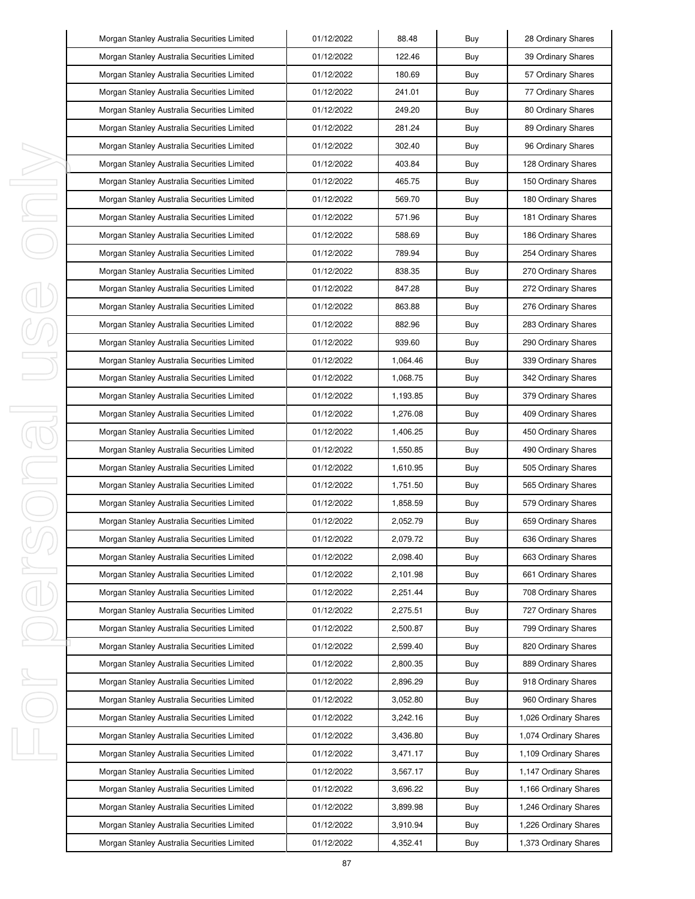| Morgan Stanley Australia Securities Limited | 01/12/2022 | 88.48 | Buy | 28 Ordinary Shares |
|---|---|---|---|---|
| Morgan Stanley Australia Securities Limited | 01/12/2022 | 122.46 | Buy | 39 Ordinary Shares |
| Morgan Stanley Australia Securities Limited | 01/12/2022 | 180.69 | Buy | 57 Ordinary Shares |
| Morgan Stanley Australia Securities Limited | 01/12/2022 | 241.01 | Buy | 77 Ordinary Shares |
| Morgan Stanley Australia Securities Limited | 01/12/2022 | 249.20 | Buy | 80 Ordinary Shares |
| Morgan Stanley Australia Securities Limited | 01/12/2022 | 281.24 | Buy | 89 Ordinary Shares |
| Morgan Stanley Australia Securities Limited | 01/12/2022 | 302.40 | Buy | 96 Ordinary Shares |
| Morgan Stanley Australia Securities Limited | 01/12/2022 | 403.84 | Buy | 128 Ordinary Shares |
| Morgan Stanley Australia Securities Limited | 01/12/2022 | 465.75 | Buy | 150 Ordinary Shares |
| Morgan Stanley Australia Securities Limited | 01/12/2022 | 569.70 | Buy | 180 Ordinary Shares |
| Morgan Stanley Australia Securities Limited | 01/12/2022 | 571.96 | Buy | 181 Ordinary Shares |
| Morgan Stanley Australia Securities Limited | 01/12/2022 | 588.69 | Buy | 186 Ordinary Shares |
| Morgan Stanley Australia Securities Limited | 01/12/2022 | 789.94 | Buy | 254 Ordinary Shares |
| Morgan Stanley Australia Securities Limited | 01/12/2022 | 838.35 | Buy | 270 Ordinary Shares |
| Morgan Stanley Australia Securities Limited | 01/12/2022 | 847.28 | Buy | 272 Ordinary Shares |
| Morgan Stanley Australia Securities Limited | 01/12/2022 | 863.88 | Buy | 276 Ordinary Shares |
| Morgan Stanley Australia Securities Limited | 01/12/2022 | 882.96 | Buy | 283 Ordinary Shares |
| Morgan Stanley Australia Securities Limited | 01/12/2022 | 939.60 | Buy | 290 Ordinary Shares |
| Morgan Stanley Australia Securities Limited | 01/12/2022 | 1,064.46 | Buy | 339 Ordinary Shares |
| Morgan Stanley Australia Securities Limited | 01/12/2022 | 1,068.75 | Buy | 342 Ordinary Shares |
| Morgan Stanley Australia Securities Limited | 01/12/2022 | 1,193.85 | Buy | 379 Ordinary Shares |
| Morgan Stanley Australia Securities Limited | 01/12/2022 | 1,276.08 | Buy | 409 Ordinary Shares |
| Morgan Stanley Australia Securities Limited | 01/12/2022 | 1,406.25 | Buy | 450 Ordinary Shares |
| Morgan Stanley Australia Securities Limited | 01/12/2022 | 1,550.85 | Buy | 490 Ordinary Shares |
| Morgan Stanley Australia Securities Limited | 01/12/2022 | 1,610.95 | Buy | 505 Ordinary Shares |
| Morgan Stanley Australia Securities Limited | 01/12/2022 | 1,751.50 | Buy | 565 Ordinary Shares |
| Morgan Stanley Australia Securities Limited | 01/12/2022 | 1,858.59 | Buy | 579 Ordinary Shares |
| Morgan Stanley Australia Securities Limited | 01/12/2022 | 2,052.79 | Buy | 659 Ordinary Shares |
| Morgan Stanley Australia Securities Limited | 01/12/2022 | 2,079.72 | Buy | 636 Ordinary Shares |
| Morgan Stanley Australia Securities Limited | 01/12/2022 | 2,098.40 | Buy | 663 Ordinary Shares |
| Morgan Stanley Australia Securities Limited | 01/12/2022 | 2,101.98 | Buy | 661 Ordinary Shares |
| Morgan Stanley Australia Securities Limited | 01/12/2022 | 2,251.44 | Buy | 708 Ordinary Shares |
| Morgan Stanley Australia Securities Limited | 01/12/2022 | 2,275.51 | Buy | 727 Ordinary Shares |
| Morgan Stanley Australia Securities Limited | 01/12/2022 | 2,500.87 | Buy | 799 Ordinary Shares |
| Morgan Stanley Australia Securities Limited | 01/12/2022 | 2,599.40 | Buy | 820 Ordinary Shares |
| Morgan Stanley Australia Securities Limited | 01/12/2022 | 2,800.35 | Buy | 889 Ordinary Shares |
| Morgan Stanley Australia Securities Limited | 01/12/2022 | 2,896.29 | Buy | 918 Ordinary Shares |
| Morgan Stanley Australia Securities Limited | 01/12/2022 | 3,052.80 | Buy | 960 Ordinary Shares |
| Morgan Stanley Australia Securities Limited | 01/12/2022 | 3,242.16 | Buy | 1,026 Ordinary Shares |
| Morgan Stanley Australia Securities Limited | 01/12/2022 | 3,436.80 | Buy | 1,074 Ordinary Shares |
| Morgan Stanley Australia Securities Limited | 01/12/2022 | 3,471.17 | Buy | 1,109 Ordinary Shares |
| Morgan Stanley Australia Securities Limited | 01/12/2022 | 3,567.17 | Buy | 1,147 Ordinary Shares |
| Morgan Stanley Australia Securities Limited | 01/12/2022 | 3,696.22 | Buy | 1,166 Ordinary Shares |
| Morgan Stanley Australia Securities Limited | 01/12/2022 | 3,899.98 | Buy | 1,246 Ordinary Shares |
| Morgan Stanley Australia Securities Limited | 01/12/2022 | 3,910.94 | Buy | 1,226 Ordinary Shares |
| Morgan Stanley Australia Securities Limited | 01/12/2022 | 4,352.41 | Buy | 1,373 Ordinary Shares |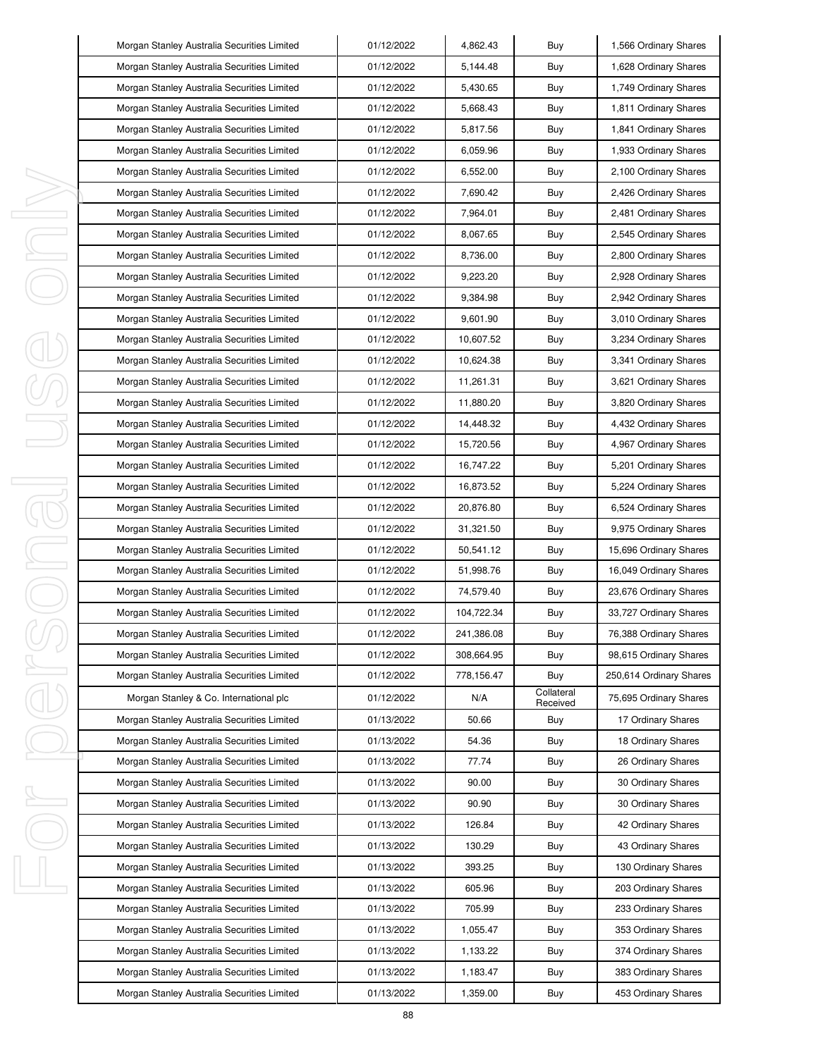| Morgan Stanley Australia Securities Limited | 01/12/2022 | 4,862.43 | Buy | 1,566 Ordinary Shares |
|---|---|---|---|---|
| Morgan Stanley Australia Securities Limited | 01/12/2022 | 5,144.48 | Buy | 1,628 Ordinary Shares |
| Morgan Stanley Australia Securities Limited | 01/12/2022 | 5,430.65 | Buy | 1,749 Ordinary Shares |
| Morgan Stanley Australia Securities Limited | 01/12/2022 | 5,668.43 | Buy | 1,811 Ordinary Shares |
| Morgan Stanley Australia Securities Limited | 01/12/2022 | 5,817.56 | Buy | 1,841 Ordinary Shares |
| Morgan Stanley Australia Securities Limited | 01/12/2022 | 6,059.96 | Buy | 1,933 Ordinary Shares |
| Morgan Stanley Australia Securities Limited | 01/12/2022 | 6,552.00 | Buy | 2,100 Ordinary Shares |
| Morgan Stanley Australia Securities Limited | 01/12/2022 | 7,690.42 | Buy | 2,426 Ordinary Shares |
| Morgan Stanley Australia Securities Limited | 01/12/2022 | 7,964.01 | Buy | 2,481 Ordinary Shares |
| Morgan Stanley Australia Securities Limited | 01/12/2022 | 8,067.65 | Buy | 2,545 Ordinary Shares |
| Morgan Stanley Australia Securities Limited | 01/12/2022 | 8,736.00 | Buy | 2,800 Ordinary Shares |
| Morgan Stanley Australia Securities Limited | 01/12/2022 | 9,223.20 | Buy | 2,928 Ordinary Shares |
| Morgan Stanley Australia Securities Limited | 01/12/2022 | 9,384.98 | Buy | 2,942 Ordinary Shares |
| Morgan Stanley Australia Securities Limited | 01/12/2022 | 9,601.90 | Buy | 3,010 Ordinary Shares |
| Morgan Stanley Australia Securities Limited | 01/12/2022 | 10,607.52 | Buy | 3,234 Ordinary Shares |
| Morgan Stanley Australia Securities Limited | 01/12/2022 | 10,624.38 | Buy | 3,341 Ordinary Shares |
| Morgan Stanley Australia Securities Limited | 01/12/2022 | 11,261.31 | Buy | 3,621 Ordinary Shares |
| Morgan Stanley Australia Securities Limited | 01/12/2022 | 11,880.20 | Buy | 3,820 Ordinary Shares |
| Morgan Stanley Australia Securities Limited | 01/12/2022 | 14,448.32 | Buy | 4,432 Ordinary Shares |
| Morgan Stanley Australia Securities Limited | 01/12/2022 | 15,720.56 | Buy | 4,967 Ordinary Shares |
| Morgan Stanley Australia Securities Limited | 01/12/2022 | 16,747.22 | Buy | 5,201 Ordinary Shares |
| Morgan Stanley Australia Securities Limited | 01/12/2022 | 16,873.52 | Buy | 5,224 Ordinary Shares |
| Morgan Stanley Australia Securities Limited | 01/12/2022 | 20,876.80 | Buy | 6,524 Ordinary Shares |
| Morgan Stanley Australia Securities Limited | 01/12/2022 | 31,321.50 | Buy | 9,975 Ordinary Shares |
| Morgan Stanley Australia Securities Limited | 01/12/2022 | 50,541.12 | Buy | 15,696 Ordinary Shares |
| Morgan Stanley Australia Securities Limited | 01/12/2022 | 51,998.76 | Buy | 16,049 Ordinary Shares |
| Morgan Stanley Australia Securities Limited | 01/12/2022 | 74,579.40 | Buy | 23,676 Ordinary Shares |
| Morgan Stanley Australia Securities Limited | 01/12/2022 | 104,722.34 | Buy | 33,727 Ordinary Shares |
| Morgan Stanley Australia Securities Limited | 01/12/2022 | 241,386.08 | Buy | 76,388 Ordinary Shares |
| Morgan Stanley Australia Securities Limited | 01/12/2022 | 308,664.95 | Buy | 98,615 Ordinary Shares |
| Morgan Stanley Australia Securities Limited | 01/12/2022 | 778,156.47 | Buy | 250,614 Ordinary Shares |
| Morgan Stanley & Co. International plc | 01/12/2022 | N/A | Collateral Received | 75,695 Ordinary Shares |
| Morgan Stanley Australia Securities Limited | 01/13/2022 | 50.66 | Buy | 17 Ordinary Shares |
| Morgan Stanley Australia Securities Limited | 01/13/2022 | 54.36 | Buy | 18 Ordinary Shares |
| Morgan Stanley Australia Securities Limited | 01/13/2022 | 77.74 | Buy | 26 Ordinary Shares |
| Morgan Stanley Australia Securities Limited | 01/13/2022 | 90.00 | Buy | 30 Ordinary Shares |
| Morgan Stanley Australia Securities Limited | 01/13/2022 | 90.90 | Buy | 30 Ordinary Shares |
| Morgan Stanley Australia Securities Limited | 01/13/2022 | 126.84 | Buy | 42 Ordinary Shares |
| Morgan Stanley Australia Securities Limited | 01/13/2022 | 130.29 | Buy | 43 Ordinary Shares |
| Morgan Stanley Australia Securities Limited | 01/13/2022 | 393.25 | Buy | 130 Ordinary Shares |
| Morgan Stanley Australia Securities Limited | 01/13/2022 | 605.96 | Buy | 203 Ordinary Shares |
| Morgan Stanley Australia Securities Limited | 01/13/2022 | 705.99 | Buy | 233 Ordinary Shares |
| Morgan Stanley Australia Securities Limited | 01/13/2022 | 1,055.47 | Buy | 353 Ordinary Shares |
| Morgan Stanley Australia Securities Limited | 01/13/2022 | 1,133.22 | Buy | 374 Ordinary Shares |
| Morgan Stanley Australia Securities Limited | 01/13/2022 | 1,183.47 | Buy | 383 Ordinary Shares |
| Morgan Stanley Australia Securities Limited | 01/13/2022 | 1,359.00 | Buy | 453 Ordinary Shares |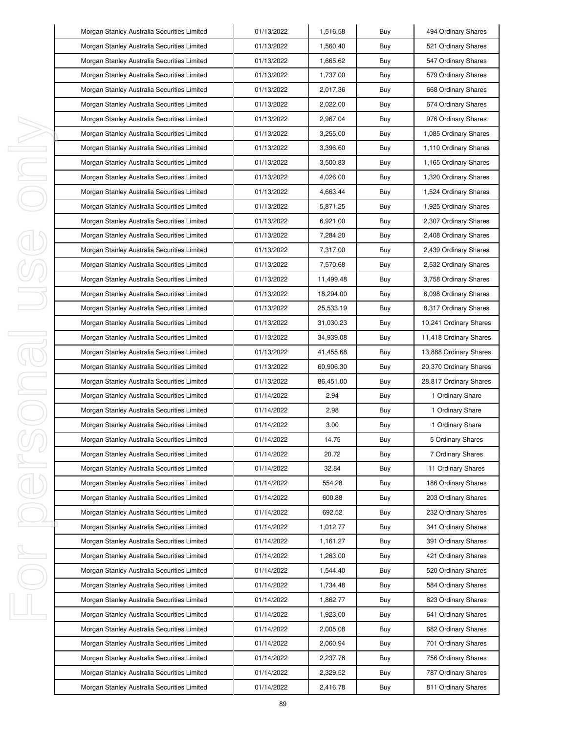| Morgan Stanley Australia Securities Limited | 01/13/2022 | 1,516.58 | Buy | 494 Ordinary Shares |
|---|---|---|---|---|
| Morgan Stanley Australia Securities Limited | 01/13/2022 | 1,560.40 | Buy | 521 Ordinary Shares |
| Morgan Stanley Australia Securities Limited | 01/13/2022 | 1,665.62 | Buy | 547 Ordinary Shares |
| Morgan Stanley Australia Securities Limited | 01/13/2022 | 1,737.00 | Buy | 579 Ordinary Shares |
| Morgan Stanley Australia Securities Limited | 01/13/2022 | 2,017.36 | Buy | 668 Ordinary Shares |
| Morgan Stanley Australia Securities Limited | 01/13/2022 | 2,022.00 | Buy | 674 Ordinary Shares |
| Morgan Stanley Australia Securities Limited | 01/13/2022 | 2,967.04 | Buy | 976 Ordinary Shares |
| Morgan Stanley Australia Securities Limited | 01/13/2022 | 3,255.00 | Buy | 1,085 Ordinary Shares |
| Morgan Stanley Australia Securities Limited | 01/13/2022 | 3,396.60 | Buy | 1,110 Ordinary Shares |
| Morgan Stanley Australia Securities Limited | 01/13/2022 | 3,500.83 | Buy | 1,165 Ordinary Shares |
| Morgan Stanley Australia Securities Limited | 01/13/2022 | 4,026.00 | Buy | 1,320 Ordinary Shares |
| Morgan Stanley Australia Securities Limited | 01/13/2022 | 4,663.44 | Buy | 1,524 Ordinary Shares |
| Morgan Stanley Australia Securities Limited | 01/13/2022 | 5,871.25 | Buy | 1,925 Ordinary Shares |
| Morgan Stanley Australia Securities Limited | 01/13/2022 | 6,921.00 | Buy | 2,307 Ordinary Shares |
| Morgan Stanley Australia Securities Limited | 01/13/2022 | 7,284.20 | Buy | 2,408 Ordinary Shares |
| Morgan Stanley Australia Securities Limited | 01/13/2022 | 7,317.00 | Buy | 2,439 Ordinary Shares |
| Morgan Stanley Australia Securities Limited | 01/13/2022 | 7,570.68 | Buy | 2,532 Ordinary Shares |
| Morgan Stanley Australia Securities Limited | 01/13/2022 | 11,499.48 | Buy | 3,758 Ordinary Shares |
| Morgan Stanley Australia Securities Limited | 01/13/2022 | 18,294.00 | Buy | 6,098 Ordinary Shares |
| Morgan Stanley Australia Securities Limited | 01/13/2022 | 25,533.19 | Buy | 8,317 Ordinary Shares |
| Morgan Stanley Australia Securities Limited | 01/13/2022 | 31,030.23 | Buy | 10,241 Ordinary Shares |
| Morgan Stanley Australia Securities Limited | 01/13/2022 | 34,939.08 | Buy | 11,418 Ordinary Shares |
| Morgan Stanley Australia Securities Limited | 01/13/2022 | 41,455.68 | Buy | 13,888 Ordinary Shares |
| Morgan Stanley Australia Securities Limited | 01/13/2022 | 60,906.30 | Buy | 20,370 Ordinary Shares |
| Morgan Stanley Australia Securities Limited | 01/13/2022 | 86,451.00 | Buy | 28,817 Ordinary Shares |
| Morgan Stanley Australia Securities Limited | 01/14/2022 | 2.94 | Buy | 1 Ordinary Share |
| Morgan Stanley Australia Securities Limited | 01/14/2022 | 2.98 | Buy | 1 Ordinary Share |
| Morgan Stanley Australia Securities Limited | 01/14/2022 | 3.00 | Buy | 1 Ordinary Share |
| Morgan Stanley Australia Securities Limited | 01/14/2022 | 14.75 | Buy | 5 Ordinary Shares |
| Morgan Stanley Australia Securities Limited | 01/14/2022 | 20.72 | Buy | 7 Ordinary Shares |
| Morgan Stanley Australia Securities Limited | 01/14/2022 | 32.84 | Buy | 11 Ordinary Shares |
| Morgan Stanley Australia Securities Limited | 01/14/2022 | 554.28 | Buy | 186 Ordinary Shares |
| Morgan Stanley Australia Securities Limited | 01/14/2022 | 600.88 | Buy | 203 Ordinary Shares |
| Morgan Stanley Australia Securities Limited | 01/14/2022 | 692.52 | Buy | 232 Ordinary Shares |
| Morgan Stanley Australia Securities Limited | 01/14/2022 | 1,012.77 | Buy | 341 Ordinary Shares |
| Morgan Stanley Australia Securities Limited | 01/14/2022 | 1,161.27 | Buy | 391 Ordinary Shares |
| Morgan Stanley Australia Securities Limited | 01/14/2022 | 1,263.00 | Buy | 421 Ordinary Shares |
| Morgan Stanley Australia Securities Limited | 01/14/2022 | 1,544.40 | Buy | 520 Ordinary Shares |
| Morgan Stanley Australia Securities Limited | 01/14/2022 | 1,734.48 | Buy | 584 Ordinary Shares |
| Morgan Stanley Australia Securities Limited | 01/14/2022 | 1,862.77 | Buy | 623 Ordinary Shares |
| Morgan Stanley Australia Securities Limited | 01/14/2022 | 1,923.00 | Buy | 641 Ordinary Shares |
| Morgan Stanley Australia Securities Limited | 01/14/2022 | 2,005.08 | Buy | 682 Ordinary Shares |
| Morgan Stanley Australia Securities Limited | 01/14/2022 | 2,060.94 | Buy | 701 Ordinary Shares |
| Morgan Stanley Australia Securities Limited | 01/14/2022 | 2,237.76 | Buy | 756 Ordinary Shares |
| Morgan Stanley Australia Securities Limited | 01/14/2022 | 2,329.52 | Buy | 787 Ordinary Shares |
| Morgan Stanley Australia Securities Limited | 01/14/2022 | 2,416.78 | Buy | 811 Ordinary Shares |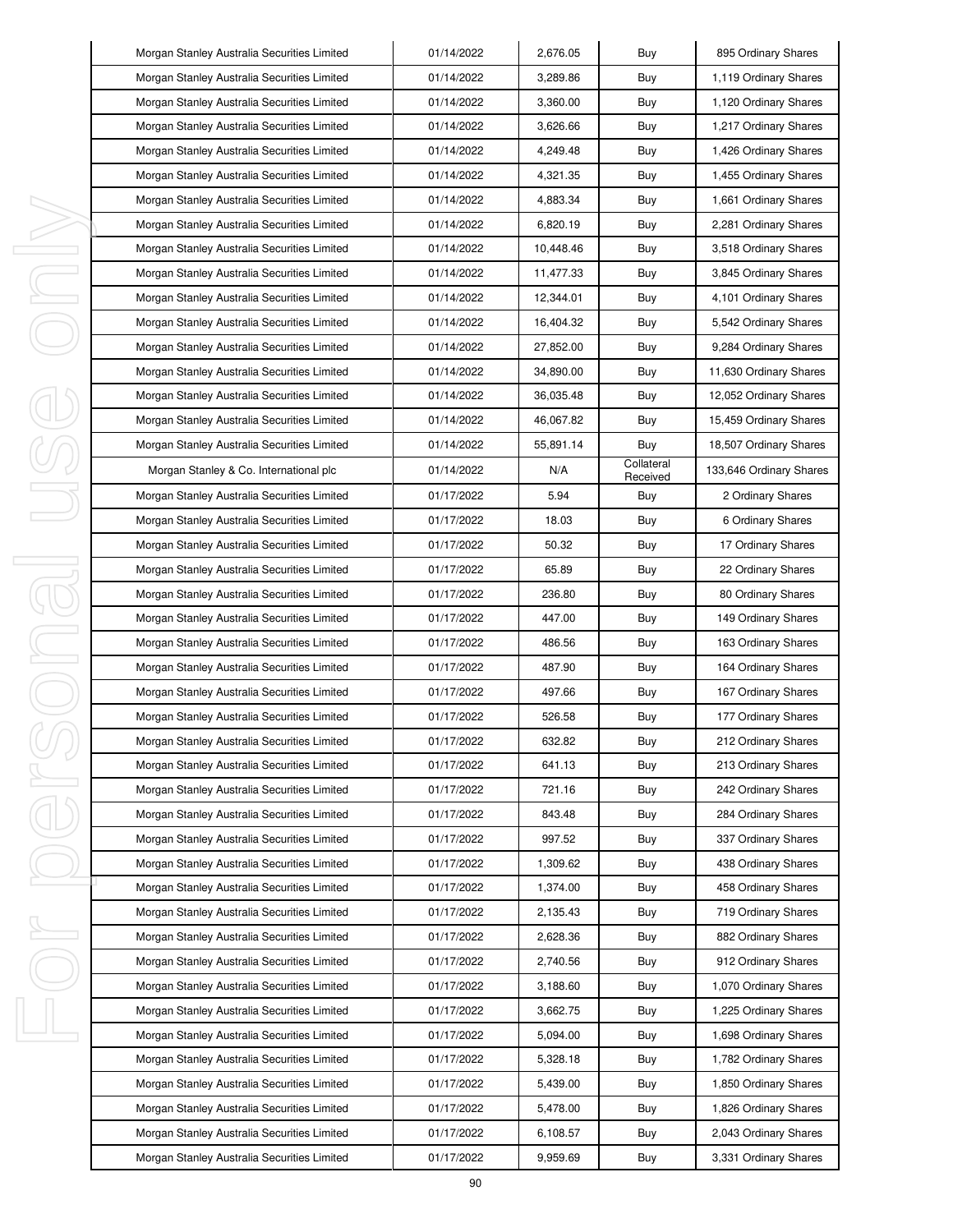| | | | | |
|---|---|---|---|---|
| Morgan Stanley Australia Securities Limited | 01/14/2022 | 2,676.05 | Buy | 895 Ordinary Shares |
| Morgan Stanley Australia Securities Limited | 01/14/2022 | 3,289.86 | Buy | 1,119 Ordinary Shares |
| Morgan Stanley Australia Securities Limited | 01/14/2022 | 3,360.00 | Buy | 1,120 Ordinary Shares |
| Morgan Stanley Australia Securities Limited | 01/14/2022 | 3,626.66 | Buy | 1,217 Ordinary Shares |
| Morgan Stanley Australia Securities Limited | 01/14/2022 | 4,249.48 | Buy | 1,426 Ordinary Shares |
| Morgan Stanley Australia Securities Limited | 01/14/2022 | 4,321.35 | Buy | 1,455 Ordinary Shares |
| Morgan Stanley Australia Securities Limited | 01/14/2022 | 4,883.34 | Buy | 1,661 Ordinary Shares |
| Morgan Stanley Australia Securities Limited | 01/14/2022 | 6,820.19 | Buy | 2,281 Ordinary Shares |
| Morgan Stanley Australia Securities Limited | 01/14/2022 | 10,448.46 | Buy | 3,518 Ordinary Shares |
| Morgan Stanley Australia Securities Limited | 01/14/2022 | 11,477.33 | Buy | 3,845 Ordinary Shares |
| Morgan Stanley Australia Securities Limited | 01/14/2022 | 12,344.01 | Buy | 4,101 Ordinary Shares |
| Morgan Stanley Australia Securities Limited | 01/14/2022 | 16,404.32 | Buy | 5,542 Ordinary Shares |
| Morgan Stanley Australia Securities Limited | 01/14/2022 | 27,852.00 | Buy | 9,284 Ordinary Shares |
| Morgan Stanley Australia Securities Limited | 01/14/2022 | 34,890.00 | Buy | 11,630 Ordinary Shares |
| Morgan Stanley Australia Securities Limited | 01/14/2022 | 36,035.48 | Buy | 12,052 Ordinary Shares |
| Morgan Stanley Australia Securities Limited | 01/14/2022 | 46,067.82 | Buy | 15,459 Ordinary Shares |
| Morgan Stanley Australia Securities Limited | 01/14/2022 | 55,891.14 | Buy | 18,507 Ordinary Shares |
| Morgan Stanley & Co. International plc | 01/14/2022 | N/A | Collateral Received | 133,646 Ordinary Shares |
| Morgan Stanley Australia Securities Limited | 01/17/2022 | 5.94 | Buy | 2 Ordinary Shares |
| Morgan Stanley Australia Securities Limited | 01/17/2022 | 18.03 | Buy | 6 Ordinary Shares |
| Morgan Stanley Australia Securities Limited | 01/17/2022 | 50.32 | Buy | 17 Ordinary Shares |
| Morgan Stanley Australia Securities Limited | 01/17/2022 | 65.89 | Buy | 22 Ordinary Shares |
| Morgan Stanley Australia Securities Limited | 01/17/2022 | 236.80 | Buy | 80 Ordinary Shares |
| Morgan Stanley Australia Securities Limited | 01/17/2022 | 447.00 | Buy | 149 Ordinary Shares |
| Morgan Stanley Australia Securities Limited | 01/17/2022 | 486.56 | Buy | 163 Ordinary Shares |
| Morgan Stanley Australia Securities Limited | 01/17/2022 | 487.90 | Buy | 164 Ordinary Shares |
| Morgan Stanley Australia Securities Limited | 01/17/2022 | 497.66 | Buy | 167 Ordinary Shares |
| Morgan Stanley Australia Securities Limited | 01/17/2022 | 526.58 | Buy | 177 Ordinary Shares |
| Morgan Stanley Australia Securities Limited | 01/17/2022 | 632.82 | Buy | 212 Ordinary Shares |
| Morgan Stanley Australia Securities Limited | 01/17/2022 | 641.13 | Buy | 213 Ordinary Shares |
| Morgan Stanley Australia Securities Limited | 01/17/2022 | 721.16 | Buy | 242 Ordinary Shares |
| Morgan Stanley Australia Securities Limited | 01/17/2022 | 843.48 | Buy | 284 Ordinary Shares |
| Morgan Stanley Australia Securities Limited | 01/17/2022 | 997.52 | Buy | 337 Ordinary Shares |
| Morgan Stanley Australia Securities Limited | 01/17/2022 | 1,309.62 | Buy | 438 Ordinary Shares |
| Morgan Stanley Australia Securities Limited | 01/17/2022 | 1,374.00 | Buy | 458 Ordinary Shares |
| Morgan Stanley Australia Securities Limited | 01/17/2022 | 2,135.43 | Buy | 719 Ordinary Shares |
| Morgan Stanley Australia Securities Limited | 01/17/2022 | 2,628.36 | Buy | 882 Ordinary Shares |
| Morgan Stanley Australia Securities Limited | 01/17/2022 | 2,740.56 | Buy | 912 Ordinary Shares |
| Morgan Stanley Australia Securities Limited | 01/17/2022 | 3,188.60 | Buy | 1,070 Ordinary Shares |
| Morgan Stanley Australia Securities Limited | 01/17/2022 | 3,662.75 | Buy | 1,225 Ordinary Shares |
| Morgan Stanley Australia Securities Limited | 01/17/2022 | 5,094.00 | Buy | 1,698 Ordinary Shares |
| Morgan Stanley Australia Securities Limited | 01/17/2022 | 5,328.18 | Buy | 1,782 Ordinary Shares |
| Morgan Stanley Australia Securities Limited | 01/17/2022 | 5,439.00 | Buy | 1,850 Ordinary Shares |
| Morgan Stanley Australia Securities Limited | 01/17/2022 | 5,478.00 | Buy | 1,826 Ordinary Shares |
| Morgan Stanley Australia Securities Limited | 01/17/2022 | 6,108.57 | Buy | 2,043 Ordinary Shares |
| Morgan Stanley Australia Securities Limited | 01/17/2022 | 9,959.69 | Buy | 3,331 Ordinary Shares |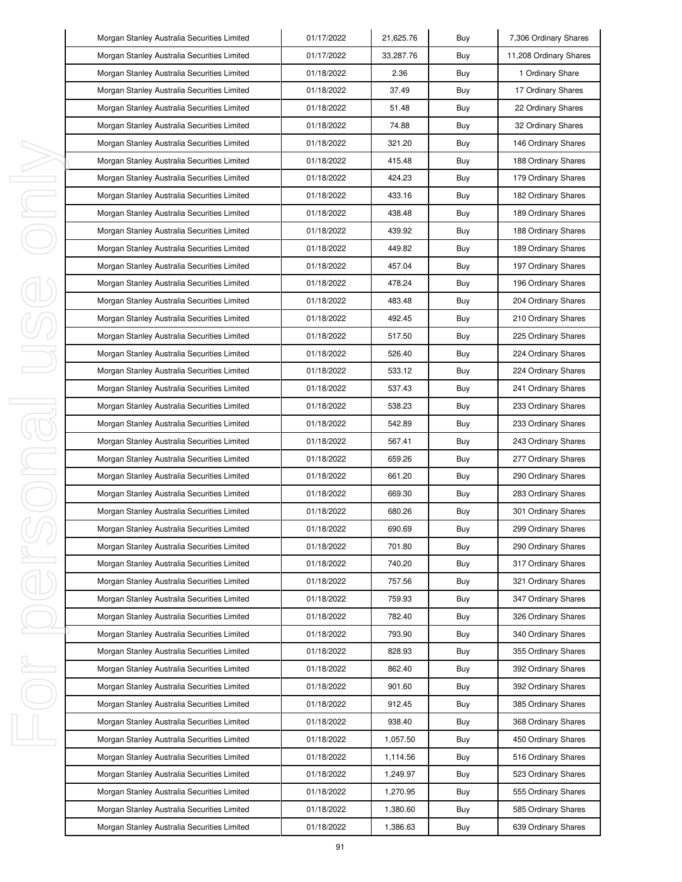| Morgan Stanley Australia Securities Limited | 01/17/2022 | 21,625.76 | Buy | 7,306 Ordinary Shares |
|---|---|---|---|---|
| Morgan Stanley Australia Securities Limited | 01/17/2022 | 33,287.76 | Buy | 11,208 Ordinary Shares |
| Morgan Stanley Australia Securities Limited | 01/18/2022 | 2.36 | Buy | 1 Ordinary Share |
| Morgan Stanley Australia Securities Limited | 01/18/2022 | 37.49 | Buy | 17 Ordinary Shares |
| Morgan Stanley Australia Securities Limited | 01/18/2022 | 51.48 | Buy | 22 Ordinary Shares |
| Morgan Stanley Australia Securities Limited | 01/18/2022 | 74.88 | Buy | 32 Ordinary Shares |
| Morgan Stanley Australia Securities Limited | 01/18/2022 | 321.20 | Buy | 146 Ordinary Shares |
| Morgan Stanley Australia Securities Limited | 01/18/2022 | 415.48 | Buy | 188 Ordinary Shares |
| Morgan Stanley Australia Securities Limited | 01/18/2022 | 424.23 | Buy | 179 Ordinary Shares |
| Morgan Stanley Australia Securities Limited | 01/18/2022 | 433.16 | Buy | 182 Ordinary Shares |
| Morgan Stanley Australia Securities Limited | 01/18/2022 | 438.48 | Buy | 189 Ordinary Shares |
| Morgan Stanley Australia Securities Limited | 01/18/2022 | 439.92 | Buy | 188 Ordinary Shares |
| Morgan Stanley Australia Securities Limited | 01/18/2022 | 449.82 | Buy | 189 Ordinary Shares |
| Morgan Stanley Australia Securities Limited | 01/18/2022 | 457.04 | Buy | 197 Ordinary Shares |
| Morgan Stanley Australia Securities Limited | 01/18/2022 | 478.24 | Buy | 196 Ordinary Shares |
| Morgan Stanley Australia Securities Limited | 01/18/2022 | 483.48 | Buy | 204 Ordinary Shares |
| Morgan Stanley Australia Securities Limited | 01/18/2022 | 492.45 | Buy | 210 Ordinary Shares |
| Morgan Stanley Australia Securities Limited | 01/18/2022 | 517.50 | Buy | 225 Ordinary Shares |
| Morgan Stanley Australia Securities Limited | 01/18/2022 | 526.40 | Buy | 224 Ordinary Shares |
| Morgan Stanley Australia Securities Limited | 01/18/2022 | 533.12 | Buy | 224 Ordinary Shares |
| Morgan Stanley Australia Securities Limited | 01/18/2022 | 537.43 | Buy | 241 Ordinary Shares |
| Morgan Stanley Australia Securities Limited | 01/18/2022 | 538.23 | Buy | 233 Ordinary Shares |
| Morgan Stanley Australia Securities Limited | 01/18/2022 | 542.89 | Buy | 233 Ordinary Shares |
| Morgan Stanley Australia Securities Limited | 01/18/2022 | 567.41 | Buy | 243 Ordinary Shares |
| Morgan Stanley Australia Securities Limited | 01/18/2022 | 659.26 | Buy | 277 Ordinary Shares |
| Morgan Stanley Australia Securities Limited | 01/18/2022 | 661.20 | Buy | 290 Ordinary Shares |
| Morgan Stanley Australia Securities Limited | 01/18/2022 | 669.30 | Buy | 283 Ordinary Shares |
| Morgan Stanley Australia Securities Limited | 01/18/2022 | 680.26 | Buy | 301 Ordinary Shares |
| Morgan Stanley Australia Securities Limited | 01/18/2022 | 690.69 | Buy | 299 Ordinary Shares |
| Morgan Stanley Australia Securities Limited | 01/18/2022 | 701.80 | Buy | 290 Ordinary Shares |
| Morgan Stanley Australia Securities Limited | 01/18/2022 | 740.20 | Buy | 317 Ordinary Shares |
| Morgan Stanley Australia Securities Limited | 01/18/2022 | 757.56 | Buy | 321 Ordinary Shares |
| Morgan Stanley Australia Securities Limited | 01/18/2022 | 759.93 | Buy | 347 Ordinary Shares |
| Morgan Stanley Australia Securities Limited | 01/18/2022 | 782.40 | Buy | 326 Ordinary Shares |
| Morgan Stanley Australia Securities Limited | 01/18/2022 | 793.90 | Buy | 340 Ordinary Shares |
| Morgan Stanley Australia Securities Limited | 01/18/2022 | 828.93 | Buy | 355 Ordinary Shares |
| Morgan Stanley Australia Securities Limited | 01/18/2022 | 862.40 | Buy | 392 Ordinary Shares |
| Morgan Stanley Australia Securities Limited | 01/18/2022 | 901.60 | Buy | 392 Ordinary Shares |
| Morgan Stanley Australia Securities Limited | 01/18/2022 | 912.45 | Buy | 385 Ordinary Shares |
| Morgan Stanley Australia Securities Limited | 01/18/2022 | 938.40 | Buy | 368 Ordinary Shares |
| Morgan Stanley Australia Securities Limited | 01/18/2022 | 1,057.50 | Buy | 450 Ordinary Shares |
| Morgan Stanley Australia Securities Limited | 01/18/2022 | 1,114.56 | Buy | 516 Ordinary Shares |
| Morgan Stanley Australia Securities Limited | 01/18/2022 | 1,249.97 | Buy | 523 Ordinary Shares |
| Morgan Stanley Australia Securities Limited | 01/18/2022 | 1,270.95 | Buy | 555 Ordinary Shares |
| Morgan Stanley Australia Securities Limited | 01/18/2022 | 1,380.60 | Buy | 585 Ordinary Shares |
| Morgan Stanley Australia Securities Limited | 01/18/2022 | 1,386.63 | Buy | 639 Ordinary Shares |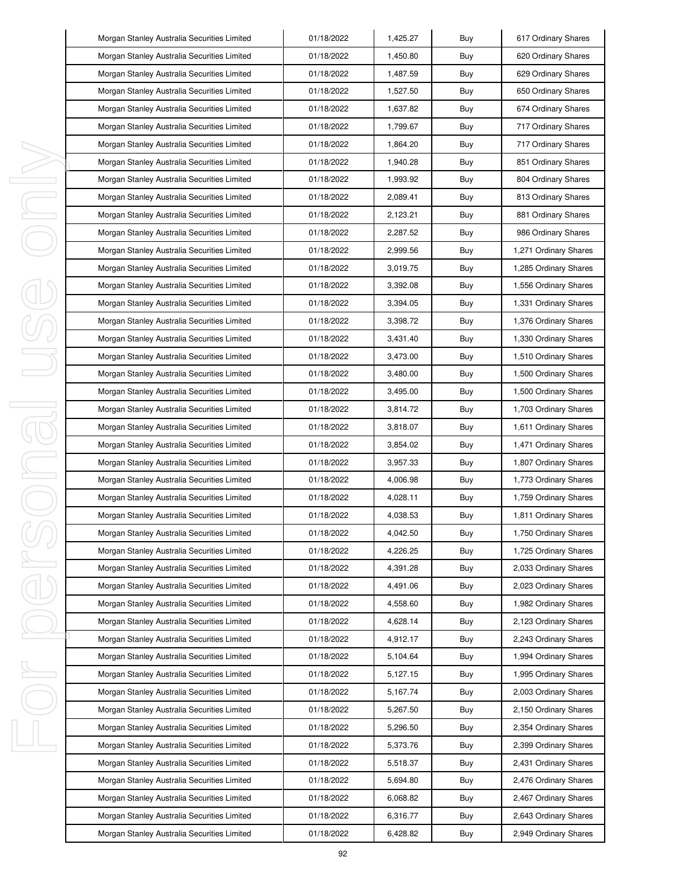| Morgan Stanley Australia Securities Limited | 01/18/2022 | 1,425.27 | Buy | 617 Ordinary Shares |
|---|---|---|---|---|
| Morgan Stanley Australia Securities Limited | 01/18/2022 | 1,450.80 | Buy | 620 Ordinary Shares |
| Morgan Stanley Australia Securities Limited | 01/18/2022 | 1,487.59 | Buy | 629 Ordinary Shares |
| Morgan Stanley Australia Securities Limited | 01/18/2022 | 1,527.50 | Buy | 650 Ordinary Shares |
| Morgan Stanley Australia Securities Limited | 01/18/2022 | 1,637.82 | Buy | 674 Ordinary Shares |
| Morgan Stanley Australia Securities Limited | 01/18/2022 | 1,799.67 | Buy | 717 Ordinary Shares |
| Morgan Stanley Australia Securities Limited | 01/18/2022 | 1,864.20 | Buy | 717 Ordinary Shares |
| Morgan Stanley Australia Securities Limited | 01/18/2022 | 1,940.28 | Buy | 851 Ordinary Shares |
| Morgan Stanley Australia Securities Limited | 01/18/2022 | 1,993.92 | Buy | 804 Ordinary Shares |
| Morgan Stanley Australia Securities Limited | 01/18/2022 | 2,089.41 | Buy | 813 Ordinary Shares |
| Morgan Stanley Australia Securities Limited | 01/18/2022 | 2,123.21 | Buy | 881 Ordinary Shares |
| Morgan Stanley Australia Securities Limited | 01/18/2022 | 2,287.52 | Buy | 986 Ordinary Shares |
| Morgan Stanley Australia Securities Limited | 01/18/2022 | 2,999.56 | Buy | 1,271 Ordinary Shares |
| Morgan Stanley Australia Securities Limited | 01/18/2022 | 3,019.75 | Buy | 1,285 Ordinary Shares |
| Morgan Stanley Australia Securities Limited | 01/18/2022 | 3,392.08 | Buy | 1,556 Ordinary Shares |
| Morgan Stanley Australia Securities Limited | 01/18/2022 | 3,394.05 | Buy | 1,331 Ordinary Shares |
| Morgan Stanley Australia Securities Limited | 01/18/2022 | 3,398.72 | Buy | 1,376 Ordinary Shares |
| Morgan Stanley Australia Securities Limited | 01/18/2022 | 3,431.40 | Buy | 1,330 Ordinary Shares |
| Morgan Stanley Australia Securities Limited | 01/18/2022 | 3,473.00 | Buy | 1,510 Ordinary Shares |
| Morgan Stanley Australia Securities Limited | 01/18/2022 | 3,480.00 | Buy | 1,500 Ordinary Shares |
| Morgan Stanley Australia Securities Limited | 01/18/2022 | 3,495.00 | Buy | 1,500 Ordinary Shares |
| Morgan Stanley Australia Securities Limited | 01/18/2022 | 3,814.72 | Buy | 1,703 Ordinary Shares |
| Morgan Stanley Australia Securities Limited | 01/18/2022 | 3,818.07 | Buy | 1,611 Ordinary Shares |
| Morgan Stanley Australia Securities Limited | 01/18/2022 | 3,854.02 | Buy | 1,471 Ordinary Shares |
| Morgan Stanley Australia Securities Limited | 01/18/2022 | 3,957.33 | Buy | 1,807 Ordinary Shares |
| Morgan Stanley Australia Securities Limited | 01/18/2022 | 4,006.98 | Buy | 1,773 Ordinary Shares |
| Morgan Stanley Australia Securities Limited | 01/18/2022 | 4,028.11 | Buy | 1,759 Ordinary Shares |
| Morgan Stanley Australia Securities Limited | 01/18/2022 | 4,038.53 | Buy | 1,811 Ordinary Shares |
| Morgan Stanley Australia Securities Limited | 01/18/2022 | 4,042.50 | Buy | 1,750 Ordinary Shares |
| Morgan Stanley Australia Securities Limited | 01/18/2022 | 4,226.25 | Buy | 1,725 Ordinary Shares |
| Morgan Stanley Australia Securities Limited | 01/18/2022 | 4,391.28 | Buy | 2,033 Ordinary Shares |
| Morgan Stanley Australia Securities Limited | 01/18/2022 | 4,491.06 | Buy | 2,023 Ordinary Shares |
| Morgan Stanley Australia Securities Limited | 01/18/2022 | 4,558.60 | Buy | 1,982 Ordinary Shares |
| Morgan Stanley Australia Securities Limited | 01/18/2022 | 4,628.14 | Buy | 2,123 Ordinary Shares |
| Morgan Stanley Australia Securities Limited | 01/18/2022 | 4,912.17 | Buy | 2,243 Ordinary Shares |
| Morgan Stanley Australia Securities Limited | 01/18/2022 | 5,104.64 | Buy | 1,994 Ordinary Shares |
| Morgan Stanley Australia Securities Limited | 01/18/2022 | 5,127.15 | Buy | 1,995 Ordinary Shares |
| Morgan Stanley Australia Securities Limited | 01/18/2022 | 5,167.74 | Buy | 2,003 Ordinary Shares |
| Morgan Stanley Australia Securities Limited | 01/18/2022 | 5,267.50 | Buy | 2,150 Ordinary Shares |
| Morgan Stanley Australia Securities Limited | 01/18/2022 | 5,296.50 | Buy | 2,354 Ordinary Shares |
| Morgan Stanley Australia Securities Limited | 01/18/2022 | 5,373.76 | Buy | 2,399 Ordinary Shares |
| Morgan Stanley Australia Securities Limited | 01/18/2022 | 5,518.37 | Buy | 2,431 Ordinary Shares |
| Morgan Stanley Australia Securities Limited | 01/18/2022 | 5,694.80 | Buy | 2,476 Ordinary Shares |
| Morgan Stanley Australia Securities Limited | 01/18/2022 | 6,068.82 | Buy | 2,467 Ordinary Shares |
| Morgan Stanley Australia Securities Limited | 01/18/2022 | 6,316.77 | Buy | 2,643 Ordinary Shares |
| Morgan Stanley Australia Securities Limited | 01/18/2022 | 6,428.82 | Buy | 2,949 Ordinary Shares |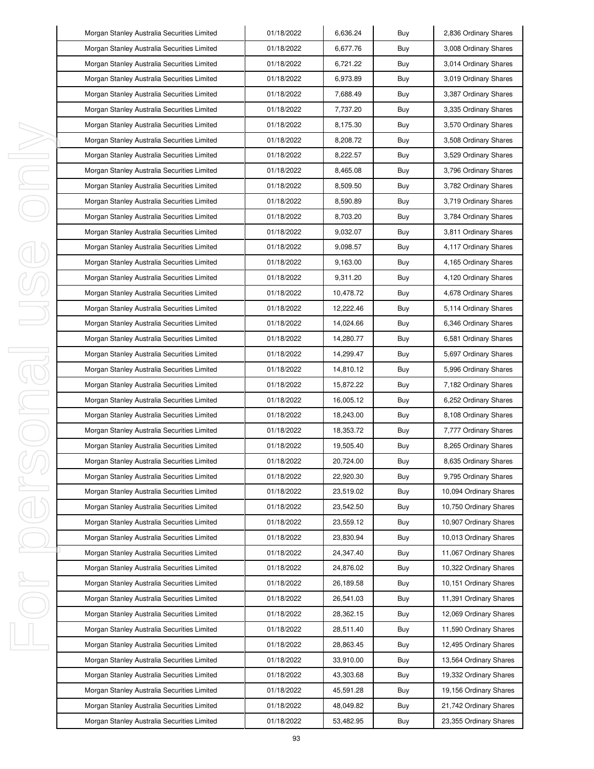| Morgan Stanley Australia Securities Limited | 01/18/2022 | 6,636.24 | Buy | 2,836 Ordinary Shares |
|---|---|---|---|---|
| Morgan Stanley Australia Securities Limited | 01/18/2022 | 6,677.76 | Buy | 3,008 Ordinary Shares |
| Morgan Stanley Australia Securities Limited | 01/18/2022 | 6,721.22 | Buy | 3,014 Ordinary Shares |
| Morgan Stanley Australia Securities Limited | 01/18/2022 | 6,973.89 | Buy | 3,019 Ordinary Shares |
| Morgan Stanley Australia Securities Limited | 01/18/2022 | 7,688.49 | Buy | 3,387 Ordinary Shares |
| Morgan Stanley Australia Securities Limited | 01/18/2022 | 7,737.20 | Buy | 3,335 Ordinary Shares |
| Morgan Stanley Australia Securities Limited | 01/18/2022 | 8,175.30 | Buy | 3,570 Ordinary Shares |
| Morgan Stanley Australia Securities Limited | 01/18/2022 | 8,208.72 | Buy | 3,508 Ordinary Shares |
| Morgan Stanley Australia Securities Limited | 01/18/2022 | 8,222.57 | Buy | 3,529 Ordinary Shares |
| Morgan Stanley Australia Securities Limited | 01/18/2022 | 8,465.08 | Buy | 3,796 Ordinary Shares |
| Morgan Stanley Australia Securities Limited | 01/18/2022 | 8,509.50 | Buy | 3,782 Ordinary Shares |
| Morgan Stanley Australia Securities Limited | 01/18/2022 | 8,590.89 | Buy | 3,719 Ordinary Shares |
| Morgan Stanley Australia Securities Limited | 01/18/2022 | 8,703.20 | Buy | 3,784 Ordinary Shares |
| Morgan Stanley Australia Securities Limited | 01/18/2022 | 9,032.07 | Buy | 3,811 Ordinary Shares |
| Morgan Stanley Australia Securities Limited | 01/18/2022 | 9,098.57 | Buy | 4,117 Ordinary Shares |
| Morgan Stanley Australia Securities Limited | 01/18/2022 | 9,163.00 | Buy | 4,165 Ordinary Shares |
| Morgan Stanley Australia Securities Limited | 01/18/2022 | 9,311.20 | Buy | 4,120 Ordinary Shares |
| Morgan Stanley Australia Securities Limited | 01/18/2022 | 10,478.72 | Buy | 4,678 Ordinary Shares |
| Morgan Stanley Australia Securities Limited | 01/18/2022 | 12,222.46 | Buy | 5,114 Ordinary Shares |
| Morgan Stanley Australia Securities Limited | 01/18/2022 | 14,024.66 | Buy | 6,346 Ordinary Shares |
| Morgan Stanley Australia Securities Limited | 01/18/2022 | 14,280.77 | Buy | 6,581 Ordinary Shares |
| Morgan Stanley Australia Securities Limited | 01/18/2022 | 14,299.47 | Buy | 5,697 Ordinary Shares |
| Morgan Stanley Australia Securities Limited | 01/18/2022 | 14,810.12 | Buy | 5,996 Ordinary Shares |
| Morgan Stanley Australia Securities Limited | 01/18/2022 | 15,872.22 | Buy | 7,182 Ordinary Shares |
| Morgan Stanley Australia Securities Limited | 01/18/2022 | 16,005.12 | Buy | 6,252 Ordinary Shares |
| Morgan Stanley Australia Securities Limited | 01/18/2022 | 18,243.00 | Buy | 8,108 Ordinary Shares |
| Morgan Stanley Australia Securities Limited | 01/18/2022 | 18,353.72 | Buy | 7,777 Ordinary Shares |
| Morgan Stanley Australia Securities Limited | 01/18/2022 | 19,505.40 | Buy | 8,265 Ordinary Shares |
| Morgan Stanley Australia Securities Limited | 01/18/2022 | 20,724.00 | Buy | 8,635 Ordinary Shares |
| Morgan Stanley Australia Securities Limited | 01/18/2022 | 22,920.30 | Buy | 9,795 Ordinary Shares |
| Morgan Stanley Australia Securities Limited | 01/18/2022 | 23,519.02 | Buy | 10,094 Ordinary Shares |
| Morgan Stanley Australia Securities Limited | 01/18/2022 | 23,542.50 | Buy | 10,750 Ordinary Shares |
| Morgan Stanley Australia Securities Limited | 01/18/2022 | 23,559.12 | Buy | 10,907 Ordinary Shares |
| Morgan Stanley Australia Securities Limited | 01/18/2022 | 23,830.94 | Buy | 10,013 Ordinary Shares |
| Morgan Stanley Australia Securities Limited | 01/18/2022 | 24,347.40 | Buy | 11,067 Ordinary Shares |
| Morgan Stanley Australia Securities Limited | 01/18/2022 | 24,876.02 | Buy | 10,322 Ordinary Shares |
| Morgan Stanley Australia Securities Limited | 01/18/2022 | 26,189.58 | Buy | 10,151 Ordinary Shares |
| Morgan Stanley Australia Securities Limited | 01/18/2022 | 26,541.03 | Buy | 11,391 Ordinary Shares |
| Morgan Stanley Australia Securities Limited | 01/18/2022 | 28,362.15 | Buy | 12,069 Ordinary Shares |
| Morgan Stanley Australia Securities Limited | 01/18/2022 | 28,511.40 | Buy | 11,590 Ordinary Shares |
| Morgan Stanley Australia Securities Limited | 01/18/2022 | 28,863.45 | Buy | 12,495 Ordinary Shares |
| Morgan Stanley Australia Securities Limited | 01/18/2022 | 33,910.00 | Buy | 13,564 Ordinary Shares |
| Morgan Stanley Australia Securities Limited | 01/18/2022 | 43,303.68 | Buy | 19,332 Ordinary Shares |
| Morgan Stanley Australia Securities Limited | 01/18/2022 | 45,591.28 | Buy | 19,156 Ordinary Shares |
| Morgan Stanley Australia Securities Limited | 01/18/2022 | 48,049.82 | Buy | 21,742 Ordinary Shares |
| Morgan Stanley Australia Securities Limited | 01/18/2022 | 53,482.95 | Buy | 23,355 Ordinary Shares |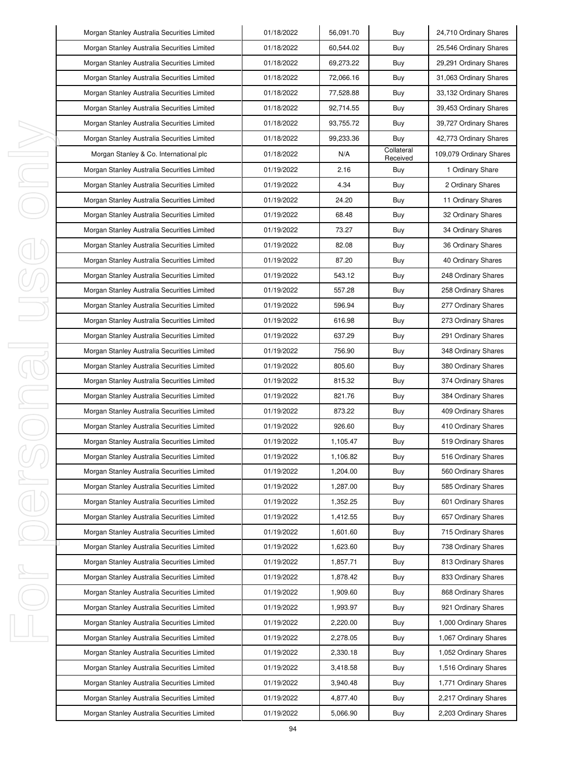| Morgan Stanley Australia Securities Limited | 01/18/2022 | 56,091.70 | Buy | 24,710 Ordinary Shares |
|---|---|---|---|---|
| Morgan Stanley Australia Securities Limited | 01/18/2022 | 60,544.02 | Buy | 25,546 Ordinary Shares |
| Morgan Stanley Australia Securities Limited | 01/18/2022 | 69,273.22 | Buy | 29,291 Ordinary Shares |
| Morgan Stanley Australia Securities Limited | 01/18/2022 | 72,066.16 | Buy | 31,063 Ordinary Shares |
| Morgan Stanley Australia Securities Limited | 01/18/2022 | 77,528.88 | Buy | 33,132 Ordinary Shares |
| Morgan Stanley Australia Securities Limited | 01/18/2022 | 92,714.55 | Buy | 39,453 Ordinary Shares |
| Morgan Stanley Australia Securities Limited | 01/18/2022 | 93,755.72 | Buy | 39,727 Ordinary Shares |
| Morgan Stanley Australia Securities Limited | 01/18/2022 | 99,233.36 | Buy | 42,773 Ordinary Shares |
| Morgan Stanley & Co. International plc | 01/18/2022 | N/A | Collateral Received | 109,079 Ordinary Shares |
| Morgan Stanley Australia Securities Limited | 01/19/2022 | 2.16 | Buy | 1 Ordinary Share |
| Morgan Stanley Australia Securities Limited | 01/19/2022 | 4.34 | Buy | 2 Ordinary Shares |
| Morgan Stanley Australia Securities Limited | 01/19/2022 | 24.20 | Buy | 11 Ordinary Shares |
| Morgan Stanley Australia Securities Limited | 01/19/2022 | 68.48 | Buy | 32 Ordinary Shares |
| Morgan Stanley Australia Securities Limited | 01/19/2022 | 73.27 | Buy | 34 Ordinary Shares |
| Morgan Stanley Australia Securities Limited | 01/19/2022 | 82.08 | Buy | 36 Ordinary Shares |
| Morgan Stanley Australia Securities Limited | 01/19/2022 | 87.20 | Buy | 40 Ordinary Shares |
| Morgan Stanley Australia Securities Limited | 01/19/2022 | 543.12 | Buy | 248 Ordinary Shares |
| Morgan Stanley Australia Securities Limited | 01/19/2022 | 557.28 | Buy | 258 Ordinary Shares |
| Morgan Stanley Australia Securities Limited | 01/19/2022 | 596.94 | Buy | 277 Ordinary Shares |
| Morgan Stanley Australia Securities Limited | 01/19/2022 | 616.98 | Buy | 273 Ordinary Shares |
| Morgan Stanley Australia Securities Limited | 01/19/2022 | 637.29 | Buy | 291 Ordinary Shares |
| Morgan Stanley Australia Securities Limited | 01/19/2022 | 756.90 | Buy | 348 Ordinary Shares |
| Morgan Stanley Australia Securities Limited | 01/19/2022 | 805.60 | Buy | 380 Ordinary Shares |
| Morgan Stanley Australia Securities Limited | 01/19/2022 | 815.32 | Buy | 374 Ordinary Shares |
| Morgan Stanley Australia Securities Limited | 01/19/2022 | 821.76 | Buy | 384 Ordinary Shares |
| Morgan Stanley Australia Securities Limited | 01/19/2022 | 873.22 | Buy | 409 Ordinary Shares |
| Morgan Stanley Australia Securities Limited | 01/19/2022 | 926.60 | Buy | 410 Ordinary Shares |
| Morgan Stanley Australia Securities Limited | 01/19/2022 | 1,105.47 | Buy | 519 Ordinary Shares |
| Morgan Stanley Australia Securities Limited | 01/19/2022 | 1,106.82 | Buy | 516 Ordinary Shares |
| Morgan Stanley Australia Securities Limited | 01/19/2022 | 1,204.00 | Buy | 560 Ordinary Shares |
| Morgan Stanley Australia Securities Limited | 01/19/2022 | 1,287.00 | Buy | 585 Ordinary Shares |
| Morgan Stanley Australia Securities Limited | 01/19/2022 | 1,352.25 | Buy | 601 Ordinary Shares |
| Morgan Stanley Australia Securities Limited | 01/19/2022 | 1,412.55 | Buy | 657 Ordinary Shares |
| Morgan Stanley Australia Securities Limited | 01/19/2022 | 1,601.60 | Buy | 715 Ordinary Shares |
| Morgan Stanley Australia Securities Limited | 01/19/2022 | 1,623.60 | Buy | 738 Ordinary Shares |
| Morgan Stanley Australia Securities Limited | 01/19/2022 | 1,857.71 | Buy | 813 Ordinary Shares |
| Morgan Stanley Australia Securities Limited | 01/19/2022 | 1,878.42 | Buy | 833 Ordinary Shares |
| Morgan Stanley Australia Securities Limited | 01/19/2022 | 1,909.60 | Buy | 868 Ordinary Shares |
| Morgan Stanley Australia Securities Limited | 01/19/2022 | 1,993.97 | Buy | 921 Ordinary Shares |
| Morgan Stanley Australia Securities Limited | 01/19/2022 | 2,220.00 | Buy | 1,000 Ordinary Shares |
| Morgan Stanley Australia Securities Limited | 01/19/2022 | 2,278.05 | Buy | 1,067 Ordinary Shares |
| Morgan Stanley Australia Securities Limited | 01/19/2022 | 2,330.18 | Buy | 1,052 Ordinary Shares |
| Morgan Stanley Australia Securities Limited | 01/19/2022 | 3,418.58 | Buy | 1,516 Ordinary Shares |
| Morgan Stanley Australia Securities Limited | 01/19/2022 | 3,940.48 | Buy | 1,771 Ordinary Shares |
| Morgan Stanley Australia Securities Limited | 01/19/2022 | 4,877.40 | Buy | 2,217 Ordinary Shares |
| Morgan Stanley Australia Securities Limited | 01/19/2022 | 5,066.90 | Buy | 2,203 Ordinary Shares |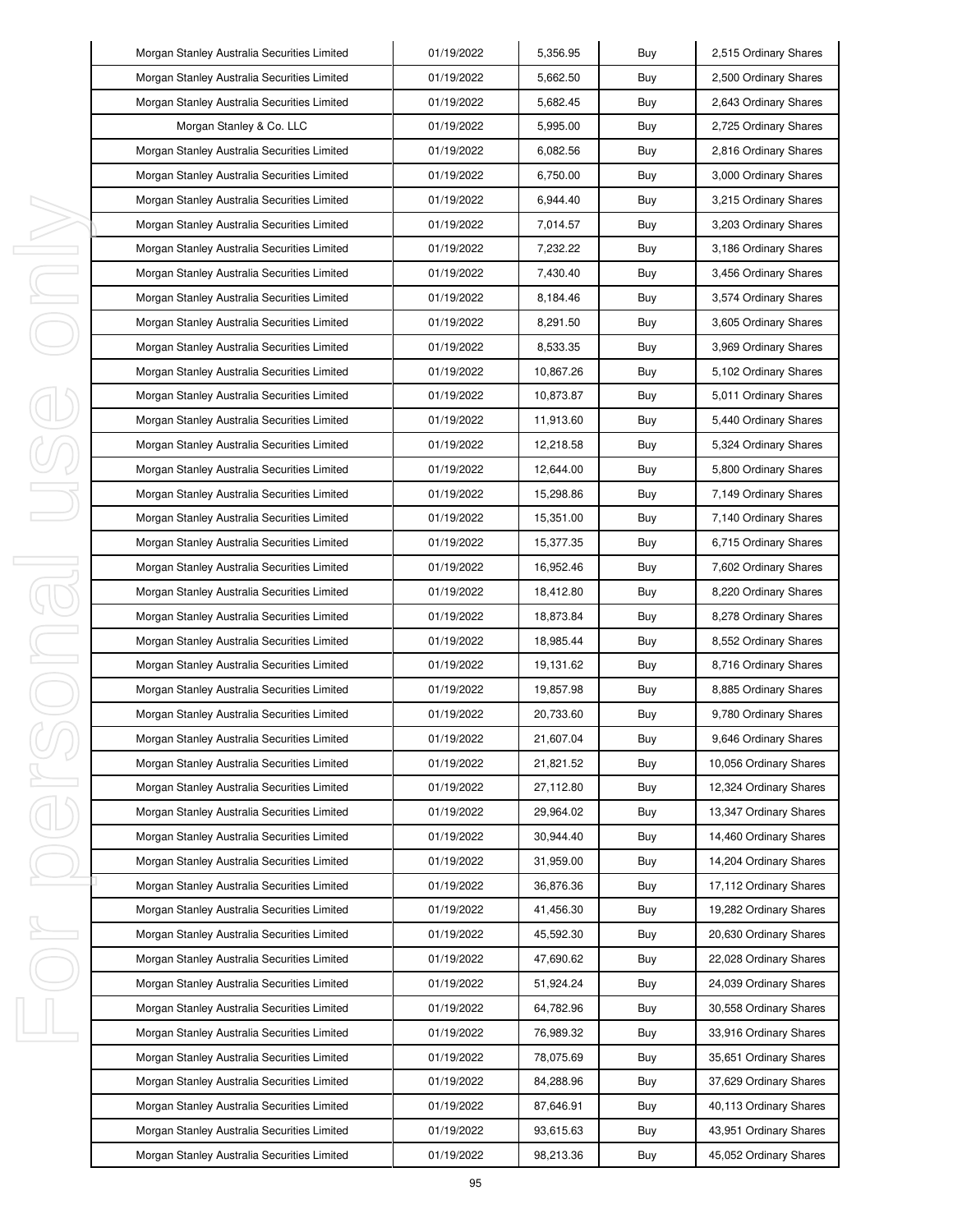| Morgan Stanley Australia Securities Limited | 01/19/2022 | 5,356.95 | Buy | 2,515 Ordinary Shares |
|---|---|---|---|---|
| Morgan Stanley Australia Securities Limited | 01/19/2022 | 5,662.50 | Buy | 2,500 Ordinary Shares |
| Morgan Stanley Australia Securities Limited | 01/19/2022 | 5,682.45 | Buy | 2,643 Ordinary Shares |
| Morgan Stanley & Co. LLC | 01/19/2022 | 5,995.00 | Buy | 2,725 Ordinary Shares |
| Morgan Stanley Australia Securities Limited | 01/19/2022 | 6,082.56 | Buy | 2,816 Ordinary Shares |
| Morgan Stanley Australia Securities Limited | 01/19/2022 | 6,750.00 | Buy | 3,000 Ordinary Shares |
| Morgan Stanley Australia Securities Limited | 01/19/2022 | 6,944.40 | Buy | 3,215 Ordinary Shares |
| Morgan Stanley Australia Securities Limited | 01/19/2022 | 7,014.57 | Buy | 3,203 Ordinary Shares |
| Morgan Stanley Australia Securities Limited | 01/19/2022 | 7,232.22 | Buy | 3,186 Ordinary Shares |
| Morgan Stanley Australia Securities Limited | 01/19/2022 | 7,430.40 | Buy | 3,456 Ordinary Shares |
| Morgan Stanley Australia Securities Limited | 01/19/2022 | 8,184.46 | Buy | 3,574 Ordinary Shares |
| Morgan Stanley Australia Securities Limited | 01/19/2022 | 8,291.50 | Buy | 3,605 Ordinary Shares |
| Morgan Stanley Australia Securities Limited | 01/19/2022 | 8,533.35 | Buy | 3,969 Ordinary Shares |
| Morgan Stanley Australia Securities Limited | 01/19/2022 | 10,867.26 | Buy | 5,102 Ordinary Shares |
| Morgan Stanley Australia Securities Limited | 01/19/2022 | 10,873.87 | Buy | 5,011 Ordinary Shares |
| Morgan Stanley Australia Securities Limited | 01/19/2022 | 11,913.60 | Buy | 5,440 Ordinary Shares |
| Morgan Stanley Australia Securities Limited | 01/19/2022 | 12,218.58 | Buy | 5,324 Ordinary Shares |
| Morgan Stanley Australia Securities Limited | 01/19/2022 | 12,644.00 | Buy | 5,800 Ordinary Shares |
| Morgan Stanley Australia Securities Limited | 01/19/2022 | 15,298.86 | Buy | 7,149 Ordinary Shares |
| Morgan Stanley Australia Securities Limited | 01/19/2022 | 15,351.00 | Buy | 7,140 Ordinary Shares |
| Morgan Stanley Australia Securities Limited | 01/19/2022 | 15,377.35 | Buy | 6,715 Ordinary Shares |
| Morgan Stanley Australia Securities Limited | 01/19/2022 | 16,952.46 | Buy | 7,602 Ordinary Shares |
| Morgan Stanley Australia Securities Limited | 01/19/2022 | 18,412.80 | Buy | 8,220 Ordinary Shares |
| Morgan Stanley Australia Securities Limited | 01/19/2022 | 18,873.84 | Buy | 8,278 Ordinary Shares |
| Morgan Stanley Australia Securities Limited | 01/19/2022 | 18,985.44 | Buy | 8,552 Ordinary Shares |
| Morgan Stanley Australia Securities Limited | 01/19/2022 | 19,131.62 | Buy | 8,716 Ordinary Shares |
| Morgan Stanley Australia Securities Limited | 01/19/2022 | 19,857.98 | Buy | 8,885 Ordinary Shares |
| Morgan Stanley Australia Securities Limited | 01/19/2022 | 20,733.60 | Buy | 9,780 Ordinary Shares |
| Morgan Stanley Australia Securities Limited | 01/19/2022 | 21,607.04 | Buy | 9,646 Ordinary Shares |
| Morgan Stanley Australia Securities Limited | 01/19/2022 | 21,821.52 | Buy | 10,056 Ordinary Shares |
| Morgan Stanley Australia Securities Limited | 01/19/2022 | 27,112.80 | Buy | 12,324 Ordinary Shares |
| Morgan Stanley Australia Securities Limited | 01/19/2022 | 29,964.02 | Buy | 13,347 Ordinary Shares |
| Morgan Stanley Australia Securities Limited | 01/19/2022 | 30,944.40 | Buy | 14,460 Ordinary Shares |
| Morgan Stanley Australia Securities Limited | 01/19/2022 | 31,959.00 | Buy | 14,204 Ordinary Shares |
| Morgan Stanley Australia Securities Limited | 01/19/2022 | 36,876.36 | Buy | 17,112 Ordinary Shares |
| Morgan Stanley Australia Securities Limited | 01/19/2022 | 41,456.30 | Buy | 19,282 Ordinary Shares |
| Morgan Stanley Australia Securities Limited | 01/19/2022 | 45,592.30 | Buy | 20,630 Ordinary Shares |
| Morgan Stanley Australia Securities Limited | 01/19/2022 | 47,690.62 | Buy | 22,028 Ordinary Shares |
| Morgan Stanley Australia Securities Limited | 01/19/2022 | 51,924.24 | Buy | 24,039 Ordinary Shares |
| Morgan Stanley Australia Securities Limited | 01/19/2022 | 64,782.96 | Buy | 30,558 Ordinary Shares |
| Morgan Stanley Australia Securities Limited | 01/19/2022 | 76,989.32 | Buy | 33,916 Ordinary Shares |
| Morgan Stanley Australia Securities Limited | 01/19/2022 | 78,075.69 | Buy | 35,651 Ordinary Shares |
| Morgan Stanley Australia Securities Limited | 01/19/2022 | 84,288.96 | Buy | 37,629 Ordinary Shares |
| Morgan Stanley Australia Securities Limited | 01/19/2022 | 87,646.91 | Buy | 40,113 Ordinary Shares |
| Morgan Stanley Australia Securities Limited | 01/19/2022 | 93,615.63 | Buy | 43,951 Ordinary Shares |
| Morgan Stanley Australia Securities Limited | 01/19/2022 | 98,213.36 | Buy | 45,052 Ordinary Shares |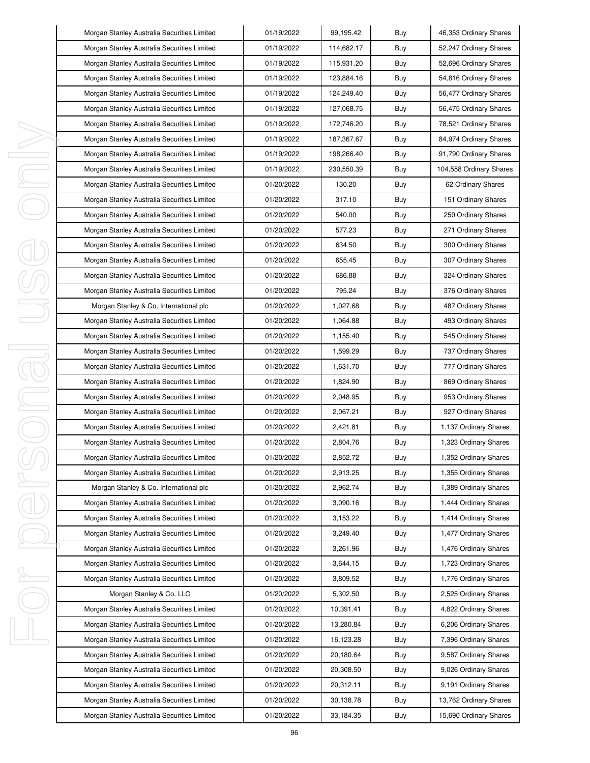| Morgan Stanley Australia Securities Limited | 01/19/2022 | 99,195.42 | Buy | 46,353 Ordinary Shares |
|---|---|---|---|---|
| Morgan Stanley Australia Securities Limited | 01/19/2022 | 114,682.17 | Buy | 52,247 Ordinary Shares |
| Morgan Stanley Australia Securities Limited | 01/19/2022 | 115,931.20 | Buy | 52,696 Ordinary Shares |
| Morgan Stanley Australia Securities Limited | 01/19/2022 | 123,884.16 | Buy | 54,816 Ordinary Shares |
| Morgan Stanley Australia Securities Limited | 01/19/2022 | 124,249.40 | Buy | 56,477 Ordinary Shares |
| Morgan Stanley Australia Securities Limited | 01/19/2022 | 127,068.75 | Buy | 56,475 Ordinary Shares |
| Morgan Stanley Australia Securities Limited | 01/19/2022 | 172,746.20 | Buy | 78,521 Ordinary Shares |
| Morgan Stanley Australia Securities Limited | 01/19/2022 | 187,367.67 | Buy | 84,974 Ordinary Shares |
| Morgan Stanley Australia Securities Limited | 01/19/2022 | 198,266.40 | Buy | 91,790 Ordinary Shares |
| Morgan Stanley Australia Securities Limited | 01/19/2022 | 230,550.39 | Buy | 104,558 Ordinary Shares |
| Morgan Stanley Australia Securities Limited | 01/20/2022 | 130.20 | Buy | 62 Ordinary Shares |
| Morgan Stanley Australia Securities Limited | 01/20/2022 | 317.10 | Buy | 151 Ordinary Shares |
| Morgan Stanley Australia Securities Limited | 01/20/2022 | 540.00 | Buy | 250 Ordinary Shares |
| Morgan Stanley Australia Securities Limited | 01/20/2022 | 577.23 | Buy | 271 Ordinary Shares |
| Morgan Stanley Australia Securities Limited | 01/20/2022 | 634.50 | Buy | 300 Ordinary Shares |
| Morgan Stanley Australia Securities Limited | 01/20/2022 | 655.45 | Buy | 307 Ordinary Shares |
| Morgan Stanley Australia Securities Limited | 01/20/2022 | 686.88 | Buy | 324 Ordinary Shares |
| Morgan Stanley Australia Securities Limited | 01/20/2022 | 795.24 | Buy | 376 Ordinary Shares |
| Morgan Stanley & Co. International plc | 01/20/2022 | 1,027.68 | Buy | 487 Ordinary Shares |
| Morgan Stanley Australia Securities Limited | 01/20/2022 | 1,064.88 | Buy | 493 Ordinary Shares |
| Morgan Stanley Australia Securities Limited | 01/20/2022 | 1,155.40 | Buy | 545 Ordinary Shares |
| Morgan Stanley Australia Securities Limited | 01/20/2022 | 1,599.29 | Buy | 737 Ordinary Shares |
| Morgan Stanley Australia Securities Limited | 01/20/2022 | 1,631.70 | Buy | 777 Ordinary Shares |
| Morgan Stanley Australia Securities Limited | 01/20/2022 | 1,824.90 | Buy | 869 Ordinary Shares |
| Morgan Stanley Australia Securities Limited | 01/20/2022 | 2,048.95 | Buy | 953 Ordinary Shares |
| Morgan Stanley Australia Securities Limited | 01/20/2022 | 2,067.21 | Buy | 927 Ordinary Shares |
| Morgan Stanley Australia Securities Limited | 01/20/2022 | 2,421.81 | Buy | 1,137 Ordinary Shares |
| Morgan Stanley Australia Securities Limited | 01/20/2022 | 2,804.76 | Buy | 1,323 Ordinary Shares |
| Morgan Stanley Australia Securities Limited | 01/20/2022 | 2,852.72 | Buy | 1,352 Ordinary Shares |
| Morgan Stanley Australia Securities Limited | 01/20/2022 | 2,913.25 | Buy | 1,355 Ordinary Shares |
| Morgan Stanley & Co. International plc | 01/20/2022 | 2,962.74 | Buy | 1,389 Ordinary Shares |
| Morgan Stanley Australia Securities Limited | 01/20/2022 | 3,090.16 | Buy | 1,444 Ordinary Shares |
| Morgan Stanley Australia Securities Limited | 01/20/2022 | 3,153.22 | Buy | 1,414 Ordinary Shares |
| Morgan Stanley Australia Securities Limited | 01/20/2022 | 3,249.40 | Buy | 1,477 Ordinary Shares |
| Morgan Stanley Australia Securities Limited | 01/20/2022 | 3,261.96 | Buy | 1,476 Ordinary Shares |
| Morgan Stanley Australia Securities Limited | 01/20/2022 | 3,644.15 | Buy | 1,723 Ordinary Shares |
| Morgan Stanley Australia Securities Limited | 01/20/2022 | 3,809.52 | Buy | 1,776 Ordinary Shares |
| Morgan Stanley & Co. LLC | 01/20/2022 | 5,302.50 | Buy | 2,525 Ordinary Shares |
| Morgan Stanley Australia Securities Limited | 01/20/2022 | 10,391.41 | Buy | 4,822 Ordinary Shares |
| Morgan Stanley Australia Securities Limited | 01/20/2022 | 13,280.84 | Buy | 6,206 Ordinary Shares |
| Morgan Stanley Australia Securities Limited | 01/20/2022 | 16,123.28 | Buy | 7,396 Ordinary Shares |
| Morgan Stanley Australia Securities Limited | 01/20/2022 | 20,180.64 | Buy | 9,587 Ordinary Shares |
| Morgan Stanley Australia Securities Limited | 01/20/2022 | 20,308.50 | Buy | 9,026 Ordinary Shares |
| Morgan Stanley Australia Securities Limited | 01/20/2022 | 20,312.11 | Buy | 9,191 Ordinary Shares |
| Morgan Stanley Australia Securities Limited | 01/20/2022 | 30,138.78 | Buy | 13,762 Ordinary Shares |
| Morgan Stanley Australia Securities Limited | 01/20/2022 | 33,184.35 | Buy | 15,690 Ordinary Shares |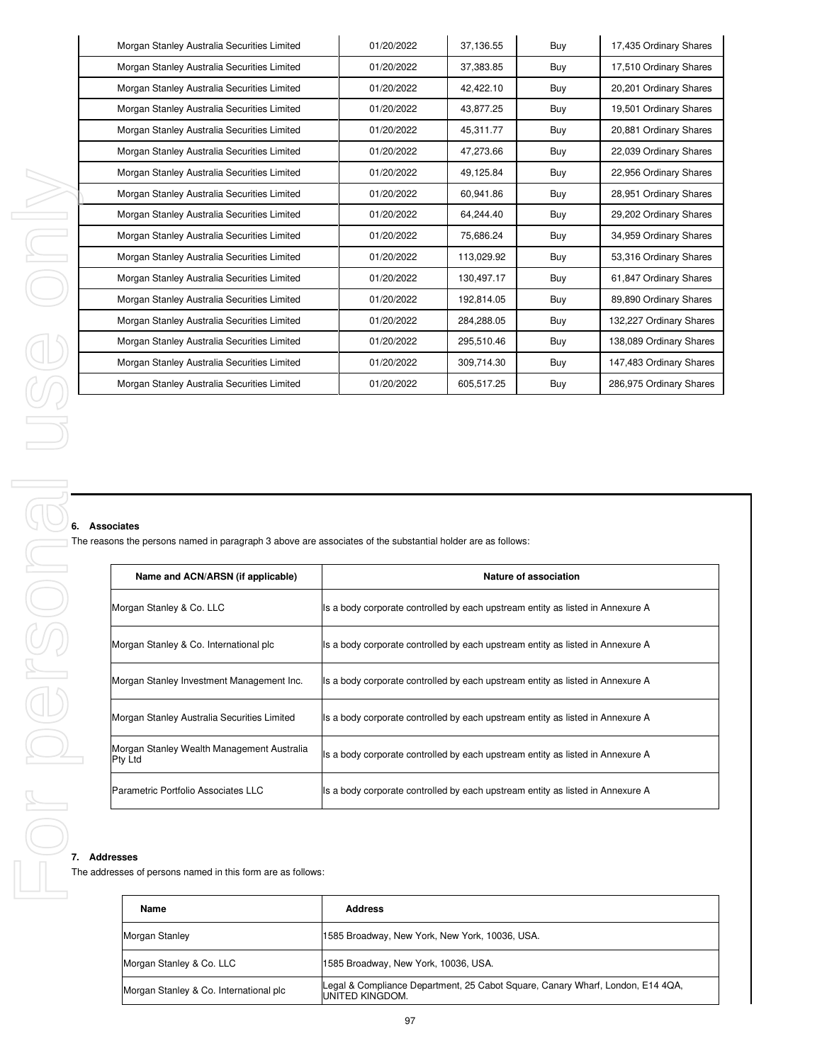| Morgan Stanley Australia Securities Limited | 01/20/2022 | 37,136.55 | Buy | 17,435 Ordinary Shares |
|---|---|---|---|---|
| Morgan Stanley Australia Securities Limited | 01/20/2022 | 37,383.85 | Buy | 17,510 Ordinary Shares |
| Morgan Stanley Australia Securities Limited | 01/20/2022 | 42,422.10 | Buy | 20,201 Ordinary Shares |
| Morgan Stanley Australia Securities Limited | 01/20/2022 | 43,877.25 | Buy | 19,501 Ordinary Shares |
| Morgan Stanley Australia Securities Limited | 01/20/2022 | 45,311.77 | Buy | 20,881 Ordinary Shares |
| Morgan Stanley Australia Securities Limited | 01/20/2022 | 47,273.66 | Buy | 22,039 Ordinary Shares |
| Morgan Stanley Australia Securities Limited | 01/20/2022 | 49,125.84 | Buy | 22,956 Ordinary Shares |
| Morgan Stanley Australia Securities Limited | 01/20/2022 | 60,941.86 | Buy | 28,951 Ordinary Shares |
| Morgan Stanley Australia Securities Limited | 01/20/2022 | 64,244.40 | Buy | 29,202 Ordinary Shares |
| Morgan Stanley Australia Securities Limited | 01/20/2022 | 75,686.24 | Buy | 34,959 Ordinary Shares |
| Morgan Stanley Australia Securities Limited | 01/20/2022 | 113,029.92 | Buy | 53,316 Ordinary Shares |
| Morgan Stanley Australia Securities Limited | 01/20/2022 | 130,497.17 | Buy | 61,847 Ordinary Shares |
| Morgan Stanley Australia Securities Limited | 01/20/2022 | 192,814.05 | Buy | 89,890 Ordinary Shares |
| Morgan Stanley Australia Securities Limited | 01/20/2022 | 284,288.05 | Buy | 132,227 Ordinary Shares |
| Morgan Stanley Australia Securities Limited | 01/20/2022 | 295,510.46 | Buy | 138,089 Ordinary Shares |
| Morgan Stanley Australia Securities Limited | 01/20/2022 | 309,714.30 | Buy | 147,483 Ordinary Shares |
| Morgan Stanley Australia Securities Limited | 01/20/2022 | 605,517.25 | Buy | 286,975 Ordinary Shares |

### 6. Associates

The reasons the persons named in paragraph 3 above are associates of the substantial holder are as follows:

| Name and ACN/ARSN (if applicable) | Nature of association |
|---|---|
| Morgan Stanley & Co. LLC | Is a body corporate controlled by each upstream entity as listed in Annexure A |
| Morgan Stanley & Co. International plc | Is a body corporate controlled by each upstream entity as listed in Annexure A |
| Morgan Stanley Investment Management Inc. | Is a body corporate controlled by each upstream entity as listed in Annexure A |
| Morgan Stanley Australia Securities Limited | Is a body corporate controlled by each upstream entity as listed in Annexure A |
| Morgan Stanley Wealth Management Australia Pty Ltd | Is a body corporate controlled by each upstream entity as listed in Annexure A |
| Parametric Portfolio Associates LLC | Is a body corporate controlled by each upstream entity as listed in Annexure A |

### 7. Addresses

The addresses of persons named in this form are as follows:

| Name | Address |
|---|---|
| Morgan Stanley | 1585 Broadway, New York, New York, 10036, USA. |
| Morgan Stanley & Co. LLC | 1585 Broadway, New York, 10036, USA. |
| Morgan Stanley & Co. International plc | Legal & Compliance Department, 25 Cabot Square, Canary Wharf, London, E14 4QA, UNITED KINGDOM. |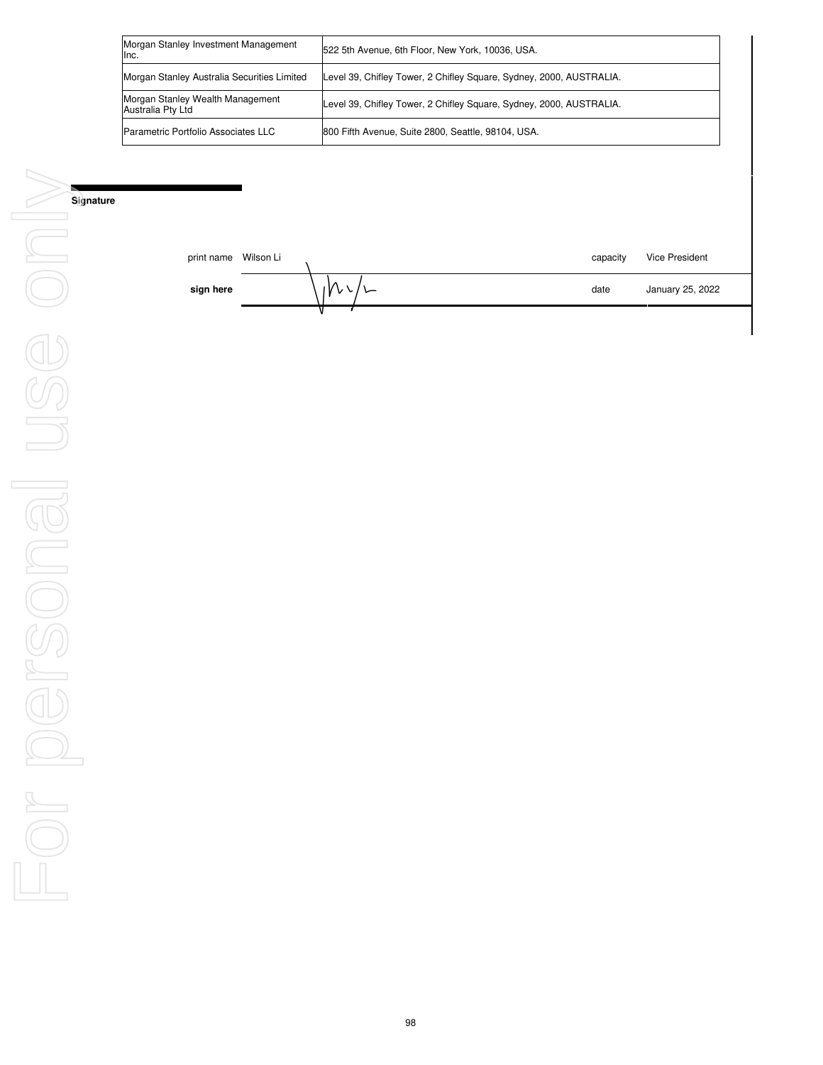| Morgan Stanley Investment Management Inc. | 522 5th Avenue, 6th Floor, New York, 10036, USA. |
|---|---|
| Morgan Stanley Australia Securities Limited | Level 39, Chifley Tower, 2 Chifley Square, Sydney, 2000, AUSTRALIA. |
| Morgan Stanley Wealth Management Australia Pty Ltd | Level 39, Chifley Tower, 2 Chifley Square, Sydney, 2000, AUSTRALIA. |
| Parametric Portfolio Associates LLC | 800 Fifth Avenue, Suite 2800, Seattle, 98104, USA. |

**Signature**

| | | | |
|---|---|---|---|
| print name | Wilson Li | capacity | Vice President |
| **sign here** | | date | January 25, 2022 |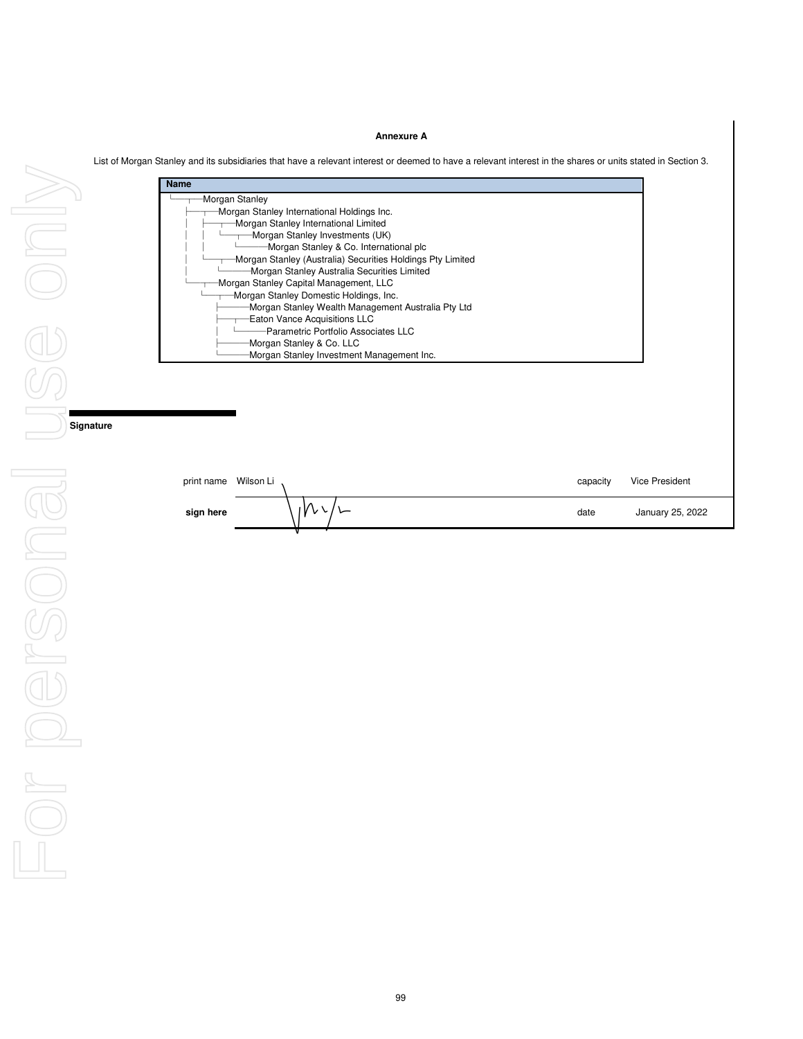**Annexure A**

List of Morgan Stanley and its subsidiaries that have a relevant interest or deemed to have a relevant interest in the shares or units stated in Section 3.

| Name |
|---|
| Morgan Stanley |
| Morgan Stanley International Holdings Inc. |
| Morgan Stanley International Limited |
| Morgan Stanley Investments (UK) |
| Morgan Stanley & Co. International plc |
| Morgan Stanley (Australia) Securities Holdings Pty Limited |
| Morgan Stanley Australia Securities Limited |
| Morgan Stanley Capital Management, LLC |
| Morgan Stanley Domestic Holdings, Inc. |
| Morgan Stanley Wealth Management Australia Pty Ltd |
| Eaton Vance Acquisitions LLC |
| Parametric Portfolio Associates LLC |
| Morgan Stanley & Co. LLC |
| Morgan Stanley Investment Management Inc. |

**Signature**

| print name | Wilson Li | capacity | Vice President |
|---|---|---|---|
| **sign here** | | date | January 25, 2022 |

For personal use only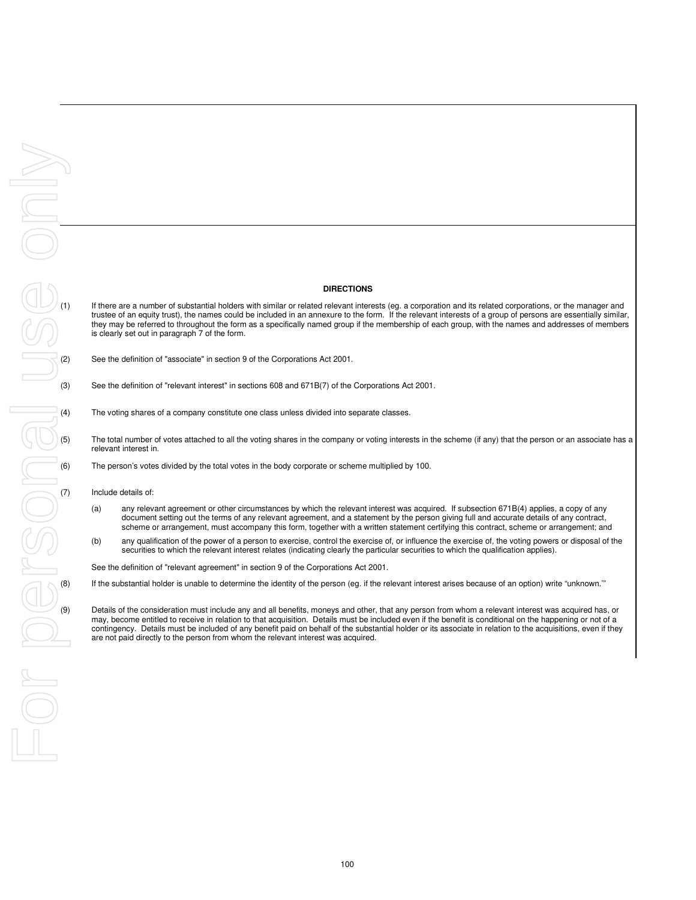## DIRECTIONS

(1) If there are a number of substantial holders with similar or related relevant interests (eg. a corporation and its related corporations, or the manager and trustee of an equity trust), the names could be included in an annexure to the form. If the relevant interests of a group of persons are essentially similar, they may be referred to throughout the form as a specifically named group if the membership of each group, with the names and addresses of members is clearly set out in paragraph 7 of the form.

(2) See the definition of "associate" in section 9 of the Corporations Act 2001.

(3) See the definition of "relevant interest" in sections 608 and 671B(7) of the Corporations Act 2001.

(4) The voting shares of a company constitute one class unless divided into separate classes.

(5) The total number of votes attached to all the voting shares in the company or voting interests in the scheme (if any) that the person or an associate has a relevant interest in.

(6) The person's votes divided by the total votes in the body corporate or scheme multiplied by 100.

(7) Include details of:

   (a) any relevant agreement or other circumstances by which the relevant interest was acquired. If subsection 671B(4) applies, a copy of any document setting out the terms of any relevant agreement, and a statement by the person giving full and accurate details of any contract, scheme or arrangement, must accompany this form, together with a written statement certifying this contract, scheme or arrangement; and

   (b) any qualification of the power of a person to exercise, control the exercise of, or influence the exercise of, the voting powers or disposal of the securities to which the relevant interest relates (indicating clearly the particular securities to which the qualification applies).

   See the definition of "relevant agreement" in section 9 of the Corporations Act 2001.

(8) If the substantial holder is unable to determine the identity of the person (eg. if the relevant interest arises because of an option) write "unknown."'

(9) Details of the consideration must include any and all benefits, moneys and other, that any person from whom a relevant interest was acquired has, or may, become entitled to receive in relation to that acquisition. Details must be included even if the benefit is conditional on the happening or not of a contingency. Details must be included of any benefit paid on behalf of the substantial holder or its associate in relation to the acquisitions, even if they are not paid directly to the person from whom the relevant interest was acquired.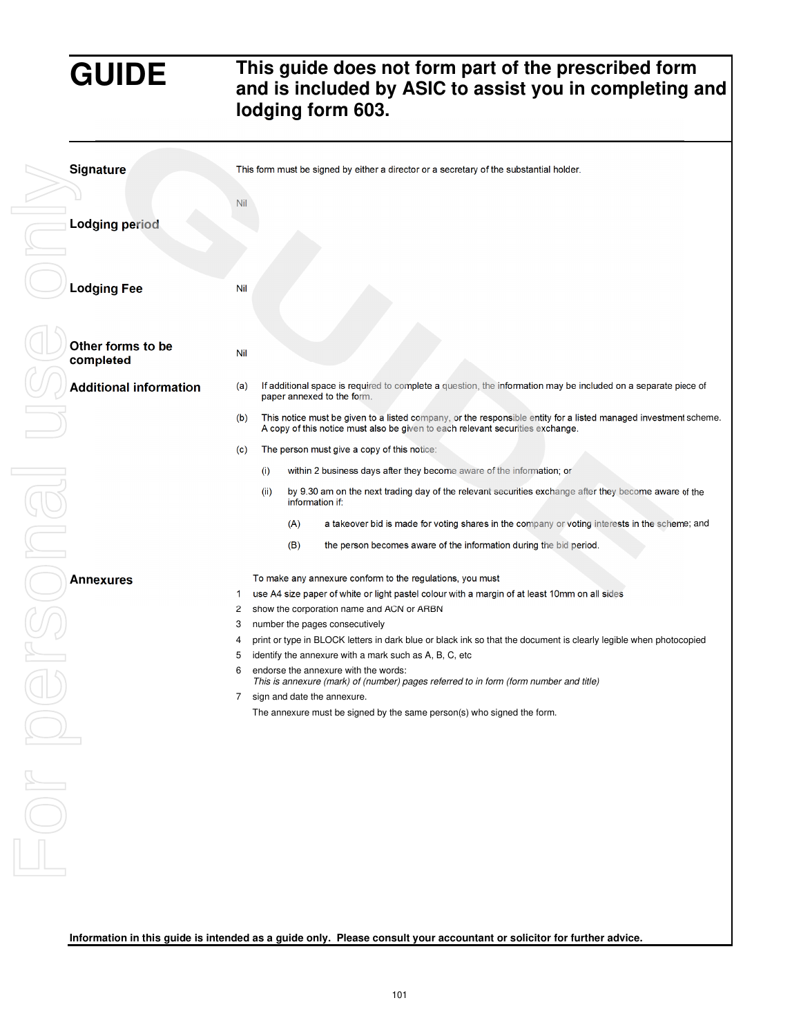# GUIDE

**This guide does not form part of the prescribed form and is included by ASIC to assist you in completing and lodging form 603.**

| | |
|---|---|
| **Signature** | This form must be signed by either a director or a secretary of the substantial holder. |
| **Lodging period** | Nil |
| **Lodging Fee** | Nil |
| **Other forms to be completed** | Nil |

**Additional information**

(a) If additional space is required to complete a question, the information may be included on a separate piece of paper annexed to the form.

(b) This notice must be given to a listed company, or the responsible entity for a listed managed investment scheme. A copy of this notice must also be given to each relevant securities exchange.

(c) The person must give a copy of this notice:

- (i) within 2 business days after they become aware of the information; or
- (ii) by 9.30 am on the next trading day of the relevant securities exchange after they become aware of the information if:
  - (A) a takeover bid is made for voting shares in the company or voting interests in the scheme; and
  - (B) the person becomes aware of the information during the bid period.

**Annexures**

To make any annexure conform to the regulations, you must

1. use A4 size paper of white or light pastel colour with a margin of at least 10mm on all sides
2. show the corporation name and ACN or ARBN
3. number the pages consecutively
4. print or type in BLOCK letters in dark blue or black ink so that the document is clearly legible when photocopied
5. identify the annexure with a mark such as A, B, C, etc
6. endorse the annexure with the words:
   *This is annexure (mark) of (number) pages referred to in form (form number and title)*
7. sign and date the annexure.

The annexure must be signed by the same person(s) who signed the form.

**Information in this guide is intended as a guide only. Please consult your accountant or solicitor for further advice.**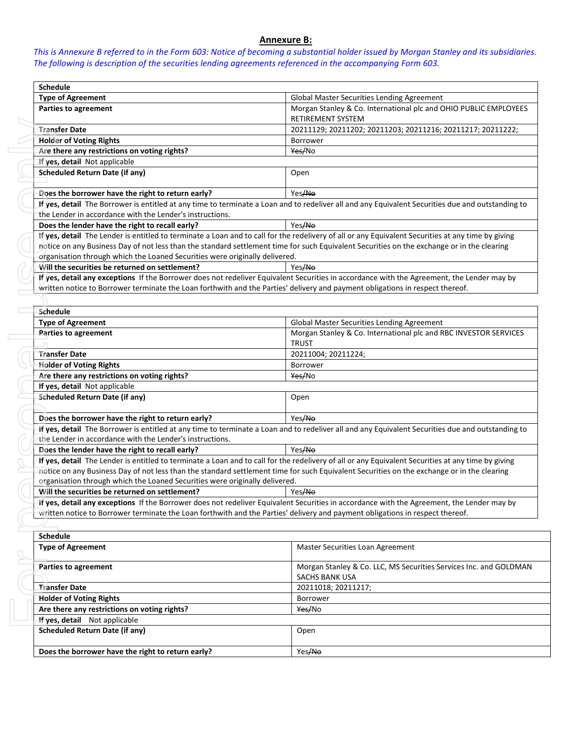## Annexure B:

*This is Annexure B referred to in the Form 603: Notice of becoming a substantial holder issued by Morgan Stanley and its subsidiaries. The following is description of the securities lending agreements referenced in the accompanying Form 603.*

| Schedule | |
|---|---|
| **Type of Agreement** | Global Master Securities Lending Agreement |
| **Parties to agreement** | Morgan Stanley & Co. International plc and OHIO PUBLIC EMPLOYEES RETIREMENT SYSTEM |
| **Transfer Date** | 20211129; 20211202; 20211203; 20211216; 20211217; 20211222; |
| **Holder of Voting Rights** | Borrower |
| **Are there any restrictions on voting rights?** | ~~Yes~~/No |
| **If yes, detail** Not applicable | |
| **Scheduled Return Date (if any)** | Open |
| **Does the borrower have the right to return early?** | Yes/~~No~~ |
| **If yes, detail** The Borrower is entitled at any time to terminate a Loan and to redeliver all and any Equivalent Securities due and outstanding to the Lender in accordance with the Lender's instructions. | |
| **Does the lender have the right to recall early?** | Yes/~~No~~ |
| **If yes, detail** The Lender is entitled to terminate a Loan and to call for the redelivery of all or any Equivalent Securities at any time by giving notice on any Business Day of not less than the standard settlement time for such Equivalent Securities on the exchange or in the clearing organisation through which the Loaned Securities were originally delivered. | |
| **Will the securities be returned on settlement?** | Yes/~~No~~ |
| **If yes, detail any exceptions** If the Borrower does not redeliver Equivalent Securities in accordance with the Agreement, the Lender may by written notice to Borrower terminate the Loan forthwith and the Parties' delivery and payment obligations in respect thereof. | |

| Schedule | |
|---|---|
| **Type of Agreement** | Global Master Securities Lending Agreement |
| **Parties to agreement** | Morgan Stanley & Co. International plc and RBC INVESTOR SERVICES TRUST |
| **Transfer Date** | 20211004; 20211224; |
| **Holder of Voting Rights** | Borrower |
| **Are there any restrictions on voting rights?** | ~~Yes~~/No |
| **If yes, detail** Not applicable | |
| **Scheduled Return Date (if any)** | Open |
| **Does the borrower have the right to return early?** | Yes/~~No~~ |
| **If yes, detail** The Borrower is entitled at any time to terminate a Loan and to redeliver all and any Equivalent Securities due and outstanding to the Lender in accordance with the Lender's instructions. | |
| **Does the lender have the right to recall early?** | Yes/~~No~~ |
| **If yes, detail** The Lender is entitled to terminate a Loan and to call for the redelivery of all or any Equivalent Securities at any time by giving notice on any Business Day of not less than the standard settlement time for such Equivalent Securities on the exchange or in the clearing organisation through which the Loaned Securities were originally delivered. | |
| **Will the securities be returned on settlement?** | Yes/~~No~~ |
| **If yes, detail any exceptions** If the Borrower does not redeliver Equivalent Securities in accordance with the Agreement, the Lender may by written notice to Borrower terminate the Loan forthwith and the Parties' delivery and payment obligations in respect thereof. | |

| Schedule | |
|---|---|
| **Type of Agreement** | Master Securities Loan Agreement |
| **Parties to agreement** | Morgan Stanley & Co. LLC, MS Securities Services Inc. and GOLDMAN SACHS BANK USA |
| **Transfer Date** | 20211018; 20211217; |
| **Holder of Voting Rights** | Borrower |
| **Are there any restrictions on voting rights?** | ~~Yes~~/No |
| **If yes, detail** Not applicable | |
| **Scheduled Return Date (if any)** | Open |
| **Does the borrower have the right to return early?** | Yes/~~No~~ |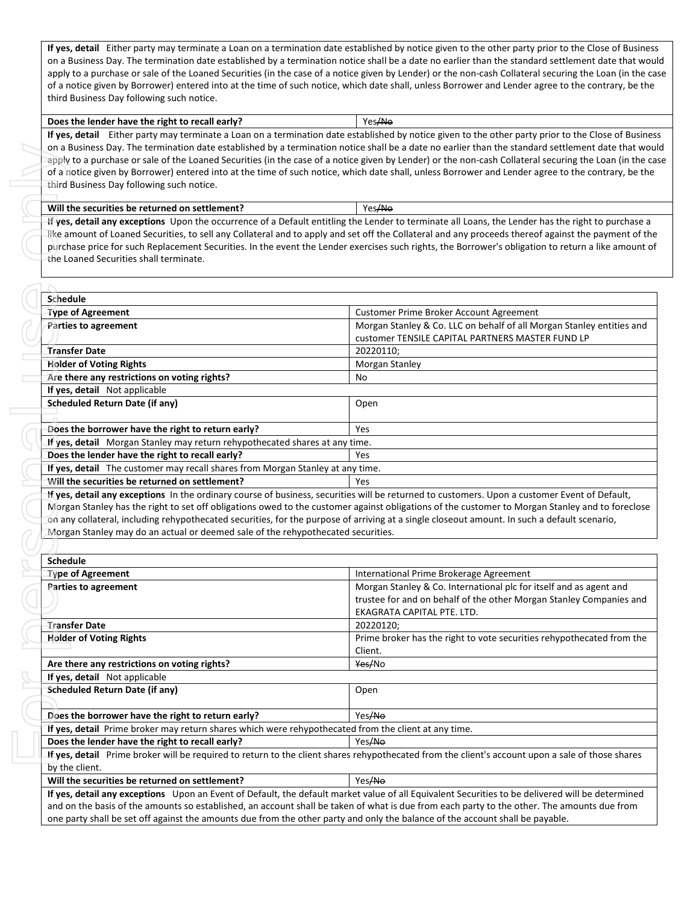| | |
|---|---|
| **If yes, detail** Either party may terminate a Loan on a termination date established by notice given to the other party prior to the Close of Business on a Business Day. The termination date established by a termination notice shall be a date no earlier than the standard settlement date that would apply to a purchase or sale of the Loaned Securities (in the case of a notice given by Lender) or the non-cash Collateral securing the Loan (in the case of a notice given by Borrower) entered into at the time of such notice, which date shall, unless Borrower and Lender agree to the contrary, be the third Business Day following such notice. | |
| **Does the lender have the right to recall early?** | Yes~~/No~~ |
| **If yes, detail** Either party may terminate a Loan on a termination date established by notice given to the other party prior to the Close of Business on a Business Day. The termination date established by a termination notice shall be a date no earlier than the standard settlement date that would apply to a purchase or sale of the Loaned Securities (in the case of a notice given by Lender) or the non-cash Collateral securing the Loan (in the case of a notice given by Borrower) entered into at the time of such notice, which date shall, unless Borrower and Lender agree to the contrary, be the third Business Day following such notice. | |
| **Will the securities be returned on settlement?** | Yes~~/No~~ |
| **If yes, detail any exceptions** Upon the occurrence of a Default entitling the Lender to terminate all Loans, the Lender has the right to purchase a like amount of Loaned Securities, to sell any Collateral and to apply and set off the Collateral and any proceeds thereof against the payment of the purchase price for such Replacement Securities. In the event the Lender exercises such rights, the Borrower's obligation to return a like amount of the Loaned Securities shall terminate. | |

| **Schedule** | |
|---|---|
| **Type of Agreement** | Customer Prime Broker Account Agreement |
| **Parties to agreement** | Morgan Stanley & Co. LLC on behalf of all Morgan Stanley entities and customer TENSILE CAPITAL PARTNERS MASTER FUND LP |
| **Transfer Date** | 20220110; |
| **Holder of Voting Rights** | Morgan Stanley |
| **Are there any restrictions on voting rights?** | No |
| **If yes, detail** Not applicable | |
| **Scheduled Return Date (if any)** | Open |
| **Does the borrower have the right to return early?** | Yes |
| **If yes, detail** Morgan Stanley may return rehypothecated shares at any time. | |
| **Does the lender have the right to recall early?** | Yes |
| **If yes, detail** The customer may recall shares from Morgan Stanley at any time. | |
| **Will the securities be returned on settlement?** | Yes |
| **If yes, detail any exceptions** In the ordinary course of business, securities will be returned to customers. Upon a customer Event of Default, Morgan Stanley has the right to set off obligations owed to the customer against obligations of the customer to Morgan Stanley and to foreclose on any collateral, including rehypothecated securities, for the purpose of arriving at a single closeout amount. In such a default scenario, Morgan Stanley may do an actual or deemed sale of the rehypothecated securities. | |

| **Schedule** | |
|---|---|
| **Type of Agreement** | International Prime Brokerage Agreement |
| **Parties to agreement** | Morgan Stanley & Co. International plc for itself and as agent and trustee for and on behalf of the other Morgan Stanley Companies and EKAGRATA CAPITAL PTE. LTD. |
| **Transfer Date** | 20220120; |
| **Holder of Voting Rights** | Prime broker has the right to vote securities rehypothecated from the Client. |
| **Are there any restrictions on voting rights?** | ~~Yes/~~No |
| **If yes, detail** Not applicable | |
| **Scheduled Return Date (if any)** | Open |
| **Does the borrower have the right to return early?** | Yes~~/No~~ |
| **If yes, detail** Prime broker may return shares which were rehypothecated from the client at any time. | |
| **Does the lender have the right to recall early?** | Yes~~/No~~ |
| **If yes, detail** Prime broker will be required to return to the client shares rehypothecated from the client's account upon a sale of those shares by the client. | |
| **Will the securities be returned on settlement?** | Yes~~/No~~ |
| **If yes, detail any exceptions** Upon an Event of Default, the default market value of all Equivalent Securities to be delivered will be determined and on the basis of the amounts so established, an account shall be taken of what is due from each party to the other. The amounts due from one party shall be set off against the amounts due from the other party and only the balance of the account shall be payable. | |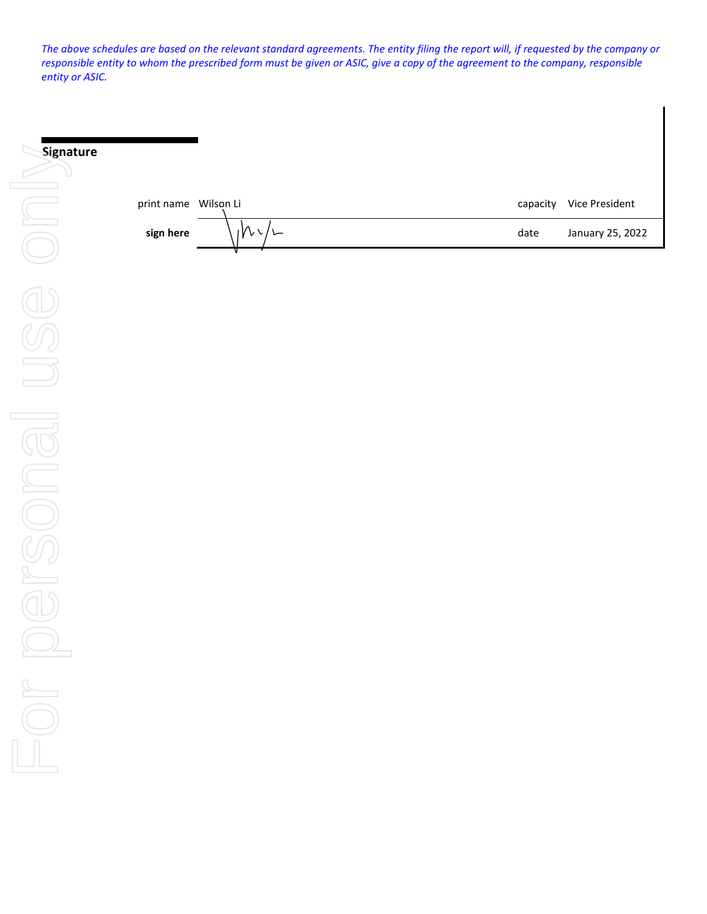*The above schedules are based on the relevant standard agreements. The entity filing the report will, if requested by the company or responsible entity to whom the prescribed form must be given or ASIC, give a copy of the agreement to the company, responsible entity or ASIC.*

## Signature

| | | | |
|---|---|---|---|
| print name | Wilson Li | capacity | Vice President |
| **sign here** | | date | January 25, 2022 |